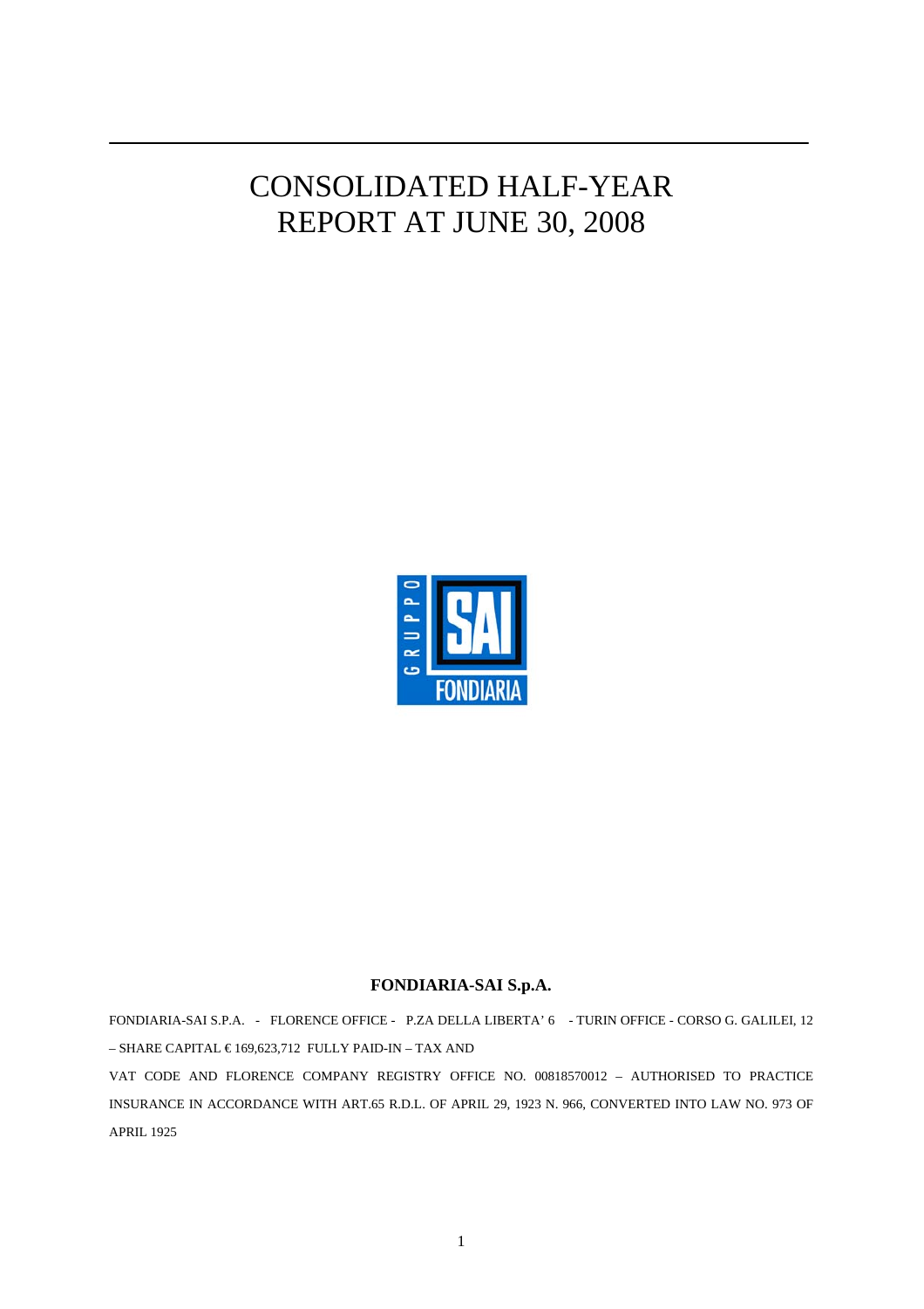# CONSOLIDATED HALF-YEAR REPORT AT JUNE 30, 2008

**FONDIARIA-SAI S.p.A.**

FONDIARIA-SAI S.P.A. - FLORENCE OFFICE - P.ZA DELLA LIBERTA' 6 - TURIN OFFICE - CORSO G. GALILEI, 12 – SHARE CAPITAL € 169,623,712 FULLY PAID-IN – TAX AND VAT CODE AND FLORENCE COMPANY REGISTRY OFFICE NO. 00818570012 – AUTHORISED TO PRACTICE INSURANCE IN ACCORDANCE WITH ART.65 R.D.L. OF APRIL 29, 1923 N. 966, CONVERTED INTO LAW NO. 973 OF APRIL 1925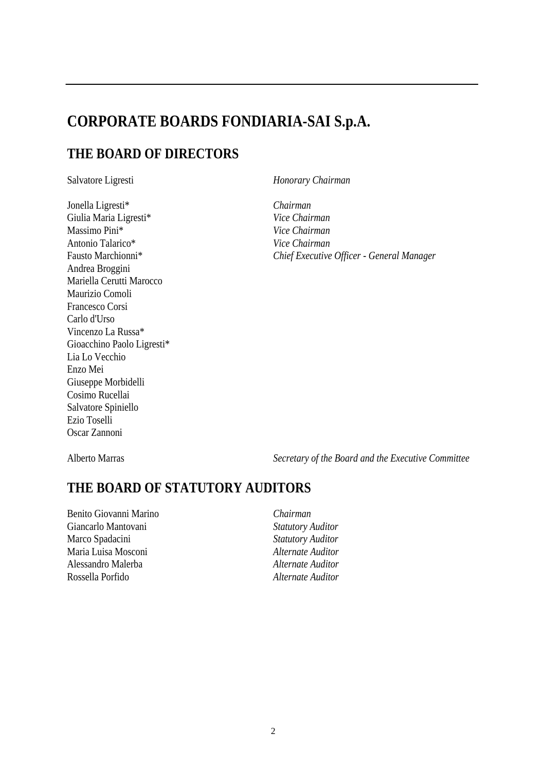# CORPORATE BOARDS FONDIARIA-SAI S.p.A.

## THE BOARD OF DIRECTORS

| | |
|---|---|
| Salvatore Ligresti | *Honorary Chairman* |
| Jonella Ligresti* | *Chairman* |
| Giulia Maria Ligresti* | *Vice Chairman* |
| Massimo Pini* | *Vice Chairman* |
| Antonio Talarico* | *Vice Chairman* |
| Fausto Marchionni* | *Chief Executive Officer - General Manager* |
| Andrea Broggini | |
| Mariella Cerutti Marocco | |
| Maurizio Comoli | |
| Francesco Corsi | |
| Carlo d'Urso | |
| Vincenzo La Russa* | |
| Gioacchino Paolo Ligresti* | |
| Lia Lo Vecchio | |
| Enzo Mei | |
| Giuseppe Morbidelli | |
| Cosimo Rucellai | |
| Salvatore Spiniello | |
| Ezio Toselli | |
| Oscar Zannoni | |
| Alberto Marras | *Secretary of the Board and the Executive Committee* |

## THE BOARD OF STATUTORY AUDITORS

| | |
|---|---|
| Benito Giovanni Marino | *Chairman* |
| Giancarlo Mantovani | *Statutory Auditor* |
| Marco Spadacini | *Statutory Auditor* |
| Maria Luisa Mosconi | *Alternate Auditor* |
| Alessandro Malerba | *Alternate Auditor* |
| Rossella Porfido | *Alternate Auditor* |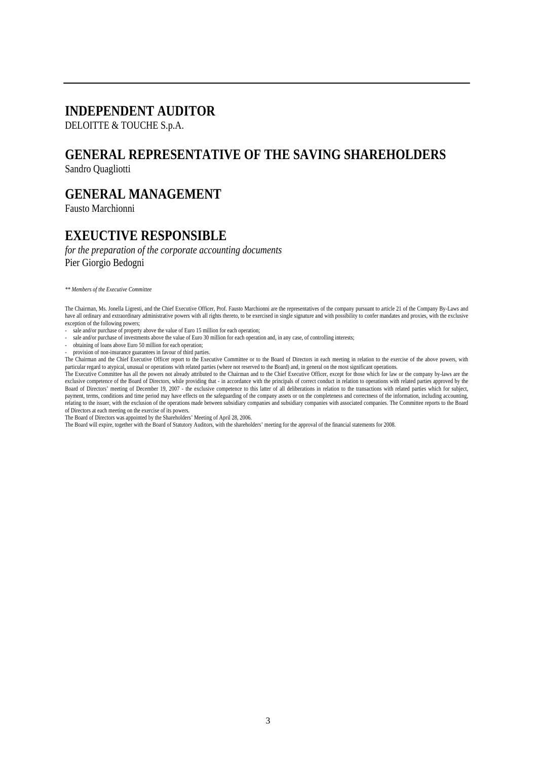## INDEPENDENT AUDITOR

DELOITTE & TOUCHE S.p.A.

## GENERAL REPRESENTATIVE OF THE SAVING SHAREHOLDERS

Sandro Quagliotti

## GENERAL MANAGEMENT

Fausto Marchionni

## EXEUCTIVE RESPONSIBLE

*for the preparation of the corporate accounting documents*
Pier Giorgio Bedogni

*\*\* Members of the Executive Committee*

The Chairman, Ms. Jonella Ligresti, and the Chief Executive Officer, Prof. Fausto Marchionni are the representatives of the company pursuant to article 21 of the Company By-Laws and have all ordinary and extraordinary administrative powers with all rights thereto, to be exercised in single signature and with possibility to confer mandates and proxies, with the exclusive exception of the following powers;

- sale and/or purchase of property above the value of Euro 15 million for each operation;
- sale and/or purchase of investments above the value of Euro 30 million for each operation and, in any case, of controlling interests;
- obtaining of loans above Euro 50 million for each operation;
- provision of non-insurance guarantees in favour of third parties.

The Chairman and the Chief Executive Officer report to the Executive Committee or to the Board of Directors in each meeting in relation to the exercise of the above powers, with particular regard to atypical, unusual or operations with related parties (where not reserved to the Board) and, in general on the most significant operations.

The Executive Committee has all the powers not already attributed to the Chairman and to the Chief Executive Officer, except for those which for law or the company by-laws are the exclusive competence of the Board of Directors, while providing that - in accordance with the principals of correct conduct in relation to operations with related parties approved by the Board of Directors' meeting of December 19, 2007 - the exclusive competence to this latter of all deliberations in relation to the transactions with related parties which for subject, payment, terms, conditions and time period may have effects on the safeguarding of the company assets or on the completeness and correctness of the information, including accounting, relating to the issuer, with the exclusion of the operations made between subsidiary companies and subsidiary companies with associated companies. The Committee reports to the Board of Directors at each meeting on the exercise of its powers.

The Board of Directors was appointed by the Shareholders' Meeting of April 28, 2006.

The Board will expire, together with the Board of Statutory Auditors, with the shareholders' meeting for the approval of the financial statements for 2008.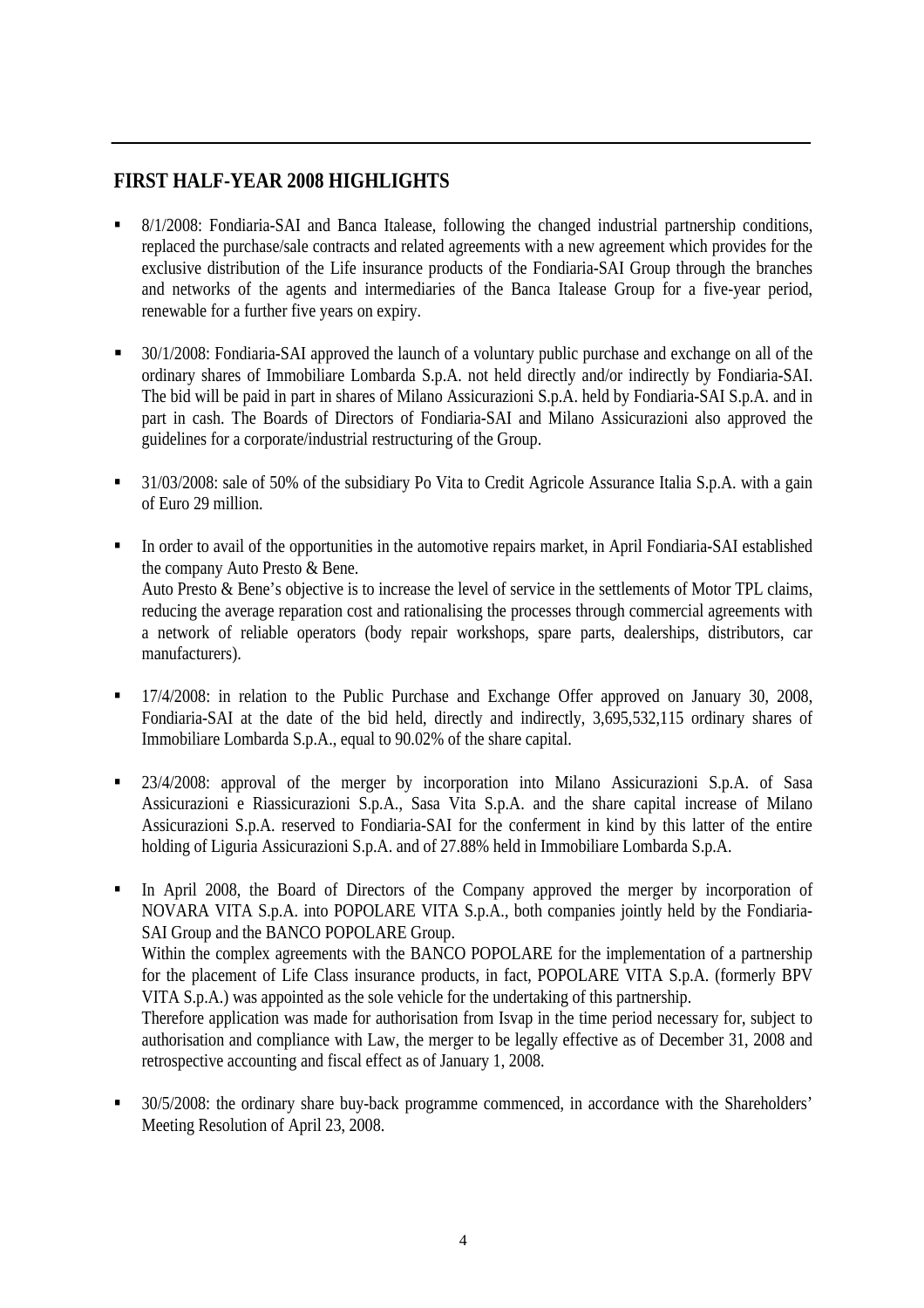## FIRST HALF-YEAR 2008 HIGHLIGHTS

- 8/1/2008: Fondiaria-SAI and Banca Italease, following the changed industrial partnership conditions, replaced the purchase/sale contracts and related agreements with a new agreement which provides for the exclusive distribution of the Life insurance products of the Fondiaria-SAI Group through the branches and networks of the agents and intermediaries of the Banca Italease Group for a five-year period, renewable for a further five years on expiry.

- 30/1/2008: Fondiaria-SAI approved the launch of a voluntary public purchase and exchange on all of the ordinary shares of Immobiliare Lombarda S.p.A. not held directly and/or indirectly by Fondiaria-SAI. The bid will be paid in part in shares of Milano Assicurazioni S.p.A. held by Fondiaria-SAI S.p.A. and in part in cash. The Boards of Directors of Fondiaria-SAI and Milano Assicurazioni also approved the guidelines for a corporate/industrial restructuring of the Group.

- 31/03/2008: sale of 50% of the subsidiary Po Vita to Credit Agricole Assurance Italia S.p.A. with a gain of Euro 29 million.

- In order to avail of the opportunities in the automotive repairs market, in April Fondiaria-SAI established the company Auto Presto & Bene.
  Auto Presto & Bene's objective is to increase the level of service in the settlements of Motor TPL claims, reducing the average reparation cost and rationalising the processes through commercial agreements with a network of reliable operators (body repair workshops, spare parts, dealerships, distributors, car manufacturers).

- 17/4/2008: in relation to the Public Purchase and Exchange Offer approved on January 30, 2008, Fondiaria-SAI at the date of the bid held, directly and indirectly, 3,695,532,115 ordinary shares of Immobiliare Lombarda S.p.A., equal to 90.02% of the share capital.

- 23/4/2008: approval of the merger by incorporation into Milano Assicurazioni S.p.A. of Sasa Assicurazioni e Riassicurazioni S.p.A., Sasa Vita S.p.A. and the share capital increase of Milano Assicurazioni S.p.A. reserved to Fondiaria-SAI for the conferment in kind by this latter of the entire holding of Liguria Assicurazioni S.p.A. and of 27.88% held in Immobiliare Lombarda S.p.A.

- In April 2008, the Board of Directors of the Company approved the merger by incorporation of NOVARA VITA S.p.A. into POPOLARE VITA S.p.A., both companies jointly held by the Fondiaria-SAI Group and the BANCO POPOLARE Group.
  Within the complex agreements with the BANCO POPOLARE for the implementation of a partnership for the placement of Life Class insurance products, in fact, POPOLARE VITA S.p.A. (formerly BPV VITA S.p.A.) was appointed as the sole vehicle for the undertaking of this partnership.
  Therefore application was made for authorisation from Isvap in the time period necessary for, subject to authorisation and compliance with Law, the merger to be legally effective as of December 31, 2008 and retrospective accounting and fiscal effect as of January 1, 2008.

- 30/5/2008: the ordinary share buy-back programme commenced, in accordance with the Shareholders' Meeting Resolution of April 23, 2008.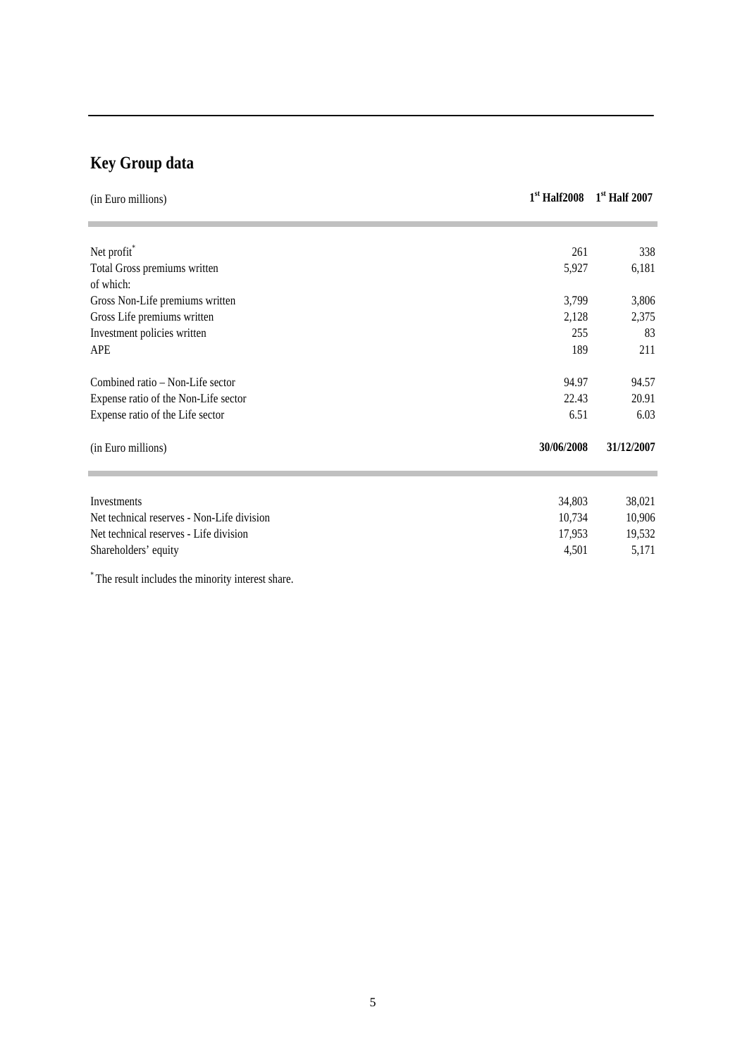# Key Group data

| (in Euro millions) | 1st Half2008 | 1st Half 2007 |
|---|---|---|
| Net profit* | 261 | 338 |
| Total Gross premiums written | 5,927 | 6,181 |
| of which: | | |
| Gross Non-Life premiums written | 3,799 | 3,806 |
| Gross Life premiums written | 2,128 | 2,375 |
| Investment policies written | 255 | 83 |
| APE | 189 | 211 |
| Combined ratio – Non-Life sector | 94.97 | 94.57 |
| Expense ratio of the Non-Life sector | 22.43 | 20.91 |
| Expense ratio of the Life sector | 6.51 | 6.03 |

| (in Euro millions) | 30/06/2008 | 31/12/2007 |
|---|---|---|
| Investments | 34,803 | 38,021 |
| Net technical reserves - Non-Life division | 10,734 | 10,906 |
| Net technical reserves - Life division | 17,953 | 19,532 |
| Shareholders' equity | 4,501 | 5,171 |

* The result includes the minority interest share.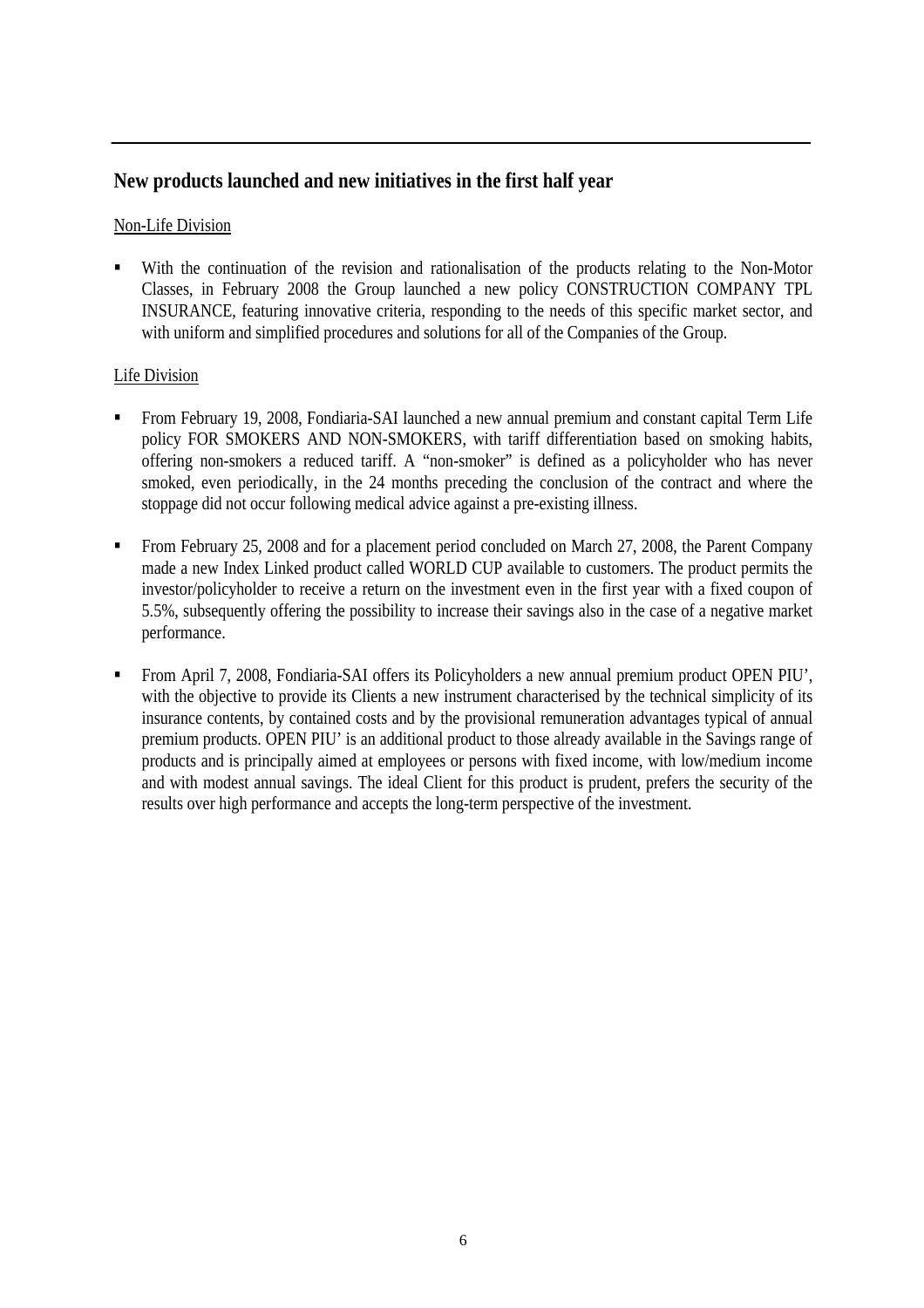## New products launched and new initiatives in the first half year

Non-Life Division

- With the continuation of the revision and rationalisation of the products relating to the Non-Motor Classes, in February 2008 the Group launched a new policy CONSTRUCTION COMPANY TPL INSURANCE, featuring innovative criteria, responding to the needs of this specific market sector, and with uniform and simplified procedures and solutions for all of the Companies of the Group.

Life Division

- From February 19, 2008, Fondiaria-SAI launched a new annual premium and constant capital Term Life policy FOR SMOKERS AND NON-SMOKERS, with tariff differentiation based on smoking habits, offering non-smokers a reduced tariff. A “non-smoker” is defined as a policyholder who has never smoked, even periodically, in the 24 months preceding the conclusion of the contract and where the stoppage did not occur following medical advice against a pre-existing illness.

- From February 25, 2008 and for a placement period concluded on March 27, 2008, the Parent Company made a new Index Linked product called WORLD CUP available to customers. The product permits the investor/policyholder to receive a return on the investment even in the first year with a fixed coupon of 5.5%, subsequently offering the possibility to increase their savings also in the case of a negative market performance.

- From April 7, 2008, Fondiaria-SAI offers its Policyholders a new annual premium product OPEN PIU’, with the objective to provide its Clients a new instrument characterised by the technical simplicity of its insurance contents, by contained costs and by the provisional remuneration advantages typical of annual premium products. OPEN PIU’ is an additional product to those already available in the Savings range of products and is principally aimed at employees or persons with fixed income, with low/medium income and with modest annual savings. The ideal Client for this product is prudent, prefers the security of the results over high performance and accepts the long-term perspective of the investment.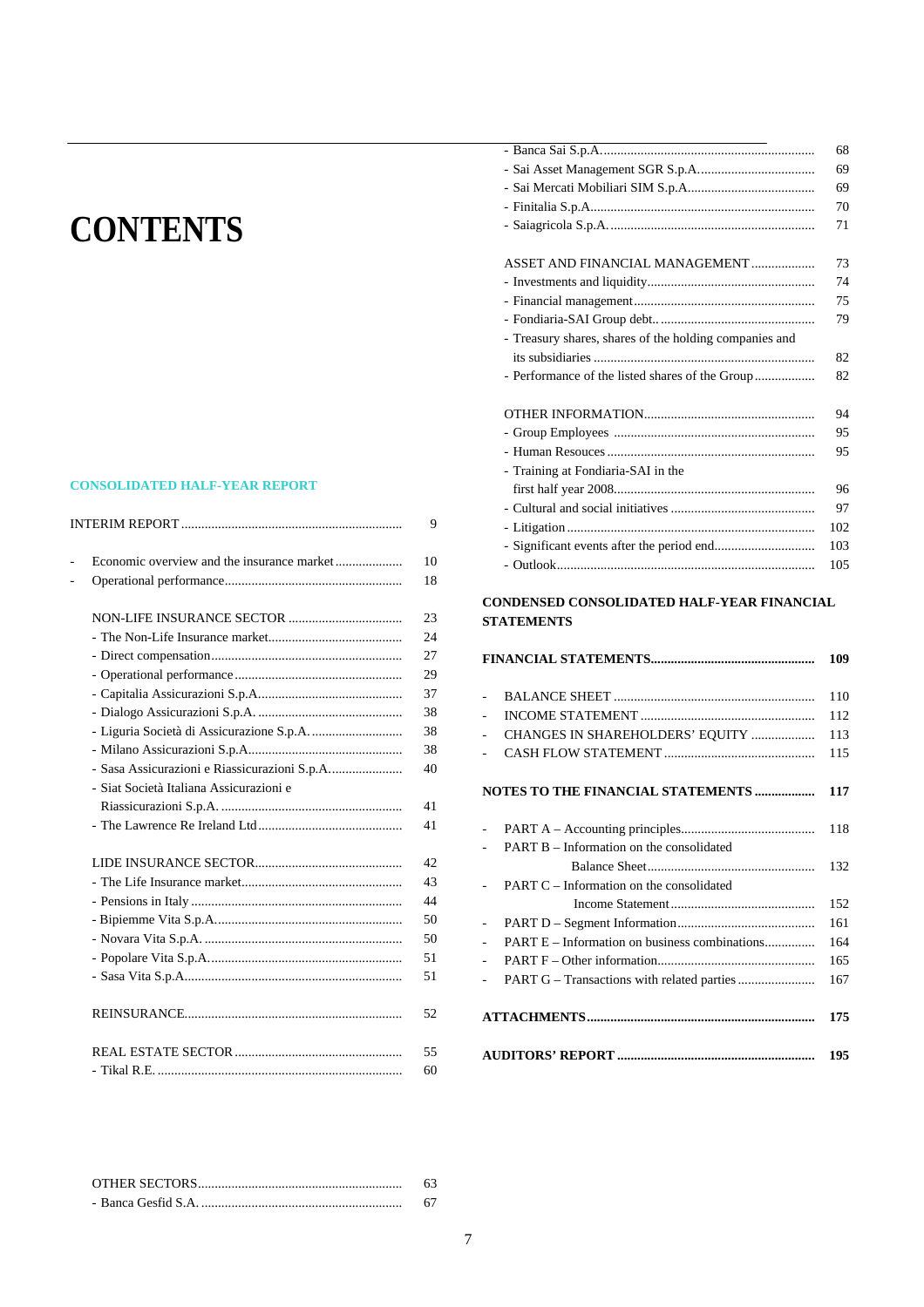# CONTENTS

## CONSOLIDATED HALF-YEAR REPORT

| | |
|---|---|
| INTERIM REPORT | 9 |
| - Economic overview and the insurance market | 10 |
| - Operational performance | 18 |
| NON-LIFE INSURANCE SECTOR | 23 |
| - The Non-Life Insurance market | 24 |
| - Direct compensation | 27 |
| - Operational performance | 29 |
| - Capitalia Assicurazioni S.p.A. | 37 |
| - Dialogo Assicurazioni S.p.A. | 38 |
| - Liguria Società di Assicurazione S.p.A. | 38 |
| - Milano Assicurazioni S.p.A. | 38 |
| - Sasa Assicurazioni e Riassicurazioni S.p.A. | 40 |
| - Siat Società Italiana Assicurazioni e Riassicurazioni S.p.A. | 41 |
| - The Lawrence Re Ireland Ltd | 41 |
| LIDE INSURANCE SECTOR | 42 |
| - The Life Insurance market | 43 |
| - Pensions in Italy | 44 |
| - Bipiemme Vita S.p.A. | 50 |
| - Novara Vita S.p.A. | 50 |
| - Popolare Vita S.p.A. | 51 |
| - Sasa Vita S.p.A. | 51 |
| REINSURANCE | 52 |
| REAL ESTATE SECTOR | 55 |
| - Tikal R.E. | 60 |
| OTHER SECTORS | 63 |
| - Banca Gesfid S.A. | 67 |
| - Banca Sai S.p.A. | 68 |
| - Sai Asset Management SGR S.p.A. | 69 |
| - Sai Mercati Mobiliari SIM S.p.A. | 69 |
| - Finitalia S.p.A. | 70 |
| - Saiagricola S.p.A. | 71 |
| ASSET AND FINANCIAL MANAGEMENT | 73 |
| - Investments and liquidity | 74 |
| - Financial management | 75 |
| - Fondiaria-SAI Group debt. | 79 |
| - Treasury shares, shares of the holding companies and its subsidiaries | 82 |
| - Performance of the listed shares of the Group | 82 |
| OTHER INFORMATION | 94 |
| - Group Employees | 95 |
| - Human Resouces | 95 |
| - Training at Fondiaria-SAI in the first half year 2008 | 96 |
| - Cultural and social initiatives | 97 |
| - Litigation | 102 |
| - Significant events after the period end | 103 |
| - Outlook | 105 |

## CONDENSED CONSOLIDATED HALF-YEAR FINANCIAL STATEMENTS

| | |
|---|---|
| **FINANCIAL STATEMENTS** | **109** |
| - BALANCE SHEET | 110 |
| - INCOME STATEMENT | 112 |
| - CHANGES IN SHAREHOLDERS' EQUITY | 113 |
| - CASH FLOW STATEMENT | 115 |
| **NOTES TO THE FINANCIAL STATEMENTS** | **117** |
| - PART A – Accounting principles | 118 |
| - PART B – Information on the consolidated Balance Sheet | 132 |
| - PART C – Information on the consolidated Income Statement | 152 |
| - PART D – Segment Information | 161 |
| - PART E – Information on business combinations | 164 |
| - PART F – Other information | 165 |
| - PART G – Transactions with related parties | 167 |
| **ATTACHMENTS** | **175** |
| **AUDITORS' REPORT** | **195** |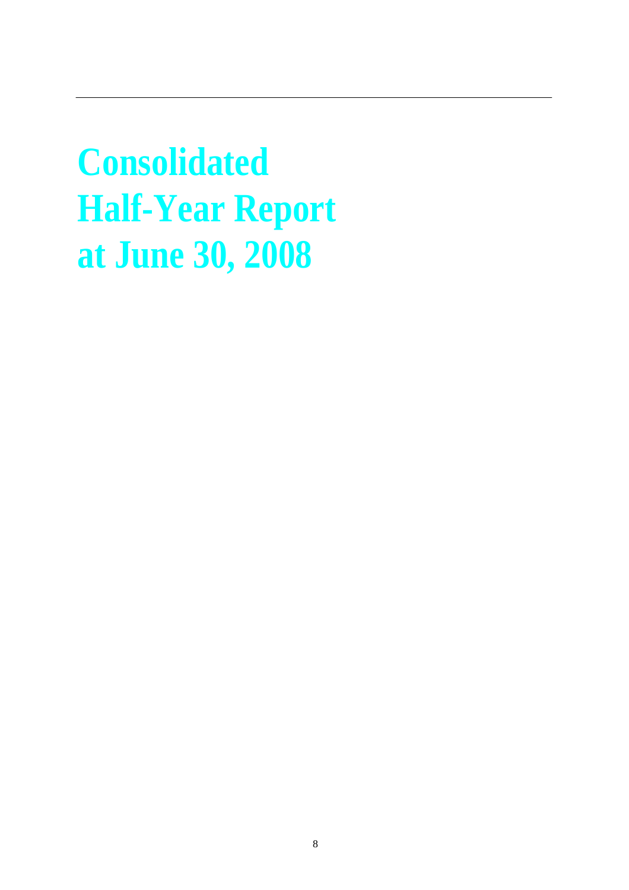# Consolidated Half-Year Report at June 30, 2008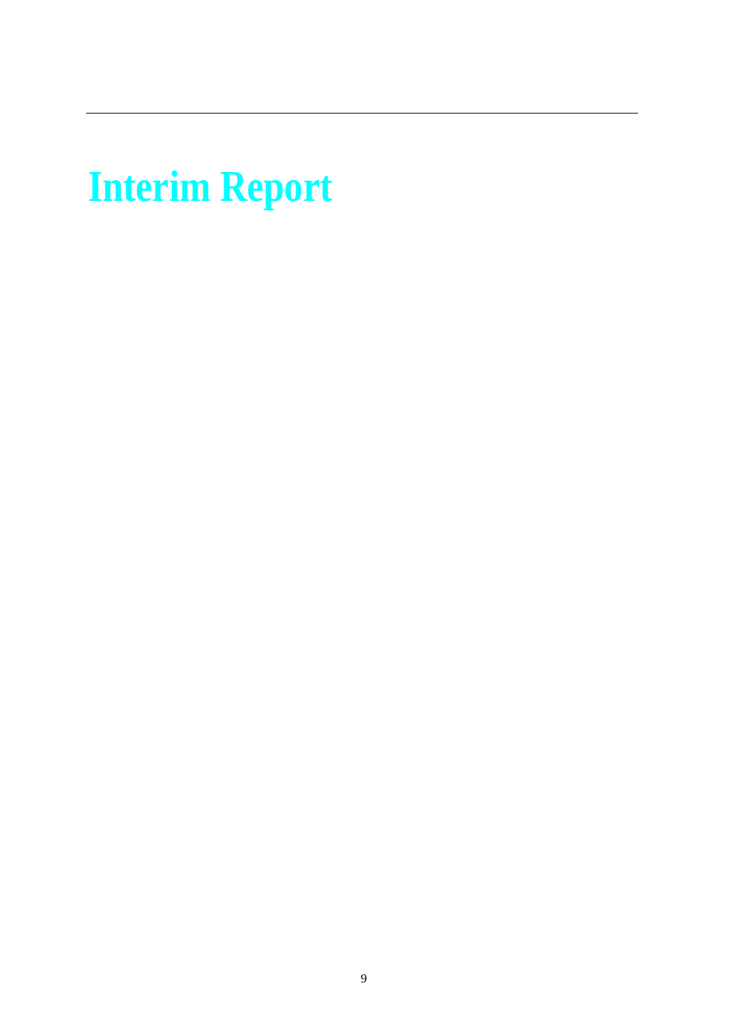# Interim Report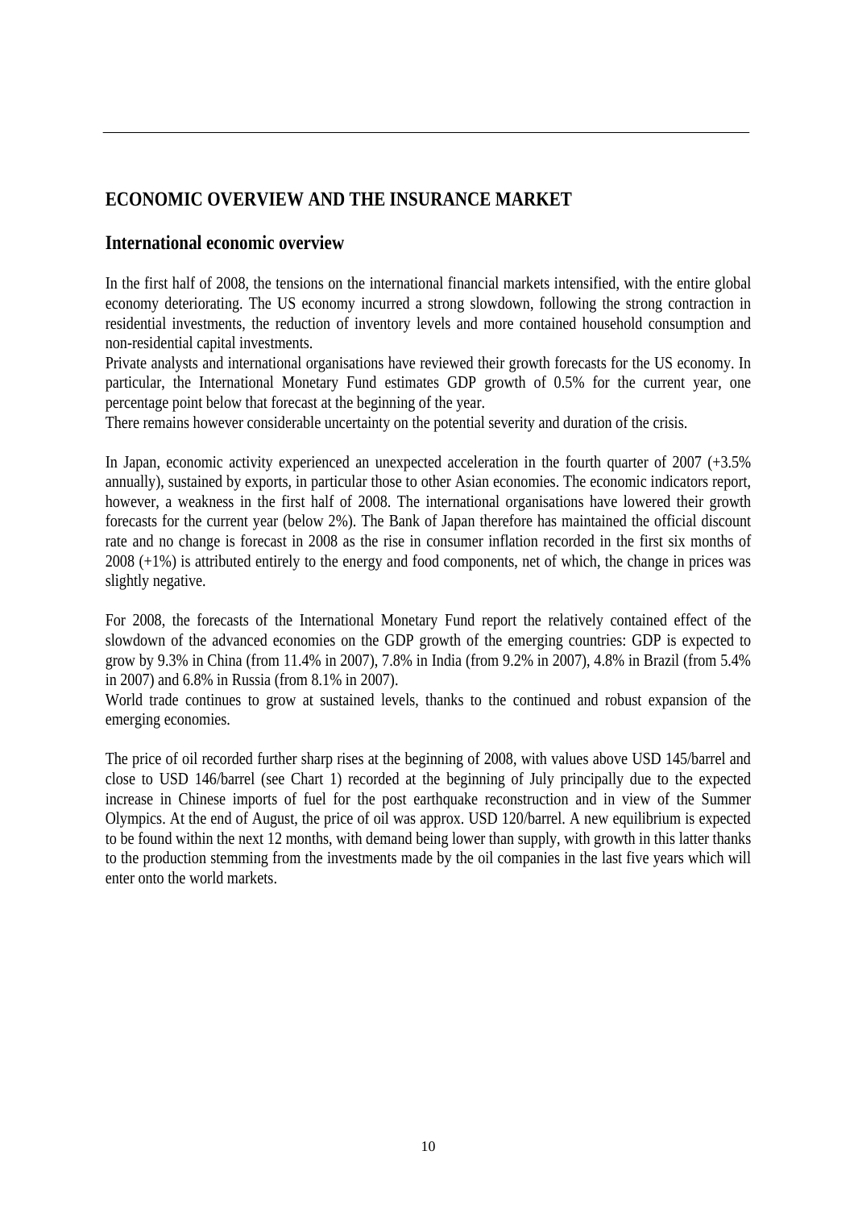# ECONOMIC OVERVIEW AND THE INSURANCE MARKET

## International economic overview

In the first half of 2008, the tensions on the international financial markets intensified, with the entire global economy deteriorating. The US economy incurred a strong slowdown, following the strong contraction in residential investments, the reduction of inventory levels and more contained household consumption and non-residential capital investments.

Private analysts and international organisations have reviewed their growth forecasts for the US economy. In particular, the International Monetary Fund estimates GDP growth of 0.5% for the current year, one percentage point below that forecast at the beginning of the year.

There remains however considerable uncertainty on the potential severity and duration of the crisis.

In Japan, economic activity experienced an unexpected acceleration in the fourth quarter of 2007 (+3.5% annually), sustained by exports, in particular those to other Asian economies. The economic indicators report, however, a weakness in the first half of 2008. The international organisations have lowered their growth forecasts for the current year (below 2%). The Bank of Japan therefore has maintained the official discount rate and no change is forecast in 2008 as the rise in consumer inflation recorded in the first six months of 2008 (+1%) is attributed entirely to the energy and food components, net of which, the change in prices was slightly negative.

For 2008, the forecasts of the International Monetary Fund report the relatively contained effect of the slowdown of the advanced economies on the GDP growth of the emerging countries: GDP is expected to grow by 9.3% in China (from 11.4% in 2007), 7.8% in India (from 9.2% in 2007), 4.8% in Brazil (from 5.4% in 2007) and 6.8% in Russia (from 8.1% in 2007).

World trade continues to grow at sustained levels, thanks to the continued and robust expansion of the emerging economies.

The price of oil recorded further sharp rises at the beginning of 2008, with values above USD 145/barrel and close to USD 146/barrel (see Chart 1) recorded at the beginning of July principally due to the expected increase in Chinese imports of fuel for the post earthquake reconstruction and in view of the Summer Olympics. At the end of August, the price of oil was approx. USD 120/barrel. A new equilibrium is expected to be found within the next 12 months, with demand being lower than supply, with growth in this latter thanks to the production stemming from the investments made by the oil companies in the last five years which will enter onto the world markets.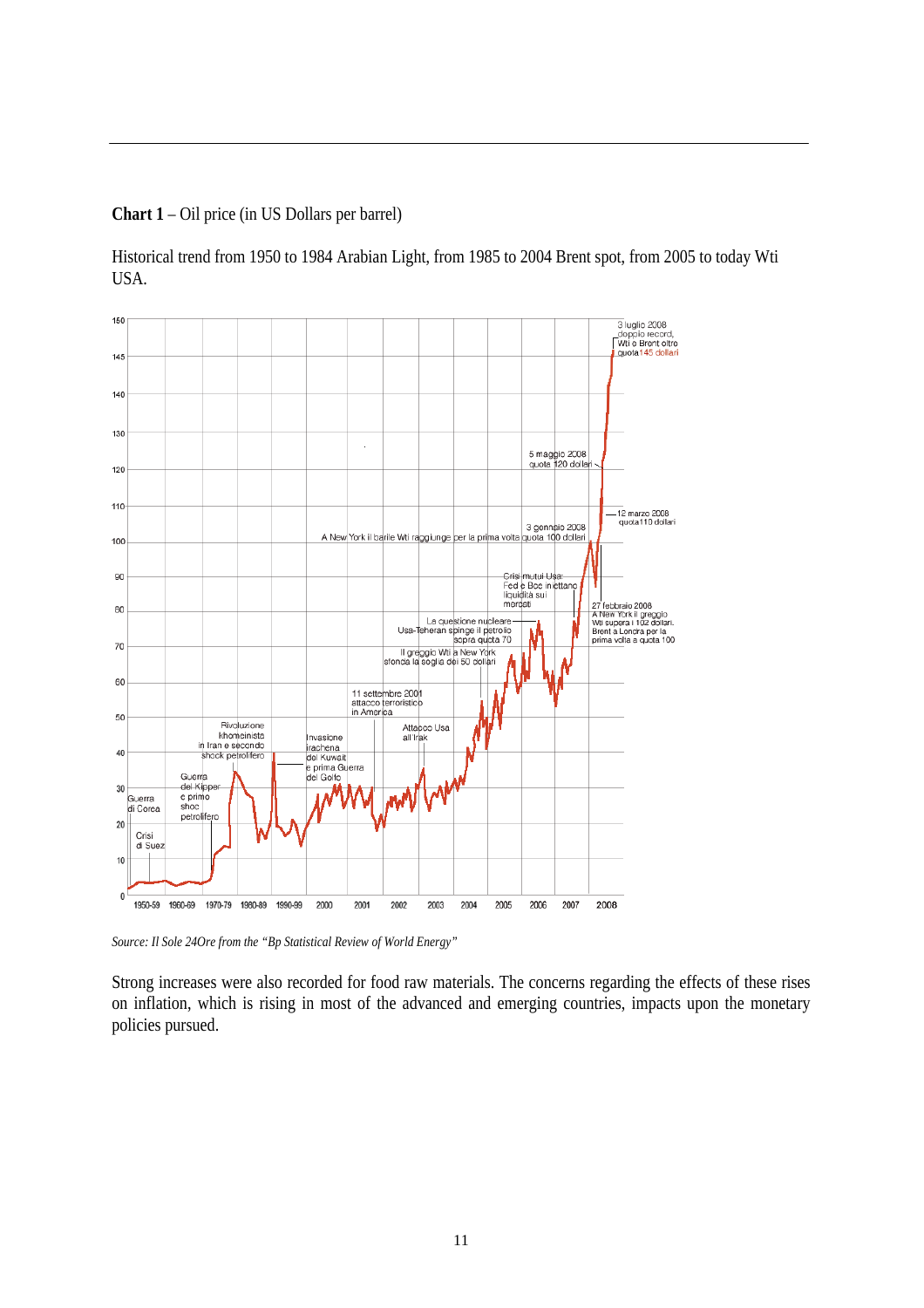**Chart 1** – Oil price (in US Dollars per barrel)

Historical trend from 1950 to 1984 Arabian Light, from 1985 to 2004 Brent spot, from 2005 to today Wti USA.

*Source: Il Sole 24Ore from the "Bp Statistical Review of World Energy"*

Strong increases were also recorded for food raw materials. The concerns regarding the effects of these rises on inflation, which is rising in most of the advanced and emerging countries, impacts upon the monetary policies pursued.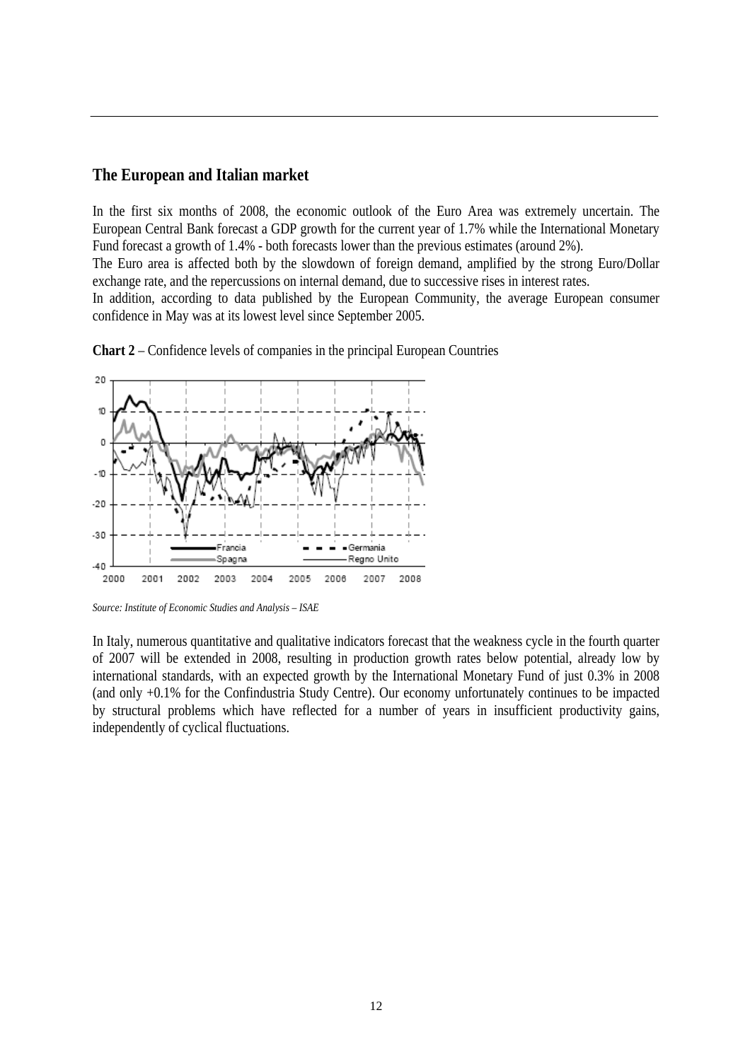## The European and Italian market

In the first six months of 2008, the economic outlook of the Euro Area was extremely uncertain. The European Central Bank forecast a GDP growth for the current year of 1.7% while the International Monetary Fund forecast a growth of 1.4% - both forecasts lower than the previous estimates (around 2%).

The Euro area is affected both by the slowdown of foreign demand, amplified by the strong Euro/Dollar exchange rate, and the repercussions on internal demand, due to successive rises in interest rates.

In addition, according to data published by the European Community, the average European consumer confidence in May was at its lowest level since September 2005.

**Chart 2** – Confidence levels of companies in the principal European Countries

*Source: Institute of Economic Studies and Analysis – ISAE*

In Italy, numerous quantitative and qualitative indicators forecast that the weakness cycle in the fourth quarter of 2007 will be extended in 2008, resulting in production growth rates below potential, already low by international standards, with an expected growth by the International Monetary Fund of just 0.3% in 2008 (and only +0.1% for the Confindustria Study Centre). Our economy unfortunately continues to be impacted by structural problems which have reflected for a number of years in insufficient productivity gains, independently of cyclical fluctuations.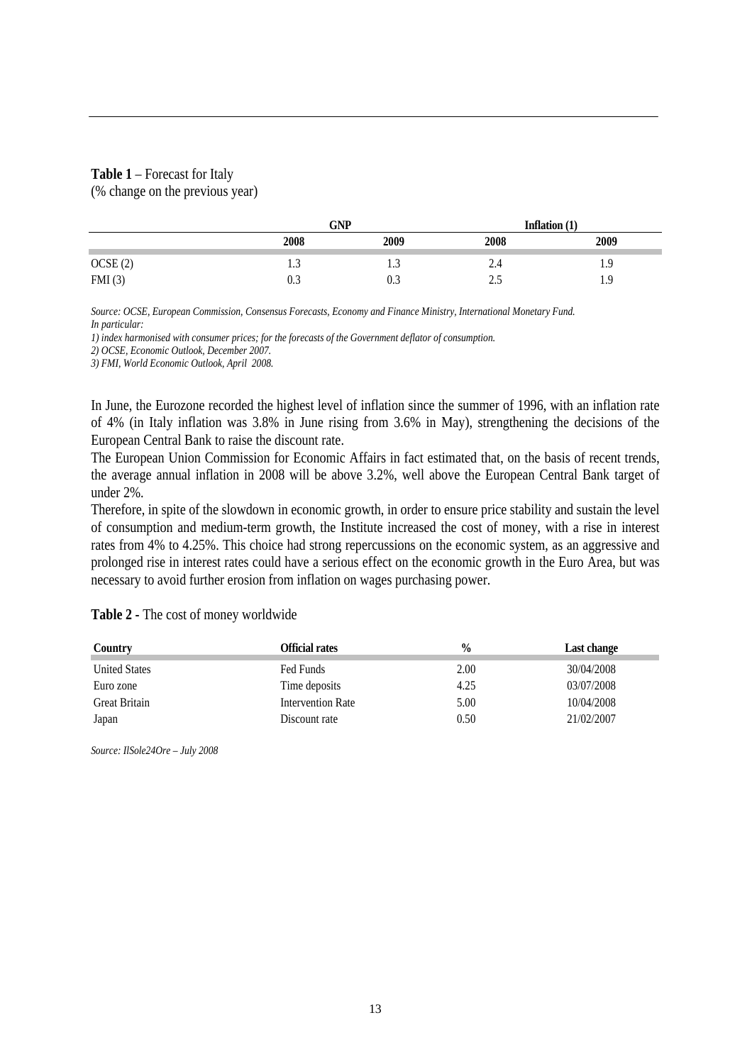**Table 1** – Forecast for Italy
(% change on the previous year)

| | GNP | | Inflation (1) | |
|---|---|---|---|---|
| | 2008 | 2009 | 2008 | 2009 |
| OCSE (2) | 1.3 | 1.3 | 2.4 | 1.9 |
| FMI (3) | 0.3 | 0.3 | 2.5 | 1.9 |

*Source: OCSE, European Commission, Consensus Forecasts, Economy and Finance Ministry, International Monetary Fund.*
*In particular:*
*1) index harmonised with consumer prices; for the forecasts of the Government deflator of consumption.*
*2) OCSE, Economic Outlook, December 2007.*
*3) FMI, World Economic Outlook, April 2008.*

In June, the Eurozone recorded the highest level of inflation since the summer of 1996, with an inflation rate of 4% (in Italy inflation was 3.8% in June rising from 3.6% in May), strengthening the decisions of the European Central Bank to raise the discount rate.
The European Union Commission for Economic Affairs in fact estimated that, on the basis of recent trends, the average annual inflation in 2008 will be above 3.2%, well above the European Central Bank target of under 2%.
Therefore, in spite of the slowdown in economic growth, in order to ensure price stability and sustain the level of consumption and medium-term growth, the Institute increased the cost of money, with a rise in interest rates from 4% to 4.25%. This choice had strong repercussions on the economic system, as an aggressive and prolonged rise in interest rates could have a serious effect on the economic growth in the Euro Area, but was necessary to avoid further erosion from inflation on wages purchasing power.

**Table 2** - The cost of money worldwide

| Country | Official rates | % | Last change |
|---|---|---|---|
| United States | Fed Funds | 2.00 | 30/04/2008 |
| Euro zone | Time deposits | 4.25 | 03/07/2008 |
| Great Britain | Intervention Rate | 5.00 | 10/04/2008 |
| Japan | Discount rate | 0.50 | 21/02/2007 |

*Source: IlSole24Ore – July 2008*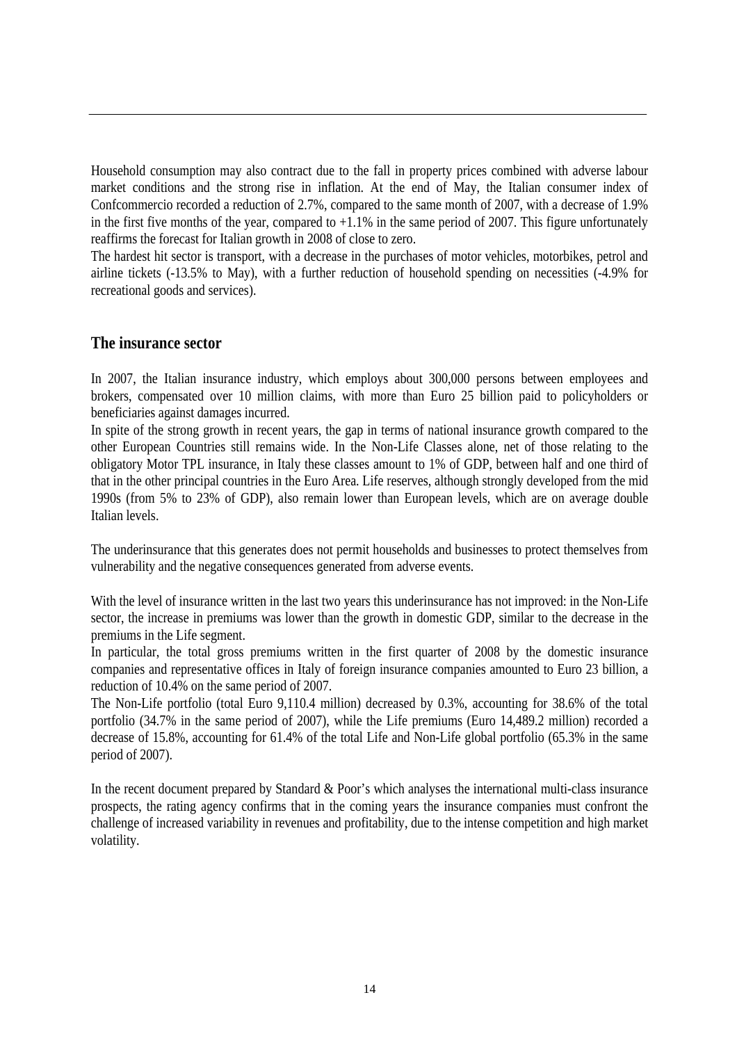Household consumption may also contract due to the fall in property prices combined with adverse labour market conditions and the strong rise in inflation. At the end of May, the Italian consumer index of Confcommercio recorded a reduction of 2.7%, compared to the same month of 2007, with a decrease of 1.9% in the first five months of the year, compared to +1.1% in the same period of 2007. This figure unfortunately reaffirms the forecast for Italian growth in 2008 of close to zero.
The hardest hit sector is transport, with a decrease in the purchases of motor vehicles, motorbikes, petrol and airline tickets (-13.5% to May), with a further reduction of household spending on necessities (-4.9% for recreational goods and services).

## The insurance sector

In 2007, the Italian insurance industry, which employs about 300,000 persons between employees and brokers, compensated over 10 million claims, with more than Euro 25 billion paid to policyholders or beneficiaries against damages incurred.
In spite of the strong growth in recent years, the gap in terms of national insurance growth compared to the other European Countries still remains wide. In the Non-Life Classes alone, net of those relating to the obligatory Motor TPL insurance, in Italy these classes amount to 1% of GDP, between half and one third of that in the other principal countries in the Euro Area. Life reserves, although strongly developed from the mid 1990s (from 5% to 23% of GDP), also remain lower than European levels, which are on average double Italian levels.

The underinsurance that this generates does not permit households and businesses to protect themselves from vulnerability and the negative consequences generated from adverse events.

With the level of insurance written in the last two years this underinsurance has not improved: in the Non-Life sector, the increase in premiums was lower than the growth in domestic GDP, similar to the decrease in the premiums in the Life segment.
In particular, the total gross premiums written in the first quarter of 2008 by the domestic insurance companies and representative offices in Italy of foreign insurance companies amounted to Euro 23 billion, a reduction of 10.4% on the same period of 2007.
The Non-Life portfolio (total Euro 9,110.4 million) decreased by 0.3%, accounting for 38.6% of the total portfolio (34.7% in the same period of 2007), while the Life premiums (Euro 14,489.2 million) recorded a decrease of 15.8%, accounting for 61.4% of the total Life and Non-Life global portfolio (65.3% in the same period of 2007).

In the recent document prepared by Standard & Poor's which analyses the international multi-class insurance prospects, the rating agency confirms that in the coming years the insurance companies must confront the challenge of increased variability in revenues and profitability, due to the intense competition and high market volatility.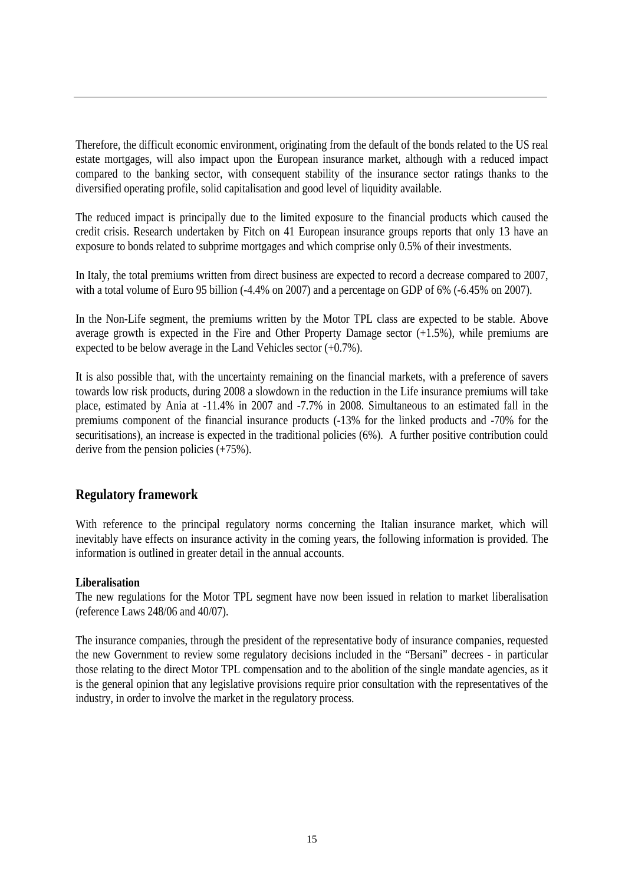Therefore, the difficult economic environment, originating from the default of the bonds related to the US real estate mortgages, will also impact upon the European insurance market, although with a reduced impact compared to the banking sector, with consequent stability of the insurance sector ratings thanks to the diversified operating profile, solid capitalisation and good level of liquidity available.

The reduced impact is principally due to the limited exposure to the financial products which caused the credit crisis. Research undertaken by Fitch on 41 European insurance groups reports that only 13 have an exposure to bonds related to subprime mortgages and which comprise only 0.5% of their investments.

In Italy, the total premiums written from direct business are expected to record a decrease compared to 2007, with a total volume of Euro 95 billion (-4.4% on 2007) and a percentage on GDP of 6% (-6.45% on 2007).

In the Non-Life segment, the premiums written by the Motor TPL class are expected to be stable. Above average growth is expected in the Fire and Other Property Damage sector (+1.5%), while premiums are expected to be below average in the Land Vehicles sector (+0.7%).

It is also possible that, with the uncertainty remaining on the financial markets, with a preference of savers towards low risk products, during 2008 a slowdown in the reduction in the Life insurance premiums will take place, estimated by Ania at -11.4% in 2007 and -7.7% in 2008. Simultaneous to an estimated fall in the premiums component of the financial insurance products (-13% for the linked products and -70% for the securitisations), an increase is expected in the traditional policies (6%). A further positive contribution could derive from the pension policies (+75%).

## Regulatory framework

With reference to the principal regulatory norms concerning the Italian insurance market, which will inevitably have effects on insurance activity in the coming years, the following information is provided. The information is outlined in greater detail in the annual accounts.

**Liberalisation**

The new regulations for the Motor TPL segment have now been issued in relation to market liberalisation (reference Laws 248/06 and 40/07).

The insurance companies, through the president of the representative body of insurance companies, requested the new Government to review some regulatory decisions included in the "Bersani" decrees - in particular those relating to the direct Motor TPL compensation and to the abolition of the single mandate agencies, as it is the general opinion that any legislative provisions require prior consultation with the representatives of the industry, in order to involve the market in the regulatory process.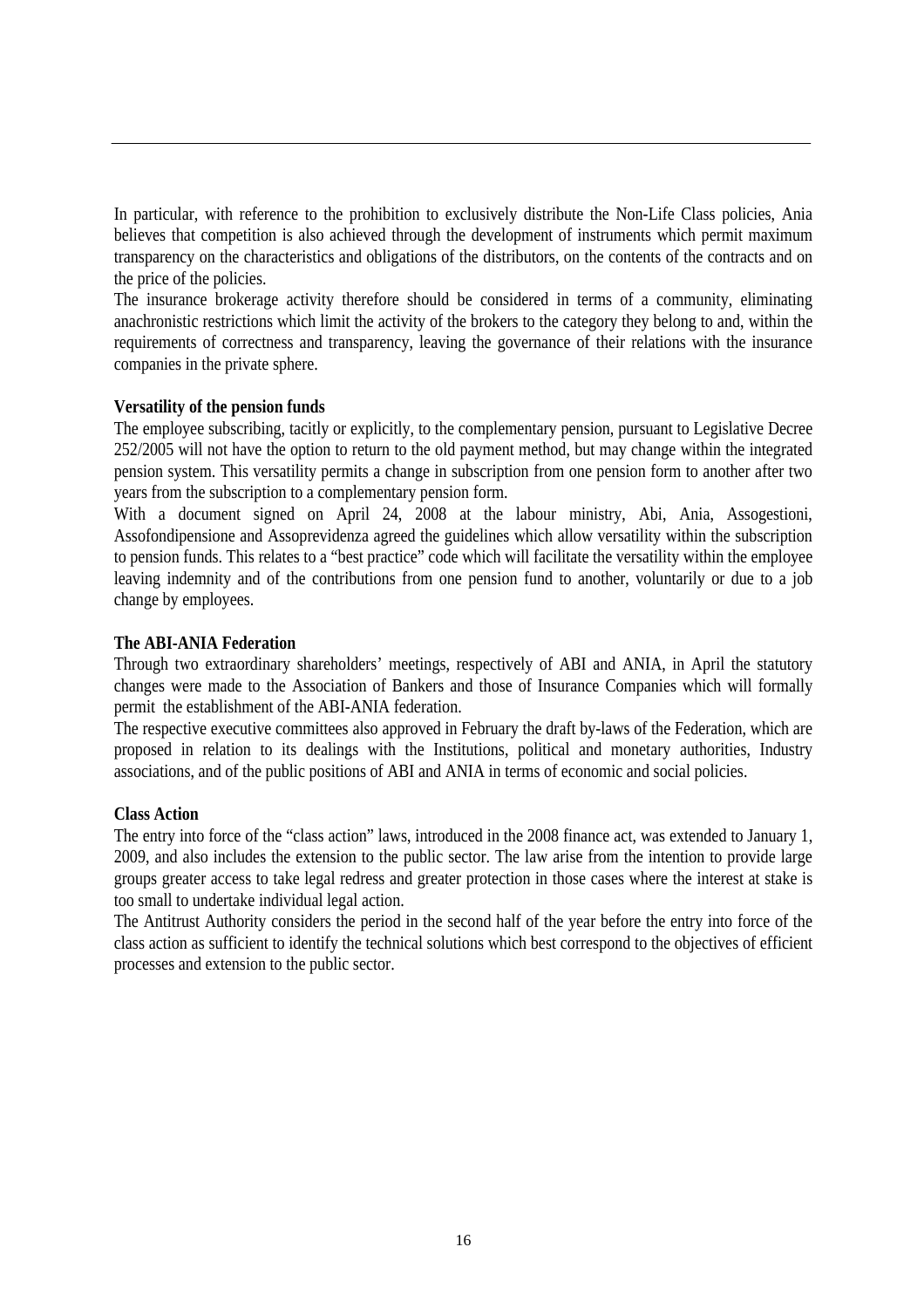In particular, with reference to the prohibition to exclusively distribute the Non-Life Class policies, Ania believes that competition is also achieved through the development of instruments which permit maximum transparency on the characteristics and obligations of the distributors, on the contents of the contracts and on the price of the policies.

The insurance brokerage activity therefore should be considered in terms of a community, eliminating anachronistic restrictions which limit the activity of the brokers to the category they belong to and, within the requirements of correctness and transparency, leaving the governance of their relations with the insurance companies in the private sphere.

**Versatility of the pension funds**

The employee subscribing, tacitly or explicitly, to the complementary pension, pursuant to Legislative Decree 252/2005 will not have the option to return to the old payment method, but may change within the integrated pension system. This versatility permits a change in subscription from one pension form to another after two years from the subscription to a complementary pension form.

With a document signed on April 24, 2008 at the labour ministry, Abi, Ania, Assogestioni, Assofondipensione and Assoprevidenza agreed the guidelines which allow versatility within the subscription to pension funds. This relates to a "best practice" code which will facilitate the versatility within the employee leaving indemnity and of the contributions from one pension fund to another, voluntarily or due to a job change by employees.

**The ABI-ANIA Federation**

Through two extraordinary shareholders' meetings, respectively of ABI and ANIA, in April the statutory changes were made to the Association of Bankers and those of Insurance Companies which will formally permit the establishment of the ABI-ANIA federation.

The respective executive committees also approved in February the draft by-laws of the Federation, which are proposed in relation to its dealings with the Institutions, political and monetary authorities, Industry associations, and of the public positions of ABI and ANIA in terms of economic and social policies.

**Class Action**

The entry into force of the "class action" laws, introduced in the 2008 finance act, was extended to January 1, 2009, and also includes the extension to the public sector. The law arise from the intention to provide large groups greater access to take legal redress and greater protection in those cases where the interest at stake is too small to undertake individual legal action.

The Antitrust Authority considers the period in the second half of the year before the entry into force of the class action as sufficient to identify the technical solutions which best correspond to the objectives of efficient processes and extension to the public sector.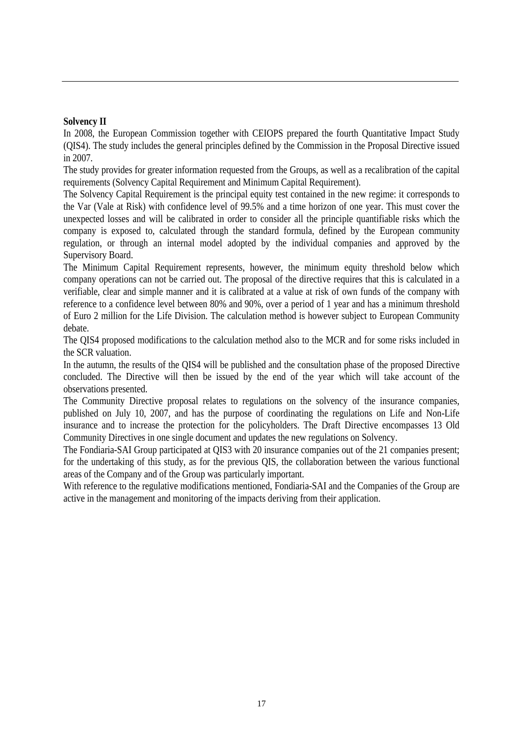**Solvency II**

In 2008, the European Commission together with CEIOPS prepared the fourth Quantitative Impact Study (QIS4). The study includes the general principles defined by the Commission in the Proposal Directive issued in 2007.

The study provides for greater information requested from the Groups, as well as a recalibration of the capital requirements (Solvency Capital Requirement and Minimum Capital Requirement).

The Solvency Capital Requirement is the principal equity test contained in the new regime: it corresponds to the Var (Vale at Risk) with confidence level of 99.5% and a time horizon of one year. This must cover the unexpected losses and will be calibrated in order to consider all the principle quantifiable risks which the company is exposed to, calculated through the standard formula, defined by the European community regulation, or through an internal model adopted by the individual companies and approved by the Supervisory Board.

The Minimum Capital Requirement represents, however, the minimum equity threshold below which company operations can not be carried out. The proposal of the directive requires that this is calculated in a verifiable, clear and simple manner and it is calibrated at a value at risk of own funds of the company with reference to a confidence level between 80% and 90%, over a period of 1 year and has a minimum threshold of Euro 2 million for the Life Division. The calculation method is however subject to European Community debate.

The QIS4 proposed modifications to the calculation method also to the MCR and for some risks included in the SCR valuation.

In the autumn, the results of the QIS4 will be published and the consultation phase of the proposed Directive concluded. The Directive will then be issued by the end of the year which will take account of the observations presented.

The Community Directive proposal relates to regulations on the solvency of the insurance companies, published on July 10, 2007, and has the purpose of coordinating the regulations on Life and Non-Life insurance and to increase the protection for the policyholders. The Draft Directive encompasses 13 Old Community Directives in one single document and updates the new regulations on Solvency.

The Fondiaria-SAI Group participated at QIS3 with 20 insurance companies out of the 21 companies present; for the undertaking of this study, as for the previous QIS, the collaboration between the various functional areas of the Company and of the Group was particularly important.

With reference to the regulative modifications mentioned, Fondiaria-SAI and the Companies of the Group are active in the management and monitoring of the impacts deriving from their application.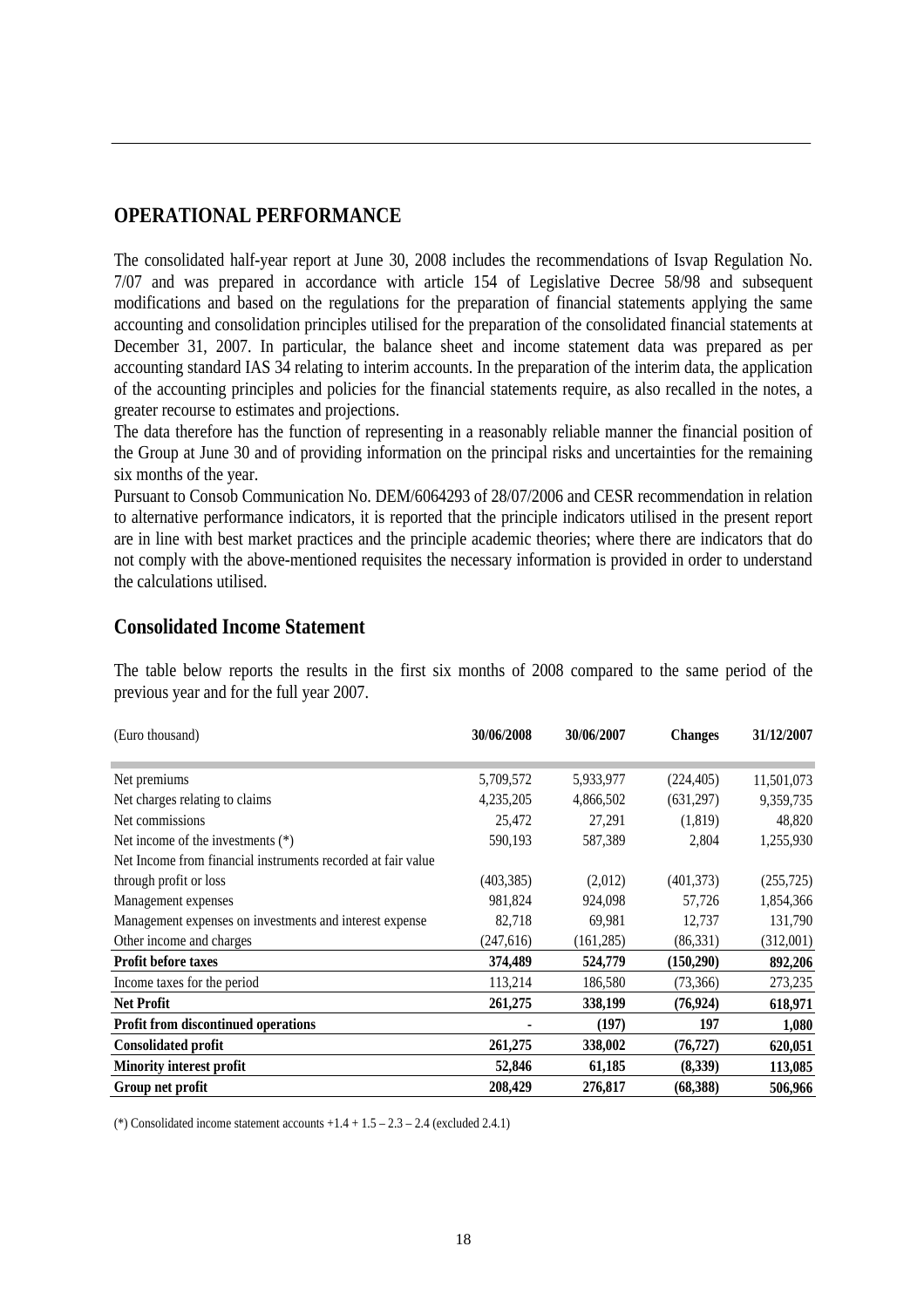## OPERATIONAL PERFORMANCE

The consolidated half-year report at June 30, 2008 includes the recommendations of Isvap Regulation No. 7/07 and was prepared in accordance with article 154 of Legislative Decree 58/98 and subsequent modifications and based on the regulations for the preparation of financial statements applying the same accounting and consolidation principles utilised for the preparation of the consolidated financial statements at December 31, 2007. In particular, the balance sheet and income statement data was prepared as per accounting standard IAS 34 relating to interim accounts. In the preparation of the interim data, the application of the accounting principles and policies for the financial statements require, as also recalled in the notes, a greater recourse to estimates and projections.

The data therefore has the function of representing in a reasonably reliable manner the financial position of the Group at June 30 and of providing information on the principal risks and uncertainties for the remaining six months of the year.

Pursuant to Consob Communication No. DEM/6064293 of 28/07/2006 and CESR recommendation in relation to alternative performance indicators, it is reported that the principle indicators utilised in the present report are in line with best market practices and the principle academic theories; where there are indicators that do not comply with the above-mentioned requisites the necessary information is provided in order to understand the calculations utilised.

### Consolidated Income Statement

The table below reports the results in the first six months of 2008 compared to the same period of the previous year and for the full year 2007.

| (Euro thousand) | 30/06/2008 | 30/06/2007 | Changes | 31/12/2007 |
|---|---|---|---|---|
| Net premiums | 5,709,572 | 5,933,977 | (224,405) | 11,501,073 |
| Net charges relating to claims | 4,235,205 | 4,866,502 | (631,297) | 9,359,735 |
| Net commissions | 25,472 | 27,291 | (1,819) | 48,820 |
| Net income of the investments (*) | 590,193 | 587,389 | 2,804 | 1,255,930 |
| Net Income from financial instruments recorded at fair value through profit or loss | (403,385) | (2,012) | (401,373) | (255,725) |
| Management expenses | 981,824 | 924,098 | 57,726 | 1,854,366 |
| Management expenses on investments and interest expense | 82,718 | 69,981 | 12,737 | 131,790 |
| Other income and charges | (247,616) | (161,285) | (86,331) | (312,001) |
| **Profit before taxes** | **374,489** | **524,779** | **(150,290)** | **892,206** |
| Income taxes for the period | 113,214 | 186,580 | (73,366) | 273,235 |
| **Net Profit** | **261,275** | **338,199** | **(76,924)** | **618,971** |
| **Profit from discontinued operations** | **-** | **(197)** | **197** | **1,080** |
| **Consolidated profit** | **261,275** | **338,002** | **(76,727)** | **620,051** |
| **Minority interest profit** | **52,846** | **61,185** | **(8,339)** | **113,085** |
| **Group net profit** | **208,429** | **276,817** | **(68,388)** | **506,966** |

(*) Consolidated income statement accounts +1.4 + 1.5 – 2.3 – 2.4 (excluded 2.4.1)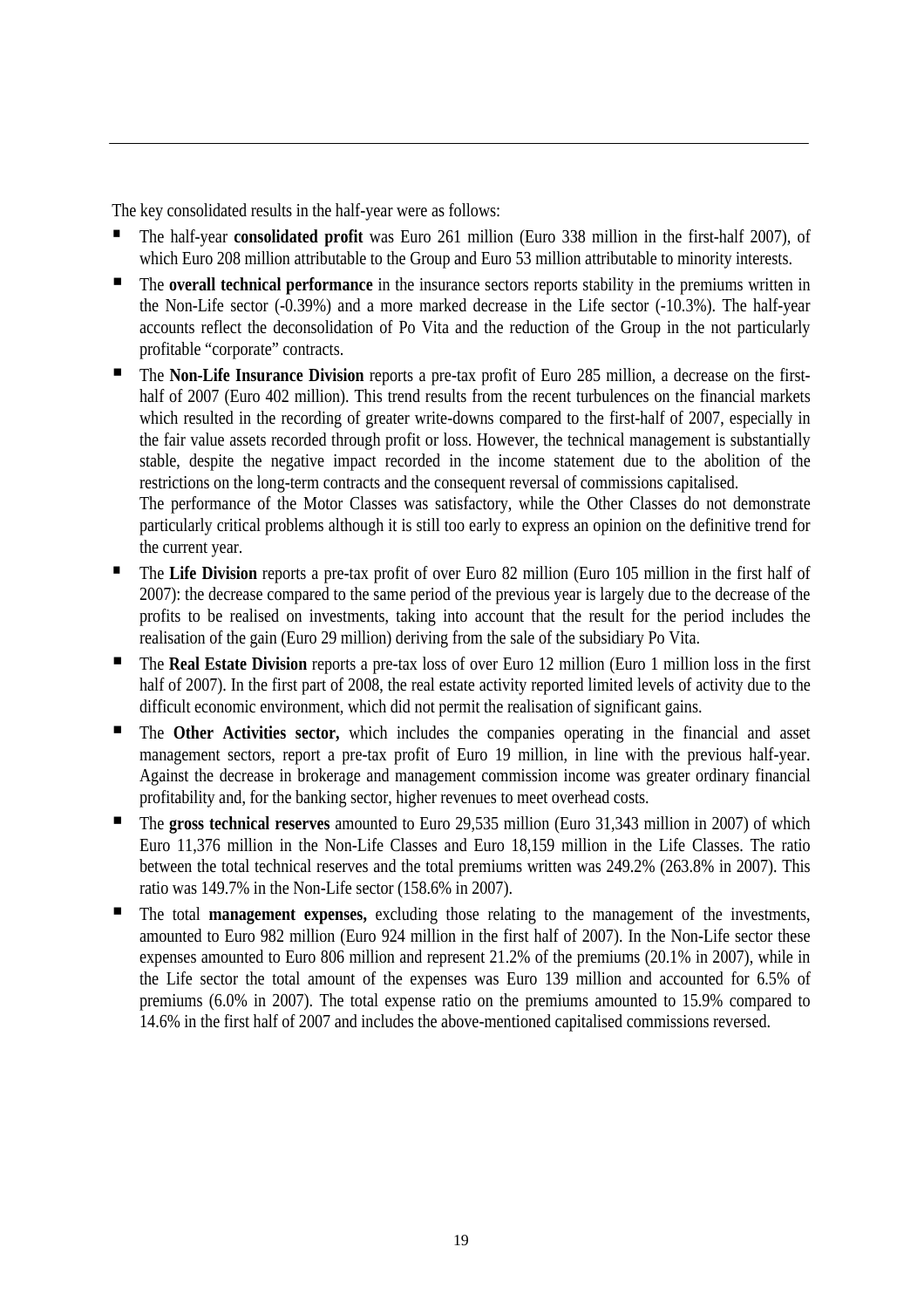The key consolidated results in the half-year were as follows:

- The half-year **consolidated profit** was Euro 261 million (Euro 338 million in the first-half 2007), of which Euro 208 million attributable to the Group and Euro 53 million attributable to minority interests.
- The **overall technical performance** in the insurance sectors reports stability in the premiums written in the Non-Life sector (-0.39%) and a more marked decrease in the Life sector (-10.3%). The half-year accounts reflect the deconsolidation of Po Vita and the reduction of the Group in the not particularly profitable "corporate" contracts.
- The **Non-Life Insurance Division** reports a pre-tax profit of Euro 285 million, a decrease on the first-half of 2007 (Euro 402 million). This trend results from the recent turbulences on the financial markets which resulted in the recording of greater write-downs compared to the first-half of 2007, especially in the fair value assets recorded through profit or loss. However, the technical management is substantially stable, despite the negative impact recorded in the income statement due to the abolition of the restrictions on the long-term contracts and the consequent reversal of commissions capitalised.
  The performance of the Motor Classes was satisfactory, while the Other Classes do not demonstrate particularly critical problems although it is still too early to express an opinion on the definitive trend for the current year.
- The **Life Division** reports a pre-tax profit of over Euro 82 million (Euro 105 million in the first half of 2007): the decrease compared to the same period of the previous year is largely due to the decrease of the profits to be realised on investments, taking into account that the result for the period includes the realisation of the gain (Euro 29 million) deriving from the sale of the subsidiary Po Vita.
- The **Real Estate Division** reports a pre-tax loss of over Euro 12 million (Euro 1 million loss in the first half of 2007). In the first part of 2008, the real estate activity reported limited levels of activity due to the difficult economic environment, which did not permit the realisation of significant gains.
- The **Other Activities sector,** which includes the companies operating in the financial and asset management sectors, report a pre-tax profit of Euro 19 million, in line with the previous half-year. Against the decrease in brokerage and management commission income was greater ordinary financial profitability and, for the banking sector, higher revenues to meet overhead costs.
- The **gross technical reserves** amounted to Euro 29,535 million (Euro 31,343 million in 2007) of which Euro 11,376 million in the Non-Life Classes and Euro 18,159 million in the Life Classes. The ratio between the total technical reserves and the total premiums written was 249.2% (263.8% in 2007). This ratio was 149.7% in the Non-Life sector (158.6% in 2007).
- The total **management expenses,** excluding those relating to the management of the investments, amounted to Euro 982 million (Euro 924 million in the first half of 2007). In the Non-Life sector these expenses amounted to Euro 806 million and represent 21.2% of the premiums (20.1% in 2007), while in the Life sector the total amount of the expenses was Euro 139 million and accounted for 6.5% of premiums (6.0% in 2007). The total expense ratio on the premiums amounted to 15.9% compared to 14.6% in the first half of 2007 and includes the above-mentioned capitalised commissions reversed.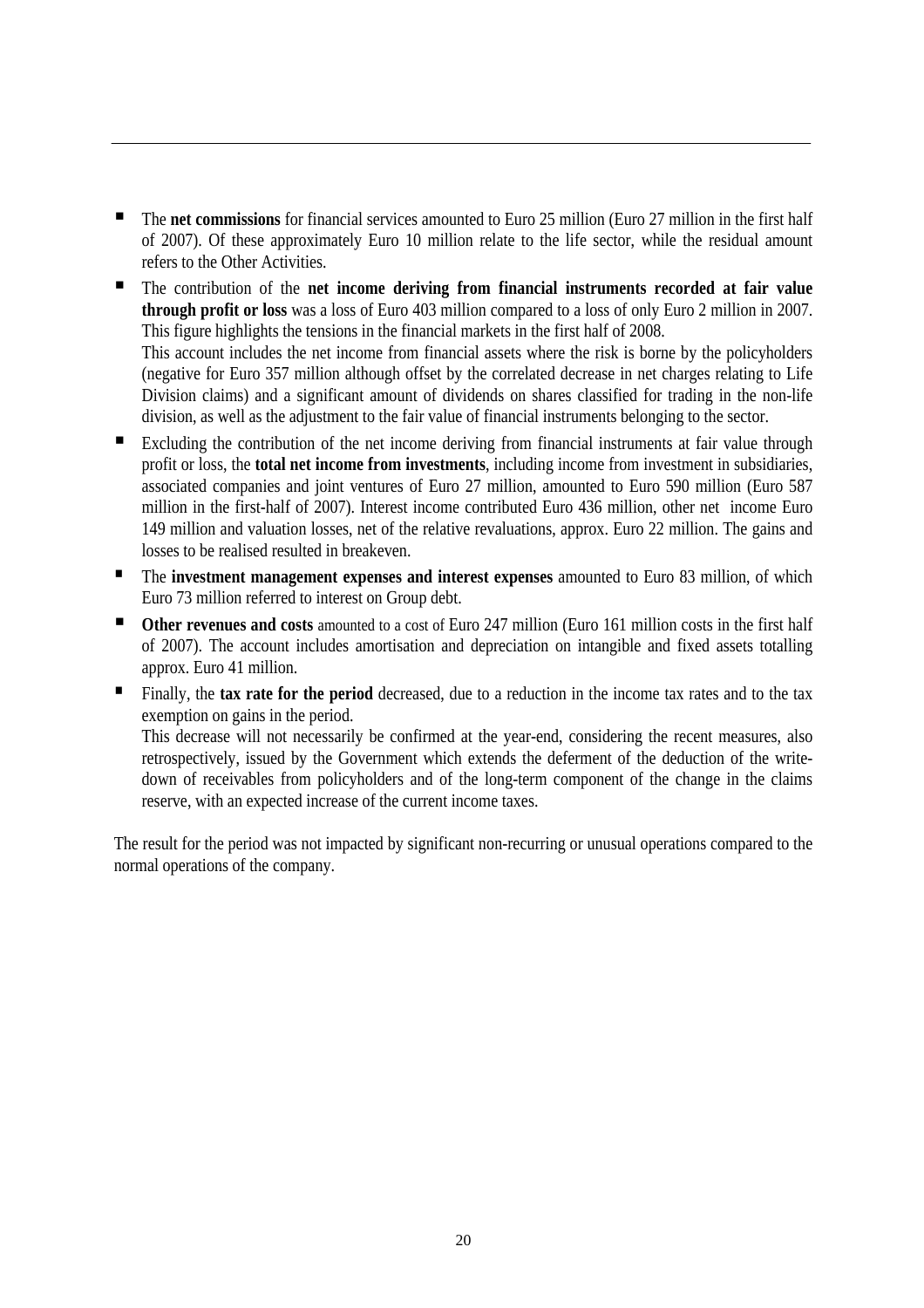- The **net commissions** for financial services amounted to Euro 25 million (Euro 27 million in the first half of 2007). Of these approximately Euro 10 million relate to the life sector, while the residual amount refers to the Other Activities.
- The contribution of the **net income deriving from financial instruments recorded at fair value through profit or loss** was a loss of Euro 403 million compared to a loss of only Euro 2 million in 2007. This figure highlights the tensions in the financial markets in the first half of 2008.
  This account includes the net income from financial assets where the risk is borne by the policyholders (negative for Euro 357 million although offset by the correlated decrease in net charges relating to Life Division claims) and a significant amount of dividends on shares classified for trading in the non-life division, as well as the adjustment to the fair value of financial instruments belonging to the sector.
- Excluding the contribution of the net income deriving from financial instruments at fair value through profit or loss, the **total net income from investments**, including income from investment in subsidiaries, associated companies and joint ventures of Euro 27 million, amounted to Euro 590 million (Euro 587 million in the first-half of 2007). Interest income contributed Euro 436 million, other net income Euro 149 million and valuation losses, net of the relative revaluations, approx. Euro 22 million. The gains and losses to be realised resulted in breakeven.
- The **investment management expenses and interest expenses** amounted to Euro 83 million, of which Euro 73 million referred to interest on Group debt.
- **Other revenues and costs** amounted to a cost of Euro 247 million (Euro 161 million costs in the first half of 2007). The account includes amortisation and depreciation on intangible and fixed assets totalling approx. Euro 41 million.
- Finally, the **tax rate for the period** decreased, due to a reduction in the income tax rates and to the tax exemption on gains in the period.
  This decrease will not necessarily be confirmed at the year-end, considering the recent measures, also retrospectively, issued by the Government which extends the deferment of the deduction of the write-down of receivables from policyholders and of the long-term component of the change in the claims reserve, with an expected increase of the current income taxes.

The result for the period was not impacted by significant non-recurring or unusual operations compared to the normal operations of the company.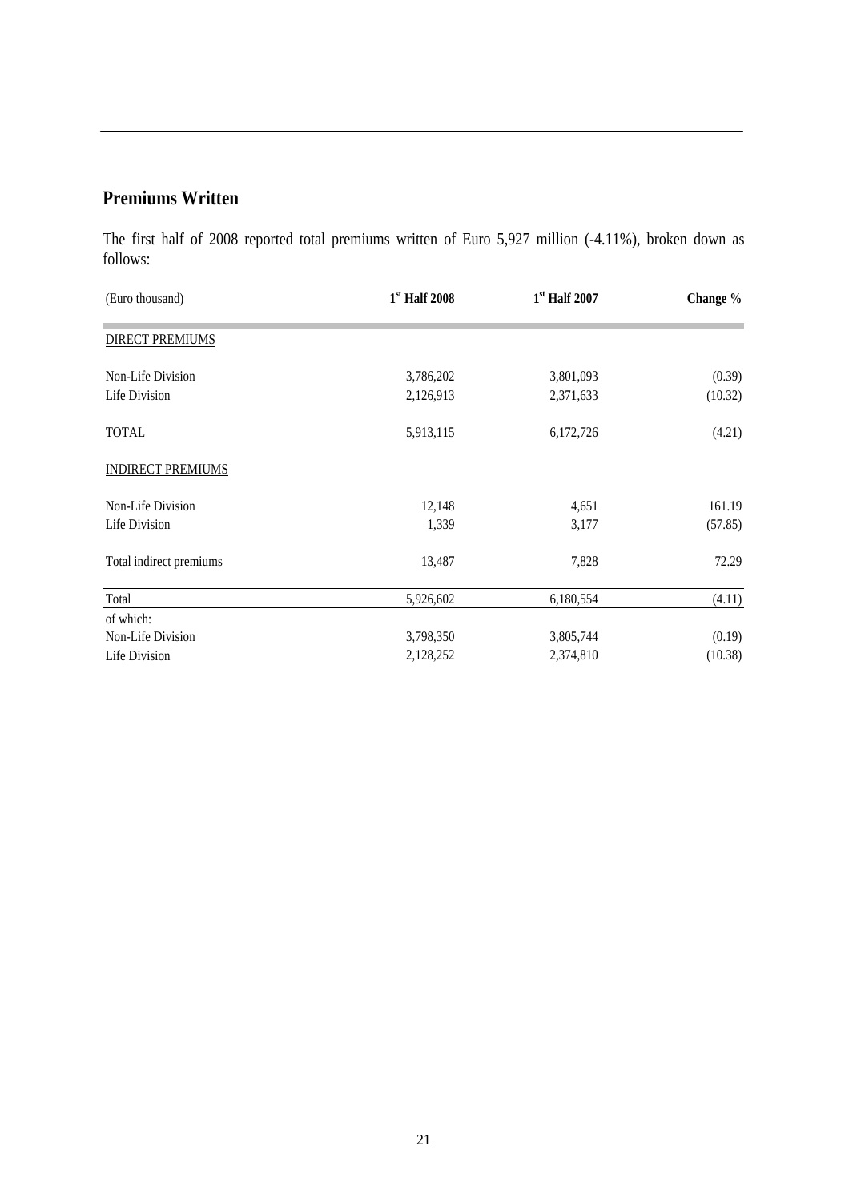## Premiums Written

The first half of 2008 reported total premiums written of Euro 5,927 million (-4.11%), broken down as follows:

| (Euro thousand) | 1st Half 2008 | 1st Half 2007 | Change % |
|---|---|---|---|
| DIRECT PREMIUMS | | | |
| Non-Life Division | 3,786,202 | 3,801,093 | (0.39) |
| Life Division | 2,126,913 | 2,371,633 | (10.32) |
| TOTAL | 5,913,115 | 6,172,726 | (4.21) |
| INDIRECT PREMIUMS | | | |
| Non-Life Division | 12,148 | 4,651 | 161.19 |
| Life Division | 1,339 | 3,177 | (57.85) |
| Total indirect premiums | 13,487 | 7,828 | 72.29 |
| Total | 5,926,602 | 6,180,554 | (4.11) |
| of which: | | | |
| Non-Life Division | 3,798,350 | 3,805,744 | (0.19) |
| Life Division | 2,128,252 | 2,374,810 | (10.38) |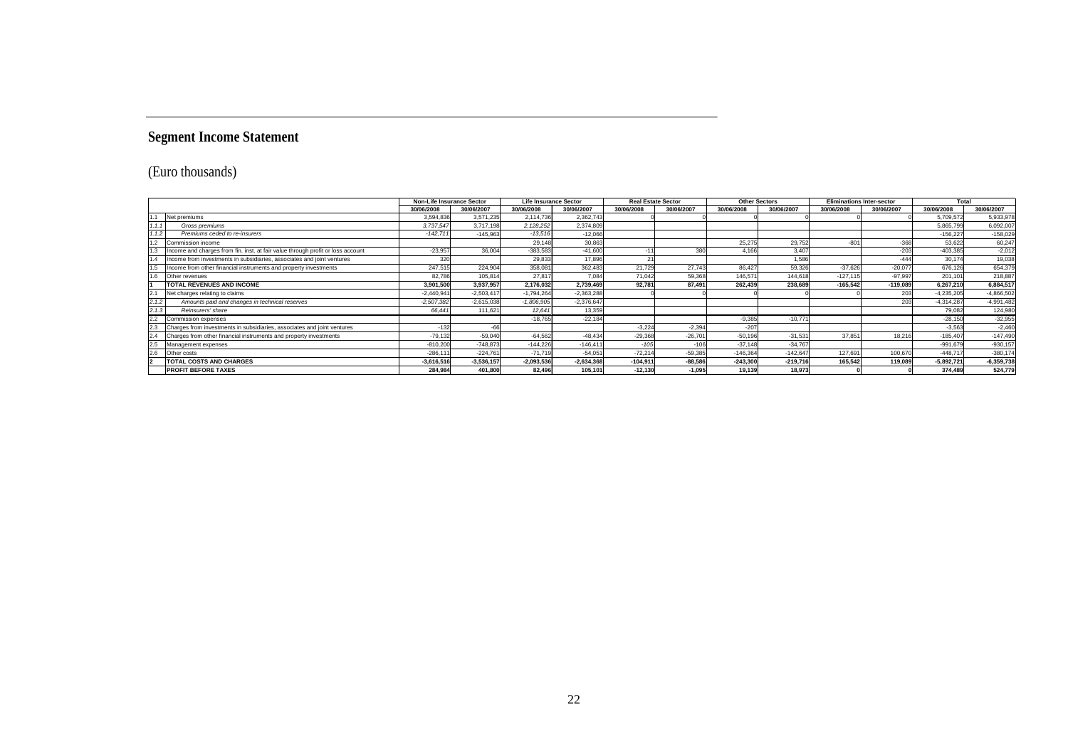## Segment Income Statement

(Euro thousands)

| | | Non-Life Insurance Sector | | Life Insurance Sector | | Real Estate Sector | | Other Sectors | | Eliminations Inter-sector | | Total | |
|---|---|---|---|---|---|---|---|---|---|---|---|---|---|
| | | 30/06/2008 | 30/06/2007 | 30/06/2008 | 30/06/2007 | 30/06/2008 | 30/06/2007 | 30/06/2008 | 30/06/2007 | 30/06/2008 | 30/06/2007 | 30/06/2008 | 30/06/2007 |
| 1.1 | Net premiums | 3,594,836 | 3,571,235 | 2,114,736 | 2,362,743 | 0 | 0 | 0 | 0 | 0 | 0 | 5,709,572 | 5,933,978 |
| *1.1.1* | *Gross premiums* | *3,737,547* | 3,717,198 | *2,128,252* | 2,374,809 | | | | | | | 5,865,799 | 6,092,007 |
| *1.1.2* | *Premiums ceded to re-insurers* | *-142,711* | -145,963 | *-13,516* | -12,066 | | | | | | | -156,227 | -158,029 |
| 1.2 | Commission income | | | 29,148 | 30,863 | | | 25,275 | 29,752 | -801 | -368 | 53,622 | 60,247 |
| 1.3 | Income and charges from fin. inst. at fair value through profit or loss account | -23,957 | 36,004 | -383,583 | -41,600 | -11 | 380 | 4,166 | 3,407 | | -203 | -403,385 | -2,012 |
| 1.4 | Income from investments in subsidiaries, associates and joint ventures | 320 | | 29,833 | 17,896 | 21 | | | 1,586 | | -444 | 30,174 | 19,038 |
| 1.5 | Income from other financial instruments and property investments | 247,515 | 224,904 | 358,081 | 362,483 | 21,729 | 27,743 | 86,427 | 59,326 | -37,626 | -20,077 | 676,126 | 654,379 |
| 1.6 | Other revenues | 82,786 | 105,814 | 27,817 | 7,084 | 71,042 | 59,368 | 146,571 | 144,618 | -127,115 | -97,997 | 201,101 | 218,887 |
| **1** | **TOTAL REVENUES AND INCOME** | **3,901,500** | **3,937,957** | **2,176,032** | **2,739,469** | **92,781** | **87,491** | **262,439** | **238,689** | **-165,542** | **-119,089** | **6,267,210** | **6,884,517** |
| 2.1 | Net charges relating to claims | -2,440,941 | -2,503,417 | -1,794,264 | -2,363,288 | 0 | 0 | 0 | 0 | 0 | 203 | -4,235,205 | -4,866,502 |
| *2.1.2* | *Amounts paid and changes in technical reserves* | *-2,507,382* | -2,615,038 | *-1,806,905* | -2,376,647 | | | | | | 203 | -4,314,287 | -4,991,482 |
| *2.1.3* | *Reinsurers' share* | *66,441* | 111,621 | *12,641* | 13,359 | | | | | | | 79,082 | 124,980 |
| 2.2 | Commission expenses | | | -18,765 | -22,184 | | | -9,385 | -10,771 | | | -28,150 | -32,955 |
| 2.3 | Charges from investments in subsidiaries, associates and joint ventures | -132 | -66 | | | -3,224 | -2,394 | -207 | | | | -3,563 | -2,460 |
| 2.4 | Charges from other financial instruments and property investments | -79,132 | -59,040 | -64,562 | -48,434 | -29,368 | -26,701 | -50,196 | -31,531 | 37,851 | 18,216 | -185,407 | -147,490 |
| 2.5 | Management expenses | -810,200 | -748,873 | -144,226 | -146,411 | *-105* | -106 | -37,148 | -34,767 | | | -991,679 | -930,157 |
| 2.6 | Other costs | -286,111 | -224,761 | -71,719 | -54,051 | -72,214 | -59,385 | -146,364 | -142,647 | 127,691 | 100,670 | -448,717 | -380,174 |
| **2** | **TOTAL COSTS AND CHARGES** | **-3,616,516** | **-3,536,157** | **-2,093,536** | **-2,634,368** | **-104,911** | **-88,586** | **-243,300** | **-219,716** | **165,542** | **119,089** | **-5,892,721** | **-6,359,738** |
| | **PROFIT BEFORE TAXES** | **284,984** | **401,800** | **82,496** | **105,101** | **-12,130** | **-1,095** | **19,139** | **18,973** | **0** | **0** | **374,489** | **524,779** |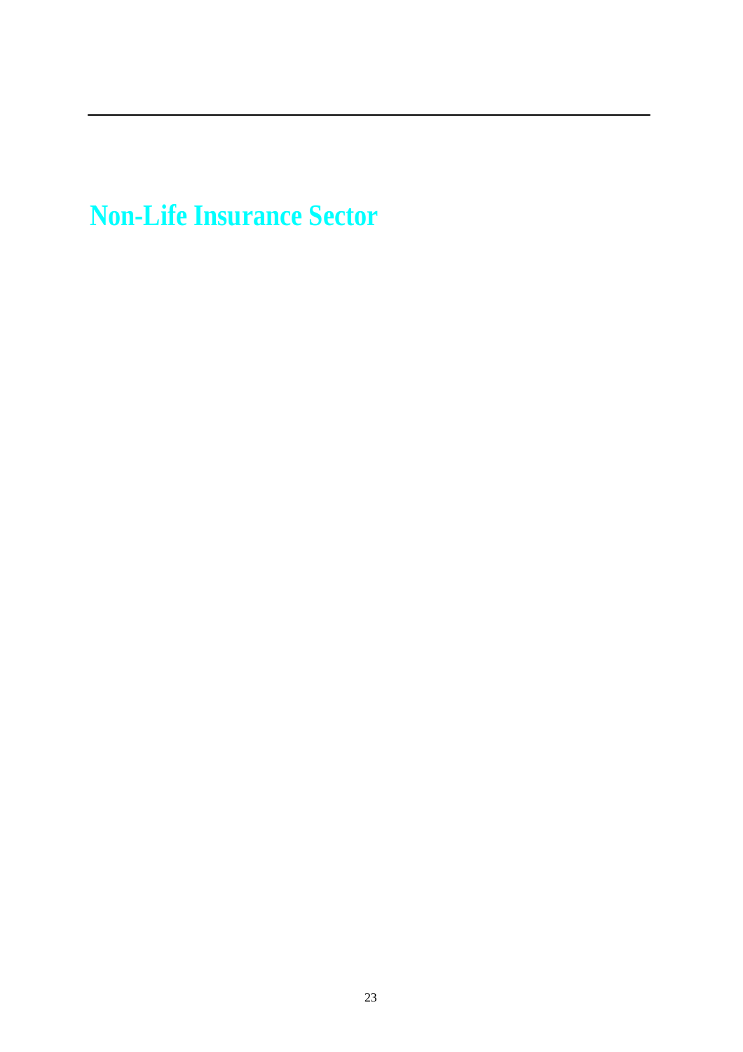# Non-Life Insurance Sector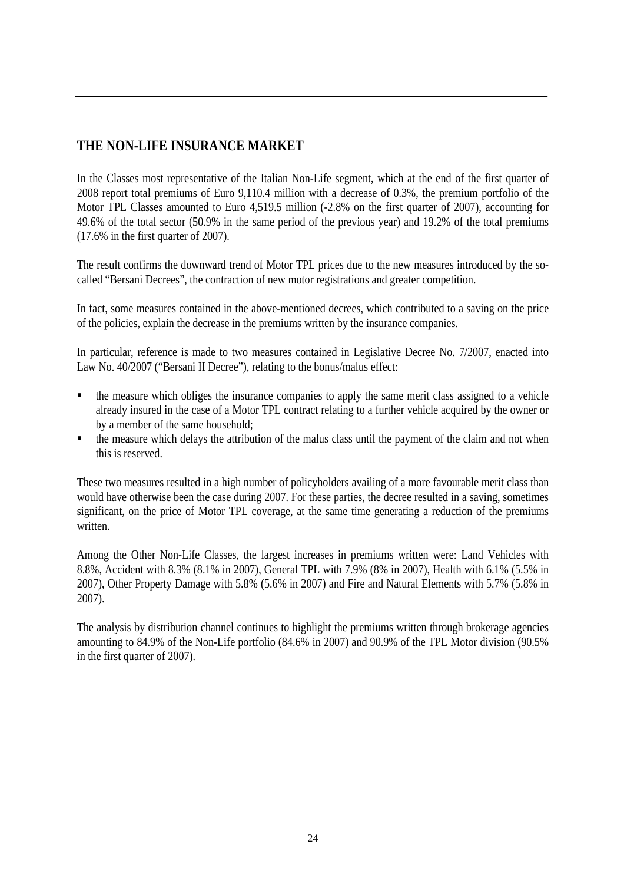## THE NON-LIFE INSURANCE MARKET

In the Classes most representative of the Italian Non-Life segment, which at the end of the first quarter of 2008 report total premiums of Euro 9,110.4 million with a decrease of 0.3%, the premium portfolio of the Motor TPL Classes amounted to Euro 4,519.5 million (-2.8% on the first quarter of 2007), accounting for 49.6% of the total sector (50.9% in the same period of the previous year) and 19.2% of the total premiums (17.6% in the first quarter of 2007).

The result confirms the downward trend of Motor TPL prices due to the new measures introduced by the so-called “Bersani Decrees”, the contraction of new motor registrations and greater competition.

In fact, some measures contained in the above-mentioned decrees, which contributed to a saving on the price of the policies, explain the decrease in the premiums written by the insurance companies.

In particular, reference is made to two measures contained in Legislative Decree No. 7/2007, enacted into Law No. 40/2007 (“Bersani II Decree”), relating to the bonus/malus effect:

- the measure which obliges the insurance companies to apply the same merit class assigned to a vehicle already insured in the case of a Motor TPL contract relating to a further vehicle acquired by the owner or by a member of the same household;
- the measure which delays the attribution of the malus class until the payment of the claim and not when this is reserved.

These two measures resulted in a high number of policyholders availing of a more favourable merit class than would have otherwise been the case during 2007. For these parties, the decree resulted in a saving, sometimes significant, on the price of Motor TPL coverage, at the same time generating a reduction of the premiums written.

Among the Other Non-Life Classes, the largest increases in premiums written were: Land Vehicles with 8.8%, Accident with 8.3% (8.1% in 2007), General TPL with 7.9% (8% in 2007), Health with 6.1% (5.5% in 2007), Other Property Damage with 5.8% (5.6% in 2007) and Fire and Natural Elements with 5.7% (5.8% in 2007).

The analysis by distribution channel continues to highlight the premiums written through brokerage agencies amounting to 84.9% of the Non-Life portfolio (84.6% in 2007) and 90.9% of the TPL Motor division (90.5% in the first quarter of 2007).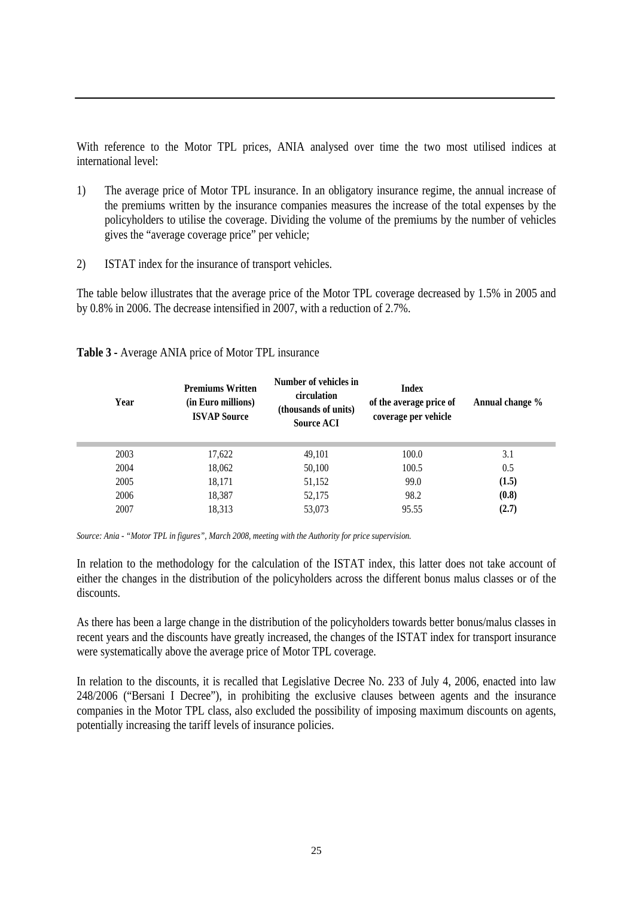With reference to the Motor TPL prices, ANIA analysed over time the two most utilised indices at international level:

1) The average price of Motor TPL insurance. In an obligatory insurance regime, the annual increase of the premiums written by the insurance companies measures the increase of the total expenses by the policyholders to utilise the coverage. Dividing the volume of the premiums by the number of vehicles gives the "average coverage price" per vehicle;

2) ISTAT index for the insurance of transport vehicles.

The table below illustrates that the average price of the Motor TPL coverage decreased by 1.5% in 2005 and by 0.8% in 2006. The decrease intensified in 2007, with a reduction of 2.7%.

**Table 3 -** Average ANIA price of Motor TPL insurance

| Year | Premiums Written (in Euro millions) ISVAP Source | Number of vehicles in circulation (thousands of units) Source ACI | Index of the average price of coverage per vehicle | Annual change % |
|---|---|---|---|---|
| 2003 | 17,622 | 49,101 | 100.0 | 3.1 |
| 2004 | 18,062 | 50,100 | 100.5 | 0.5 |
| 2005 | 18,171 | 51,152 | 99.0 | **(1.5)** |
| 2006 | 18,387 | 52,175 | 98.2 | **(0.8)** |
| 2007 | 18,313 | 53,073 | 95.55 | **(2.7)** |

*Source: Ania - "Motor TPL in figures", March 2008, meeting with the Authority for price supervision.*

In relation to the methodology for the calculation of the ISTAT index, this latter does not take account of either the changes in the distribution of the policyholders across the different bonus malus classes or of the discounts.

As there has been a large change in the distribution of the policyholders towards better bonus/malus classes in recent years and the discounts have greatly increased, the changes of the ISTAT index for transport insurance were systematically above the average price of Motor TPL coverage.

In relation to the discounts, it is recalled that Legislative Decree No. 233 of July 4, 2006, enacted into law 248/2006 ("Bersani I Decree"), in prohibiting the exclusive clauses between agents and the insurance companies in the Motor TPL class, also excluded the possibility of imposing maximum discounts on agents, potentially increasing the tariff levels of insurance policies.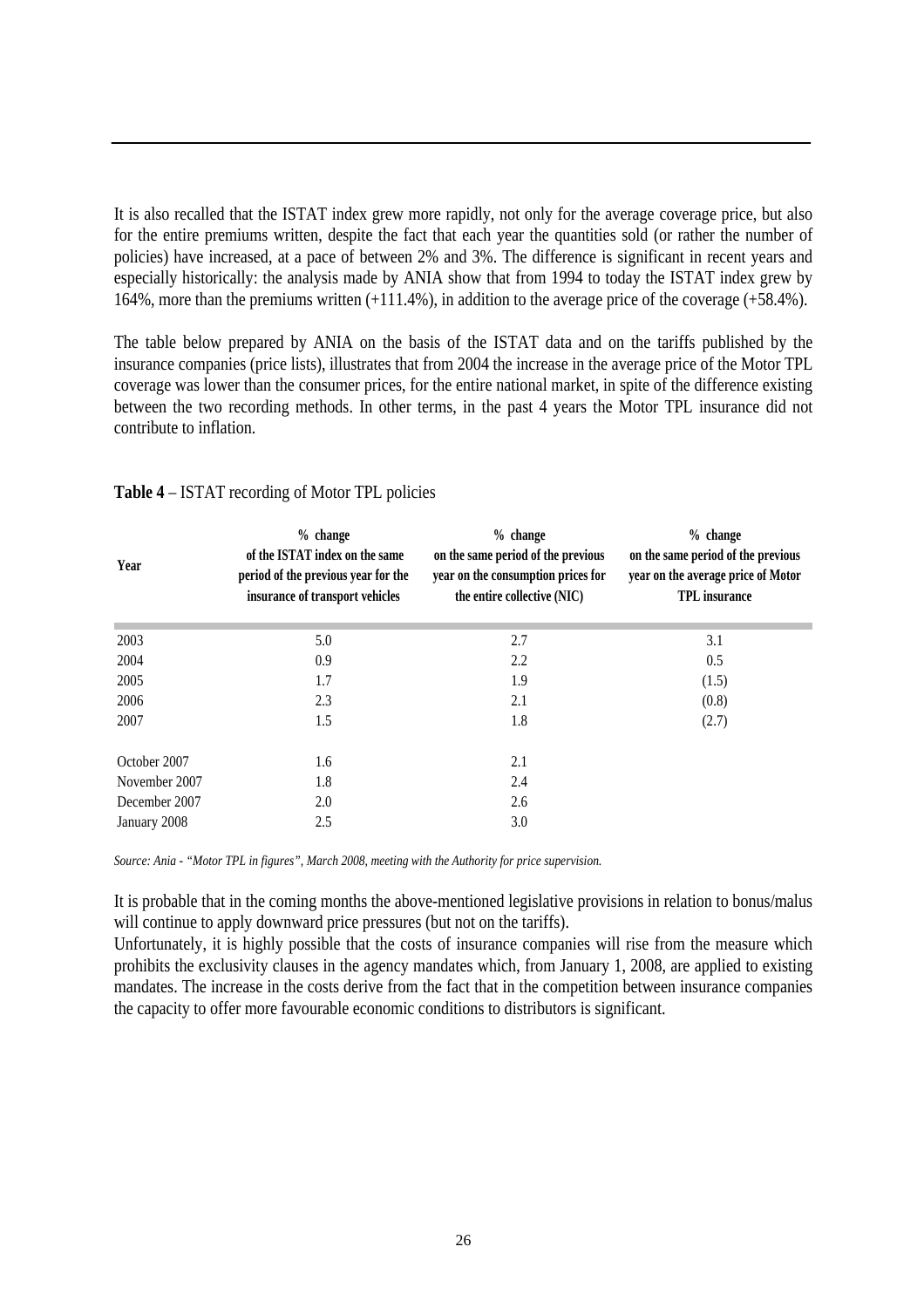It is also recalled that the ISTAT index grew more rapidly, not only for the average coverage price, but also for the entire premiums written, despite the fact that each year the quantities sold (or rather the number of policies) have increased, at a pace of between 2% and 3%. The difference is significant in recent years and especially historically: the analysis made by ANIA show that from 1994 to today the ISTAT index grew by 164%, more than the premiums written (+111.4%), in addition to the average price of the coverage (+58.4%).

The table below prepared by ANIA on the basis of the ISTAT data and on the tariffs published by the insurance companies (price lists), illustrates that from 2004 the increase in the average price of the Motor TPL coverage was lower than the consumer prices, for the entire national market, in spite of the difference existing between the two recording methods. In other terms, in the past 4 years the Motor TPL insurance did not contribute to inflation.

**Table 4** – ISTAT recording of Motor TPL policies

| Year | % change of the ISTAT index on the same period of the previous year for the insurance of transport vehicles | % change on the same period of the previous year on the consumption prices for the entire collective (NIC) | % change on the same period of the previous year on the average price of Motor TPL insurance |
|---|---|---|---|
| 2003 | 5.0 | 2.7 | 3.1 |
| 2004 | 0.9 | 2.2 | 0.5 |
| 2005 | 1.7 | 1.9 | (1.5) |
| 2006 | 2.3 | 2.1 | (0.8) |
| 2007 | 1.5 | 1.8 | (2.7) |
| October 2007 | 1.6 | 2.1 | |
| November 2007 | 1.8 | 2.4 | |
| December 2007 | 2.0 | 2.6 | |
| January 2008 | 2.5 | 3.0 | |

*Source: Ania - "Motor TPL in figures", March 2008, meeting with the Authority for price supervision.*

It is probable that in the coming months the above-mentioned legislative provisions in relation to bonus/malus will continue to apply downward price pressures (but not on the tariffs).

Unfortunately, it is highly possible that the costs of insurance companies will rise from the measure which prohibits the exclusivity clauses in the agency mandates which, from January 1, 2008, are applied to existing mandates. The increase in the costs derive from the fact that in the competition between insurance companies the capacity to offer more favourable economic conditions to distributors is significant.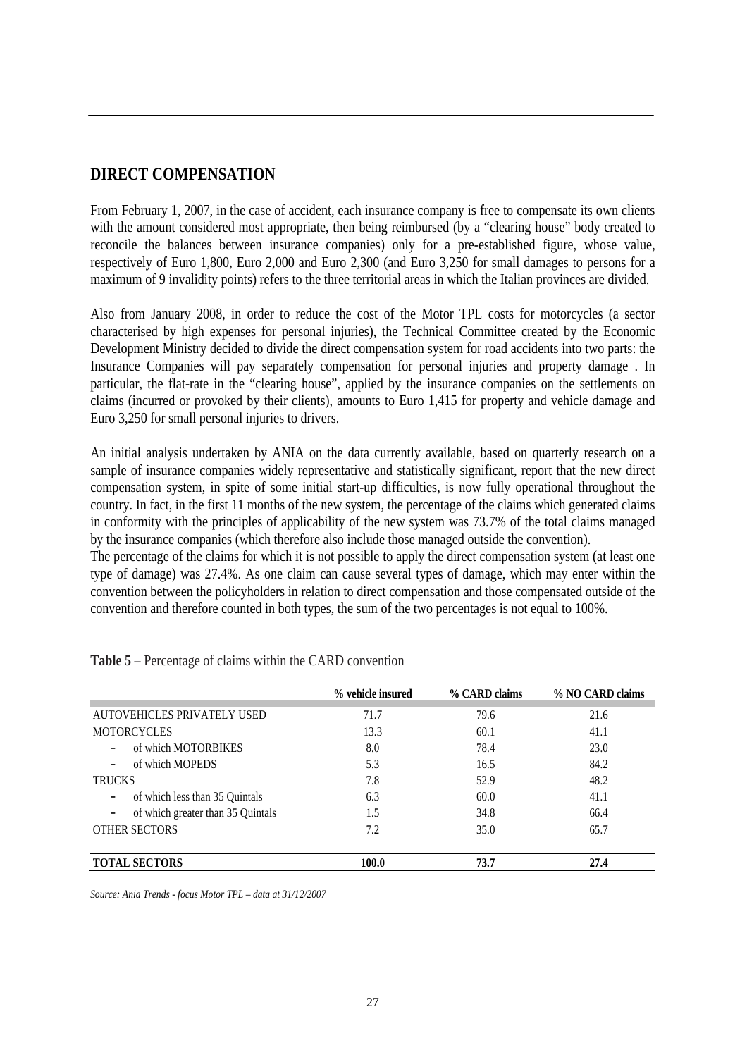## DIRECT COMPENSATION

From February 1, 2007, in the case of accident, each insurance company is free to compensate its own clients with the amount considered most appropriate, then being reimbursed (by a "clearing house" body created to reconcile the balances between insurance companies) only for a pre-established figure, whose value, respectively of Euro 1,800, Euro 2,000 and Euro 2,300 (and Euro 3,250 for small damages to persons for a maximum of 9 invalidity points) refers to the three territorial areas in which the Italian provinces are divided.

Also from January 2008, in order to reduce the cost of the Motor TPL costs for motorcycles (a sector characterised by high expenses for personal injuries), the Technical Committee created by the Economic Development Ministry decided to divide the direct compensation system for road accidents into two parts: the Insurance Companies will pay separately compensation for personal injuries and property damage . In particular, the flat-rate in the "clearing house", applied by the insurance companies on the settlements on claims (incurred or provoked by their clients), amounts to Euro 1,415 for property and vehicle damage and Euro 3,250 for small personal injuries to drivers.

An initial analysis undertaken by ANIA on the data currently available, based on quarterly research on a sample of insurance companies widely representative and statistically significant, report that the new direct compensation system, in spite of some initial start-up difficulties, is now fully operational throughout the country. In fact, in the first 11 months of the new system, the percentage of the claims which generated claims in conformity with the principles of applicability of the new system was 73.7% of the total claims managed by the insurance companies (which therefore also include those managed outside the convention).
The percentage of the claims for which it is not possible to apply the direct compensation system (at least one type of damage) was 27.4%. As one claim can cause several types of damage, which may enter within the convention between the policyholders in relation to direct compensation and those compensated outside of the convention and therefore counted in both types, the sum of the two percentages is not equal to 100%.

**Table 5** – Percentage of claims within the CARD convention

| | % vehicle insured | % CARD claims | % NO CARD claims |
|---|---|---|---|
| AUTOVEHICLES PRIVATELY USED | 71.7 | 79.6 | 21.6 |
| MOTORCYCLES | 13.3 | 60.1 | 41.1 |
| - of which MOTORBIKES | 8.0 | 78.4 | 23.0 |
| - of which MOPEDS | 5.3 | 16.5 | 84.2 |
| TRUCKS | 7.8 | 52.9 | 48.2 |
| - of which less than 35 Quintals | 6.3 | 60.0 | 41.1 |
| - of which greater than 35 Quintals | 1.5 | 34.8 | 66.4 |
| OTHER SECTORS | 7.2 | 35.0 | 65.7 |
| **TOTAL SECTORS** | **100.0** | **73.7** | **27.4** |

*Source: Ania Trends - focus Motor TPL – data at 31/12/2007*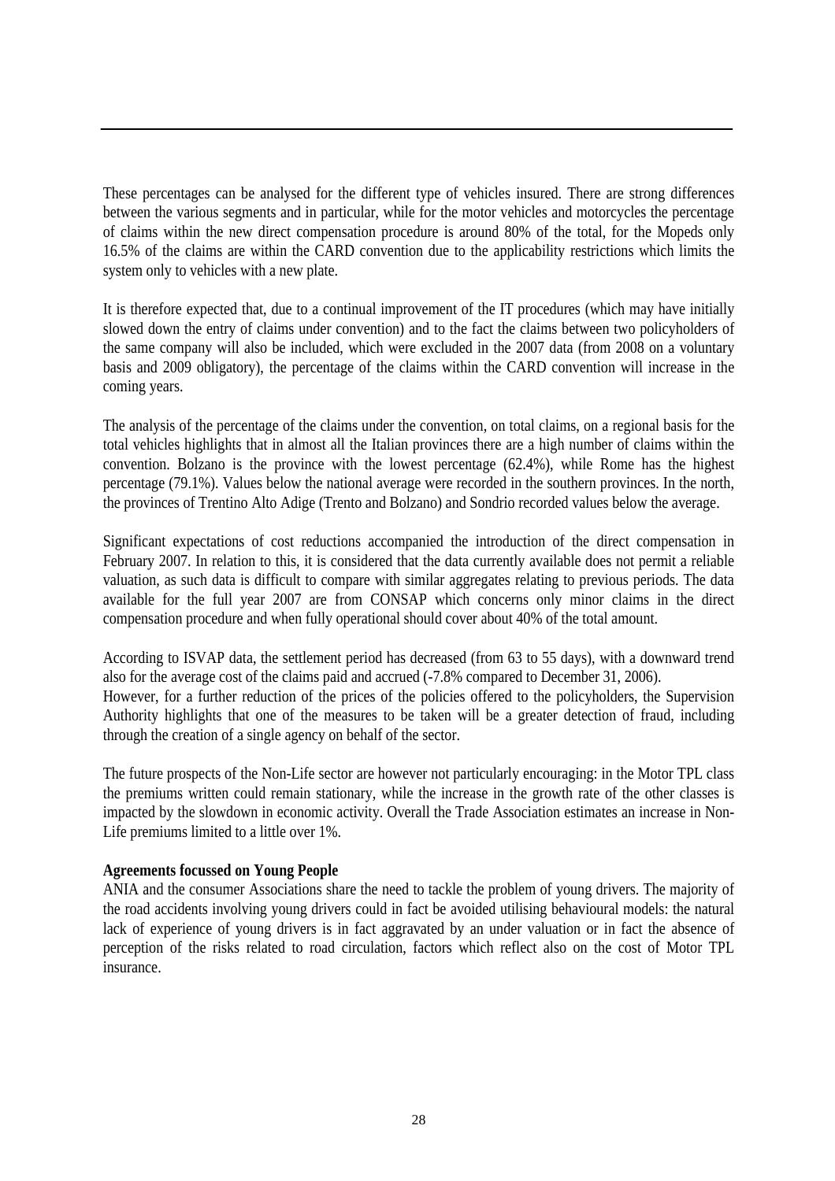These percentages can be analysed for the different type of vehicles insured. There are strong differences between the various segments and in particular, while for the motor vehicles and motorcycles the percentage of claims within the new direct compensation procedure is around 80% of the total, for the Mopeds only 16.5% of the claims are within the CARD convention due to the applicability restrictions which limits the system only to vehicles with a new plate.

It is therefore expected that, due to a continual improvement of the IT procedures (which may have initially slowed down the entry of claims under convention) and to the fact the claims between two policyholders of the same company will also be included, which were excluded in the 2007 data (from 2008 on a voluntary basis and 2009 obligatory), the percentage of the claims within the CARD convention will increase in the coming years.

The analysis of the percentage of the claims under the convention, on total claims, on a regional basis for the total vehicles highlights that in almost all the Italian provinces there are a high number of claims within the convention. Bolzano is the province with the lowest percentage (62.4%), while Rome has the highest percentage (79.1%). Values below the national average were recorded in the southern provinces. In the north, the provinces of Trentino Alto Adige (Trento and Bolzano) and Sondrio recorded values below the average.

Significant expectations of cost reductions accompanied the introduction of the direct compensation in February 2007. In relation to this, it is considered that the data currently available does not permit a reliable valuation, as such data is difficult to compare with similar aggregates relating to previous periods. The data available for the full year 2007 are from CONSAP which concerns only minor claims in the direct compensation procedure and when fully operational should cover about 40% of the total amount.

According to ISVAP data, the settlement period has decreased (from 63 to 55 days), with a downward trend also for the average cost of the claims paid and accrued (-7.8% compared to December 31, 2006).
However, for a further reduction of the prices of the policies offered to the policyholders, the Supervision Authority highlights that one of the measures to be taken will be a greater detection of fraud, including through the creation of a single agency on behalf of the sector.

The future prospects of the Non-Life sector are however not particularly encouraging: in the Motor TPL class the premiums written could remain stationary, while the increase in the growth rate of the other classes is impacted by the slowdown in economic activity. Overall the Trade Association estimates an increase in Non-Life premiums limited to a little over 1%.

**Agreements focussed on Young People**

ANIA and the consumer Associations share the need to tackle the problem of young drivers. The majority of the road accidents involving young drivers could in fact be avoided utilising behavioural models: the natural lack of experience of young drivers is in fact aggravated by an under valuation or in fact the absence of perception of the risks related to road circulation, factors which reflect also on the cost of Motor TPL insurance.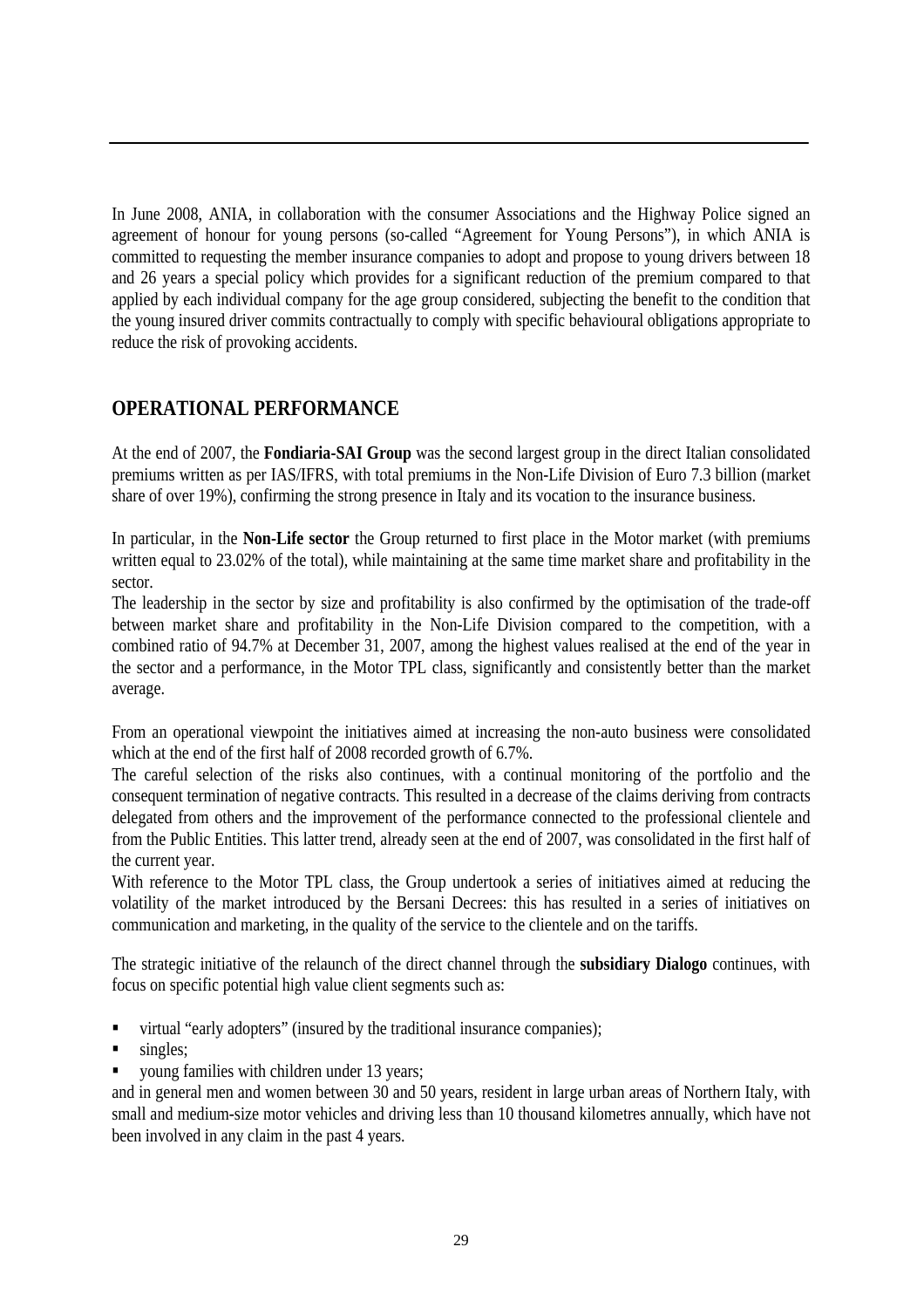In June 2008, ANIA, in collaboration with the consumer Associations and the Highway Police signed an agreement of honour for young persons (so-called "Agreement for Young Persons"), in which ANIA is committed to requesting the member insurance companies to adopt and propose to young drivers between 18 and 26 years a special policy which provides for a significant reduction of the premium compared to that applied by each individual company for the age group considered, subjecting the benefit to the condition that the young insured driver commits contractually to comply with specific behavioural obligations appropriate to reduce the risk of provoking accidents.

## OPERATIONAL PERFORMANCE

At the end of 2007, the **Fondiaria-SAI Group** was the second largest group in the direct Italian consolidated premiums written as per IAS/IFRS, with total premiums in the Non-Life Division of Euro 7.3 billion (market share of over 19%), confirming the strong presence in Italy and its vocation to the insurance business.

In particular, in the **Non-Life sector** the Group returned to first place in the Motor market (with premiums written equal to 23.02% of the total), while maintaining at the same time market share and profitability in the sector.

The leadership in the sector by size and profitability is also confirmed by the optimisation of the trade-off between market share and profitability in the Non-Life Division compared to the competition, with a combined ratio of 94.7% at December 31, 2007, among the highest values realised at the end of the year in the sector and a performance, in the Motor TPL class, significantly and consistently better than the market average.

From an operational viewpoint the initiatives aimed at increasing the non-auto business were consolidated which at the end of the first half of 2008 recorded growth of 6.7%.

The careful selection of the risks also continues, with a continual monitoring of the portfolio and the consequent termination of negative contracts. This resulted in a decrease of the claims deriving from contracts delegated from others and the improvement of the performance connected to the professional clientele and from the Public Entities. This latter trend, already seen at the end of 2007, was consolidated in the first half of the current year.

With reference to the Motor TPL class, the Group undertook a series of initiatives aimed at reducing the volatility of the market introduced by the Bersani Decrees: this has resulted in a series of initiatives on communication and marketing, in the quality of the service to the clientele and on the tariffs.

The strategic initiative of the relaunch of the direct channel through the **subsidiary Dialogo** continues, with focus on specific potential high value client segments such as:

- virtual "early adopters" (insured by the traditional insurance companies);
- singles;
- young families with children under 13 years;

and in general men and women between 30 and 50 years, resident in large urban areas of Northern Italy, with small and medium-size motor vehicles and driving less than 10 thousand kilometres annually, which have not been involved in any claim in the past 4 years.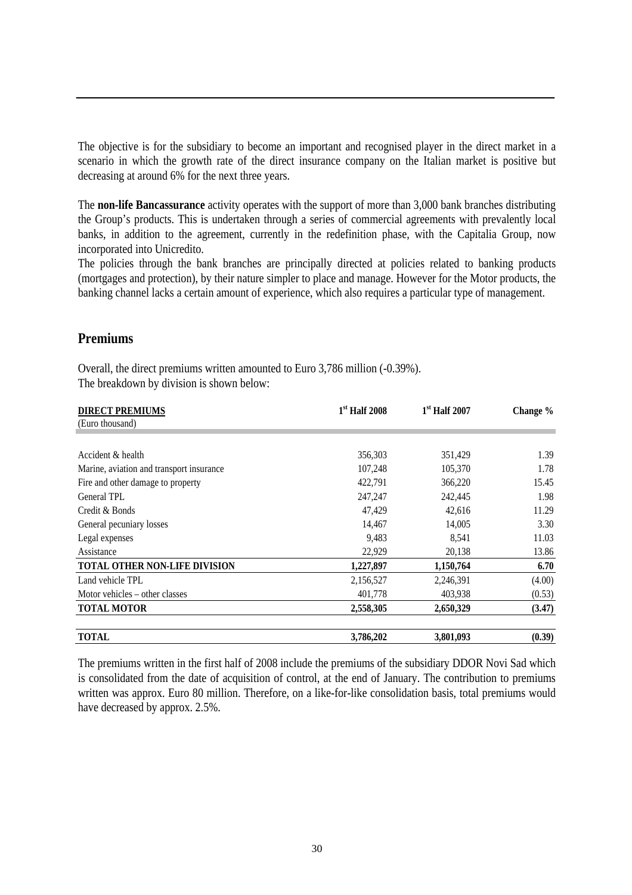The objective is for the subsidiary to become an important and recognised player in the direct market in a scenario in which the growth rate of the direct insurance company on the Italian market is positive but decreasing at around 6% for the next three years.

The **non-life Bancassurance** activity operates with the support of more than 3,000 bank branches distributing the Group's products. This is undertaken through a series of commercial agreements with prevalently local banks, in addition to the agreement, currently in the redefinition phase, with the Capitalia Group, now incorporated into Unicredito.
The policies through the bank branches are principally directed at policies related to banking products (mortgages and protection), by their nature simpler to place and manage. However for the Motor products, the banking channel lacks a certain amount of experience, which also requires a particular type of management.

## Premiums

Overall, the direct premiums written amounted to Euro 3,786 million (-0.39%).
The breakdown by division is shown below:

| **DIRECT PREMIUMS** (Euro thousand) | 1st Half 2008 | 1st Half 2007 | Change % |
|---|---|---|---|
| Accident & health | 356,303 | 351,429 | 1.39 |
| Marine, aviation and transport insurance | 107,248 | 105,370 | 1.78 |
| Fire and other damage to property | 422,791 | 366,220 | 15.45 |
| General TPL | 247,247 | 242,445 | 1.98 |
| Credit & Bonds | 47,429 | 42,616 | 11.29 |
| General pecuniary losses | 14,467 | 14,005 | 3.30 |
| Legal expenses | 9,483 | 8,541 | 11.03 |
| Assistance | 22,929 | 20,138 | 13.86 |
| **TOTAL OTHER NON-LIFE DIVISION** | **1,227,897** | **1,150,764** | **6.70** |
| Land vehicle TPL | 2,156,527 | 2,246,391 | (4.00) |
| Motor vehicles – other classes | 401,778 | 403,938 | (0.53) |
| **TOTAL MOTOR** | **2,558,305** | **2,650,329** | **(3.47)** |
| **TOTAL** | **3,786,202** | **3,801,093** | **(0.39)** |

The premiums written in the first half of 2008 include the premiums of the subsidiary DDOR Novi Sad which is consolidated from the date of acquisition of control, at the end of January. The contribution to premiums written was approx. Euro 80 million. Therefore, on a like-for-like consolidation basis, total premiums would have decreased by approx. 2.5%.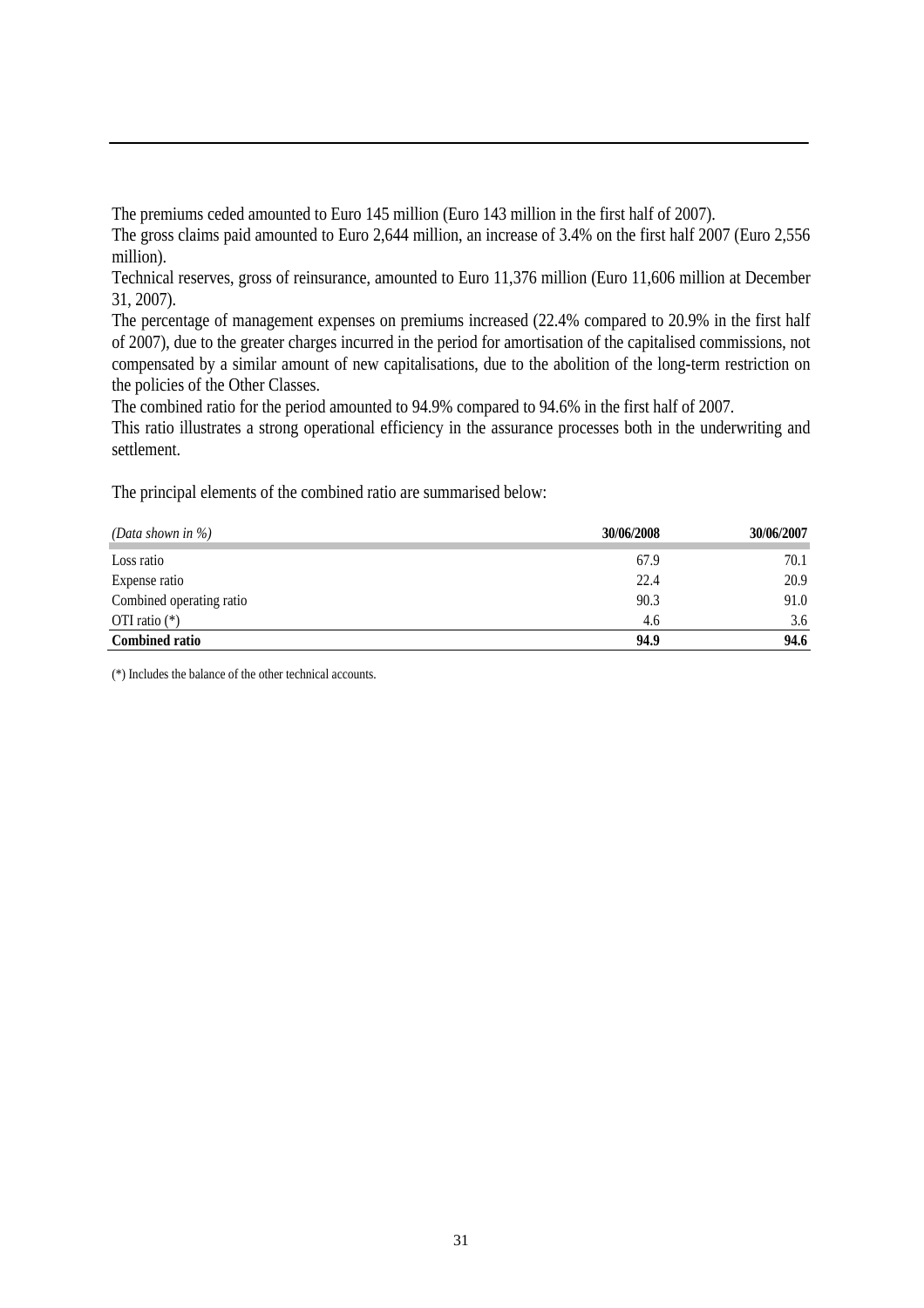The premiums ceded amounted to Euro 145 million (Euro 143 million in the first half of 2007).

The gross claims paid amounted to Euro 2,644 million, an increase of 3.4% on the first half 2007 (Euro 2,556 million).

Technical reserves, gross of reinsurance, amounted to Euro 11,376 million (Euro 11,606 million at December 31, 2007).

The percentage of management expenses on premiums increased (22.4% compared to 20.9% in the first half of 2007), due to the greater charges incurred in the period for amortisation of the capitalised commissions, not compensated by a similar amount of new capitalisations, due to the abolition of the long-term restriction on the policies of the Other Classes.

The combined ratio for the period amounted to 94.9% compared to 94.6% in the first half of 2007.

This ratio illustrates a strong operational efficiency in the assurance processes both in the underwriting and settlement.

The principal elements of the combined ratio are summarised below:

| *(Data shown in %)* | **30/06/2008** | **30/06/2007** |
|---|---|---|
| Loss ratio | 67.9 | 70.1 |
| Expense ratio | 22.4 | 20.9 |
| Combined operating ratio | 90.3 | 91.0 |
| OTI ratio (*) | 4.6 | 3.6 |
| **Combined ratio** | **94.9** | **94.6** |

(*) Includes the balance of the other technical accounts.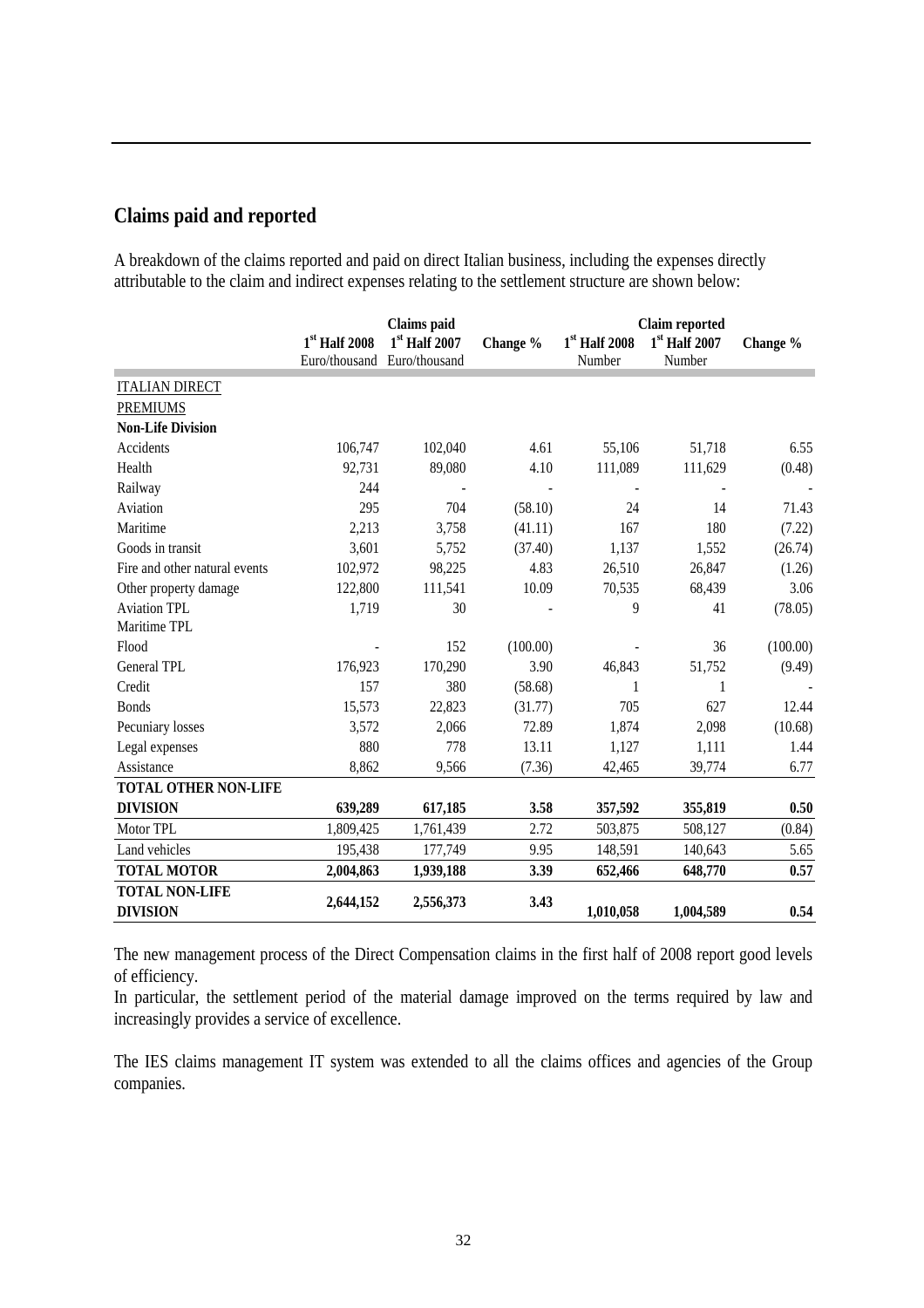## Claims paid and reported

A breakdown of the claims reported and paid on direct Italian business, including the expenses directly attributable to the claim and indirect expenses relating to the settlement structure are shown below:

| | Claims paid | | | Claim reported | | |
|---|---|---|---|---|---|---|
| | 1st Half 2008 Euro/thousand | 1st Half 2007 Euro/thousand | Change % | 1st Half 2008 Number | 1st Half 2007 Number | Change % |
| ITALIAN DIRECT | | | | | | |
| PREMIUMS | | | | | | |
| **Non-Life Division** | | | | | | |
| Accidents | 106,747 | 102,040 | 4.61 | 55,106 | 51,718 | 6.55 |
| Health | 92,731 | 89,080 | 4.10 | 111,089 | 111,629 | (0.48) |
| Railway | 244 | - | - | - | - | - |
| Aviation | 295 | 704 | (58.10) | 24 | 14 | 71.43 |
| Maritime | 2,213 | 3,758 | (41.11) | 167 | 180 | (7.22) |
| Goods in transit | 3,601 | 5,752 | (37.40) | 1,137 | 1,552 | (26.74) |
| Fire and other natural events | 102,972 | 98,225 | 4.83 | 26,510 | 26,847 | (1.26) |
| Other property damage | 122,800 | 111,541 | 10.09 | 70,535 | 68,439 | 3.06 |
| Aviation TPL | 1,719 | 30 | - | 9 | 41 | (78.05) |
| Maritime TPL | | | | | | |
| Flood | - | 152 | (100.00) | - | 36 | (100.00) |
| General TPL | 176,923 | 170,290 | 3.90 | 46,843 | 51,752 | (9.49) |
| Credit | 157 | 380 | (58.68) | 1 | 1 | - |
| Bonds | 15,573 | 22,823 | (31.77) | 705 | 627 | 12.44 |
| Pecuniary losses | 3,572 | 2,066 | 72.89 | 1,874 | 2,098 | (10.68) |
| Legal expenses | 880 | 778 | 13.11 | 1,127 | 1,111 | 1.44 |
| Assistance | 8,862 | 9,566 | (7.36) | 42,465 | 39,774 | 6.77 |
| **TOTAL OTHER NON-LIFE DIVISION** | **639,289** | **617,185** | **3.58** | **357,592** | **355,819** | **0.50** |
| Motor TPL | 1,809,425 | 1,761,439 | 2.72 | 503,875 | 508,127 | (0.84) |
| Land vehicles | 195,438 | 177,749 | 9.95 | 148,591 | 140,643 | 5.65 |
| **TOTAL MOTOR** | **2,004,863** | **1,939,188** | **3.39** | **652,466** | **648,770** | **0.57** |
| **TOTAL NON-LIFE DIVISION** | **2,644,152** | **2,556,373** | **3.43** | **1,010,058** | **1,004,589** | **0.54** |

The new management process of the Direct Compensation claims in the first half of 2008 report good levels of efficiency.
In particular, the settlement period of the material damage improved on the terms required by law and increasingly provides a service of excellence.

The IES claims management IT system was extended to all the claims offices and agencies of the Group companies.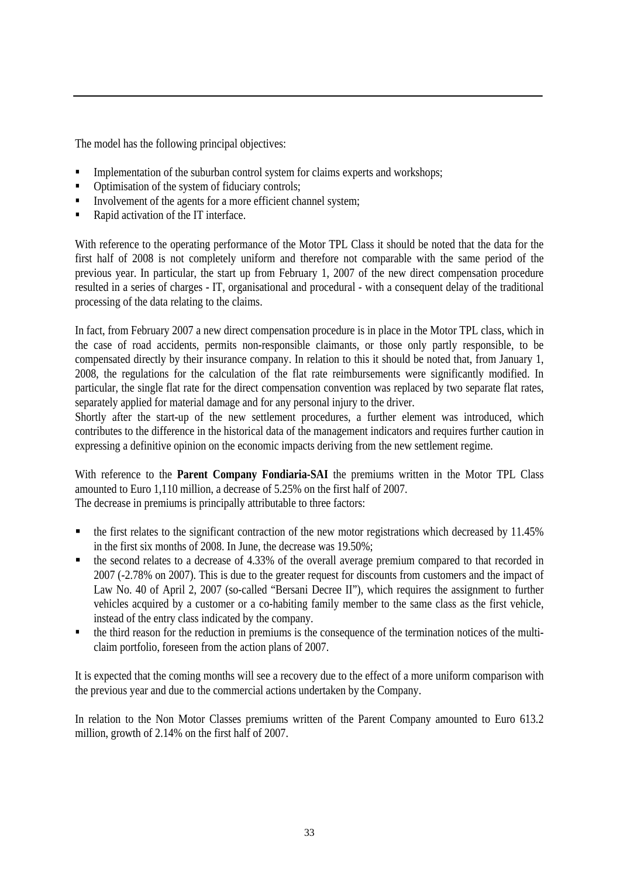The model has the following principal objectives:

- Implementation of the suburban control system for claims experts and workshops;
- Optimisation of the system of fiduciary controls;
- Involvement of the agents for a more efficient channel system;
- Rapid activation of the IT interface.

With reference to the operating performance of the Motor TPL Class it should be noted that the data for the first half of 2008 is not completely uniform and therefore not comparable with the same period of the previous year. In particular, the start up from February 1, 2007 of the new direct compensation procedure resulted in a series of charges - IT, organisational and procedural - with a consequent delay of the traditional processing of the data relating to the claims.

In fact, from February 2007 a new direct compensation procedure is in place in the Motor TPL class, which in the case of road accidents, permits non-responsible claimants, or those only partly responsible, to be compensated directly by their insurance company. In relation to this it should be noted that, from January 1, 2008, the regulations for the calculation of the flat rate reimbursements were significantly modified. In particular, the single flat rate for the direct compensation convention was replaced by two separate flat rates, separately applied for material damage and for any personal injury to the driver.
Shortly after the start-up of the new settlement procedures, a further element was introduced, which contributes to the difference in the historical data of the management indicators and requires further caution in expressing a definitive opinion on the economic impacts deriving from the new settlement regime.

With reference to the **Parent Company Fondiaria-SAI** the premiums written in the Motor TPL Class amounted to Euro 1,110 million, a decrease of 5.25% on the first half of 2007.
The decrease in premiums is principally attributable to three factors:

- the first relates to the significant contraction of the new motor registrations which decreased by 11.45% in the first six months of 2008. In June, the decrease was 19.50%;
- the second relates to a decrease of 4.33% of the overall average premium compared to that recorded in 2007 (-2.78% on 2007). This is due to the greater request for discounts from customers and the impact of Law No. 40 of April 2, 2007 (so-called "Bersani Decree II"), which requires the assignment to further vehicles acquired by a customer or a co-habiting family member to the same class as the first vehicle, instead of the entry class indicated by the company.
- the third reason for the reduction in premiums is the consequence of the termination notices of the multi-claim portfolio, foreseen from the action plans of 2007.

It is expected that the coming months will see a recovery due to the effect of a more uniform comparison with the previous year and due to the commercial actions undertaken by the Company.

In relation to the Non Motor Classes premiums written of the Parent Company amounted to Euro 613.2 million, growth of 2.14% on the first half of 2007.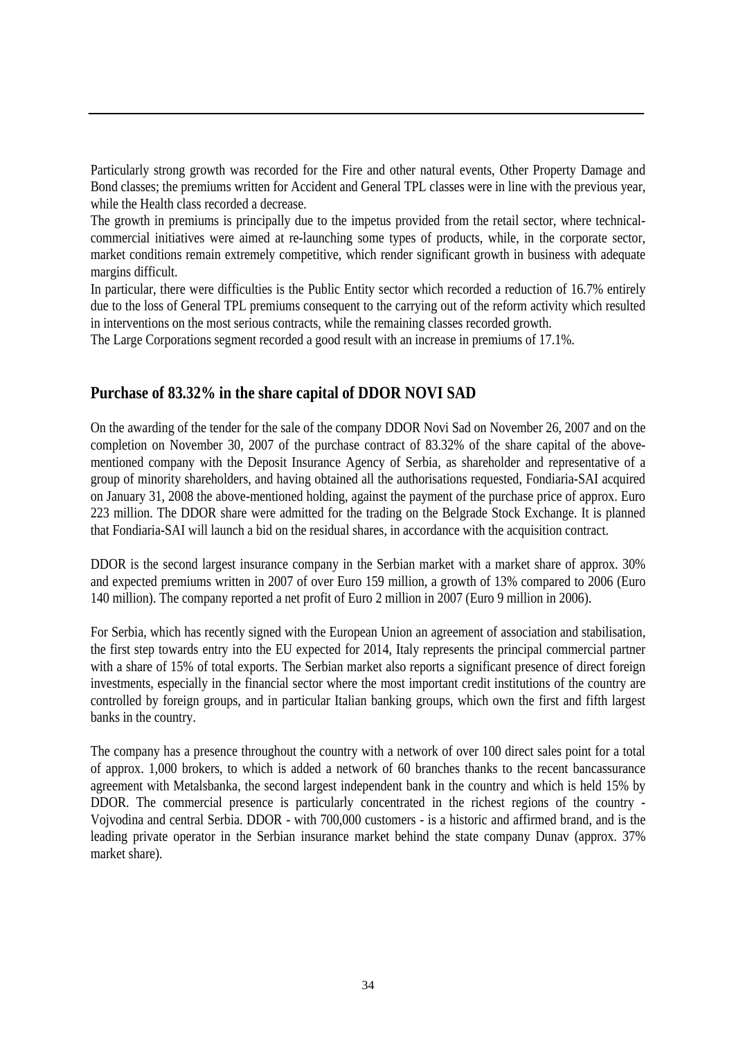Particularly strong growth was recorded for the Fire and other natural events, Other Property Damage and Bond classes; the premiums written for Accident and General TPL classes were in line with the previous year, while the Health class recorded a decrease.

The growth in premiums is principally due to the impetus provided from the retail sector, where technical-commercial initiatives were aimed at re-launching some types of products, while, in the corporate sector, market conditions remain extremely competitive, which render significant growth in business with adequate margins difficult.

In particular, there were difficulties is the Public Entity sector which recorded a reduction of 16.7% entirely due to the loss of General TPL premiums consequent to the carrying out of the reform activity which resulted in interventions on the most serious contracts, while the remaining classes recorded growth.

The Large Corporations segment recorded a good result with an increase in premiums of 17.1%.

## Purchase of 83.32% in the share capital of DDOR NOVI SAD

On the awarding of the tender for the sale of the company DDOR Novi Sad on November 26, 2007 and on the completion on November 30, 2007 of the purchase contract of 83.32% of the share capital of the above-mentioned company with the Deposit Insurance Agency of Serbia, as shareholder and representative of a group of minority shareholders, and having obtained all the authorisations requested, Fondiaria-SAI acquired on January 31, 2008 the above-mentioned holding, against the payment of the purchase price of approx. Euro 223 million. The DDOR share were admitted for the trading on the Belgrade Stock Exchange. It is planned that Fondiaria-SAI will launch a bid on the residual shares, in accordance with the acquisition contract.

DDOR is the second largest insurance company in the Serbian market with a market share of approx. 30% and expected premiums written in 2007 of over Euro 159 million, a growth of 13% compared to 2006 (Euro 140 million). The company reported a net profit of Euro 2 million in 2007 (Euro 9 million in 2006).

For Serbia, which has recently signed with the European Union an agreement of association and stabilisation, the first step towards entry into the EU expected for 2014, Italy represents the principal commercial partner with a share of 15% of total exports. The Serbian market also reports a significant presence of direct foreign investments, especially in the financial sector where the most important credit institutions of the country are controlled by foreign groups, and in particular Italian banking groups, which own the first and fifth largest banks in the country.

The company has a presence throughout the country with a network of over 100 direct sales point for a total of approx. 1,000 brokers, to which is added a network of 60 branches thanks to the recent bancassurance agreement with Metalsbanka, the second largest independent bank in the country and which is held 15% by DDOR. The commercial presence is particularly concentrated in the richest regions of the country - Vojvodina and central Serbia. DDOR - with 700,000 customers - is a historic and affirmed brand, and is the leading private operator in the Serbian insurance market behind the state company Dunav (approx. 37% market share).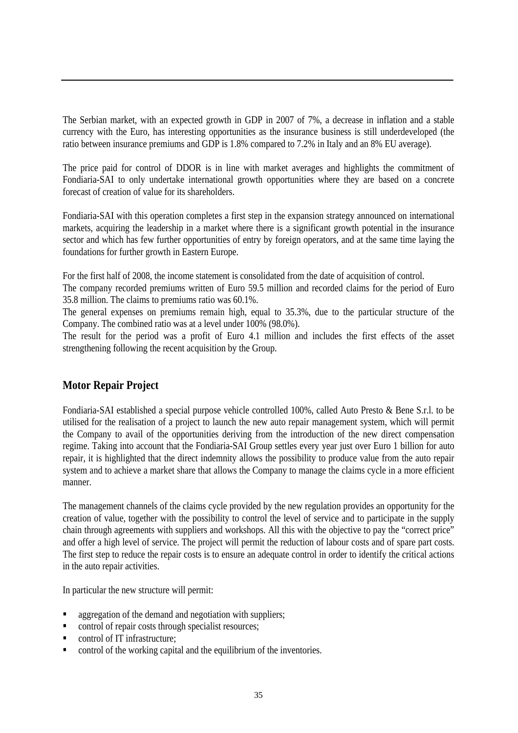The Serbian market, with an expected growth in GDP in 2007 of 7%, a decrease in inflation and a stable currency with the Euro, has interesting opportunities as the insurance business is still underdeveloped (the ratio between insurance premiums and GDP is 1.8% compared to 7.2% in Italy and an 8% EU average).

The price paid for control of DDOR is in line with market averages and highlights the commitment of Fondiaria-SAI to only undertake international growth opportunities where they are based on a concrete forecast of creation of value for its shareholders.

Fondiaria-SAI with this operation completes a first step in the expansion strategy announced on international markets, acquiring the leadership in a market where there is a significant growth potential in the insurance sector and which has few further opportunities of entry by foreign operators, and at the same time laying the foundations for further growth in Eastern Europe.

For the first half of 2008, the income statement is consolidated from the date of acquisition of control.
The company recorded premiums written of Euro 59.5 million and recorded claims for the period of Euro 35.8 million. The claims to premiums ratio was 60.1%.
The general expenses on premiums remain high, equal to 35.3%, due to the particular structure of the Company. The combined ratio was at a level under 100% (98.0%).
The result for the period was a profit of Euro 4.1 million and includes the first effects of the asset strengthening following the recent acquisition by the Group.

## Motor Repair Project

Fondiaria-SAI established a special purpose vehicle controlled 100%, called Auto Presto & Bene S.r.l. to be utilised for the realisation of a project to launch the new auto repair management system, which will permit the Company to avail of the opportunities deriving from the introduction of the new direct compensation regime. Taking into account that the Fondiaria-SAI Group settles every year just over Euro 1 billion for auto repair, it is highlighted that the direct indemnity allows the possibility to produce value from the auto repair system and to achieve a market share that allows the Company to manage the claims cycle in a more efficient manner.

The management channels of the claims cycle provided by the new regulation provides an opportunity for the creation of value, together with the possibility to control the level of service and to participate in the supply chain through agreements with suppliers and workshops. All this with the objective to pay the "correct price" and offer a high level of service. The project will permit the reduction of labour costs and of spare part costs. The first step to reduce the repair costs is to ensure an adequate control in order to identify the critical actions in the auto repair activities.

In particular the new structure will permit:

- aggregation of the demand and negotiation with suppliers;
- control of repair costs through specialist resources;
- control of IT infrastructure;
- control of the working capital and the equilibrium of the inventories.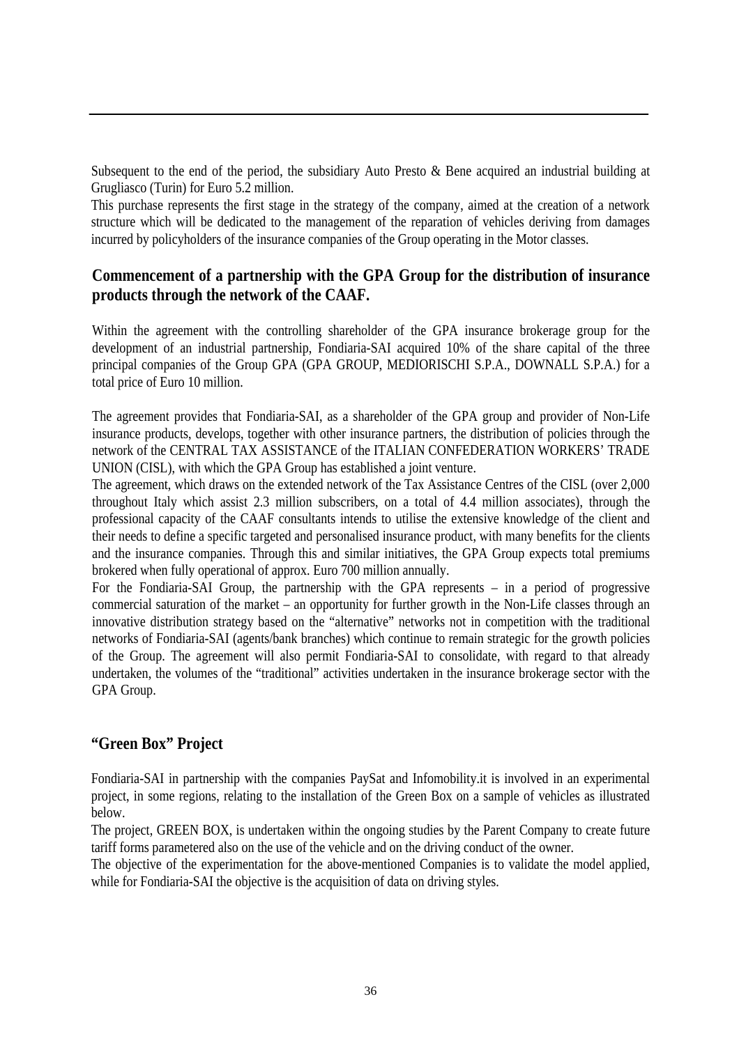Subsequent to the end of the period, the subsidiary Auto Presto & Bene acquired an industrial building at Grugliasco (Turin) for Euro 5.2 million.

This purchase represents the first stage in the strategy of the company, aimed at the creation of a network structure which will be dedicated to the management of the reparation of vehicles deriving from damages incurred by policyholders of the insurance companies of the Group operating in the Motor classes.

## Commencement of a partnership with the GPA Group for the distribution of insurance products through the network of the CAAF.

Within the agreement with the controlling shareholder of the GPA insurance brokerage group for the development of an industrial partnership, Fondiaria-SAI acquired 10% of the share capital of the three principal companies of the Group GPA (GPA GROUP, MEDIORISCHI S.P.A., DOWNALL S.P.A.) for a total price of Euro 10 million.

The agreement provides that Fondiaria-SAI, as a shareholder of the GPA group and provider of Non-Life insurance products, develops, together with other insurance partners, the distribution of policies through the network of the CENTRAL TAX ASSISTANCE of the ITALIAN CONFEDERATION WORKERS' TRADE UNION (CISL), with which the GPA Group has established a joint venture.

The agreement, which draws on the extended network of the Tax Assistance Centres of the CISL (over 2,000 throughout Italy which assist 2.3 million subscribers, on a total of 4.4 million associates), through the professional capacity of the CAAF consultants intends to utilise the extensive knowledge of the client and their needs to define a specific targeted and personalised insurance product, with many benefits for the clients and the insurance companies. Through this and similar initiatives, the GPA Group expects total premiums brokered when fully operational of approx. Euro 700 million annually.

For the Fondiaria-SAI Group, the partnership with the GPA represents – in a period of progressive commercial saturation of the market – an opportunity for further growth in the Non-Life classes through an innovative distribution strategy based on the "alternative" networks not in competition with the traditional networks of Fondiaria-SAI (agents/bank branches) which continue to remain strategic for the growth policies of the Group. The agreement will also permit Fondiaria-SAI to consolidate, with regard to that already undertaken, the volumes of the "traditional" activities undertaken in the insurance brokerage sector with the GPA Group.

## "Green Box" Project

Fondiaria-SAI in partnership with the companies PaySat and Infomobility.it is involved in an experimental project, in some regions, relating to the installation of the Green Box on a sample of vehicles as illustrated below.

The project, GREEN BOX, is undertaken within the ongoing studies by the Parent Company to create future tariff forms parametered also on the use of the vehicle and on the driving conduct of the owner.

The objective of the experimentation for the above-mentioned Companies is to validate the model applied, while for Fondiaria-SAI the objective is the acquisition of data on driving styles.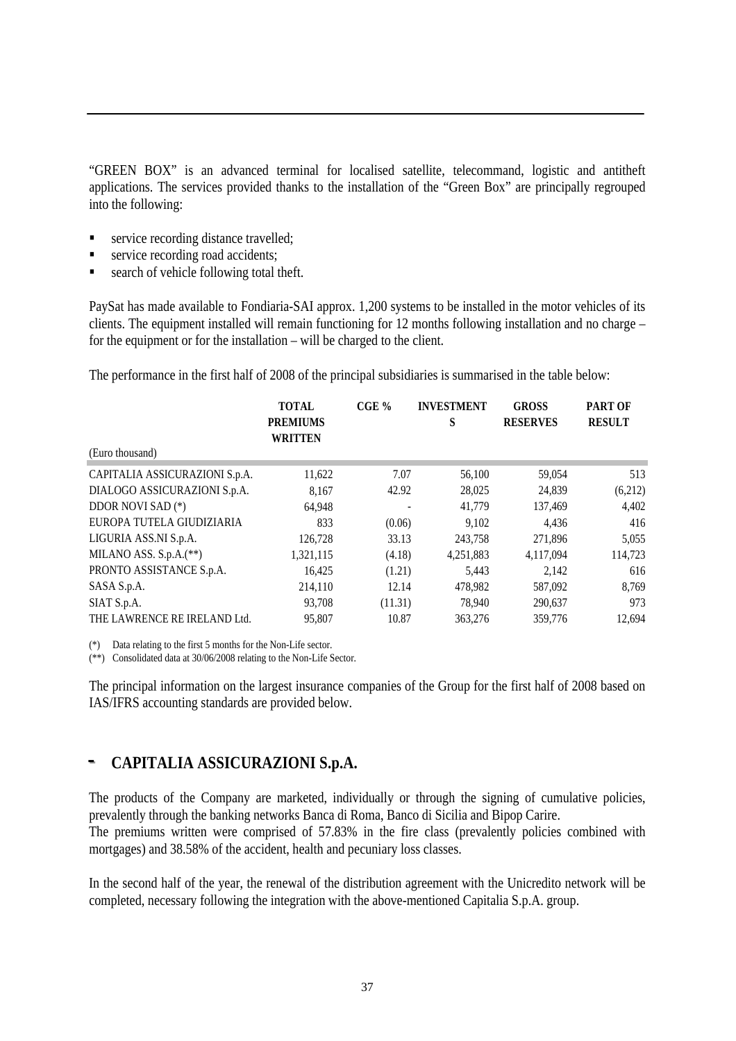"GREEN BOX" is an advanced terminal for localised satellite, telecommand, logistic and antitheft applications. The services provided thanks to the installation of the "Green Box" are principally regrouped into the following:

- service recording distance travelled;
- service recording road accidents;
- search of vehicle following total theft.

PaySat has made available to Fondiaria-SAI approx. 1,200 systems to be installed in the motor vehicles of its clients. The equipment installed will remain functioning for 12 months following installation and no charge – for the equipment or for the installation – will be charged to the client.

The performance in the first half of 2008 of the principal subsidiaries is summarised in the table below:

| (Euro thousand) | TOTAL PREMIUMS WRITTEN | CGE % | INVESTMENTS | GROSS RESERVES | PART OF RESULT |
|---|---|---|---|---|---|
| CAPITALIA ASSICURAZIONI S.p.A. | 11,622 | 7.07 | 56,100 | 59,054 | 513 |
| DIALOGO ASSICURAZIONI S.p.A. | 8,167 | 42.92 | 28,025 | 24,839 | (6,212) |
| DDOR NOVI SAD (*) | 64,948 | - | 41,779 | 137,469 | 4,402 |
| EUROPA TUTELA GIUDIZIARIA | 833 | (0.06) | 9,102 | 4,436 | 416 |
| LIGURIA ASS.NI S.p.A. | 126,728 | 33.13 | 243,758 | 271,896 | 5,055 |
| MILANO ASS. S.p.A.(**) | 1,321,115 | (4.18) | 4,251,883 | 4,117,094 | 114,723 |
| PRONTO ASSISTANCE S.p.A. | 16,425 | (1.21) | 5,443 | 2,142 | 616 |
| SASA S.p.A. | 214,110 | 12.14 | 478,982 | 587,092 | 8,769 |
| SIAT S.p.A. | 93,708 | (11.31) | 78,940 | 290,637 | 973 |
| THE LAWRENCE RE IRELAND Ltd. | 95,807 | 10.87 | 363,276 | 359,776 | 12,694 |

(*) Data relating to the first 5 months for the Non-Life sector.
(**) Consolidated data at 30/06/2008 relating to the Non-Life Sector.

The principal information on the largest insurance companies of the Group for the first half of 2008 based on IAS/IFRS accounting standards are provided below.

## - CAPITALIA ASSICURAZIONI S.p.A.

The products of the Company are marketed, individually or through the signing of cumulative policies, prevalently through the banking networks Banca di Roma, Banco di Sicilia and Bipop Carire.
The premiums written were comprised of 57.83% in the fire class (prevalently policies combined with mortgages) and 38.58% of the accident, health and pecuniary loss classes.

In the second half of the year, the renewal of the distribution agreement with the Unicredito network will be completed, necessary following the integration with the above-mentioned Capitalia S.p.A. group.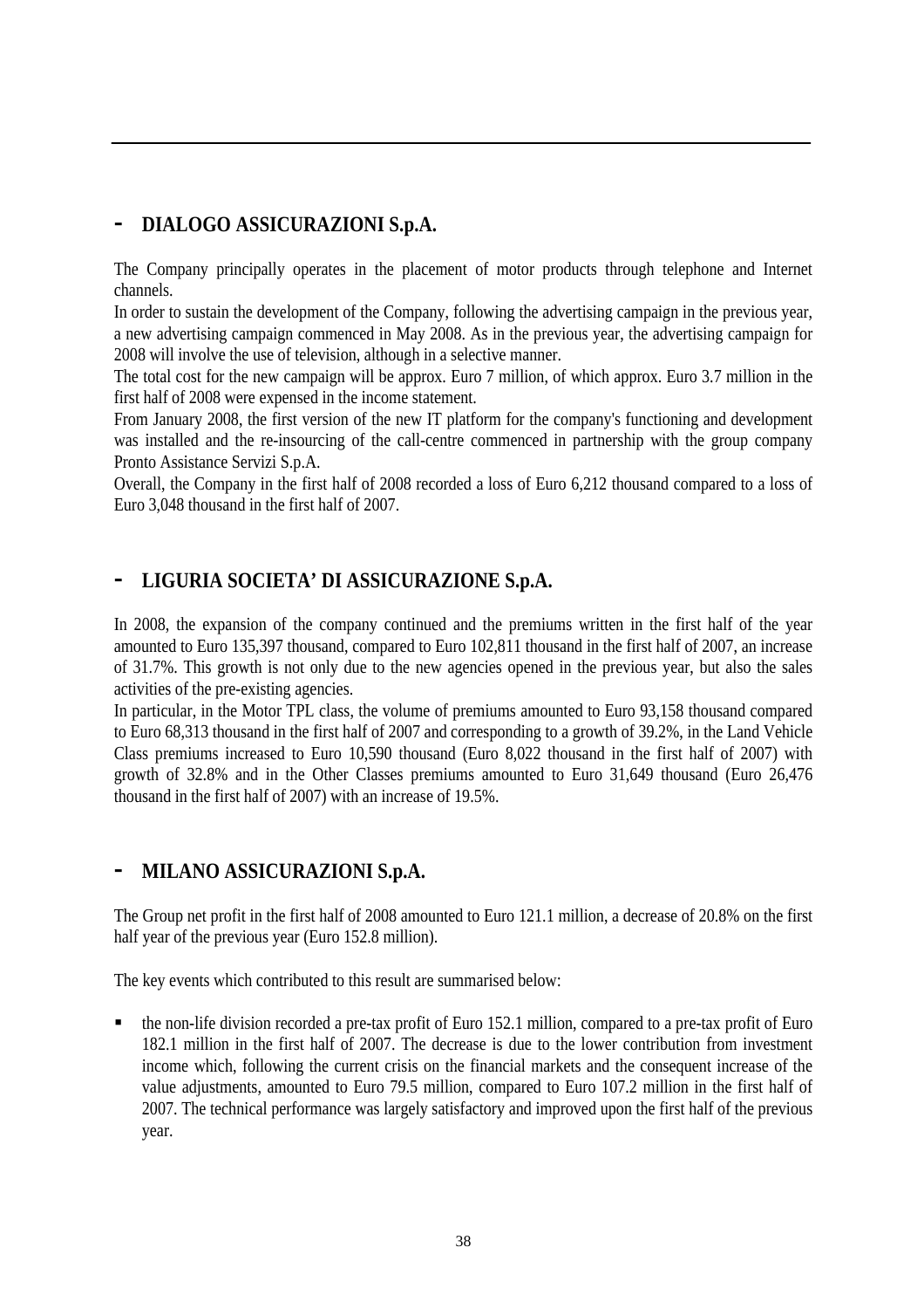## - DIALOGO ASSICURAZIONI S.p.A.

The Company principally operates in the placement of motor products through telephone and Internet channels.

In order to sustain the development of the Company, following the advertising campaign in the previous year, a new advertising campaign commenced in May 2008. As in the previous year, the advertising campaign for 2008 will involve the use of television, although in a selective manner.

The total cost for the new campaign will be approx. Euro 7 million, of which approx. Euro 3.7 million in the first half of 2008 were expensed in the income statement.

From January 2008, the first version of the new IT platform for the company's functioning and development was installed and the re-insourcing of the call-centre commenced in partnership with the group company Pronto Assistance Servizi S.p.A.

Overall, the Company in the first half of 2008 recorded a loss of Euro 6,212 thousand compared to a loss of Euro 3,048 thousand in the first half of 2007.

## - LIGURIA SOCIETA' DI ASSICURAZIONE S.p.A.

In 2008, the expansion of the company continued and the premiums written in the first half of the year amounted to Euro 135,397 thousand, compared to Euro 102,811 thousand in the first half of 2007, an increase of 31.7%. This growth is not only due to the new agencies opened in the previous year, but also the sales activities of the pre-existing agencies.

In particular, in the Motor TPL class, the volume of premiums amounted to Euro 93,158 thousand compared to Euro 68,313 thousand in the first half of 2007 and corresponding to a growth of 39.2%, in the Land Vehicle Class premiums increased to Euro 10,590 thousand (Euro 8,022 thousand in the first half of 2007) with growth of 32.8% and in the Other Classes premiums amounted to Euro 31,649 thousand (Euro 26,476 thousand in the first half of 2007) with an increase of 19.5%.

## - MILANO ASSICURAZIONI S.p.A.

The Group net profit in the first half of 2008 amounted to Euro 121.1 million, a decrease of 20.8% on the first half year of the previous year (Euro 152.8 million).

The key events which contributed to this result are summarised below:

- the non-life division recorded a pre-tax profit of Euro 152.1 million, compared to a pre-tax profit of Euro 182.1 million in the first half of 2007. The decrease is due to the lower contribution from investment income which, following the current crisis on the financial markets and the consequent increase of the value adjustments, amounted to Euro 79.5 million, compared to Euro 107.2 million in the first half of 2007. The technical performance was largely satisfactory and improved upon the first half of the previous year.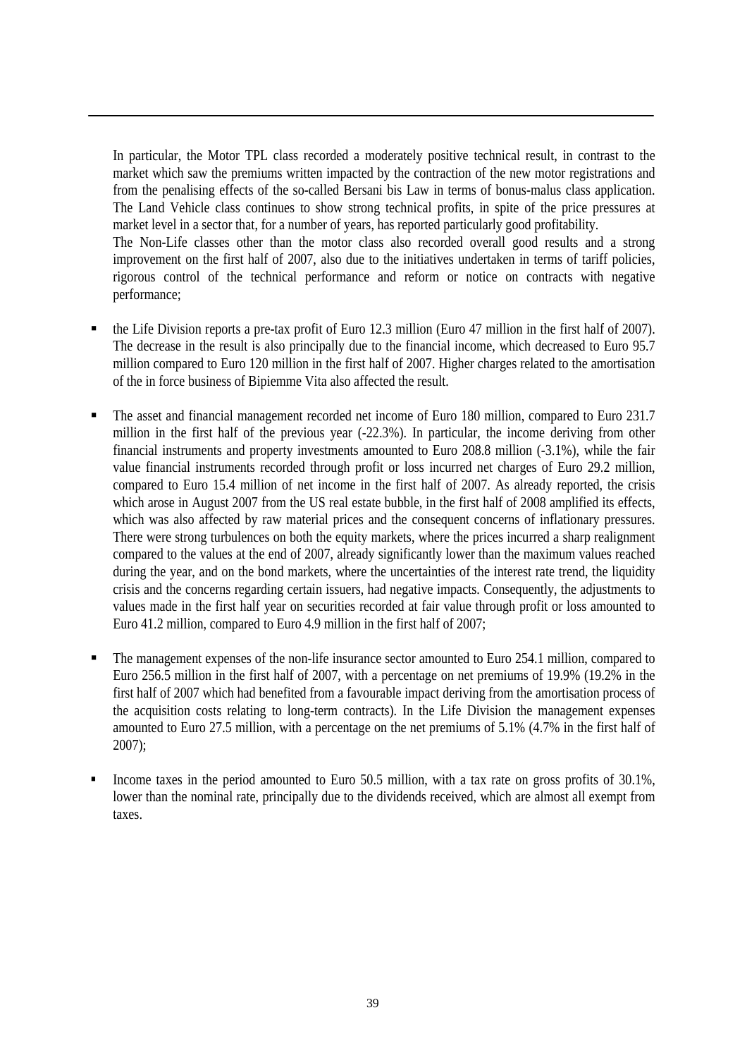In particular, the Motor TPL class recorded a moderately positive technical result, in contrast to the market which saw the premiums written impacted by the contraction of the new motor registrations and from the penalising effects of the so-called Bersani bis Law in terms of bonus-malus class application. The Land Vehicle class continues to show strong technical profits, in spite of the price pressures at market level in a sector that, for a number of years, has reported particularly good profitability.

The Non-Life classes other than the motor class also recorded overall good results and a strong improvement on the first half of 2007, also due to the initiatives undertaken in terms of tariff policies, rigorous control of the technical performance and reform or notice on contracts with negative performance;

- the Life Division reports a pre-tax profit of Euro 12.3 million (Euro 47 million in the first half of 2007). The decrease in the result is also principally due to the financial income, which decreased to Euro 95.7 million compared to Euro 120 million in the first half of 2007. Higher charges related to the amortisation of the in force business of Bipiemme Vita also affected the result.

- The asset and financial management recorded net income of Euro 180 million, compared to Euro 231.7 million in the first half of the previous year (-22.3%). In particular, the income deriving from other financial instruments and property investments amounted to Euro 208.8 million (-3.1%), while the fair value financial instruments recorded through profit or loss incurred net charges of Euro 29.2 million, compared to Euro 15.4 million of net income in the first half of 2007. As already reported, the crisis which arose in August 2007 from the US real estate bubble, in the first half of 2008 amplified its effects, which was also affected by raw material prices and the consequent concerns of inflationary pressures. There were strong turbulences on both the equity markets, where the prices incurred a sharp realignment compared to the values at the end of 2007, already significantly lower than the maximum values reached during the year, and on the bond markets, where the uncertainties of the interest rate trend, the liquidity crisis and the concerns regarding certain issuers, had negative impacts. Consequently, the adjustments to values made in the first half year on securities recorded at fair value through profit or loss amounted to Euro 41.2 million, compared to Euro 4.9 million in the first half of 2007;

- The management expenses of the non-life insurance sector amounted to Euro 254.1 million, compared to Euro 256.5 million in the first half of 2007, with a percentage on net premiums of 19.9% (19.2% in the first half of 2007 which had benefited from a favourable impact deriving from the amortisation process of the acquisition costs relating to long-term contracts). In the Life Division the management expenses amounted to Euro 27.5 million, with a percentage on the net premiums of 5.1% (4.7% in the first half of 2007);

- Income taxes in the period amounted to Euro 50.5 million, with a tax rate on gross profits of 30.1%, lower than the nominal rate, principally due to the dividends received, which are almost all exempt from taxes.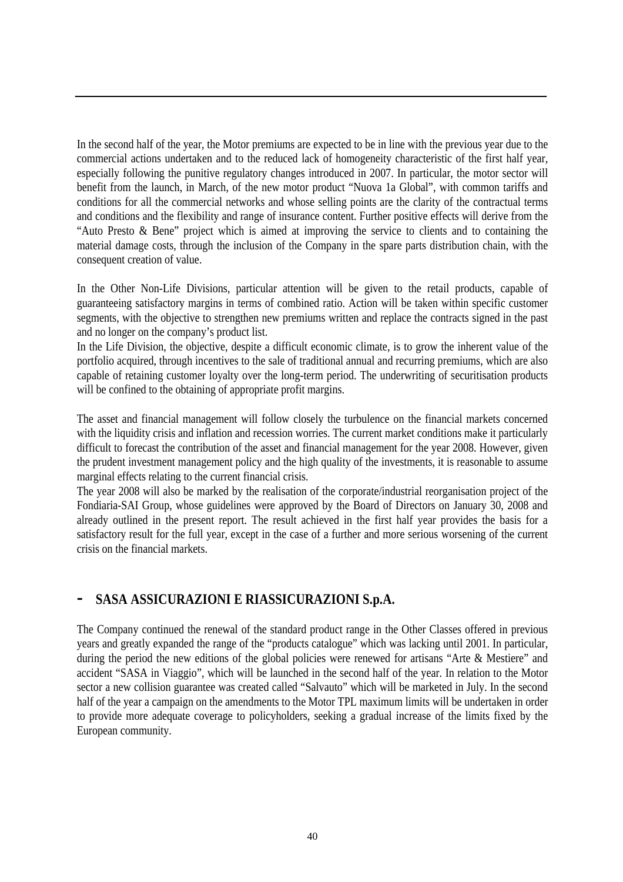In the second half of the year, the Motor premiums are expected to be in line with the previous year due to the commercial actions undertaken and to the reduced lack of homogeneity characteristic of the first half year, especially following the punitive regulatory changes introduced in 2007. In particular, the motor sector will benefit from the launch, in March, of the new motor product "Nuova 1a Global", with common tariffs and conditions for all the commercial networks and whose selling points are the clarity of the contractual terms and conditions and the flexibility and range of insurance content. Further positive effects will derive from the "Auto Presto & Bene" project which is aimed at improving the service to clients and to containing the material damage costs, through the inclusion of the Company in the spare parts distribution chain, with the consequent creation of value.

In the Other Non-Life Divisions, particular attention will be given to the retail products, capable of guaranteeing satisfactory margins in terms of combined ratio. Action will be taken within specific customer segments, with the objective to strengthen new premiums written and replace the contracts signed in the past and no longer on the company's product list.

In the Life Division, the objective, despite a difficult economic climate, is to grow the inherent value of the portfolio acquired, through incentives to the sale of traditional annual and recurring premiums, which are also capable of retaining customer loyalty over the long-term period. The underwriting of securitisation products will be confined to the obtaining of appropriate profit margins.

The asset and financial management will follow closely the turbulence on the financial markets concerned with the liquidity crisis and inflation and recession worries. The current market conditions make it particularly difficult to forecast the contribution of the asset and financial management for the year 2008. However, given the prudent investment management policy and the high quality of the investments, it is reasonable to assume marginal effects relating to the current financial crisis.

The year 2008 will also be marked by the realisation of the corporate/industrial reorganisation project of the Fondiaria-SAI Group, whose guidelines were approved by the Board of Directors on January 30, 2008 and already outlined in the present report. The result achieved in the first half year provides the basis for a satisfactory result for the full year, except in the case of a further and more serious worsening of the current crisis on the financial markets.

## - SASA ASSICURAZIONI E RIASSICURAZIONI S.p.A.

The Company continued the renewal of the standard product range in the Other Classes offered in previous years and greatly expanded the range of the "products catalogue" which was lacking until 2001. In particular, during the period the new editions of the global policies were renewed for artisans "Arte & Mestiere" and accident "SASA in Viaggio", which will be launched in the second half of the year. In relation to the Motor sector a new collision guarantee was created called "Salvauto" which will be marketed in July. In the second half of the year a campaign on the amendments to the Motor TPL maximum limits will be undertaken in order to provide more adequate coverage to policyholders, seeking a gradual increase of the limits fixed by the European community.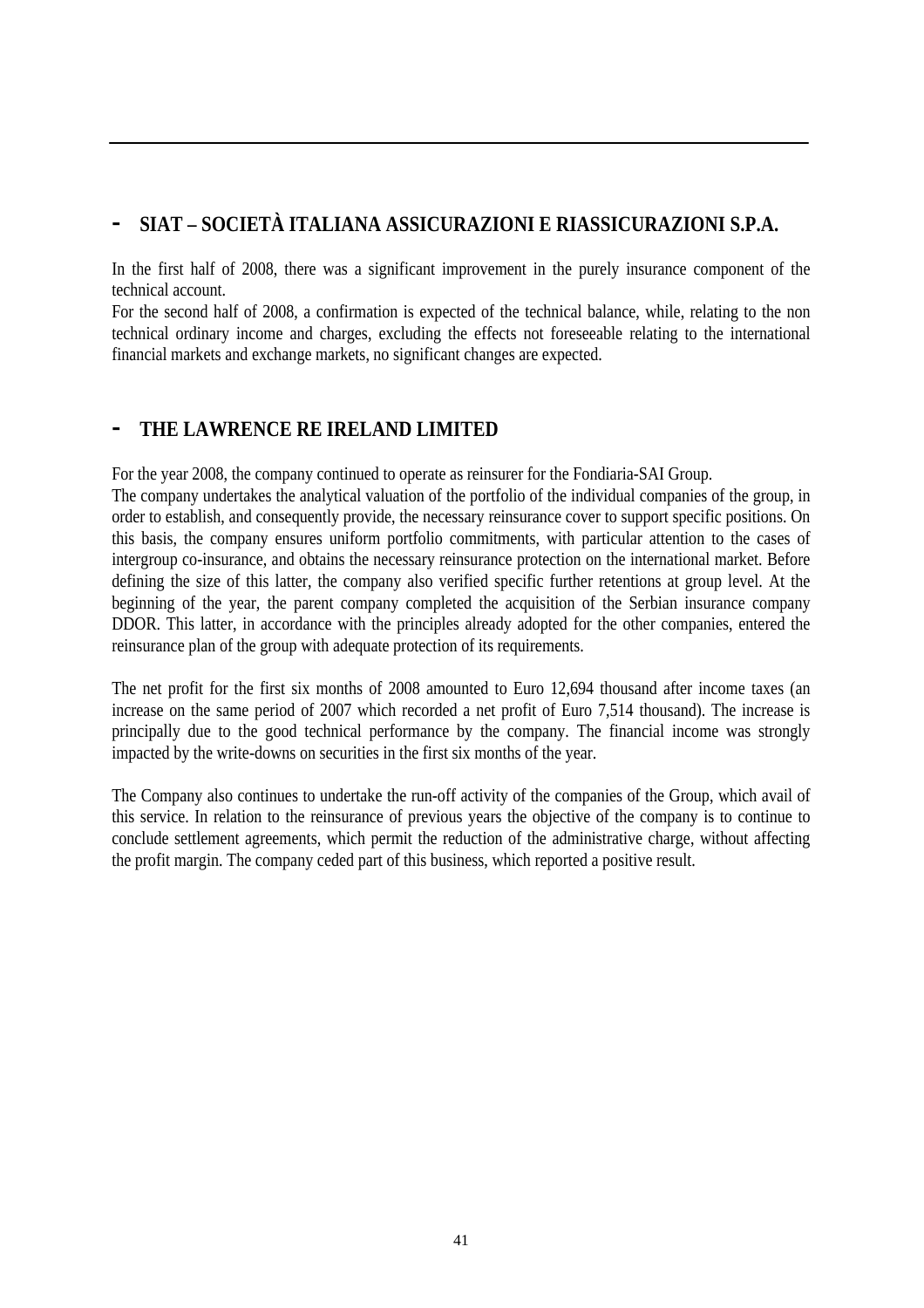## - SIAT – SOCIETÀ ITALIANA ASSICURAZIONI E RIASSICURAZIONI S.P.A.

In the first half of 2008, there was a significant improvement in the purely insurance component of the technical account.
For the second half of 2008, a confirmation is expected of the technical balance, while, relating to the non technical ordinary income and charges, excluding the effects not foreseeable relating to the international financial markets and exchange markets, no significant changes are expected.

## - THE LAWRENCE RE IRELAND LIMITED

For the year 2008, the company continued to operate as reinsurer for the Fondiaria-SAI Group.
The company undertakes the analytical valuation of the portfolio of the individual companies of the group, in order to establish, and consequently provide, the necessary reinsurance cover to support specific positions. On this basis, the company ensures uniform portfolio commitments, with particular attention to the cases of intergroup co-insurance, and obtains the necessary reinsurance protection on the international market. Before defining the size of this latter, the company also verified specific further retentions at group level. At the beginning of the year, the parent company completed the acquisition of the Serbian insurance company DDOR. This latter, in accordance with the principles already adopted for the other companies, entered the reinsurance plan of the group with adequate protection of its requirements.

The net profit for the first six months of 2008 amounted to Euro 12,694 thousand after income taxes (an increase on the same period of 2007 which recorded a net profit of Euro 7,514 thousand). The increase is principally due to the good technical performance by the company. The financial income was strongly impacted by the write-downs on securities in the first six months of the year.

The Company also continues to undertake the run-off activity of the companies of the Group, which avail of this service. In relation to the reinsurance of previous years the objective of the company is to continue to conclude settlement agreements, which permit the reduction of the administrative charge, without affecting the profit margin. The company ceded part of this business, which reported a positive result.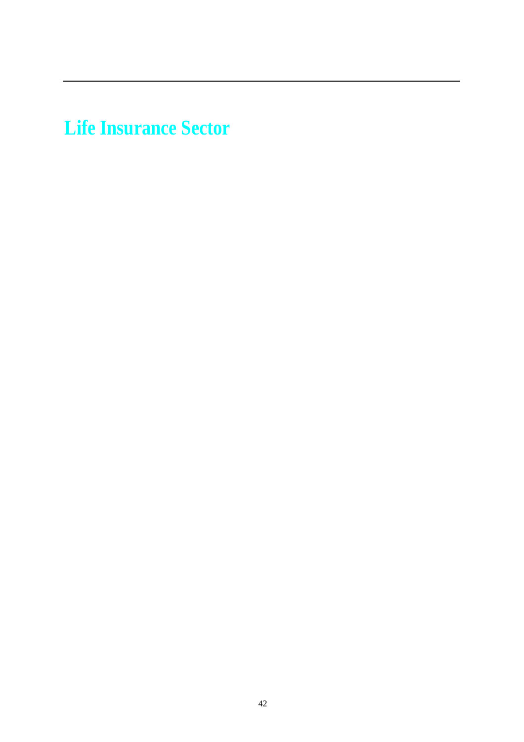# Life Insurance Sector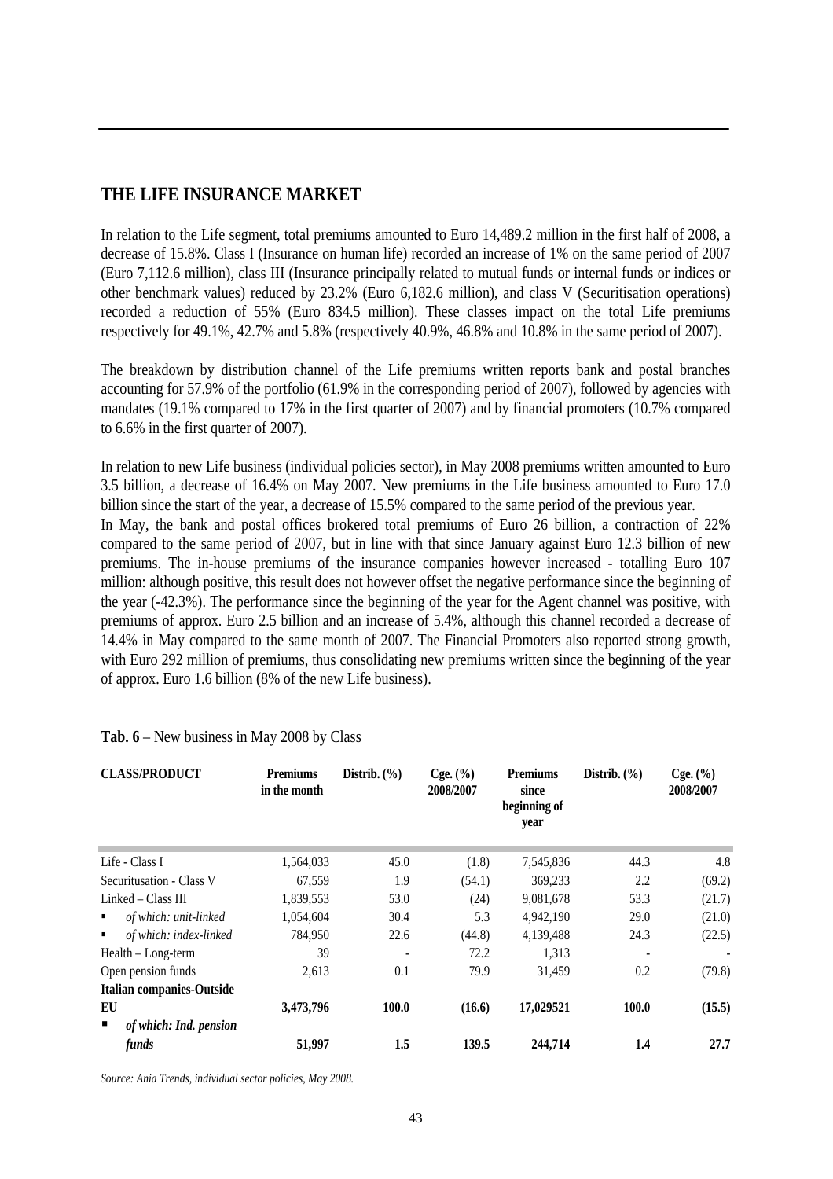## THE LIFE INSURANCE MARKET

In relation to the Life segment, total premiums amounted to Euro 14,489.2 million in the first half of 2008, a decrease of 15.8%. Class I (Insurance on human life) recorded an increase of 1% on the same period of 2007 (Euro 7,112.6 million), class III (Insurance principally related to mutual funds or internal funds or indices or other benchmark values) reduced by 23.2% (Euro 6,182.6 million), and class V (Securitisation operations) recorded a reduction of 55% (Euro 834.5 million). These classes impact on the total Life premiums respectively for 49.1%, 42.7% and 5.8% (respectively 40.9%, 46.8% and 10.8% in the same period of 2007).

The breakdown by distribution channel of the Life premiums written reports bank and postal branches accounting for 57.9% of the portfolio (61.9% in the corresponding period of 2007), followed by agencies with mandates (19.1% compared to 17% in the first quarter of 2007) and by financial promoters (10.7% compared to 6.6% in the first quarter of 2007).

In relation to new Life business (individual policies sector), in May 2008 premiums written amounted to Euro 3.5 billion, a decrease of 16.4% on May 2007. New premiums in the Life business amounted to Euro 17.0 billion since the start of the year, a decrease of 15.5% compared to the same period of the previous year.
In May, the bank and postal offices brokered total premiums of Euro 26 billion, a contraction of 22% compared to the same period of 2007, but in line with that since January against Euro 12.3 billion of new premiums. The in-house premiums of the insurance companies however increased - totalling Euro 107 million: although positive, this result does not however offset the negative performance since the beginning of the year (-42.3%). The performance since the beginning of the year for the Agent channel was positive, with premiums of approx. Euro 2.5 billion and an increase of 5.4%, although this channel recorded a decrease of 14.4% in May compared to the same month of 2007. The Financial Promoters also reported strong growth, with Euro 292 million of premiums, thus consolidating new premiums written since the beginning of the year of approx. Euro 1.6 billion (8% of the new Life business).

**Tab. 6** – New business in May 2008 by Class

| CLASS/PRODUCT | Premiums in the month | Distrib. (%) | Cge. (%) 2008/2007 | Premiums since beginning of year | Distrib. (%) | Cge. (%) 2008/2007 |
|---|---|---|---|---|---|---|
| Life - Class I | 1,564,033 | 45.0 | (1.8) | 7,545,836 | 44.3 | 4.8 |
| Securitusation - Class V | 67,559 | 1.9 | (54.1) | 369,233 | 2.2 | (69.2) |
| Linked – Class III | 1,839,553 | 53.0 | (24) | 9,081,678 | 53.3 | (21.7) |
| ▪ *of which: unit-linked* | 1,054,604 | 30.4 | 5.3 | 4,942,190 | 29.0 | (21.0) |
| ▪ *of which: index-linked* | 784,950 | 22.6 | (44.8) | 4,139,488 | 24.3 | (22.5) |
| Health – Long-term | 39 | - | 72.2 | 1,313 | - | - |
| Open pension funds | 2,613 | 0.1 | 79.9 | 31,459 | 0.2 | (79.8) |
| **Italian companies-Outside EU** | **3,473,796** | **100.0** | **(16.6)** | **17,029521** | **100.0** | **(15.5)** |
| ▪ ***of which: Ind. pension funds*** | **51,997** | **1.5** | **139.5** | **244,714** | **1.4** | **27.7** |

*Source: Ania Trends, individual sector policies, May 2008.*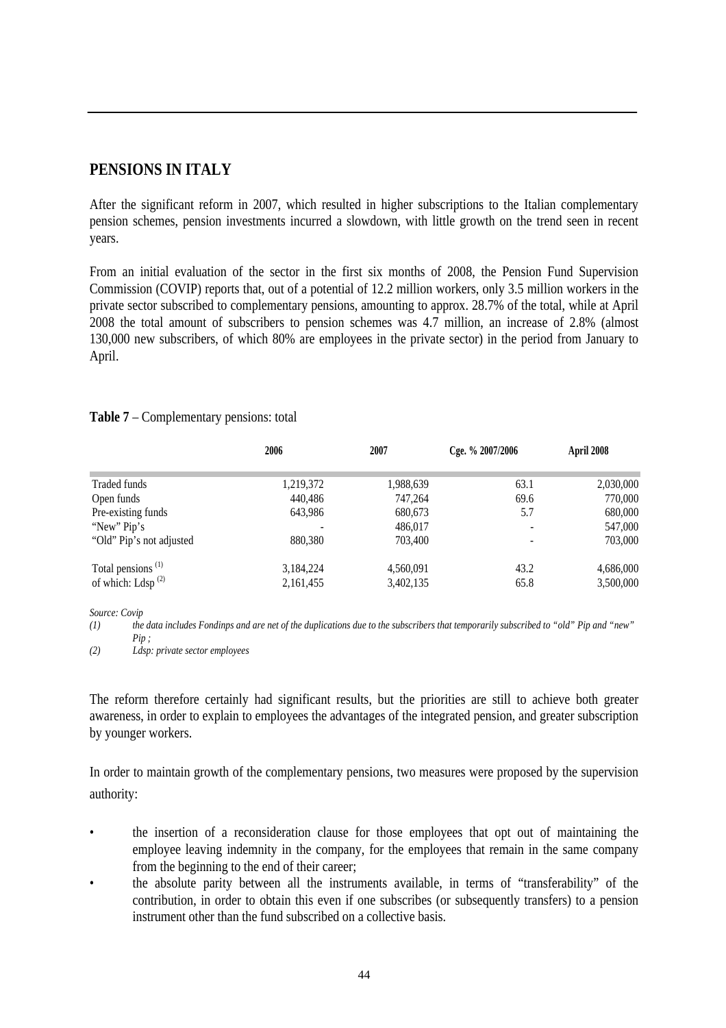## PENSIONS IN ITALY

After the significant reform in 2007, which resulted in higher subscriptions to the Italian complementary pension schemes, pension investments incurred a slowdown, with little growth on the trend seen in recent years.

From an initial evaluation of the sector in the first six months of 2008, the Pension Fund Supervision Commission (COVIP) reports that, out of a potential of 12.2 million workers, only 3.5 million workers in the private sector subscribed to complementary pensions, amounting to approx. 28.7% of the total, while at April 2008 the total amount of subscribers to pension schemes was 4.7 million, an increase of 2.8% (almost 130,000 new subscribers, of which 80% are employees in the private sector) in the period from January to April.

**Table 7** – Complementary pensions: total

| | 2006 | 2007 | Cge. % 2007/2006 | April 2008 |
|---|---|---|---|---|
| Traded funds | 1,219,372 | 1,988,639 | 63.1 | 2,030,000 |
| Open funds | 440,486 | 747,264 | 69.6 | 770,000 |
| Pre-existing funds | 643,986 | 680,673 | 5.7 | 680,000 |
| "New" Pip's | - | 486,017 | - | 547,000 |
| "Old" Pip's not adjusted | 880,380 | 703,400 | - | 703,000 |
| Total pensions (1) | 3,184,224 | 4,560,091 | 43.2 | 4,686,000 |
| of which: Ldsp (2) | 2,161,455 | 3,402,135 | 65.8 | 3,500,000 |

*Source: Covip*

*(1) the data includes Fondinps and are net of the duplications due to the subscribers that temporarily subscribed to "old" Pip and "new" Pip ;*

*(2) Ldsp: private sector employees*

The reform therefore certainly had significant results, but the priorities are still to achieve both greater awareness, in order to explain to employees the advantages of the integrated pension, and greater subscription by younger workers.

In order to maintain growth of the complementary pensions, two measures were proposed by the supervision authority:

- the insertion of a reconsideration clause for those employees that opt out of maintaining the employee leaving indemnity in the company, for the employees that remain in the same company from the beginning to the end of their career;
- the absolute parity between all the instruments available, in terms of "transferability" of the contribution, in order to obtain this even if one subscribes (or subsequently transfers) to a pension instrument other than the fund subscribed on a collective basis.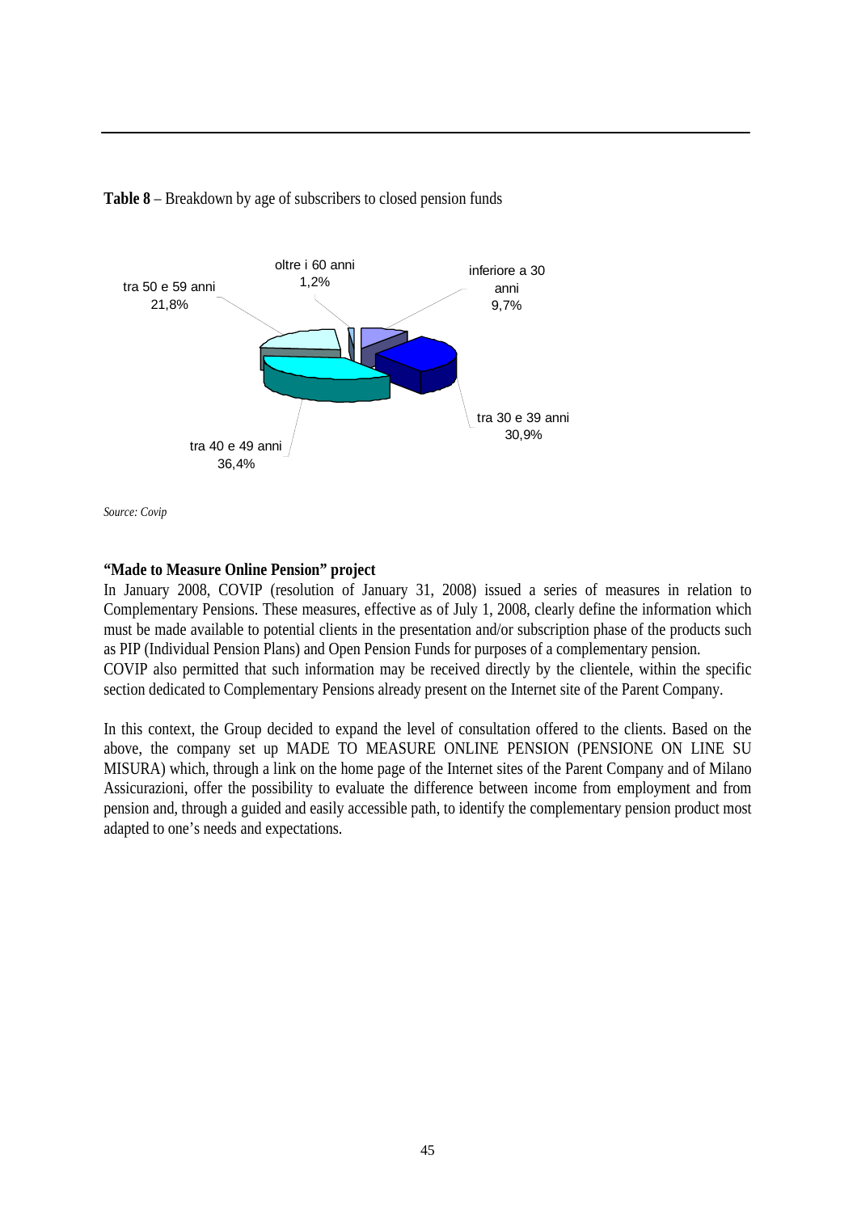**Table 8** – Breakdown by age of subscribers to closed pension funds

| Age group | % |
|---|---|
| inferiore a 30 anni | 9,7% |
| tra 30 e 39 anni | 30,9% |
| tra 40 e 49 anni | 36,4% |
| tra 50 e 59 anni | 21,8% |
| oltre i 60 anni | 1,2% |

*Source: Covip*

**"Made to Measure Online Pension" project**

In January 2008, COVIP (resolution of January 31, 2008) issued a series of measures in relation to Complementary Pensions. These measures, effective as of July 1, 2008, clearly define the information which must be made available to potential clients in the presentation and/or subscription phase of the products such as PIP (Individual Pension Plans) and Open Pension Funds for purposes of a complementary pension.
COVIP also permitted that such information may be received directly by the clientele, within the specific section dedicated to Complementary Pensions already present on the Internet site of the Parent Company.

In this context, the Group decided to expand the level of consultation offered to the clients. Based on the above, the company set up MADE TO MEASURE ONLINE PENSION (PENSIONE ON LINE SU MISURA) which, through a link on the home page of the Internet sites of the Parent Company and of Milano Assicurazioni, offer the possibility to evaluate the difference between income from employment and from pension and, through a guided and easily accessible path, to identify the complementary pension product most adapted to one's needs and expectations.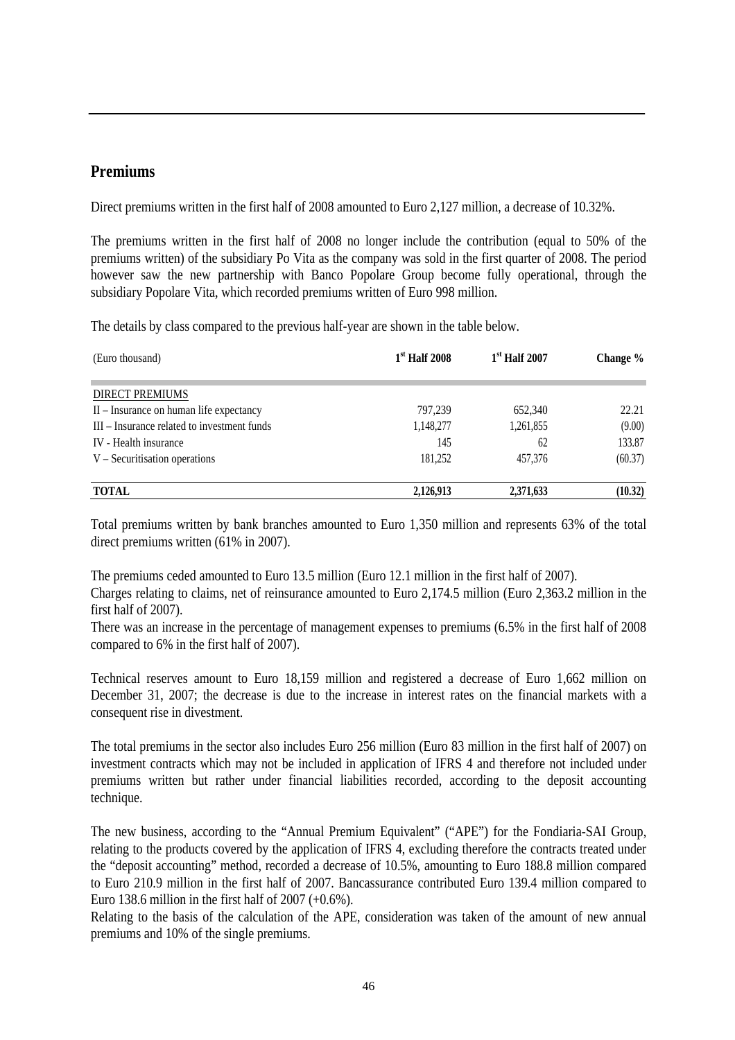## Premiums

Direct premiums written in the first half of 2008 amounted to Euro 2,127 million, a decrease of 10.32%.

The premiums written in the first half of 2008 no longer include the contribution (equal to 50% of the premiums written) of the subsidiary Po Vita as the company was sold in the first quarter of 2008. The period however saw the new partnership with Banco Popolare Group become fully operational, through the subsidiary Popolare Vita, which recorded premiums written of Euro 998 million.

The details by class compared to the previous half-year are shown in the table below.

| (Euro thousand) | 1st Half 2008 | 1st Half 2007 | Change % |
|---|---|---|---|
| DIRECT PREMIUMS | | | |
| II – Insurance on human life expectancy | 797,239 | 652,340 | 22.21 |
| III – Insurance related to investment funds | 1,148,277 | 1,261,855 | (9.00) |
| IV - Health insurance | 145 | 62 | 133.87 |
| V – Securitisation operations | 181,252 | 457,376 | (60.37) |
| **TOTAL** | **2,126,913** | **2,371,633** | **(10.32)** |

Total premiums written by bank branches amounted to Euro 1,350 million and represents 63% of the total direct premiums written (61% in 2007).

The premiums ceded amounted to Euro 13.5 million (Euro 12.1 million in the first half of 2007).
Charges relating to claims, net of reinsurance amounted to Euro 2,174.5 million (Euro 2,363.2 million in the first half of 2007).
There was an increase in the percentage of management expenses to premiums (6.5% in the first half of 2008 compared to 6% in the first half of 2007).

Technical reserves amount to Euro 18,159 million and registered a decrease of Euro 1,662 million on December 31, 2007; the decrease is due to the increase in interest rates on the financial markets with a consequent rise in divestment.

The total premiums in the sector also includes Euro 256 million (Euro 83 million in the first half of 2007) on investment contracts which may not be included in application of IFRS 4 and therefore not included under premiums written but rather under financial liabilities recorded, according to the deposit accounting technique.

The new business, according to the "Annual Premium Equivalent" ("APE") for the Fondiaria-SAI Group, relating to the products covered by the application of IFRS 4, excluding therefore the contracts treated under the "deposit accounting" method, recorded a decrease of 10.5%, amounting to Euro 188.8 million compared to Euro 210.9 million in the first half of 2007. Bancassurance contributed Euro 139.4 million compared to Euro 138.6 million in the first half of 2007 (+0.6%).
Relating to the basis of the calculation of the APE, consideration was taken of the amount of new annual premiums and 10% of the single premiums.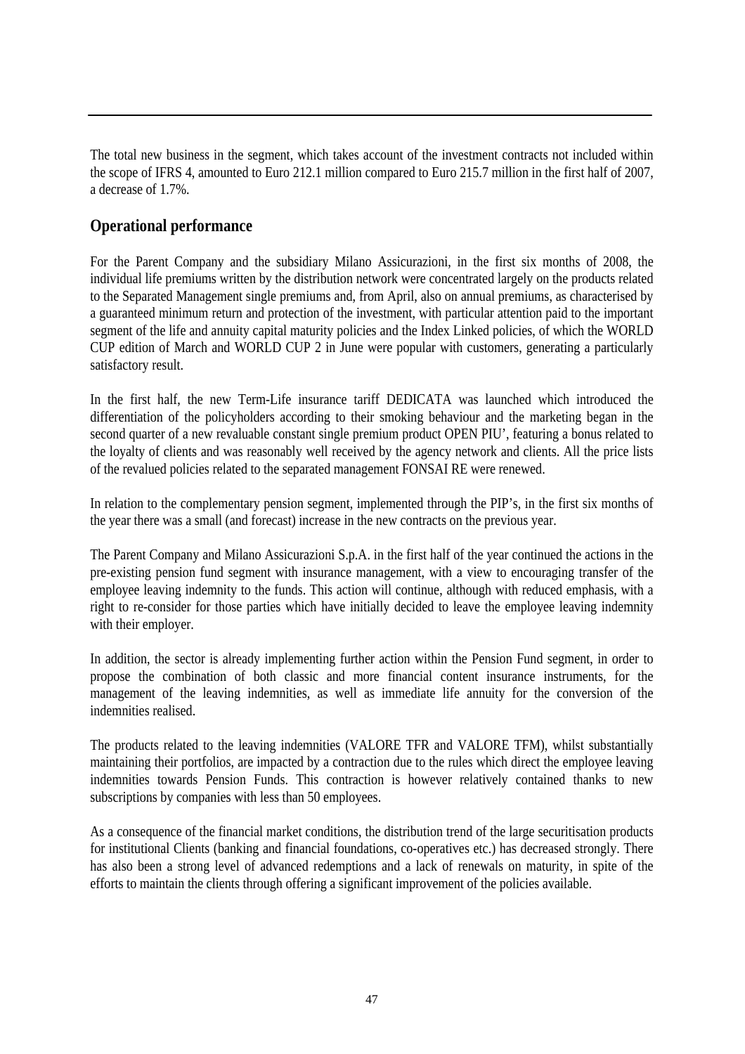The total new business in the segment, which takes account of the investment contracts not included within the scope of IFRS 4, amounted to Euro 212.1 million compared to Euro 215.7 million in the first half of 2007, a decrease of 1.7%.

## Operational performance

For the Parent Company and the subsidiary Milano Assicurazioni, in the first six months of 2008, the individual life premiums written by the distribution network were concentrated largely on the products related to the Separated Management single premiums and, from April, also on annual premiums, as characterised by a guaranteed minimum return and protection of the investment, with particular attention paid to the important segment of the life and annuity capital maturity policies and the Index Linked policies, of which the WORLD CUP edition of March and WORLD CUP 2 in June were popular with customers, generating a particularly satisfactory result.

In the first half, the new Term-Life insurance tariff DEDICATA was launched which introduced the differentiation of the policyholders according to their smoking behaviour and the marketing began in the second quarter of a new revaluable constant single premium product OPEN PIU', featuring a bonus related to the loyalty of clients and was reasonably well received by the agency network and clients. All the price lists of the revalued policies related to the separated management FONSAI RE were renewed.

In relation to the complementary pension segment, implemented through the PIP's, in the first six months of the year there was a small (and forecast) increase in the new contracts on the previous year.

The Parent Company and Milano Assicurazioni S.p.A. in the first half of the year continued the actions in the pre-existing pension fund segment with insurance management, with a view to encouraging transfer of the employee leaving indemnity to the funds. This action will continue, although with reduced emphasis, with a right to re-consider for those parties which have initially decided to leave the employee leaving indemnity with their employer.

In addition, the sector is already implementing further action within the Pension Fund segment, in order to propose the combination of both classic and more financial content insurance instruments, for the management of the leaving indemnities, as well as immediate life annuity for the conversion of the indemnities realised.

The products related to the leaving indemnities (VALORE TFR and VALORE TFM), whilst substantially maintaining their portfolios, are impacted by a contraction due to the rules which direct the employee leaving indemnities towards Pension Funds. This contraction is however relatively contained thanks to new subscriptions by companies with less than 50 employees.

As a consequence of the financial market conditions, the distribution trend of the large securitisation products for institutional Clients (banking and financial foundations, co-operatives etc.) has decreased strongly. There has also been a strong level of advanced redemptions and a lack of renewals on maturity, in spite of the efforts to maintain the clients through offering a significant improvement of the policies available.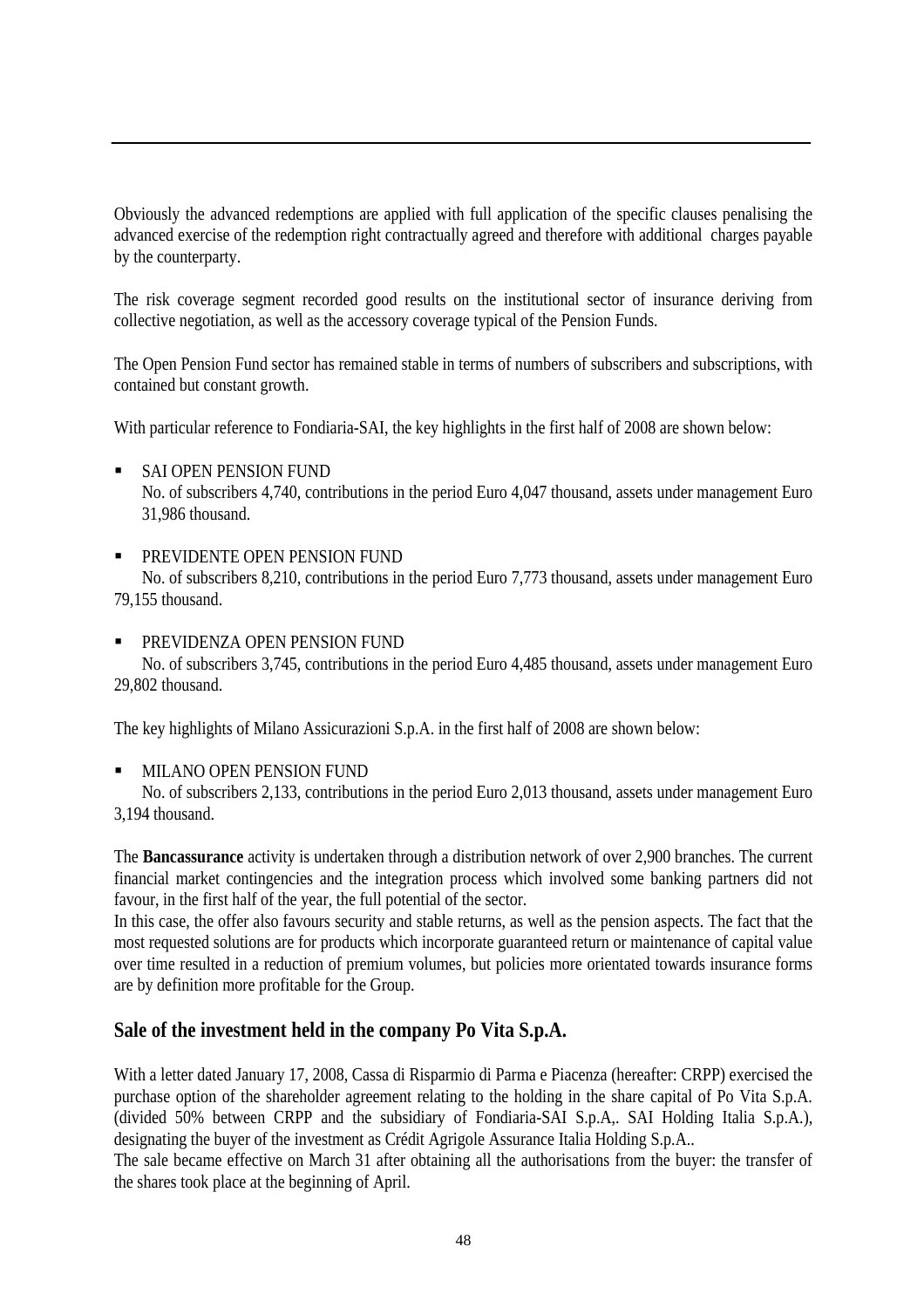Obviously the advanced redemptions are applied with full application of the specific clauses penalising the advanced exercise of the redemption right contractually agreed and therefore with additional charges payable by the counterparty.

The risk coverage segment recorded good results on the institutional sector of insurance deriving from collective negotiation, as well as the accessory coverage typical of the Pension Funds.

The Open Pension Fund sector has remained stable in terms of numbers of subscribers and subscriptions, with contained but constant growth.

With particular reference to Fondiaria-SAI, the key highlights in the first half of 2008 are shown below:

- SAI OPEN PENSION FUND
  No. of subscribers 4,740, contributions in the period Euro 4,047 thousand, assets under management Euro 31,986 thousand.

- PREVIDENTE OPEN PENSION FUND
  No. of subscribers 8,210, contributions in the period Euro 7,773 thousand, assets under management Euro 79,155 thousand.

- PREVIDENZA OPEN PENSION FUND
  No. of subscribers 3,745, contributions in the period Euro 4,485 thousand, assets under management Euro 29,802 thousand.

The key highlights of Milano Assicurazioni S.p.A. in the first half of 2008 are shown below:

- MILANO OPEN PENSION FUND
  No. of subscribers 2,133, contributions in the period Euro 2,013 thousand, assets under management Euro 3,194 thousand.

The **Bancassurance** activity is undertaken through a distribution network of over 2,900 branches. The current financial market contingencies and the integration process which involved some banking partners did not favour, in the first half of the year, the full potential of the sector.
In this case, the offer also favours security and stable returns, as well as the pension aspects. The fact that the most requested solutions are for products which incorporate guaranteed return or maintenance of capital value over time resulted in a reduction of premium volumes, but policies more orientated towards insurance forms are by definition more profitable for the Group.

## Sale of the investment held in the company Po Vita S.p.A.

With a letter dated January 17, 2008, Cassa di Risparmio di Parma e Piacenza (hereafter: CRPP) exercised the purchase option of the shareholder agreement relating to the holding in the share capital of Po Vita S.p.A. (divided 50% between CRPP and the subsidiary of Fondiaria-SAI S.p.A,. SAI Holding Italia S.p.A.), designating the buyer of the investment as Crédit Agrigole Assurance Italia Holding S.p.A..
The sale became effective on March 31 after obtaining all the authorisations from the buyer: the transfer of the shares took place at the beginning of April.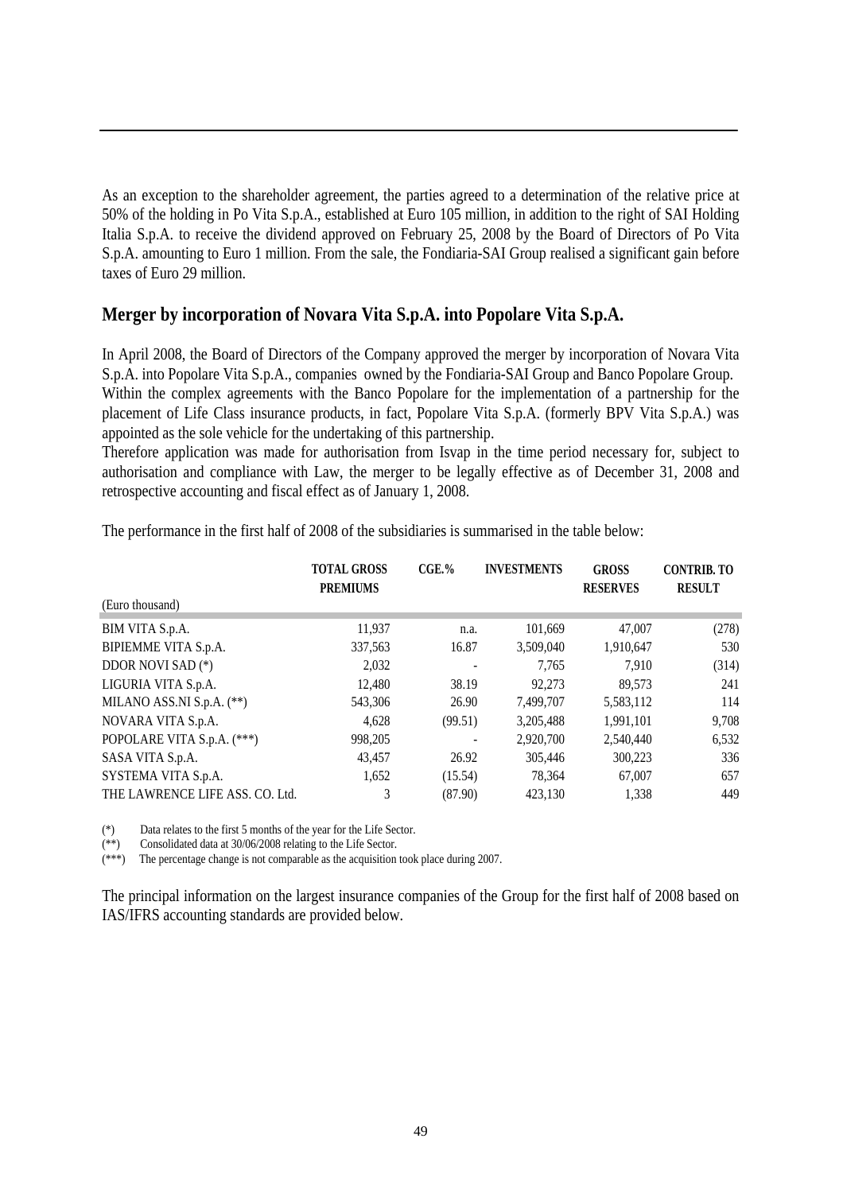As an exception to the shareholder agreement, the parties agreed to a determination of the relative price at 50% of the holding in Po Vita S.p.A., established at Euro 105 million, in addition to the right of SAI Holding Italia S.p.A. to receive the dividend approved on February 25, 2008 by the Board of Directors of Po Vita S.p.A. amounting to Euro 1 million. From the sale, the Fondiaria-SAI Group realised a significant gain before taxes of Euro 29 million.

## Merger by incorporation of Novara Vita S.p.A. into Popolare Vita S.p.A.

In April 2008, the Board of Directors of the Company approved the merger by incorporation of Novara Vita S.p.A. into Popolare Vita S.p.A., companies owned by the Fondiaria-SAI Group and Banco Popolare Group.
Within the complex agreements with the Banco Popolare for the implementation of a partnership for the placement of Life Class insurance products, in fact, Popolare Vita S.p.A. (formerly BPV Vita S.p.A.) was appointed as the sole vehicle for the undertaking of this partnership.
Therefore application was made for authorisation from Isvap in the time period necessary for, subject to authorisation and compliance with Law, the merger to be legally effective as of December 31, 2008 and retrospective accounting and fiscal effect as of January 1, 2008.

The performance in the first half of 2008 of the subsidiaries is summarised in the table below:

| (Euro thousand) | TOTAL GROSS PREMIUMS | CGE.% | INVESTMENTS | GROSS RESERVES | CONTRIB. TO RESULT |
|---|---|---|---|---|---|
| BIM VITA S.p.A. | 11,937 | n.a. | 101,669 | 47,007 | (278) |
| BIPIEMME VITA S.p.A. | 337,563 | 16.87 | 3,509,040 | 1,910,647 | 530 |
| DDOR NOVI SAD (*) | 2,032 | - | 7,765 | 7,910 | (314) |
| LIGURIA VITA S.p.A. | 12,480 | 38.19 | 92,273 | 89,573 | 241 |
| MILANO ASS.NI S.p.A. (**) | 543,306 | 26.90 | 7,499,707 | 5,583,112 | 114 |
| NOVARA VITA S.p.A. | 4,628 | (99.51) | 3,205,488 | 1,991,101 | 9,708 |
| POPOLARE VITA S.p.A. (***) | 998,205 | - | 2,920,700 | 2,540,440 | 6,532 |
| SASA VITA S.p.A. | 43,457 | 26.92 | 305,446 | 300,223 | 336 |
| SYSTEMA VITA S.p.A. | 1,652 | (15.54) | 78,364 | 67,007 | 657 |
| THE LAWRENCE LIFE ASS. CO. Ltd. | 3 | (87.90) | 423,130 | 1,338 | 449 |

(*) Data relates to the first 5 months of the year for the Life Sector.
(**) Consolidated data at 30/06/2008 relating to the Life Sector.
(***) The percentage change is not comparable as the acquisition took place during 2007.

The principal information on the largest insurance companies of the Group for the first half of 2008 based on IAS/IFRS accounting standards are provided below.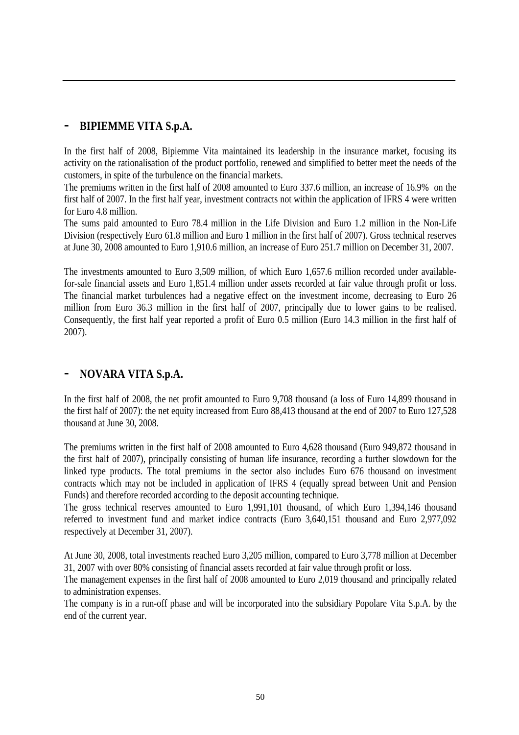## - BIPIEMME VITA S.p.A.

In the first half of 2008, Bipiemme Vita maintained its leadership in the insurance market, focusing its activity on the rationalisation of the product portfolio, renewed and simplified to better meet the needs of the customers, in spite of the turbulence on the financial markets.
The premiums written in the first half of 2008 amounted to Euro 337.6 million, an increase of 16.9% on the first half of 2007. In the first half year, investment contracts not within the application of IFRS 4 were written for Euro 4.8 million.
The sums paid amounted to Euro 78.4 million in the Life Division and Euro 1.2 million in the Non-Life Division (respectively Euro 61.8 million and Euro 1 million in the first half of 2007). Gross technical reserves at June 30, 2008 amounted to Euro 1,910.6 million, an increase of Euro 251.7 million on December 31, 2007.

The investments amounted to Euro 3,509 million, of which Euro 1,657.6 million recorded under available-for-sale financial assets and Euro 1,851.4 million under assets recorded at fair value through profit or loss. The financial market turbulences had a negative effect on the investment income, decreasing to Euro 26 million from Euro 36.3 million in the first half of 2007, principally due to lower gains to be realised. Consequently, the first half year reported a profit of Euro 0.5 million (Euro 14.3 million in the first half of 2007).

## - NOVARA VITA S.p.A.

In the first half of 2008, the net profit amounted to Euro 9,708 thousand (a loss of Euro 14,899 thousand in the first half of 2007): the net equity increased from Euro 88,413 thousand at the end of 2007 to Euro 127,528 thousand at June 30, 2008.

The premiums written in the first half of 2008 amounted to Euro 4,628 thousand (Euro 949,872 thousand in the first half of 2007), principally consisting of human life insurance, recording a further slowdown for the linked type products. The total premiums in the sector also includes Euro 676 thousand on investment contracts which may not be included in application of IFRS 4 (equally spread between Unit and Pension Funds) and therefore recorded according to the deposit accounting technique.
The gross technical reserves amounted to Euro 1,991,101 thousand, of which Euro 1,394,146 thousand referred to investment fund and market indice contracts (Euro 3,640,151 thousand and Euro 2,977,092 respectively at December 31, 2007).

At June 30, 2008, total investments reached Euro 3,205 million, compared to Euro 3,778 million at December 31, 2007 with over 80% consisting of financial assets recorded at fair value through profit or loss.
The management expenses in the first half of 2008 amounted to Euro 2,019 thousand and principally related to administration expenses.
The company is in a run-off phase and will be incorporated into the subsidiary Popolare Vita S.p.A. by the end of the current year.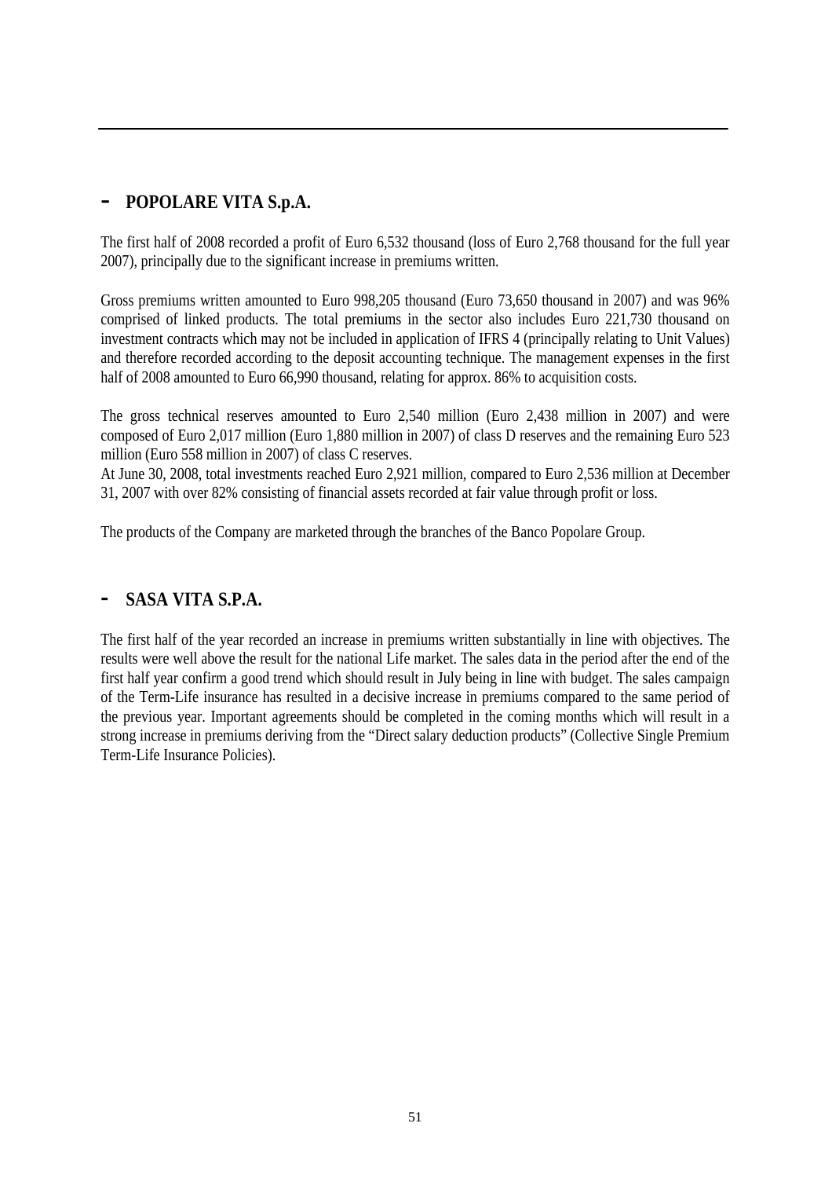## - POPOLARE VITA S.p.A.

The first half of 2008 recorded a profit of Euro 6,532 thousand (loss of Euro 2,768 thousand for the full year 2007), principally due to the significant increase in premiums written.

Gross premiums written amounted to Euro 998,205 thousand (Euro 73,650 thousand in 2007) and was 96% comprised of linked products. The total premiums in the sector also includes Euro 221,730 thousand on investment contracts which may not be included in application of IFRS 4 (principally relating to Unit Values) and therefore recorded according to the deposit accounting technique. The management expenses in the first half of 2008 amounted to Euro 66,990 thousand, relating for approx. 86% to acquisition costs.

The gross technical reserves amounted to Euro 2,540 million (Euro 2,438 million in 2007) and were composed of Euro 2,017 million (Euro 1,880 million in 2007) of class D reserves and the remaining Euro 523 million (Euro 558 million in 2007) of class C reserves.
At June 30, 2008, total investments reached Euro 2,921 million, compared to Euro 2,536 million at December 31, 2007 with over 82% consisting of financial assets recorded at fair value through profit or loss.

The products of the Company are marketed through the branches of the Banco Popolare Group.

## - SASA VITA S.P.A.

The first half of the year recorded an increase in premiums written substantially in line with objectives. The results were well above the result for the national Life market. The sales data in the period after the end of the first half year confirm a good trend which should result in July being in line with budget. The sales campaign of the Term-Life insurance has resulted in a decisive increase in premiums compared to the same period of the previous year. Important agreements should be completed in the coming months which will result in a strong increase in premiums deriving from the "Direct salary deduction products" (Collective Single Premium Term-Life Insurance Policies).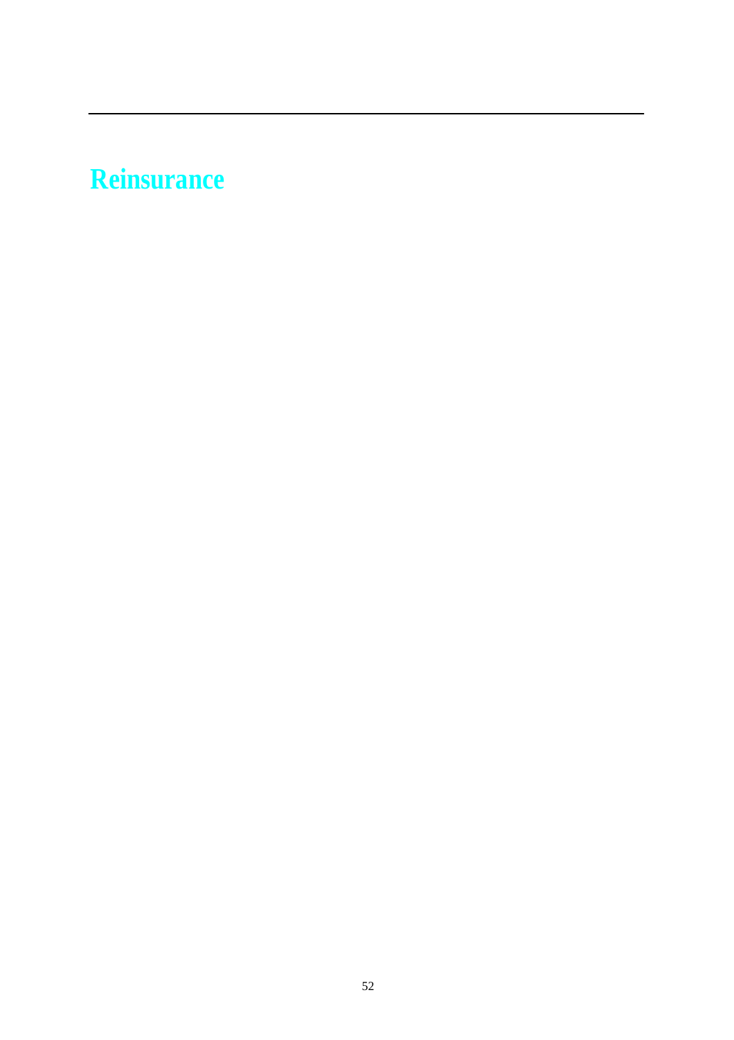# Reinsurance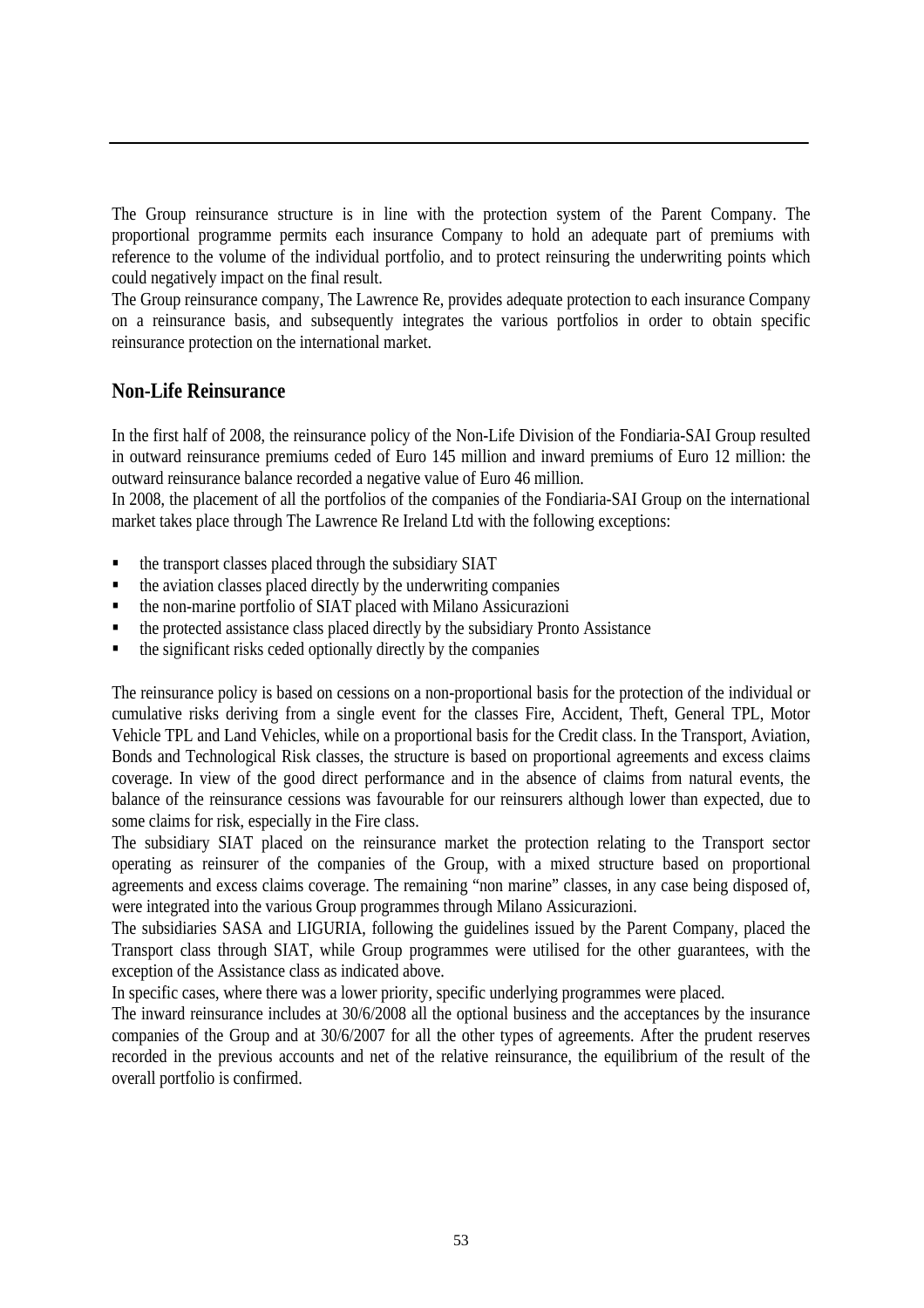The Group reinsurance structure is in line with the protection system of the Parent Company. The proportional programme permits each insurance Company to hold an adequate part of premiums with reference to the volume of the individual portfolio, and to protect reinsuring the underwriting points which could negatively impact on the final result.

The Group reinsurance company, The Lawrence Re, provides adequate protection to each insurance Company on a reinsurance basis, and subsequently integrates the various portfolios in order to obtain specific reinsurance protection on the international market.

## Non-Life Reinsurance

In the first half of 2008, the reinsurance policy of the Non-Life Division of the Fondiaria-SAI Group resulted in outward reinsurance premiums ceded of Euro 145 million and inward premiums of Euro 12 million: the outward reinsurance balance recorded a negative value of Euro 46 million.

In 2008, the placement of all the portfolios of the companies of the Fondiaria-SAI Group on the international market takes place through The Lawrence Re Ireland Ltd with the following exceptions:

- the transport classes placed through the subsidiary SIAT
- the aviation classes placed directly by the underwriting companies
- the non-marine portfolio of SIAT placed with Milano Assicurazioni
- the protected assistance class placed directly by the subsidiary Pronto Assistance
- the significant risks ceded optionally directly by the companies

The reinsurance policy is based on cessions on a non-proportional basis for the protection of the individual or cumulative risks deriving from a single event for the classes Fire, Accident, Theft, General TPL, Motor Vehicle TPL and Land Vehicles, while on a proportional basis for the Credit class. In the Transport, Aviation, Bonds and Technological Risk classes, the structure is based on proportional agreements and excess claims coverage. In view of the good direct performance and in the absence of claims from natural events, the balance of the reinsurance cessions was favourable for our reinsurers although lower than expected, due to some claims for risk, especially in the Fire class.

The subsidiary SIAT placed on the reinsurance market the protection relating to the Transport sector operating as reinsurer of the companies of the Group, with a mixed structure based on proportional agreements and excess claims coverage. The remaining "non marine" classes, in any case being disposed of, were integrated into the various Group programmes through Milano Assicurazioni.

The subsidiaries SASA and LIGURIA, following the guidelines issued by the Parent Company, placed the Transport class through SIAT, while Group programmes were utilised for the other guarantees, with the exception of the Assistance class as indicated above.

In specific cases, where there was a lower priority, specific underlying programmes were placed.

The inward reinsurance includes at 30/6/2008 all the optional business and the acceptances by the insurance companies of the Group and at 30/6/2007 for all the other types of agreements. After the prudent reserves recorded in the previous accounts and net of the relative reinsurance, the equilibrium of the result of the overall portfolio is confirmed.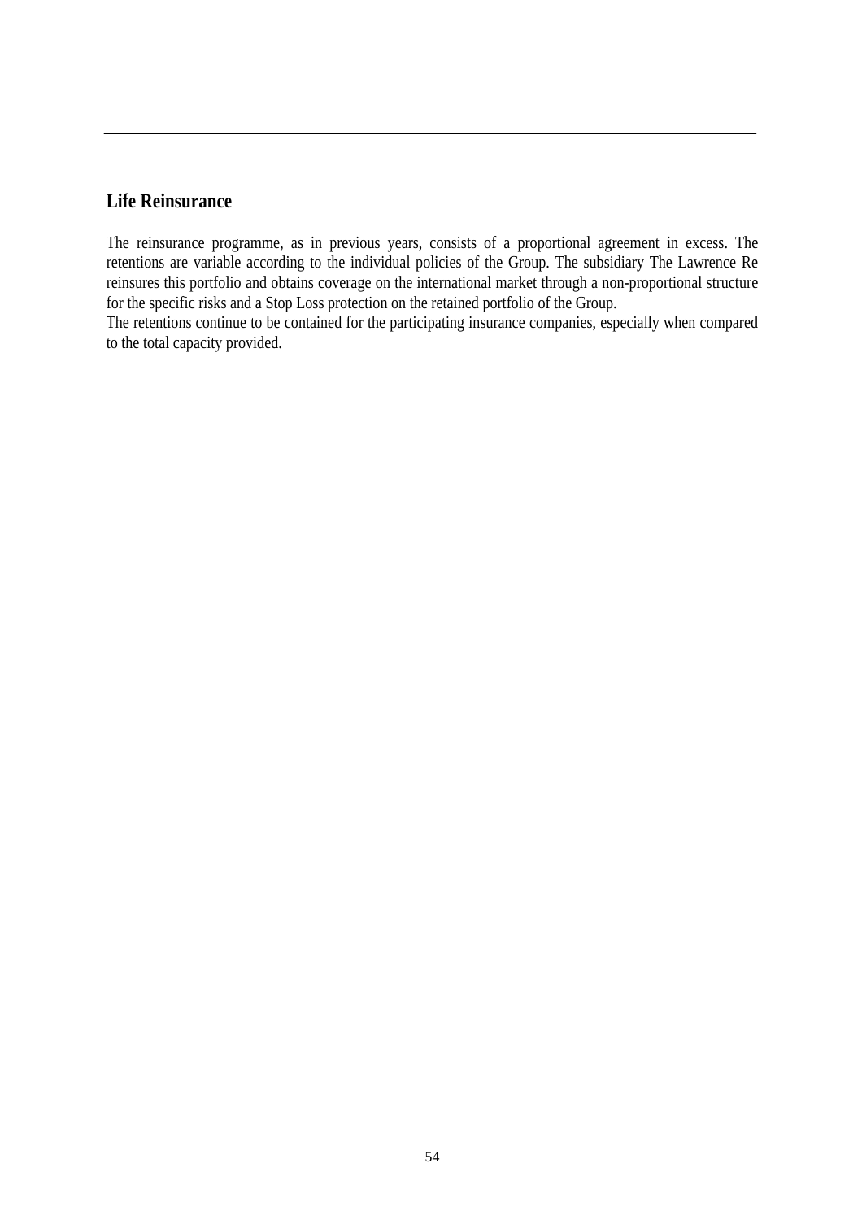## Life Reinsurance

The reinsurance programme, as in previous years, consists of a proportional agreement in excess. The retentions are variable according to the individual policies of the Group. The subsidiary The Lawrence Re reinsures this portfolio and obtains coverage on the international market through a non-proportional structure for the specific risks and a Stop Loss protection on the retained portfolio of the Group.

The retentions continue to be contained for the participating insurance companies, especially when compared to the total capacity provided.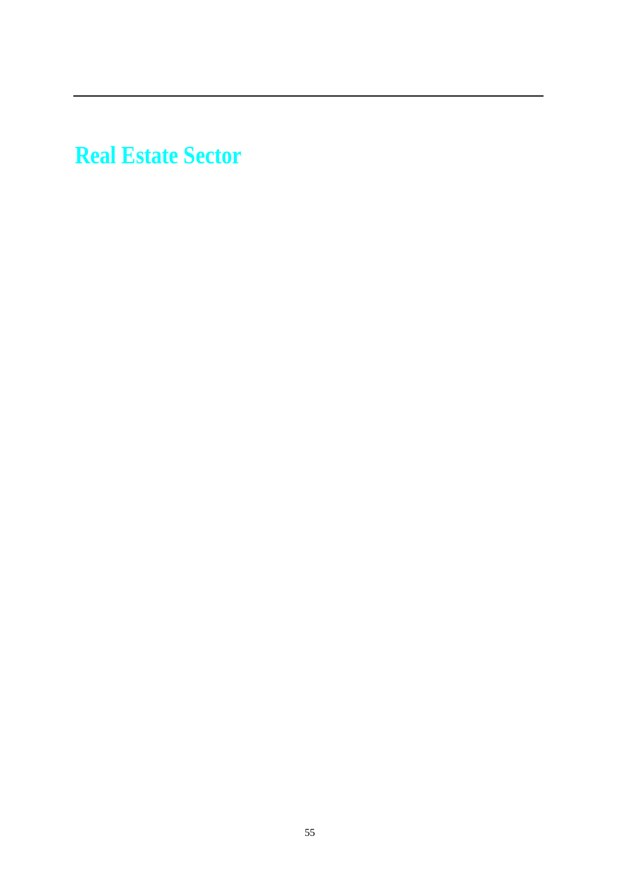# Real Estate Sector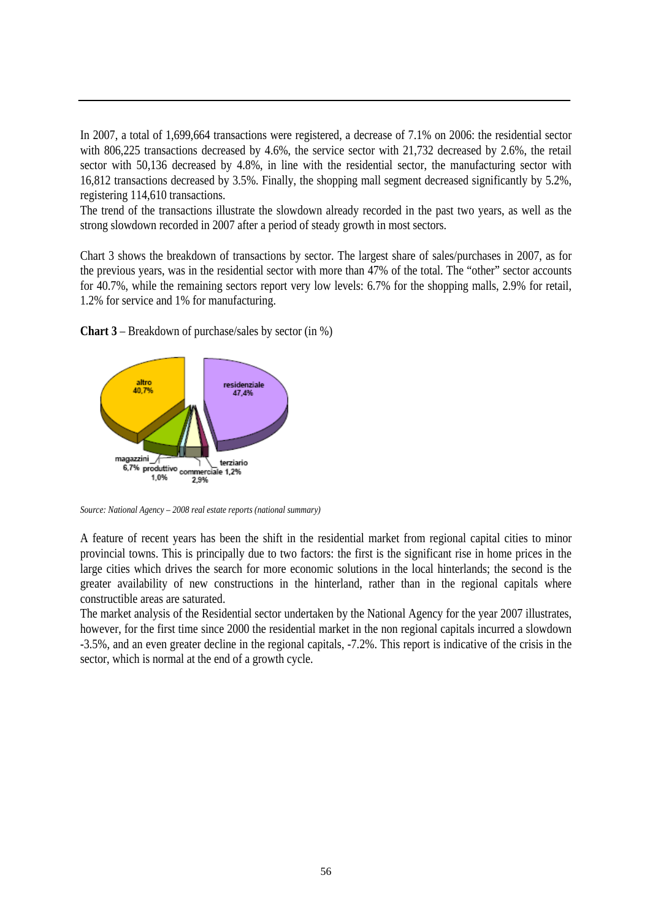In 2007, a total of 1,699,664 transactions were registered, a decrease of 7.1% on 2006: the residential sector with 806,225 transactions decreased by 4.6%, the service sector with 21,732 decreased by 2.6%, the retail sector with 50,136 decreased by 4.8%, in line with the residential sector, the manufacturing sector with 16,812 transactions decreased by 3.5%. Finally, the shopping mall segment decreased significantly by 5.2%, registering 114,610 transactions.

The trend of the transactions illustrate the slowdown already recorded in the past two years, as well as the strong slowdown recorded in 2007 after a period of steady growth in most sectors.

Chart 3 shows the breakdown of transactions by sector. The largest share of sales/purchases in 2007, as for the previous years, was in the residential sector with more than 47% of the total. The "other" sector accounts for 40.7%, while the remaining sectors report very low levels: 6.7% for the shopping malls, 2.9% for retail, 1.2% for service and 1% for manufacturing.

**Chart 3** – Breakdown of purchase/sales by sector (in %)

altro 40,7%
residenziale 47,4%
magazzini 6,7%
produttivo 1,0%
commerciale 2,9%
terziario 1,2%

*Source: National Agency – 2008 real estate reports (national summary)*

A feature of recent years has been the shift in the residential market from regional capital cities to minor provincial towns. This is principally due to two factors: the first is the significant rise in home prices in the large cities which drives the search for more economic solutions in the local hinterlands; the second is the greater availability of new constructions in the hinterland, rather than in the regional capitals where constructible areas are saturated.

The market analysis of the Residential sector undertaken by the National Agency for the year 2007 illustrates, however, for the first time since 2000 the residential market in the non regional capitals incurred a slowdown -3.5%, and an even greater decline in the regional capitals, -7.2%. This report is indicative of the crisis in the sector, which is normal at the end of a growth cycle.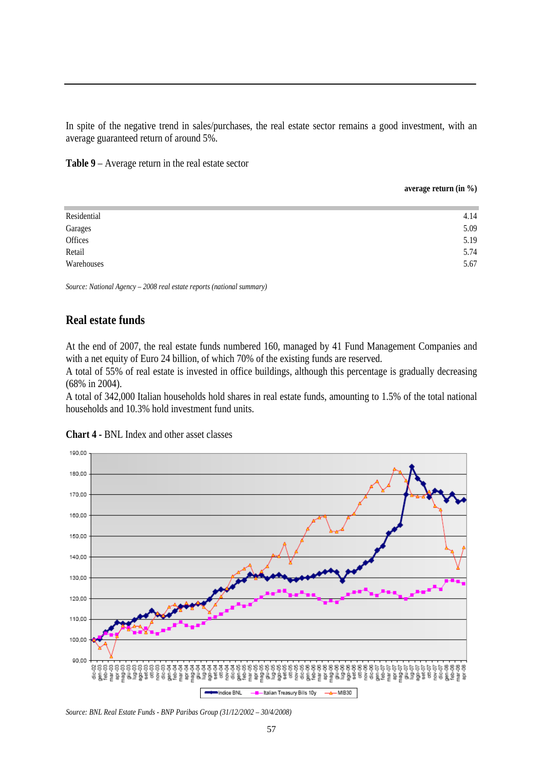In spite of the negative trend in sales/purchases, the real estate sector remains a good investment, with an average guaranteed return of around 5%.

**Table 9** – Average return in the real estate sector

| | average return (in %) |
|---|---|
| Residential | 4.14 |
| Garages | 5.09 |
| Offices | 5.19 |
| Retail | 5.74 |
| Warehouses | 5.67 |

*Source: National Agency – 2008 real estate reports (national summary)*

## Real estate funds

At the end of 2007, the real estate funds numbered 160, managed by 41 Fund Management Companies and with a net equity of Euro 24 billion, of which 70% of the existing funds are reserved.
A total of 55% of real estate is invested in office buildings, although this percentage is gradually decreasing (68% in 2004).
A total of 342,000 Italian households hold shares in real estate funds, amounting to 1.5% of the total national households and 10.3% hold investment fund units.

**Chart 4 -** BNL Index and other asset classes

*Source: BNL Real Estate Funds - BNP Paribas Group (31/12/2002 – 30/4/2008)*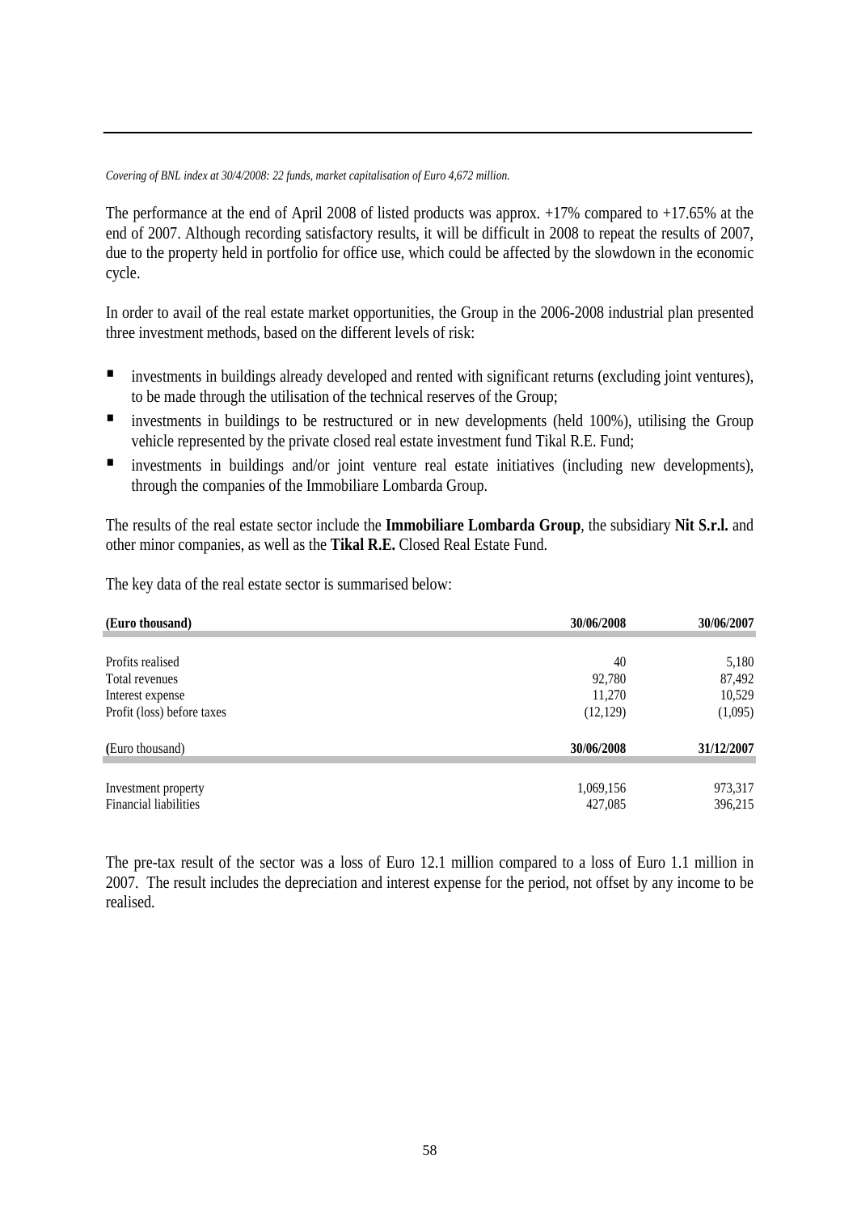*Covering of BNL index at 30/4/2008: 22 funds, market capitalisation of Euro 4,672 million.*

The performance at the end of April 2008 of listed products was approx. +17% compared to +17.65% at the end of 2007. Although recording satisfactory results, it will be difficult in 2008 to repeat the results of 2007, due to the property held in portfolio for office use, which could be affected by the slowdown in the economic cycle.

In order to avail of the real estate market opportunities, the Group in the 2006-2008 industrial plan presented three investment methods, based on the different levels of risk:

- investments in buildings already developed and rented with significant returns (excluding joint ventures), to be made through the utilisation of the technical reserves of the Group;
- investments in buildings to be restructured or in new developments (held 100%), utilising the Group vehicle represented by the private closed real estate investment fund Tikal R.E. Fund;
- investments in buildings and/or joint venture real estate initiatives (including new developments), through the companies of the Immobiliare Lombarda Group.

The results of the real estate sector include the **Immobiliare Lombarda Group**, the subsidiary **Nit S.r.l.** and other minor companies, as well as the **Tikal R.E.** Closed Real Estate Fund.

The key data of the real estate sector is summarised below:

| **(Euro thousand)** | **30/06/2008** | **30/06/2007** |
|---|---|---|
| Profits realised | 40 | 5,180 |
| Total revenues | 92,780 | 87,492 |
| Interest expense | 11,270 | 10,529 |
| Profit (loss) before taxes | (12,129) | (1,095) |

| **(**Euro thousand) | **30/06/2008** | **31/12/2007** |
|---|---|---|
| Investment property | 1,069,156 | 973,317 |
| Financial liabilities | 427,085 | 396,215 |

The pre-tax result of the sector was a loss of Euro 12.1 million compared to a loss of Euro 1.1 million in 2007. The result includes the depreciation and interest expense for the period, not offset by any income to be realised.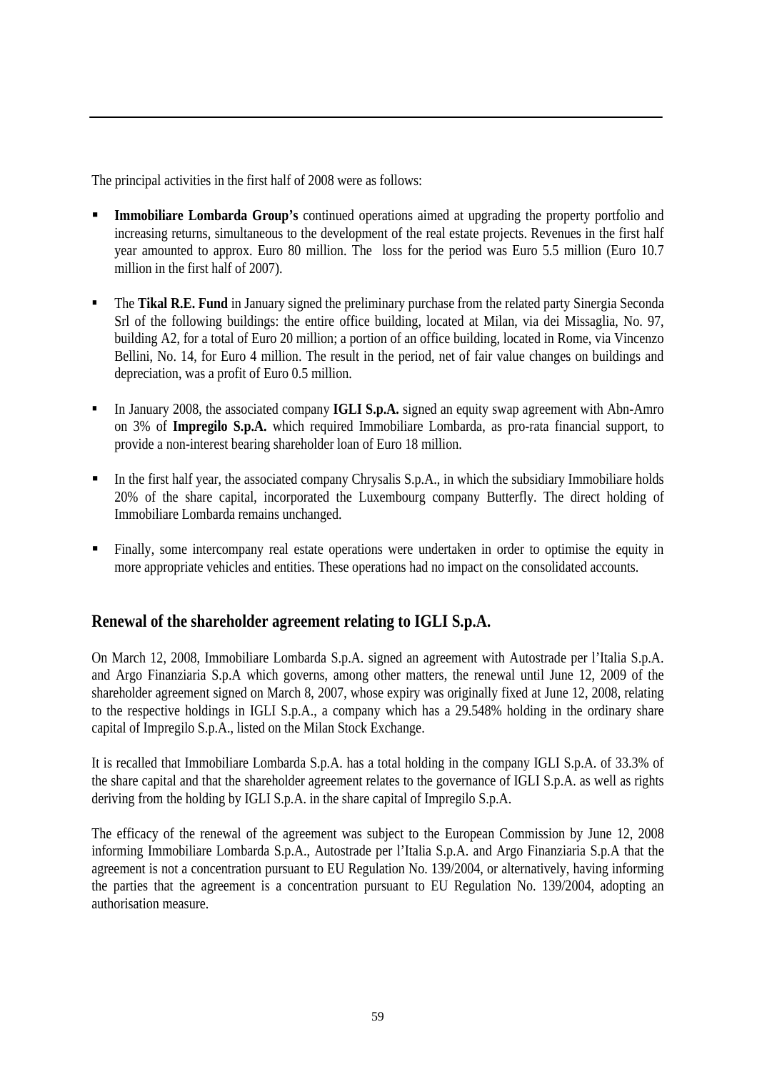The principal activities in the first half of 2008 were as follows:

- **Immobiliare Lombarda Group's** continued operations aimed at upgrading the property portfolio and increasing returns, simultaneous to the development of the real estate projects. Revenues in the first half year amounted to approx. Euro 80 million. The loss for the period was Euro 5.5 million (Euro 10.7 million in the first half of 2007).

- The **Tikal R.E. Fund** in January signed the preliminary purchase from the related party Sinergia Seconda Srl of the following buildings: the entire office building, located at Milan, via dei Missaglia, No. 97, building A2, for a total of Euro 20 million; a portion of an office building, located in Rome, via Vincenzo Bellini, No. 14, for Euro 4 million. The result in the period, net of fair value changes on buildings and depreciation, was a profit of Euro 0.5 million.

- In January 2008, the associated company **IGLI S.p.A.** signed an equity swap agreement with Abn-Amro on 3% of **Impregilo S.p.A.** which required Immobiliare Lombarda, as pro-rata financial support, to provide a non-interest bearing shareholder loan of Euro 18 million.

- In the first half year, the associated company Chrysalis S.p.A., in which the subsidiary Immobiliare holds 20% of the share capital, incorporated the Luxembourg company Butterfly. The direct holding of Immobiliare Lombarda remains unchanged.

- Finally, some intercompany real estate operations were undertaken in order to optimise the equity in more appropriate vehicles and entities. These operations had no impact on the consolidated accounts.

## Renewal of the shareholder agreement relating to IGLI S.p.A.

On March 12, 2008, Immobiliare Lombarda S.p.A. signed an agreement with Autostrade per l'Italia S.p.A. and Argo Finanziaria S.p.A which governs, among other matters, the renewal until June 12, 2009 of the shareholder agreement signed on March 8, 2007, whose expiry was originally fixed at June 12, 2008, relating to the respective holdings in IGLI S.p.A., a company which has a 29.548% holding in the ordinary share capital of Impregilo S.p.A., listed on the Milan Stock Exchange.

It is recalled that Immobiliare Lombarda S.p.A. has a total holding in the company IGLI S.p.A. of 33.3% of the share capital and that the shareholder agreement relates to the governance of IGLI S.p.A. as well as rights deriving from the holding by IGLI S.p.A. in the share capital of Impregilo S.p.A.

The efficacy of the renewal of the agreement was subject to the European Commission by June 12, 2008 informing Immobiliare Lombarda S.p.A., Autostrade per l'Italia S.p.A. and Argo Finanziaria S.p.A that the agreement is not a concentration pursuant to EU Regulation No. 139/2004, or alternatively, having informing the parties that the agreement is a concentration pursuant to EU Regulation No. 139/2004, adopting an authorisation measure.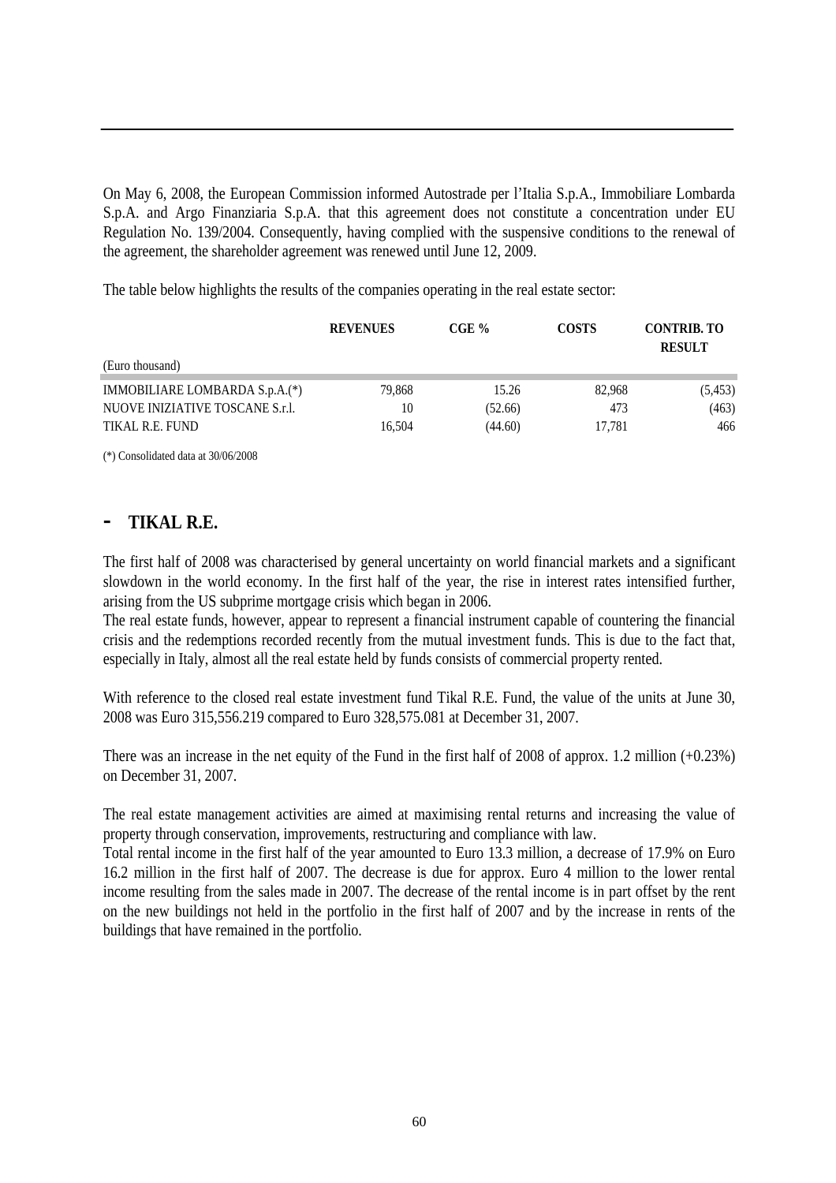On May 6, 2008, the European Commission informed Autostrade per l'Italia S.p.A., Immobiliare Lombarda S.p.A. and Argo Finanziaria S.p.A. that this agreement does not constitute a concentration under EU Regulation No. 139/2004. Consequently, having complied with the suspensive conditions to the renewal of the agreement, the shareholder agreement was renewed until June 12, 2009.

The table below highlights the results of the companies operating in the real estate sector:

| (Euro thousand) | REVENUES | CGE % | COSTS | CONTRIB. TO RESULT |
|---|---|---|---|---|
| IMMOBILIARE LOMBARDA S.p.A.(*) | 79,868 | 15.26 | 82,968 | (5,453) |
| NUOVE INIZIATIVE TOSCANE S.r.l. | 10 | (52.66) | 473 | (463) |
| TIKAL R.E. FUND | 16,504 | (44.60) | 17,781 | 466 |

(*) Consolidated data at 30/06/2008

## - TIKAL R.E.

The first half of 2008 was characterised by general uncertainty on world financial markets and a significant slowdown in the world economy. In the first half of the year, the rise in interest rates intensified further, arising from the US subprime mortgage crisis which began in 2006.
The real estate funds, however, appear to represent a financial instrument capable of countering the financial crisis and the redemptions recorded recently from the mutual investment funds. This is due to the fact that, especially in Italy, almost all the real estate held by funds consists of commercial property rented.

With reference to the closed real estate investment fund Tikal R.E. Fund, the value of the units at June 30, 2008 was Euro 315,556.219 compared to Euro 328,575.081 at December 31, 2007.

There was an increase in the net equity of the Fund in the first half of 2008 of approx. 1.2 million (+0.23%) on December 31, 2007.

The real estate management activities are aimed at maximising rental returns and increasing the value of property through conservation, improvements, restructuring and compliance with law.
Total rental income in the first half of the year amounted to Euro 13.3 million, a decrease of 17.9% on Euro 16.2 million in the first half of 2007. The decrease is due for approx. Euro 4 million to the lower rental income resulting from the sales made in 2007. The decrease of the rental income is in part offset by the rent on the new buildings not held in the portfolio in the first half of 2007 and by the increase in rents of the buildings that have remained in the portfolio.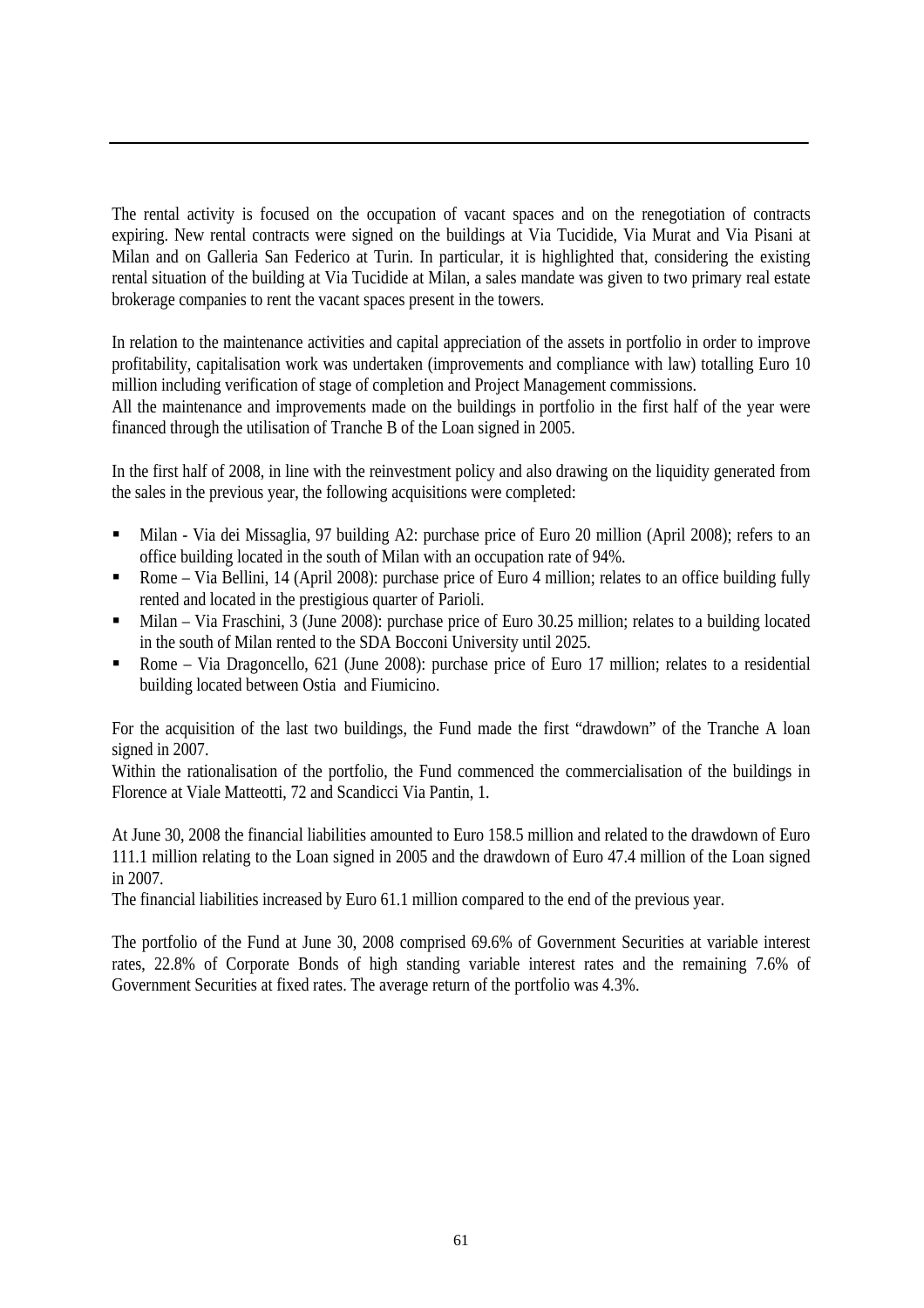The rental activity is focused on the occupation of vacant spaces and on the renegotiation of contracts expiring. New rental contracts were signed on the buildings at Via Tucidide, Via Murat and Via Pisani at Milan and on Galleria San Federico at Turin. In particular, it is highlighted that, considering the existing rental situation of the building at Via Tucidide at Milan, a sales mandate was given to two primary real estate brokerage companies to rent the vacant spaces present in the towers.

In relation to the maintenance activities and capital appreciation of the assets in portfolio in order to improve profitability, capitalisation work was undertaken (improvements and compliance with law) totalling Euro 10 million including verification of stage of completion and Project Management commissions.
All the maintenance and improvements made on the buildings in portfolio in the first half of the year were financed through the utilisation of Tranche B of the Loan signed in 2005.

In the first half of 2008, in line with the reinvestment policy and also drawing on the liquidity generated from the sales in the previous year, the following acquisitions were completed:

- Milan - Via dei Missaglia, 97 building A2: purchase price of Euro 20 million (April 2008); refers to an office building located in the south of Milan with an occupation rate of 94%.
- Rome – Via Bellini, 14 (April 2008): purchase price of Euro 4 million; relates to an office building fully rented and located in the prestigious quarter of Parioli.
- Milan – Via Fraschini, 3 (June 2008): purchase price of Euro 30.25 million; relates to a building located in the south of Milan rented to the SDA Bocconi University until 2025.
- Rome – Via Dragoncello, 621 (June 2008): purchase price of Euro 17 million; relates to a residential building located between Ostia and Fiumicino.

For the acquisition of the last two buildings, the Fund made the first "drawdown" of the Tranche A loan signed in 2007.
Within the rationalisation of the portfolio, the Fund commenced the commercialisation of the buildings in Florence at Viale Matteotti, 72 and Scandicci Via Pantin, 1.

At June 30, 2008 the financial liabilities amounted to Euro 158.5 million and related to the drawdown of Euro 111.1 million relating to the Loan signed in 2005 and the drawdown of Euro 47.4 million of the Loan signed in 2007.
The financial liabilities increased by Euro 61.1 million compared to the end of the previous year.

The portfolio of the Fund at June 30, 2008 comprised 69.6% of Government Securities at variable interest rates, 22.8% of Corporate Bonds of high standing variable interest rates and the remaining 7.6% of Government Securities at fixed rates. The average return of the portfolio was 4.3%.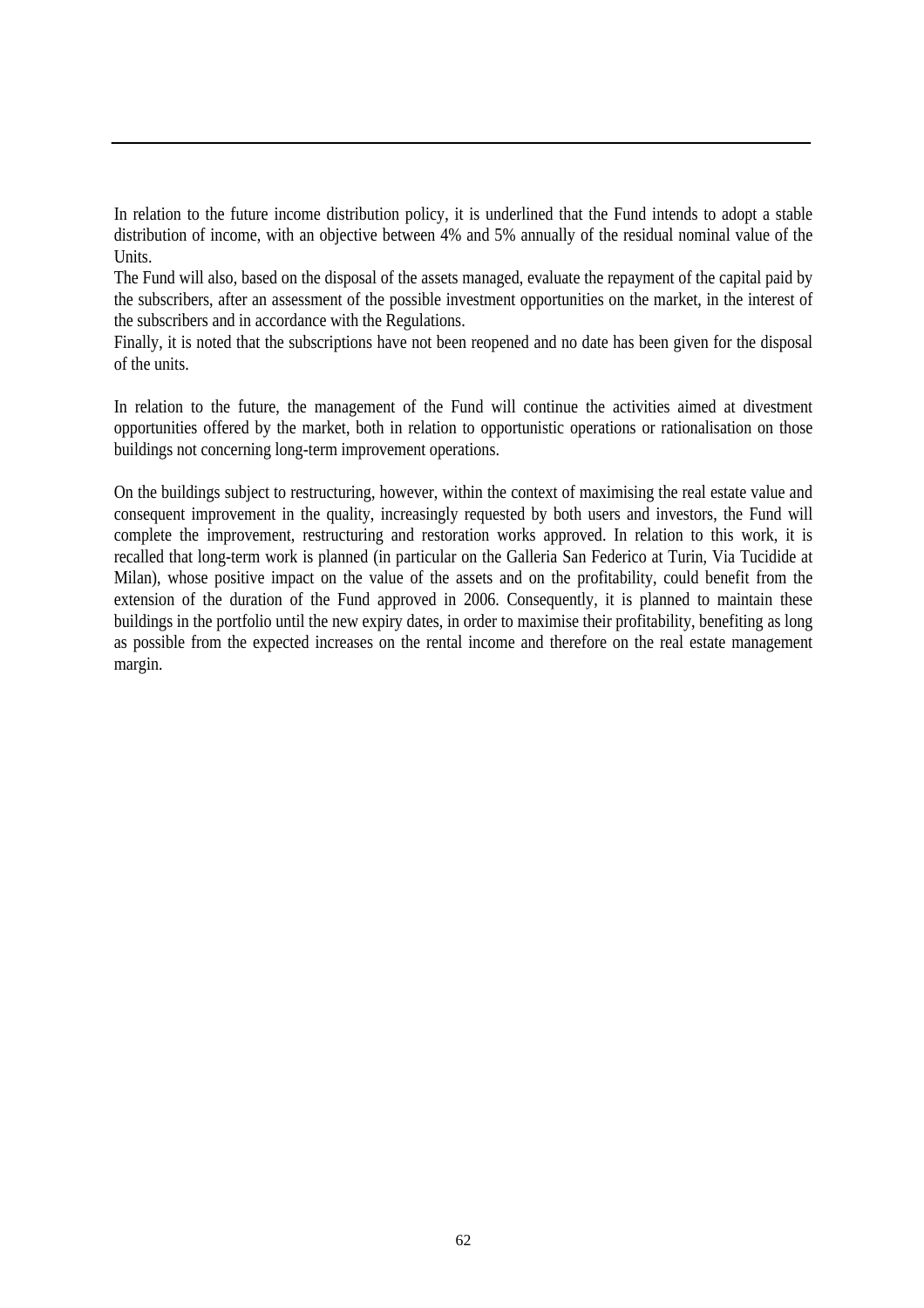In relation to the future income distribution policy, it is underlined that the Fund intends to adopt a stable distribution of income, with an objective between 4% and 5% annually of the residual nominal value of the Units.
The Fund will also, based on the disposal of the assets managed, evaluate the repayment of the capital paid by the subscribers, after an assessment of the possible investment opportunities on the market, in the interest of the subscribers and in accordance with the Regulations.
Finally, it is noted that the subscriptions have not been reopened and no date has been given for the disposal of the units.

In relation to the future, the management of the Fund will continue the activities aimed at divestment opportunities offered by the market, both in relation to opportunistic operations or rationalisation on those buildings not concerning long-term improvement operations.

On the buildings subject to restructuring, however, within the context of maximising the real estate value and consequent improvement in the quality, increasingly requested by both users and investors, the Fund will complete the improvement, restructuring and restoration works approved. In relation to this work, it is recalled that long-term work is planned (in particular on the Galleria San Federico at Turin, Via Tucidide at Milan), whose positive impact on the value of the assets and on the profitability, could benefit from the extension of the duration of the Fund approved in 2006. Consequently, it is planned to maintain these buildings in the portfolio until the new expiry dates, in order to maximise their profitability, benefiting as long as possible from the expected increases on the rental income and therefore on the real estate management margin.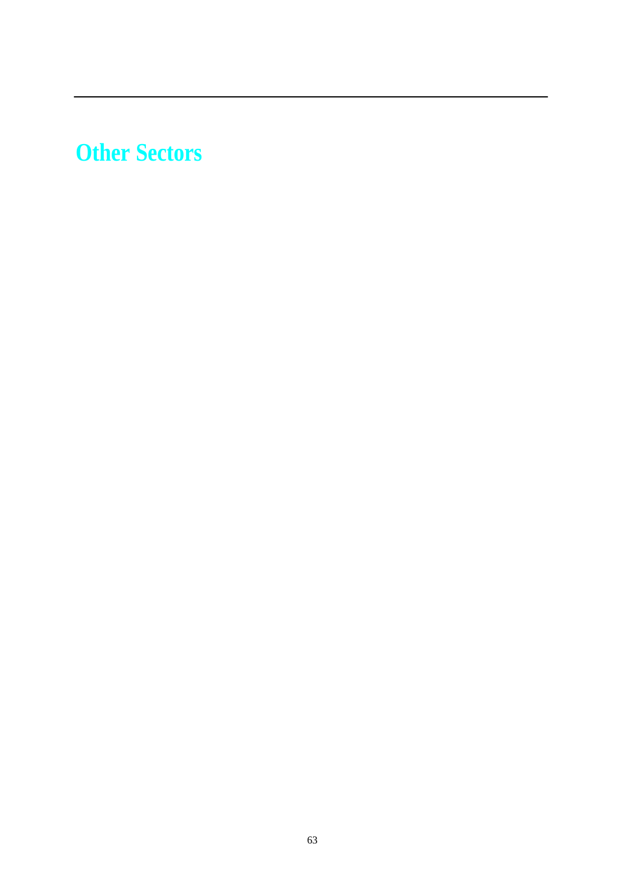# Other Sectors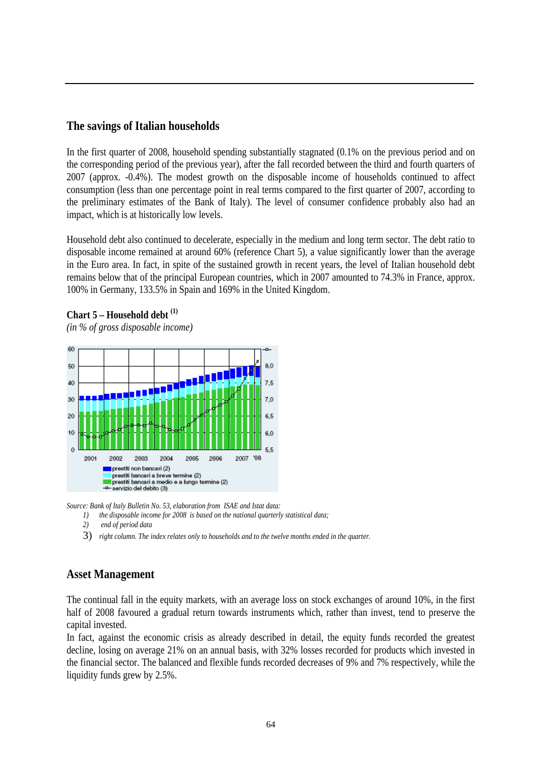## The savings of Italian households

In the first quarter of 2008, household spending substantially stagnated (0.1% on the previous period and on the corresponding period of the previous year), after the fall recorded between the third and fourth quarters of 2007 (approx. -0.4%). The modest growth on the disposable income of households continued to affect consumption (less than one percentage point in real terms compared to the first quarter of 2007, according to the preliminary estimates of the Bank of Italy). The level of consumer confidence probably also had an impact, which is at historically low levels.

Household debt also continued to decelerate, especially in the medium and long term sector. The debt ratio to disposable income remained at around 60% (reference Chart 5), a value significantly lower than the average in the Euro area. In fact, in spite of the sustained growth in recent years, the level of Italian household debt remains below that of the principal European countries, which in 2007 amounted to 74.3% in France, approx. 100% in Germany, 133.5% in Spain and 169% in the United Kingdom.

**Chart 5 – Household debt [(1)]**

*(in % of gross disposable income)*

- prestiti non bancari (2)
- prestiti bancari a breve termine (2)
- prestiti bancari a medio e a lungo termine (2)
- servizio del debito (3)

*Source: Bank of Italy Bulletin No. 53, elaboration from ISAE and Istat data:*

1) *the disposable income for 2008 is based on the national quarterly statistical data;*
2) *end of period data*
3) *right column. The index relates only to households and to the twelve months ended in the quarter.*

## Asset Management

The continual fall in the equity markets, with an average loss on stock exchanges of around 10%, in the first half of 2008 favoured a gradual return towards instruments which, rather than invest, tend to preserve the capital invested.

In fact, against the economic crisis as already described in detail, the equity funds recorded the greatest decline, losing on average 21% on an annual basis, with 32% losses recorded for products which invested in the financial sector. The balanced and flexible funds recorded decreases of 9% and 7% respectively, while the liquidity funds grew by 2.5%.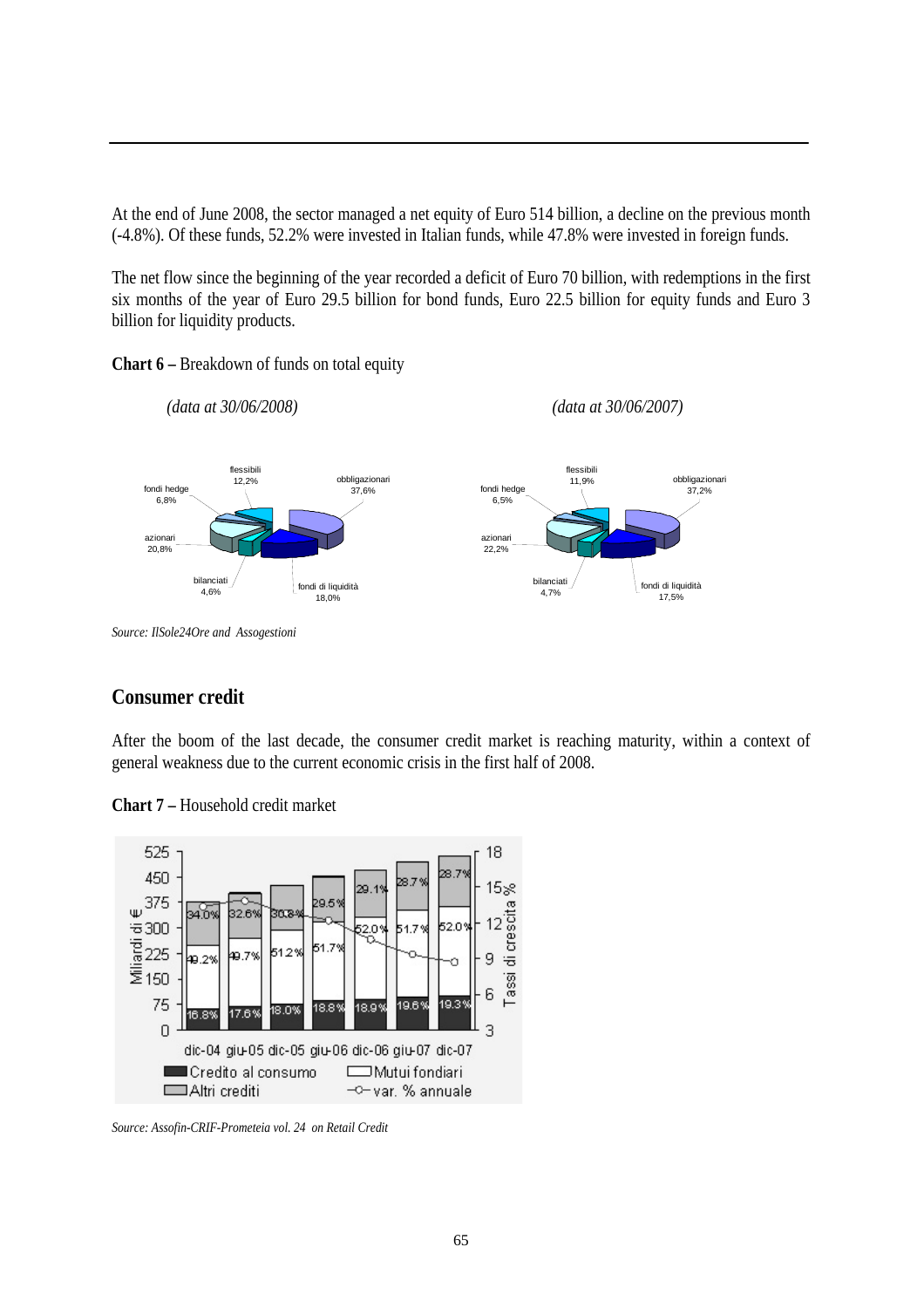At the end of June 2008, the sector managed a net equity of Euro 514 billion, a decline on the previous month (-4.8%). Of these funds, 52.2% were invested in Italian funds, while 47.8% were invested in foreign funds.

The net flow since the beginning of the year recorded a deficit of Euro 70 billion, with redemptions in the first six months of the year of Euro 29.5 billion for bond funds, Euro 22.5 billion for equity funds and Euro 3 billion for liquidity products.

**Chart 6 –** Breakdown of funds on total equity

*(data at 30/06/2008)* *(data at 30/06/2007)*

*Source: IlSole24Ore and Assogestioni*

## Consumer credit

After the boom of the last decade, the consumer credit market is reaching maturity, within a context of general weakness due to the current economic crisis in the first half of 2008.

**Chart 7 –** Household credit market

*Source: Assofin-CRIF-Prometeia vol. 24 on Retail Credit*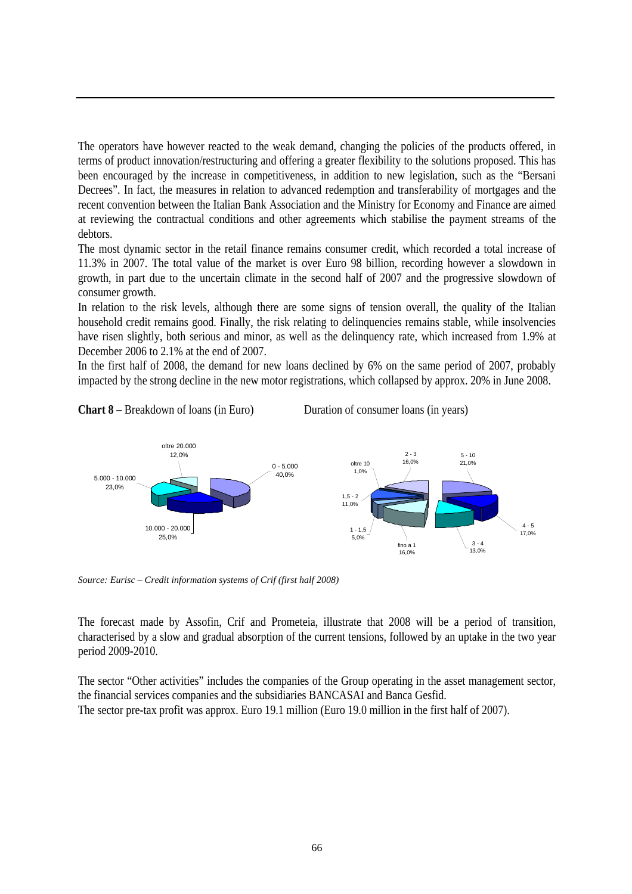The operators have however reacted to the weak demand, changing the policies of the products offered, in terms of product innovation/restructuring and offering a greater flexibility to the solutions proposed. This has been encouraged by the increase in competitiveness, in addition to new legislation, such as the "Bersani Decrees". In fact, the measures in relation to advanced redemption and transferability of mortgages and the recent convention between the Italian Bank Association and the Ministry for Economy and Finance are aimed at reviewing the contractual conditions and other agreements which stabilise the payment streams of the debtors.

The most dynamic sector in the retail finance remains consumer credit, which recorded a total increase of 11.3% in 2007. The total value of the market is over Euro 98 billion, recording however a slowdown in growth, in part due to the uncertain climate in the second half of 2007 and the progressive slowdown of consumer growth.

In relation to the risk levels, although there are some signs of tension overall, the quality of the Italian household credit remains good. Finally, the risk relating to delinquencies remains stable, while insolvencies have risen slightly, both serious and minor, as well as the delinquency rate, which increased from 1.9% at December 2006 to 2.1% at the end of 2007.

In the first half of 2008, the demand for new loans declined by 6% on the same period of 2007, probably impacted by the strong decline in the new motor registrations, which collapsed by approx. 20% in June 2008.

**Chart 8 –** Breakdown of loans (in Euro) Duration of consumer loans (in years)

| Breakdown of loans (in Euro) | % |
|---|---|
| 0 - 5.000 | 40,0% |
| 5.000 - 10.000 | 23,0% |
| 10.000 - 20.000 | 25,0% |
| oltre 20.000 | 12,0% |

| Duration of consumer loans (in years) | % |
|---|---|
| fino a 1 | 16,0% |
| 1 - 1,5 | 5,0% |
| 1,5 - 2 | 11,0% |
| 2 - 3 | 16,0% |
| 3 - 4 | 13,0% |
| 4 - 5 | 17,0% |
| 5 - 10 | 21,0% |
| oltre 10 | 1,0% |

*Source: Eurisc – Credit information systems of Crif (first half 2008)*

The forecast made by Assofin, Crif and Prometeia, illustrate that 2008 will be a period of transition, characterised by a slow and gradual absorption of the current tensions, followed by an uptake in the two year period 2009-2010.

The sector "Other activities" includes the companies of the Group operating in the asset management sector, the financial services companies and the subsidiaries BANCASAI and Banca Gesfid.

The sector pre-tax profit was approx. Euro 19.1 million (Euro 19.0 million in the first half of 2007).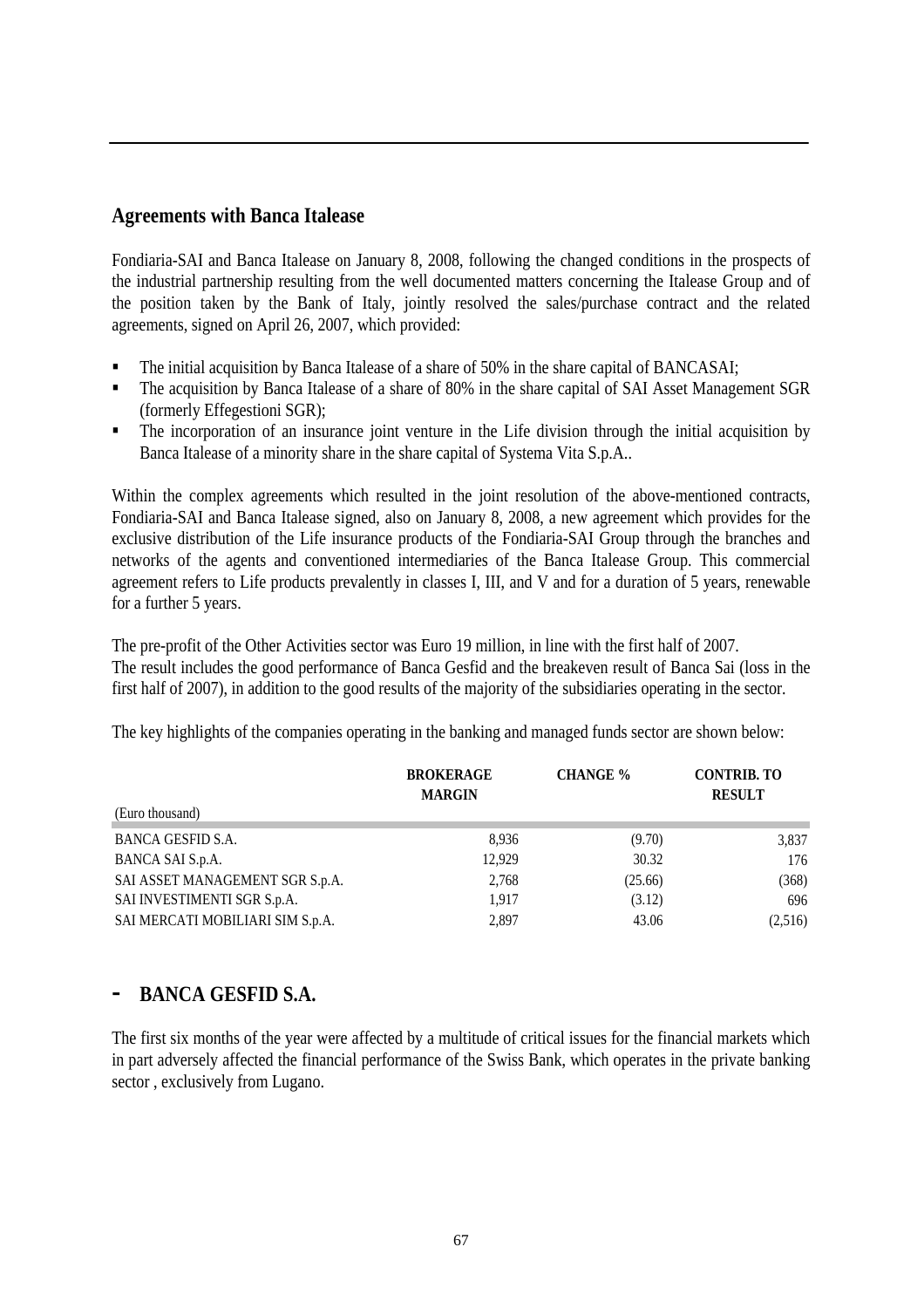## Agreements with Banca Italease

Fondiaria-SAI and Banca Italease on January 8, 2008, following the changed conditions in the prospects of the industrial partnership resulting from the well documented matters concerning the Italease Group and of the position taken by the Bank of Italy, jointly resolved the sales/purchase contract and the related agreements, signed on April 26, 2007, which provided:

- The initial acquisition by Banca Italease of a share of 50% in the share capital of BANCASAI;
- The acquisition by Banca Italease of a share of 80% in the share capital of SAI Asset Management SGR (formerly Effegestioni SGR);
- The incorporation of an insurance joint venture in the Life division through the initial acquisition by Banca Italease of a minority share in the share capital of Systema Vita S.p.A..

Within the complex agreements which resulted in the joint resolution of the above-mentioned contracts, Fondiaria-SAI and Banca Italease signed, also on January 8, 2008, a new agreement which provides for the exclusive distribution of the Life insurance products of the Fondiaria-SAI Group through the branches and networks of the agents and conventioned intermediaries of the Banca Italease Group. This commercial agreement refers to Life products prevalently in classes I, III, and V and for a duration of 5 years, renewable for a further 5 years.

The pre-profit of the Other Activities sector was Euro 19 million, in line with the first half of 2007.
The result includes the good performance of Banca Gesfid and the breakeven result of Banca Sai (loss in the first half of 2007), in addition to the good results of the majority of the subsidiaries operating in the sector.

The key highlights of the companies operating in the banking and managed funds sector are shown below:

| (Euro thousand) | BROKERAGE MARGIN | CHANGE % | CONTRIB. TO RESULT |
|---|---|---|---|
| BANCA GESFID S.A. | 8,936 | (9.70) | 3,837 |
| BANCA SAI S.p.A. | 12,929 | 30.32 | 176 |
| SAI ASSET MANAGEMENT SGR S.p.A. | 2,768 | (25.66) | (368) |
| SAI INVESTIMENTI SGR S.p.A. | 1,917 | (3.12) | 696 |
| SAI MERCATI MOBILIARI SIM S.p.A. | 2,897 | 43.06 | (2,516) |

## - BANCA GESFID S.A.

The first six months of the year were affected by a multitude of critical issues for the financial markets which in part adversely affected the financial performance of the Swiss Bank, which operates in the private banking sector , exclusively from Lugano.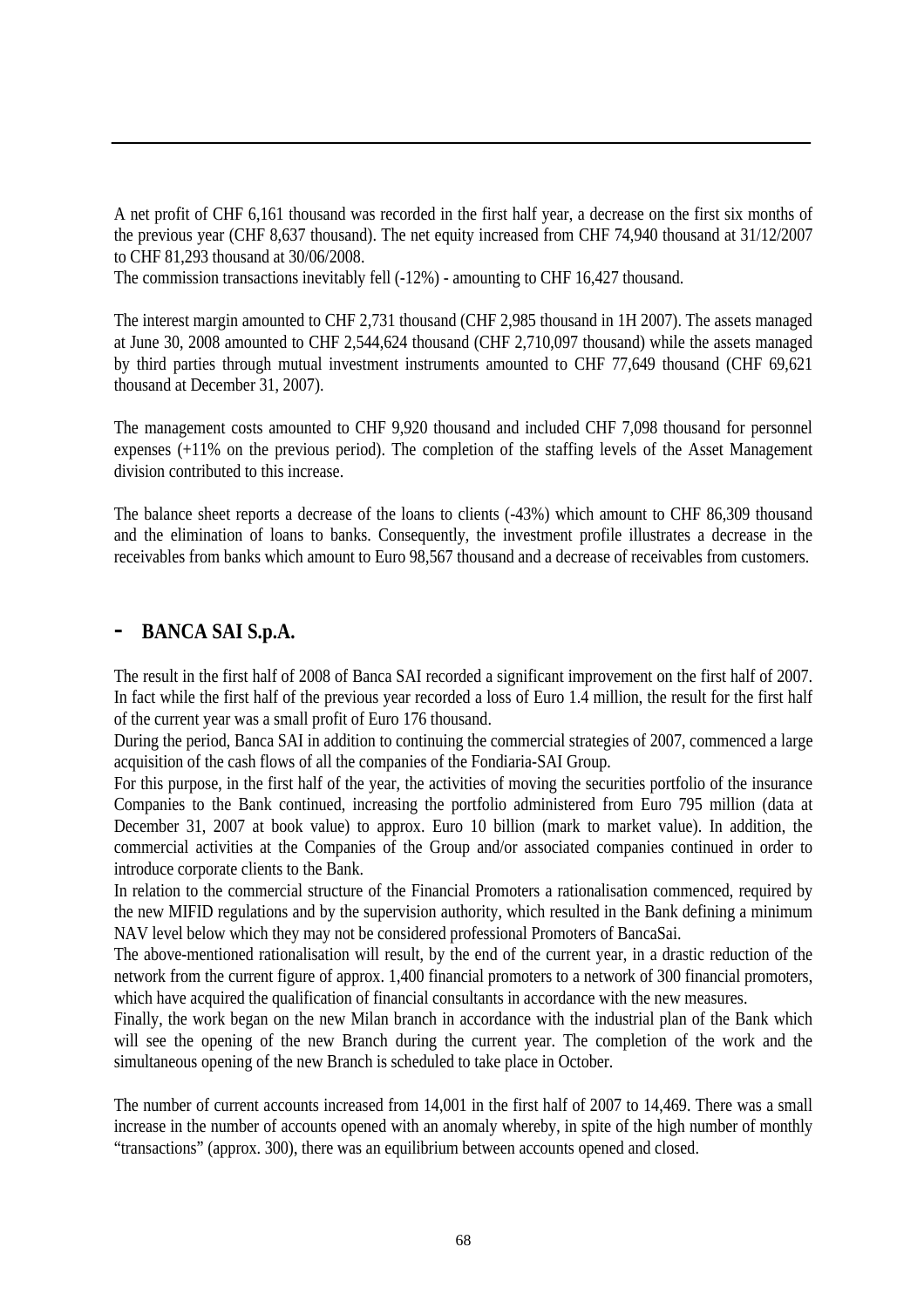A net profit of CHF 6,161 thousand was recorded in the first half year, a decrease on the first six months of the previous year (CHF 8,637 thousand). The net equity increased from CHF 74,940 thousand at 31/12/2007 to CHF 81,293 thousand at 30/06/2008.
The commission transactions inevitably fell (-12%) - amounting to CHF 16,427 thousand.

The interest margin amounted to CHF 2,731 thousand (CHF 2,985 thousand in 1H 2007). The assets managed at June 30, 2008 amounted to CHF 2,544,624 thousand (CHF 2,710,097 thousand) while the assets managed by third parties through mutual investment instruments amounted to CHF 77,649 thousand (CHF 69,621 thousand at December 31, 2007).

The management costs amounted to CHF 9,920 thousand and included CHF 7,098 thousand for personnel expenses (+11% on the previous period). The completion of the staffing levels of the Asset Management division contributed to this increase.

The balance sheet reports a decrease of the loans to clients (-43%) which amount to CHF 86,309 thousand and the elimination of loans to banks. Consequently, the investment profile illustrates a decrease in the receivables from banks which amount to Euro 98,567 thousand and a decrease of receivables from customers.

## - BANCA SAI S.p.A.

The result in the first half of 2008 of Banca SAI recorded a significant improvement on the first half of 2007. In fact while the first half of the previous year recorded a loss of Euro 1.4 million, the result for the first half of the current year was a small profit of Euro 176 thousand.
During the period, Banca SAI in addition to continuing the commercial strategies of 2007, commenced a large acquisition of the cash flows of all the companies of the Fondiaria-SAI Group.
For this purpose, in the first half of the year, the activities of moving the securities portfolio of the insurance Companies to the Bank continued, increasing the portfolio administered from Euro 795 million (data at December 31, 2007 at book value) to approx. Euro 10 billion (mark to market value). In addition, the commercial activities at the Companies of the Group and/or associated companies continued in order to introduce corporate clients to the Bank.
In relation to the commercial structure of the Financial Promoters a rationalisation commenced, required by the new MIFID regulations and by the supervision authority, which resulted in the Bank defining a minimum NAV level below which they may not be considered professional Promoters of BancaSai.
The above-mentioned rationalisation will result, by the end of the current year, in a drastic reduction of the network from the current figure of approx. 1,400 financial promoters to a network of 300 financial promoters, which have acquired the qualification of financial consultants in accordance with the new measures.
Finally, the work began on the new Milan branch in accordance with the industrial plan of the Bank which will see the opening of the new Branch during the current year. The completion of the work and the simultaneous opening of the new Branch is scheduled to take place in October.

The number of current accounts increased from 14,001 in the first half of 2007 to 14,469. There was a small increase in the number of accounts opened with an anomaly whereby, in spite of the high number of monthly "transactions" (approx. 300), there was an equilibrium between accounts opened and closed.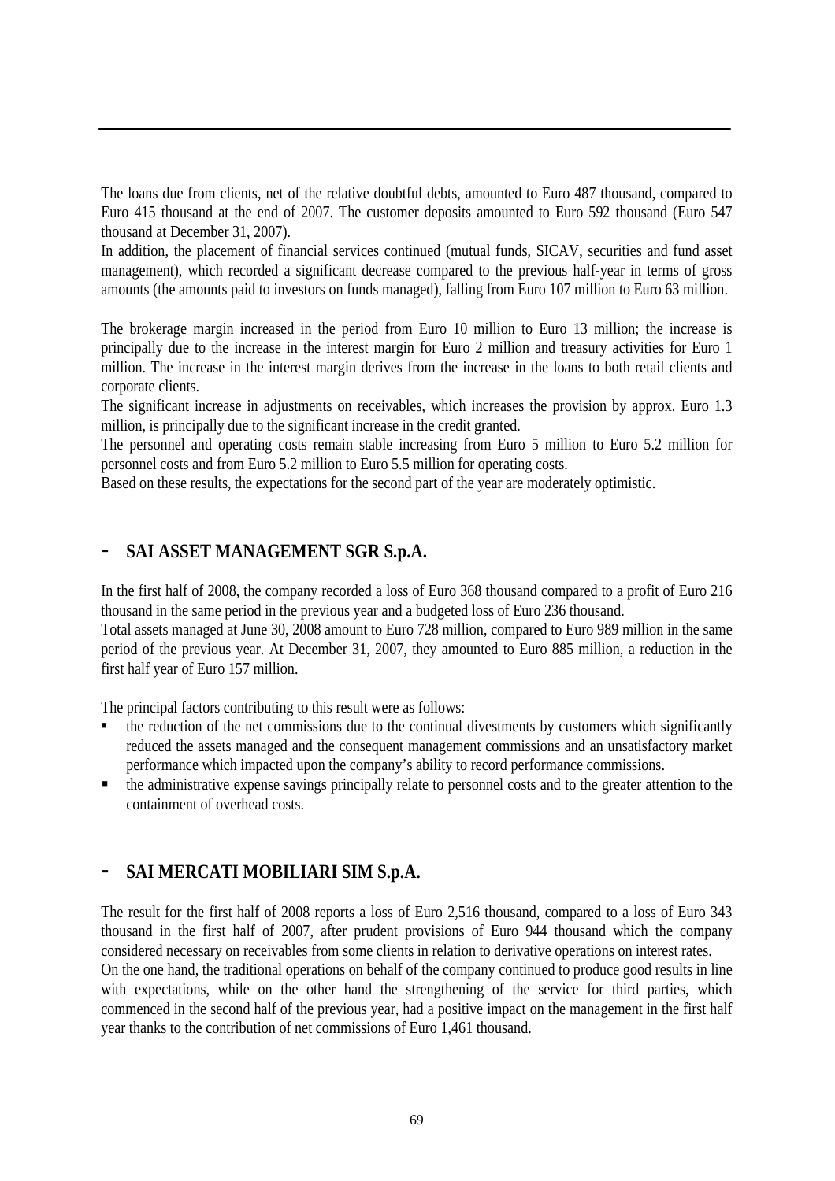The loans due from clients, net of the relative doubtful debts, amounted to Euro 487 thousand, compared to Euro 415 thousand at the end of 2007. The customer deposits amounted to Euro 592 thousand (Euro 547 thousand at December 31, 2007).

In addition, the placement of financial services continued (mutual funds, SICAV, securities and fund asset management), which recorded a significant decrease compared to the previous half-year in terms of gross amounts (the amounts paid to investors on funds managed), falling from Euro 107 million to Euro 63 million.

The brokerage margin increased in the period from Euro 10 million to Euro 13 million; the increase is principally due to the increase in the interest margin for Euro 2 million and treasury activities for Euro 1 million. The increase in the interest margin derives from the increase in the loans to both retail clients and corporate clients.

The significant increase in adjustments on receivables, which increases the provision by approx. Euro 1.3 million, is principally due to the significant increase in the credit granted.

The personnel and operating costs remain stable increasing from Euro 5 million to Euro 5.2 million for personnel costs and from Euro 5.2 million to Euro 5.5 million for operating costs.

Based on these results, the expectations for the second part of the year are moderately optimistic.

## - SAI ASSET MANAGEMENT SGR S.p.A.

In the first half of 2008, the company recorded a loss of Euro 368 thousand compared to a profit of Euro 216 thousand in the same period in the previous year and a budgeted loss of Euro 236 thousand.

Total assets managed at June 30, 2008 amount to Euro 728 million, compared to Euro 989 million in the same period of the previous year. At December 31, 2007, they amounted to Euro 885 million, a reduction in the first half year of Euro 157 million.

The principal factors contributing to this result were as follows:

- the reduction of the net commissions due to the continual divestments by customers which significantly reduced the assets managed and the consequent management commissions and an unsatisfactory market performance which impacted upon the company's ability to record performance commissions.
- the administrative expense savings principally relate to personnel costs and to the greater attention to the containment of overhead costs.

## - SAI MERCATI MOBILIARI SIM S.p.A.

The result for the first half of 2008 reports a loss of Euro 2,516 thousand, compared to a loss of Euro 343 thousand in the first half of 2007, after prudent provisions of Euro 944 thousand which the company considered necessary on receivables from some clients in relation to derivative operations on interest rates.

On the one hand, the traditional operations on behalf of the company continued to produce good results in line with expectations, while on the other hand the strengthening of the service for third parties, which commenced in the second half of the previous year, had a positive impact on the management in the first half year thanks to the contribution of net commissions of Euro 1,461 thousand.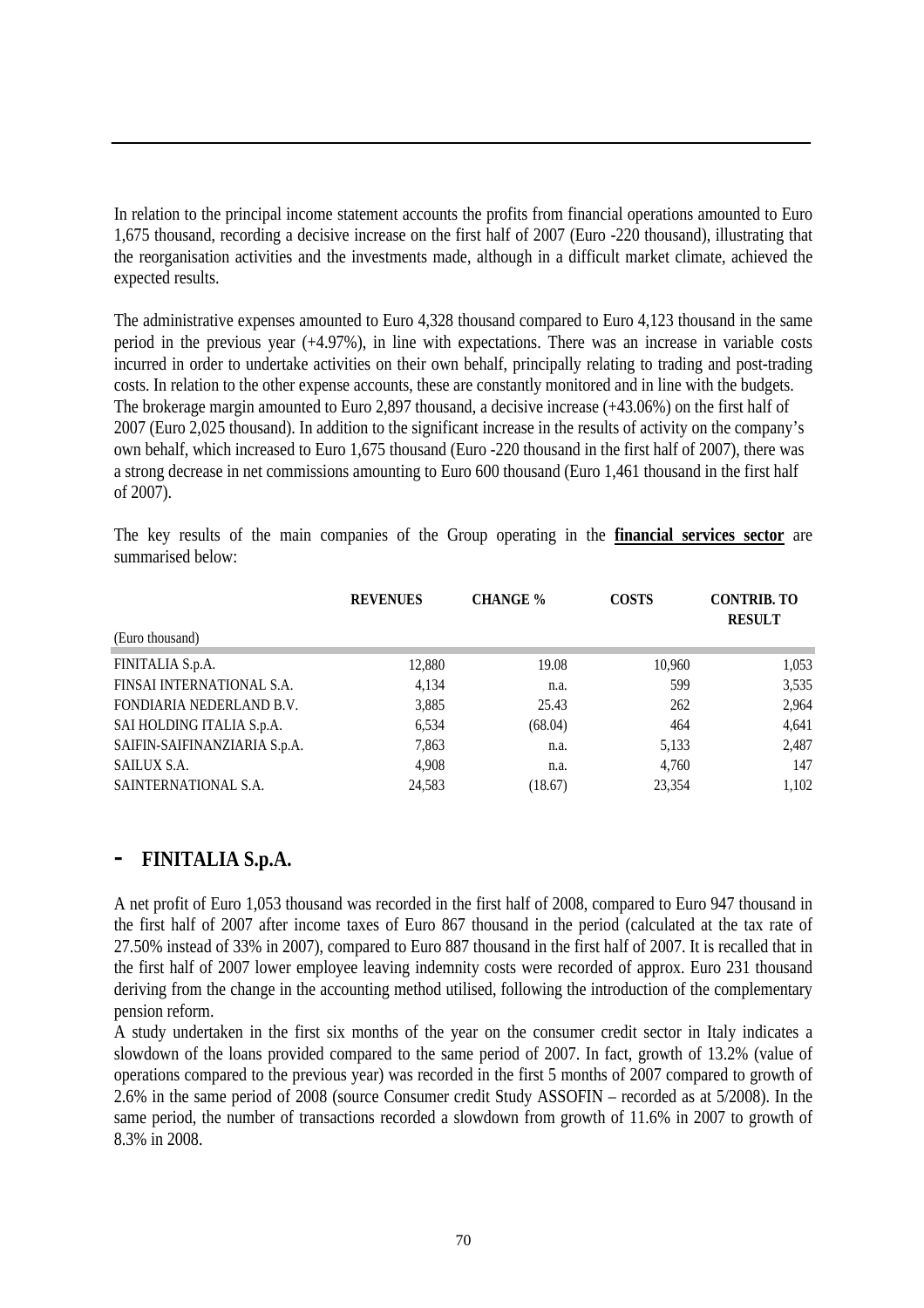In relation to the principal income statement accounts the profits from financial operations amounted to Euro 1,675 thousand, recording a decisive increase on the first half of 2007 (Euro -220 thousand), illustrating that the reorganisation activities and the investments made, although in a difficult market climate, achieved the expected results.

The administrative expenses amounted to Euro 4,328 thousand compared to Euro 4,123 thousand in the same period in the previous year (+4.97%), in line with expectations. There was an increase in variable costs incurred in order to undertake activities on their own behalf, principally relating to trading and post-trading costs. In relation to the other expense accounts, these are constantly monitored and in line with the budgets.
The brokerage margin amounted to Euro 2,897 thousand, a decisive increase (+43.06%) on the first half of 2007 (Euro 2,025 thousand). In addition to the significant increase in the results of activity on the company's own behalf, which increased to Euro 1,675 thousand (Euro -220 thousand in the first half of 2007), there was a strong decrease in net commissions amounting to Euro 600 thousand (Euro 1,461 thousand in the first half of 2007).

The key results of the main companies of the Group operating in the **financial services sector** are summarised below:

| (Euro thousand) | REVENUES | CHANGE % | COSTS | CONTRIB. TO RESULT |
|---|---|---|---|---|
| FINITALIA S.p.A. | 12,880 | 19.08 | 10,960 | 1,053 |
| FINSAI INTERNATIONAL S.A. | 4,134 | n.a. | 599 | 3,535 |
| FONDIARIA NEDERLAND B.V. | 3,885 | 25.43 | 262 | 2,964 |
| SAI HOLDING ITALIA S.p.A. | 6,534 | (68.04) | 464 | 4,641 |
| SAIFIN-SAIFINANZIARIA S.p.A. | 7,863 | n.a. | 5,133 | 2,487 |
| SAILUX S.A. | 4,908 | n.a. | 4,760 | 147 |
| SAINTERNATIONAL S.A. | 24,583 | (18.67) | 23,354 | 1,102 |

## - FINITALIA S.p.A.

A net profit of Euro 1,053 thousand was recorded in the first half of 2008, compared to Euro 947 thousand in the first half of 2007 after income taxes of Euro 867 thousand in the period (calculated at the tax rate of 27.50% instead of 33% in 2007), compared to Euro 887 thousand in the first half of 2007. It is recalled that in the first half of 2007 lower employee leaving indemnity costs were recorded of approx. Euro 231 thousand deriving from the change in the accounting method utilised, following the introduction of the complementary pension reform.
A study undertaken in the first six months of the year on the consumer credit sector in Italy indicates a slowdown of the loans provided compared to the same period of 2007. In fact, growth of 13.2% (value of operations compared to the previous year) was recorded in the first 5 months of 2007 compared to growth of 2.6% in the same period of 2008 (source Consumer credit Study ASSOFIN – recorded as at 5/2008). In the same period, the number of transactions recorded a slowdown from growth of 11.6% in 2007 to growth of 8.3% in 2008.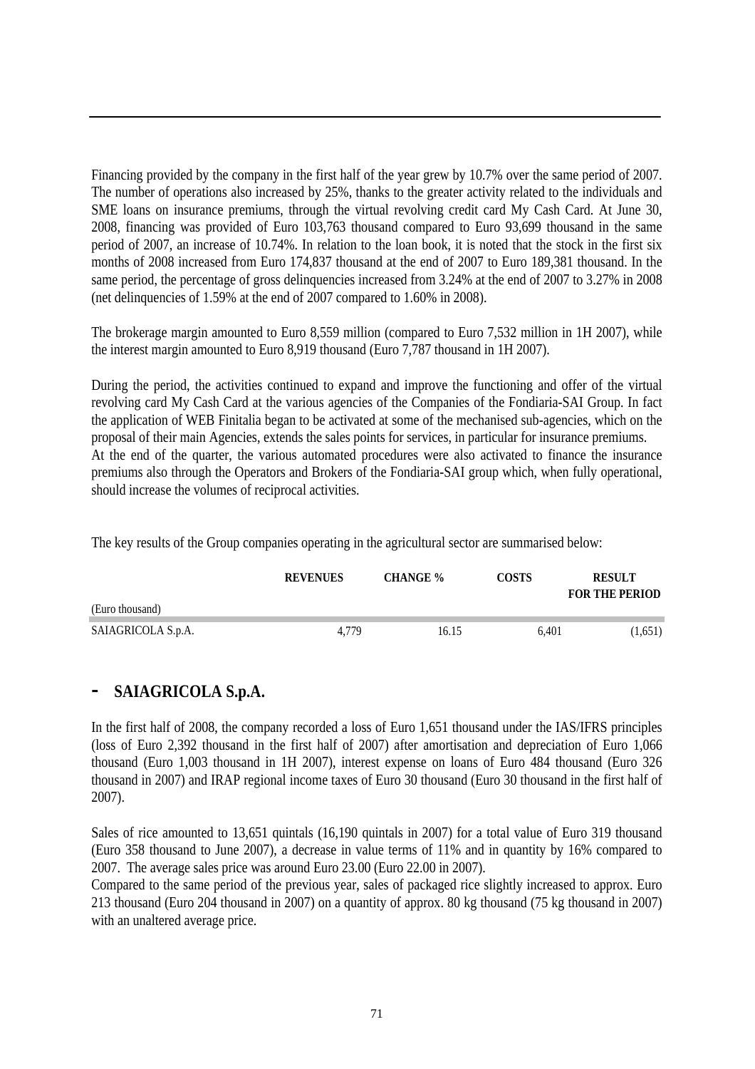Financing provided by the company in the first half of the year grew by 10.7% over the same period of 2007. The number of operations also increased by 25%, thanks to the greater activity related to the individuals and SME loans on insurance premiums, through the virtual revolving credit card My Cash Card. At June 30, 2008, financing was provided of Euro 103,763 thousand compared to Euro 93,699 thousand in the same period of 2007, an increase of 10.74%. In relation to the loan book, it is noted that the stock in the first six months of 2008 increased from Euro 174,837 thousand at the end of 2007 to Euro 189,381 thousand. In the same period, the percentage of gross delinquencies increased from 3.24% at the end of 2007 to 3.27% in 2008 (net delinquencies of 1.59% at the end of 2007 compared to 1.60% in 2008).

The brokerage margin amounted to Euro 8,559 million (compared to Euro 7,532 million in 1H 2007), while the interest margin amounted to Euro 8,919 thousand (Euro 7,787 thousand in 1H 2007).

During the period, the activities continued to expand and improve the functioning and offer of the virtual revolving card My Cash Card at the various agencies of the Companies of the Fondiaria-SAI Group. In fact the application of WEB Finitalia began to be activated at some of the mechanised sub-agencies, which on the proposal of their main Agencies, extends the sales points for services, in particular for insurance premiums.
At the end of the quarter, the various automated procedures were also activated to finance the insurance premiums also through the Operators and Brokers of the Fondiaria-SAI group which, when fully operational, should increase the volumes of reciprocal activities.

The key results of the Group companies operating in the agricultural sector are summarised below:

| (Euro thousand) | REVENUES | CHANGE % | COSTS | RESULT FOR THE PERIOD |
|---|---|---|---|---|
| SAIAGRICOLA S.p.A. | 4,779 | 16.15 | 6,401 | (1,651) |

## - SAIAGRICOLA S.p.A.

In the first half of 2008, the company recorded a loss of Euro 1,651 thousand under the IAS/IFRS principles (loss of Euro 2,392 thousand in the first half of 2007) after amortisation and depreciation of Euro 1,066 thousand (Euro 1,003 thousand in 1H 2007), interest expense on loans of Euro 484 thousand (Euro 326 thousand in 2007) and IRAP regional income taxes of Euro 30 thousand (Euro 30 thousand in the first half of 2007).

Sales of rice amounted to 13,651 quintals (16,190 quintals in 2007) for a total value of Euro 319 thousand (Euro 358 thousand to June 2007), a decrease in value terms of 11% and in quantity by 16% compared to 2007. The average sales price was around Euro 23.00 (Euro 22.00 in 2007).
Compared to the same period of the previous year, sales of packaged rice slightly increased to approx. Euro 213 thousand (Euro 204 thousand in 2007) on a quantity of approx. 80 kg thousand (75 kg thousand in 2007) with an unaltered average price.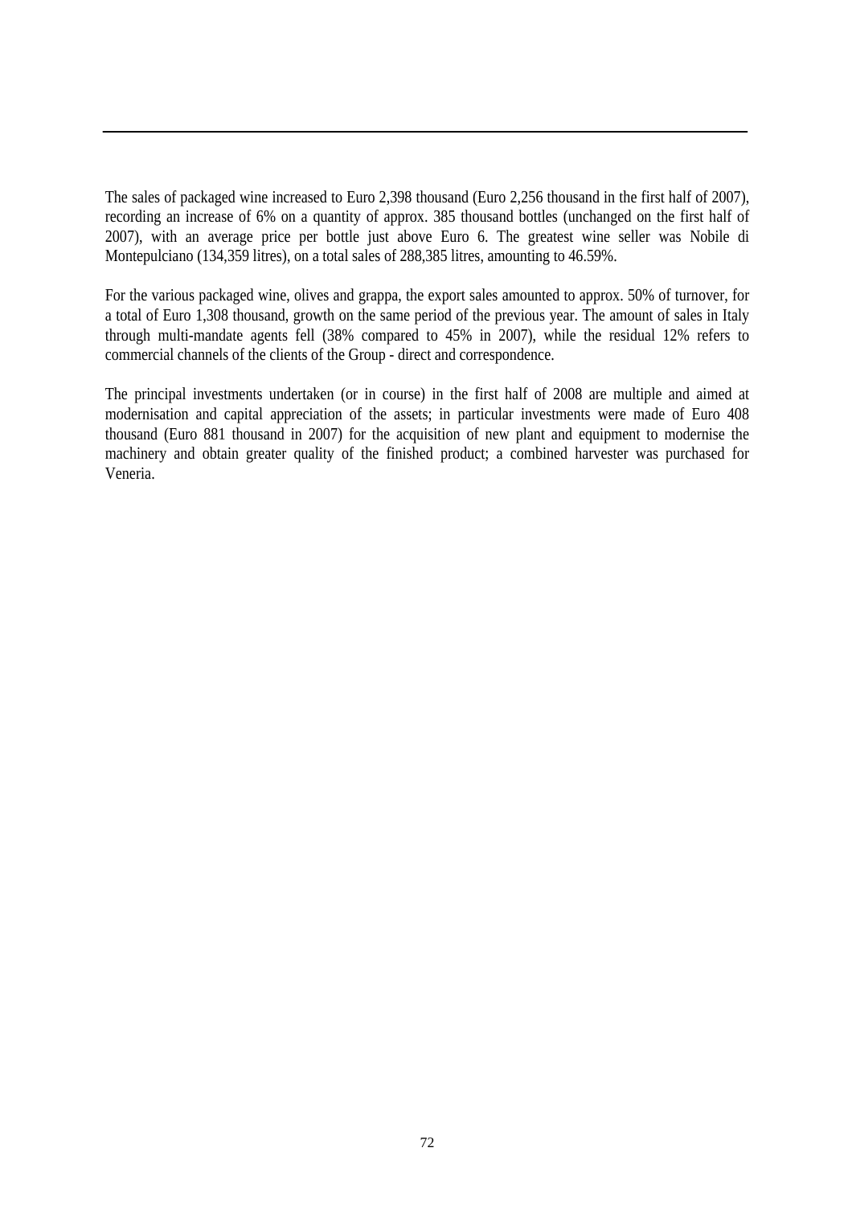The sales of packaged wine increased to Euro 2,398 thousand (Euro 2,256 thousand in the first half of 2007), recording an increase of 6% on a quantity of approx. 385 thousand bottles (unchanged on the first half of 2007), with an average price per bottle just above Euro 6. The greatest wine seller was Nobile di Montepulciano (134,359 litres), on a total sales of 288,385 litres, amounting to 46.59%.

For the various packaged wine, olives and grappa, the export sales amounted to approx. 50% of turnover, for a total of Euro 1,308 thousand, growth on the same period of the previous year. The amount of sales in Italy through multi-mandate agents fell (38% compared to 45% in 2007), while the residual 12% refers to commercial channels of the clients of the Group - direct and correspondence.

The principal investments undertaken (or in course) in the first half of 2008 are multiple and aimed at modernisation and capital appreciation of the assets; in particular investments were made of Euro 408 thousand (Euro 881 thousand in 2007) for the acquisition of new plant and equipment to modernise the machinery and obtain greater quality of the finished product; a combined harvester was purchased for Veneria.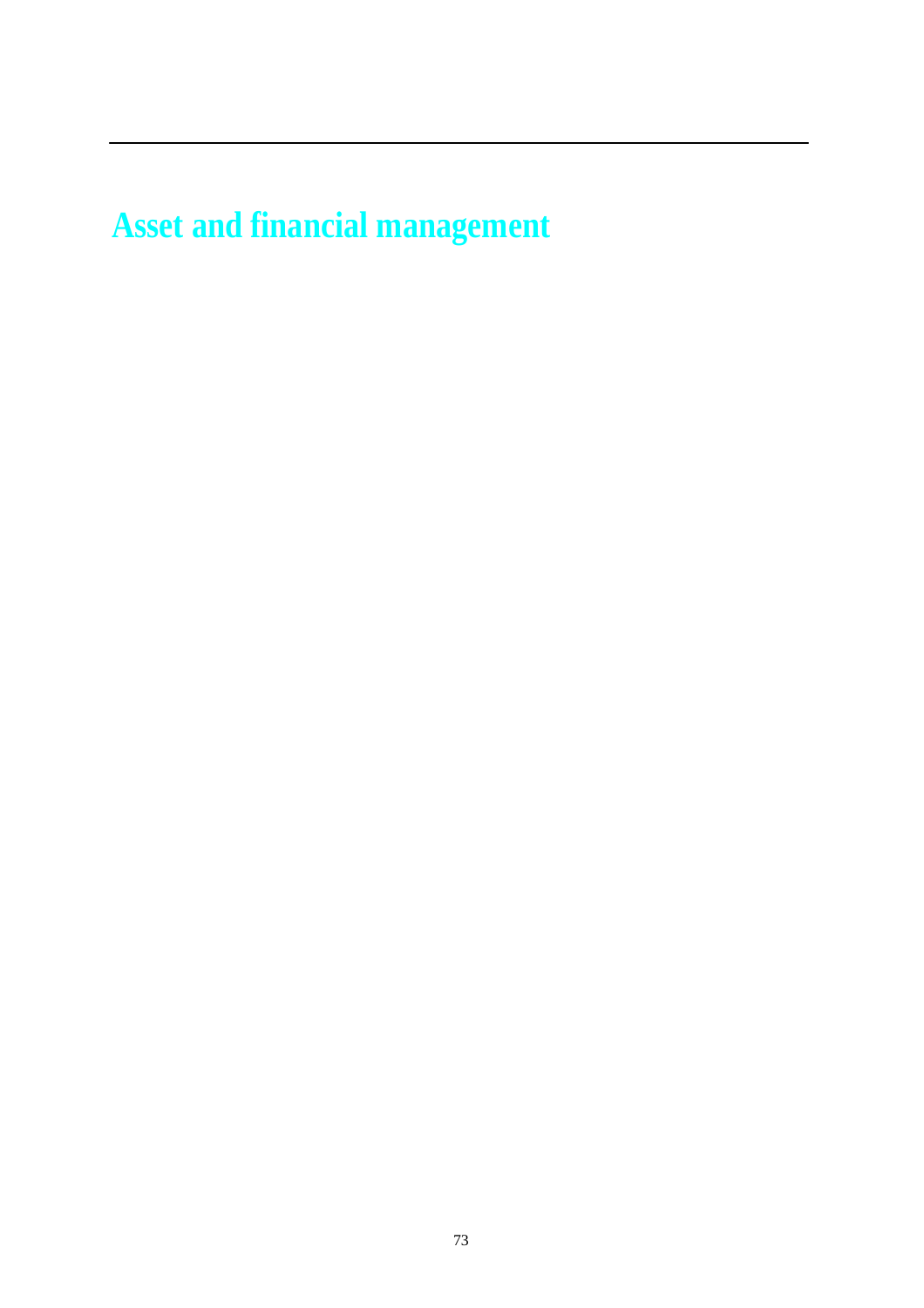# Asset and financial management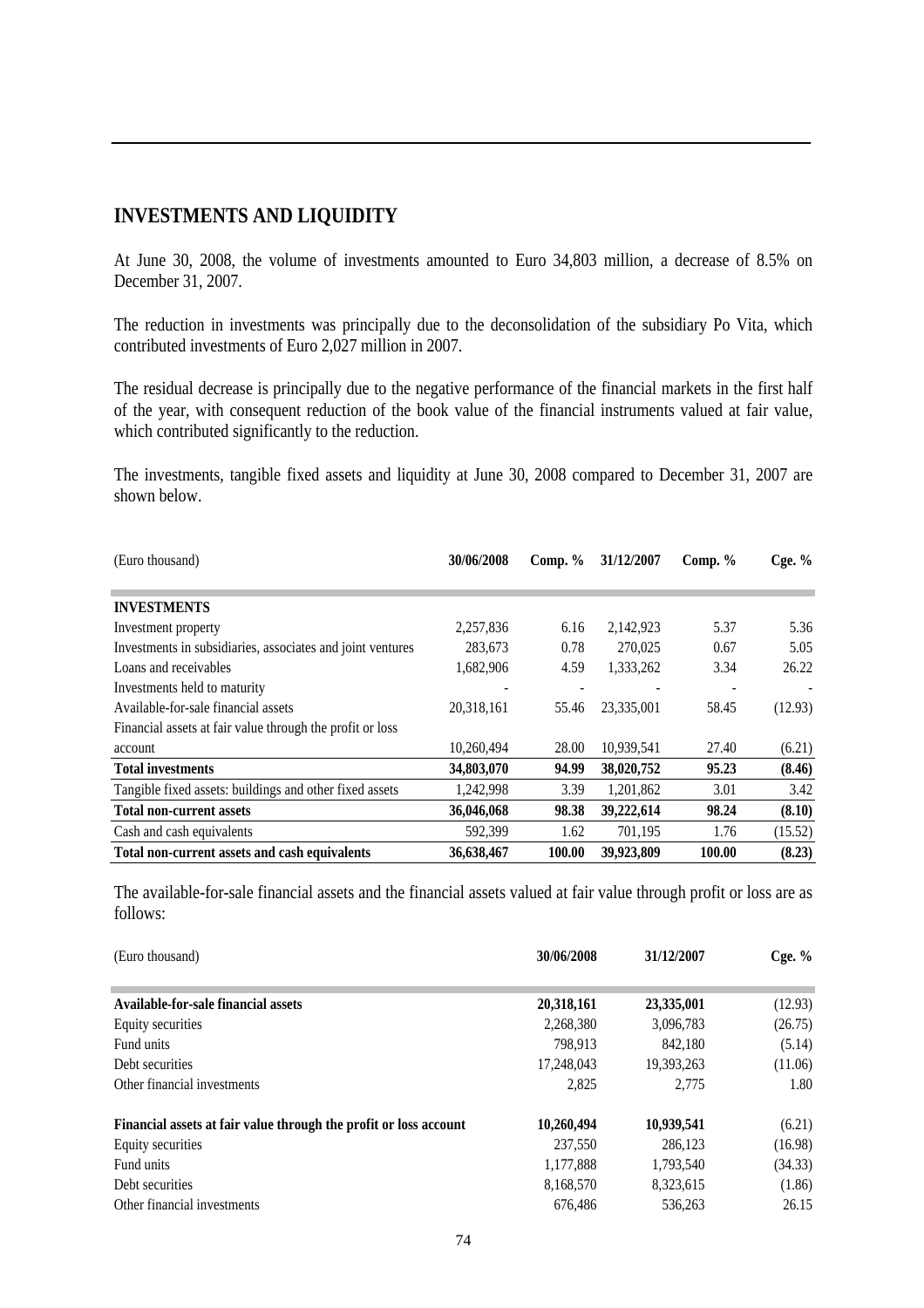## INVESTMENTS AND LIQUIDITY

At June 30, 2008, the volume of investments amounted to Euro 34,803 million, a decrease of 8.5% on December 31, 2007.

The reduction in investments was principally due to the deconsolidation of the subsidiary Po Vita, which contributed investments of Euro 2,027 million in 2007.

The residual decrease is principally due to the negative performance of the financial markets in the first half of the year, with consequent reduction of the book value of the financial instruments valued at fair value, which contributed significantly to the reduction.

The investments, tangible fixed assets and liquidity at June 30, 2008 compared to December 31, 2007 are shown below.

| (Euro thousand) | 30/06/2008 | Comp. % | 31/12/2007 | Comp. % | Cge. % |
|---|---|---|---|---|---|
| **INVESTMENTS** | | | | | |
| Investment property | 2,257,836 | 6.16 | 2,142,923 | 5.37 | 5.36 |
| Investments in subsidiaries, associates and joint ventures | 283,673 | 0.78 | 270,025 | 0.67 | 5.05 |
| Loans and receivables | 1,682,906 | 4.59 | 1,333,262 | 3.34 | 26.22 |
| Investments held to maturity | - | - | - | - | - |
| Available-for-sale financial assets | 20,318,161 | 55.46 | 23,335,001 | 58.45 | (12.93) |
| Financial assets at fair value through the profit or loss account | 10,260,494 | 28.00 | 10,939,541 | 27.40 | (6.21) |
| **Total investments** | **34,803,070** | **94.99** | **38,020,752** | **95.23** | **(8.46)** |
| Tangible fixed assets: buildings and other fixed assets | 1,242,998 | 3.39 | 1,201,862 | 3.01 | 3.42 |
| **Total non-current assets** | **36,046,068** | **98.38** | **39,222,614** | **98.24** | **(8.10)** |
| Cash and cash equivalents | 592,399 | 1.62 | 701,195 | 1.76 | (15.52) |
| **Total non-current assets and cash equivalents** | **36,638,467** | **100.00** | **39,923,809** | **100.00** | **(8.23)** |

The available-for-sale financial assets and the financial assets valued at fair value through profit or loss are as follows:

| (Euro thousand) | 30/06/2008 | 31/12/2007 | Cge. % |
|---|---|---|---|
| **Available-for-sale financial assets** | **20,318,161** | **23,335,001** | (12.93) |
| Equity securities | 2,268,380 | 3,096,783 | (26.75) |
| Fund units | 798,913 | 842,180 | (5.14) |
| Debt securities | 17,248,043 | 19,393,263 | (11.06) |
| Other financial investments | 2,825 | 2,775 | 1.80 |
| **Financial assets at fair value through the profit or loss account** | **10,260,494** | **10,939,541** | (6.21) |
| Equity securities | 237,550 | 286,123 | (16.98) |
| Fund units | 1,177,888 | 1,793,540 | (34.33) |
| Debt securities | 8,168,570 | 8,323,615 | (1.86) |
| Other financial investments | 676,486 | 536,263 | 26.15 |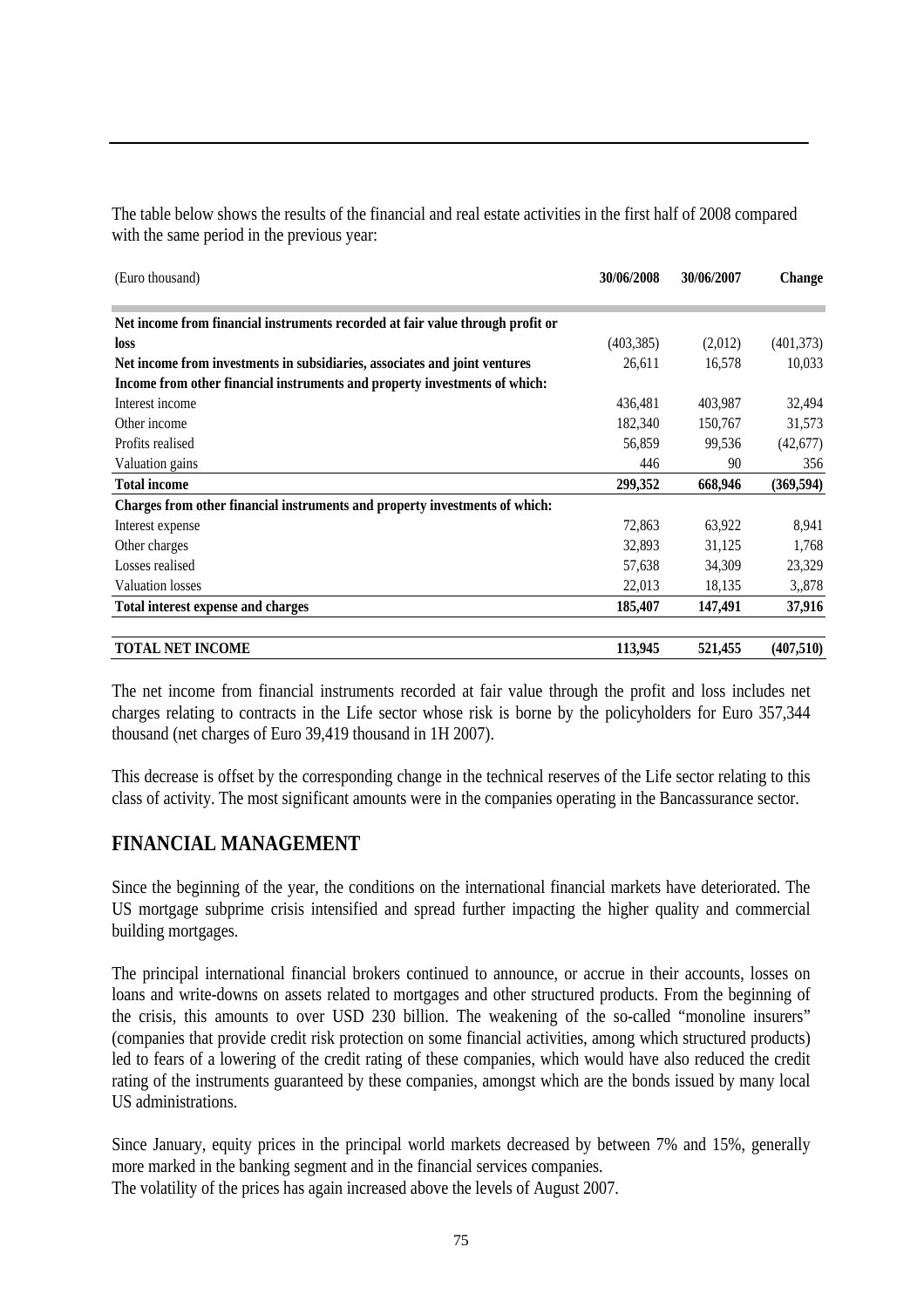The table below shows the results of the financial and real estate activities in the first half of 2008 compared with the same period in the previous year:

| (Euro thousand) | 30/06/2008 | 30/06/2007 | Change |
|---|---|---|---|
| **Net income from financial instruments recorded at fair value through profit or loss** | (403,385) | (2,012) | (401,373) |
| **Net income from investments in subsidiaries, associates and joint ventures** | 26,611 | 16,578 | 10,033 |
| **Income from other financial instruments and property investments of which:** | | | |
| Interest income | 436,481 | 403,987 | 32,494 |
| Other income | 182,340 | 150,767 | 31,573 |
| Profits realised | 56,859 | 99,536 | (42,677) |
| Valuation gains | 446 | 90 | 356 |
| **Total income** | **299,352** | **668,946** | **(369,594)** |
| **Charges from other financial instruments and property investments of which:** | | | |
| Interest expense | 72,863 | 63,922 | 8,941 |
| Other charges | 32,893 | 31,125 | 1,768 |
| Losses realised | 57,638 | 34,309 | 23,329 |
| Valuation losses | 22,013 | 18,135 | 3,,878 |
| **Total interest expense and charges** | **185,407** | **147,491** | **37,916** |
| **TOTAL NET INCOME** | **113,945** | **521,455** | **(407,510)** |

The net income from financial instruments recorded at fair value through the profit and loss includes net charges relating to contracts in the Life sector whose risk is borne by the policyholders for Euro 357,344 thousand (net charges of Euro 39,419 thousand in 1H 2007).

This decrease is offset by the corresponding change in the technical reserves of the Life sector relating to this class of activity. The most significant amounts were in the companies operating in the Bancassurance sector.

## FINANCIAL MANAGEMENT

Since the beginning of the year, the conditions on the international financial markets have deteriorated. The US mortgage subprime crisis intensified and spread further impacting the higher quality and commercial building mortgages.

The principal international financial brokers continued to announce, or accrue in their accounts, losses on loans and write-downs on assets related to mortgages and other structured products. From the beginning of the crisis, this amounts to over USD 230 billion. The weakening of the so-called "monoline insurers" (companies that provide credit risk protection on some financial activities, among which structured products) led to fears of a lowering of the credit rating of these companies, which would have also reduced the credit rating of the instruments guaranteed by these companies, amongst which are the bonds issued by many local US administrations.

Since January, equity prices in the principal world markets decreased by between 7% and 15%, generally more marked in the banking segment and in the financial services companies.
The volatility of the prices has again increased above the levels of August 2007.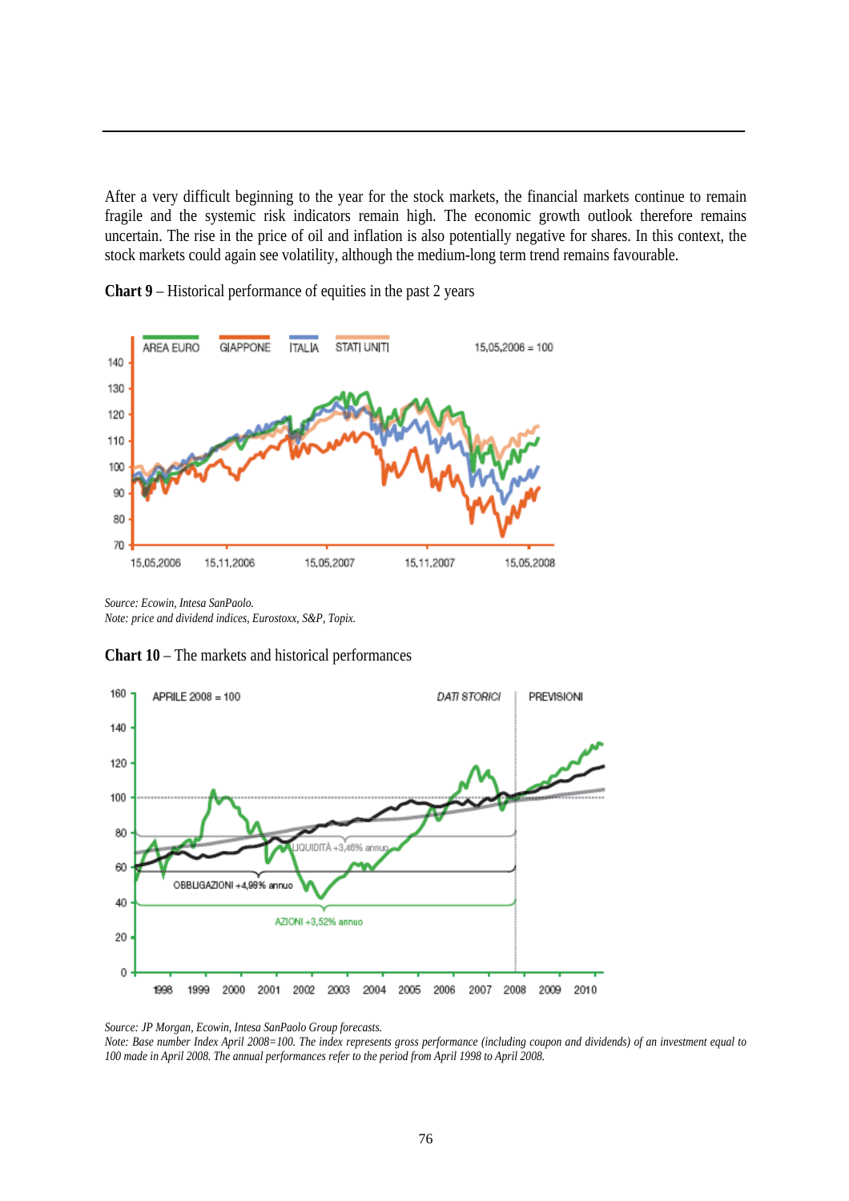After a very difficult beginning to the year for the stock markets, the financial markets continue to remain fragile and the systemic risk indicators remain high. The economic growth outlook therefore remains uncertain. The rise in the price of oil and inflation is also potentially negative for shares. In this context, the stock markets could again see volatility, although the medium-long term trend remains favourable.

**Chart 9** – Historical performance of equities in the past 2 years

*Source: Ecowin, Intesa SanPaolo.*
*Note: price and dividend indices, Eurostoxx, S&P, Topix.*

**Chart 10** – The markets and historical performances

*Source: JP Morgan, Ecowin, Intesa SanPaolo Group forecasts.*
*Note: Base number Index April 2008=100. The index represents gross performance (including coupon and dividends) of an investment equal to 100 made in April 2008. The annual performances refer to the period from April 1998 to April 2008.*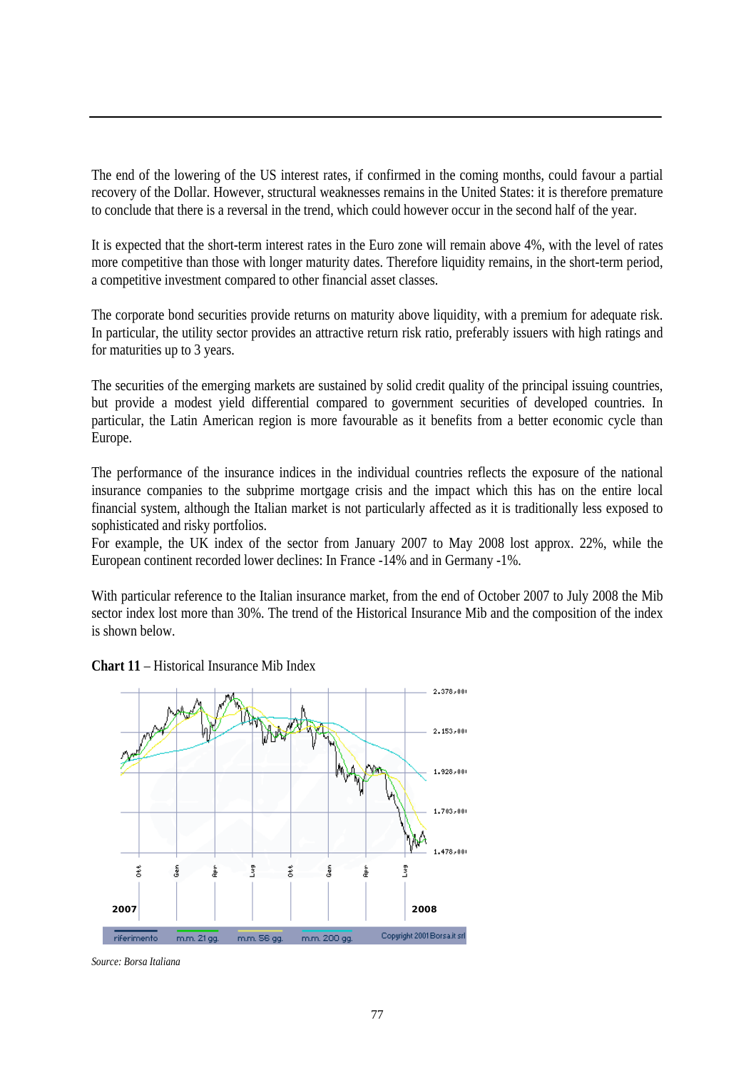The end of the lowering of the US interest rates, if confirmed in the coming months, could favour a partial recovery of the Dollar. However, structural weaknesses remains in the United States: it is therefore premature to conclude that there is a reversal in the trend, which could however occur in the second half of the year.

It is expected that the short-term interest rates in the Euro zone will remain above 4%, with the level of rates more competitive than those with longer maturity dates. Therefore liquidity remains, in the short-term period, a competitive investment compared to other financial asset classes.

The corporate bond securities provide returns on maturity above liquidity, with a premium for adequate risk. In particular, the utility sector provides an attractive return risk ratio, preferably issuers with high ratings and for maturities up to 3 years.

The securities of the emerging markets are sustained by solid credit quality of the principal issuing countries, but provide a modest yield differential compared to government securities of developed countries. In particular, the Latin American region is more favourable as it benefits from a better economic cycle than Europe.

The performance of the insurance indices in the individual countries reflects the exposure of the national insurance companies to the subprime mortgage crisis and the impact which this has on the entire local financial system, although the Italian market is not particularly affected as it is traditionally less exposed to sophisticated and risky portfolios.
For example, the UK index of the sector from January 2007 to May 2008 lost approx. 22%, while the European continent recorded lower declines: In France -14% and in Germany -1%.

With particular reference to the Italian insurance market, from the end of October 2007 to July 2008 the Mib sector index lost more than 30%. The trend of the Historical Insurance Mib and the composition of the index is shown below.

**Chart 11** – Historical Insurance Mib Index

*Source: Borsa Italiana*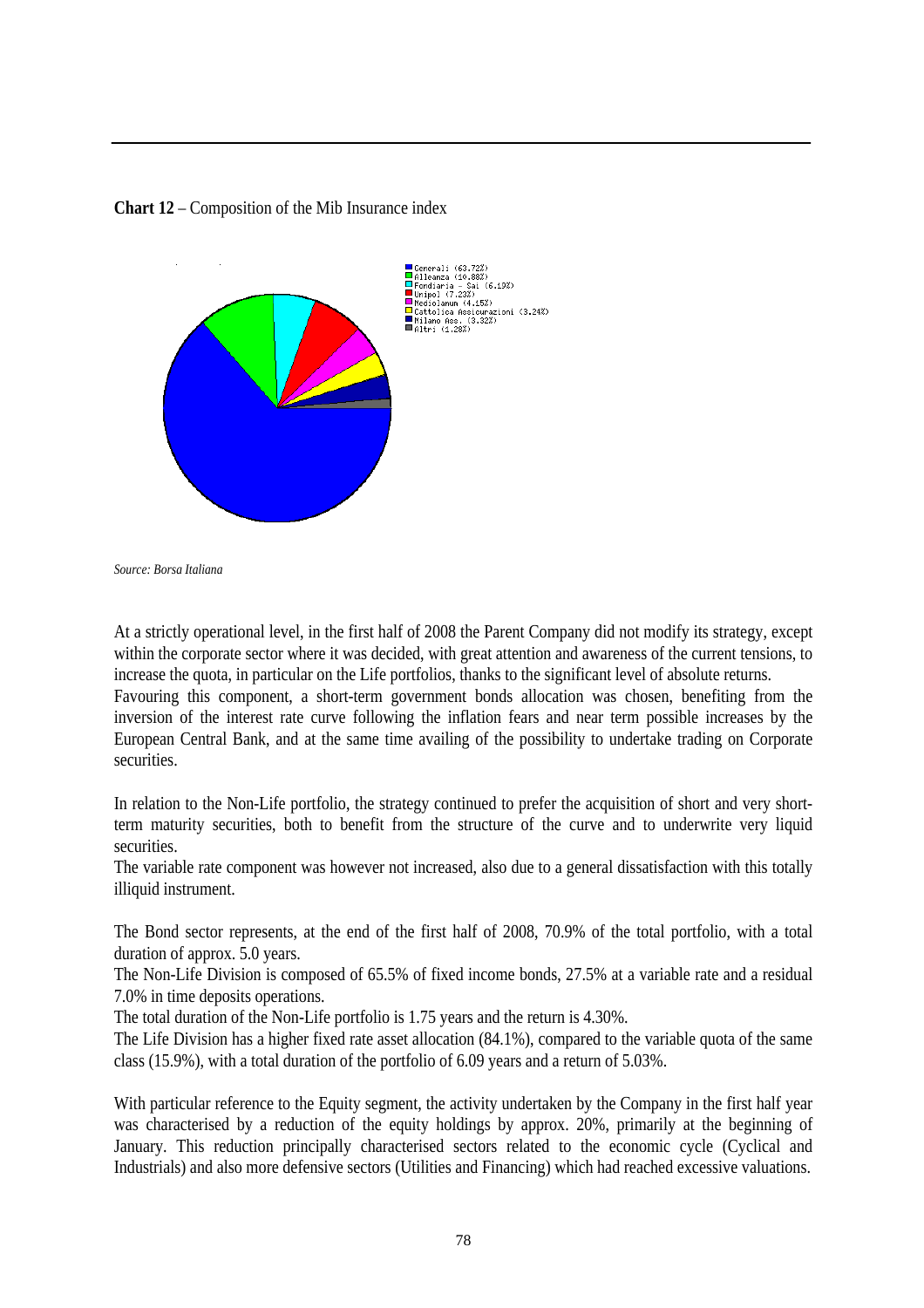**Chart 12** – Composition of the Mib Insurance index

- Generali (63.72%)
- Alleanza (10.88%)
- Fondiaria - Sai (6.19%)
- Unipol (7.23%)
- Mediolanum (4.15%)
- Cattolica Assicurazioni (3.24%)
- Milano Ass. (3.32%)
- Altri (1.28%)

*Source: Borsa Italiana*

At a strictly operational level, in the first half of 2008 the Parent Company did not modify its strategy, except within the corporate sector where it was decided, with great attention and awareness of the current tensions, to increase the quota, in particular on the Life portfolios, thanks to the significant level of absolute returns.
Favouring this component, a short-term government bonds allocation was chosen, benefiting from the inversion of the interest rate curve following the inflation fears and near term possible increases by the European Central Bank, and at the same time availing of the possibility to undertake trading on Corporate securities.

In relation to the Non-Life portfolio, the strategy continued to prefer the acquisition of short and very short-term maturity securities, both to benefit from the structure of the curve and to underwrite very liquid securities.
The variable rate component was however not increased, also due to a general dissatisfaction with this totally illiquid instrument.

The Bond sector represents, at the end of the first half of 2008, 70.9% of the total portfolio, with a total duration of approx. 5.0 years.
The Non-Life Division is composed of 65.5% of fixed income bonds, 27.5% at a variable rate and a residual 7.0% in time deposits operations.
The total duration of the Non-Life portfolio is 1.75 years and the return is 4.30%.
The Life Division has a higher fixed rate asset allocation (84.1%), compared to the variable quota of the same class (15.9%), with a total duration of the portfolio of 6.09 years and a return of 5.03%.

With particular reference to the Equity segment, the activity undertaken by the Company in the first half year was characterised by a reduction of the equity holdings by approx. 20%, primarily at the beginning of January. This reduction principally characterised sectors related to the economic cycle (Cyclical and Industrials) and also more defensive sectors (Utilities and Financing) which had reached excessive valuations.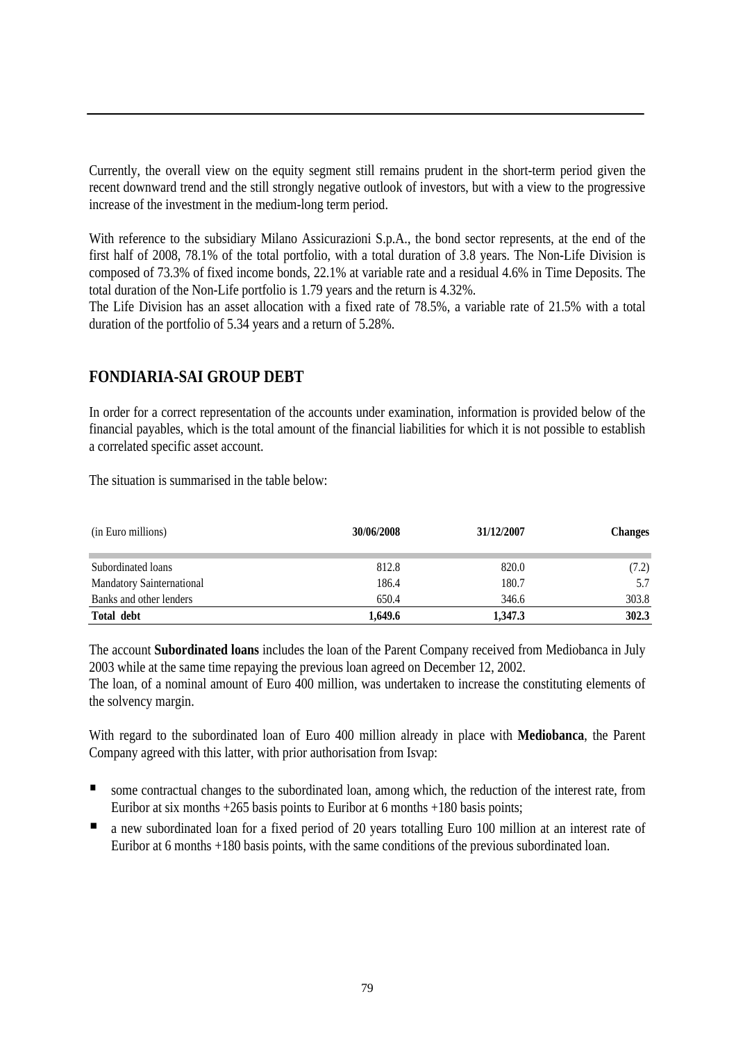Currently, the overall view on the equity segment still remains prudent in the short-term period given the recent downward trend and the still strongly negative outlook of investors, but with a view to the progressive increase of the investment in the medium-long term period.

With reference to the subsidiary Milano Assicurazioni S.p.A., the bond sector represents, at the end of the first half of 2008, 78.1% of the total portfolio, with a total duration of 3.8 years. The Non-Life Division is composed of 73.3% of fixed income bonds, 22.1% at variable rate and a residual 4.6% in Time Deposits. The total duration of the Non-Life portfolio is 1.79 years and the return is 4.32%.
The Life Division has an asset allocation with a fixed rate of 78.5%, a variable rate of 21.5% with a total duration of the portfolio of 5.34 years and a return of 5.28%.

## FONDIARIA-SAI GROUP DEBT

In order for a correct representation of the accounts under examination, information is provided below of the financial payables, which is the total amount of the financial liabilities for which it is not possible to establish a correlated specific asset account.

The situation is summarised in the table below:

| (in Euro millions) | 30/06/2008 | 31/12/2007 | Changes |
|---|---|---|---|
| Subordinated loans | 812.8 | 820.0 | (7.2) |
| Mandatory Sainternational | 186.4 | 180.7 | 5.7 |
| Banks and other lenders | 650.4 | 346.6 | 303.8 |
| **Total debt** | **1,649.6** | **1,347.3** | **302.3** |

The account **Subordinated loans** includes the loan of the Parent Company received from Mediobanca in July 2003 while at the same time repaying the previous loan agreed on December 12, 2002.
The loan, of a nominal amount of Euro 400 million, was undertaken to increase the constituting elements of the solvency margin.

With regard to the subordinated loan of Euro 400 million already in place with **Mediobanca**, the Parent Company agreed with this latter, with prior authorisation from Isvap:

- some contractual changes to the subordinated loan, among which, the reduction of the interest rate, from Euribor at six months +265 basis points to Euribor at 6 months +180 basis points;
- a new subordinated loan for a fixed period of 20 years totalling Euro 100 million at an interest rate of Euribor at 6 months +180 basis points, with the same conditions of the previous subordinated loan.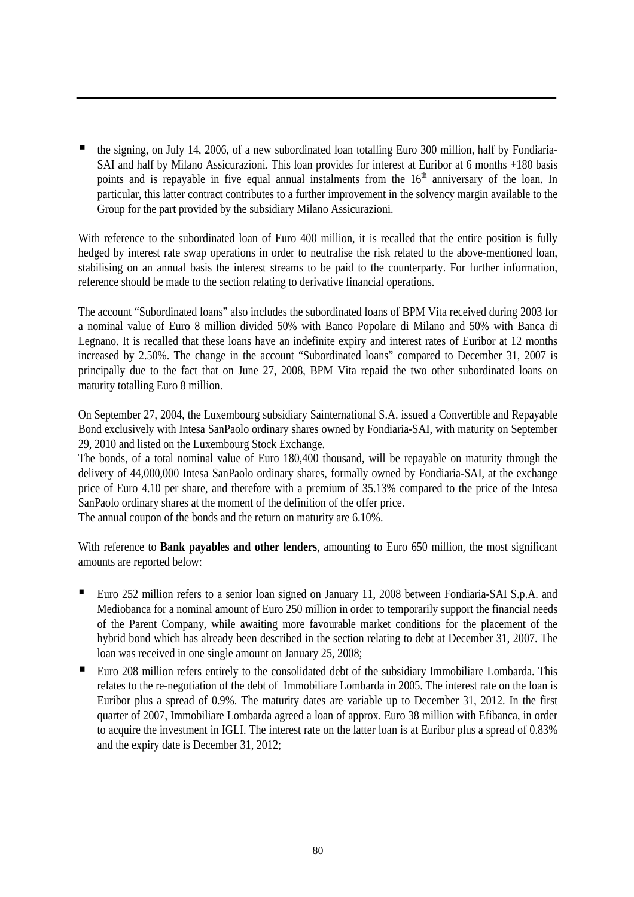- the signing, on July 14, 2006, of a new subordinated loan totalling Euro 300 million, half by Fondiaria-SAI and half by Milano Assicurazioni. This loan provides for interest at Euribor at 6 months +180 basis points and is repayable in five equal annual instalments from the $16^{th}$ anniversary of the loan. In particular, this latter contract contributes to a further improvement in the solvency margin available to the Group for the part provided by the subsidiary Milano Assicurazioni.

With reference to the subordinated loan of Euro 400 million, it is recalled that the entire position is fully hedged by interest rate swap operations in order to neutralise the risk related to the above-mentioned loan, stabilising on an annual basis the interest streams to be paid to the counterparty. For further information, reference should be made to the section relating to derivative financial operations.

The account "Subordinated loans" also includes the subordinated loans of BPM Vita received during 2003 for a nominal value of Euro 8 million divided 50% with Banco Popolare di Milano and 50% with Banca di Legnano. It is recalled that these loans have an indefinite expiry and interest rates of Euribor at 12 months increased by 2.50%. The change in the account "Subordinated loans" compared to December 31, 2007 is principally due to the fact that on June 27, 2008, BPM Vita repaid the two other subordinated loans on maturity totalling Euro 8 million.

On September 27, 2004, the Luxembourg subsidiary Sainternational S.A. issued a Convertible and Repayable Bond exclusively with Intesa SanPaolo ordinary shares owned by Fondiaria-SAI, with maturity on September 29, 2010 and listed on the Luxembourg Stock Exchange.
The bonds, of a total nominal value of Euro 180,400 thousand, will be repayable on maturity through the delivery of 44,000,000 Intesa SanPaolo ordinary shares, formally owned by Fondiaria-SAI, at the exchange price of Euro 4.10 per share, and therefore with a premium of 35.13% compared to the price of the Intesa SanPaolo ordinary shares at the moment of the definition of the offer price.
The annual coupon of the bonds and the return on maturity are 6.10%.

With reference to **Bank payables and other lenders**, amounting to Euro 650 million, the most significant amounts are reported below:

- Euro 252 million refers to a senior loan signed on January 11, 2008 between Fondiaria-SAI S.p.A. and Mediobanca for a nominal amount of Euro 250 million in order to temporarily support the financial needs of the Parent Company, while awaiting more favourable market conditions for the placement of the hybrid bond which has already been described in the section relating to debt at December 31, 2007. The loan was received in one single amount on January 25, 2008;
- Euro 208 million refers entirely to the consolidated debt of the subsidiary Immobiliare Lombarda. This relates to the re-negotiation of the debt of Immobiliare Lombarda in 2005. The interest rate on the loan is Euribor plus a spread of 0.9%. The maturity dates are variable up to December 31, 2012. In the first quarter of 2007, Immobiliare Lombarda agreed a loan of approx. Euro 38 million with Efibanca, in order to acquire the investment in IGLI. The interest rate on the latter loan is at Euribor plus a spread of 0.83% and the expiry date is December 31, 2012;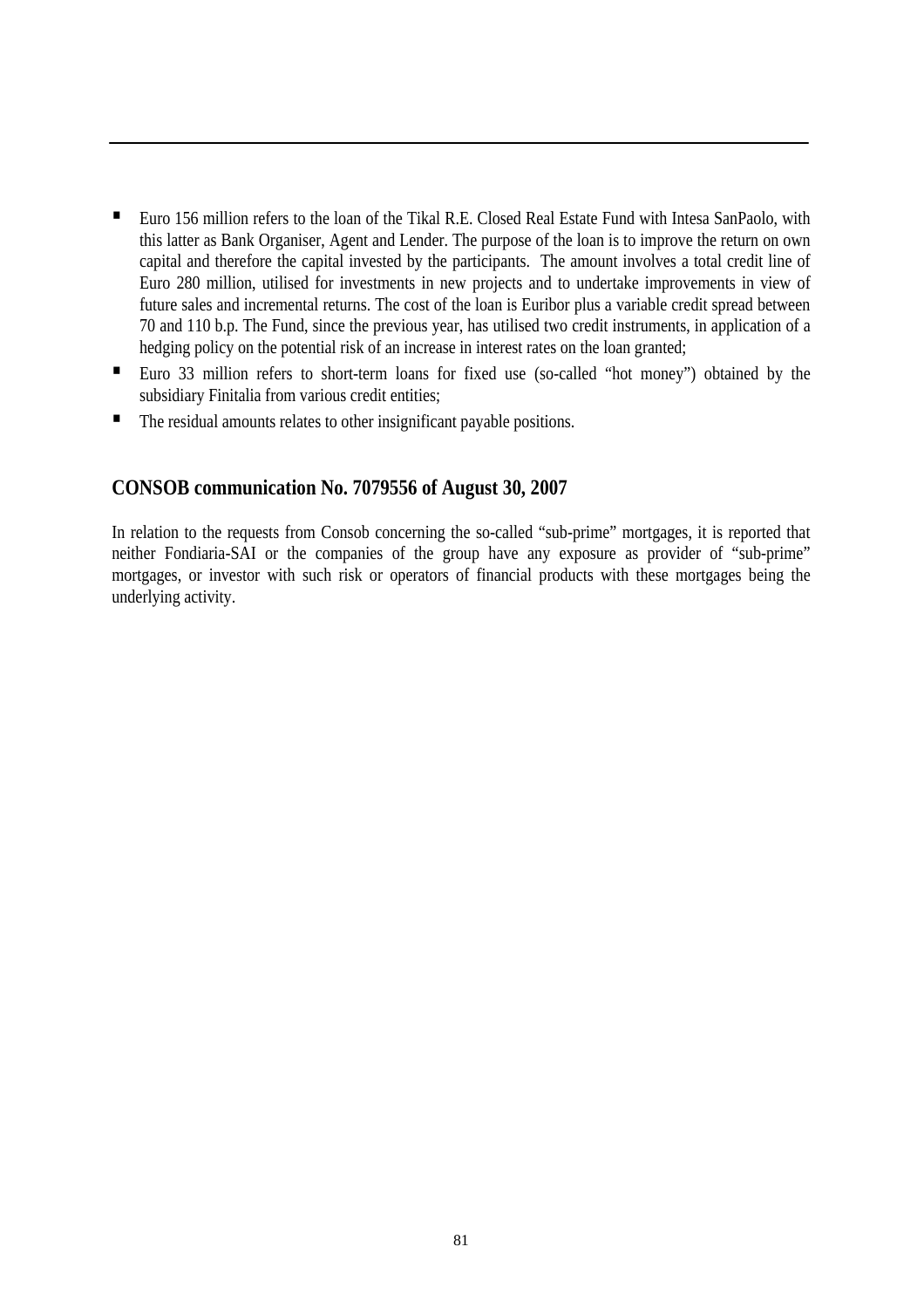- Euro 156 million refers to the loan of the Tikal R.E. Closed Real Estate Fund with Intesa SanPaolo, with this latter as Bank Organiser, Agent and Lender. The purpose of the loan is to improve the return on own capital and therefore the capital invested by the participants. The amount involves a total credit line of Euro 280 million, utilised for investments in new projects and to undertake improvements in view of future sales and incremental returns. The cost of the loan is Euribor plus a variable credit spread between 70 and 110 b.p. The Fund, since the previous year, has utilised two credit instruments, in application of a hedging policy on the potential risk of an increase in interest rates on the loan granted;
- Euro 33 million refers to short-term loans for fixed use (so-called "hot money") obtained by the subsidiary Finitalia from various credit entities;
- The residual amounts relates to other insignificant payable positions.

## CONSOB communication No. 7079556 of August 30, 2007

In relation to the requests from Consob concerning the so-called "sub-prime" mortgages, it is reported that neither Fondiaria-SAI or the companies of the group have any exposure as provider of "sub-prime" mortgages, or investor with such risk or operators of financial products with these mortgages being the underlying activity.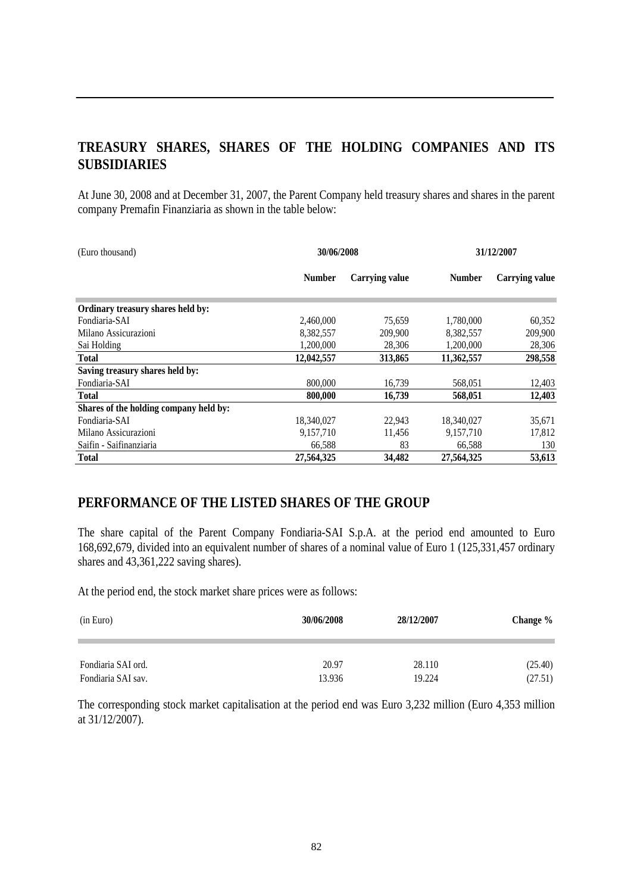## TREASURY SHARES, SHARES OF THE HOLDING COMPANIES AND ITS SUBSIDIARIES

At June 30, 2008 and at December 31, 2007, the Parent Company held treasury shares and shares in the parent company Premafin Finanziaria as shown in the table below:

| (Euro thousand) | 30/06/2008 | | 31/12/2007 | |
|---|---|---|---|---|
| | **Number** | **Carrying value** | **Number** | **Carrying value** |
| **Ordinary treasury shares held by:** | | | | |
| Fondiaria-SAI | 2,460,000 | 75,659 | 1,780,000 | 60,352 |
| Milano Assicurazioni | 8,382,557 | 209,900 | 8,382,557 | 209,900 |
| Sai Holding | 1,200,000 | 28,306 | 1,200,000 | 28,306 |
| **Total** | **12,042,557** | **313,865** | **11,362,557** | **298,558** |
| **Saving treasury shares held by:** | | | | |
| Fondiaria-SAI | 800,000 | 16,739 | 568,051 | 12,403 |
| **Total** | **800,000** | **16,739** | **568,051** | **12,403** |
| **Shares of the holding company held by:** | | | | |
| Fondiaria-SAI | 18,340,027 | 22,943 | 18,340,027 | 35,671 |
| Milano Assicurazioni | 9,157,710 | 11,456 | 9,157,710 | 17,812 |
| Saifin - Saifinanziaria | 66,588 | 83 | 66,588 | 130 |
| **Total** | **27,564,325** | **34,482** | **27,564,325** | **53,613** |

## PERFORMANCE OF THE LISTED SHARES OF THE GROUP

The share capital of the Parent Company Fondiaria-SAI S.p.A. at the period end amounted to Euro 168,692,679, divided into an equivalent number of shares of a nominal value of Euro 1 (125,331,457 ordinary shares and 43,361,222 saving shares).

At the period end, the stock market share prices were as follows:

| (in Euro) | 30/06/2008 | 28/12/2007 | Change % |
|---|---|---|---|
| Fondiaria SAI ord. | 20.97 | 28.110 | (25.40) |
| Fondiaria SAI sav. | 13.936 | 19.224 | (27.51) |

The corresponding stock market capitalisation at the period end was Euro 3,232 million (Euro 4,353 million at 31/12/2007).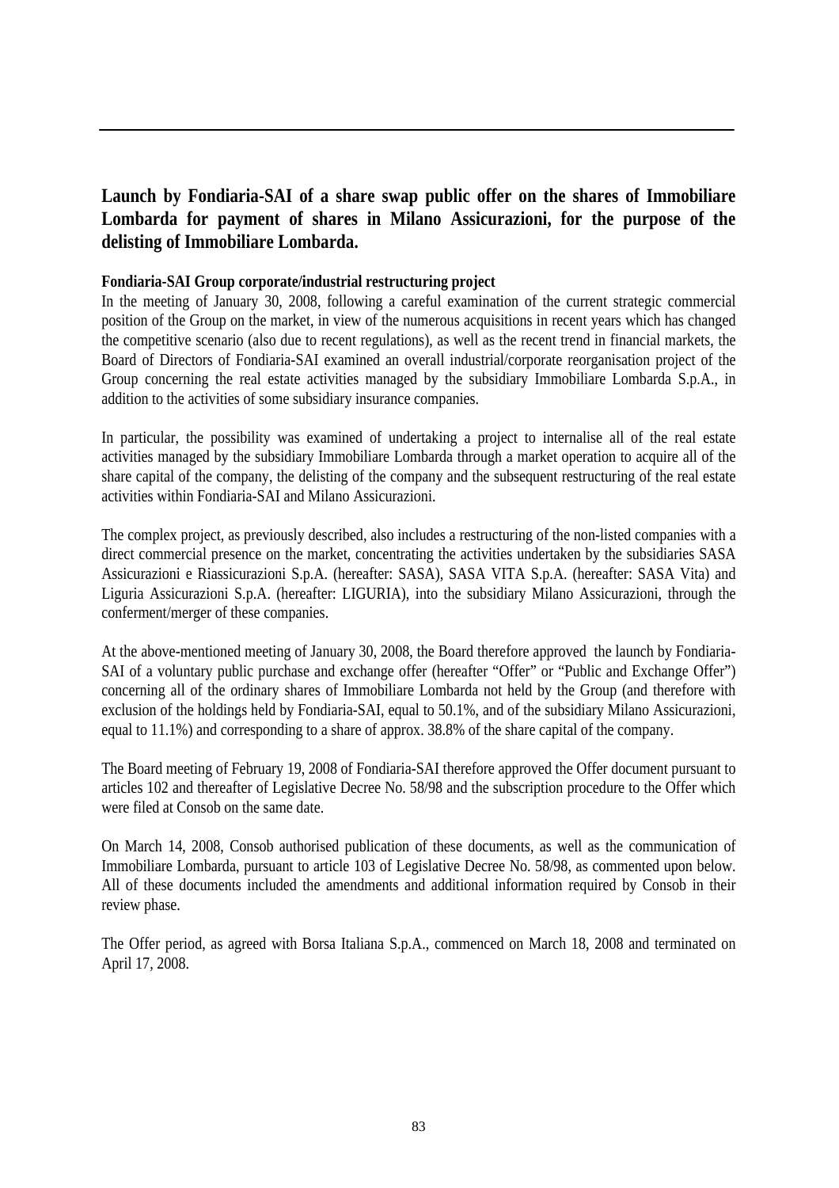## Launch by Fondiaria-SAI of a share swap public offer on the shares of Immobiliare Lombarda for payment of shares in Milano Assicurazioni, for the purpose of the delisting of Immobiliare Lombarda.

**Fondiaria-SAI Group corporate/industrial restructuring project**

In the meeting of January 30, 2008, following a careful examination of the current strategic commercial position of the Group on the market, in view of the numerous acquisitions in recent years which has changed the competitive scenario (also due to recent regulations), as well as the recent trend in financial markets, the Board of Directors of Fondiaria-SAI examined an overall industrial/corporate reorganisation project of the Group concerning the real estate activities managed by the subsidiary Immobiliare Lombarda S.p.A., in addition to the activities of some subsidiary insurance companies.

In particular, the possibility was examined of undertaking a project to internalise all of the real estate activities managed by the subsidiary Immobiliare Lombarda through a market operation to acquire all of the share capital of the company, the delisting of the company and the subsequent restructuring of the real estate activities within Fondiaria-SAI and Milano Assicurazioni.

The complex project, as previously described, also includes a restructuring of the non-listed companies with a direct commercial presence on the market, concentrating the activities undertaken by the subsidiaries SASA Assicurazioni e Riassicurazioni S.p.A. (hereafter: SASA), SASA VITA S.p.A. (hereafter: SASA Vita) and Liguria Assicurazioni S.p.A. (hereafter: LIGURIA), into the subsidiary Milano Assicurazioni, through the conferment/merger of these companies.

At the above-mentioned meeting of January 30, 2008, the Board therefore approved the launch by Fondiaria-SAI of a voluntary public purchase and exchange offer (hereafter "Offer" or "Public and Exchange Offer") concerning all of the ordinary shares of Immobiliare Lombarda not held by the Group (and therefore with exclusion of the holdings held by Fondiaria-SAI, equal to 50.1%, and of the subsidiary Milano Assicurazioni, equal to 11.1%) and corresponding to a share of approx. 38.8% of the share capital of the company.

The Board meeting of February 19, 2008 of Fondiaria-SAI therefore approved the Offer document pursuant to articles 102 and thereafter of Legislative Decree No. 58/98 and the subscription procedure to the Offer which were filed at Consob on the same date.

On March 14, 2008, Consob authorised publication of these documents, as well as the communication of Immobiliare Lombarda, pursuant to article 103 of Legislative Decree No. 58/98, as commented upon below. All of these documents included the amendments and additional information required by Consob in their review phase.

The Offer period, as agreed with Borsa Italiana S.p.A., commenced on March 18, 2008 and terminated on April 17, 2008.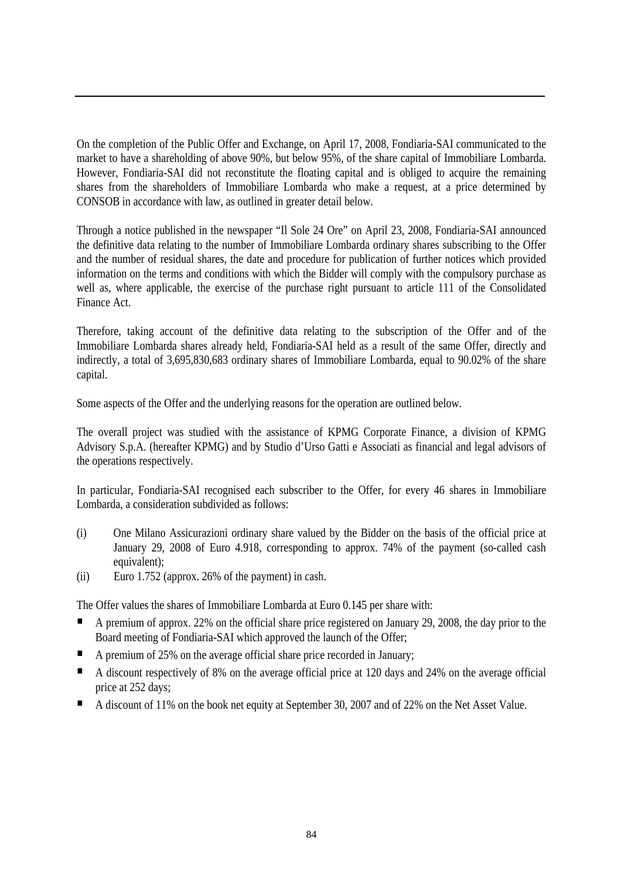On the completion of the Public Offer and Exchange, on April 17, 2008, Fondiaria-SAI communicated to the market to have a shareholding of above 90%, but below 95%, of the share capital of Immobiliare Lombarda. However, Fondiaria-SAI did not reconstitute the floating capital and is obliged to acquire the remaining shares from the shareholders of Immobiliare Lombarda who make a request, at a price determined by CONSOB in accordance with law, as outlined in greater detail below.

Through a notice published in the newspaper "Il Sole 24 Ore" on April 23, 2008, Fondiaria-SAI announced the definitive data relating to the number of Immobiliare Lombarda ordinary shares subscribing to the Offer and the number of residual shares, the date and procedure for publication of further notices which provided information on the terms and conditions with which the Bidder will comply with the compulsory purchase as well as, where applicable, the exercise of the purchase right pursuant to article 111 of the Consolidated Finance Act.

Therefore, taking account of the definitive data relating to the subscription of the Offer and of the Immobiliare Lombarda shares already held, Fondiaria-SAI held as a result of the same Offer, directly and indirectly, a total of 3,695,830,683 ordinary shares of Immobiliare Lombarda, equal to 90.02% of the share capital.

Some aspects of the Offer and the underlying reasons for the operation are outlined below.

The overall project was studied with the assistance of KPMG Corporate Finance, a division of KPMG Advisory S.p.A. (hereafter KPMG) and by Studio d'Urso Gatti e Associati as financial and legal advisors of the operations respectively.

In particular, Fondiaria-SAI recognised each subscriber to the Offer, for every 46 shares in Immobiliare Lombarda, a consideration subdivided as follows:

(i) One Milano Assicurazioni ordinary share valued by the Bidder on the basis of the official price at January 29, 2008 of Euro 4.918, corresponding to approx. 74% of the payment (so-called cash equivalent);

(ii) Euro 1.752 (approx. 26% of the payment) in cash.

The Offer values the shares of Immobiliare Lombarda at Euro 0.145 per share with:

- A premium of approx. 22% on the official share price registered on January 29, 2008, the day prior to the Board meeting of Fondiaria-SAI which approved the launch of the Offer;
- A premium of 25% on the average official share price recorded in January;
- A discount respectively of 8% on the average official price at 120 days and 24% on the average official price at 252 days;
- A discount of 11% on the book net equity at September 30, 2007 and of 22% on the Net Asset Value.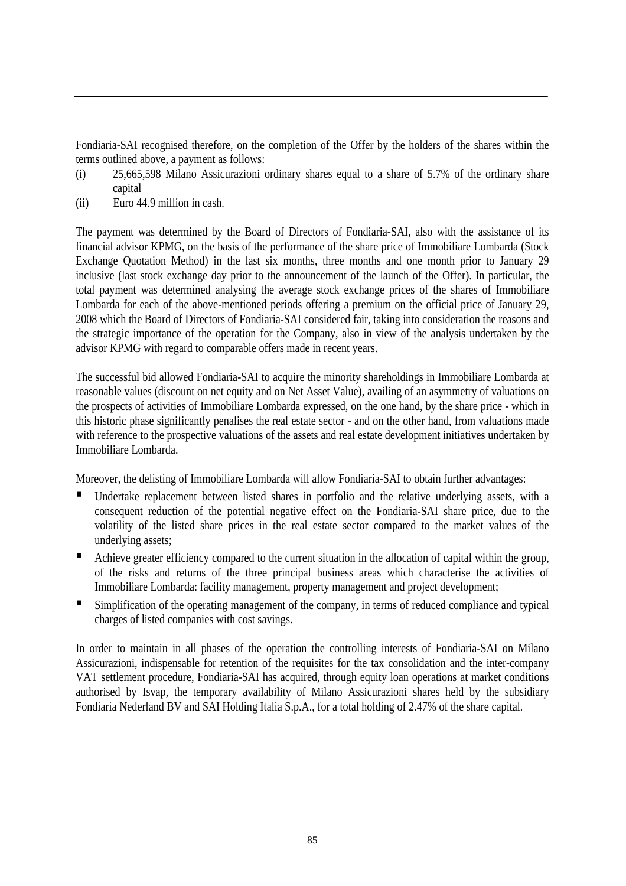Fondiaria-SAI recognised therefore, on the completion of the Offer by the holders of the shares within the terms outlined above, a payment as follows:

(i) 25,665,598 Milano Assicurazioni ordinary shares equal to a share of 5.7% of the ordinary share capital
(ii) Euro 44.9 million in cash.

The payment was determined by the Board of Directors of Fondiaria-SAI, also with the assistance of its financial advisor KPMG, on the basis of the performance of the share price of Immobiliare Lombarda (Stock Exchange Quotation Method) in the last six months, three months and one month prior to January 29 inclusive (last stock exchange day prior to the announcement of the launch of the Offer). In particular, the total payment was determined analysing the average stock exchange prices of the shares of Immobiliare Lombarda for each of the above-mentioned periods offering a premium on the official price of January 29, 2008 which the Board of Directors of Fondiaria-SAI considered fair, taking into consideration the reasons and the strategic importance of the operation for the Company, also in view of the analysis undertaken by the advisor KPMG with regard to comparable offers made in recent years.

The successful bid allowed Fondiaria-SAI to acquire the minority shareholdings in Immobiliare Lombarda at reasonable values (discount on net equity and on Net Asset Value), availing of an asymmetry of valuations on the prospects of activities of Immobiliare Lombarda expressed, on the one hand, by the share price - which in this historic phase significantly penalises the real estate sector - and on the other hand, from valuations made with reference to the prospective valuations of the assets and real estate development initiatives undertaken by Immobiliare Lombarda.

Moreover, the delisting of Immobiliare Lombarda will allow Fondiaria-SAI to obtain further advantages:

- Undertake replacement between listed shares in portfolio and the relative underlying assets, with a consequent reduction of the potential negative effect on the Fondiaria-SAI share price, due to the volatility of the listed share prices in the real estate sector compared to the market values of the underlying assets;
- Achieve greater efficiency compared to the current situation in the allocation of capital within the group, of the risks and returns of the three principal business areas which characterise the activities of Immobiliare Lombarda: facility management, property management and project development;
- Simplification of the operating management of the company, in terms of reduced compliance and typical charges of listed companies with cost savings.

In order to maintain in all phases of the operation the controlling interests of Fondiaria-SAI on Milano Assicurazioni, indispensable for retention of the requisites for the tax consolidation and the inter-company VAT settlement procedure, Fondiaria-SAI has acquired, through equity loan operations at market conditions authorised by Isvap, the temporary availability of Milano Assicurazioni shares held by the subsidiary Fondiaria Nederland BV and SAI Holding Italia S.p.A., for a total holding of 2.47% of the share capital.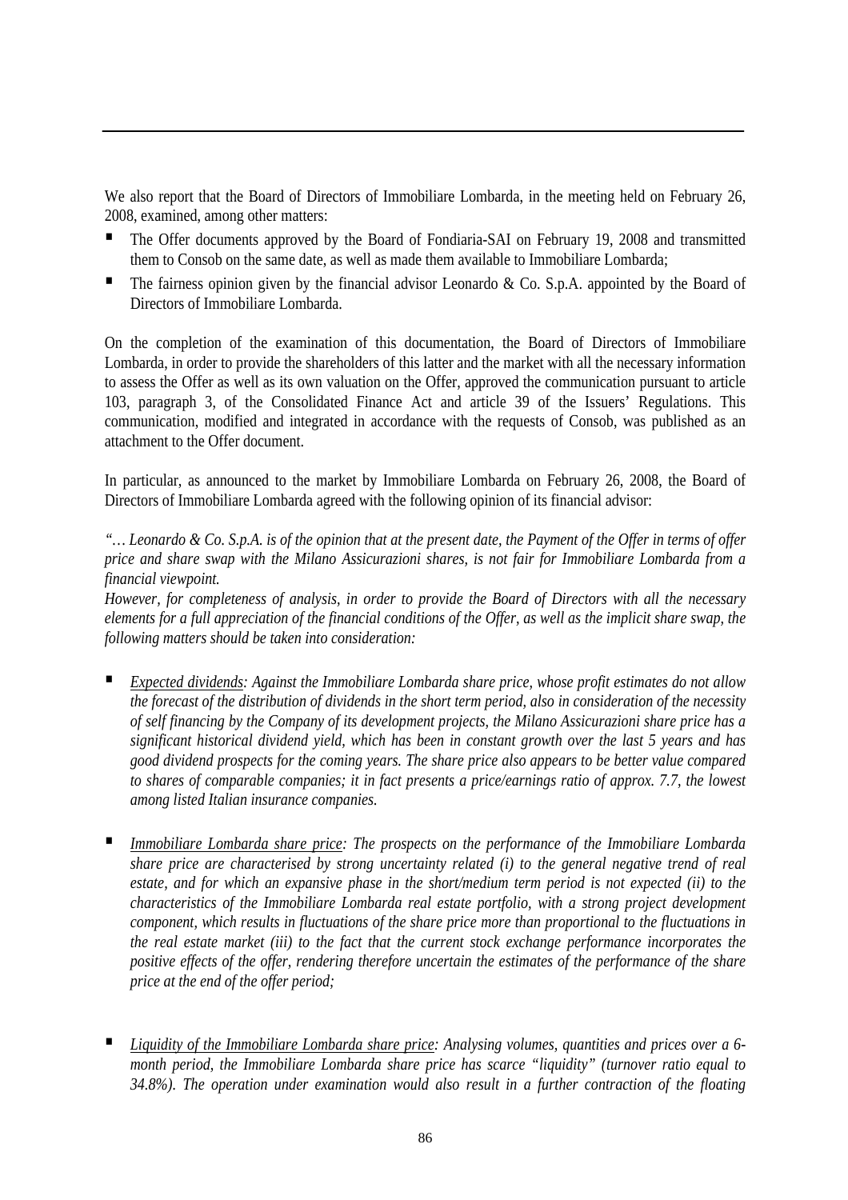We also report that the Board of Directors of Immobiliare Lombarda, in the meeting held on February 26, 2008, examined, among other matters:

- The Offer documents approved by the Board of Fondiaria-SAI on February 19, 2008 and transmitted them to Consob on the same date, as well as made them available to Immobiliare Lombarda;
- The fairness opinion given by the financial advisor Leonardo & Co. S.p.A. appointed by the Board of Directors of Immobiliare Lombarda.

On the completion of the examination of this documentation, the Board of Directors of Immobiliare Lombarda, in order to provide the shareholders of this latter and the market with all the necessary information to assess the Offer as well as its own valuation on the Offer, approved the communication pursuant to article 103, paragraph 3, of the Consolidated Finance Act and article 39 of the Issuers' Regulations. This communication, modified and integrated in accordance with the requests of Consob, was published as an attachment to the Offer document.

In particular, as announced to the market by Immobiliare Lombarda on February 26, 2008, the Board of Directors of Immobiliare Lombarda agreed with the following opinion of its financial advisor:

*"… Leonardo & Co. S.p.A. is of the opinion that at the present date, the Payment of the Offer in terms of offer price and share swap with the Milano Assicurazioni shares, is not fair for Immobiliare Lombarda from a financial viewpoint.*
*However, for completeness of analysis, in order to provide the Board of Directors with all the necessary elements for a full appreciation of the financial conditions of the Offer, as well as the implicit share swap, the following matters should be taken into consideration:*

- *Expected dividends: Against the Immobiliare Lombarda share price, whose profit estimates do not allow the forecast of the distribution of dividends in the short term period, also in consideration of the necessity of self financing by the Company of its development projects, the Milano Assicurazioni share price has a significant historical dividend yield, which has been in constant growth over the last 5 years and has good dividend prospects for the coming years. The share price also appears to be better value compared to shares of comparable companies; it in fact presents a price/earnings ratio of approx. 7.7, the lowest among listed Italian insurance companies.*

- *Immobiliare Lombarda share price: The prospects on the performance of the Immobiliare Lombarda share price are characterised by strong uncertainty related (i) to the general negative trend of real estate, and for which an expansive phase in the short/medium term period is not expected (ii) to the characteristics of the Immobiliare Lombarda real estate portfolio, with a strong project development component, which results in fluctuations of the share price more than proportional to the fluctuations in the real estate market (iii) to the fact that the current stock exchange performance incorporates the positive effects of the offer, rendering therefore uncertain the estimates of the performance of the share price at the end of the offer period;*

- *Liquidity of the Immobiliare Lombarda share price: Analysing volumes, quantities and prices over a 6-month period, the Immobiliare Lombarda share price has scarce "liquidity" (turnover ratio equal to 34.8%). The operation under examination would also result in a further contraction of the floating*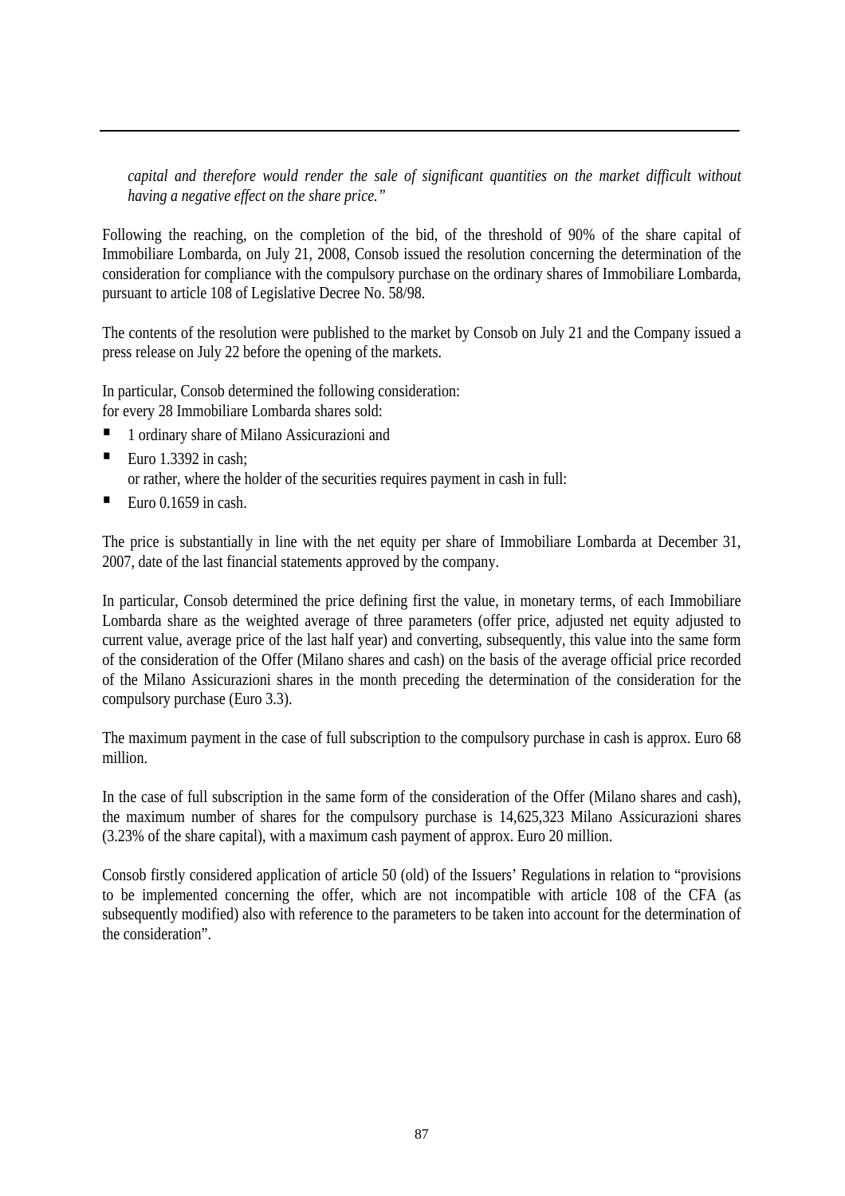*capital and therefore would render the sale of significant quantities on the market difficult without having a negative effect on the share price."*

Following the reaching, on the completion of the bid, of the threshold of 90% of the share capital of Immobiliare Lombarda, on July 21, 2008, Consob issued the resolution concerning the determination of the consideration for compliance with the compulsory purchase on the ordinary shares of Immobiliare Lombarda, pursuant to article 108 of Legislative Decree No. 58/98.

The contents of the resolution were published to the market by Consob on July 21 and the Company issued a press release on July 22 before the opening of the markets.

In particular, Consob determined the following consideration:
for every 28 Immobiliare Lombarda shares sold:

- 1 ordinary share of Milano Assicurazioni and
- Euro 1.3392 in cash;
  or rather, where the holder of the securities requires payment in cash in full:
- Euro 0.1659 in cash.

The price is substantially in line with the net equity per share of Immobiliare Lombarda at December 31, 2007, date of the last financial statements approved by the company.

In particular, Consob determined the price defining first the value, in monetary terms, of each Immobiliare Lombarda share as the weighted average of three parameters (offer price, adjusted net equity adjusted to current value, average price of the last half year) and converting, subsequently, this value into the same form of the consideration of the Offer (Milano shares and cash) on the basis of the average official price recorded of the Milano Assicurazioni shares in the month preceding the determination of the consideration for the compulsory purchase (Euro 3.3).

The maximum payment in the case of full subscription to the compulsory purchase in cash is approx. Euro 68 million.

In the case of full subscription in the same form of the consideration of the Offer (Milano shares and cash), the maximum number of shares for the compulsory purchase is 14,625,323 Milano Assicurazioni shares (3.23% of the share capital), with a maximum cash payment of approx. Euro 20 million.

Consob firstly considered application of article 50 (old) of the Issuers' Regulations in relation to "provisions to be implemented concerning the offer, which are not incompatible with article 108 of the CFA (as subsequently modified) also with reference to the parameters to be taken into account for the determination of the consideration".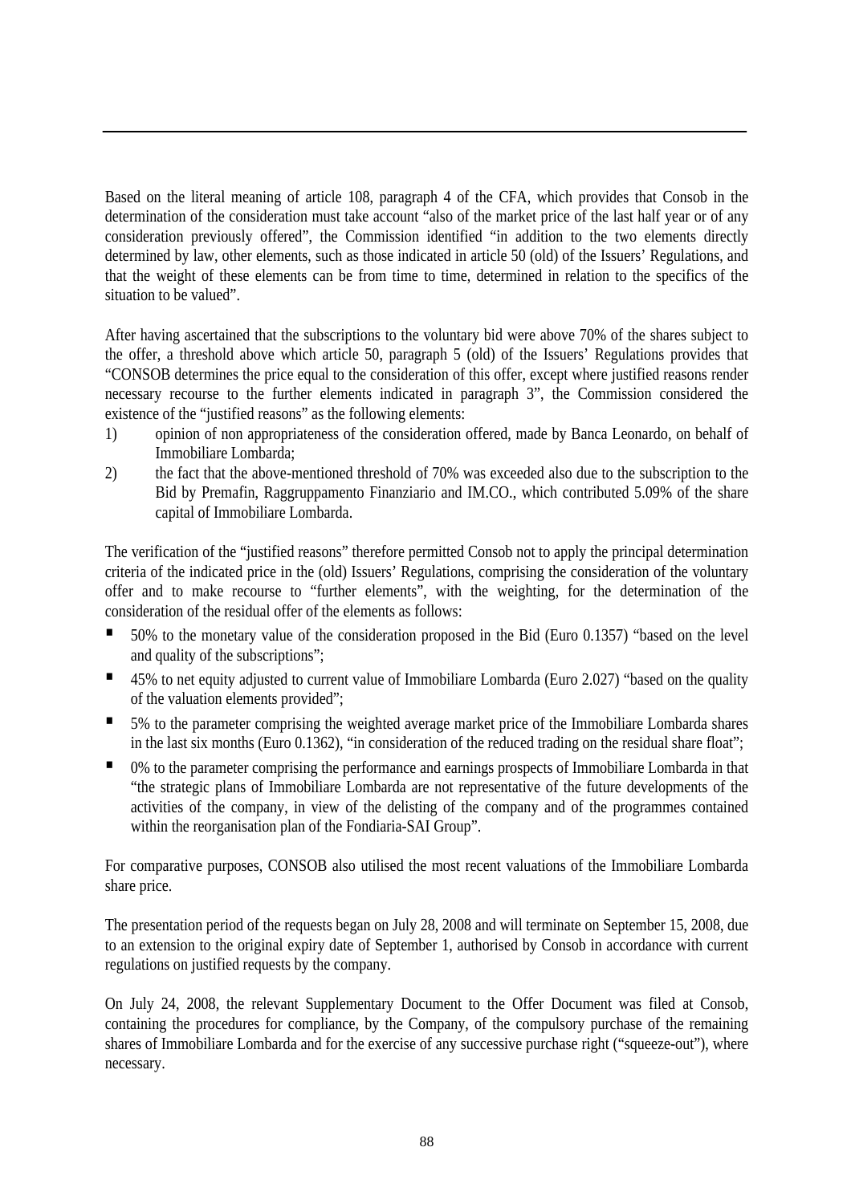Based on the literal meaning of article 108, paragraph 4 of the CFA, which provides that Consob in the determination of the consideration must take account "also of the market price of the last half year or of any consideration previously offered", the Commission identified "in addition to the two elements directly determined by law, other elements, such as those indicated in article 50 (old) of the Issuers' Regulations, and that the weight of these elements can be from time to time, determined in relation to the specifics of the situation to be valued".

After having ascertained that the subscriptions to the voluntary bid were above 70% of the shares subject to the offer, a threshold above which article 50, paragraph 5 (old) of the Issuers' Regulations provides that "CONSOB determines the price equal to the consideration of this offer, except where justified reasons render necessary recourse to the further elements indicated in paragraph 3", the Commission considered the existence of the "justified reasons" as the following elements:

1) opinion of non appropriateness of the consideration offered, made by Banca Leonardo, on behalf of Immobiliare Lombarda;
2) the fact that the above-mentioned threshold of 70% was exceeded also due to the subscription to the Bid by Premafin, Raggruppamento Finanziario and IM.CO., which contributed 5.09% of the share capital of Immobiliare Lombarda.

The verification of the "justified reasons" therefore permitted Consob not to apply the principal determination criteria of the indicated price in the (old) Issuers' Regulations, comprising the consideration of the voluntary offer and to make recourse to "further elements", with the weighting, for the determination of the consideration of the residual offer of the elements as follows:

- 50% to the monetary value of the consideration proposed in the Bid (Euro 0.1357) "based on the level and quality of the subscriptions";
- 45% to net equity adjusted to current value of Immobiliare Lombarda (Euro 2.027) "based on the quality of the valuation elements provided";
- 5% to the parameter comprising the weighted average market price of the Immobiliare Lombarda shares in the last six months (Euro 0.1362), "in consideration of the reduced trading on the residual share float";
- 0% to the parameter comprising the performance and earnings prospects of Immobiliare Lombarda in that "the strategic plans of Immobiliare Lombarda are not representative of the future developments of the activities of the company, in view of the delisting of the company and of the programmes contained within the reorganisation plan of the Fondiaria-SAI Group".

For comparative purposes, CONSOB also utilised the most recent valuations of the Immobiliare Lombarda share price.

The presentation period of the requests began on July 28, 2008 and will terminate on September 15, 2008, due to an extension to the original expiry date of September 1, authorised by Consob in accordance with current regulations on justified requests by the company.

On July 24, 2008, the relevant Supplementary Document to the Offer Document was filed at Consob, containing the procedures for compliance, by the Company, of the compulsory purchase of the remaining shares of Immobiliare Lombarda and for the exercise of any successive purchase right ("squeeze-out"), where necessary.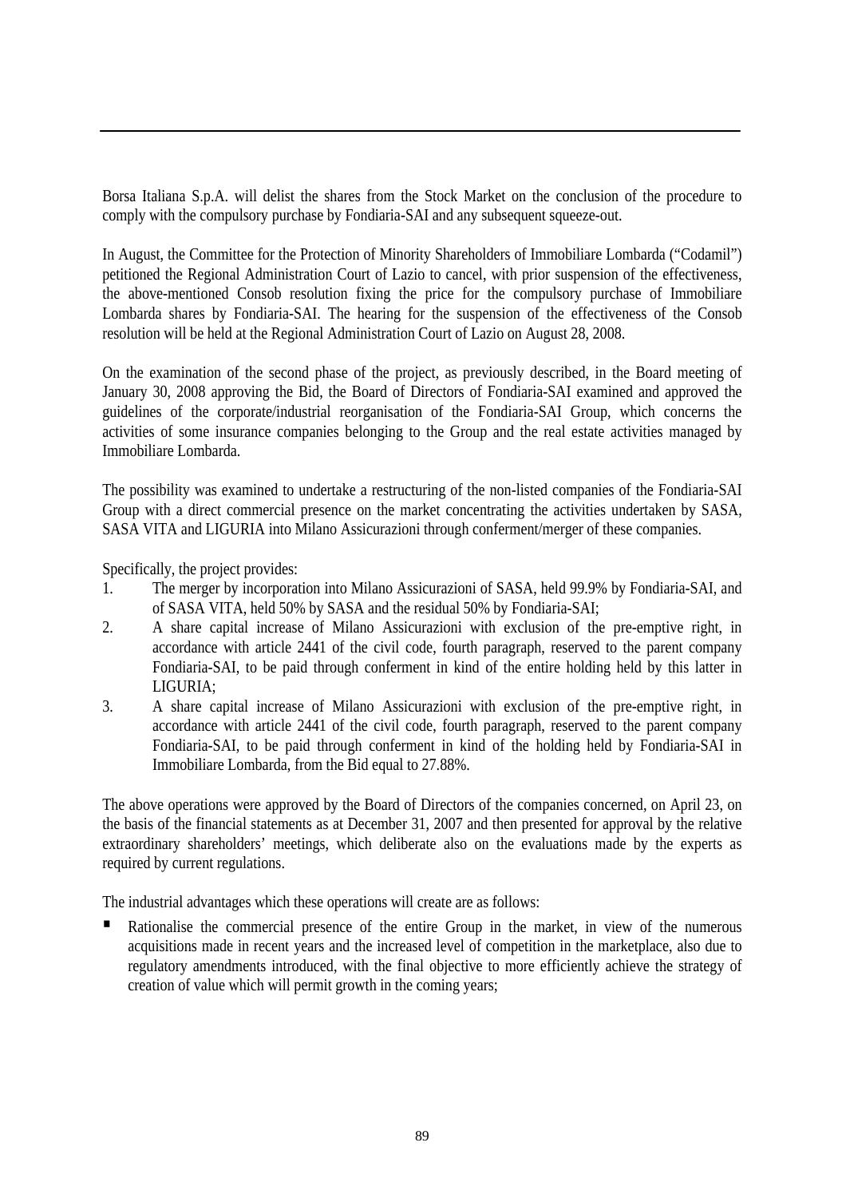Borsa Italiana S.p.A. will delist the shares from the Stock Market on the conclusion of the procedure to comply with the compulsory purchase by Fondiaria-SAI and any subsequent squeeze-out.

In August, the Committee for the Protection of Minority Shareholders of Immobiliare Lombarda ("Codamil") petitioned the Regional Administration Court of Lazio to cancel, with prior suspension of the effectiveness, the above-mentioned Consob resolution fixing the price for the compulsory purchase of Immobiliare Lombarda shares by Fondiaria-SAI. The hearing for the suspension of the effectiveness of the Consob resolution will be held at the Regional Administration Court of Lazio on August 28, 2008.

On the examination of the second phase of the project, as previously described, in the Board meeting of January 30, 2008 approving the Bid, the Board of Directors of Fondiaria-SAI examined and approved the guidelines of the corporate/industrial reorganisation of the Fondiaria-SAI Group, which concerns the activities of some insurance companies belonging to the Group and the real estate activities managed by Immobiliare Lombarda.

The possibility was examined to undertake a restructuring of the non-listed companies of the Fondiaria-SAI Group with a direct commercial presence on the market concentrating the activities undertaken by SASA, SASA VITA and LIGURIA into Milano Assicurazioni through conferment/merger of these companies.

Specifically, the project provides:

1. The merger by incorporation into Milano Assicurazioni of SASA, held 99.9% by Fondiaria-SAI, and of SASA VITA, held 50% by SASA and the residual 50% by Fondiaria-SAI;
2. A share capital increase of Milano Assicurazioni with exclusion of the pre-emptive right, in accordance with article 2441 of the civil code, fourth paragraph, reserved to the parent company Fondiaria-SAI, to be paid through conferment in kind of the entire holding held by this latter in LIGURIA;
3. A share capital increase of Milano Assicurazioni with exclusion of the pre-emptive right, in accordance with article 2441 of the civil code, fourth paragraph, reserved to the parent company Fondiaria-SAI, to be paid through conferment in kind of the holding held by Fondiaria-SAI in Immobiliare Lombarda, from the Bid equal to 27.88%.

The above operations were approved by the Board of Directors of the companies concerned, on April 23, on the basis of the financial statements as at December 31, 2007 and then presented for approval by the relative extraordinary shareholders' meetings, which deliberate also on the evaluations made by the experts as required by current regulations.

The industrial advantages which these operations will create are as follows:

- Rationalise the commercial presence of the entire Group in the market, in view of the numerous acquisitions made in recent years and the increased level of competition in the marketplace, also due to regulatory amendments introduced, with the final objective to more efficiently achieve the strategy of creation of value which will permit growth in the coming years;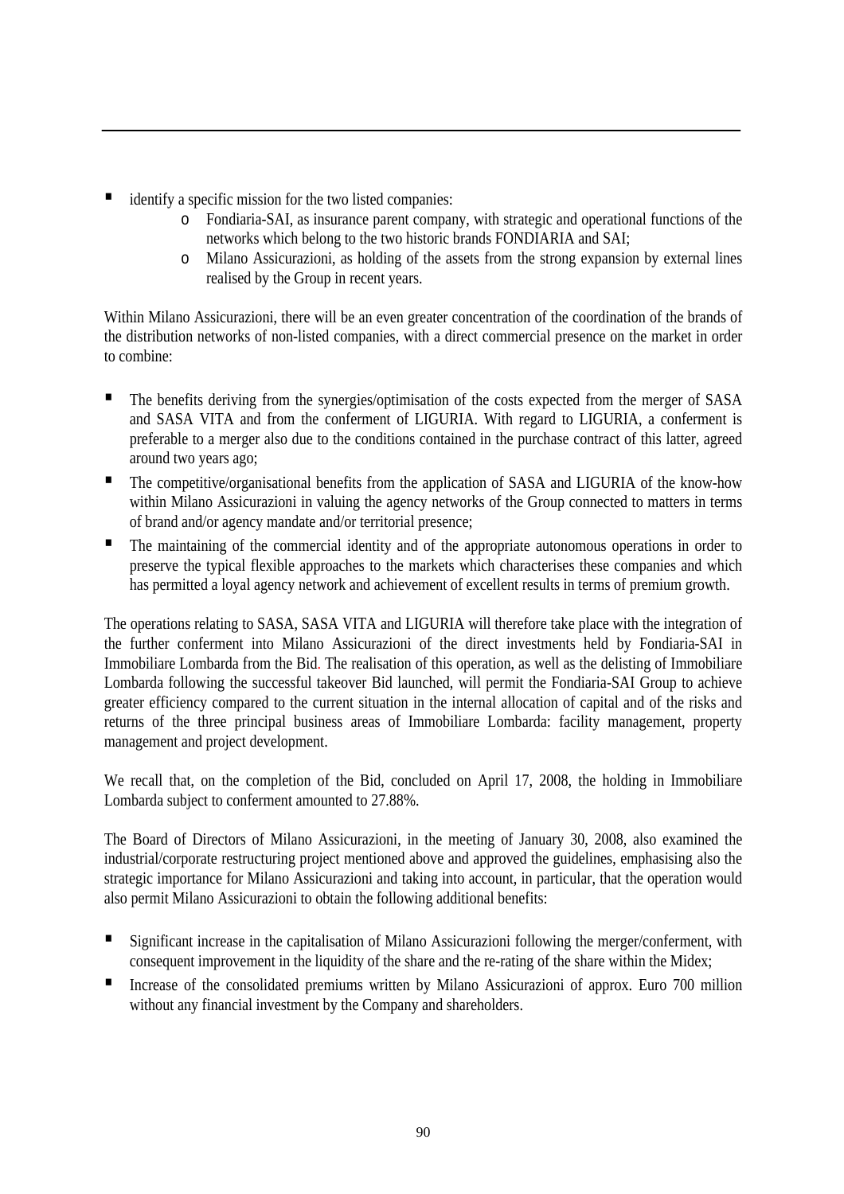- identify a specific mission for the two listed companies:
    - Fondiaria-SAI, as insurance parent company, with strategic and operational functions of the networks which belong to the two historic brands FONDIARIA and SAI;
    - Milano Assicurazioni, as holding of the assets from the strong expansion by external lines realised by the Group in recent years.

Within Milano Assicurazioni, there will be an even greater concentration of the coordination of the brands of the distribution networks of non-listed companies, with a direct commercial presence on the market in order to combine:

- The benefits deriving from the synergies/optimisation of the costs expected from the merger of SASA and SASA VITA and from the conferment of LIGURIA. With regard to LIGURIA, a conferment is preferable to a merger also due to the conditions contained in the purchase contract of this latter, agreed around two years ago;
- The competitive/organisational benefits from the application of SASA and LIGURIA of the know-how within Milano Assicurazioni in valuing the agency networks of the Group connected to matters in terms of brand and/or agency mandate and/or territorial presence;
- The maintaining of the commercial identity and of the appropriate autonomous operations in order to preserve the typical flexible approaches to the markets which characterises these companies and which has permitted a loyal agency network and achievement of excellent results in terms of premium growth.

The operations relating to SASA, SASA VITA and LIGURIA will therefore take place with the integration of the further conferment into Milano Assicurazioni of the direct investments held by Fondiaria-SAI in Immobiliare Lombarda from the Bid. The realisation of this operation, as well as the delisting of Immobiliare Lombarda following the successful takeover Bid launched, will permit the Fondiaria-SAI Group to achieve greater efficiency compared to the current situation in the internal allocation of capital and of the risks and returns of the three principal business areas of Immobiliare Lombarda: facility management, property management and project development.

We recall that, on the completion of the Bid, concluded on April 17, 2008, the holding in Immobiliare Lombarda subject to conferment amounted to 27.88%.

The Board of Directors of Milano Assicurazioni, in the meeting of January 30, 2008, also examined the industrial/corporate restructuring project mentioned above and approved the guidelines, emphasising also the strategic importance for Milano Assicurazioni and taking into account, in particular, that the operation would also permit Milano Assicurazioni to obtain the following additional benefits:

- Significant increase in the capitalisation of Milano Assicurazioni following the merger/conferment, with consequent improvement in the liquidity of the share and the re-rating of the share within the Midex;
- Increase of the consolidated premiums written by Milano Assicurazioni of approx. Euro 700 million without any financial investment by the Company and shareholders.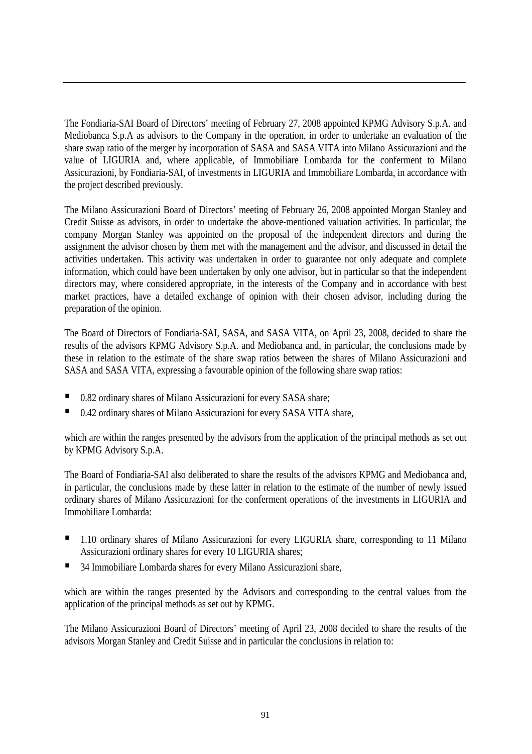The Fondiaria-SAI Board of Directors' meeting of February 27, 2008 appointed KPMG Advisory S.p.A. and Mediobanca S.p.A as advisors to the Company in the operation, in order to undertake an evaluation of the share swap ratio of the merger by incorporation of SASA and SASA VITA into Milano Assicurazioni and the value of LIGURIA and, where applicable, of Immobiliare Lombarda for the conferment to Milano Assicurazioni, by Fondiaria-SAI, of investments in LIGURIA and Immobiliare Lombarda, in accordance with the project described previously.

The Milano Assicurazioni Board of Directors' meeting of February 26, 2008 appointed Morgan Stanley and Credit Suisse as advisors, in order to undertake the above-mentioned valuation activities. In particular, the company Morgan Stanley was appointed on the proposal of the independent directors and during the assignment the advisor chosen by them met with the management and the advisor, and discussed in detail the activities undertaken. This activity was undertaken in order to guarantee not only adequate and complete information, which could have been undertaken by only one advisor, but in particular so that the independent directors may, where considered appropriate, in the interests of the Company and in accordance with best market practices, have a detailed exchange of opinion with their chosen advisor, including during the preparation of the opinion.

The Board of Directors of Fondiaria-SAI, SASA, and SASA VITA, on April 23, 2008, decided to share the results of the advisors KPMG Advisory S.p.A. and Mediobanca and, in particular, the conclusions made by these in relation to the estimate of the share swap ratios between the shares of Milano Assicurazioni and SASA and SASA VITA, expressing a favourable opinion of the following share swap ratios:

- 0.82 ordinary shares of Milano Assicurazioni for every SASA share;
- 0.42 ordinary shares of Milano Assicurazioni for every SASA VITA share,

which are within the ranges presented by the advisors from the application of the principal methods as set out by KPMG Advisory S.p.A.

The Board of Fondiaria-SAI also deliberated to share the results of the advisors KPMG and Mediobanca and, in particular, the conclusions made by these latter in relation to the estimate of the number of newly issued ordinary shares of Milano Assicurazioni for the conferment operations of the investments in LIGURIA and Immobiliare Lombarda:

- 1.10 ordinary shares of Milano Assicurazioni for every LIGURIA share, corresponding to 11 Milano Assicurazioni ordinary shares for every 10 LIGURIA shares;
- 34 Immobiliare Lombarda shares for every Milano Assicurazioni share,

which are within the ranges presented by the Advisors and corresponding to the central values from the application of the principal methods as set out by KPMG.

The Milano Assicurazioni Board of Directors' meeting of April 23, 2008 decided to share the results of the advisors Morgan Stanley and Credit Suisse and in particular the conclusions in relation to: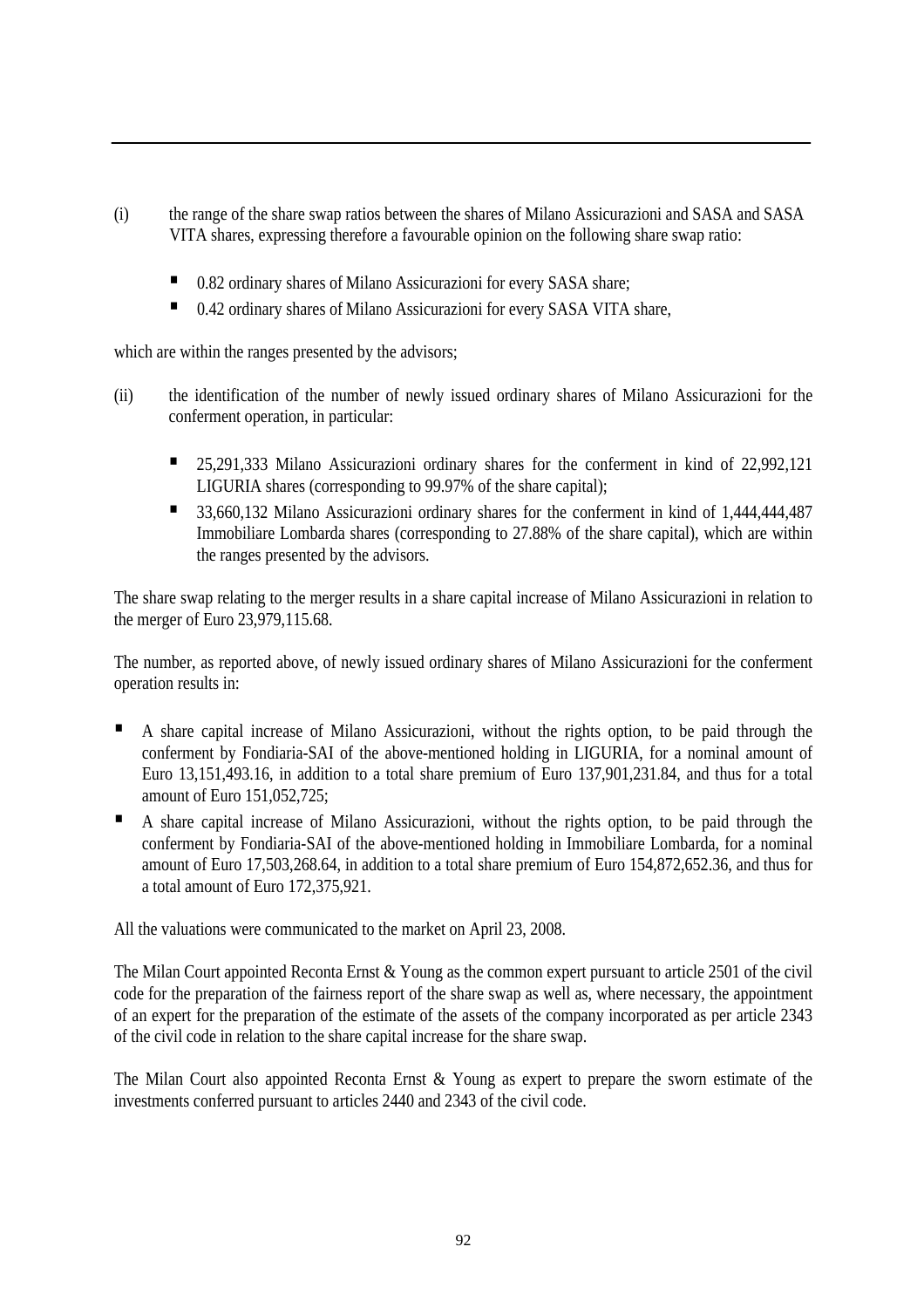(i) the range of the share swap ratios between the shares of Milano Assicurazioni and SASA and SASA VITA shares, expressing therefore a favourable opinion on the following share swap ratio:

- 0.82 ordinary shares of Milano Assicurazioni for every SASA share;
- 0.42 ordinary shares of Milano Assicurazioni for every SASA VITA share,

which are within the ranges presented by the advisors;

(ii) the identification of the number of newly issued ordinary shares of Milano Assicurazioni for the conferment operation, in particular:

- 25,291,333 Milano Assicurazioni ordinary shares for the conferment in kind of 22,992,121 LIGURIA shares (corresponding to 99.97% of the share capital);
- 33,660,132 Milano Assicurazioni ordinary shares for the conferment in kind of 1,444,444,487 Immobiliare Lombarda shares (corresponding to 27.88% of the share capital), which are within the ranges presented by the advisors.

The share swap relating to the merger results in a share capital increase of Milano Assicurazioni in relation to the merger of Euro 23,979,115.68.

The number, as reported above, of newly issued ordinary shares of Milano Assicurazioni for the conferment operation results in:

- A share capital increase of Milano Assicurazioni, without the rights option, to be paid through the conferment by Fondiaria-SAI of the above-mentioned holding in LIGURIA, for a nominal amount of Euro 13,151,493.16, in addition to a total share premium of Euro 137,901,231.84, and thus for a total amount of Euro 151,052,725;
- A share capital increase of Milano Assicurazioni, without the rights option, to be paid through the conferment by Fondiaria-SAI of the above-mentioned holding in Immobiliare Lombarda, for a nominal amount of Euro 17,503,268.64, in addition to a total share premium of Euro 154,872,652.36, and thus for a total amount of Euro 172,375,921.

All the valuations were communicated to the market on April 23, 2008.

The Milan Court appointed Reconta Ernst & Young as the common expert pursuant to article 2501 of the civil code for the preparation of the fairness report of the share swap as well as, where necessary, the appointment of an expert for the preparation of the estimate of the assets of the company incorporated as per article 2343 of the civil code in relation to the share capital increase for the share swap.

The Milan Court also appointed Reconta Ernst & Young as expert to prepare the sworn estimate of the investments conferred pursuant to articles 2440 and 2343 of the civil code.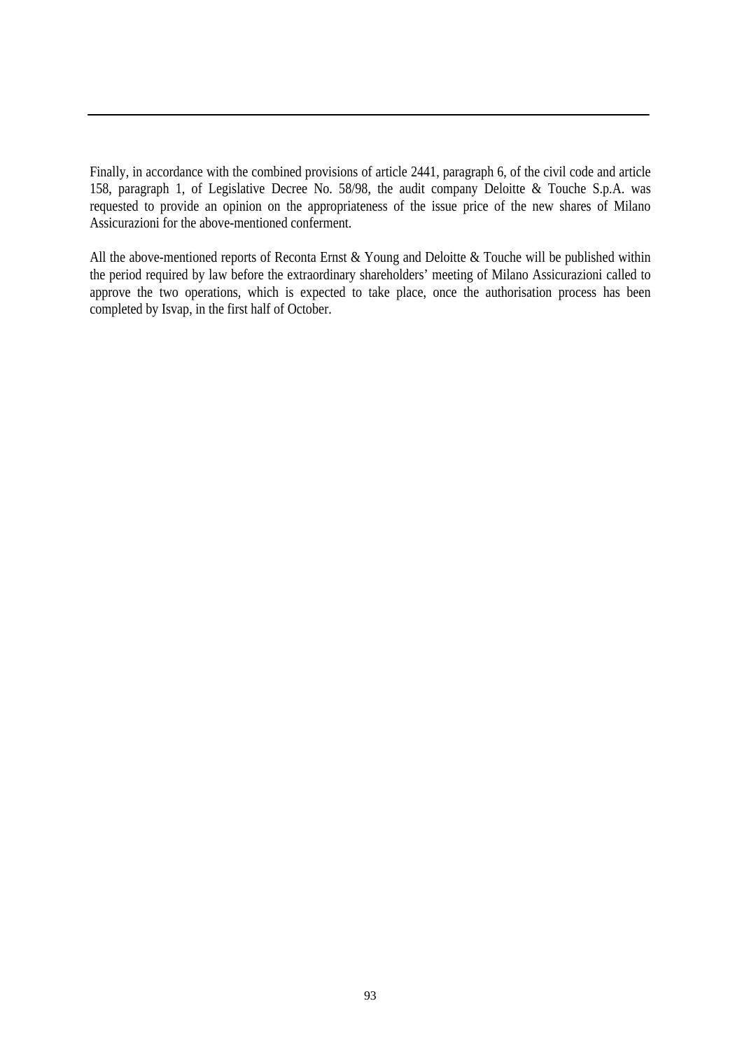Finally, in accordance with the combined provisions of article 2441, paragraph 6, of the civil code and article 158, paragraph 1, of Legislative Decree No. 58/98, the audit company Deloitte & Touche S.p.A. was requested to provide an opinion on the appropriateness of the issue price of the new shares of Milano Assicurazioni for the above-mentioned conferment.

All the above-mentioned reports of Reconta Ernst & Young and Deloitte & Touche will be published within the period required by law before the extraordinary shareholders' meeting of Milano Assicurazioni called to approve the two operations, which is expected to take place, once the authorisation process has been completed by Isvap, in the first half of October.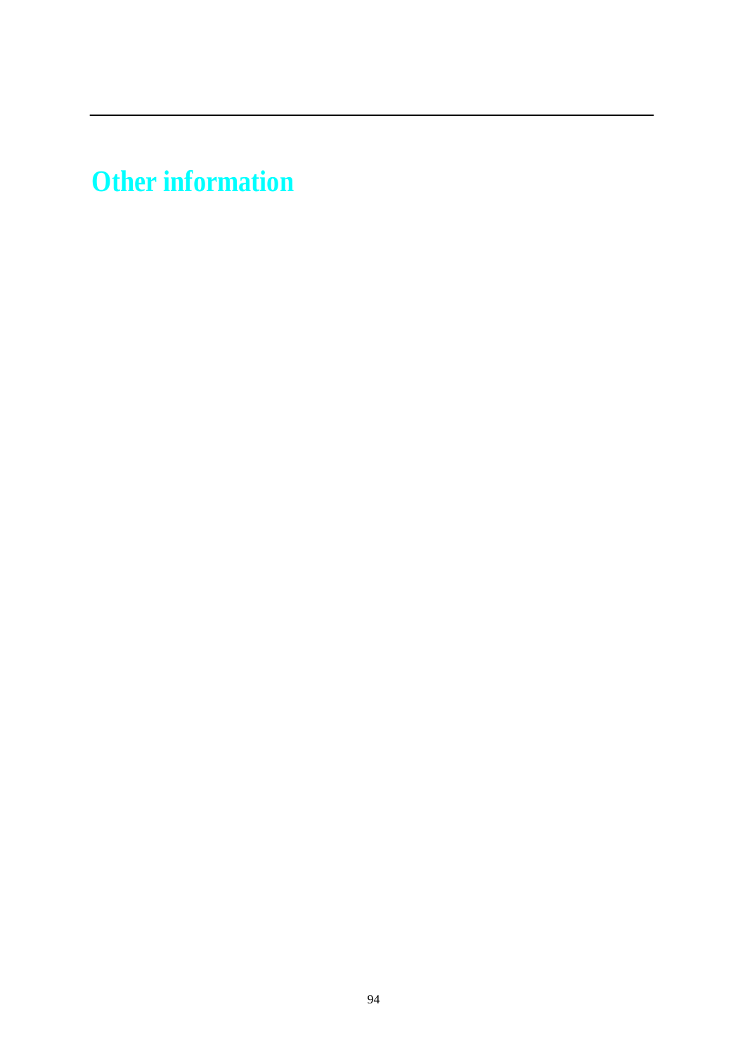# Other information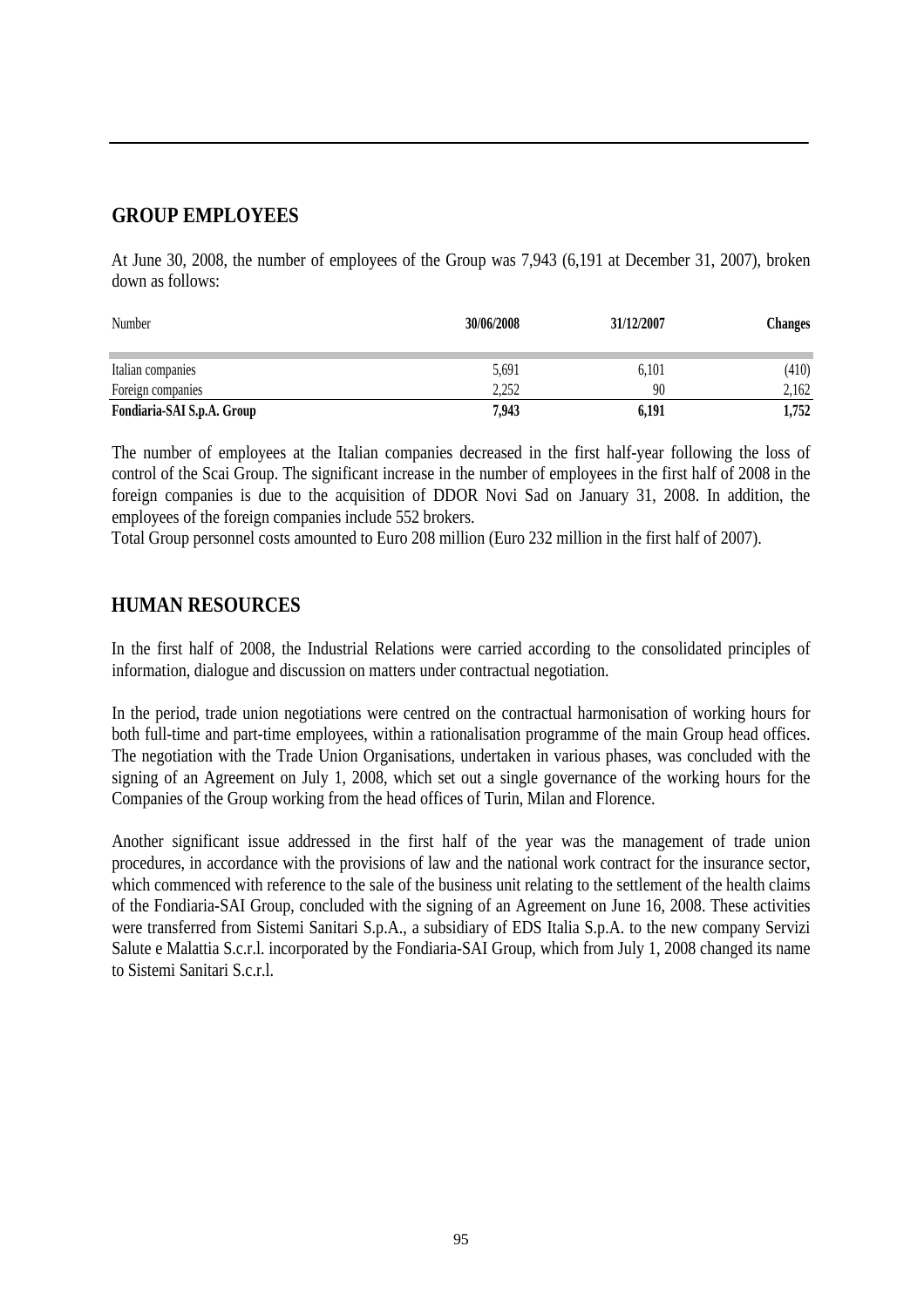## GROUP EMPLOYEES

At June 30, 2008, the number of employees of the Group was 7,943 (6,191 at December 31, 2007), broken down as follows:

| Number | 30/06/2008 | 31/12/2007 | Changes |
|---|---|---|---|
| Italian companies | 5,691 | 6,101 | (410) |
| Foreign companies | 2,252 | 90 | 2,162 |
| **Fondiaria-SAI S.p.A. Group** | **7,943** | **6,191** | **1,752** |

The number of employees at the Italian companies decreased in the first half-year following the loss of control of the Scai Group. The significant increase in the number of employees in the first half of 2008 in the foreign companies is due to the acquisition of DDOR Novi Sad on January 31, 2008. In addition, the employees of the foreign companies include 552 brokers.

Total Group personnel costs amounted to Euro 208 million (Euro 232 million in the first half of 2007).

## HUMAN RESOURCES

In the first half of 2008, the Industrial Relations were carried according to the consolidated principles of information, dialogue and discussion on matters under contractual negotiation.

In the period, trade union negotiations were centred on the contractual harmonisation of working hours for both full-time and part-time employees, within a rationalisation programme of the main Group head offices. The negotiation with the Trade Union Organisations, undertaken in various phases, was concluded with the signing of an Agreement on July 1, 2008, which set out a single governance of the working hours for the Companies of the Group working from the head offices of Turin, Milan and Florence.

Another significant issue addressed in the first half of the year was the management of trade union procedures, in accordance with the provisions of law and the national work contract for the insurance sector, which commenced with reference to the sale of the business unit relating to the settlement of the health claims of the Fondiaria-SAI Group, concluded with the signing of an Agreement on June 16, 2008. These activities were transferred from Sistemi Sanitari S.p.A., a subsidiary of EDS Italia S.p.A. to the new company Servizi Salute e Malattia S.c.r.l. incorporated by the Fondiaria-SAI Group, which from July 1, 2008 changed its name to Sistemi Sanitari S.c.r.l.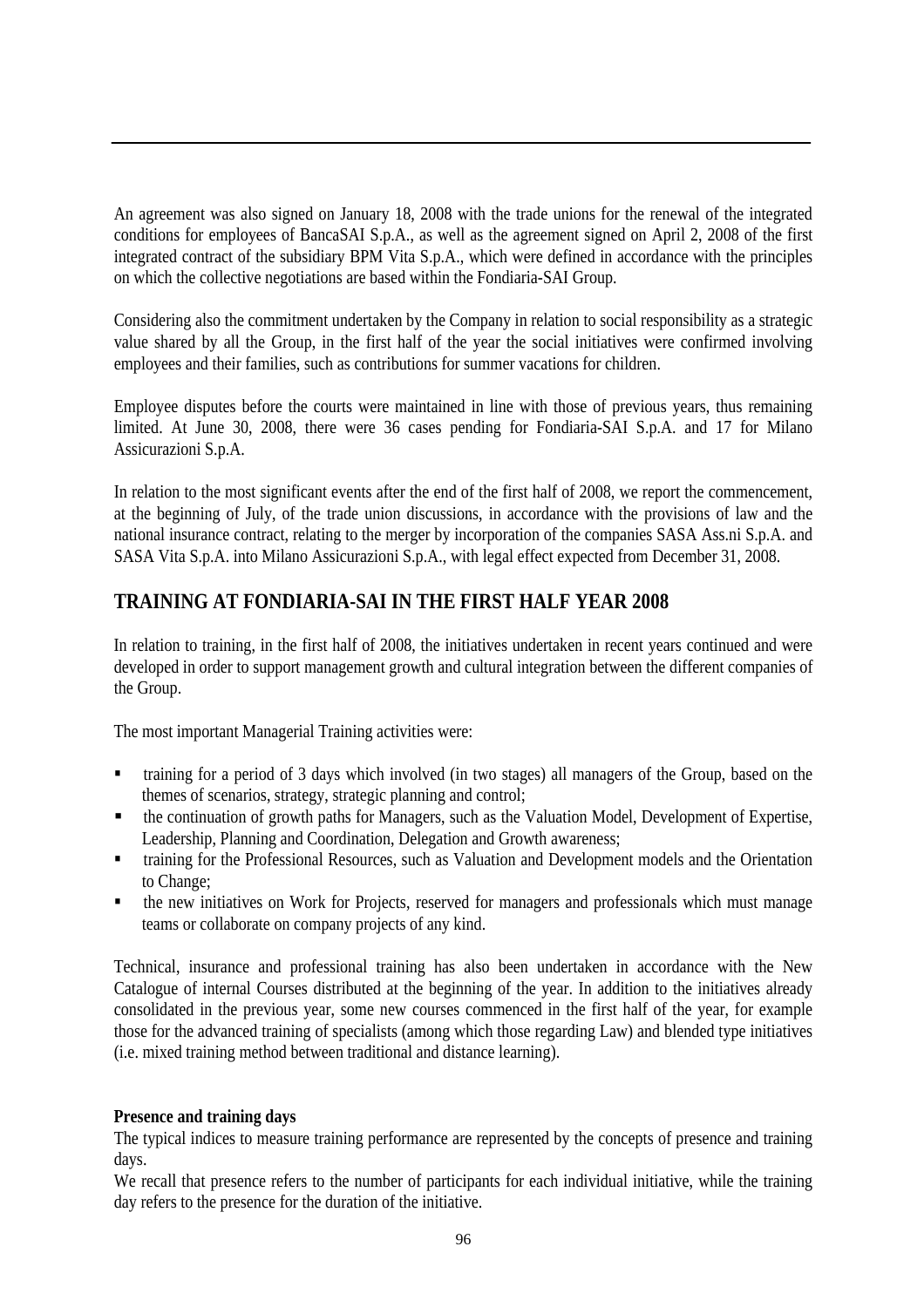An agreement was also signed on January 18, 2008 with the trade unions for the renewal of the integrated conditions for employees of BancaSAI S.p.A., as well as the agreement signed on April 2, 2008 of the first integrated contract of the subsidiary BPM Vita S.p.A., which were defined in accordance with the principles on which the collective negotiations are based within the Fondiaria-SAI Group.

Considering also the commitment undertaken by the Company in relation to social responsibility as a strategic value shared by all the Group, in the first half of the year the social initiatives were confirmed involving employees and their families, such as contributions for summer vacations for children.

Employee disputes before the courts were maintained in line with those of previous years, thus remaining limited. At June 30, 2008, there were 36 cases pending for Fondiaria-SAI S.p.A. and 17 for Milano Assicurazioni S.p.A.

In relation to the most significant events after the end of the first half of 2008, we report the commencement, at the beginning of July, of the trade union discussions, in accordance with the provisions of law and the national insurance contract, relating to the merger by incorporation of the companies SASA Ass.ni S.p.A. and SASA Vita S.p.A. into Milano Assicurazioni S.p.A., with legal effect expected from December 31, 2008.

## TRAINING AT FONDIARIA-SAI IN THE FIRST HALF YEAR 2008

In relation to training, in the first half of 2008, the initiatives undertaken in recent years continued and were developed in order to support management growth and cultural integration between the different companies of the Group.

The most important Managerial Training activities were:

- training for a period of 3 days which involved (in two stages) all managers of the Group, based on the themes of scenarios, strategy, strategic planning and control;
- the continuation of growth paths for Managers, such as the Valuation Model, Development of Expertise, Leadership, Planning and Coordination, Delegation and Growth awareness;
- training for the Professional Resources, such as Valuation and Development models and the Orientation to Change;
- the new initiatives on Work for Projects, reserved for managers and professionals which must manage teams or collaborate on company projects of any kind.

Technical, insurance and professional training has also been undertaken in accordance with the New Catalogue of internal Courses distributed at the beginning of the year. In addition to the initiatives already consolidated in the previous year, some new courses commenced in the first half of the year, for example those for the advanced training of specialists (among which those regarding Law) and blended type initiatives (i.e. mixed training method between traditional and distance learning).

**Presence and training days**

The typical indices to measure training performance are represented by the concepts of presence and training days.

We recall that presence refers to the number of participants for each individual initiative, while the training day refers to the presence for the duration of the initiative.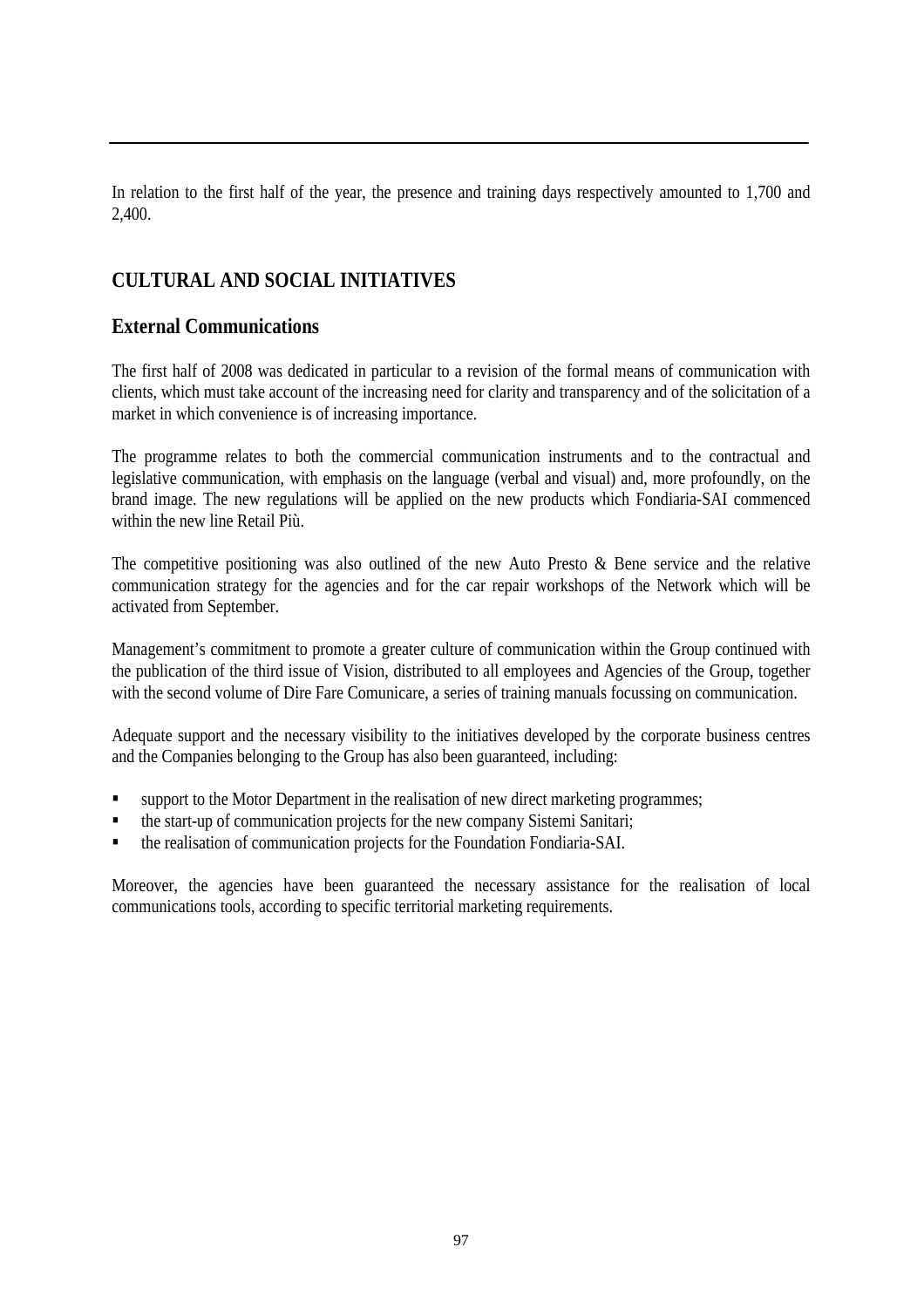In relation to the first half of the year, the presence and training days respectively amounted to 1,700 and 2,400.

## CULTURAL AND SOCIAL INITIATIVES

### External Communications

The first half of 2008 was dedicated in particular to a revision of the formal means of communication with clients, which must take account of the increasing need for clarity and transparency and of the solicitation of a market in which convenience is of increasing importance.

The programme relates to both the commercial communication instruments and to the contractual and legislative communication, with emphasis on the language (verbal and visual) and, more profoundly, on the brand image. The new regulations will be applied on the new products which Fondiaria-SAI commenced within the new line Retail Più.

The competitive positioning was also outlined of the new Auto Presto & Bene service and the relative communication strategy for the agencies and for the car repair workshops of the Network which will be activated from September.

Management's commitment to promote a greater culture of communication within the Group continued with the publication of the third issue of Vision, distributed to all employees and Agencies of the Group, together with the second volume of Dire Fare Comunicare, a series of training manuals focussing on communication.

Adequate support and the necessary visibility to the initiatives developed by the corporate business centres and the Companies belonging to the Group has also been guaranteed, including:

- support to the Motor Department in the realisation of new direct marketing programmes;
- the start-up of communication projects for the new company Sistemi Sanitari;
- the realisation of communication projects for the Foundation Fondiaria-SAI.

Moreover, the agencies have been guaranteed the necessary assistance for the realisation of local communications tools, according to specific territorial marketing requirements.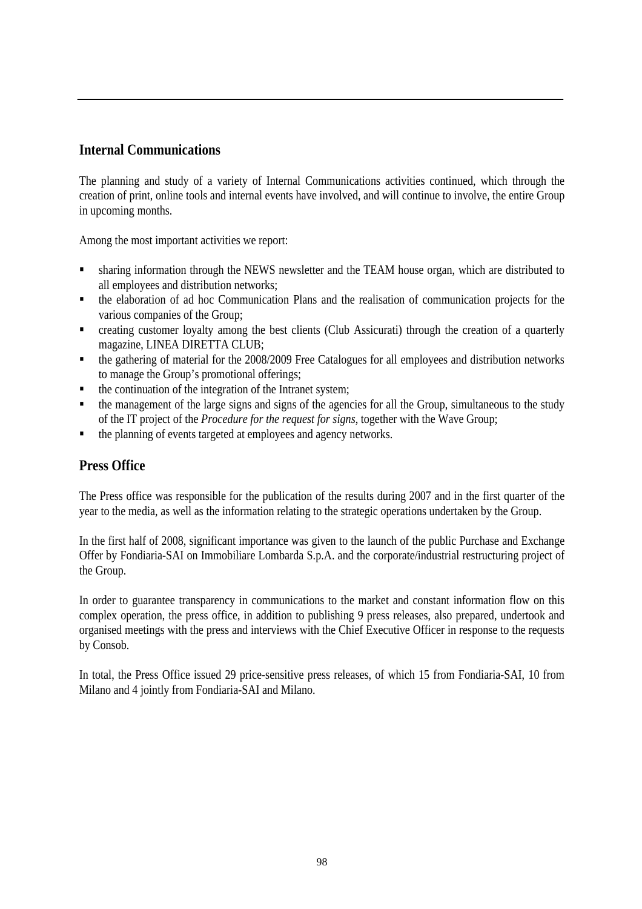## Internal Communications

The planning and study of a variety of Internal Communications activities continued, which through the creation of print, online tools and internal events have involved, and will continue to involve, the entire Group in upcoming months.

Among the most important activities we report:

- sharing information through the NEWS newsletter and the TEAM house organ, which are distributed to all employees and distribution networks;
- the elaboration of ad hoc Communication Plans and the realisation of communication projects for the various companies of the Group;
- creating customer loyalty among the best clients (Club Assicurati) through the creation of a quarterly magazine, LINEA DIRETTA CLUB;
- the gathering of material for the 2008/2009 Free Catalogues for all employees and distribution networks to manage the Group's promotional offerings;
- the continuation of the integration of the Intranet system;
- the management of the large signs and signs of the agencies for all the Group, simultaneous to the study of the IT project of the *Procedure for the request for signs*, together with the Wave Group;
- the planning of events targeted at employees and agency networks.

## Press Office

The Press office was responsible for the publication of the results during 2007 and in the first quarter of the year to the media, as well as the information relating to the strategic operations undertaken by the Group.

In the first half of 2008, significant importance was given to the launch of the public Purchase and Exchange Offer by Fondiaria-SAI on Immobiliare Lombarda S.p.A. and the corporate/industrial restructuring project of the Group.

In order to guarantee transparency in communications to the market and constant information flow on this complex operation, the press office, in addition to publishing 9 press releases, also prepared, undertook and organised meetings with the press and interviews with the Chief Executive Officer in response to the requests by Consob.

In total, the Press Office issued 29 price-sensitive press releases, of which 15 from Fondiaria-SAI, 10 from Milano and 4 jointly from Fondiaria-SAI and Milano.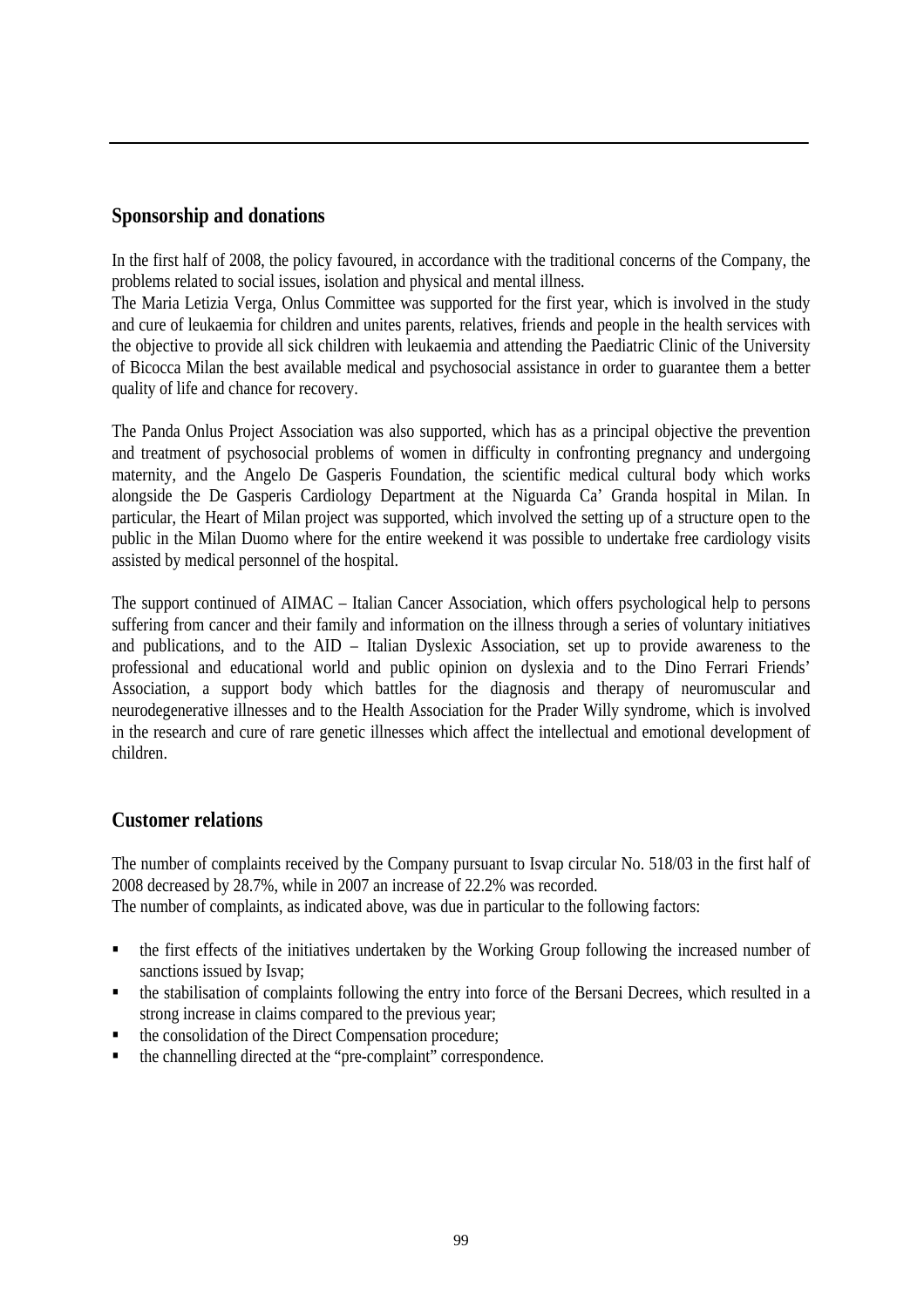## Sponsorship and donations

In the first half of 2008, the policy favoured, in accordance with the traditional concerns of the Company, the problems related to social issues, isolation and physical and mental illness.
The Maria Letizia Verga, Onlus Committee was supported for the first year, which is involved in the study and cure of leukaemia for children and unites parents, relatives, friends and people in the health services with the objective to provide all sick children with leukaemia and attending the Paediatric Clinic of the University of Bicocca Milan the best available medical and psychosocial assistance in order to guarantee them a better quality of life and chance for recovery.

The Panda Onlus Project Association was also supported, which has as a principal objective the prevention and treatment of psychosocial problems of women in difficulty in confronting pregnancy and undergoing maternity, and the Angelo De Gasperis Foundation, the scientific medical cultural body which works alongside the De Gasperis Cardiology Department at the Niguarda Ca' Granda hospital in Milan. In particular, the Heart of Milan project was supported, which involved the setting up of a structure open to the public in the Milan Duomo where for the entire weekend it was possible to undertake free cardiology visits assisted by medical personnel of the hospital.

The support continued of AIMAC – Italian Cancer Association, which offers psychological help to persons suffering from cancer and their family and information on the illness through a series of voluntary initiatives and publications, and to the AID – Italian Dyslexic Association, set up to provide awareness to the professional and educational world and public opinion on dyslexia and to the Dino Ferrari Friends' Association, a support body which battles for the diagnosis and therapy of neuromuscular and neurodegenerative illnesses and to the Health Association for the Prader Willy syndrome, which is involved in the research and cure of rare genetic illnesses which affect the intellectual and emotional development of children.

## Customer relations

The number of complaints received by the Company pursuant to Isvap circular No. 518/03 in the first half of 2008 decreased by 28.7%, while in 2007 an increase of 22.2% was recorded.
The number of complaints, as indicated above, was due in particular to the following factors:

- the first effects of the initiatives undertaken by the Working Group following the increased number of sanctions issued by Isvap;
- the stabilisation of complaints following the entry into force of the Bersani Decrees, which resulted in a strong increase in claims compared to the previous year;
- the consolidation of the Direct Compensation procedure;
- the channelling directed at the "pre-complaint" correspondence.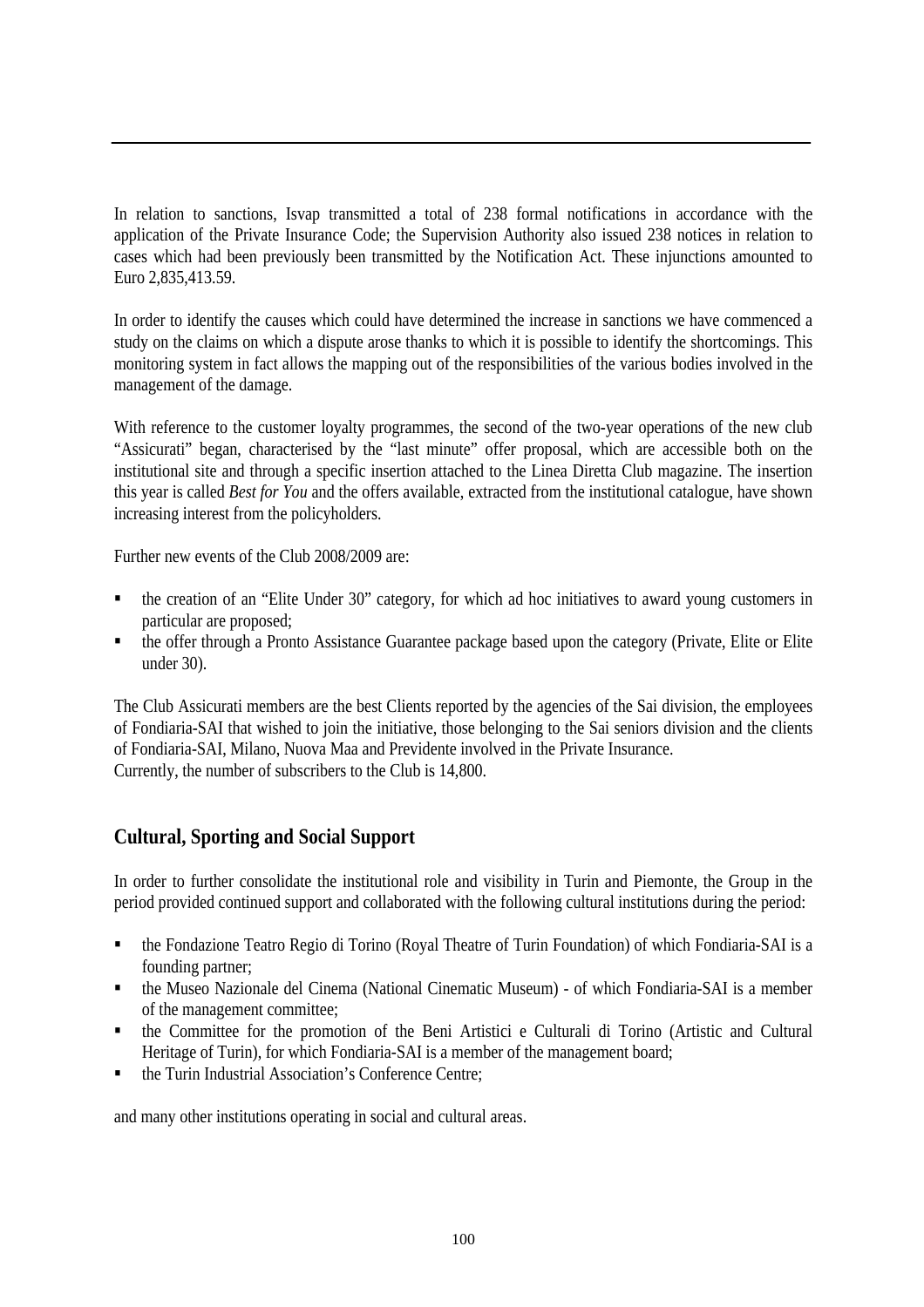In relation to sanctions, Isvap transmitted a total of 238 formal notifications in accordance with the application of the Private Insurance Code; the Supervision Authority also issued 238 notices in relation to cases which had been previously been transmitted by the Notification Act. These injunctions amounted to Euro 2,835,413.59.

In order to identify the causes which could have determined the increase in sanctions we have commenced a study on the claims on which a dispute arose thanks to which it is possible to identify the shortcomings. This monitoring system in fact allows the mapping out of the responsibilities of the various bodies involved in the management of the damage.

With reference to the customer loyalty programmes, the second of the two-year operations of the new club "Assicurati" began, characterised by the "last minute" offer proposal, which are accessible both on the institutional site and through a specific insertion attached to the Linea Diretta Club magazine. The insertion this year is called *Best for You* and the offers available, extracted from the institutional catalogue, have shown increasing interest from the policyholders.

Further new events of the Club 2008/2009 are:

- the creation of an "Elite Under 30" category, for which ad hoc initiatives to award young customers in particular are proposed;
- the offer through a Pronto Assistance Guarantee package based upon the category (Private, Elite or Elite under 30).

The Club Assicurati members are the best Clients reported by the agencies of the Sai division, the employees of Fondiaria-SAI that wished to join the initiative, those belonging to the Sai seniors division and the clients of Fondiaria-SAI, Milano, Nuova Maa and Previdente involved in the Private Insurance.
Currently, the number of subscribers to the Club is 14,800.

## Cultural, Sporting and Social Support

In order to further consolidate the institutional role and visibility in Turin and Piemonte, the Group in the period provided continued support and collaborated with the following cultural institutions during the period:

- the Fondazione Teatro Regio di Torino (Royal Theatre of Turin Foundation) of which Fondiaria-SAI is a founding partner;
- the Museo Nazionale del Cinema (National Cinematic Museum) - of which Fondiaria-SAI is a member of the management committee;
- the Committee for the promotion of the Beni Artistici e Culturali di Torino (Artistic and Cultural Heritage of Turin), for which Fondiaria-SAI is a member of the management board;
- the Turin Industrial Association's Conference Centre;

and many other institutions operating in social and cultural areas.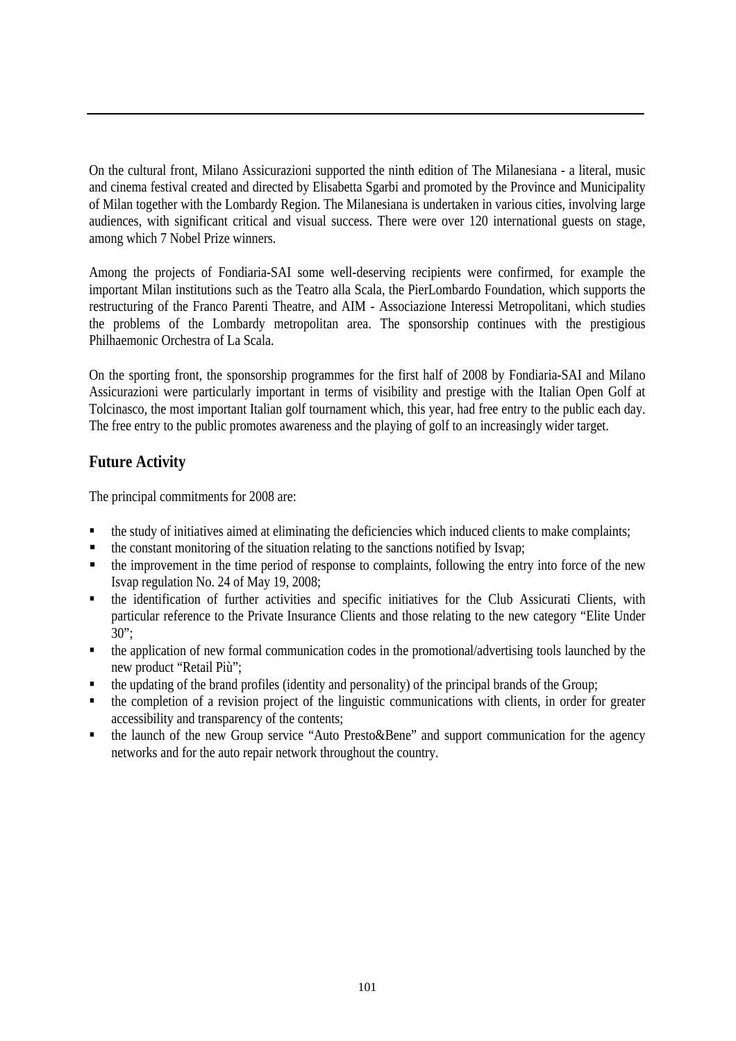On the cultural front, Milano Assicurazioni supported the ninth edition of The Milanesiana - a literal, music and cinema festival created and directed by Elisabetta Sgarbi and promoted by the Province and Municipality of Milan together with the Lombardy Region. The Milanesiana is undertaken in various cities, involving large audiences, with significant critical and visual success. There were over 120 international guests on stage, among which 7 Nobel Prize winners.

Among the projects of Fondiaria-SAI some well-deserving recipients were confirmed, for example the important Milan institutions such as the Teatro alla Scala, the PierLombardo Foundation, which supports the restructuring of the Franco Parenti Theatre, and AIM - Associazione Interessi Metropolitani, which studies the problems of the Lombardy metropolitan area. The sponsorship continues with the prestigious Philhaemonic Orchestra of La Scala.

On the sporting front, the sponsorship programmes for the first half of 2008 by Fondiaria-SAI and Milano Assicurazioni were particularly important in terms of visibility and prestige with the Italian Open Golf at Tolcinasco, the most important Italian golf tournament which, this year, had free entry to the public each day. The free entry to the public promotes awareness and the playing of golf to an increasingly wider target.

## Future Activity

The principal commitments for 2008 are:

- the study of initiatives aimed at eliminating the deficiencies which induced clients to make complaints;
- the constant monitoring of the situation relating to the sanctions notified by Isvap;
- the improvement in the time period of response to complaints, following the entry into force of the new Isvap regulation No. 24 of May 19, 2008;
- the identification of further activities and specific initiatives for the Club Assicurati Clients, with particular reference to the Private Insurance Clients and those relating to the new category "Elite Under 30";
- the application of new formal communication codes in the promotional/advertising tools launched by the new product "Retail Più";
- the updating of the brand profiles (identity and personality) of the principal brands of the Group;
- the completion of a revision project of the linguistic communications with clients, in order for greater accessibility and transparency of the contents;
- the launch of the new Group service "Auto Presto&Bene" and support communication for the agency networks and for the auto repair network throughout the country.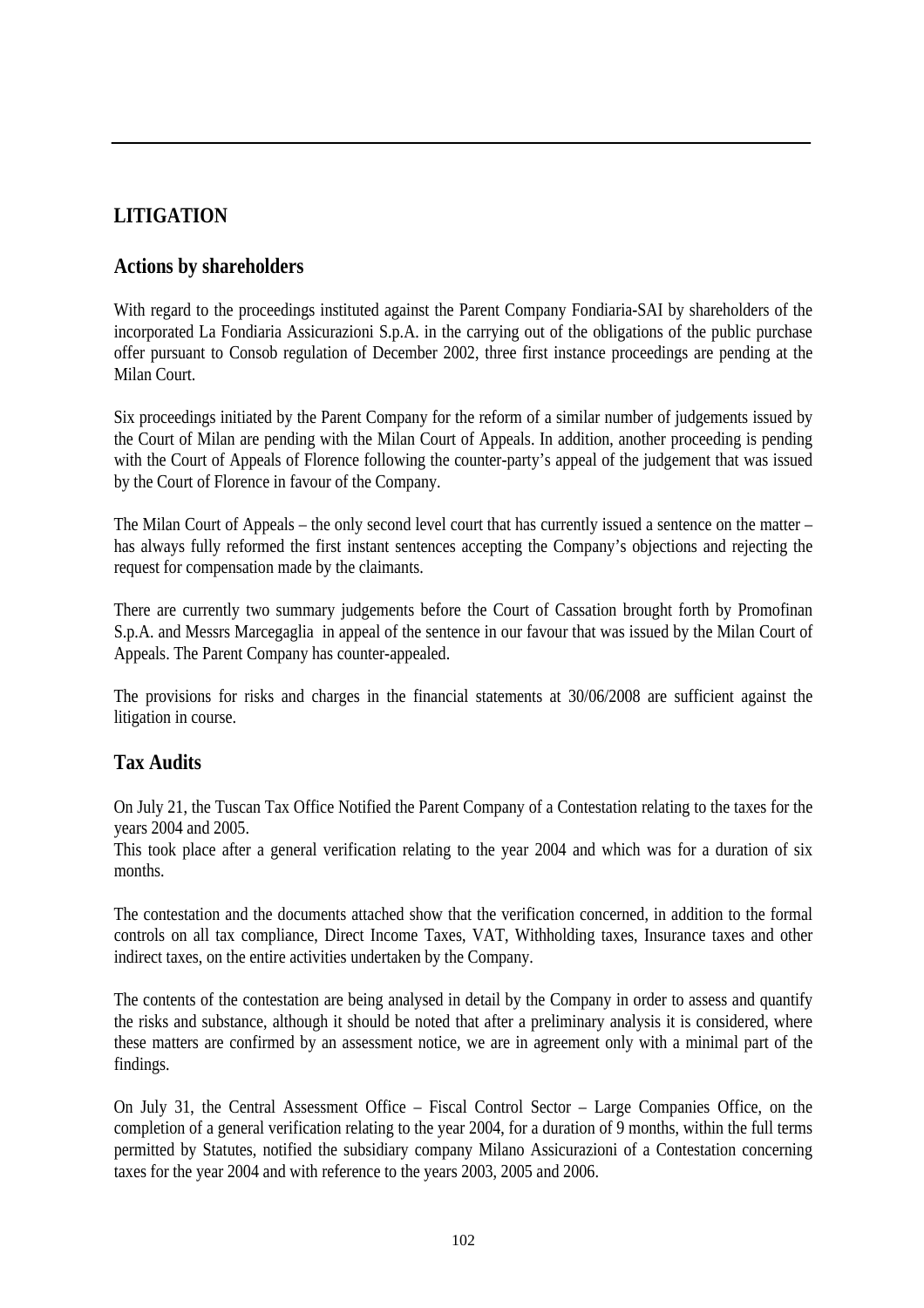## LITIGATION

### Actions by shareholders

With regard to the proceedings instituted against the Parent Company Fondiaria-SAI by shareholders of the incorporated La Fondiaria Assicurazioni S.p.A. in the carrying out of the obligations of the public purchase offer pursuant to Consob regulation of December 2002, three first instance proceedings are pending at the Milan Court.

Six proceedings initiated by the Parent Company for the reform of a similar number of judgements issued by the Court of Milan are pending with the Milan Court of Appeals. In addition, another proceeding is pending with the Court of Appeals of Florence following the counter-party's appeal of the judgement that was issued by the Court of Florence in favour of the Company.

The Milan Court of Appeals – the only second level court that has currently issued a sentence on the matter – has always fully reformed the first instant sentences accepting the Company's objections and rejecting the request for compensation made by the claimants.

There are currently two summary judgements before the Court of Cassation brought forth by Promofinan S.p.A. and Messrs Marcegaglia in appeal of the sentence in our favour that was issued by the Milan Court of Appeals. The Parent Company has counter-appealed.

The provisions for risks and charges in the financial statements at 30/06/2008 are sufficient against the litigation in course.

### Tax Audits

On July 21, the Tuscan Tax Office Notified the Parent Company of a Contestation relating to the taxes for the years 2004 and 2005.
This took place after a general verification relating to the year 2004 and which was for a duration of six months.

The contestation and the documents attached show that the verification concerned, in addition to the formal controls on all tax compliance, Direct Income Taxes, VAT, Withholding taxes, Insurance taxes and other indirect taxes, on the entire activities undertaken by the Company.

The contents of the contestation are being analysed in detail by the Company in order to assess and quantify the risks and substance, although it should be noted that after a preliminary analysis it is considered, where these matters are confirmed by an assessment notice, we are in agreement only with a minimal part of the findings.

On July 31, the Central Assessment Office – Fiscal Control Sector – Large Companies Office, on the completion of a general verification relating to the year 2004, for a duration of 9 months, within the full terms permitted by Statutes, notified the subsidiary company Milano Assicurazioni of a Contestation concerning taxes for the year 2004 and with reference to the years 2003, 2005 and 2006.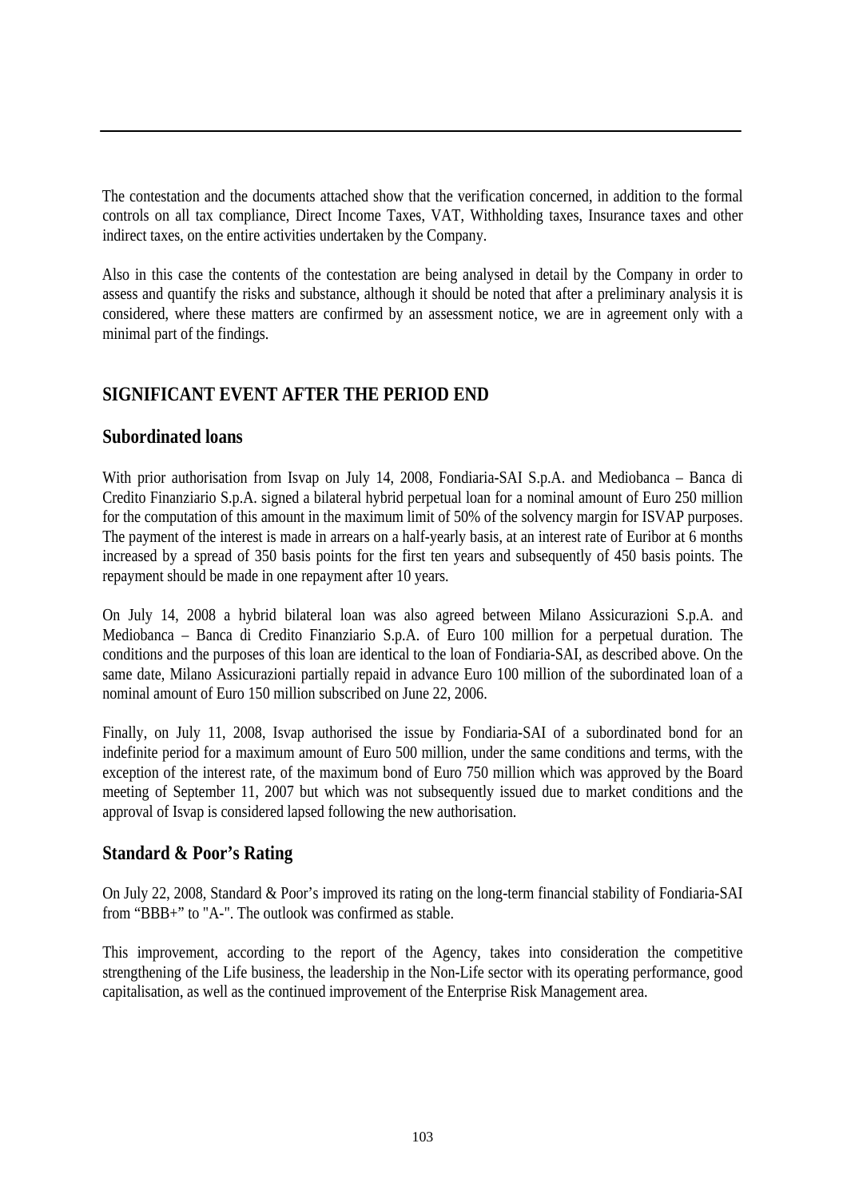The contestation and the documents attached show that the verification concerned, in addition to the formal controls on all tax compliance, Direct Income Taxes, VAT, Withholding taxes, Insurance taxes and other indirect taxes, on the entire activities undertaken by the Company.

Also in this case the contents of the contestation are being analysed in detail by the Company in order to assess and quantify the risks and substance, although it should be noted that after a preliminary analysis it is considered, where these matters are confirmed by an assessment notice, we are in agreement only with a minimal part of the findings.

## SIGNIFICANT EVENT AFTER THE PERIOD END

### Subordinated loans

With prior authorisation from Isvap on July 14, 2008, Fondiaria-SAI S.p.A. and Mediobanca – Banca di Credito Finanziario S.p.A. signed a bilateral hybrid perpetual loan for a nominal amount of Euro 250 million for the computation of this amount in the maximum limit of 50% of the solvency margin for ISVAP purposes. The payment of the interest is made in arrears on a half-yearly basis, at an interest rate of Euribor at 6 months increased by a spread of 350 basis points for the first ten years and subsequently of 450 basis points. The repayment should be made in one repayment after 10 years.

On July 14, 2008 a hybrid bilateral loan was also agreed between Milano Assicurazioni S.p.A. and Mediobanca – Banca di Credito Finanziario S.p.A. of Euro 100 million for a perpetual duration. The conditions and the purposes of this loan are identical to the loan of Fondiaria-SAI, as described above. On the same date, Milano Assicurazioni partially repaid in advance Euro 100 million of the subordinated loan of a nominal amount of Euro 150 million subscribed on June 22, 2006.

Finally, on July 11, 2008, Isvap authorised the issue by Fondiaria-SAI of a subordinated bond for an indefinite period for a maximum amount of Euro 500 million, under the same conditions and terms, with the exception of the interest rate, of the maximum bond of Euro 750 million which was approved by the Board meeting of September 11, 2007 but which was not subsequently issued due to market conditions and the approval of Isvap is considered lapsed following the new authorisation.

### Standard & Poor's Rating

On July 22, 2008, Standard & Poor's improved its rating on the long-term financial stability of Fondiaria-SAI from "BBB+" to "A-". The outlook was confirmed as stable.

This improvement, according to the report of the Agency, takes into consideration the competitive strengthening of the Life business, the leadership in the Non-Life sector with its operating performance, good capitalisation, as well as the continued improvement of the Enterprise Risk Management area.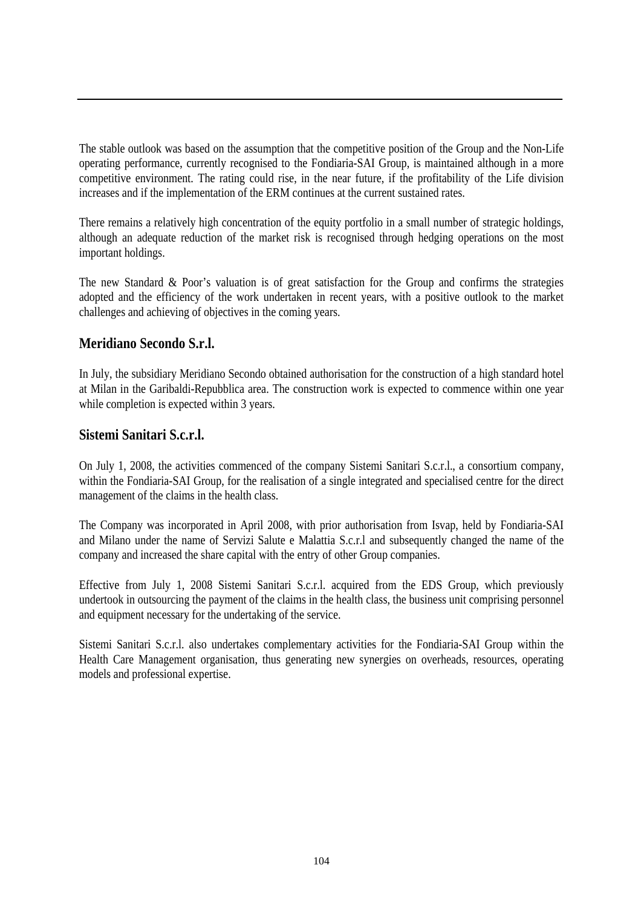The stable outlook was based on the assumption that the competitive position of the Group and the Non-Life operating performance, currently recognised to the Fondiaria-SAI Group, is maintained although in a more competitive environment. The rating could rise, in the near future, if the profitability of the Life division increases and if the implementation of the ERM continues at the current sustained rates.

There remains a relatively high concentration of the equity portfolio in a small number of strategic holdings, although an adequate reduction of the market risk is recognised through hedging operations on the most important holdings.

The new Standard & Poor's valuation is of great satisfaction for the Group and confirms the strategies adopted and the efficiency of the work undertaken in recent years, with a positive outlook to the market challenges and achieving of objectives in the coming years.

## Meridiano Secondo S.r.l.

In July, the subsidiary Meridiano Secondo obtained authorisation for the construction of a high standard hotel at Milan in the Garibaldi-Repubblica area. The construction work is expected to commence within one year while completion is expected within 3 years.

## Sistemi Sanitari S.c.r.l.

On July 1, 2008, the activities commenced of the company Sistemi Sanitari S.c.r.l., a consortium company, within the Fondiaria-SAI Group, for the realisation of a single integrated and specialised centre for the direct management of the claims in the health class.

The Company was incorporated in April 2008, with prior authorisation from Isvap, held by Fondiaria-SAI and Milano under the name of Servizi Salute e Malattia S.c.r.l and subsequently changed the name of the company and increased the share capital with the entry of other Group companies.

Effective from July 1, 2008 Sistemi Sanitari S.c.r.l. acquired from the EDS Group, which previously undertook in outsourcing the payment of the claims in the health class, the business unit comprising personnel and equipment necessary for the undertaking of the service.

Sistemi Sanitari S.c.r.l. also undertakes complementary activities for the Fondiaria-SAI Group within the Health Care Management organisation, thus generating new synergies on overheads, resources, operating models and professional expertise.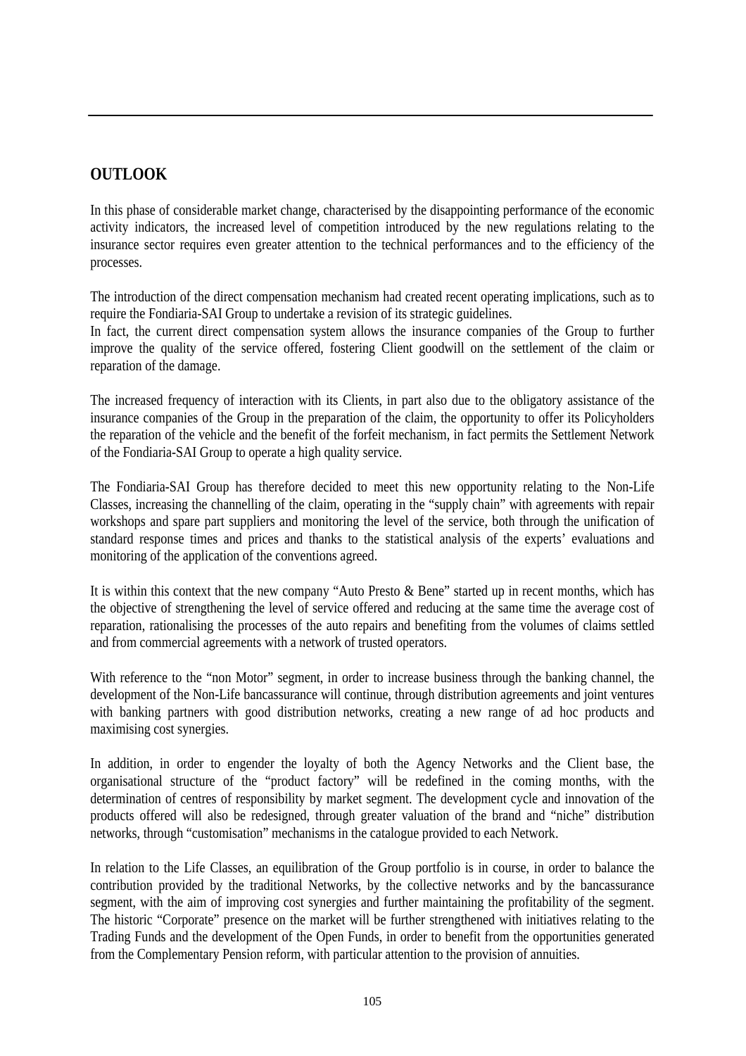## OUTLOOK

In this phase of considerable market change, characterised by the disappointing performance of the economic activity indicators, the increased level of competition introduced by the new regulations relating to the insurance sector requires even greater attention to the technical performances and to the efficiency of the processes.

The introduction of the direct compensation mechanism had created recent operating implications, such as to require the Fondiaria-SAI Group to undertake a revision of its strategic guidelines.
In fact, the current direct compensation system allows the insurance companies of the Group to further improve the quality of the service offered, fostering Client goodwill on the settlement of the claim or reparation of the damage.

The increased frequency of interaction with its Clients, in part also due to the obligatory assistance of the insurance companies of the Group in the preparation of the claim, the opportunity to offer its Policyholders the reparation of the vehicle and the benefit of the forfeit mechanism, in fact permits the Settlement Network of the Fondiaria-SAI Group to operate a high quality service.

The Fondiaria-SAI Group has therefore decided to meet this new opportunity relating to the Non-Life Classes, increasing the channelling of the claim, operating in the "supply chain" with agreements with repair workshops and spare part suppliers and monitoring the level of the service, both through the unification of standard response times and prices and thanks to the statistical analysis of the experts' evaluations and monitoring of the application of the conventions agreed.

It is within this context that the new company "Auto Presto & Bene" started up in recent months, which has the objective of strengthening the level of service offered and reducing at the same time the average cost of reparation, rationalising the processes of the auto repairs and benefiting from the volumes of claims settled and from commercial agreements with a network of trusted operators.

With reference to the "non Motor" segment, in order to increase business through the banking channel, the development of the Non-Life bancassurance will continue, through distribution agreements and joint ventures with banking partners with good distribution networks, creating a new range of ad hoc products and maximising cost synergies.

In addition, in order to engender the loyalty of both the Agency Networks and the Client base, the organisational structure of the "product factory" will be redefined in the coming months, with the determination of centres of responsibility by market segment. The development cycle and innovation of the products offered will also be redesigned, through greater valuation of the brand and "niche" distribution networks, through "customisation" mechanisms in the catalogue provided to each Network.

In relation to the Life Classes, an equilibration of the Group portfolio is in course, in order to balance the contribution provided by the traditional Networks, by the collective networks and by the bancassurance segment, with the aim of improving cost synergies and further maintaining the profitability of the segment. The historic "Corporate" presence on the market will be further strengthened with initiatives relating to the Trading Funds and the development of the Open Funds, in order to benefit from the opportunities generated from the Complementary Pension reform, with particular attention to the provision of annuities.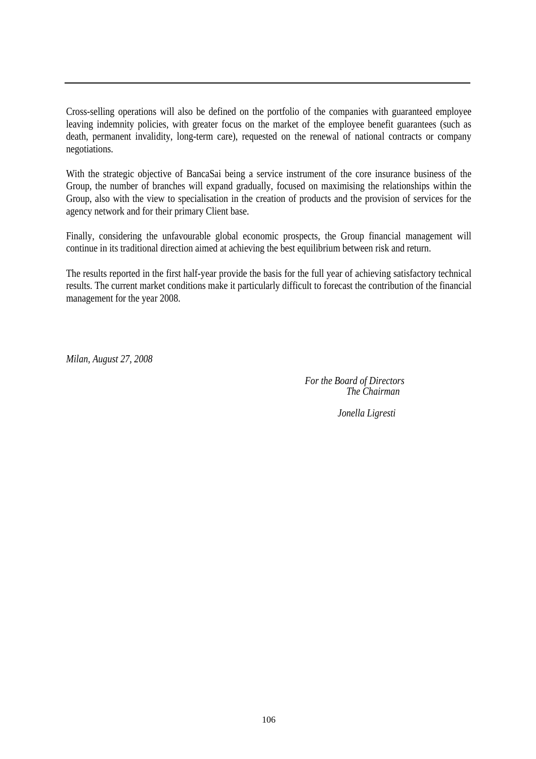Cross-selling operations will also be defined on the portfolio of the companies with guaranteed employee leaving indemnity policies, with greater focus on the market of the employee benefit guarantees (such as death, permanent invalidity, long-term care), requested on the renewal of national contracts or company negotiations.

With the strategic objective of BancaSai being a service instrument of the core insurance business of the Group, the number of branches will expand gradually, focused on maximising the relationships within the Group, also with the view to specialisation in the creation of products and the provision of services for the agency network and for their primary Client base.

Finally, considering the unfavourable global economic prospects, the Group financial management will continue in its traditional direction aimed at achieving the best equilibrium between risk and return.

The results reported in the first half-year provide the basis for the full year of achieving satisfactory technical results. The current market conditions make it particularly difficult to forecast the contribution of the financial management for the year 2008.

*Milan, August 27, 2008*

*For the Board of Directors*
*The Chairman*

*Jonella Ligresti*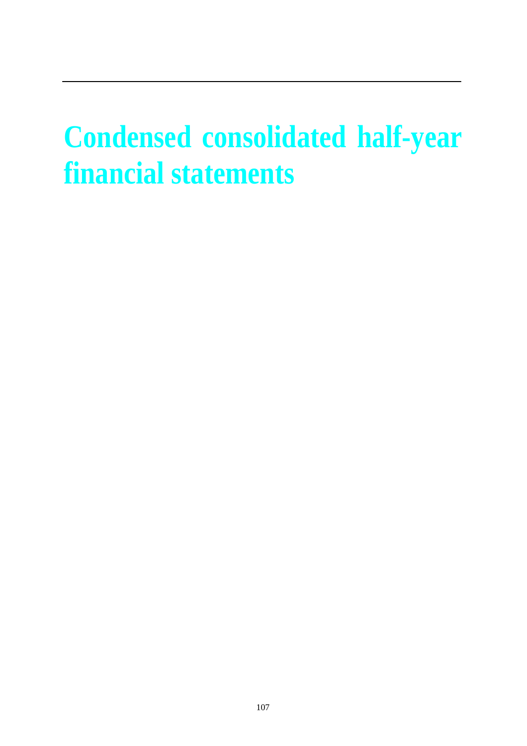# Condensed consolidated half-year financial statements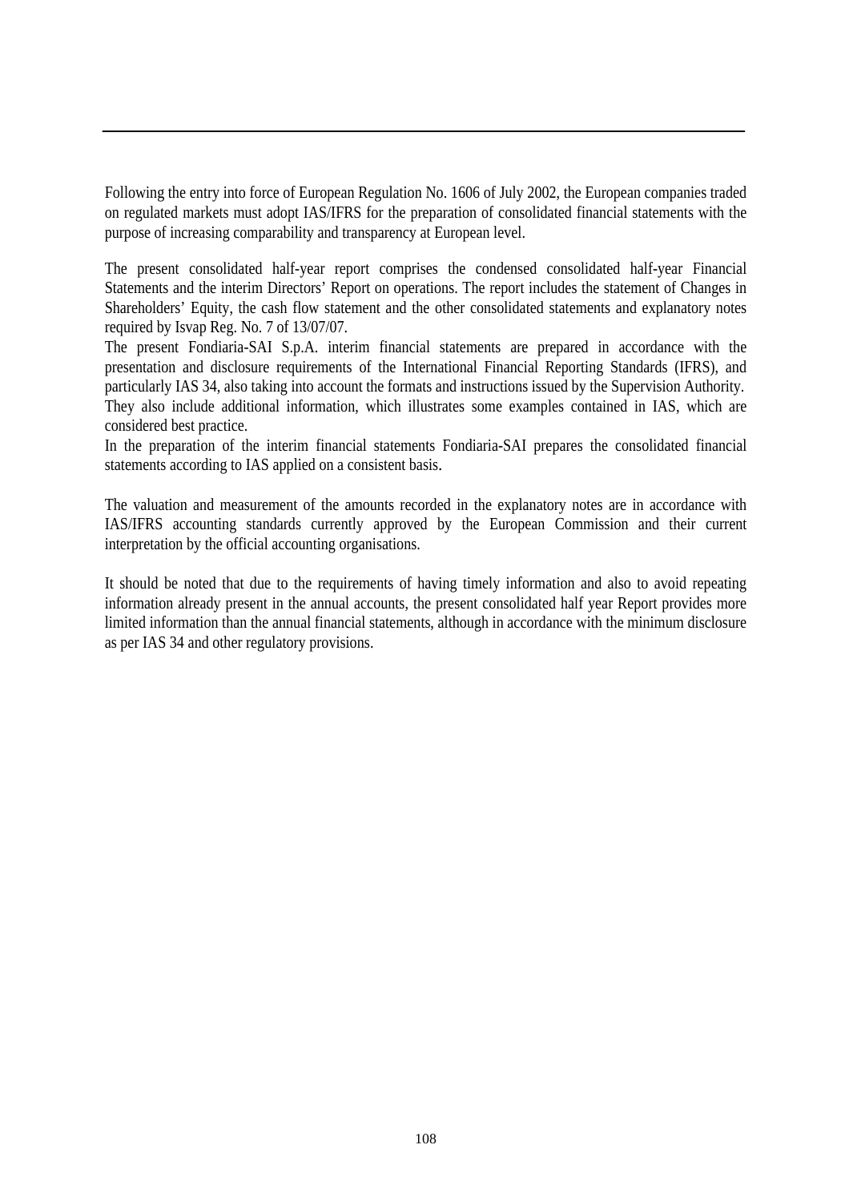Following the entry into force of European Regulation No. 1606 of July 2002, the European companies traded on regulated markets must adopt IAS/IFRS for the preparation of consolidated financial statements with the purpose of increasing comparability and transparency at European level.

The present consolidated half-year report comprises the condensed consolidated half-year Financial Statements and the interim Directors' Report on operations. The report includes the statement of Changes in Shareholders' Equity, the cash flow statement and the other consolidated statements and explanatory notes required by Isvap Reg. No. 7 of 13/07/07.
The present Fondiaria-SAI S.p.A. interim financial statements are prepared in accordance with the presentation and disclosure requirements of the International Financial Reporting Standards (IFRS), and particularly IAS 34, also taking into account the formats and instructions issued by the Supervision Authority.
They also include additional information, which illustrates some examples contained in IAS, which are considered best practice.
In the preparation of the interim financial statements Fondiaria-SAI prepares the consolidated financial statements according to IAS applied on a consistent basis.

The valuation and measurement of the amounts recorded in the explanatory notes are in accordance with IAS/IFRS accounting standards currently approved by the European Commission and their current interpretation by the official accounting organisations.

It should be noted that due to the requirements of having timely information and also to avoid repeating information already present in the annual accounts, the present consolidated half year Report provides more limited information than the annual financial statements, although in accordance with the minimum disclosure as per IAS 34 and other regulatory provisions.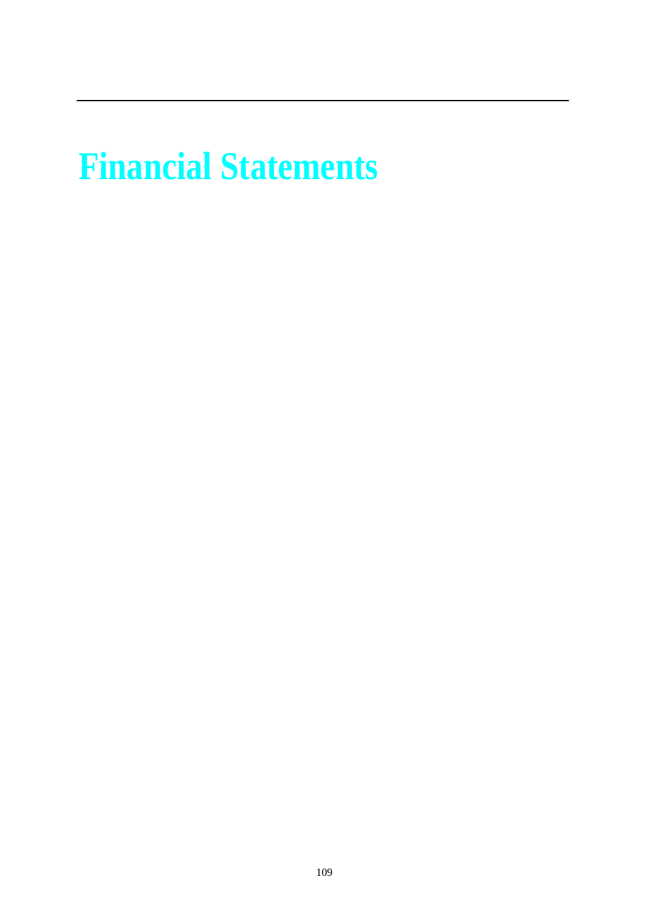# Financial Statements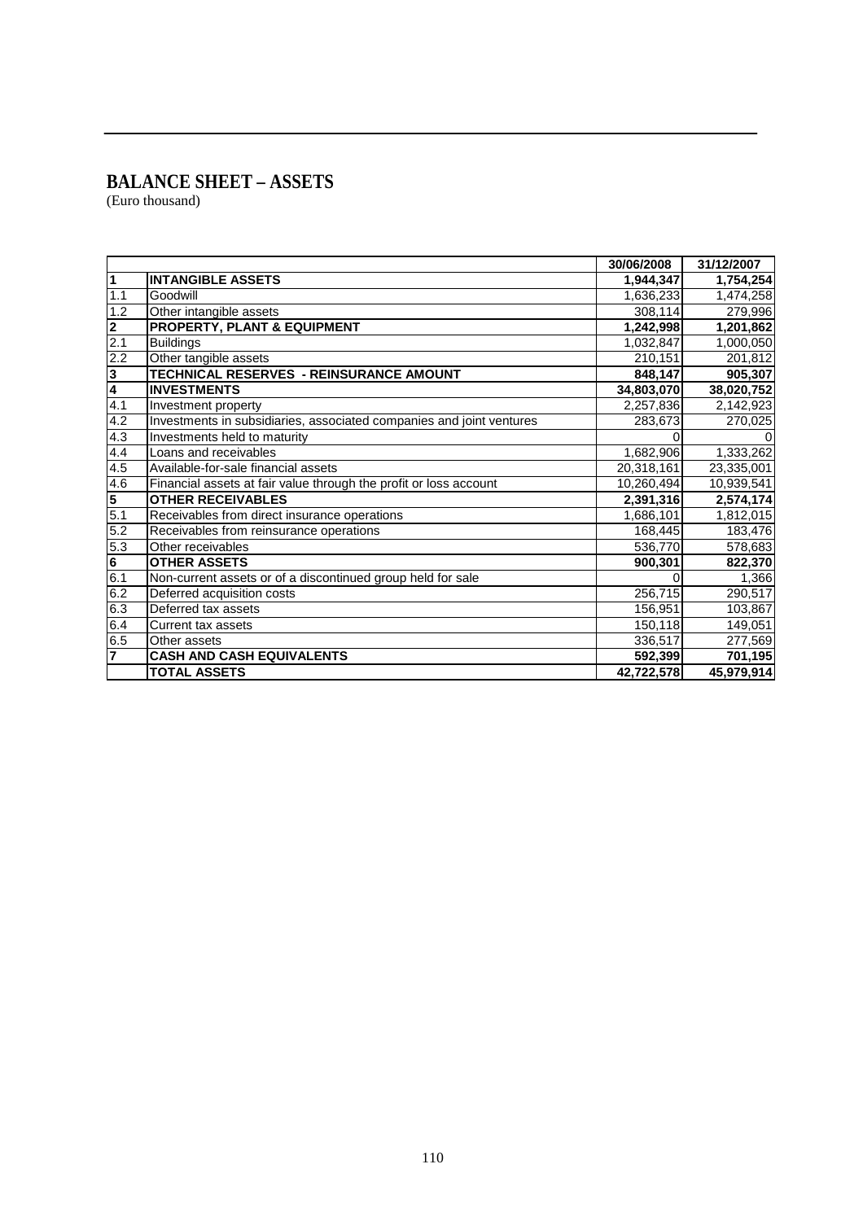# BALANCE SHEET – ASSETS

(Euro thousand)

| | | 30/06/2008 | 31/12/2007 |
|---|---|---|---|
| **1** | **INTANGIBLE ASSETS** | **1,944,347** | **1,754,254** |
| 1.1 | Goodwill | 1,636,233 | 1,474,258 |
| 1.2 | Other intangible assets | 308,114 | 279,996 |
| **2** | **PROPERTY, PLANT & EQUIPMENT** | **1,242,998** | **1,201,862** |
| 2.1 | Buildings | 1,032,847 | 1,000,050 |
| 2.2 | Other tangible assets | 210,151 | 201,812 |
| **3** | **TECHNICAL RESERVES - REINSURANCE AMOUNT** | **848,147** | **905,307** |
| **4** | **INVESTMENTS** | **34,803,070** | **38,020,752** |
| 4.1 | Investment property | 2,257,836 | 2,142,923 |
| 4.2 | Investments in subsidiaries, associated companies and joint ventures | 283,673 | 270,025 |
| 4.3 | Investments held to maturity | 0 | 0 |
| 4.4 | Loans and receivables | 1,682,906 | 1,333,262 |
| 4.5 | Available-for-sale financial assets | 20,318,161 | 23,335,001 |
| 4.6 | Financial assets at fair value through the profit or loss account | 10,260,494 | 10,939,541 |
| **5** | **OTHER RECEIVABLES** | **2,391,316** | **2,574,174** |
| 5.1 | Receivables from direct insurance operations | 1,686,101 | 1,812,015 |
| 5.2 | Receivables from reinsurance operations | 168,445 | 183,476 |
| 5.3 | Other receivables | 536,770 | 578,683 |
| **6** | **OTHER ASSETS** | **900,301** | **822,370** |
| 6.1 | Non-current assets or of a discontinued group held for sale | 0 | 1,366 |
| 6.2 | Deferred acquisition costs | 256,715 | 290,517 |
| 6.3 | Deferred tax assets | 156,951 | 103,867 |
| 6.4 | Current tax assets | 150,118 | 149,051 |
| 6.5 | Other assets | 336,517 | 277,569 |
| **7** | **CASH AND CASH EQUIVALENTS** | **592,399** | **701,195** |
| | **TOTAL ASSETS** | **42,722,578** | **45,979,914** |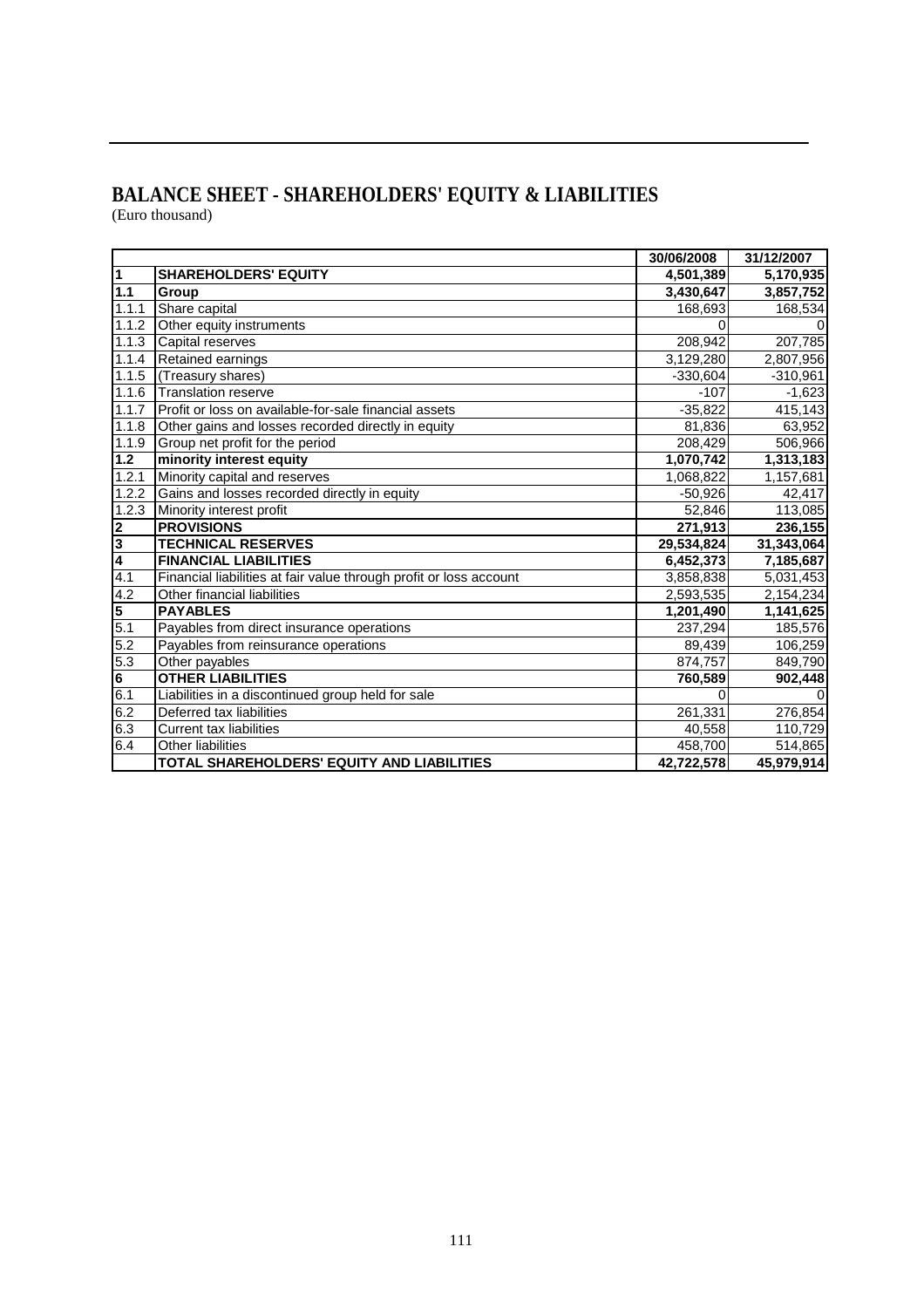# BALANCE SHEET - SHAREHOLDERS' EQUITY & LIABILITIES

(Euro thousand)

| | | 30/06/2008 | 31/12/2007 |
|---|---|---|---|
| **1** | **SHAREHOLDERS' EQUITY** | **4,501,389** | **5,170,935** |
| **1.1** | **Group** | **3,430,647** | **3,857,752** |
| 1.1.1 | Share capital | 168,693 | 168,534 |
| 1.1.2 | Other equity instruments | 0 | 0 |
| 1.1.3 | Capital reserves | 208,942 | 207,785 |
| 1.1.4 | Retained earnings | 3,129,280 | 2,807,956 |
| 1.1.5 | (Treasury shares) | -330,604 | -310,961 |
| 1.1.6 | Translation reserve | -107 | -1,623 |
| 1.1.7 | Profit or loss on available-for-sale financial assets | -35,822 | 415,143 |
| 1.1.8 | Other gains and losses recorded directly in equity | 81,836 | 63,952 |
| 1.1.9 | Group net profit for the period | 208,429 | 506,966 |
| **1.2** | **minority interest equity** | **1,070,742** | **1,313,183** |
| 1.2.1 | Minority capital and reserves | 1,068,822 | 1,157,681 |
| 1.2.2 | Gains and losses recorded directly in equity | -50,926 | 42,417 |
| 1.2.3 | Minority interest profit | 52,846 | 113,085 |
| **2** | **PROVISIONS** | **271,913** | **236,155** |
| **3** | **TECHNICAL RESERVES** | **29,534,824** | **31,343,064** |
| **4** | **FINANCIAL LIABILITIES** | **6,452,373** | **7,185,687** |
| 4.1 | Financial liabilities at fair value through profit or loss account | 3,858,838 | 5,031,453 |
| 4.2 | Other financial liabilities | 2,593,535 | 2,154,234 |
| **5** | **PAYABLES** | **1,201,490** | **1,141,625** |
| 5.1 | Payables from direct insurance operations | 237,294 | 185,576 |
| 5.2 | Payables from reinsurance operations | 89,439 | 106,259 |
| 5.3 | Other payables | 874,757 | 849,790 |
| **6** | **OTHER LIABILITIES** | **760,589** | **902,448** |
| 6.1 | Liabilities in a discontinued group held for sale | 0 | 0 |
| 6.2 | Deferred tax liabilities | 261,331 | 276,854 |
| 6.3 | Current tax liabilities | 40,558 | 110,729 |
| 6.4 | Other liabilities | 458,700 | 514,865 |
| | **TOTAL SHAREHOLDERS' EQUITY AND LIABILITIES** | **42,722,578** | **45,979,914** |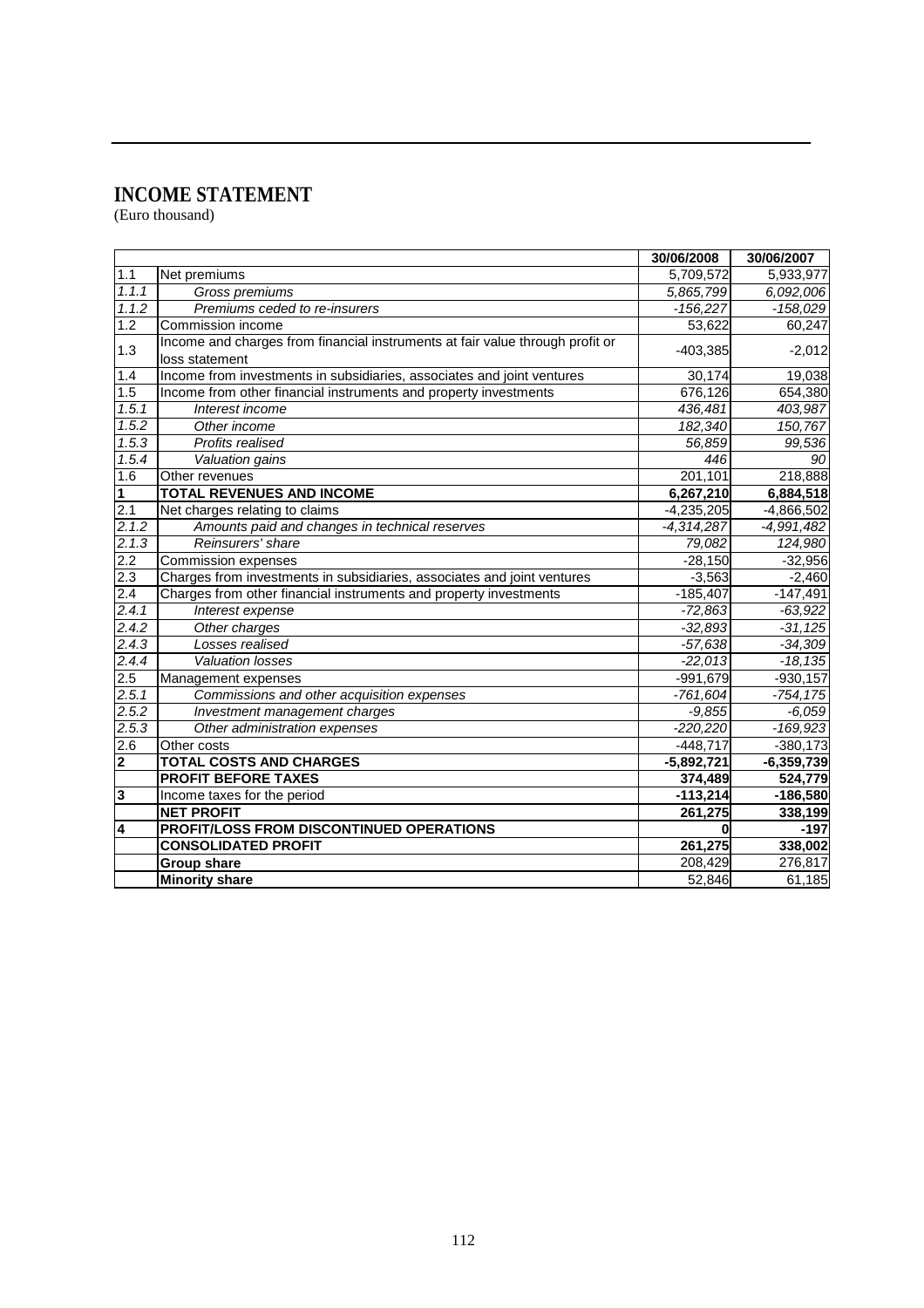# INCOME STATEMENT

(Euro thousand)

| | | 30/06/2008 | 30/06/2007 |
|---|---|---|---|
| 1.1 | Net premiums | 5,709,572 | 5,933,977 |
| *1.1.1* | *Gross premiums* | *5,865,799* | *6,092,006* |
| *1.1.2* | *Premiums ceded to re-insurers* | *-156,227* | *-158,029* |
| 1.2 | Commission income | 53,622 | 60,247 |
| 1.3 | Income and charges from financial instruments at fair value through profit or loss statement | -403,385 | -2,012 |
| 1.4 | Income from investments in subsidiaries, associates and joint ventures | 30,174 | 19,038 |
| 1.5 | Income from other financial instruments and property investments | 676,126 | 654,380 |
| *1.5.1* | *Interest income* | *436,481* | *403,987* |
| *1.5.2* | *Other income* | *182,340* | *150,767* |
| *1.5.3* | *Profits realised* | *56,859* | *99,536* |
| *1.5.4* | *Valuation gains* | *446* | *90* |
| 1.6 | Other revenues | 201,101 | 218,888 |
| **1** | **TOTAL REVENUES AND INCOME** | **6,267,210** | **6,884,518** |
| 2.1 | Net charges relating to claims | -4,235,205 | -4,866,502 |
| *2.1.2* | *Amounts paid and changes in technical reserves* | *-4,314,287* | *-4,991,482* |
| *2.1.3* | *Reinsurers' share* | *79,082* | *124,980* |
| 2.2 | Commission expenses | -28,150 | -32,956 |
| 2.3 | Charges from investments in subsidiaries, associates and joint ventures | -3,563 | -2,460 |
| 2.4 | Charges from other financial instruments and property investments | -185,407 | -147,491 |
| *2.4.1* | *Interest expense* | *-72,863* | *-63,922* |
| *2.4.2* | *Other charges* | *-32,893* | *-31,125* |
| *2.4.3* | *Losses realised* | *-57,638* | *-34,309* |
| *2.4.4* | *Valuation losses* | *-22,013* | *-18,135* |
| 2.5 | Management expenses | -991,679 | -930,157 |
| *2.5.1* | *Commissions and other acquisition expenses* | *-761,604* | *-754,175* |
| *2.5.2* | *Investment management charges* | *-9,855* | *-6,059* |
| *2.5.3* | *Other administration expenses* | *-220,220* | *-169,923* |
| 2.6 | Other costs | -448,717 | -380,173 |
| **2** | **TOTAL COSTS AND CHARGES** | **-5,892,721** | **-6,359,739** |
| | **PROFIT BEFORE TAXES** | **374,489** | **524,779** |
| **3** | Income taxes for the period | **-113,214** | **-186,580** |
| | **NET PROFIT** | **261,275** | **338,199** |
| **4** | **PROFIT/LOSS FROM DISCONTINUED OPERATIONS** | **0** | **-197** |
| | **CONSOLIDATED PROFIT** | **261,275** | **338,002** |
| | **Group share** | 208,429 | 276,817 |
| | **Minority share** | 52,846 | 61,185 |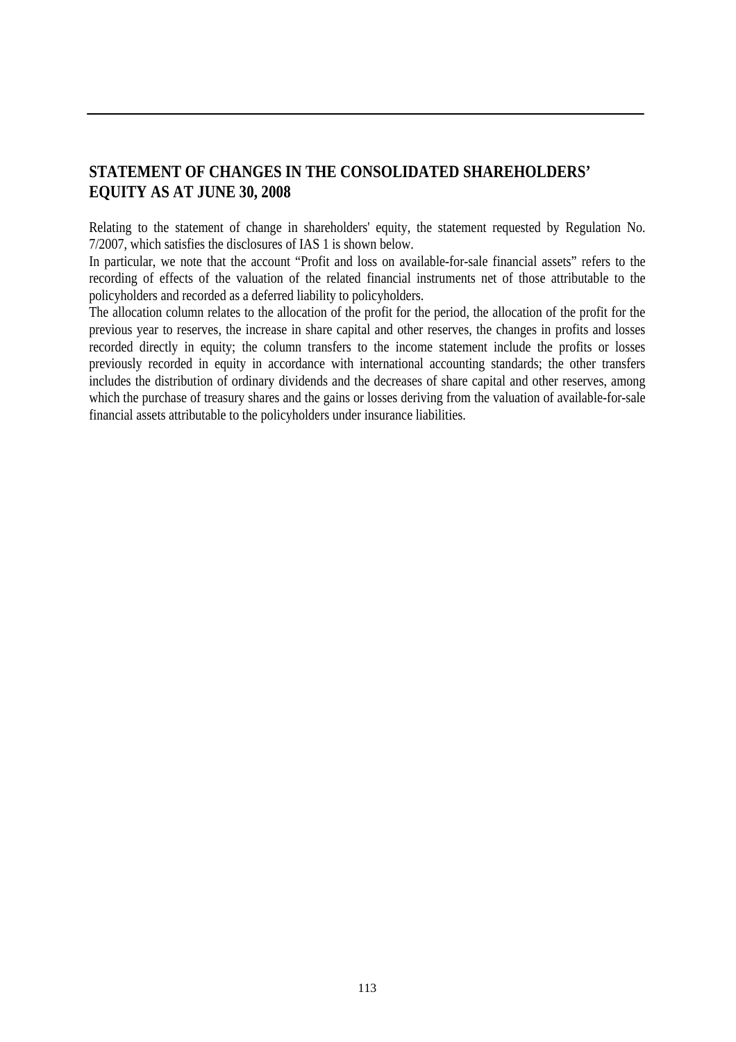## STATEMENT OF CHANGES IN THE CONSOLIDATED SHAREHOLDERS' EQUITY AS AT JUNE 30, 2008

Relating to the statement of change in shareholders' equity, the statement requested by Regulation No. 7/2007, which satisfies the disclosures of IAS 1 is shown below.

In particular, we note that the account "Profit and loss on available-for-sale financial assets" refers to the recording of effects of the valuation of the related financial instruments net of those attributable to the policyholders and recorded as a deferred liability to policyholders.

The allocation column relates to the allocation of the profit for the period, the allocation of the profit for the previous year to reserves, the increase in share capital and other reserves, the changes in profits and losses recorded directly in equity; the column transfers to the income statement include the profits or losses previously recorded in equity in accordance with international accounting standards; the other transfers includes the distribution of ordinary dividends and the decreases of share capital and other reserves, among which the purchase of treasury shares and the gains or losses deriving from the valuation of available-for-sale financial assets attributable to the policyholders under insurance liabilities.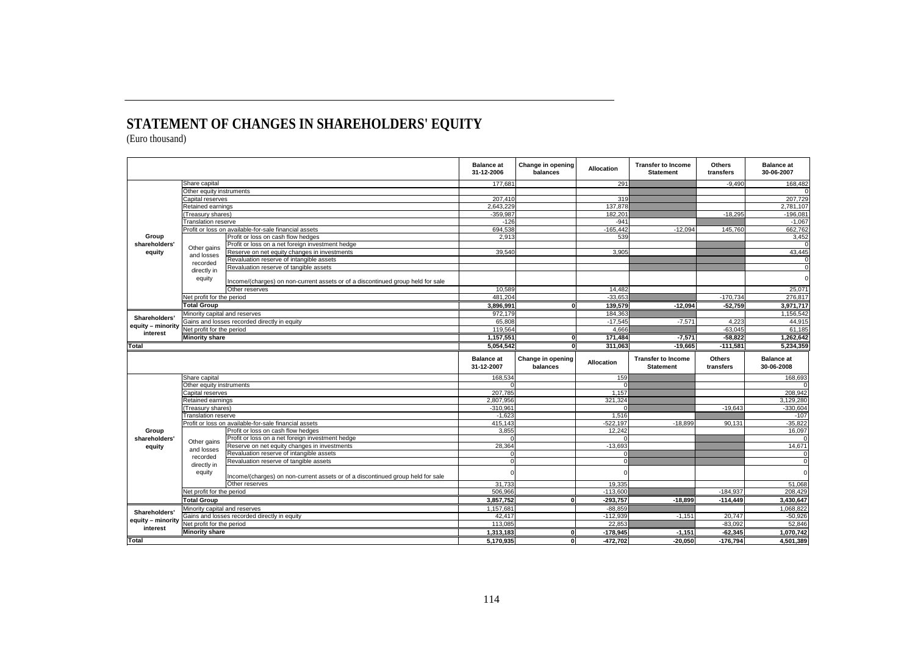# STATEMENT OF CHANGES IN SHAREHOLDERS' EQUITY

(Euro thousand)

| | | | Balance at 31-12-2006 | Change in opening balances | Allocation | Transfer to Income Statement | Others transfers | Balance at 30-06-2007 |
|---|---|---|---|---|---|---|---|---|
| Group shareholders' equity | Share capital | | 177,681 | | 291 | | -9,490 | 168,482 |
| | Other equity instruments | | | | | | | 0 |
| | Capital reserves | | 207,410 | | 319 | | | 207,729 |
| | Retained earnings | | 2,643,229 | | 137,878 | | | 2,781,107 |
| | (Treasury shares) | | -359,987 | | 182,201 | | -18,295 | -196,081 |
| | Translation reserve | | -126 | | -941 | | | -1,067 |
| | Profit or loss on available-for-sale financial assets | | 694,538 | | -165,442 | -12,094 | 145,760 | 662,762 |
| | Other gains and losses recorded directly in equity | Profit or loss on cash flow hedges | 2,913 | | 539 | | | 3,452 |
| | | Profit or loss on a net foreign investment hedge | | | | | | 0 |
| | | Reserve on net equity changes in investments | 39,540 | | 3,905 | | | 43,445 |
| | | Revaluation reserve of intangible assets | | | | | | 0 |
| | | Revaluation reserve of tangible assets | | | | | | 0 |
| | | Income/(charges) on non-current assets or of a discontinued group held for sale | | | | | | 0 |
| | | Other reserves | 10,589 | | 14,482 | | | 25,071 |
| | Net profit for the period | | 481,204 | | -33,653 | | -170,734 | 276,817 |
| | **Total Group** | | **3,896,991** | **0** | **139,579** | **-12,094** | **-52,759** | **3,971,717** |
| Shareholders' equity – minority interest | Minority capital and reserves | | 972,179 | | 184,363 | | | 1,156,542 |
| | Gains and losses recorded directly in equity | | 65,808 | | -17,545 | -7,571 | 4,223 | 44,915 |
| | Net profit for the period | | 119,564 | | 4,666 | | -63,045 | 61,185 |
| | **Minority share** | | **1,157,551** | **0** | **171,484** | **-7,571** | **-58,822** | **1,262,642** |
| **Total** | | | **5,054,542** | **0** | **311,063** | **-19,665** | **-111,581** | **5,234,359** |

| | | | Balance at 31-12-2007 | Change in opening balances | Allocation | Transfer to Income Statement | Others transfers | Balance at 30-06-2008 |
|---|---|---|---|---|---|---|---|---|
| Group shareholders' equity | Share capital | | 168,534 | | 159 | | | 168,693 |
| | Other equity instruments | | 0 | | 0 | | | 0 |
| | Capital reserves | | 207,785 | | 1,157 | | | 208,942 |
| | Retained earnings | | 2,807,956 | | 321,324 | | | 3,129,280 |
| | (Treasury shares) | | -310,961 | | 0 | | -19,643 | -330,604 |
| | Translation reserve | | -1,623 | | 1,516 | | | -107 |
| | Profit or loss on available-for-sale financial assets | | 415,143 | | -522,197 | -18,899 | 90,131 | -35,822 |
| | Other gains and losses recorded directly in equity | Profit or loss on cash flow hedges | 3,855 | | 12,242 | | | 16,097 |
| | | Profit or loss on a net foreign investment hedge | 0 | | 0 | | | 0 |
| | | Reserve on net equity changes in investments | 28,364 | | -13,693 | | | 14,671 |
| | | Revaluation reserve of intangible assets | 0 | | 0 | | | 0 |
| | | Revaluation reserve of tangible assets | 0 | | 0 | | | 0 |
| | | Income/(charges) on non-current assets or of a discontinued group held for sale | 0 | | 0 | | | 0 |
| | | Other reserves | 31,733 | | 19,335 | | | 51,068 |
| | Net profit for the period | | 506,966 | | -113,600 | | -184,937 | 208,429 |
| | **Total Group** | | **3,857,752** | **0** | **-293,757** | **-18,899** | **-114,449** | **3,430,647** |
| Shareholders' equity – minority interest | Minority capital and reserves | | 1,157,681 | | -88,859 | | | 1,068,822 |
| | Gains and losses recorded directly in equity | | 42,417 | | -112,939 | -1,151 | 20,747 | -50,926 |
| | Net profit for the period | | 113,085 | | 22,853 | | -83,092 | 52,846 |
| | **Minority share** | | **1,313,183** | **0** | **-178,945** | **-1,151** | **-62,345** | **1,070,742** |
| **Total** | | | **5,170,935** | **0** | **-472,702** | **-20,050** | **-176,794** | **4,501,389** |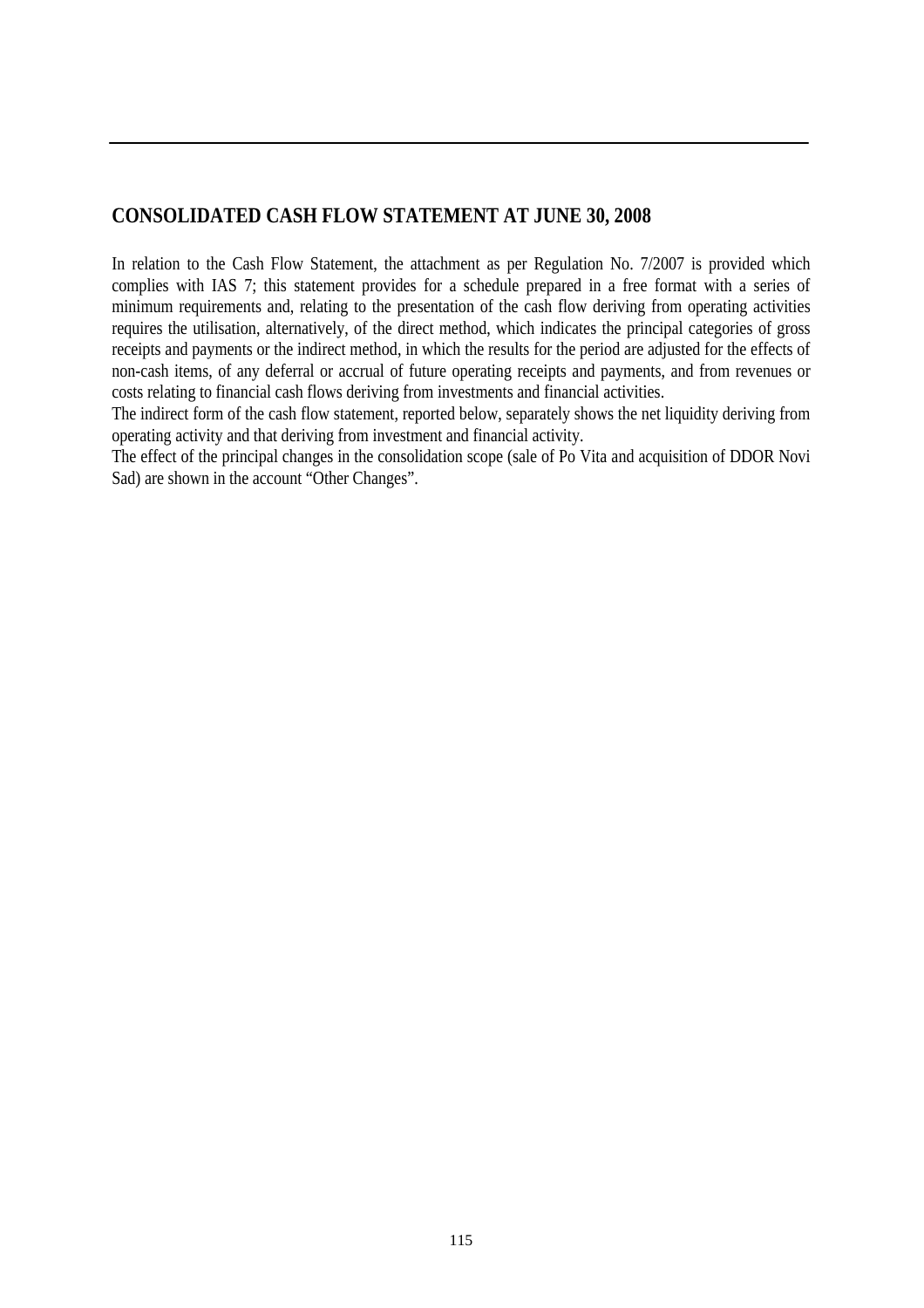## CONSOLIDATED CASH FLOW STATEMENT AT JUNE 30, 2008

In relation to the Cash Flow Statement, the attachment as per Regulation No. 7/2007 is provided which complies with IAS 7; this statement provides for a schedule prepared in a free format with a series of minimum requirements and, relating to the presentation of the cash flow deriving from operating activities requires the utilisation, alternatively, of the direct method, which indicates the principal categories of gross receipts and payments or the indirect method, in which the results for the period are adjusted for the effects of non-cash items, of any deferral or accrual of future operating receipts and payments, and from revenues or costs relating to financial cash flows deriving from investments and financial activities.

The indirect form of the cash flow statement, reported below, separately shows the net liquidity deriving from operating activity and that deriving from investment and financial activity.

The effect of the principal changes in the consolidation scope (sale of Po Vita and acquisition of DDOR Novi Sad) are shown in the account "Other Changes".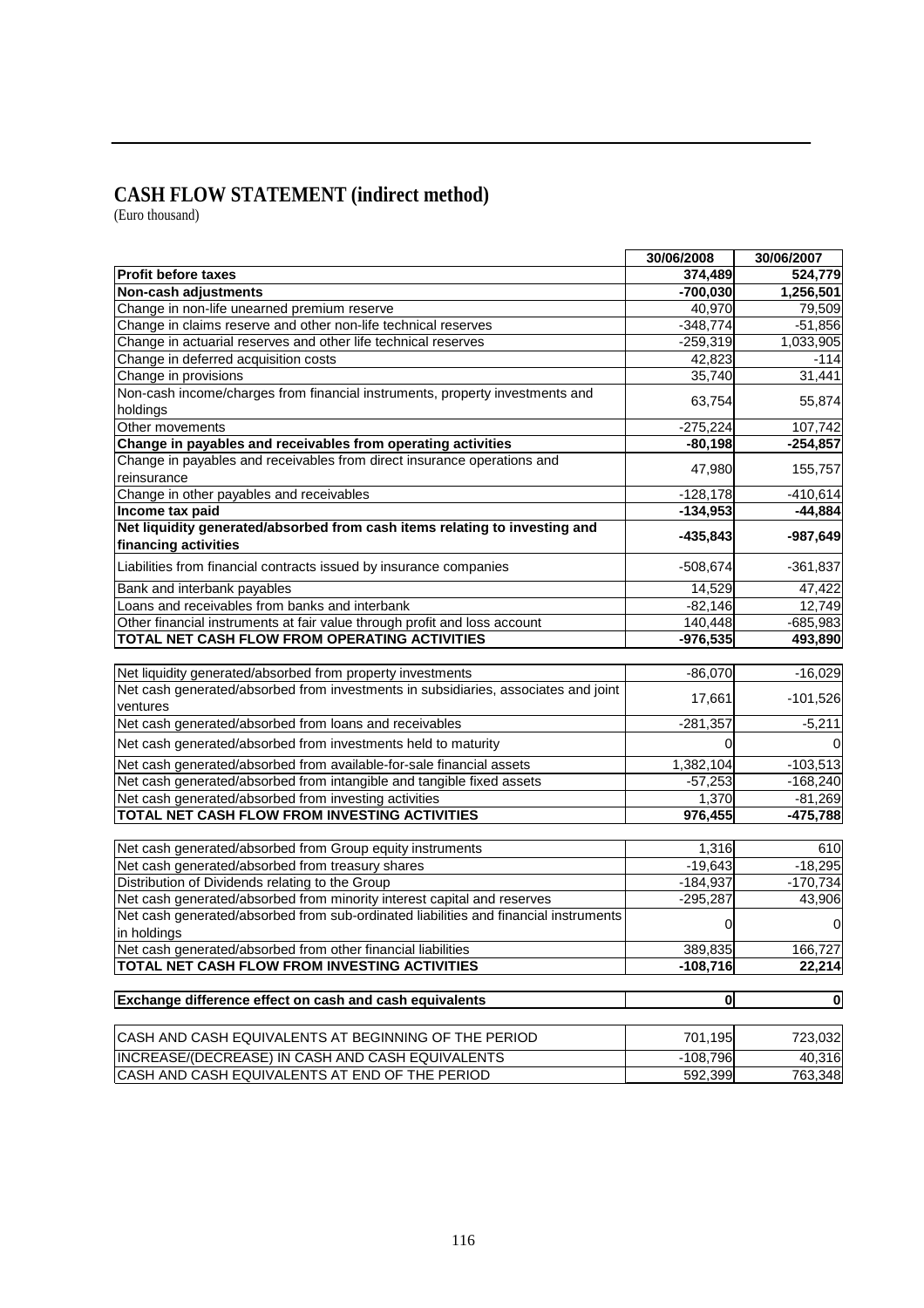# CASH FLOW STATEMENT (indirect method)

(Euro thousand)

| | 30/06/2008 | 30/06/2007 |
|---|---|---|
| **Profit before taxes** | **374,489** | **524,779** |
| **Non-cash adjustments** | **-700,030** | **1,256,501** |
| Change in non-life unearned premium reserve | 40,970 | 79,509 |
| Change in claims reserve and other non-life technical reserves | -348,774 | -51,856 |
| Change in actuarial reserves and other life technical reserves | -259,319 | 1,033,905 |
| Change in deferred acquisition costs | 42,823 | -114 |
| Change in provisions | 35,740 | 31,441 |
| Non-cash income/charges from financial instruments, property investments and holdings | 63,754 | 55,874 |
| Other movements | -275,224 | 107,742 |
| **Change in payables and receivables from operating activities** | **-80,198** | **-254,857** |
| Change in payables and receivables from direct insurance operations and reinsurance | 47,980 | 155,757 |
| Change in other payables and receivables | -128,178 | -410,614 |
| **Income tax paid** | **-134,953** | **-44,884** |
| **Net liquidity generated/absorbed from cash items relating to investing and financing activities** | **-435,843** | **-987,649** |
| Liabilities from financial contracts issued by insurance companies | -508,674 | -361,837 |
| Bank and interbank payables | 14,529 | 47,422 |
| Loans and receivables from banks and interbank | -82,146 | 12,749 |
| Other financial instruments at fair value through profit and loss account | 140,448 | -685,983 |
| **TOTAL NET CASH FLOW FROM OPERATING ACTIVITIES** | **-976,535** | **493,890** |
| | | |
| Net liquidity generated/absorbed from property investments | -86,070 | -16,029 |
| Net cash generated/absorbed from investments in subsidiaries, associates and joint ventures | 17,661 | -101,526 |
| Net cash generated/absorbed from loans and receivables | -281,357 | -5,211 |
| Net cash generated/absorbed from investments held to maturity | 0 | 0 |
| Net cash generated/absorbed from available-for-sale financial assets | 1,382,104 | -103,513 |
| Net cash generated/absorbed from intangible and tangible fixed assets | -57,253 | -168,240 |
| Net cash generated/absorbed from investing activities | 1,370 | -81,269 |
| **TOTAL NET CASH FLOW FROM INVESTING ACTIVITIES** | **976,455** | **-475,788** |
| | | |
| Net cash generated/absorbed from Group equity instruments | 1,316 | 610 |
| Net cash generated/absorbed from treasury shares | -19,643 | -18,295 |
| Distribution of Dividends relating to the Group | -184,937 | -170,734 |
| Net cash generated/absorbed from minority interest capital and reserves | -295,287 | 43,906 |
| Net cash generated/absorbed from sub-ordinated liabilities and financial instruments in holdings | 0 | 0 |
| Net cash generated/absorbed from other financial liabilities | 389,835 | 166,727 |
| **TOTAL NET CASH FLOW FROM INVESTING ACTIVITIES** | **-108,716** | **22,214** |
| | | |
| **Exchange difference effect on cash and cash equivalents** | **0** | **0** |
| | | |
| CASH AND CASH EQUIVALENTS AT BEGINNING OF THE PERIOD | 701,195 | 723,032 |
| INCREASE/(DECREASE) IN CASH AND CASH EQUIVALENTS | -108,796 | 40,316 |
| CASH AND CASH EQUIVALENTS AT END OF THE PERIOD | 592,399 | 763,348 |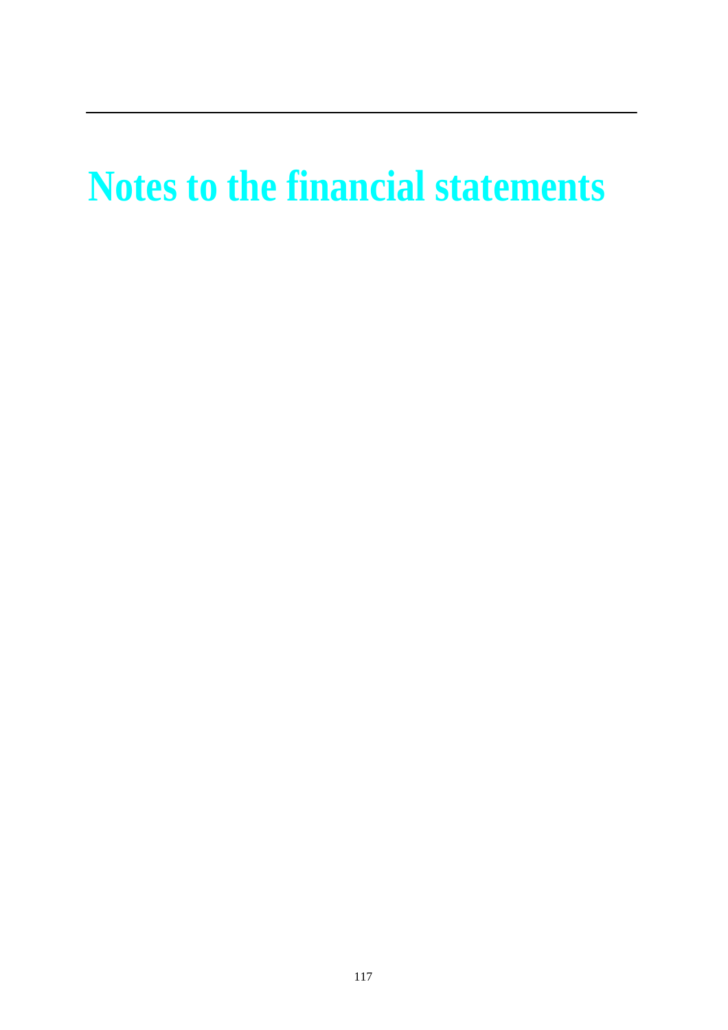# Notes to the financial statements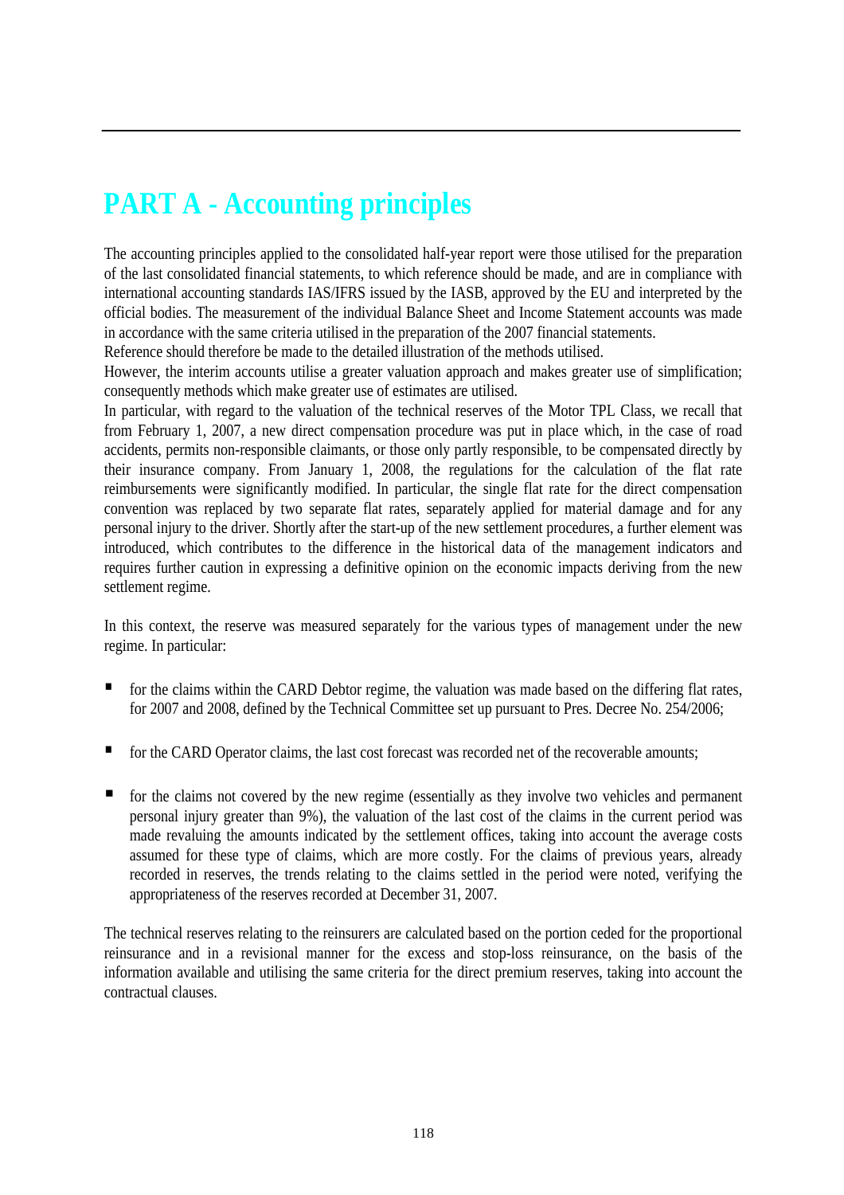# PART A - Accounting principles

The accounting principles applied to the consolidated half-year report were those utilised for the preparation of the last consolidated financial statements, to which reference should be made, and are in compliance with international accounting standards IAS/IFRS issued by the IASB, approved by the EU and interpreted by the official bodies. The measurement of the individual Balance Sheet and Income Statement accounts was made in accordance with the same criteria utilised in the preparation of the 2007 financial statements.
Reference should therefore be made to the detailed illustration of the methods utilised.
However, the interim accounts utilise a greater valuation approach and makes greater use of simplification; consequently methods which make greater use of estimates are utilised.
In particular, with regard to the valuation of the technical reserves of the Motor TPL Class, we recall that from February 1, 2007, a new direct compensation procedure was put in place which, in the case of road accidents, permits non-responsible claimants, or those only partly responsible, to be compensated directly by their insurance company. From January 1, 2008, the regulations for the calculation of the flat rate reimbursements were significantly modified. In particular, the single flat rate for the direct compensation convention was replaced by two separate flat rates, separately applied for material damage and for any personal injury to the driver. Shortly after the start-up of the new settlement procedures, a further element was introduced, which contributes to the difference in the historical data of the management indicators and requires further caution in expressing a definitive opinion on the economic impacts deriving from the new settlement regime.

In this context, the reserve was measured separately for the various types of management under the new regime. In particular:

- for the claims within the CARD Debtor regime, the valuation was made based on the differing flat rates, for 2007 and 2008, defined by the Technical Committee set up pursuant to Pres. Decree No. 254/2006;
- for the CARD Operator claims, the last cost forecast was recorded net of the recoverable amounts;
- for the claims not covered by the new regime (essentially as they involve two vehicles and permanent personal injury greater than 9%), the valuation of the last cost of the claims in the current period was made revaluing the amounts indicated by the settlement offices, taking into account the average costs assumed for these type of claims, which are more costly. For the claims of previous years, already recorded in reserves, the trends relating to the claims settled in the period were noted, verifying the appropriateness of the reserves recorded at December 31, 2007.

The technical reserves relating to the reinsurers are calculated based on the portion ceded for the proportional reinsurance and in a revisional manner for the excess and stop-loss reinsurance, on the basis of the information available and utilising the same criteria for the direct premium reserves, taking into account the contractual clauses.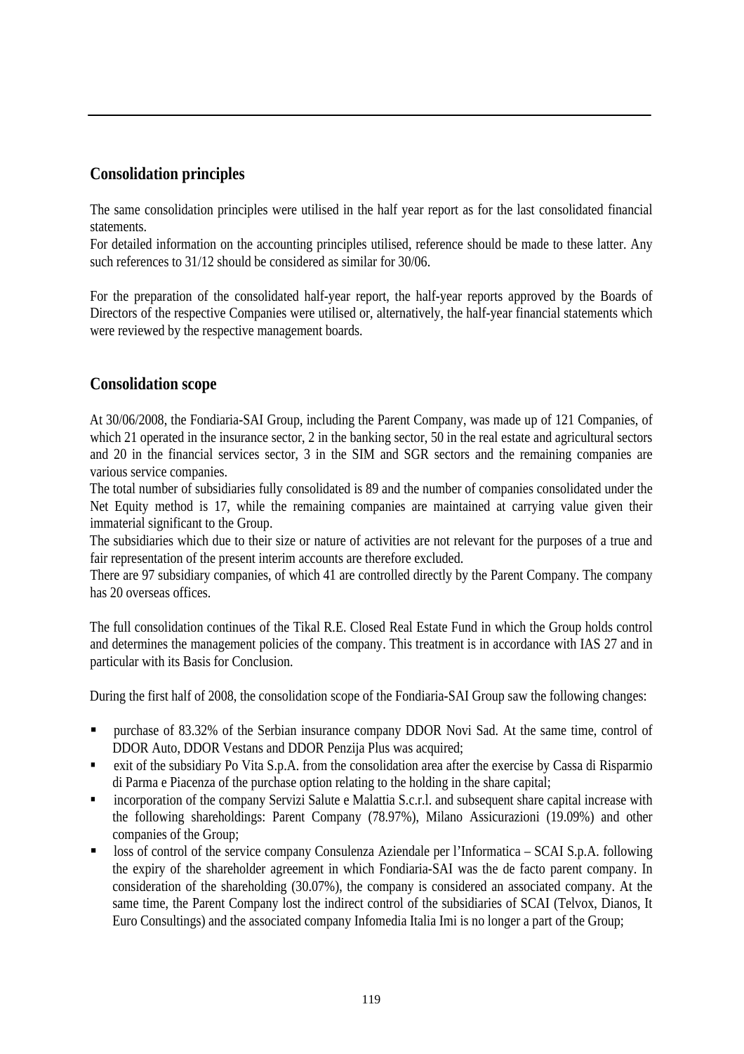## Consolidation principles

The same consolidation principles were utilised in the half year report as for the last consolidated financial statements.

For detailed information on the accounting principles utilised, reference should be made to these latter. Any such references to 31/12 should be considered as similar for 30/06.

For the preparation of the consolidated half-year report, the half-year reports approved by the Boards of Directors of the respective Companies were utilised or, alternatively, the half-year financial statements which were reviewed by the respective management boards.

## Consolidation scope

At 30/06/2008, the Fondiaria-SAI Group, including the Parent Company, was made up of 121 Companies, of which 21 operated in the insurance sector, 2 in the banking sector, 50 in the real estate and agricultural sectors and 20 in the financial services sector, 3 in the SIM and SGR sectors and the remaining companies are various service companies.

The total number of subsidiaries fully consolidated is 89 and the number of companies consolidated under the Net Equity method is 17, while the remaining companies are maintained at carrying value given their immaterial significant to the Group.

The subsidiaries which due to their size or nature of activities are not relevant for the purposes of a true and fair representation of the present interim accounts are therefore excluded.

There are 97 subsidiary companies, of which 41 are controlled directly by the Parent Company. The company has 20 overseas offices.

The full consolidation continues of the Tikal R.E. Closed Real Estate Fund in which the Group holds control and determines the management policies of the company. This treatment is in accordance with IAS 27 and in particular with its Basis for Conclusion.

During the first half of 2008, the consolidation scope of the Fondiaria-SAI Group saw the following changes:

- purchase of 83.32% of the Serbian insurance company DDOR Novi Sad. At the same time, control of DDOR Auto, DDOR Vestans and DDOR Penzija Plus was acquired;
- exit of the subsidiary Po Vita S.p.A. from the consolidation area after the exercise by Cassa di Risparmio di Parma e Piacenza of the purchase option relating to the holding in the share capital;
- incorporation of the company Servizi Salute e Malattia S.c.r.l. and subsequent share capital increase with the following shareholdings: Parent Company (78.97%), Milano Assicurazioni (19.09%) and other companies of the Group;
- loss of control of the service company Consulenza Aziendale per l'Informatica – SCAI S.p.A. following the expiry of the shareholder agreement in which Fondiaria-SAI was the de facto parent company. In consideration of the shareholding (30.07%), the company is considered an associated company. At the same time, the Parent Company lost the indirect control of the subsidiaries of SCAI (Telvox, Dianos, It Euro Consultings) and the associated company Infomedia Italia Imi is no longer a part of the Group;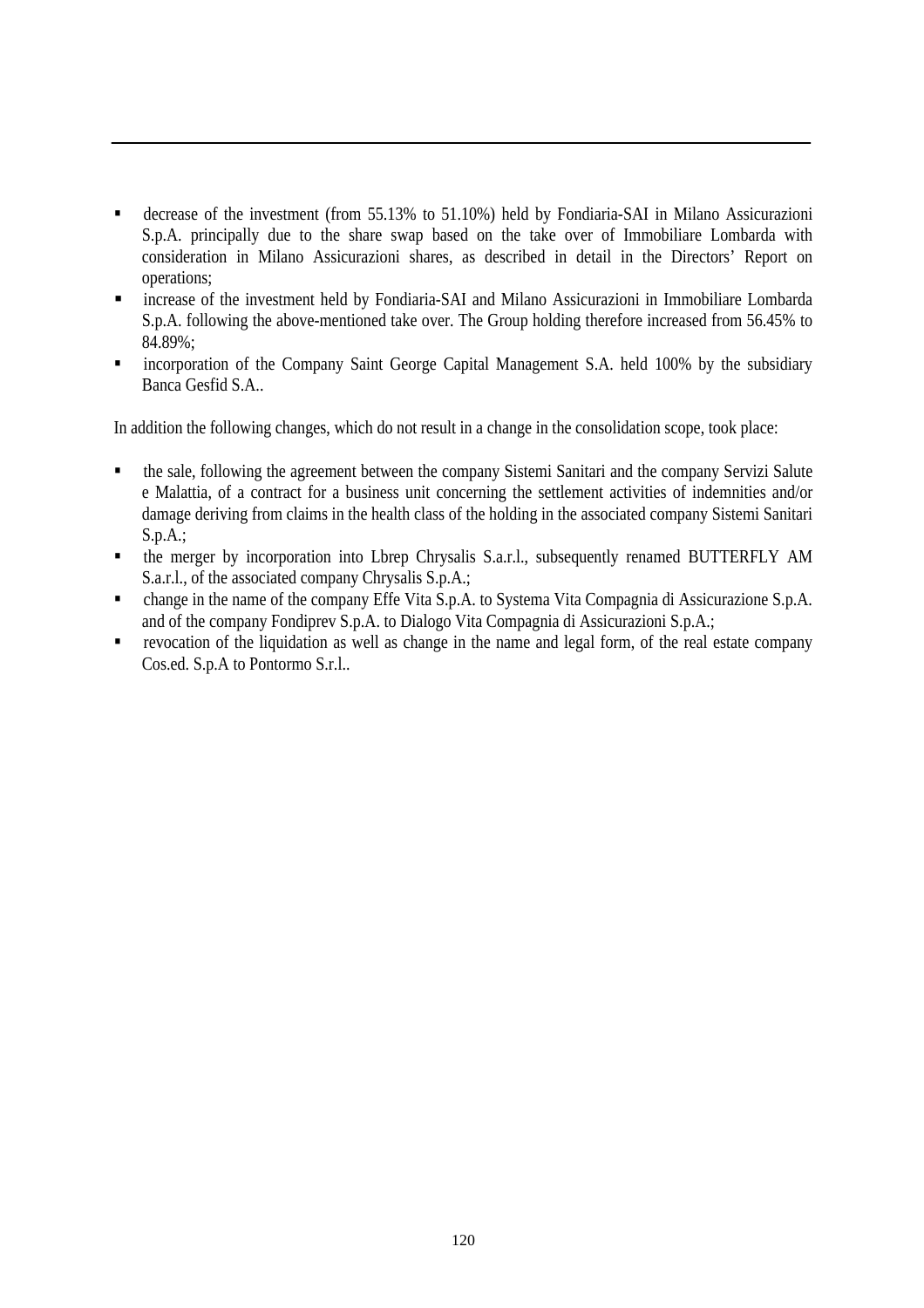- decrease of the investment (from 55.13% to 51.10%) held by Fondiaria-SAI in Milano Assicurazioni S.p.A. principally due to the share swap based on the take over of Immobiliare Lombarda with consideration in Milano Assicurazioni shares, as described in detail in the Directors' Report on operations;
- increase of the investment held by Fondiaria-SAI and Milano Assicurazioni in Immobiliare Lombarda S.p.A. following the above-mentioned take over. The Group holding therefore increased from 56.45% to 84.89%;
- incorporation of the Company Saint George Capital Management S.A. held 100% by the subsidiary Banca Gesfid S.A..

In addition the following changes, which do not result in a change in the consolidation scope, took place:

- the sale, following the agreement between the company Sistemi Sanitari and the company Servizi Salute e Malattia, of a contract for a business unit concerning the settlement activities of indemnities and/or damage deriving from claims in the health class of the holding in the associated company Sistemi Sanitari S.p.A.;
- the merger by incorporation into Lbrep Chrysalis S.a.r.l., subsequently renamed BUTTERFLY AM S.a.r.l., of the associated company Chrysalis S.p.A.;
- change in the name of the company Effe Vita S.p.A. to Systema Vita Compagnia di Assicurazione S.p.A. and of the company Fondiprev S.p.A. to Dialogo Vita Compagnia di Assicurazioni S.p.A.;
- revocation of the liquidation as well as change in the name and legal form, of the real estate company Cos.ed. S.p.A to Pontormo S.r.l..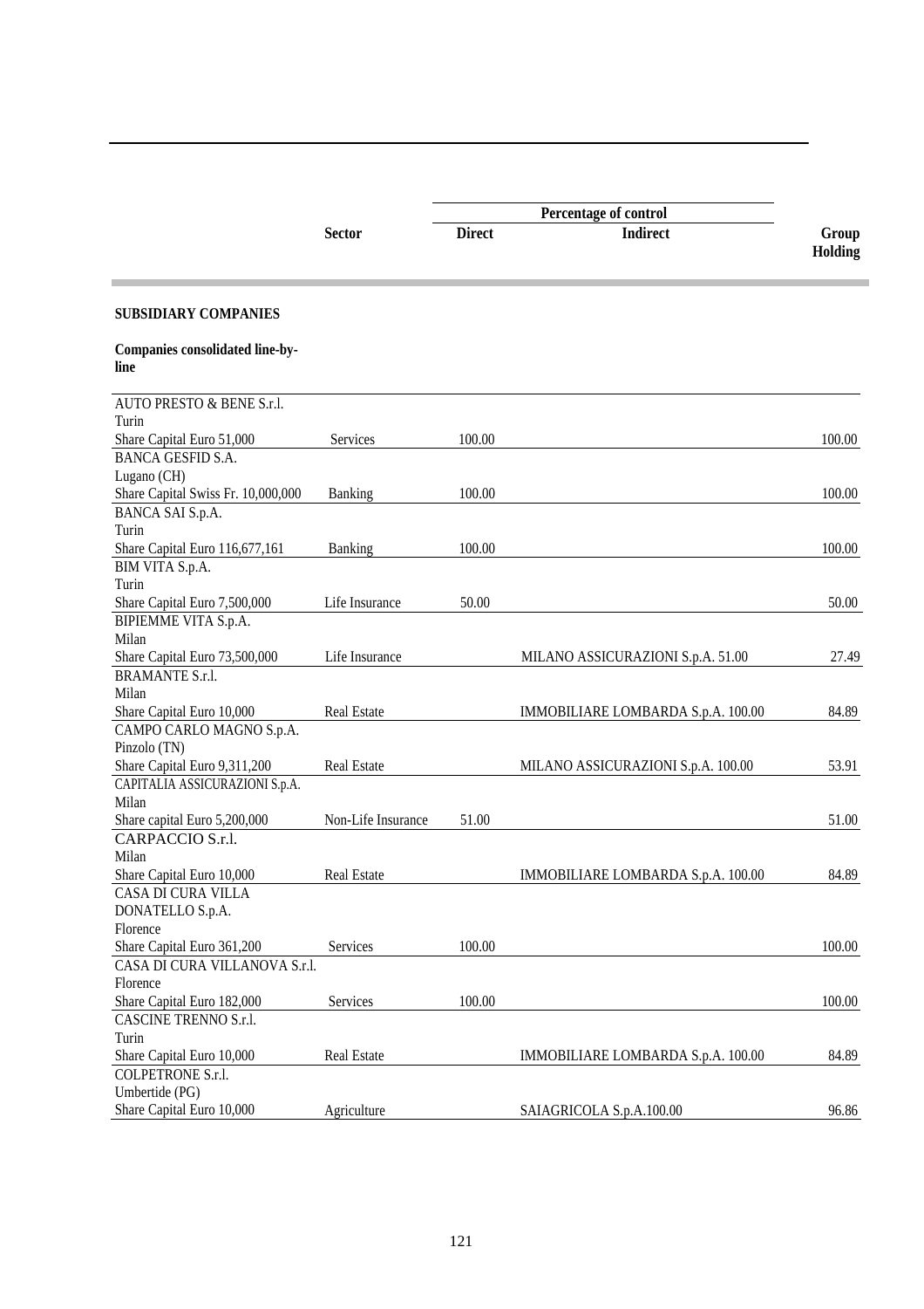| | Sector | Percentage of control | | Group Holding |
|---|---|---|---|---|
| | | Direct | Indirect | |
| **SUBSIDIARY COMPANIES** | | | | |
| **Companies consolidated line-by-line** | | | | |
| AUTO PRESTO & BENE S.r.l. Turin Share Capital Euro 51,000 | Services | 100.00 | | 100.00 |
| BANCA GESFID S.A. Lugano (CH) Share Capital Swiss Fr. 10,000,000 | Banking | 100.00 | | 100.00 |
| BANCA SAI S.p.A. Turin Share Capital Euro 116,677,161 | Banking | 100.00 | | 100.00 |
| BIM VITA S.p.A. Turin Share Capital Euro 7,500,000 | Life Insurance | 50.00 | | 50.00 |
| BIPIEMME VITA S.p.A. Milan Share Capital Euro 73,500,000 | Life Insurance | | MILANO ASSICURAZIONI S.p.A. 51.00 | 27.49 |
| BRAMANTE S.r.l. Milan Share Capital Euro 10,000 | Real Estate | | IMMOBILIARE LOMBARDA S.p.A. 100.00 | 84.89 |
| CAMPO CARLO MAGNO S.p.A. Pinzolo (TN) Share Capital Euro 9,311,200 | Real Estate | | MILANO ASSICURAZIONI S.p.A. 100.00 | 53.91 |
| CAPITALIA ASSICURAZIONI S.p.A. Milan Share capital Euro 5,200,000 | Non-Life Insurance | 51.00 | | 51.00 |
| CARPACCIO S.r.l. Milan Share Capital Euro 10,000 | Real Estate | | IMMOBILIARE LOMBARDA S.p.A. 100.00 | 84.89 |
| CASA DI CURA VILLA DONATELLO S.p.A. Florence Share Capital Euro 361,200 | Services | 100.00 | | 100.00 |
| CASA DI CURA VILLANOVA S.r.l. Florence Share Capital Euro 182,000 | Services | 100.00 | | 100.00 |
| CASCINE TRENNO S.r.l. Turin Share Capital Euro 10,000 | Real Estate | | IMMOBILIARE LOMBARDA S.p.A. 100.00 | 84.89 |
| COLPETRONE S.r.l. Umbertide (PG) Share Capital Euro 10,000 | Agriculture | | SAIAGRICOLA S.p.A.100.00 | 96.86 |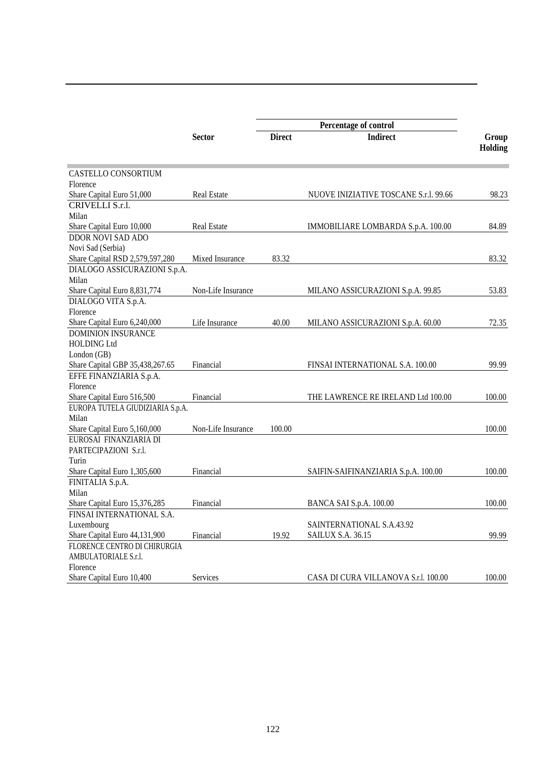| | Sector | Percentage of control | | Group Holding |
|---|---|---|---|---|
| | | Direct | Indirect | |
| CASTELLO CONSORTIUM<br>Florence<br>Share Capital Euro 51,000 | Real Estate | | NUOVE INIZIATIVE TOSCANE S.r.l. 99.66 | 98.23 |
| CRIVELLI S.r.l.<br>Milan<br>Share Capital Euro 10,000 | Real Estate | | IMMOBILIARE LOMBARDA S.p.A. 100.00 | 84.89 |
| DDOR NOVI SAD ADO<br>Novi Sad (Serbia)<br>Share Capital RSD 2,579,597,280 | Mixed Insurance | 83.32 | | 83.32 |
| DIALOGO ASSICURAZIONI S.p.A.<br>Milan<br>Share Capital Euro 8,831,774 | Non-Life Insurance | | MILANO ASSICURAZIONI S.p.A. 99.85 | 53.83 |
| DIALOGO VITA S.p.A.<br>Florence<br>Share Capital Euro 6,240,000 | Life Insurance | 40.00 | MILANO ASSICURAZIONI S.p.A. 60.00 | 72.35 |
| DOMINION INSURANCE HOLDING Ltd<br>London (GB)<br>Share Capital GBP 35,438,267.65 | Financial | | FINSAI INTERNATIONAL S.A. 100.00 | 99.99 |
| EFFE FINANZIARIA S.p.A.<br>Florence<br>Share Capital Euro 516,500 | Financial | | THE LAWRENCE RE IRELAND Ltd 100.00 | 100.00 |
| EUROPA TUTELA GIUDIZIARIA S.p.A.<br>Milan<br>Share Capital Euro 5,160,000 | Non-Life Insurance | 100.00 | | 100.00 |
| EUROSAI FINANZIARIA DI PARTECIPAZIONI S.r.l.<br>Turin<br>Share Capital Euro 1,305,600 | Financial | | SAIFIN-SAIFINANZIARIA S.p.A. 100.00 | 100.00 |
| FINITALIA S.p.A.<br>Milan<br>Share Capital Euro 15,376,285 | Financial | | BANCA SAI S.p.A. 100.00 | 100.00 |
| FINSAI INTERNATIONAL S.A.<br>Luxembourg<br>Share Capital Euro 44,131,900 | Financial | 19.92 | SAINTERNATIONAL S.A.43.92<br>SAILUX S.A. 36.15 | 99.99 |
| FLORENCE CENTRO DI CHIRURGIA AMBULATORIALE S.r.l.<br>Florence<br>Share Capital Euro 10,400 | Services | | CASA DI CURA VILLANOVA S.r.l. 100.00 | 100.00 |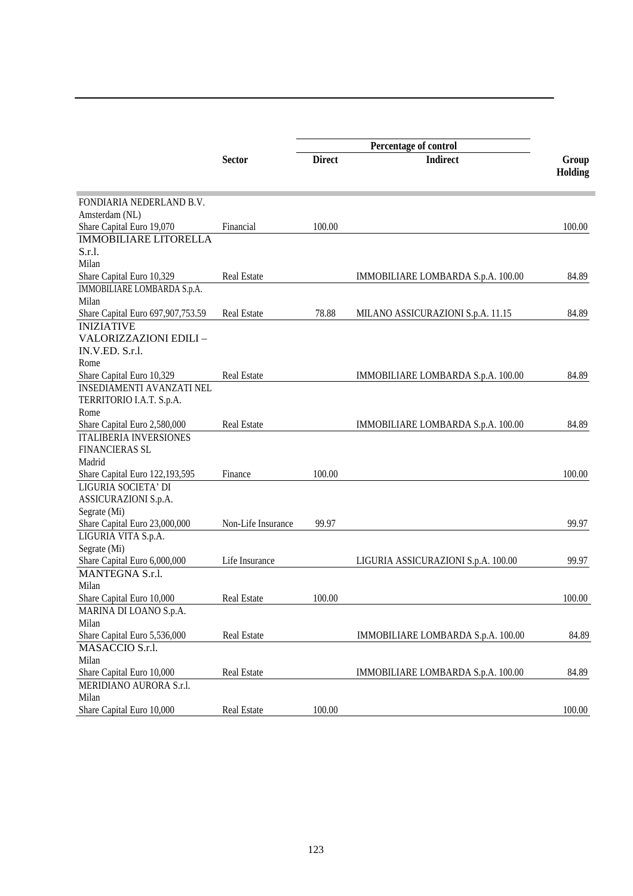| | Sector | Percentage of control | | Group Holding |
|---|---|---|---|---|
| | | Direct | Indirect | |
| FONDIARIA NEDERLAND B.V. Amsterdam (NL) Share Capital Euro 19,070 | Financial | 100.00 | | 100.00 |
| IMMOBILIARE LITORELLA S.r.l. Milan Share Capital Euro 10,329 | Real Estate | | IMMOBILIARE LOMBARDA S.p.A. 100.00 | 84.89 |
| IMMOBILIARE LOMBARDA S.p.A. Milan Share Capital Euro 697,907,753.59 | Real Estate | 78.88 | MILANO ASSICURAZIONI S.p.A. 11.15 | 84.89 |
| INIZIATIVE VALORIZZAZIONI EDILI – IN.V.ED. S.r.l. Rome Share Capital Euro 10,329 | Real Estate | | IMMOBILIARE LOMBARDA S.p.A. 100.00 | 84.89 |
| INSEDIAMENTI AVANZATI NEL TERRITORIO I.A.T. S.p.A. Rome Share Capital Euro 2,580,000 | Real Estate | | IMMOBILIARE LOMBARDA S.p.A. 100.00 | 84.89 |
| ITALIBERIA INVERSIONES FINANCIERAS SL Madrid Share Capital Euro 122,193,595 | Finance | 100.00 | | 100.00 |
| LIGURIA SOCIETA' DI ASSICURAZIONI S.p.A. Segrate (Mi) Share Capital Euro 23,000,000 | Non-Life Insurance | 99.97 | | 99.97 |
| LIGURIA VITA S.p.A. Segrate (Mi) Share Capital Euro 6,000,000 | Life Insurance | | LIGURIA ASSICURAZIONI S.p.A. 100.00 | 99.97 |
| MANTEGNA S.r.l. Milan Share Capital Euro 10,000 | Real Estate | 100.00 | | 100.00 |
| MARINA DI LOANO S.p.A. Milan Share Capital Euro 5,536,000 | Real Estate | | IMMOBILIARE LOMBARDA S.p.A. 100.00 | 84.89 |
| MASACCIO S.r.l. Milan Share Capital Euro 10,000 | Real Estate | | IMMOBILIARE LOMBARDA S.p.A. 100.00 | 84.89 |
| MERIDIANO AURORA S.r.l. Milan Share Capital Euro 10,000 | Real Estate | 100.00 | | 100.00 |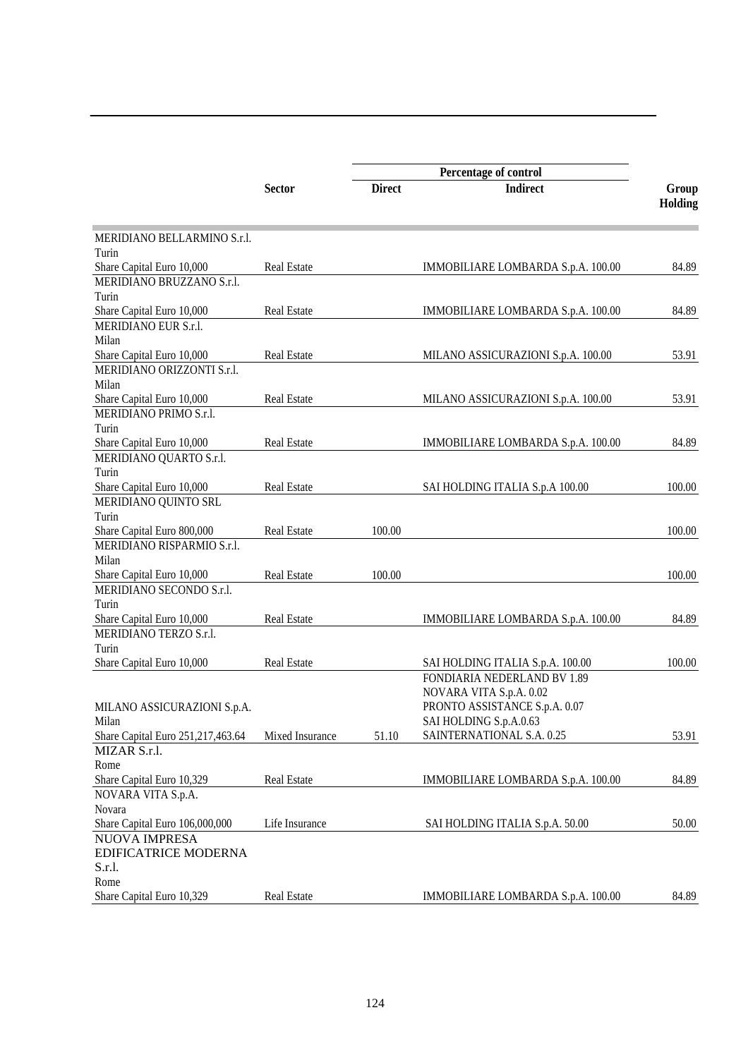| | Sector | Percentage of control | | Group Holding |
|---|---|---|---|---|
| | | Direct | Indirect | |
| MERIDIANO BELLARMINO S.r.l.<br>Turin<br>Share Capital Euro 10,000 | Real Estate | | IMMOBILIARE LOMBARDA S.p.A. 100.00 | 84.89 |
| MERIDIANO BRUZZANO S.r.l.<br>Turin<br>Share Capital Euro 10,000 | Real Estate | | IMMOBILIARE LOMBARDA S.p.A. 100.00 | 84.89 |
| MERIDIANO EUR S.r.l.<br>Milan<br>Share Capital Euro 10,000 | Real Estate | | MILANO ASSICURAZIONI S.p.A. 100.00 | 53.91 |
| MERIDIANO ORIZZONTI S.r.l.<br>Milan<br>Share Capital Euro 10,000 | Real Estate | | MILANO ASSICURAZIONI S.p.A. 100.00 | 53.91 |
| MERIDIANO PRIMO S.r.l.<br>Turin<br>Share Capital Euro 10,000 | Real Estate | | IMMOBILIARE LOMBARDA S.p.A. 100.00 | 84.89 |
| MERIDIANO QUARTO S.r.l.<br>Turin<br>Share Capital Euro 10,000 | Real Estate | | SAI HOLDING ITALIA S.p.A 100.00 | 100.00 |
| MERIDIANO QUINTO SRL<br>Turin<br>Share Capital Euro 800,000 | Real Estate | 100.00 | | 100.00 |
| MERIDIANO RISPARMIO S.r.l.<br>Milan<br>Share Capital Euro 10,000 | Real Estate | 100.00 | | 100.00 |
| MERIDIANO SECONDO S.r.l.<br>Turin<br>Share Capital Euro 10,000 | Real Estate | | IMMOBILIARE LOMBARDA S.p.A. 100.00 | 84.89 |
| MERIDIANO TERZO S.r.l.<br>Turin<br>Share Capital Euro 10,000 | Real Estate | | SAI HOLDING ITALIA S.p.A. 100.00 | 100.00 |
| MILANO ASSICURAZIONI S.p.A.<br>Milan<br>Share Capital Euro 251,217,463.64 | Mixed Insurance | 51.10 | FONDIARIA NEDERLAND BV 1.89<br>NOVARA VITA S.p.A. 0.02<br>PRONTO ASSISTANCE S.p.A. 0.07<br>SAI HOLDING S.p.A.0.63<br>SAINTERNATIONAL S.A. 0.25 | 53.91 |
| MIZAR S.r.l.<br>Rome<br>Share Capital Euro 10,329 | Real Estate | | IMMOBILIARE LOMBARDA S.p.A. 100.00 | 84.89 |
| NOVARA VITA S.p.A.<br>Novara<br>Share Capital Euro 106,000,000 | Life Insurance | | SAI HOLDING ITALIA S.p.A. 50.00 | 50.00 |
| NUOVA IMPRESA EDIFICATRICE MODERNA S.r.l.<br>Rome<br>Share Capital Euro 10,329 | Real Estate | | IMMOBILIARE LOMBARDA S.p.A. 100.00 | 84.89 |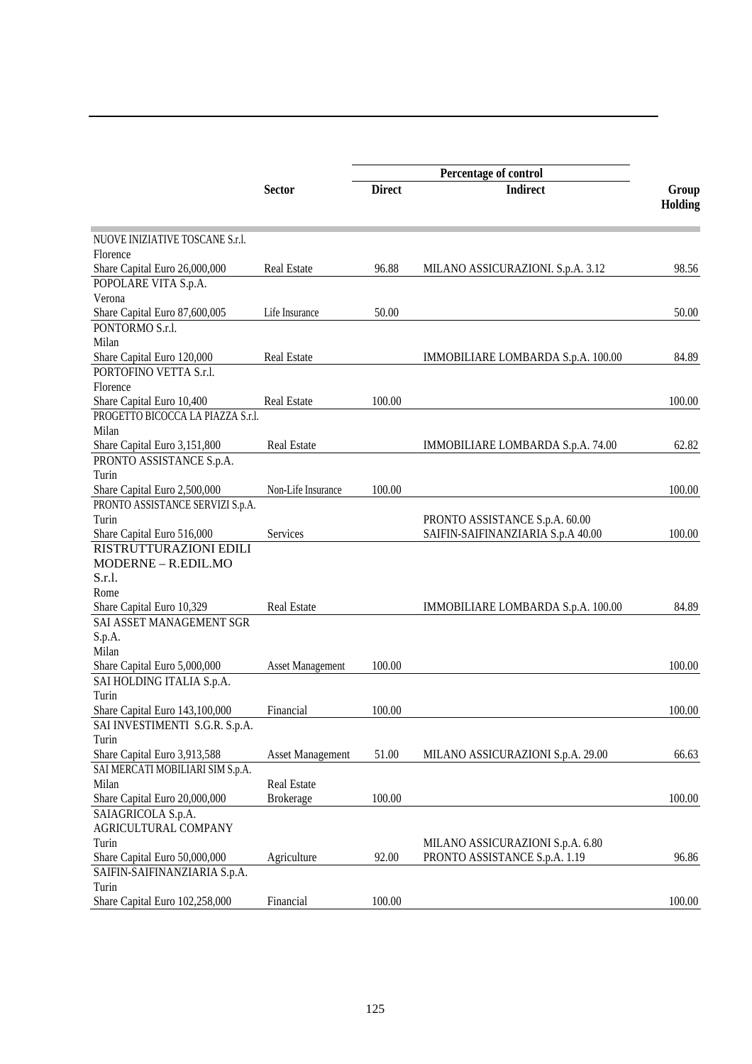| | Sector | Percentage of control | | Group Holding |
|---|---|---|---|---|
| | | Direct | Indirect | |
| NUOVE INIZIATIVE TOSCANE S.r.l. Florence Share Capital Euro 26,000,000 | Real Estate | 96.88 | MILANO ASSICURAZIONI. S.p.A. 3.12 | 98.56 |
| POPOLARE VITA S.p.A. Verona Share Capital Euro 87,600,005 | Life Insurance | 50.00 | | 50.00 |
| PONTORMO S.r.l. Milan Share Capital Euro 120,000 | Real Estate | | IMMOBILIARE LOMBARDA S.p.A. 100.00 | 84.89 |
| PORTOFINO VETTA S.r.l. Florence Share Capital Euro 10,400 | Real Estate | 100.00 | | 100.00 |
| PROGETTO BICOCCA LA PIAZZA S.r.l. Milan Share Capital Euro 3,151,800 | Real Estate | | IMMOBILIARE LOMBARDA S.p.A. 74.00 | 62.82 |
| PRONTO ASSISTANCE S.p.A. Turin Share Capital Euro 2,500,000 | Non-Life Insurance | 100.00 | | 100.00 |
| PRONTO ASSISTANCE SERVIZI S.p.A. Turin Share Capital Euro 516,000 | Services | | PRONTO ASSISTANCE S.p.A. 60.00 SAIFIN-SAIFINANZIARIA S.p.A 40.00 | 100.00 |
| RISTRUTTURAZIONI EDILI MODERNE – R.EDIL.MO S.r.l. Rome Share Capital Euro 10,329 | Real Estate | | IMMOBILIARE LOMBARDA S.p.A. 100.00 | 84.89 |
| SAI ASSET MANAGEMENT SGR S.p.A. Milan Share Capital Euro 5,000,000 | Asset Management | 100.00 | | 100.00 |
| SAI HOLDING ITALIA S.p.A. Turin Share Capital Euro 143,100,000 | Financial | 100.00 | | 100.00 |
| SAI INVESTIMENTI S.G.R. S.p.A. Turin Share Capital Euro 3,913,588 | Asset Management | 51.00 | MILANO ASSICURAZIONI S.p.A. 29.00 | 66.63 |
| SAI MERCATI MOBILIARI SIM S.p.A. Milan Share Capital Euro 20,000,000 | Real Estate Brokerage | 100.00 | | 100.00 |
| SAIAGRICOLA S.p.A. AGRICULTURAL COMPANY Turin Share Capital Euro 50,000,000 | Agriculture | 92.00 | MILANO ASSICURAZIONI S.p.A. 6.80 PRONTO ASSISTANCE S.p.A. 1.19 | 96.86 |
| SAIFIN-SAIFINANZIARIA S.p.A. Turin Share Capital Euro 102,258,000 | Financial | 100.00 | | 100.00 |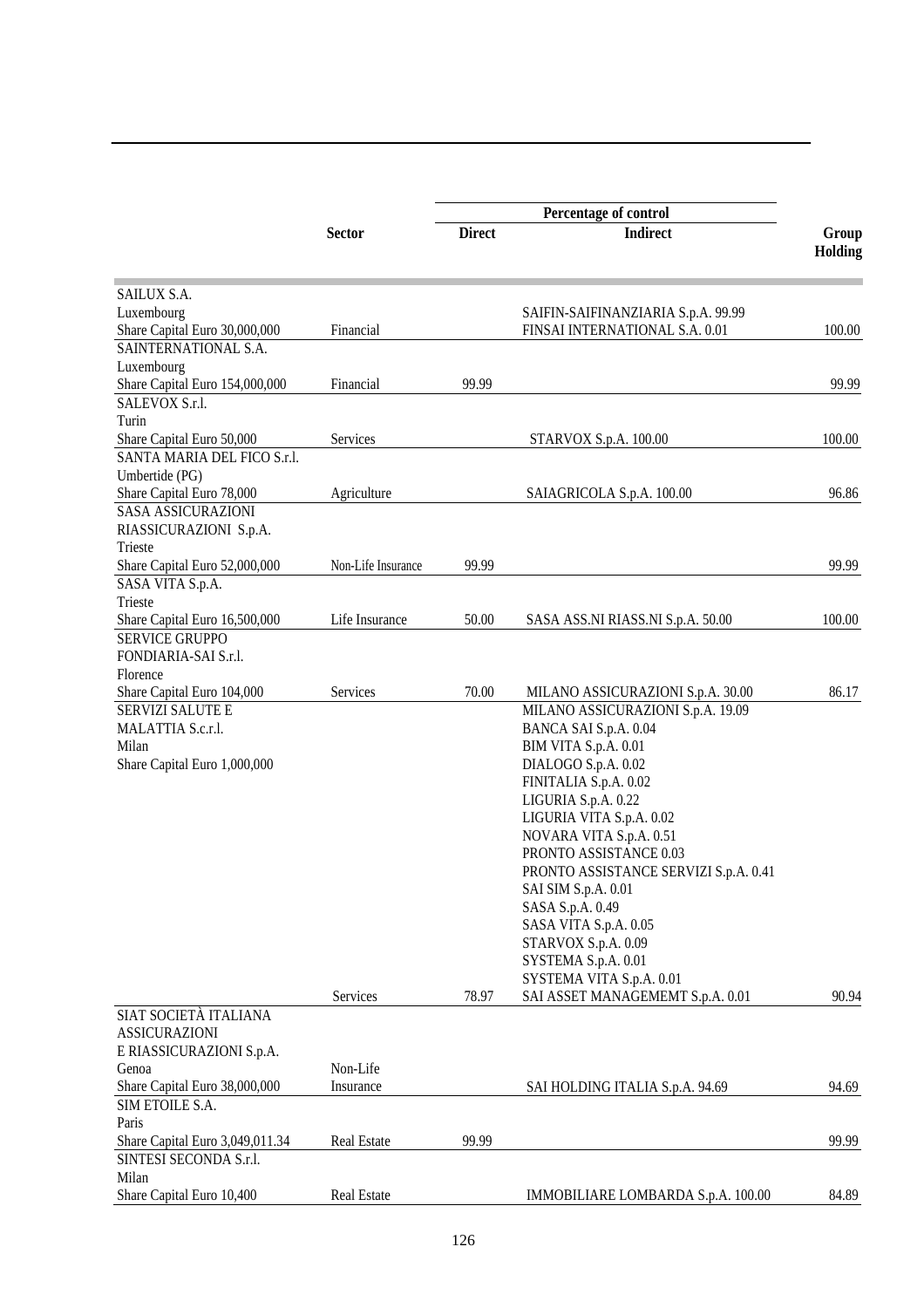| | Sector | Percentage of control | | Group Holding |
|---|---|---|---|---|
| | | Direct | Indirect | |
| SAILUX S.A.<br>Luxembourg<br>Share Capital Euro 30,000,000 | Financial | | SAIFIN-SAIFINANZIARIA S.p.A. 99.99<br>FINSAI INTERNATIONAL S.A. 0.01 | 100.00 |
| SAINTERNATIONAL S.A.<br>Luxembourg<br>Share Capital Euro 154,000,000 | Financial | 99.99 | | 99.99 |
| SALEVOX S.r.l.<br>Turin<br>Share Capital Euro 50,000 | Services | | STARVOX S.p.A. 100.00 | 100.00 |
| SANTA MARIA DEL FICO S.r.l.<br>Umbertide (PG)<br>Share Capital Euro 78,000 | Agriculture | | SAIAGRICOLA S.p.A. 100.00 | 96.86 |
| SASA ASSICURAZIONI<br>RIASSICURAZIONI S.p.A.<br>Trieste<br>Share Capital Euro 52,000,000 | Non-Life Insurance | 99.99 | | 99.99 |
| SASA VITA S.p.A.<br>Trieste<br>Share Capital Euro 16,500,000 | Life Insurance | 50.00 | SASA ASS.NI RIASS.NI S.p.A. 50.00 | 100.00 |
| SERVICE GRUPPO<br>FONDIARIA-SAI S.r.l.<br>Florence<br>Share Capital Euro 104,000 | Services | 70.00 | MILANO ASSICURAZIONI S.p.A. 30.00 | 86.17 |
| SERVIZI SALUTE E<br>MALATTIA S.c.r.l.<br>Milan<br>Share Capital Euro 1,000,000 | Services | 78.97 | MILANO ASSICURAZIONI S.p.A. 19.09<br>BANCA SAI S.p.A. 0.04<br>BIM VITA S.p.A. 0.01<br>DIALOGO S.p.A. 0.02<br>FINITALIA S.p.A. 0.02<br>LIGURIA S.p.A. 0.22<br>LIGURIA VITA S.p.A. 0.02<br>NOVARA VITA S.p.A. 0.51<br>PRONTO ASSISTANCE 0.03<br>PRONTO ASSISTANCE SERVIZI S.p.A. 0.41<br>SAI SIM S.p.A. 0.01<br>SASA S.p.A. 0.49<br>SASA VITA S.p.A. 0.05<br>STARVOX S.p.A. 0.09<br>SYSTEMA S.p.A. 0.01<br>SYSTEMA VITA S.p.A. 0.01<br>SAI ASSET MANAGEMEMT S.p.A. 0.01 | 90.94 |
| SIAT SOCIETÀ ITALIANA<br>ASSICURAZIONI<br>E RIASSICURAZIONI S.p.A.<br>Genoa<br>Share Capital Euro 38,000,000 | Non-Life Insurance | | SAI HOLDING ITALIA S.p.A. 94.69 | 94.69 |
| SIM ETOILE S.A.<br>Paris<br>Share Capital Euro 3,049,011.34 | Real Estate | 99.99 | | 99.99 |
| SINTESI SECONDA S.r.l.<br>Milan<br>Share Capital Euro 10,400 | Real Estate | | IMMOBILIARE LOMBARDA S.p.A. 100.00 | 84.89 |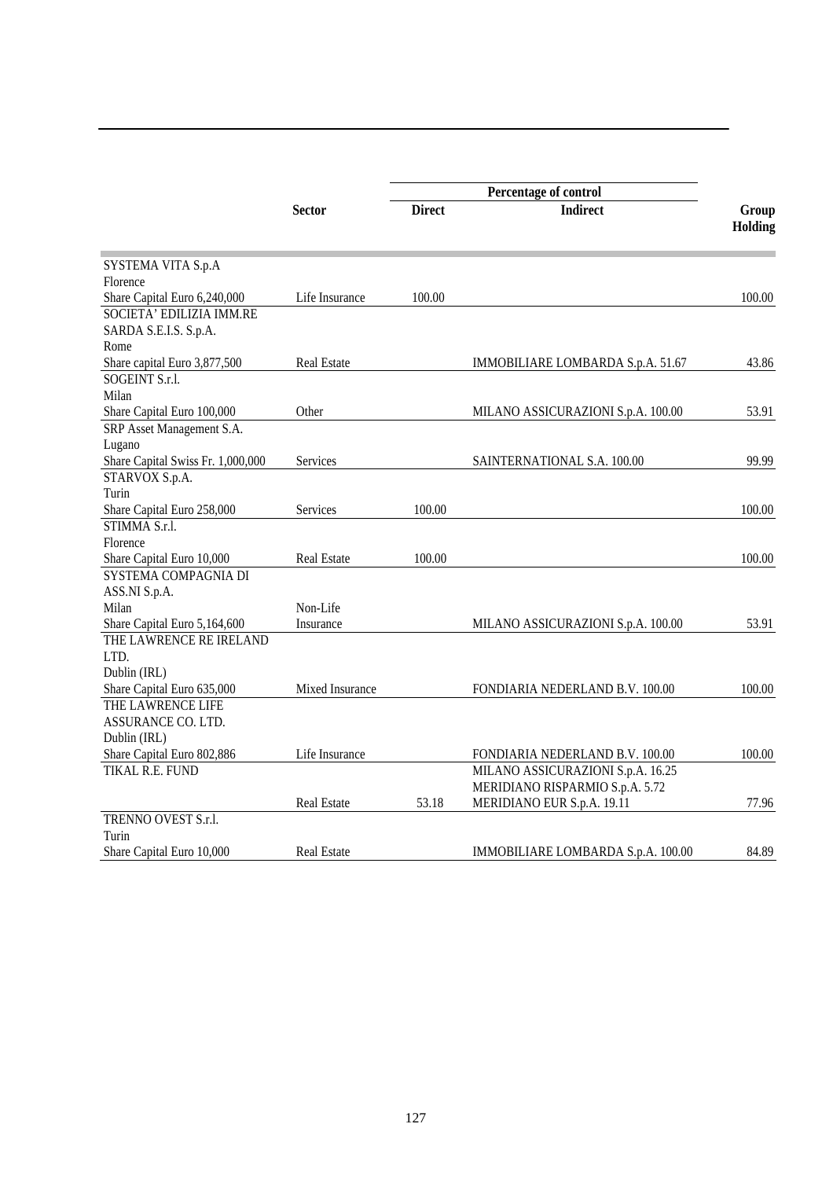| | Sector | Percentage of control | | Group Holding |
|---|---|---|---|---|
| | | Direct | Indirect | |
| SYSTEMA VITA S.p.A Florence Share Capital Euro 6,240,000 | Life Insurance | 100.00 | | 100.00 |
| SOCIETA' EDILIZIA IMM.RE SARDA S.E.I.S. S.p.A. Rome Share capital Euro 3,877,500 | Real Estate | | IMMOBILIARE LOMBARDA S.p.A. 51.67 | 43.86 |
| SOGEINT S.r.l. Milan Share Capital Euro 100,000 | Other | | MILANO ASSICURAZIONI S.p.A. 100.00 | 53.91 |
| SRP Asset Management S.A. Lugano Share Capital Swiss Fr. 1,000,000 | Services | | SAINTERNATIONAL S.A. 100.00 | 99.99 |
| STARVOX S.p.A. Turin Share Capital Euro 258,000 | Services | 100.00 | | 100.00 |
| STIMMA S.r.l. Florence Share Capital Euro 10,000 | Real Estate | 100.00 | | 100.00 |
| SYSTEMA COMPAGNIA DI ASS.NI S.p.A. Milan Share Capital Euro 5,164,600 | Non-Life Insurance | | MILANO ASSICURAZIONI S.p.A. 100.00 | 53.91 |
| THE LAWRENCE RE IRELAND LTD. Dublin (IRL) Share Capital Euro 635,000 | Mixed Insurance | | FONDIARIA NEDERLAND B.V. 100.00 | 100.00 |
| THE LAWRENCE LIFE ASSURANCE CO. LTD. Dublin (IRL) Share Capital Euro 802,886 | Life Insurance | | FONDIARIA NEDERLAND B.V. 100.00 | 100.00 |
| TIKAL R.E. FUND | Real Estate | 53.18 | MILANO ASSICURAZIONI S.p.A. 16.25<br>MERIDIANO RISPARMIO S.p.A. 5.72<br>MERIDIANO EUR S.p.A. 19.11 | 77.96 |
| TRENNO OVEST S.r.l. Turin Share Capital Euro 10,000 | Real Estate | | IMMOBILIARE LOMBARDA S.p.A. 100.00 | 84.89 |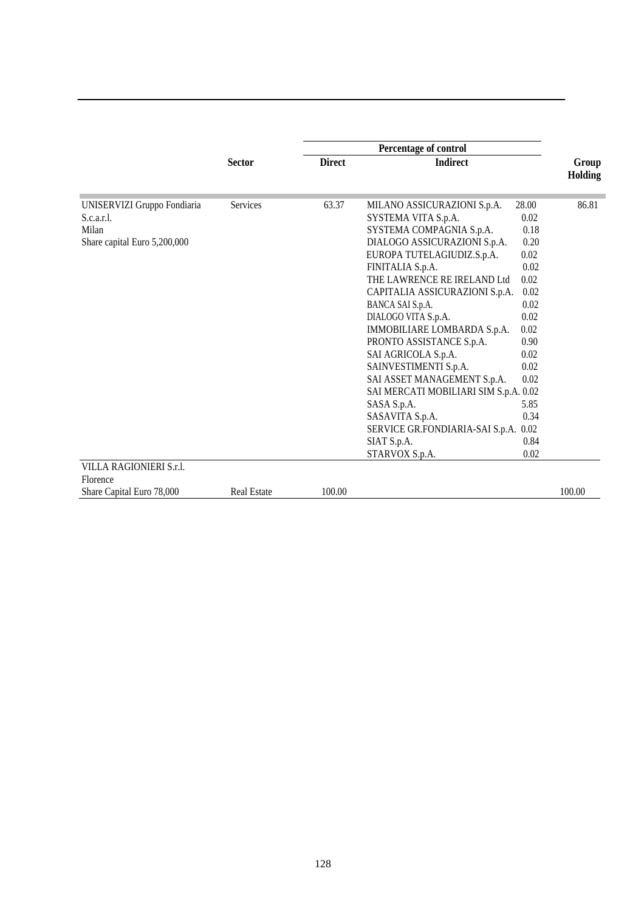| | Sector | Percentage of control | | | Group Holding |
|---|---|---|---|---|---|
| | | Direct | Indirect | | |
| UNISERVIZI Gruppo Fondiaria S.c.a.r.l. Milan Share capital Euro 5,200,000 | Services | 63.37 | MILANO ASSICURAZIONI S.p.A. | 28.00 | 86.81 |
| | | | SYSTEMA VITA S.p.A. | 0.02 | |
| | | | SYSTEMA COMPAGNIA S.p.A. | 0.18 | |
| | | | DIALOGO ASSICURAZIONI S.p.A. | 0.20 | |
| | | | EUROPA TUTELAGIUDIZ.S.p.A. | 0.02 | |
| | | | FINITALIA S.p.A. | 0.02 | |
| | | | THE LAWRENCE RE IRELAND Ltd | 0.02 | |
| | | | CAPITALIA ASSICURAZIONI S.p.A. | 0.02 | |
| | | | BANCA SAI S.p.A. | 0.02 | |
| | | | DIALOGO VITA S.p.A. | 0.02 | |
| | | | IMMOBILIARE LOMBARDA S.p.A. | 0.02 | |
| | | | PRONTO ASSISTANCE S.p.A. | 0.90 | |
| | | | SAI AGRICOLA S.p.A. | 0.02 | |
| | | | SAINVESTIMENTI S.p.A. | 0.02 | |
| | | | SAI ASSET MANAGEMENT S.p.A. | 0.02 | |
| | | | SAI MERCATI MOBILIARI SIM S.p.A. | 0.02 | |
| | | | SASA S.p.A. | 5.85 | |
| | | | SASAVITA S.p.A. | 0.34 | |
| | | | SERVICE GR.FONDIARIA-SAI S.p.A. | 0.02 | |
| | | | SIAT S.p.A. | 0.84 | |
| | | | STARVOX S.p.A. | 0.02 | |
| VILLA RAGIONIERI S.r.l. Florence Share Capital Euro 78,000 | Real Estate | 100.00 | | | 100.00 |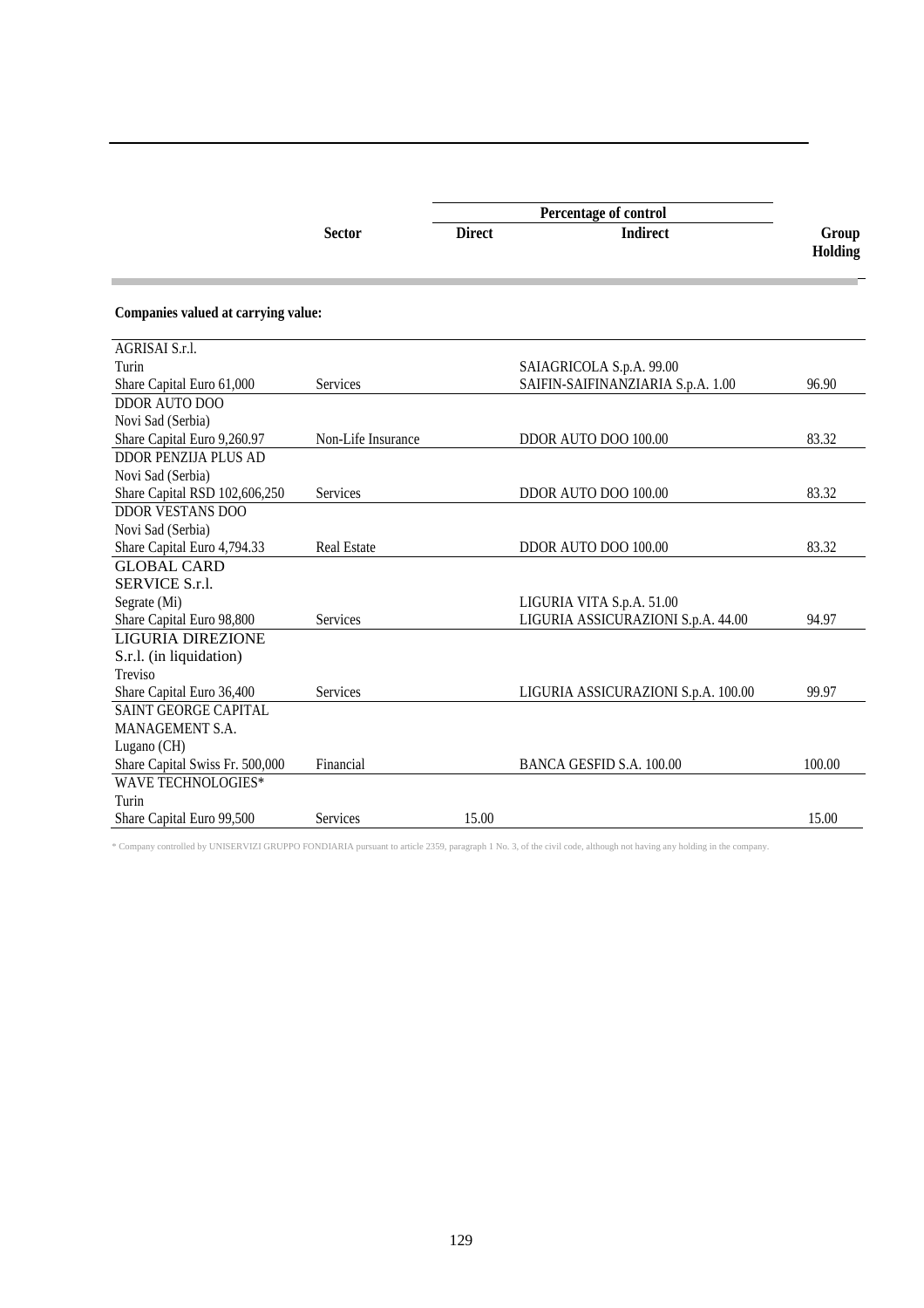| | Sector | Percentage of control | | Group Holding |
|---|---|---|---|---|
| | | Direct | Indirect | |

**Companies valued at carrying value:**

| | Sector | Direct | Indirect | Group Holding |
|---|---|---|---|---|
| AGRISAI S.r.l.<br>Turin<br>Share Capital Euro 61,000 | Services | | SAIAGRICOLA S.p.A. 99.00<br>SAIFIN-SAIFINANZIARIA S.p.A. 1.00 | 96.90 |
| DDOR AUTO DOO<br>Novi Sad (Serbia)<br>Share Capital Euro 9,260.97 | Non-Life Insurance | | DDOR AUTO DOO 100.00 | 83.32 |
| DDOR PENZIJA PLUS AD<br>Novi Sad (Serbia)<br>Share Capital RSD 102,606,250 | Services | | DDOR AUTO DOO 100.00 | 83.32 |
| DDOR VESTANS DOO<br>Novi Sad (Serbia)<br>Share Capital Euro 4,794.33 | Real Estate | | DDOR AUTO DOO 100.00 | 83.32 |
| GLOBAL CARD SERVICE S.r.l.<br>Segrate (Mi)<br>Share Capital Euro 98,800 | Services | | LIGURIA VITA S.p.A. 51.00<br>LIGURIA ASSICURAZIONI S.p.A. 44.00 | 94.97 |
| LIGURIA DIREZIONE S.r.l. (in liquidation)<br>Treviso<br>Share Capital Euro 36,400 | Services | | LIGURIA ASSICURAZIONI S.p.A. 100.00 | 99.97 |
| SAINT GEORGE CAPITAL MANAGEMENT S.A.<br>Lugano (CH)<br>Share Capital Swiss Fr. 500,000 | Financial | | BANCA GESFID S.A. 100.00 | 100.00 |
| WAVE TECHNOLOGIES*<br>Turin<br>Share Capital Euro 99,500 | Services | 15.00 | | 15.00 |

* Company controlled by UNISERVIZI GRUPPO FONDIARIA pursuant to article 2359, paragraph 1 No. 3, of the civil code, although not having any holding in the company.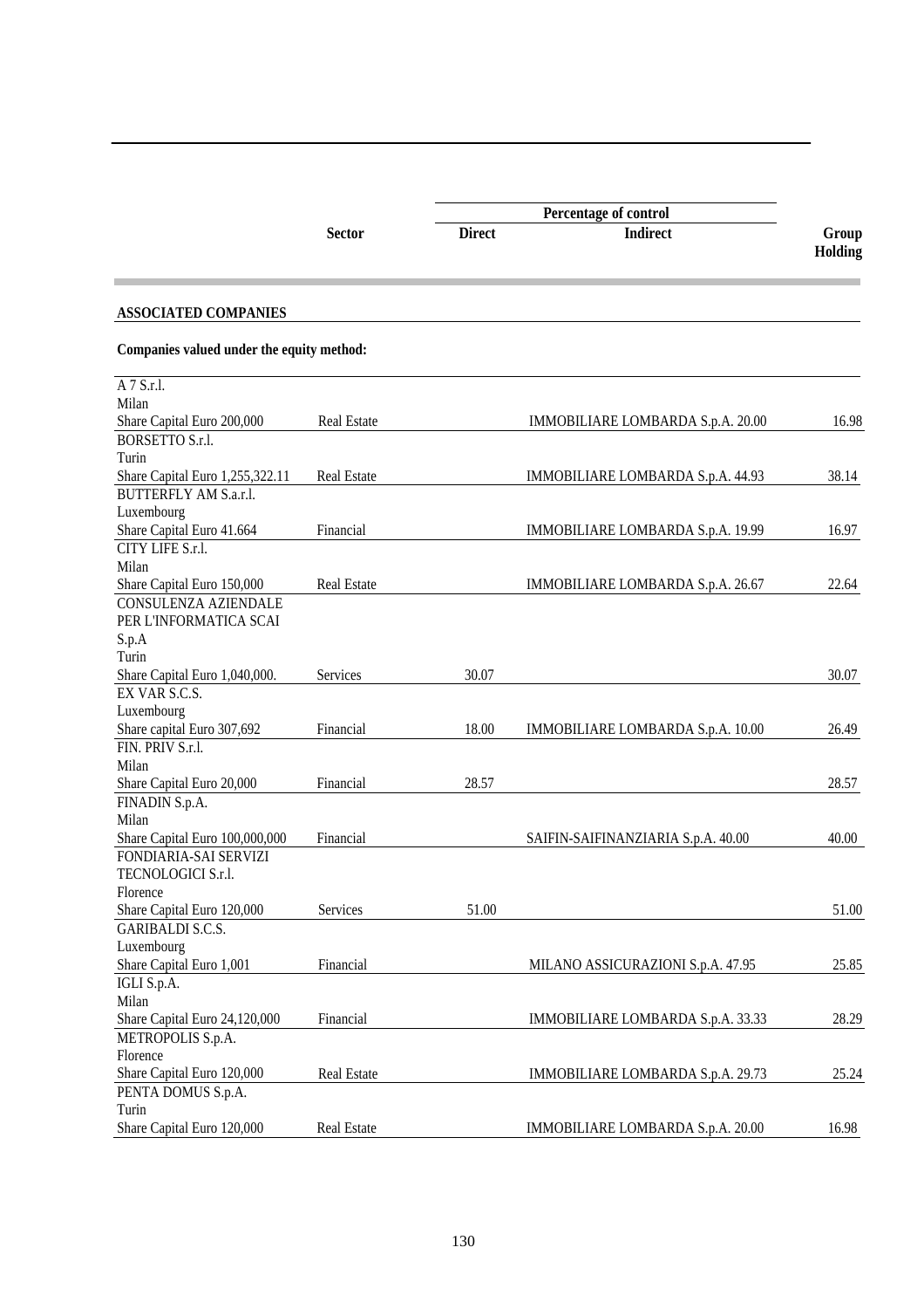| | Sector | Percentage of control | | Group Holding |
|---|---|---|---|---|
| | | Direct | Indirect | |

**ASSOCIATED COMPANIES**

**Companies valued under the equity method:**

| | Sector | Direct | Indirect | Group Holding |
|---|---|---|---|---|
| A 7 S.r.l.<br>Milan<br>Share Capital Euro 200,000 | Real Estate | | IMMOBILIARE LOMBARDA S.p.A. 20.00 | 16.98 |
| BORSETTO S.r.l.<br>Turin<br>Share Capital Euro 1,255,322.11 | Real Estate | | IMMOBILIARE LOMBARDA S.p.A. 44.93 | 38.14 |
| BUTTERFLY AM S.a.r.l.<br>Luxembourg<br>Share Capital Euro 41.664 | Financial | | IMMOBILIARE LOMBARDA S.p.A. 19.99 | 16.97 |
| CITY LIFE S.r.l.<br>Milan<br>Share Capital Euro 150,000 | Real Estate | | IMMOBILIARE LOMBARDA S.p.A. 26.67 | 22.64 |
| CONSULENZA AZIENDALE PER L'INFORMATICA SCAI S.p.A<br>Turin<br>Share Capital Euro 1,040,000. | Services | 30.07 | | 30.07 |
| EX VAR S.C.S.<br>Luxembourg<br>Share capital Euro 307,692 | Financial | 18.00 | IMMOBILIARE LOMBARDA S.p.A. 10.00 | 26.49 |
| FIN. PRIV S.r.l.<br>Milan<br>Share Capital Euro 20,000 | Financial | 28.57 | | 28.57 |
| FINADIN S.p.A.<br>Milan<br>Share Capital Euro 100,000,000 | Financial | | SAIFIN-SAIFINANZIARIA S.p.A. 40.00 | 40.00 |
| FONDIARIA-SAI SERVIZI TECNOLOGICI S.r.l.<br>Florence<br>Share Capital Euro 120,000 | Services | 51.00 | | 51.00 |
| GARIBALDI S.C.S.<br>Luxembourg<br>Share Capital Euro 1,001 | Financial | | MILANO ASSICURAZIONI S.p.A. 47.95 | 25.85 |
| IGLI S.p.A.<br>Milan<br>Share Capital Euro 24,120,000 | Financial | | IMMOBILIARE LOMBARDA S.p.A. 33.33 | 28.29 |
| METROPOLIS S.p.A.<br>Florence<br>Share Capital Euro 120,000 | Real Estate | | IMMOBILIARE LOMBARDA S.p.A. 29.73 | 25.24 |
| PENTA DOMUS S.p.A.<br>Turin<br>Share Capital Euro 120,000 | Real Estate | | IMMOBILIARE LOMBARDA S.p.A. 20.00 | 16.98 |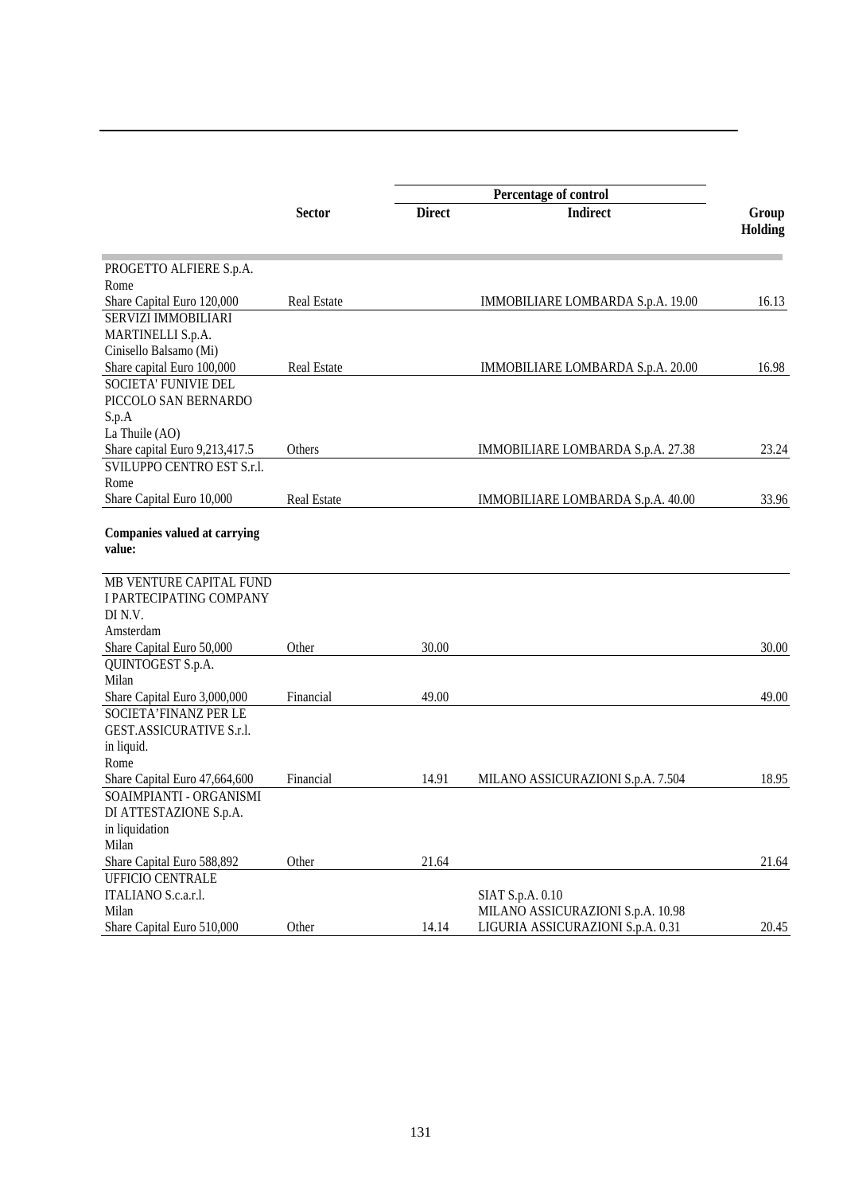| | Sector | Percentage of control | | Group Holding |
|---|---|---|---|---|
| | | Direct | Indirect | |
| PROGETTO ALFIERE S.p.A. Rome Share Capital Euro 120,000 | Real Estate | | IMMOBILIARE LOMBARDA S.p.A. 19.00 | 16.13 |
| SERVIZI IMMOBILIARI MARTINELLI S.p.A. Cinisello Balsamo (Mi) Share capital Euro 100,000 | Real Estate | | IMMOBILIARE LOMBARDA S.p.A. 20.00 | 16.98 |
| SOCIETA' FUNIVIE DEL PICCOLO SAN BERNARDO S.p.A La Thuile (AO) Share capital Euro 9,213,417.5 | Others | | IMMOBILIARE LOMBARDA S.p.A. 27.38 | 23.24 |
| SVILUPPO CENTRO EST S.r.l. Rome Share Capital Euro 10,000 | Real Estate | | IMMOBILIARE LOMBARDA S.p.A. 40.00 | 33.96 |
| **Companies valued at carrying value:** | | | | |
| MB VENTURE CAPITAL FUND I PARTECIPATING COMPANY DI N.V. Amsterdam Share Capital Euro 50,000 | Other | 30.00 | | 30.00 |
| QUINTOGEST S.p.A. Milan Share Capital Euro 3,000,000 | Financial | 49.00 | | 49.00 |
| SOCIETA'FINANZ PER LE GEST.ASSICURATIVE S.r.l. in liquid. Rome Share Capital Euro 47,664,600 | Financial | 14.91 | MILANO ASSICURAZIONI S.p.A. 7.504 | 18.95 |
| SOAIMPIANTI - ORGANISMI DI ATTESTAZIONE S.p.A. in liquidation Milan Share Capital Euro 588,892 | Other | 21.64 | | 21.64 |
| UFFICIO CENTRALE ITALIANO S.c.a.r.l. Milan Share Capital Euro 510,000 | Other | 14.14 | SIAT S.p.A. 0.10 MILANO ASSICURAZIONI S.p.A. 10.98 LIGURIA ASSICURAZIONI S.p.A. 0.31 | 20.45 |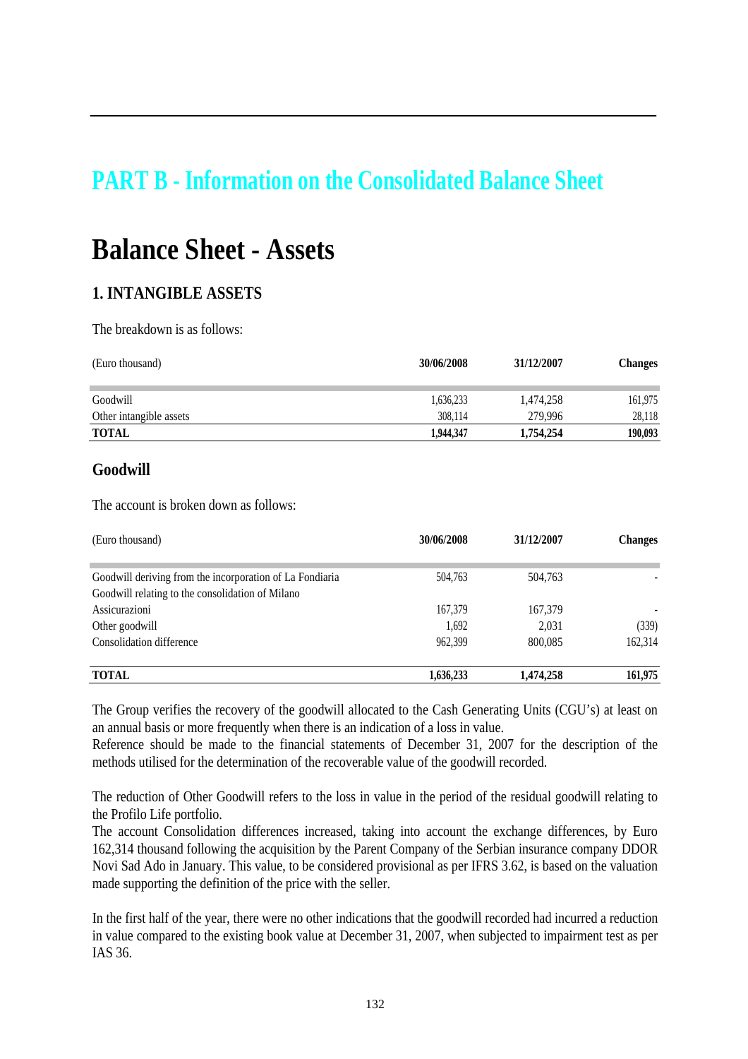# PART B - Information on the Consolidated Balance Sheet

# Balance Sheet - Assets

## 1. INTANGIBLE ASSETS

The breakdown is as follows:

| (Euro thousand) | 30/06/2008 | 31/12/2007 | Changes |
|---|---|---|---|
| Goodwill | 1,636,233 | 1,474,258 | 161,975 |
| Other intangible assets | 308,114 | 279,996 | 28,118 |
| **TOTAL** | **1,944,347** | **1,754,254** | **190,093** |

### Goodwill

The account is broken down as follows:

| (Euro thousand) | 30/06/2008 | 31/12/2007 | Changes |
|---|---|---|---|
| Goodwill deriving from the incorporation of La Fondiaria | 504,763 | 504,763 | - |
| Goodwill relating to the consolidation of Milano Assicurazioni | 167,379 | 167,379 | - |
| Other goodwill | 1,692 | 2,031 | (339) |
| Consolidation difference | 962,399 | 800,085 | 162,314 |
| **TOTAL** | **1,636,233** | **1,474,258** | **161,975** |

The Group verifies the recovery of the goodwill allocated to the Cash Generating Units (CGU's) at least on an annual basis or more frequently when there is an indication of a loss in value.
Reference should be made to the financial statements of December 31, 2007 for the description of the methods utilised for the determination of the recoverable value of the goodwill recorded.

The reduction of Other Goodwill refers to the loss in value in the period of the residual goodwill relating to the Profilo Life portfolio.
The account Consolidation differences increased, taking into account the exchange differences, by Euro 162,314 thousand following the acquisition by the Parent Company of the Serbian insurance company DDOR Novi Sad Ado in January. This value, to be considered provisional as per IFRS 3.62, is based on the valuation made supporting the definition of the price with the seller.

In the first half of the year, there were no other indications that the goodwill recorded had incurred a reduction in value compared to the existing book value at December 31, 2007, when subjected to impairment test as per IAS 36.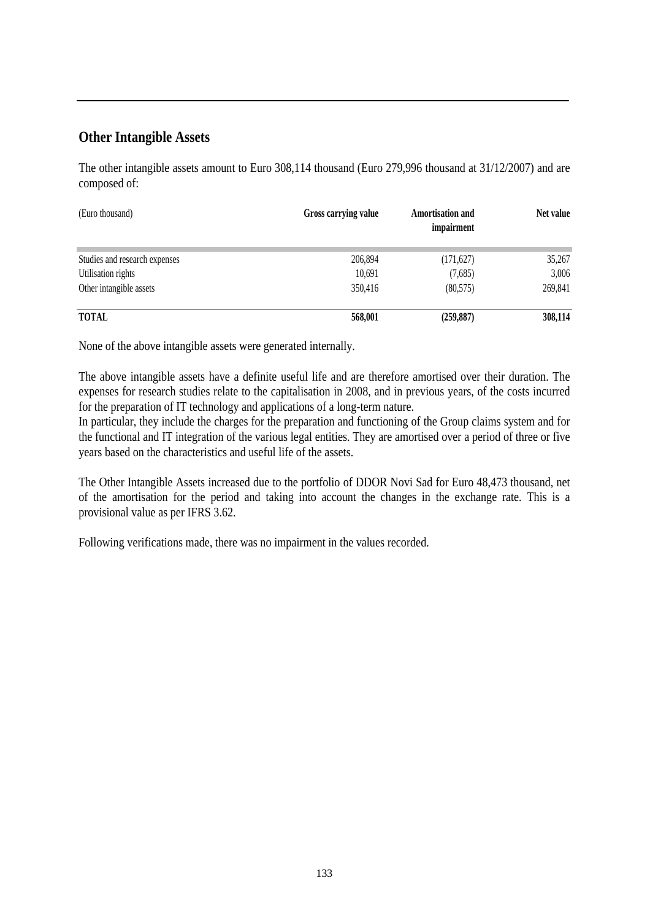## Other Intangible Assets

The other intangible assets amount to Euro 308,114 thousand (Euro 279,996 thousand at 31/12/2007) and are composed of:

| (Euro thousand) | Gross carrying value | Amortisation and impairment | Net value |
|---|---|---|---|
| Studies and research expenses | 206,894 | (171,627) | 35,267 |
| Utilisation rights | 10,691 | (7,685) | 3,006 |
| Other intangible assets | 350,416 | (80,575) | 269,841 |
| **TOTAL** | **568,001** | **(259,887)** | **308,114** |

None of the above intangible assets were generated internally.

The above intangible assets have a definite useful life and are therefore amortised over their duration. The expenses for research studies relate to the capitalisation in 2008, and in previous years, of the costs incurred for the preparation of IT technology and applications of a long-term nature.
In particular, they include the charges for the preparation and functioning of the Group claims system and for the functional and IT integration of the various legal entities. They are amortised over a period of three or five years based on the characteristics and useful life of the assets.

The Other Intangible Assets increased due to the portfolio of DDOR Novi Sad for Euro 48,473 thousand, net of the amortisation for the period and taking into account the changes in the exchange rate. This is a provisional value as per IFRS 3.62.

Following verifications made, there was no impairment in the values recorded.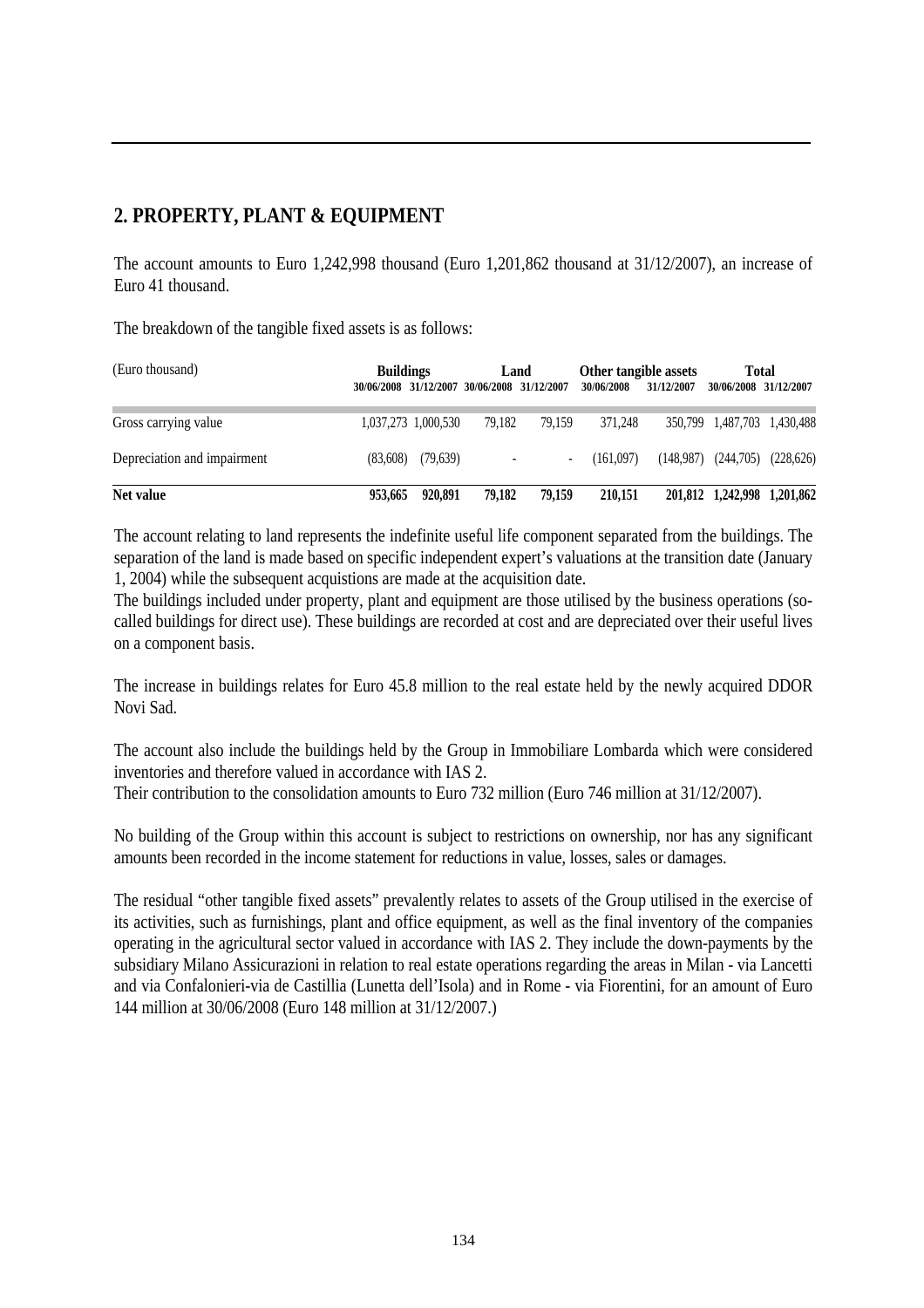## 2. PROPERTY, PLANT & EQUIPMENT

The account amounts to Euro 1,242,998 thousand (Euro 1,201,862 thousand at 31/12/2007), an increase of Euro 41 thousand.

The breakdown of the tangible fixed assets is as follows:

| (Euro thousand) | Buildings | | Land | | Other tangible assets | | Total | |
|---|---|---|---|---|---|---|---|---|
| | 30/06/2008 | 31/12/2007 | 30/06/2008 | 31/12/2007 | 30/06/2008 | 31/12/2007 | 30/06/2008 | 31/12/2007 |
| Gross carrying value | 1,037,273 | 1,000,530 | 79,182 | 79,159 | 371,248 | 350,799 | 1,487,703 | 1,430,488 |
| Depreciation and impairment | (83,608) | (79,639) | - | - | (161,097) | (148,987) | (244,705) | (228,626) |
| **Net value** | **953,665** | **920,891** | **79,182** | **79,159** | **210,151** | **201,812** | **1,242,998** | **1,201,862** |

The account relating to land represents the indefinite useful life component separated from the buildings. The separation of the land is made based on specific independent expert's valuations at the transition date (January 1, 2004) while the subsequent acquistions are made at the acquisition date.
The buildings included under property, plant and equipment are those utilised by the business operations (so-called buildings for direct use). These buildings are recorded at cost and are depreciated over their useful lives on a component basis.

The increase in buildings relates for Euro 45.8 million to the real estate held by the newly acquired DDOR Novi Sad.

The account also include the buildings held by the Group in Immobiliare Lombarda which were considered inventories and therefore valued in accordance with IAS 2.
Their contribution to the consolidation amounts to Euro 732 million (Euro 746 million at 31/12/2007).

No building of the Group within this account is subject to restrictions on ownership, nor has any significant amounts been recorded in the income statement for reductions in value, losses, sales or damages.

The residual "other tangible fixed assets" prevalently relates to assets of the Group utilised in the exercise of its activities, such as furnishings, plant and office equipment, as well as the final inventory of the companies operating in the agricultural sector valued in accordance with IAS 2. They include the down-payments by the subsidiary Milano Assicurazioni in relation to real estate operations regarding the areas in Milan - via Lancetti and via Confalonieri-via de Castillia (Lunetta dell'Isola) and in Rome - via Fiorentini, for an amount of Euro 144 million at 30/06/2008 (Euro 148 million at 31/12/2007.)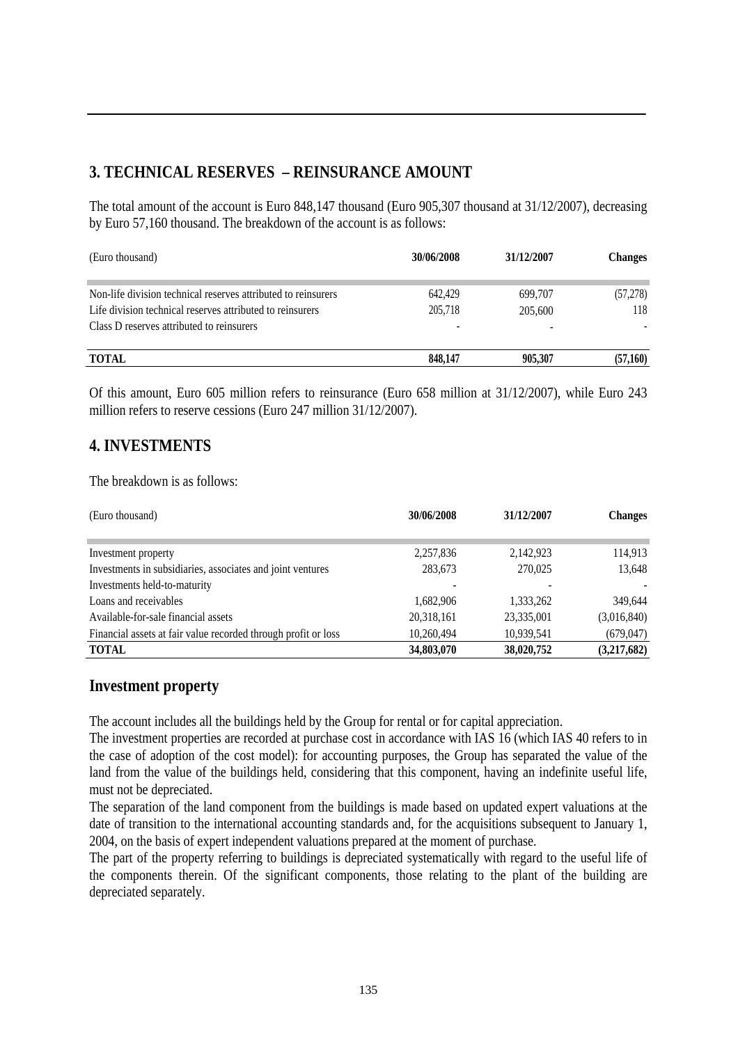## 3. TECHNICAL RESERVES – REINSURANCE AMOUNT

The total amount of the account is Euro 848,147 thousand (Euro 905,307 thousand at 31/12/2007), decreasing by Euro 57,160 thousand. The breakdown of the account is as follows:

| (Euro thousand) | 30/06/2008 | 31/12/2007 | Changes |
|---|---|---|---|
| Non-life division technical reserves attributed to reinsurers | 642,429 | 699,707 | (57,278) |
| Life division technical reserves attributed to reinsurers | 205,718 | 205,600 | 118 |
| Class D reserves attributed to reinsurers | - | - | - |
| **TOTAL** | **848,147** | **905,307** | **(57,160)** |

Of this amount, Euro 605 million refers to reinsurance (Euro 658 million at 31/12/2007), while Euro 243 million refers to reserve cessions (Euro 247 million 31/12/2007).

## 4. INVESTMENTS

The breakdown is as follows:

| (Euro thousand) | 30/06/2008 | 31/12/2007 | Changes |
|---|---|---|---|
| Investment property | 2,257,836 | 2,142,923 | 114,913 |
| Investments in subsidiaries, associates and joint ventures | 283,673 | 270,025 | 13,648 |
| Investments held-to-maturity | - | - | - |
| Loans and receivables | 1,682,906 | 1,333,262 | 349,644 |
| Available-for-sale financial assets | 20,318,161 | 23,335,001 | (3,016,840) |
| Financial assets at fair value recorded through profit or loss | 10,260,494 | 10,939,541 | (679,047) |
| **TOTAL** | **34,803,070** | **38,020,752** | **(3,217,682)** |

## Investment property

The account includes all the buildings held by the Group for rental or for capital appreciation.

The investment properties are recorded at purchase cost in accordance with IAS 16 (which IAS 40 refers to in the case of adoption of the cost model): for accounting purposes, the Group has separated the value of the land from the value of the buildings held, considering that this component, having an indefinite useful life, must not be depreciated.

The separation of the land component from the buildings is made based on updated expert valuations at the date of transition to the international accounting standards and, for the acquisitions subsequent to January 1, 2004, on the basis of expert independent valuations prepared at the moment of purchase.

The part of the property referring to buildings is depreciated systematically with regard to the useful life of the components therein. Of the significant components, those relating to the plant of the building are depreciated separately.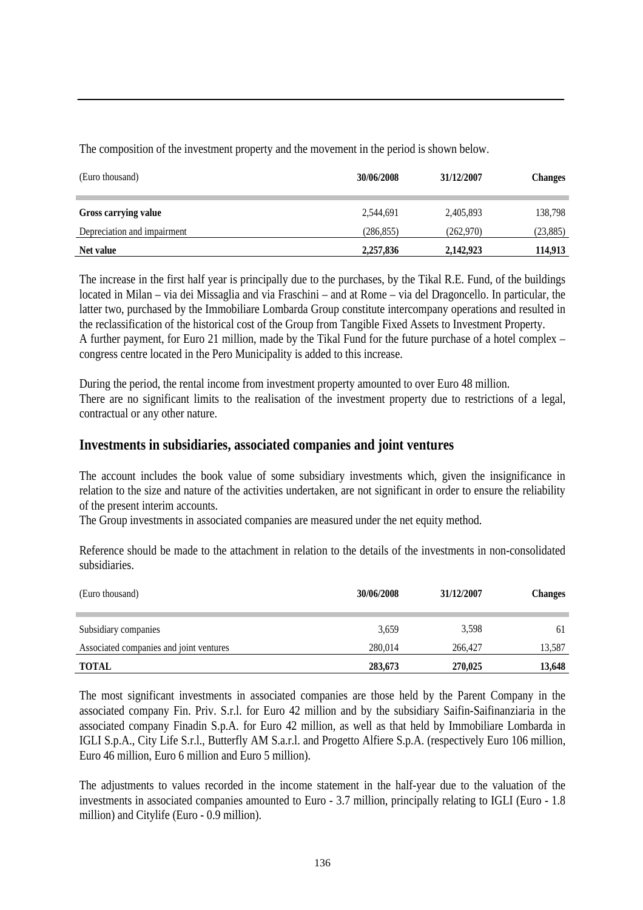The composition of the investment property and the movement in the period is shown below.

| (Euro thousand) | 30/06/2008 | 31/12/2007 | Changes |
|---|---|---|---|
| **Gross carrying value** | 2,544,691 | 2,405,893 | 138,798 |
| Depreciation and impairment | (286,855) | (262,970) | (23,885) |
| **Net value** | **2,257,836** | **2,142,923** | **114,913** |

The increase in the first half year is principally due to the purchases, by the Tikal R.E. Fund, of the buildings located in Milan – via dei Missaglia and via Fraschini – and at Rome – via del Dragoncello. In particular, the latter two, purchased by the Immobiliare Lombarda Group constitute intercompany operations and resulted in the reclassification of the historical cost of the Group from Tangible Fixed Assets to Investment Property.
A further payment, for Euro 21 million, made by the Tikal Fund for the future purchase of a hotel complex – congress centre located in the Pero Municipality is added to this increase.

During the period, the rental income from investment property amounted to over Euro 48 million.
There are no significant limits to the realisation of the investment property due to restrictions of a legal, contractual or any other nature.

## Investments in subsidiaries, associated companies and joint ventures

The account includes the book value of some subsidiary investments which, given the insignificance in relation to the size and nature of the activities undertaken, are not significant in order to ensure the reliability of the present interim accounts.
The Group investments in associated companies are measured under the net equity method.

Reference should be made to the attachment in relation to the details of the investments in non-consolidated subsidiaries.

| (Euro thousand) | 30/06/2008 | 31/12/2007 | Changes |
|---|---|---|---|
| Subsidiary companies | 3,659 | 3,598 | 61 |
| Associated companies and joint ventures | 280,014 | 266,427 | 13,587 |
| **TOTAL** | **283,673** | **270,025** | **13,648** |

The most significant investments in associated companies are those held by the Parent Company in the associated company Fin. Priv. S.r.l. for Euro 42 million and by the subsidiary Saifin-Saifinanziaria in the associated company Finadin S.p.A. for Euro 42 million, as well as that held by Immobiliare Lombarda in IGLI S.p.A., City Life S.r.l., Butterfly AM S.a.r.l. and Progetto Alfiere S.p.A. (respectively Euro 106 million, Euro 46 million, Euro 6 million and Euro 5 million).

The adjustments to values recorded in the income statement in the half-year due to the valuation of the investments in associated companies amounted to Euro - 3.7 million, principally relating to IGLI (Euro - 1.8 million) and Citylife (Euro - 0.9 million).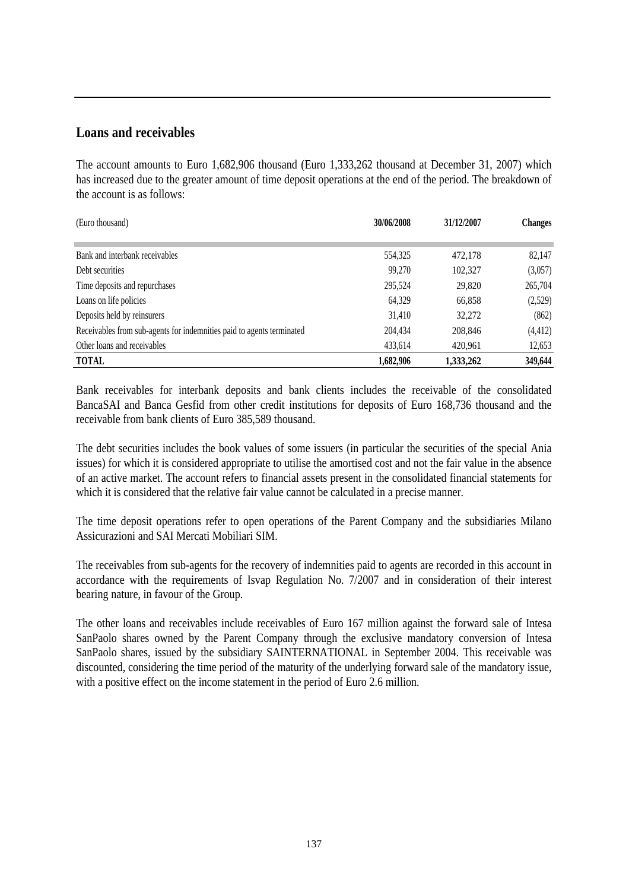## Loans and receivables

The account amounts to Euro 1,682,906 thousand (Euro 1,333,262 thousand at December 31, 2007) which has increased due to the greater amount of time deposit operations at the end of the period. The breakdown of the account is as follows:

| (Euro thousand) | 30/06/2008 | 31/12/2007 | Changes |
|---|---|---|---|
| Bank and interbank receivables | 554,325 | 472,178 | 82,147 |
| Debt securities | 99,270 | 102,327 | (3,057) |
| Time deposits and repurchases | 295,524 | 29,820 | 265,704 |
| Loans on life policies | 64,329 | 66,858 | (2,529) |
| Deposits held by reinsurers | 31,410 | 32,272 | (862) |
| Receivables from sub-agents for indemnities paid to agents terminated | 204,434 | 208,846 | (4,412) |
| Other loans and receivables | 433,614 | 420,961 | 12,653 |
| **TOTAL** | **1,682,906** | **1,333,262** | **349,644** |

Bank receivables for interbank deposits and bank clients includes the receivable of the consolidated BancaSAI and Banca Gesfid from other credit institutions for deposits of Euro 168,736 thousand and the receivable from bank clients of Euro 385,589 thousand.

The debt securities includes the book values of some issuers (in particular the securities of the special Ania issues) for which it is considered appropriate to utilise the amortised cost and not the fair value in the absence of an active market. The account refers to financial assets present in the consolidated financial statements for which it is considered that the relative fair value cannot be calculated in a precise manner.

The time deposit operations refer to open operations of the Parent Company and the subsidiaries Milano Assicurazioni and SAI Mercati Mobiliari SIM.

The receivables from sub-agents for the recovery of indemnities paid to agents are recorded in this account in accordance with the requirements of Isvap Regulation No. 7/2007 and in consideration of their interest bearing nature, in favour of the Group.

The other loans and receivables include receivables of Euro 167 million against the forward sale of Intesa SanPaolo shares owned by the Parent Company through the exclusive mandatory conversion of Intesa SanPaolo shares, issued by the subsidiary SAINTERNATIONAL in September 2004. This receivable was discounted, considering the time period of the maturity of the underlying forward sale of the mandatory issue, with a positive effect on the income statement in the period of Euro 2.6 million.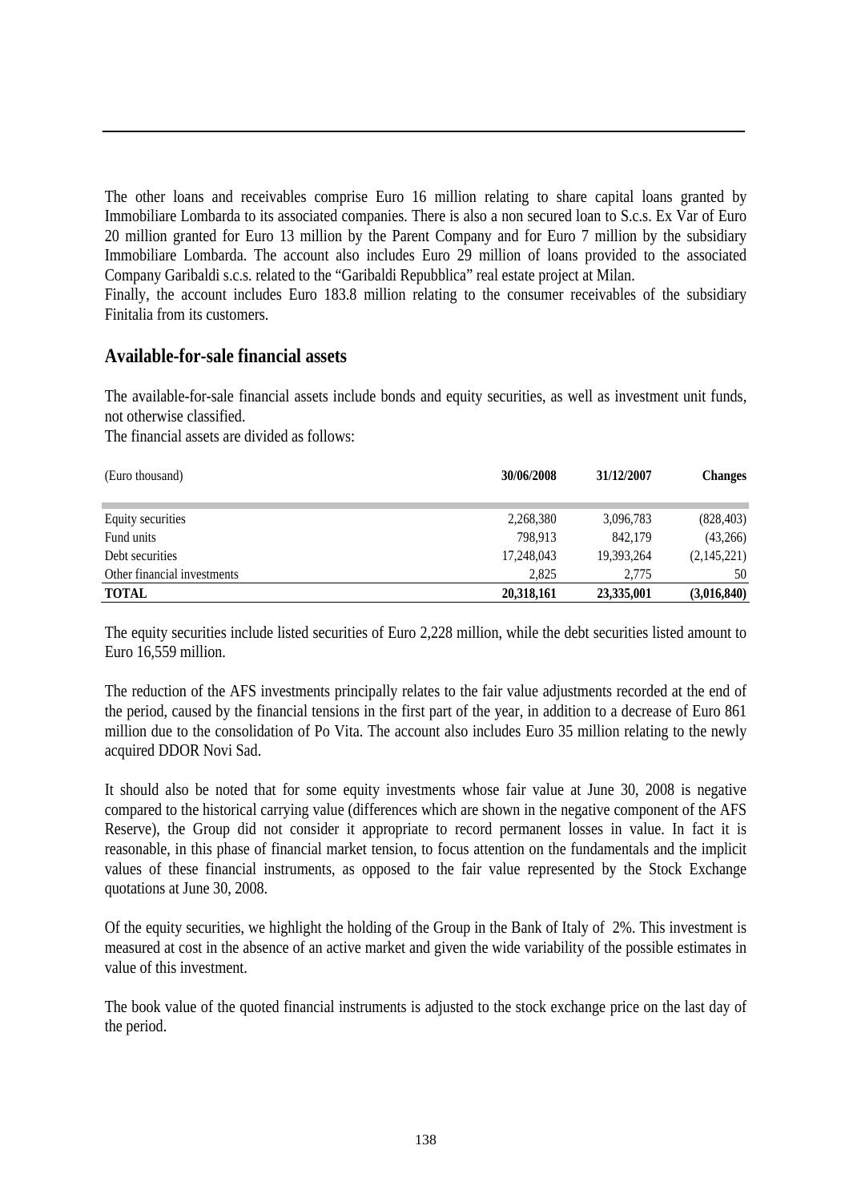The other loans and receivables comprise Euro 16 million relating to share capital loans granted by Immobiliare Lombarda to its associated companies. There is also a non secured loan to S.c.s. Ex Var of Euro 20 million granted for Euro 13 million by the Parent Company and for Euro 7 million by the subsidiary Immobiliare Lombarda. The account also includes Euro 29 million of loans provided to the associated Company Garibaldi s.c.s. related to the "Garibaldi Repubblica" real estate project at Milan.
Finally, the account includes Euro 183.8 million relating to the consumer receivables of the subsidiary Finitalia from its customers.

## Available-for-sale financial assets

The available-for-sale financial assets include bonds and equity securities, as well as investment unit funds, not otherwise classified.
The financial assets are divided as follows:

| (Euro thousand) | 30/06/2008 | 31/12/2007 | Changes |
|---|---|---|---|
| Equity securities | 2,268,380 | 3,096,783 | (828,403) |
| Fund units | 798,913 | 842,179 | (43,266) |
| Debt securities | 17,248,043 | 19,393,264 | (2,145,221) |
| Other financial investments | 2,825 | 2,775 | 50 |
| **TOTAL** | **20,318,161** | **23,335,001** | **(3,016,840)** |

The equity securities include listed securities of Euro 2,228 million, while the debt securities listed amount to Euro 16,559 million.

The reduction of the AFS investments principally relates to the fair value adjustments recorded at the end of the period, caused by the financial tensions in the first part of the year, in addition to a decrease of Euro 861 million due to the consolidation of Po Vita. The account also includes Euro 35 million relating to the newly acquired DDOR Novi Sad.

It should also be noted that for some equity investments whose fair value at June 30, 2008 is negative compared to the historical carrying value (differences which are shown in the negative component of the AFS Reserve), the Group did not consider it appropriate to record permanent losses in value. In fact it is reasonable, in this phase of financial market tension, to focus attention on the fundamentals and the implicit values of these financial instruments, as opposed to the fair value represented by the Stock Exchange quotations at June 30, 2008.

Of the equity securities, we highlight the holding of the Group in the Bank of Italy of 2%. This investment is measured at cost in the absence of an active market and given the wide variability of the possible estimates in value of this investment.

The book value of the quoted financial instruments is adjusted to the stock exchange price on the last day of the period.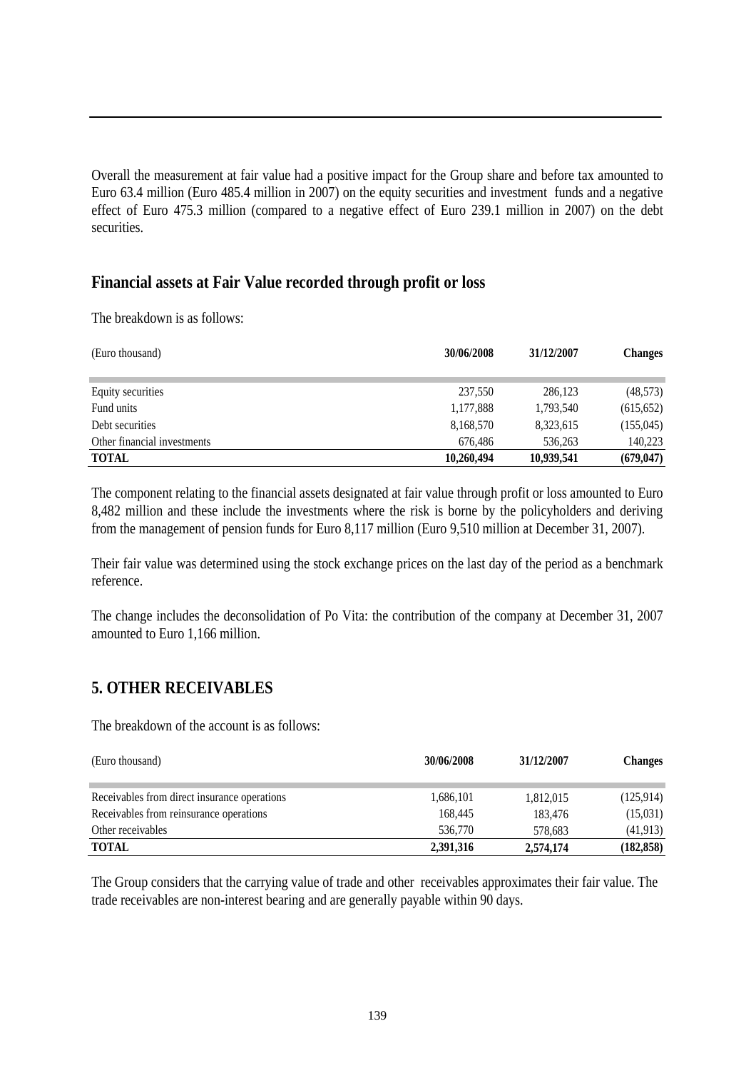Overall the measurement at fair value had a positive impact for the Group share and before tax amounted to Euro 63.4 million (Euro 485.4 million in 2007) on the equity securities and investment funds and a negative effect of Euro 475.3 million (compared to a negative effect of Euro 239.1 million in 2007) on the debt securities.

## Financial assets at Fair Value recorded through profit or loss

The breakdown is as follows:

| (Euro thousand) | 30/06/2008 | 31/12/2007 | Changes |
|---|---|---|---|
| Equity securities | 237,550 | 286,123 | (48,573) |
| Fund units | 1,177,888 | 1,793,540 | (615,652) |
| Debt securities | 8,168,570 | 8,323,615 | (155,045) |
| Other financial investments | 676,486 | 536,263 | 140,223 |
| **TOTAL** | **10,260,494** | **10,939,541** | **(679,047)** |

The component relating to the financial assets designated at fair value through profit or loss amounted to Euro 8,482 million and these include the investments where the risk is borne by the policyholders and deriving from the management of pension funds for Euro 8,117 million (Euro 9,510 million at December 31, 2007).

Their fair value was determined using the stock exchange prices on the last day of the period as a benchmark reference.

The change includes the deconsolidation of Po Vita: the contribution of the company at December 31, 2007 amounted to Euro 1,166 million.

## 5. OTHER RECEIVABLES

The breakdown of the account is as follows:

| (Euro thousand) | 30/06/2008 | 31/12/2007 | Changes |
|---|---|---|---|
| Receivables from direct insurance operations | 1,686,101 | 1,812,015 | (125,914) |
| Receivables from reinsurance operations | 168,445 | 183,476 | (15,031) |
| Other receivables | 536,770 | 578,683 | (41,913) |
| **TOTAL** | **2,391,316** | **2,574,174** | **(182,858)** |

The Group considers that the carrying value of trade and other receivables approximates their fair value. The trade receivables are non-interest bearing and are generally payable within 90 days.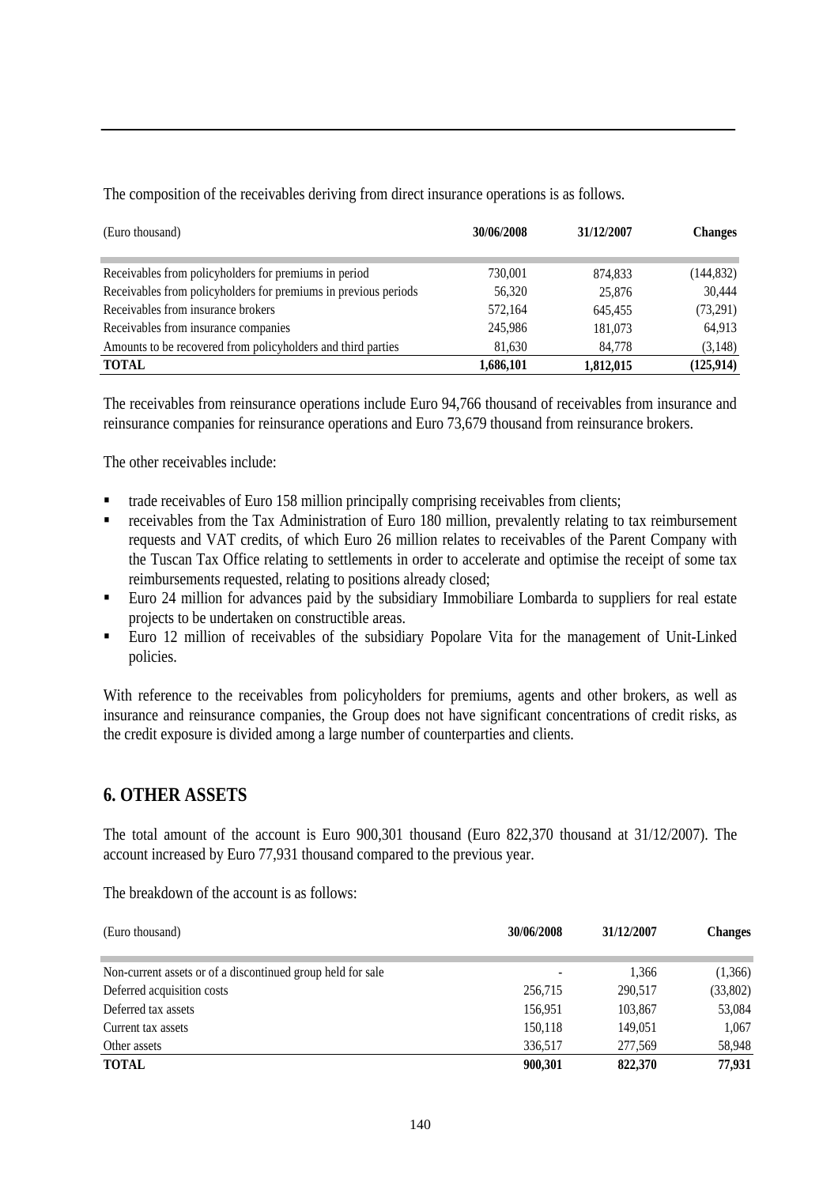The composition of the receivables deriving from direct insurance operations is as follows.

| (Euro thousand) | 30/06/2008 | 31/12/2007 | Changes |
|---|---|---|---|
| Receivables from policyholders for premiums in period | 730,001 | 874,833 | (144,832) |
| Receivables from policyholders for premiums in previous periods | 56,320 | 25,876 | 30,444 |
| Receivables from insurance brokers | 572,164 | 645,455 | (73,291) |
| Receivables from insurance companies | 245,986 | 181,073 | 64,913 |
| Amounts to be recovered from policyholders and third parties | 81,630 | 84,778 | (3,148) |
| **TOTAL** | **1,686,101** | **1,812,015** | **(125,914)** |

The receivables from reinsurance operations include Euro 94,766 thousand of receivables from insurance and reinsurance companies for reinsurance operations and Euro 73,679 thousand from reinsurance brokers.

The other receivables include:

- trade receivables of Euro 158 million principally comprising receivables from clients;
- receivables from the Tax Administration of Euro 180 million, prevalently relating to tax reimbursement requests and VAT credits, of which Euro 26 million relates to receivables of the Parent Company with the Tuscan Tax Office relating to settlements in order to accelerate and optimise the receipt of some tax reimbursements requested, relating to positions already closed;
- Euro 24 million for advances paid by the subsidiary Immobiliare Lombarda to suppliers for real estate projects to be undertaken on constructible areas.
- Euro 12 million of receivables of the subsidiary Popolare Vita for the management of Unit-Linked policies.

With reference to the receivables from policyholders for premiums, agents and other brokers, as well as insurance and reinsurance companies, the Group does not have significant concentrations of credit risks, as the credit exposure is divided among a large number of counterparties and clients.

## 6. OTHER ASSETS

The total amount of the account is Euro 900,301 thousand (Euro 822,370 thousand at 31/12/2007). The account increased by Euro 77,931 thousand compared to the previous year.

The breakdown of the account is as follows:

| (Euro thousand) | 30/06/2008 | 31/12/2007 | Changes |
|---|---|---|---|
| Non-current assets or of a discontinued group held for sale | - | 1,366 | (1,366) |
| Deferred acquisition costs | 256,715 | 290,517 | (33,802) |
| Deferred tax assets | 156,951 | 103,867 | 53,084 |
| Current tax assets | 150,118 | 149,051 | 1,067 |
| Other assets | 336,517 | 277,569 | 58,948 |
| **TOTAL** | **900,301** | **822,370** | **77,931** |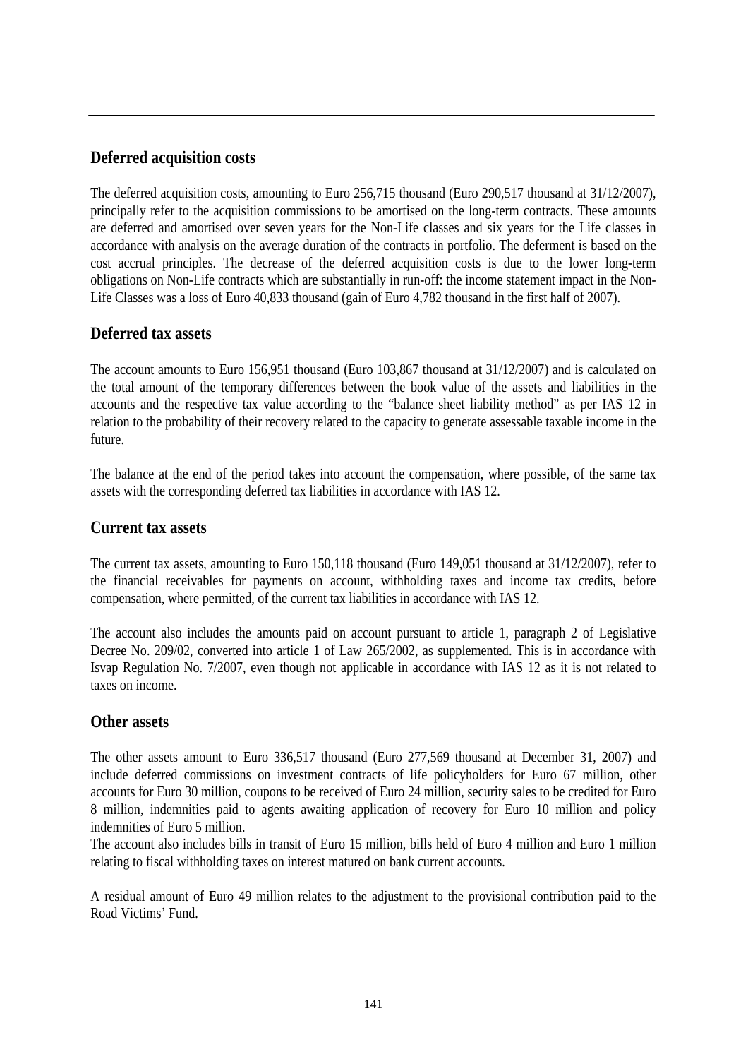## Deferred acquisition costs

The deferred acquisition costs, amounting to Euro 256,715 thousand (Euro 290,517 thousand at 31/12/2007), principally refer to the acquisition commissions to be amortised on the long-term contracts. These amounts are deferred and amortised over seven years for the Non-Life classes and six years for the Life classes in accordance with analysis on the average duration of the contracts in portfolio. The deferment is based on the cost accrual principles. The decrease of the deferred acquisition costs is due to the lower long-term obligations on Non-Life contracts which are substantially in run-off: the income statement impact in the Non-Life Classes was a loss of Euro 40,833 thousand (gain of Euro 4,782 thousand in the first half of 2007).

## Deferred tax assets

The account amounts to Euro 156,951 thousand (Euro 103,867 thousand at 31/12/2007) and is calculated on the total amount of the temporary differences between the book value of the assets and liabilities in the accounts and the respective tax value according to the "balance sheet liability method" as per IAS 12 in relation to the probability of their recovery related to the capacity to generate assessable taxable income in the future.

The balance at the end of the period takes into account the compensation, where possible, of the same tax assets with the corresponding deferred tax liabilities in accordance with IAS 12.

## Current tax assets

The current tax assets, amounting to Euro 150,118 thousand (Euro 149,051 thousand at 31/12/2007), refer to the financial receivables for payments on account, withholding taxes and income tax credits, before compensation, where permitted, of the current tax liabilities in accordance with IAS 12.

The account also includes the amounts paid on account pursuant to article 1, paragraph 2 of Legislative Decree No. 209/02, converted into article 1 of Law 265/2002, as supplemented. This is in accordance with Isvap Regulation No. 7/2007, even though not applicable in accordance with IAS 12 as it is not related to taxes on income.

## Other assets

The other assets amount to Euro 336,517 thousand (Euro 277,569 thousand at December 31, 2007) and include deferred commissions on investment contracts of life policyholders for Euro 67 million, other accounts for Euro 30 million, coupons to be received of Euro 24 million, security sales to be credited for Euro 8 million, indemnities paid to agents awaiting application of recovery for Euro 10 million and policy indemnities of Euro 5 million.
The account also includes bills in transit of Euro 15 million, bills held of Euro 4 million and Euro 1 million relating to fiscal withholding taxes on interest matured on bank current accounts.

A residual amount of Euro 49 million relates to the adjustment to the provisional contribution paid to the Road Victims' Fund.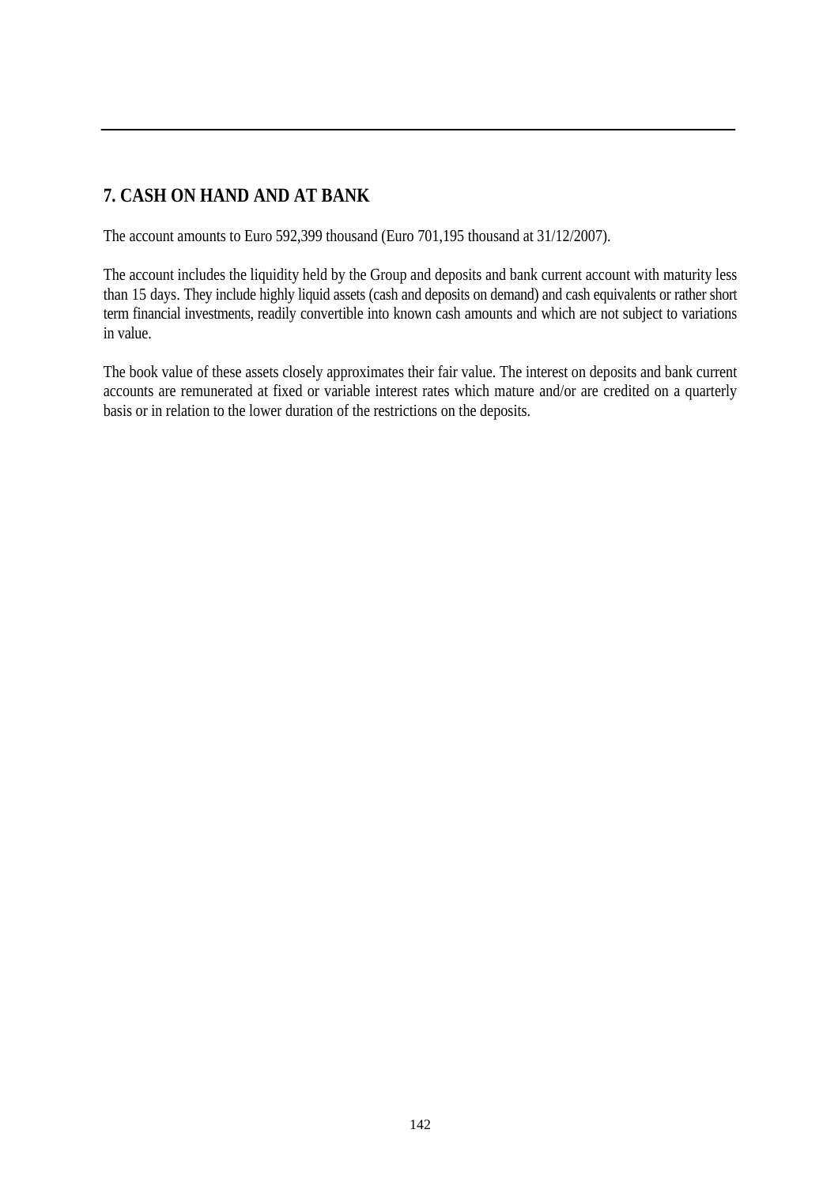## 7. CASH ON HAND AND AT BANK

The account amounts to Euro 592,399 thousand (Euro 701,195 thousand at 31/12/2007).

The account includes the liquidity held by the Group and deposits and bank current account with maturity less than 15 days. They include highly liquid assets (cash and deposits on demand) and cash equivalents or rather short term financial investments, readily convertible into known cash amounts and which are not subject to variations in value.

The book value of these assets closely approximates their fair value. The interest on deposits and bank current accounts are remunerated at fixed or variable interest rates which mature and/or are credited on a quarterly basis or in relation to the lower duration of the restrictions on the deposits.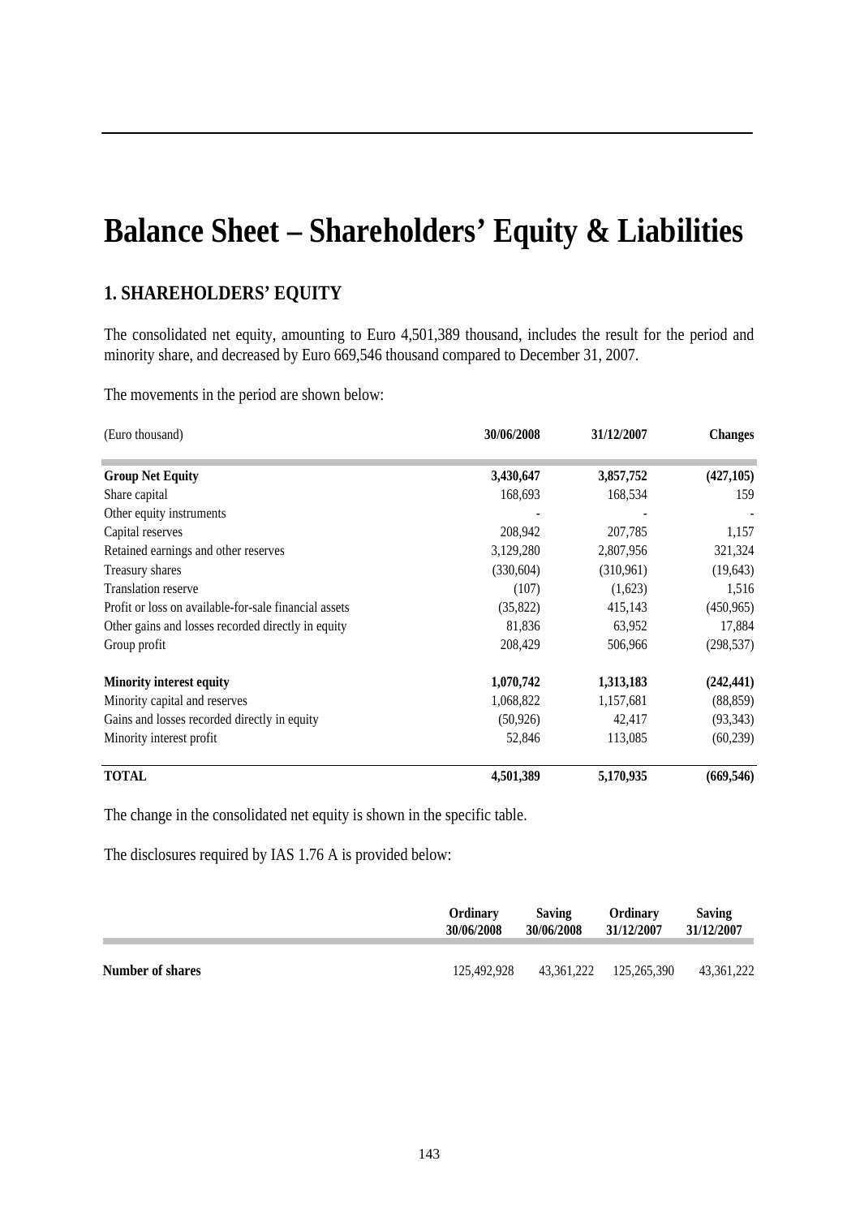# Balance Sheet – Shareholders' Equity & Liabilities

## 1. SHAREHOLDERS' EQUITY

The consolidated net equity, amounting to Euro 4,501,389 thousand, includes the result for the period and minority share, and decreased by Euro 669,546 thousand compared to December 31, 2007.

The movements in the period are shown below:

| (Euro thousand) | 30/06/2008 | 31/12/2007 | Changes |
|---|---|---|---|
| **Group Net Equity** | **3,430,647** | **3,857,752** | **(427,105)** |
| Share capital | 168,693 | 168,534 | 159 |
| Other equity instruments | - | - | - |
| Capital reserves | 208,942 | 207,785 | 1,157 |
| Retained earnings and other reserves | 3,129,280 | 2,807,956 | 321,324 |
| Treasury shares | (330,604) | (310,961) | (19,643) |
| Translation reserve | (107) | (1,623) | 1,516 |
| Profit or loss on available-for-sale financial assets | (35,822) | 415,143 | (450,965) |
| Other gains and losses recorded directly in equity | 81,836 | 63,952 | 17,884 |
| Group profit | 208,429 | 506,966 | (298,537) |
| **Minority interest equity** | **1,070,742** | **1,313,183** | **(242,441)** |
| Minority capital and reserves | 1,068,822 | 1,157,681 | (88,859) |
| Gains and losses recorded directly in equity | (50,926) | 42,417 | (93,343) |
| Minority interest profit | 52,846 | 113,085 | (60,239) |
| **TOTAL** | **4,501,389** | **5,170,935** | **(669,546)** |

The change in the consolidated net equity is shown in the specific table.

The disclosures required by IAS 1.76 A is provided below:

| | Ordinary 30/06/2008 | Saving 30/06/2008 | Ordinary 31/12/2007 | Saving 31/12/2007 |
|---|---|---|---|---|
| **Number of shares** | 125,492,928 | 43,361,222 | 125,265,390 | 43,361,222 |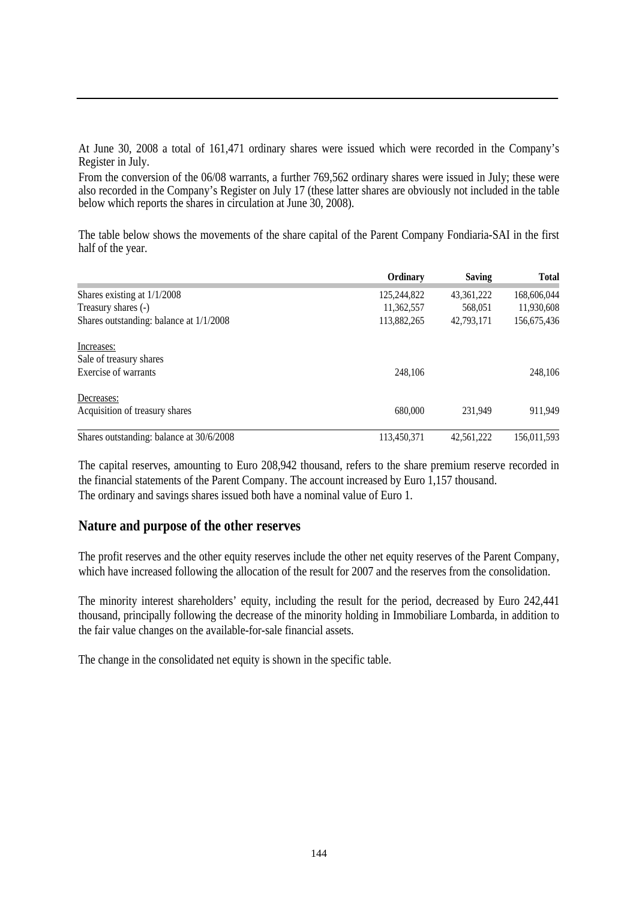At June 30, 2008 a total of 161,471 ordinary shares were issued which were recorded in the Company's Register in July.

From the conversion of the 06/08 warrants, a further 769,562 ordinary shares were issued in July; these were also recorded in the Company's Register on July 17 (these latter shares are obviously not included in the table below which reports the shares in circulation at June 30, 2008).

The table below shows the movements of the share capital of the Parent Company Fondiaria-SAI in the first half of the year.

| | Ordinary | Saving | Total |
|---|---|---|---|
| Shares existing at 1/1/2008 | 125,244,822 | 43,361,222 | 168,606,044 |
| Treasury shares (-) | 11,362,557 | 568,051 | 11,930,608 |
| Shares outstanding: balance at 1/1/2008 | 113,882,265 | 42,793,171 | 156,675,436 |
| Increases: | | | |
| Sale of treasury shares | | | |
| Exercise of warrants | 248,106 | | 248,106 |
| Decreases: | | | |
| Acquisition of treasury shares | 680,000 | 231,949 | 911,949 |
| Shares outstanding: balance at 30/6/2008 | 113,450,371 | 42,561,222 | 156,011,593 |

The capital reserves, amounting to Euro 208,942 thousand, refers to the share premium reserve recorded in the financial statements of the Parent Company. The account increased by Euro 1,157 thousand.
The ordinary and savings shares issued both have a nominal value of Euro 1.

## Nature and purpose of the other reserves

The profit reserves and the other equity reserves include the other net equity reserves of the Parent Company, which have increased following the allocation of the result for 2007 and the reserves from the consolidation.

The minority interest shareholders' equity, including the result for the period, decreased by Euro 242,441 thousand, principally following the decrease of the minority holding in Immobiliare Lombarda, in addition to the fair value changes on the available-for-sale financial assets.

The change in the consolidated net equity is shown in the specific table.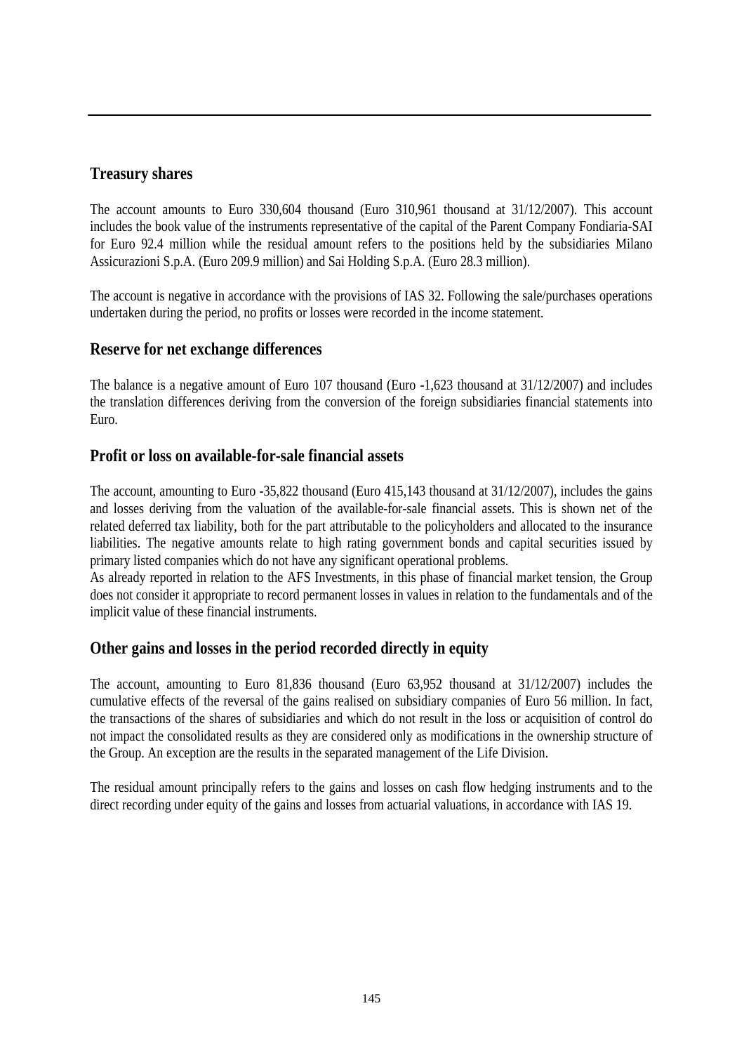## Treasury shares

The account amounts to Euro 330,604 thousand (Euro 310,961 thousand at 31/12/2007). This account includes the book value of the instruments representative of the capital of the Parent Company Fondiaria-SAI for Euro 92.4 million while the residual amount refers to the positions held by the subsidiaries Milano Assicurazioni S.p.A. (Euro 209.9 million) and Sai Holding S.p.A. (Euro 28.3 million).

The account is negative in accordance with the provisions of IAS 32. Following the sale/purchases operations undertaken during the period, no profits or losses were recorded in the income statement.

## Reserve for net exchange differences

The balance is a negative amount of Euro 107 thousand (Euro -1,623 thousand at 31/12/2007) and includes the translation differences deriving from the conversion of the foreign subsidiaries financial statements into Euro.

## Profit or loss on available-for-sale financial assets

The account, amounting to Euro -35,822 thousand (Euro 415,143 thousand at 31/12/2007), includes the gains and losses deriving from the valuation of the available-for-sale financial assets. This is shown net of the related deferred tax liability, both for the part attributable to the policyholders and allocated to the insurance liabilities. The negative amounts relate to high rating government bonds and capital securities issued by primary listed companies which do not have any significant operational problems.

As already reported in relation to the AFS Investments, in this phase of financial market tension, the Group does not consider it appropriate to record permanent losses in values in relation to the fundamentals and of the implicit value of these financial instruments.

## Other gains and losses in the period recorded directly in equity

The account, amounting to Euro 81,836 thousand (Euro 63,952 thousand at 31/12/2007) includes the cumulative effects of the reversal of the gains realised on subsidiary companies of Euro 56 million. In fact, the transactions of the shares of subsidiaries and which do not result in the loss or acquisition of control do not impact the consolidated results as they are considered only as modifications in the ownership structure of the Group. An exception are the results in the separated management of the Life Division.

The residual amount principally refers to the gains and losses on cash flow hedging instruments and to the direct recording under equity of the gains and losses from actuarial valuations, in accordance with IAS 19.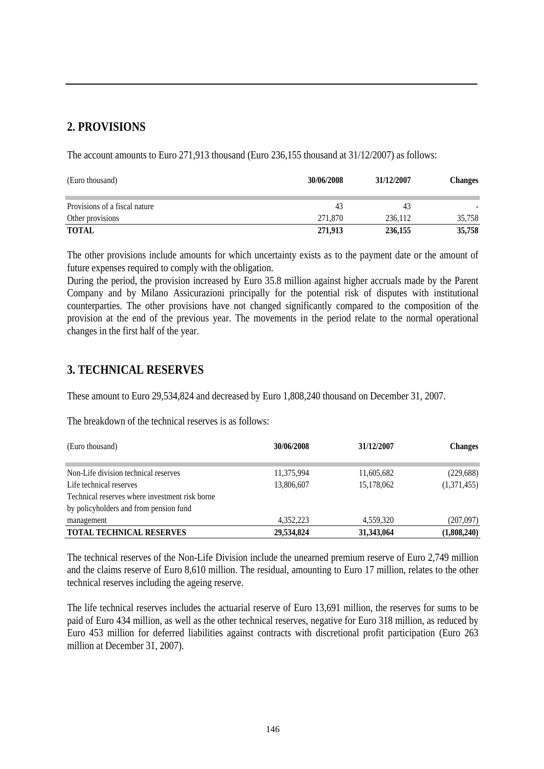## 2. PROVISIONS

The account amounts to Euro 271,913 thousand (Euro 236,155 thousand at 31/12/2007) as follows:

| (Euro thousand) | 30/06/2008 | 31/12/2007 | Changes |
|---|---|---|---|
| Provisions of a fiscal nature | 43 | 43 | - |
| Other provisions | 271,870 | 236,112 | 35,758 |
| **TOTAL** | **271,913** | **236,155** | **35,758** |

The other provisions include amounts for which uncertainty exists as to the payment date or the amount of future expenses required to comply with the obligation.

During the period, the provision increased by Euro 35.8 million against higher accruals made by the Parent Company and by Milano Assicurazioni principally for the potential risk of disputes with institutional counterparties. The other provisions have not changed significantly compared to the composition of the provision at the end of the previous year. The movements in the period relate to the normal operational changes in the first half of the year.

## 3. TECHNICAL RESERVES

These amount to Euro 29,534,824 and decreased by Euro 1,808,240 thousand on December 31, 2007.

The breakdown of the technical reserves is as follows:

| (Euro thousand) | 30/06/2008 | 31/12/2007 | Changes |
|---|---|---|---|
| Non-Life division technical reserves | 11,375,994 | 11,605,682 | (229,688) |
| Life technical reserves | 13,806,607 | 15,178,062 | (1,371,455) |
| Technical reserves where investment risk borne by policyholders and from pension fund management | 4,352,223 | 4,559,320 | (207,097) |
| **TOTAL TECHNICAL RESERVES** | **29,534,824** | **31,343,064** | **(1,808,240)** |

The technical reserves of the Non-Life Division include the unearned premium reserve of Euro 2,749 million and the claims reserve of Euro 8,610 million. The residual, amounting to Euro 17 million, relates to the other technical reserves including the ageing reserve.

The life technical reserves includes the actuarial reserve of Euro 13,691 million, the reserves for sums to be paid of Euro 434 million, as well as the other technical reserves, negative for Euro 318 million, as reduced by Euro 453 million for deferred liabilities against contracts with discretional profit participation (Euro 263 million at December 31, 2007).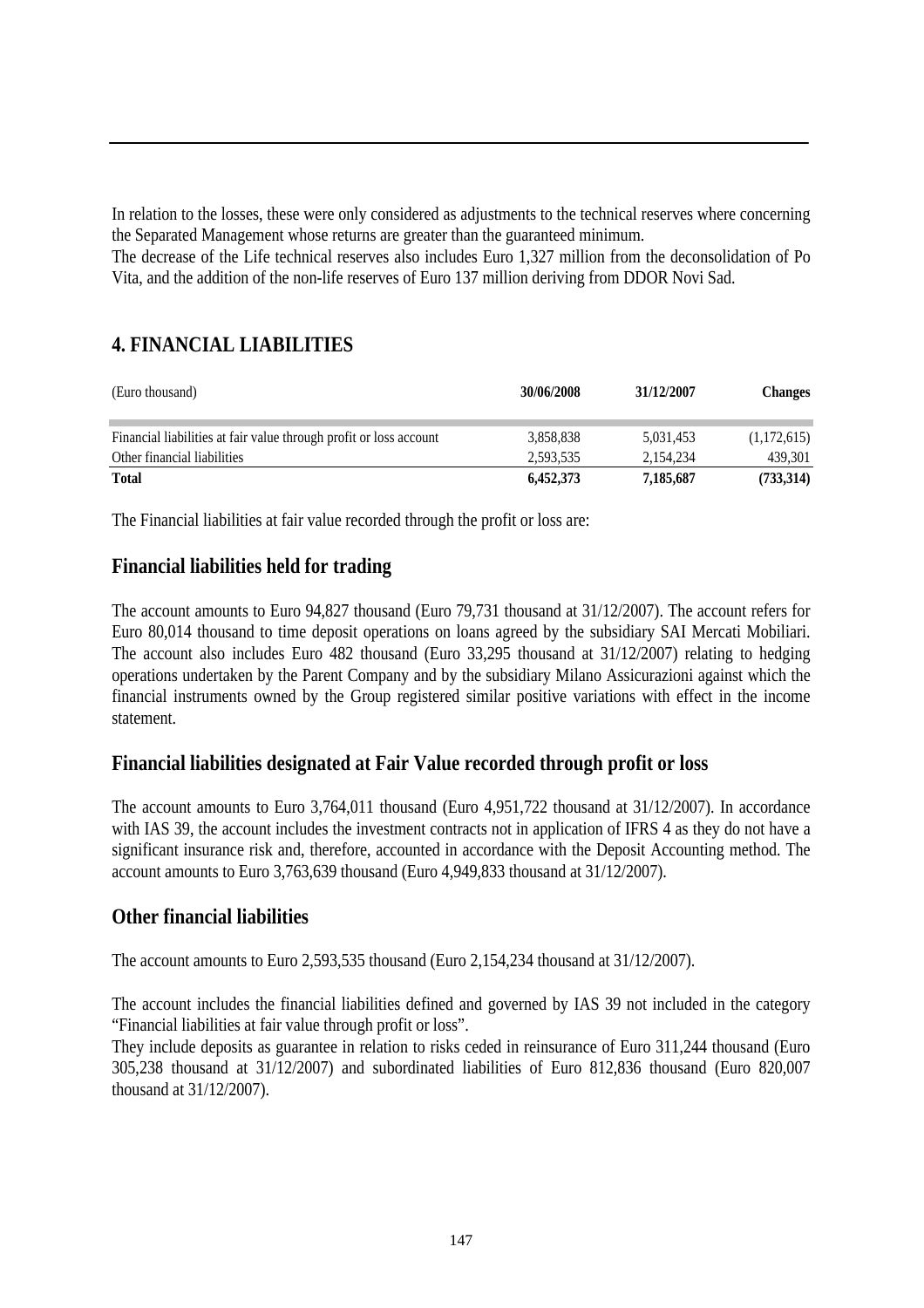In relation to the losses, these were only considered as adjustments to the technical reserves where concerning the Separated Management whose returns are greater than the guaranteed minimum.
The decrease of the Life technical reserves also includes Euro 1,327 million from the deconsolidation of Po Vita, and the addition of the non-life reserves of Euro 137 million deriving from DDOR Novi Sad.

## 4. FINANCIAL LIABILITIES

| (Euro thousand) | 30/06/2008 | 31/12/2007 | Changes |
|---|---|---|---|
| Financial liabilities at fair value through profit or loss account | 3,858,838 | 5,031,453 | (1,172,615) |
| Other financial liabilities | 2,593,535 | 2,154,234 | 439,301 |
| **Total** | **6,452,373** | **7,185,687** | **(733,314)** |

The Financial liabilities at fair value recorded through the profit or loss are:

### Financial liabilities held for trading

The account amounts to Euro 94,827 thousand (Euro 79,731 thousand at 31/12/2007). The account refers for Euro 80,014 thousand to time deposit operations on loans agreed by the subsidiary SAI Mercati Mobiliari. The account also includes Euro 482 thousand (Euro 33,295 thousand at 31/12/2007) relating to hedging operations undertaken by the Parent Company and by the subsidiary Milano Assicurazioni against which the financial instruments owned by the Group registered similar positive variations with effect in the income statement.

### Financial liabilities designated at Fair Value recorded through profit or loss

The account amounts to Euro 3,764,011 thousand (Euro 4,951,722 thousand at 31/12/2007). In accordance with IAS 39, the account includes the investment contracts not in application of IFRS 4 as they do not have a significant insurance risk and, therefore, accounted in accordance with the Deposit Accounting method. The account amounts to Euro 3,763,639 thousand (Euro 4,949,833 thousand at 31/12/2007).

### Other financial liabilities

The account amounts to Euro 2,593,535 thousand (Euro 2,154,234 thousand at 31/12/2007).

The account includes the financial liabilities defined and governed by IAS 39 not included in the category "Financial liabilities at fair value through profit or loss".
They include deposits as guarantee in relation to risks ceded in reinsurance of Euro 311,244 thousand (Euro 305,238 thousand at 31/12/2007) and subordinated liabilities of Euro 812,836 thousand (Euro 820,007 thousand at 31/12/2007).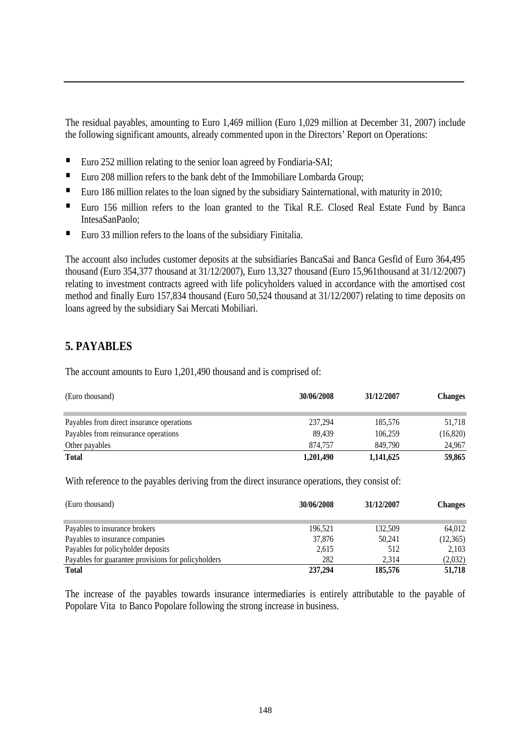The residual payables, amounting to Euro 1,469 million (Euro 1,029 million at December 31, 2007) include the following significant amounts, already commented upon in the Directors' Report on Operations:

- Euro 252 million relating to the senior loan agreed by Fondiaria-SAI;
- Euro 208 million refers to the bank debt of the Immobiliare Lombarda Group;
- Euro 186 million relates to the loan signed by the subsidiary Sainternational, with maturity in 2010;
- Euro 156 million refers to the loan granted to the Tikal R.E. Closed Real Estate Fund by Banca IntesaSanPaolo;
- Euro 33 million refers to the loans of the subsidiary Finitalia.

The account also includes customer deposits at the subsidiaries BancaSai and Banca Gesfid of Euro 364,495 thousand (Euro 354,377 thousand at 31/12/2007), Euro 13,327 thousand (Euro 15,961thousand at 31/12/2007) relating to investment contracts agreed with life policyholders valued in accordance with the amortised cost method and finally Euro 157,834 thousand (Euro 50,524 thousand at 31/12/2007) relating to time deposits on loans agreed by the subsidiary Sai Mercati Mobiliari.

## 5. PAYABLES

The account amounts to Euro 1,201,490 thousand and is comprised of:

| (Euro thousand) | 30/06/2008 | 31/12/2007 | Changes |
|---|---|---|---|
| Payables from direct insurance operations | 237,294 | 185,576 | 51,718 |
| Payables from reinsurance operations | 89,439 | 106,259 | (16,820) |
| Other payables | 874,757 | 849,790 | 24,967 |
| **Total** | **1,201,490** | **1,141,625** | **59,865** |

With reference to the payables deriving from the direct insurance operations, they consist of:

| (Euro thousand) | 30/06/2008 | 31/12/2007 | Changes |
|---|---|---|---|
| Payables to insurance brokers | 196,521 | 132,509 | 64,012 |
| Payables to insurance companies | 37,876 | 50,241 | (12,365) |
| Payables for policyholder deposits | 2,615 | 512 | 2,103 |
| Payables for guarantee provisions for policyholders | 282 | 2,314 | (2,032) |
| **Total** | **237,294** | **185,576** | **51,718** |

The increase of the payables towards insurance intermediaries is entirely attributable to the payable of Popolare Vita to Banco Popolare following the strong increase in business.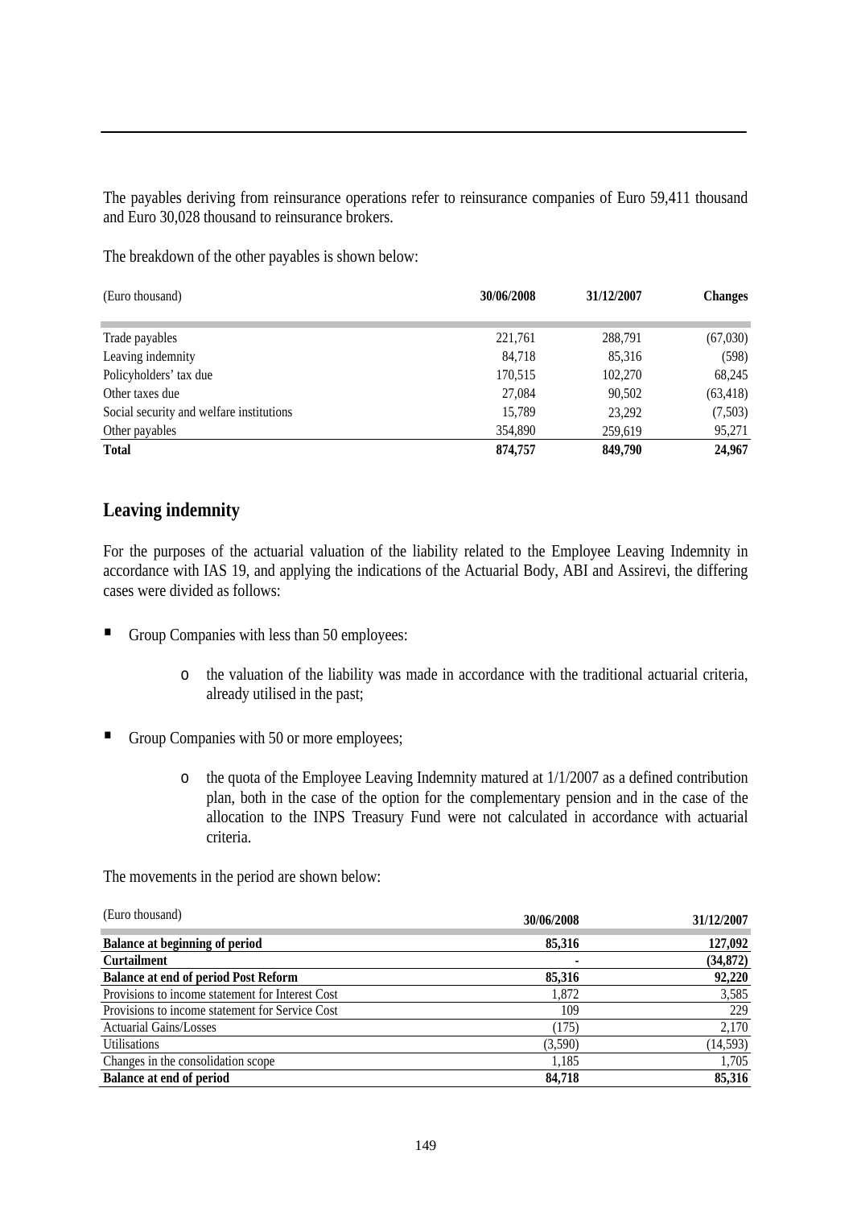The payables deriving from reinsurance operations refer to reinsurance companies of Euro 59,411 thousand and Euro 30,028 thousand to reinsurance brokers.

The breakdown of the other payables is shown below:

| (Euro thousand) | 30/06/2008 | 31/12/2007 | Changes |
|---|---|---|---|
| Trade payables | 221,761 | 288,791 | (67,030) |
| Leaving indemnity | 84,718 | 85,316 | (598) |
| Policyholders' tax due | 170,515 | 102,270 | 68,245 |
| Other taxes due | 27,084 | 90,502 | (63,418) |
| Social security and welfare institutions | 15,789 | 23,292 | (7,503) |
| Other payables | 354,890 | 259,619 | 95,271 |
| **Total** | **874,757** | **849,790** | **24,967** |

## Leaving indemnity

For the purposes of the actuarial valuation of the liability related to the Employee Leaving Indemnity in accordance with IAS 19, and applying the indications of the Actuarial Body, ABI and Assirevi, the differing cases were divided as follows:

- Group Companies with less than 50 employees:
  - the valuation of the liability was made in accordance with the traditional actuarial criteria, already utilised in the past;
- Group Companies with 50 or more employees;
  - the quota of the Employee Leaving Indemnity matured at 1/1/2007 as a defined contribution plan, both in the case of the option for the complementary pension and in the case of the allocation to the INPS Treasury Fund were not calculated in accordance with actuarial criteria.

The movements in the period are shown below:

| (Euro thousand) | 30/06/2008 | 31/12/2007 |
|---|---|---|
| **Balance at beginning of period** | **85,316** | **127,092** |
| **Curtailment** | **-** | **(34,872)** |
| **Balance at end of period Post Reform** | **85,316** | **92,220** |
| Provisions to income statement for Interest Cost | 1,872 | 3,585 |
| Provisions to income statement for Service Cost | 109 | 229 |
| Actuarial Gains/Losses | (175) | 2,170 |
| Utilisations | (3,590) | (14,593) |
| Changes in the consolidation scope | 1,185 | 1,705 |
| **Balance at end of period** | **84,718** | **85,316** |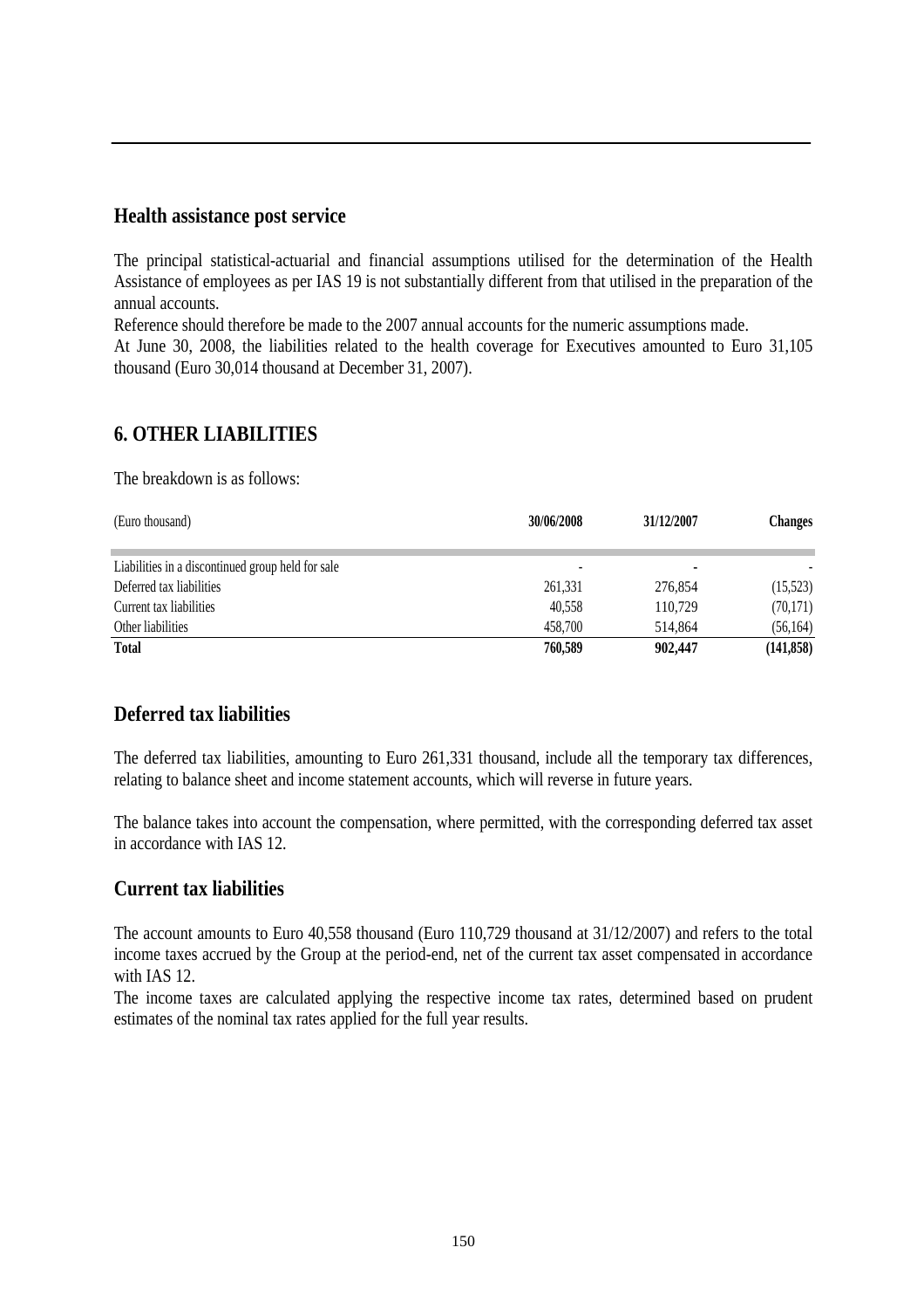## Health assistance post service

The principal statistical-actuarial and financial assumptions utilised for the determination of the Health Assistance of employees as per IAS 19 is not substantially different from that utilised in the preparation of the annual accounts.

Reference should therefore be made to the 2007 annual accounts for the numeric assumptions made.

At June 30, 2008, the liabilities related to the health coverage for Executives amounted to Euro 31,105 thousand (Euro 30,014 thousand at December 31, 2007).

# 6. OTHER LIABILITIES

The breakdown is as follows:

| (Euro thousand) | 30/06/2008 | 31/12/2007 | Changes |
|---|---|---|---|
| Liabilities in a discontinued group held for sale | - | - | - |
| Deferred tax liabilities | 261,331 | 276,854 | (15,523) |
| Current tax liabilities | 40,558 | 110,729 | (70,171) |
| Other liabilities | 458,700 | 514,864 | (56,164) |
| **Total** | **760,589** | **902,447** | **(141,858)** |

## Deferred tax liabilities

The deferred tax liabilities, amounting to Euro 261,331 thousand, include all the temporary tax differences, relating to balance sheet and income statement accounts, which will reverse in future years.

The balance takes into account the compensation, where permitted, with the corresponding deferred tax asset in accordance with IAS 12.

## Current tax liabilities

The account amounts to Euro 40,558 thousand (Euro 110,729 thousand at 31/12/2007) and refers to the total income taxes accrued by the Group at the period-end, net of the current tax asset compensated in accordance with IAS 12.

The income taxes are calculated applying the respective income tax rates, determined based on prudent estimates of the nominal tax rates applied for the full year results.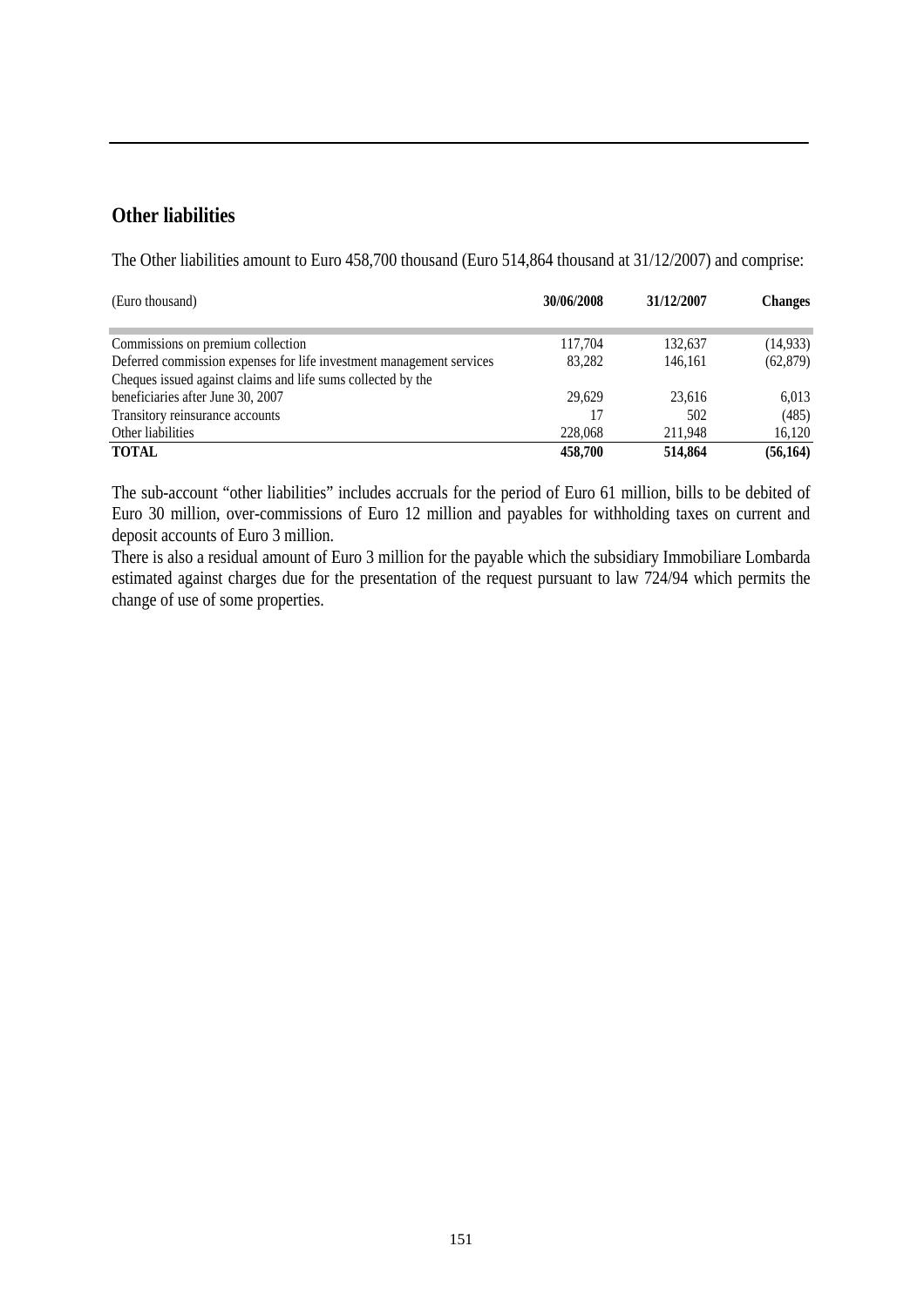## Other liabilities

The Other liabilities amount to Euro 458,700 thousand (Euro 514,864 thousand at 31/12/2007) and comprise:

| (Euro thousand) | 30/06/2008 | 31/12/2007 | Changes |
|---|---|---|---|
| Commissions on premium collection | 117,704 | 132,637 | (14,933) |
| Deferred commission expenses for life investment management services | 83,282 | 146,161 | (62,879) |
| Cheques issued against claims and life sums collected by the beneficiaries after June 30, 2007 | 29,629 | 23,616 | 6,013 |
| Transitory reinsurance accounts | 17 | 502 | (485) |
| Other liabilities | 228,068 | 211,948 | 16,120 |
| **TOTAL** | **458,700** | **514,864** | **(56,164)** |

The sub-account "other liabilities" includes accruals for the period of Euro 61 million, bills to be debited of Euro 30 million, over-commissions of Euro 12 million and payables for withholding taxes on current and deposit accounts of Euro 3 million.
There is also a residual amount of Euro 3 million for the payable which the subsidiary Immobiliare Lombarda estimated against charges due for the presentation of the request pursuant to law 724/94 which permits the change of use of some properties.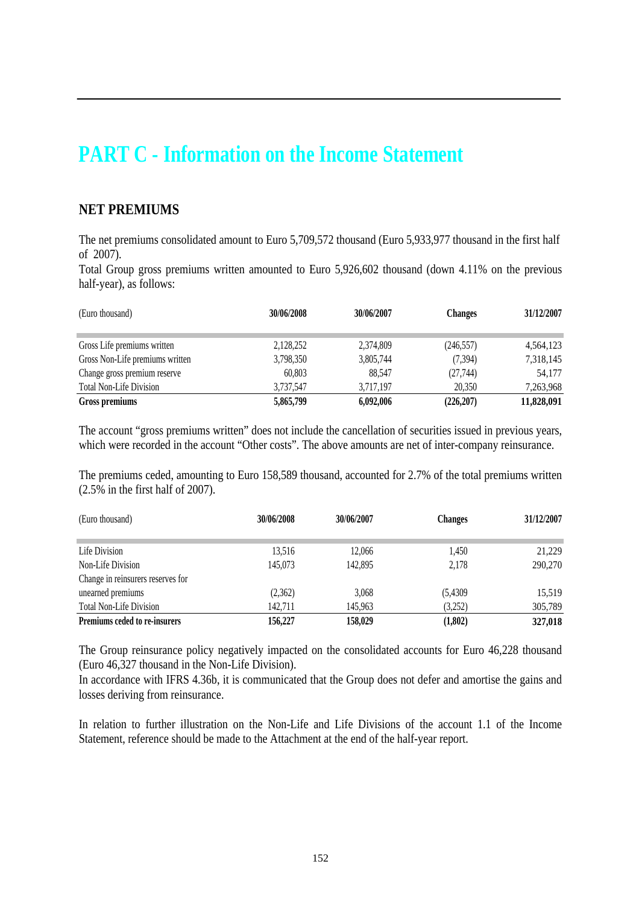# PART C - Information on the Income Statement

## NET PREMIUMS

The net premiums consolidated amount to Euro 5,709,572 thousand (Euro 5,933,977 thousand in the first half of 2007).

Total Group gross premiums written amounted to Euro 5,926,602 thousand (down 4.11% on the previous half-year), as follows:

| (Euro thousand) | 30/06/2008 | 30/06/2007 | Changes | 31/12/2007 |
|---|---|---|---|---|
| Gross Life premiums written | 2,128,252 | 2,374,809 | (246,557) | 4,564,123 |
| Gross Non-Life premiums written | 3,798,350 | 3,805,744 | (7,394) | 7,318,145 |
| Change gross premium reserve | 60,803 | 88,547 | (27,744) | 54,177 |
| Total Non-Life Division | 3,737,547 | 3,717,197 | 20,350 | 7,263,968 |
| **Gross premiums** | **5,865,799** | **6,092,006** | **(226,207)** | **11,828,091** |

The account "gross premiums written" does not include the cancellation of securities issued in previous years, which were recorded in the account "Other costs". The above amounts are net of inter-company reinsurance.

The premiums ceded, amounting to Euro 158,589 thousand, accounted for 2.7% of the total premiums written (2.5% in the first half of 2007).

| (Euro thousand) | 30/06/2008 | 30/06/2007 | Changes | 31/12/2007 |
|---|---|---|---|---|
| Life Division | 13,516 | 12,066 | 1,450 | 21,229 |
| Non-Life Division | 145,073 | 142,895 | 2,178 | 290,270 |
| Change in reinsurers reserves for unearned premiums | (2,362) | 3,068 | (5,4309 | 15,519 |
| Total Non-Life Division | 142,711 | 145,963 | (3,252) | 305,789 |
| **Premiums ceded to re-insurers** | **156,227** | **158,029** | **(1,802)** | **327,018** |

The Group reinsurance policy negatively impacted on the consolidated accounts for Euro 46,228 thousand (Euro 46,327 thousand in the Non-Life Division).

In accordance with IFRS 4.36b, it is communicated that the Group does not defer and amortise the gains and losses deriving from reinsurance.

In relation to further illustration on the Non-Life and Life Divisions of the account 1.1 of the Income Statement, reference should be made to the Attachment at the end of the half-year report.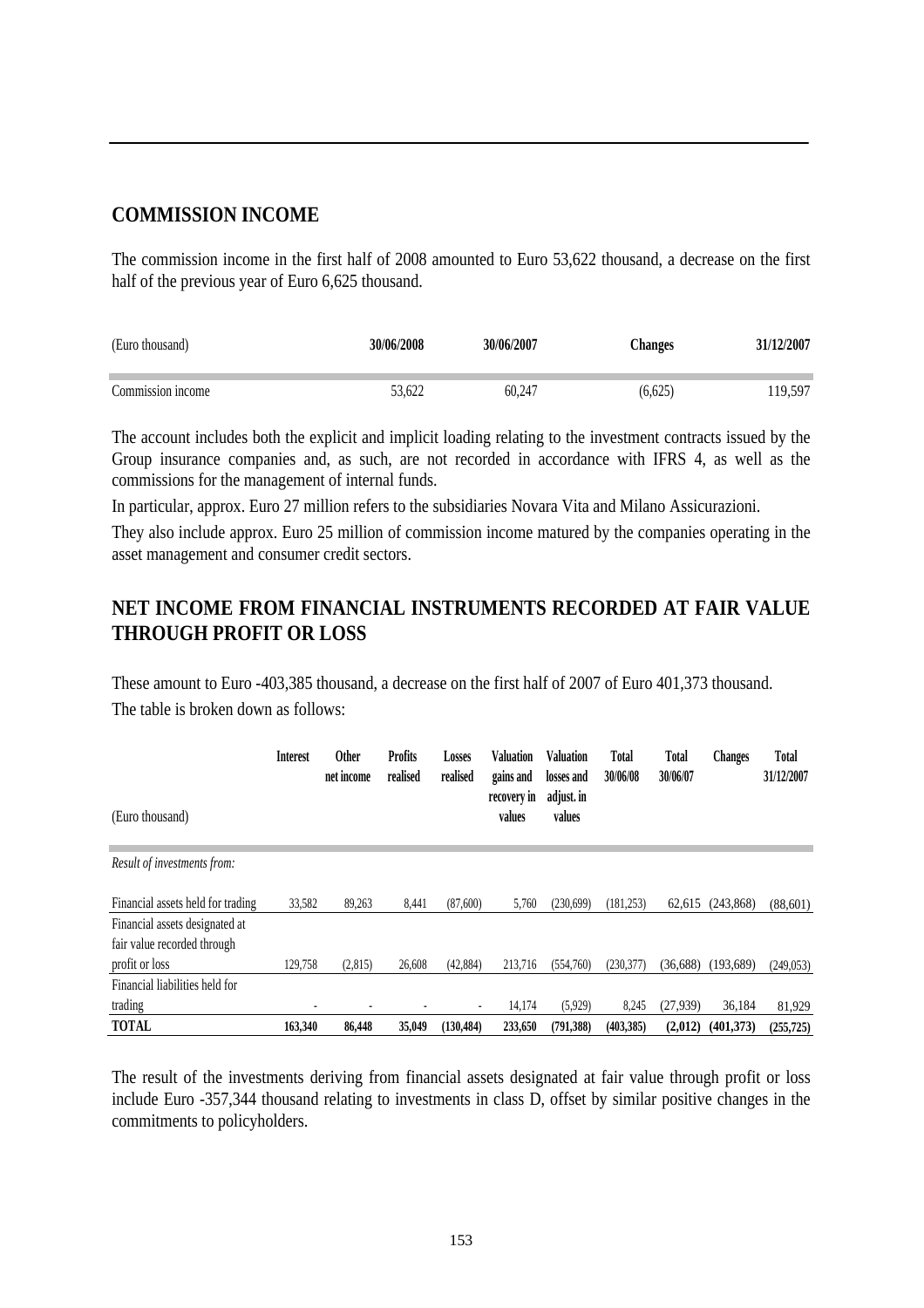## COMMISSION INCOME

The commission income in the first half of 2008 amounted to Euro 53,622 thousand, a decrease on the first half of the previous year of Euro 6,625 thousand.

| (Euro thousand) | 30/06/2008 | 30/06/2007 | Changes | 31/12/2007 |
|---|---|---|---|---|
| Commission income | 53,622 | 60,247 | (6,625) | 119,597 |

The account includes both the explicit and implicit loading relating to the investment contracts issued by the Group insurance companies and, as such, are not recorded in accordance with IFRS 4, as well as the commissions for the management of internal funds.

In particular, approx. Euro 27 million refers to the subsidiaries Novara Vita and Milano Assicurazioni.

They also include approx. Euro 25 million of commission income matured by the companies operating in the asset management and consumer credit sectors.

## NET INCOME FROM FINANCIAL INSTRUMENTS RECORDED AT FAIR VALUE THROUGH PROFIT OR LOSS

These amount to Euro -403,385 thousand, a decrease on the first half of 2007 of Euro 401,373 thousand.

The table is broken down as follows:

| (Euro thousand) | Interest | Other net income | Profits realised | Losses realised | Valuation gains and recovery in values | Valuation losses and adjust. in values | Total 30/06/08 | Total 30/06/07 | Changes | Total 31/12/2007 |
|---|---|---|---|---|---|---|---|---|---|---|
| *Result of investments from:* | | | | | | | | | | |
| Financial assets held for trading | 33,582 | 89,263 | 8,441 | (87,600) | 5,760 | (230,699) | (181,253) | 62,615 | (243,868) | (88,601) |
| Financial assets designated at fair value recorded through profit or loss | 129,758 | (2,815) | 26,608 | (42,884) | 213,716 | (554,760) | (230,377) | (36,688) | (193,689) | (249,053) |
| Financial liabilities held for trading | - | - | - | - | 14,174 | (5,929) | 8,245 | (27,939) | 36,184 | 81,929 |
| **TOTAL** | **163,340** | **86,448** | **35,049** | **(130,484)** | **233,650** | **(791,388)** | **(403,385)** | **(2,012)** | **(401,373)** | **(255,725)** |

The result of the investments deriving from financial assets designated at fair value through profit or loss include Euro -357,344 thousand relating to investments in class D, offset by similar positive changes in the commitments to policyholders.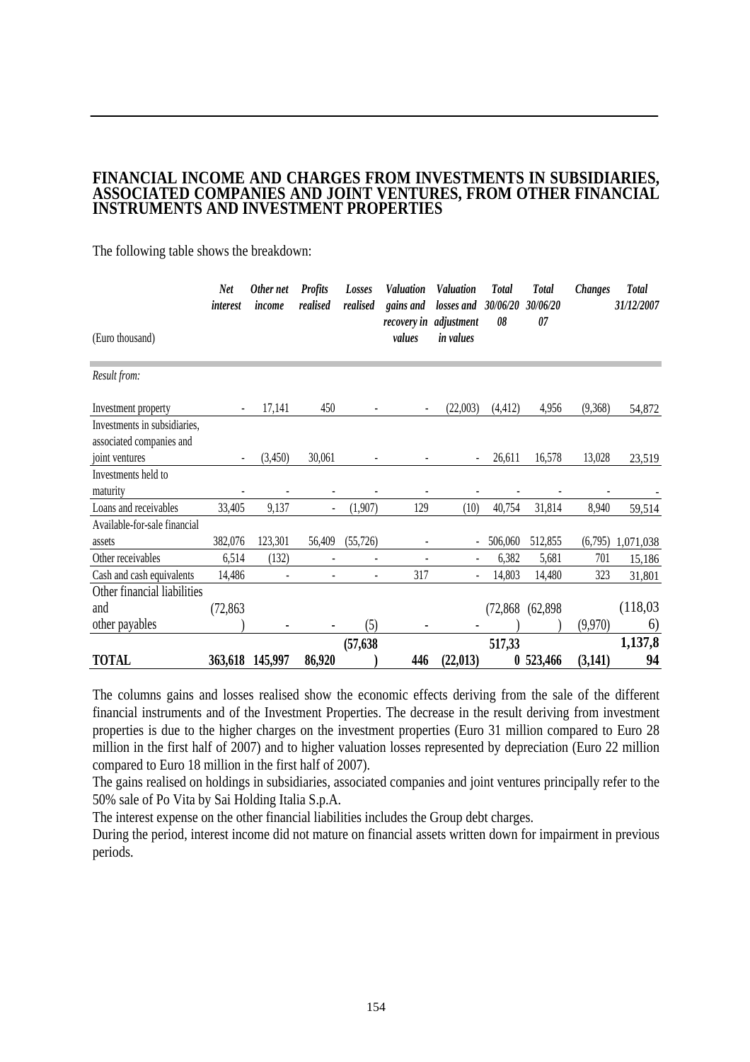## FINANCIAL INCOME AND CHARGES FROM INVESTMENTS IN SUBSIDIARIES, ASSOCIATED COMPANIES AND JOINT VENTURES, FROM OTHER FINANCIAL INSTRUMENTS AND INVESTMENT PROPERTIES

The following table shows the breakdown:

| (Euro thousand) | *Net interest* | *Other net income* | *Profits realised* | *Losses realised* | *Valuation gains and recovery in values* | *Valuation losses and adjustment in values* | *Total 30/06/2008* | *Total 30/06/2007* | *Changes* | *Total 31/12/2007* |
|---|---|---|---|---|---|---|---|---|---|---|
| *Result from:* | | | | | | | | | | |
| Investment property | - | 17,141 | 450 | - | - | (22,003) | (4,412) | 4,956 | (9,368) | 54,872 |
| Investments in subsidiaries, associated companies and joint ventures | - | (3,450) | 30,061 | - | - | - | 26,611 | 16,578 | 13,028 | 23,519 |
| Investments held to maturity | - | - | - | - | - | - | - | - | - | - |
| Loans and receivables | 33,405 | 9,137 | - | (1,907) | 129 | (10) | 40,754 | 31,814 | 8,940 | 59,514 |
| Available-for-sale financial assets | 382,076 | 123,301 | 56,409 | (55,726) | - | - | 506,060 | 512,855 | (6,795) | 1,071,038 |
| Other receivables | 6,514 | (132) | - | - | - | - | 6,382 | 5,681 | 701 | 15,186 |
| Cash and cash equivalents | 14,486 | - | - | - | 317 | - | 14,803 | 14,480 | 323 | 31,801 |
| Other financial liabilities and other payables | (72,863) | - | - | (5) | - | - | (72,868) | (62,898) | (9,970) | (118,036) |
| **TOTAL** | **363,618** | **145,997** | **86,920** | **(57,638)** | **446** | **(22,013)** | **517,330** | **523,466** | **(3,141)** | **1,137,894** |

The columns gains and losses realised show the economic effects deriving from the sale of the different financial instruments and of the Investment Properties. The decrease in the result deriving from investment properties is due to the higher charges on the investment properties (Euro 31 million compared to Euro 28 million in the first half of 2007) and to higher valuation losses represented by depreciation (Euro 22 million compared to Euro 18 million in the first half of 2007).

The gains realised on holdings in subsidiaries, associated companies and joint ventures principally refer to the 50% sale of Po Vita by Sai Holding Italia S.p.A.

The interest expense on the other financial liabilities includes the Group debt charges.

During the period, interest income did not mature on financial assets written down for impairment in previous periods.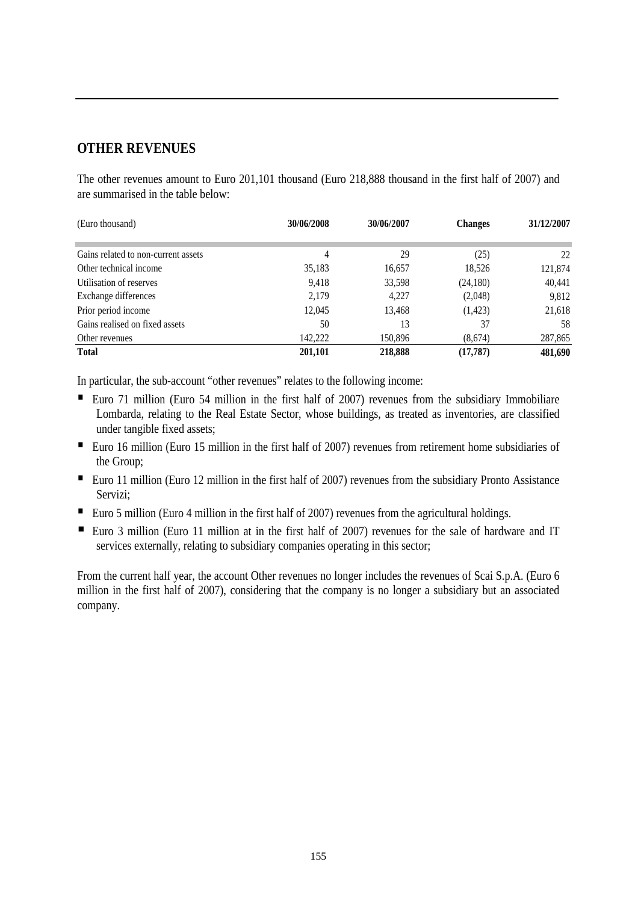## OTHER REVENUES

The other revenues amount to Euro 201,101 thousand (Euro 218,888 thousand in the first half of 2007) and are summarised in the table below:

| (Euro thousand) | 30/06/2008 | 30/06/2007 | Changes | 31/12/2007 |
|---|---|---|---|---|
| Gains related to non-current assets | 4 | 29 | (25) | 22 |
| Other technical income | 35,183 | 16,657 | 18,526 | 121,874 |
| Utilisation of reserves | 9,418 | 33,598 | (24,180) | 40,441 |
| Exchange differences | 2,179 | 4,227 | (2,048) | 9,812 |
| Prior period income | 12,045 | 13,468 | (1,423) | 21,618 |
| Gains realised on fixed assets | 50 | 13 | 37 | 58 |
| Other revenues | 142,222 | 150,896 | (8,674) | 287,865 |
| **Total** | **201,101** | **218,888** | **(17,787)** | **481,690** |

In particular, the sub-account "other revenues" relates to the following income:

- Euro 71 million (Euro 54 million in the first half of 2007) revenues from the subsidiary Immobiliare Lombarda, relating to the Real Estate Sector, whose buildings, as treated as inventories, are classified under tangible fixed assets;
- Euro 16 million (Euro 15 million in the first half of 2007) revenues from retirement home subsidiaries of the Group;
- Euro 11 million (Euro 12 million in the first half of 2007) revenues from the subsidiary Pronto Assistance Servizi;
- Euro 5 million (Euro 4 million in the first half of 2007) revenues from the agricultural holdings.
- Euro 3 million (Euro 11 million at in the first half of 2007) revenues for the sale of hardware and IT services externally, relating to subsidiary companies operating in this sector;

From the current half year, the account Other revenues no longer includes the revenues of Scai S.p.A. (Euro 6 million in the first half of 2007), considering that the company is no longer a subsidiary but an associated company.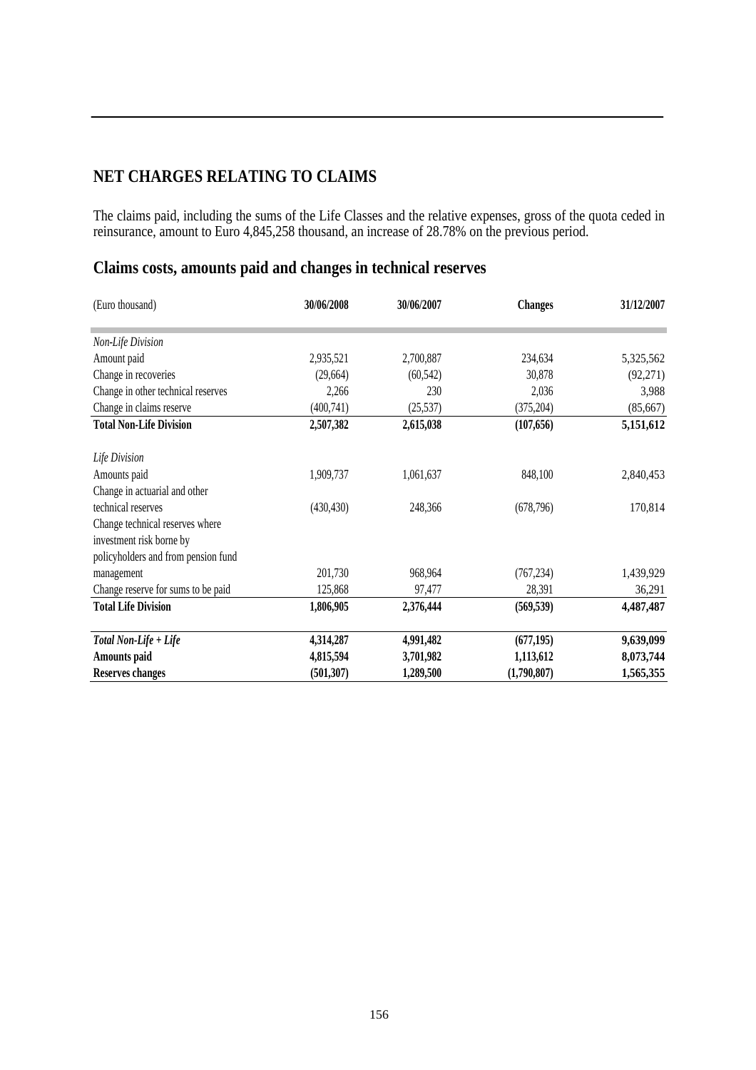## NET CHARGES RELATING TO CLAIMS

The claims paid, including the sums of the Life Classes and the relative expenses, gross of the quota ceded in reinsurance, amount to Euro 4,845,258 thousand, an increase of 28.78% on the previous period.

## Claims costs, amounts paid and changes in technical reserves

| (Euro thousand) | **30/06/2008** | **30/06/2007** | **Changes** | **31/12/2007** |
|---|---|---|---|---|
| *Non-Life Division* | | | | |
| Amount paid | 2,935,521 | 2,700,887 | 234,634 | 5,325,562 |
| Change in recoveries | (29,664) | (60,542) | 30,878 | (92,271) |
| Change in other technical reserves | 2,266 | 230 | 2,036 | 3,988 |
| Change in claims reserve | (400,741) | (25,537) | (375,204) | (85,667) |
| **Total Non-Life Division** | **2,507,382** | **2,615,038** | **(107,656)** | **5,151,612** |
| *Life Division* | | | | |
| Amounts paid | 1,909,737 | 1,061,637 | 848,100 | 2,840,453 |
| Change in actuarial and other technical reserves | (430,430) | 248,366 | (678,796) | 170,814 |
| Change technical reserves where investment risk borne by policyholders and from pension fund management | 201,730 | 968,964 | (767,234) | 1,439,929 |
| Change reserve for sums to be paid | 125,868 | 97,477 | 28,391 | 36,291 |
| **Total Life Division** | **1,806,905** | **2,376,444** | **(569,539)** | **4,487,487** |
| ***Total Non-Life + Life*** | **4,314,287** | **4,991,482** | **(677,195)** | **9,639,099** |
| **Amounts paid** | **4,815,594** | **3,701,982** | **1,113,612** | **8,073,744** |
| **Reserves changes** | **(501,307)** | **1,289,500** | **(1,790,807)** | **1,565,355** |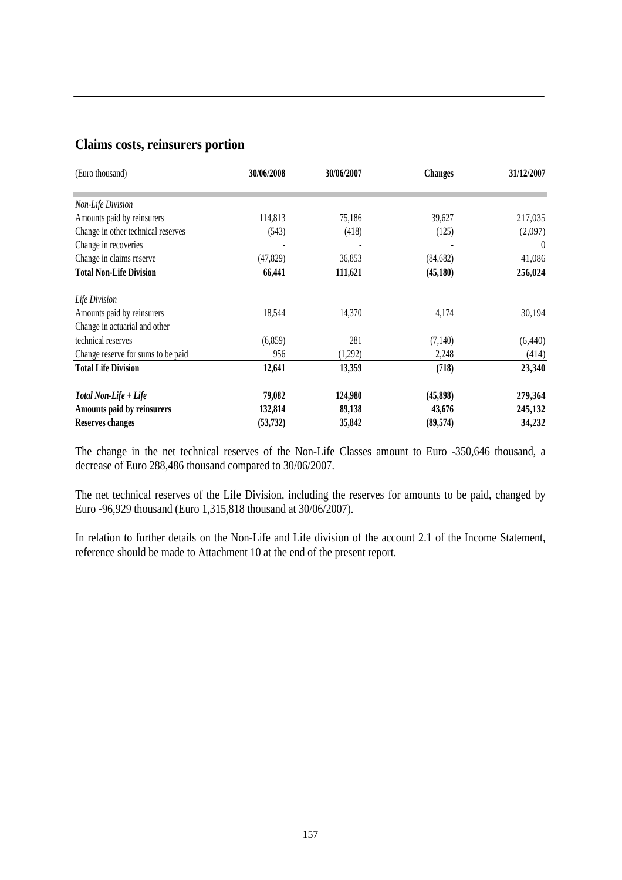## Claims costs, reinsurers portion

| (Euro thousand) | 30/06/2008 | 30/06/2007 | Changes | 31/12/2007 |
|---|---|---|---|---|
| *Non-Life Division* | | | | |
| Amounts paid by reinsurers | 114,813 | 75,186 | 39,627 | 217,035 |
| Change in other technical reserves | (543) | (418) | (125) | (2,097) |
| Change in recoveries | - | - | - | 0 |
| Change in claims reserve | (47,829) | 36,853 | (84,682) | 41,086 |
| **Total Non-Life Division** | **66,441** | **111,621** | **(45,180)** | **256,024** |
| *Life Division* | | | | |
| Amounts paid by reinsurers | 18,544 | 14,370 | 4,174 | 30,194 |
| Change in actuarial and other technical reserves | (6,859) | 281 | (7,140) | (6,440) |
| Change reserve for sums to be paid | 956 | (1,292) | 2,248 | (414) |
| **Total Life Division** | **12,641** | **13,359** | **(718)** | **23,340** |
| ***Total Non-Life + Life*** | **79,082** | **124,980** | **(45,898)** | **279,364** |
| **Amounts paid by reinsurers** | **132,814** | **89,138** | **43,676** | **245,132** |
| **Reserves changes** | **(53,732)** | **35,842** | **(89,574)** | **34,232** |

The change in the net technical reserves of the Non-Life Classes amount to Euro -350,646 thousand, a decrease of Euro 288,486 thousand compared to 30/06/2007.

The net technical reserves of the Life Division, including the reserves for amounts to be paid, changed by Euro -96,929 thousand (Euro 1,315,818 thousand at 30/06/2007).

In relation to further details on the Non-Life and Life division of the account 2.1 of the Income Statement, reference should be made to Attachment 10 at the end of the present report.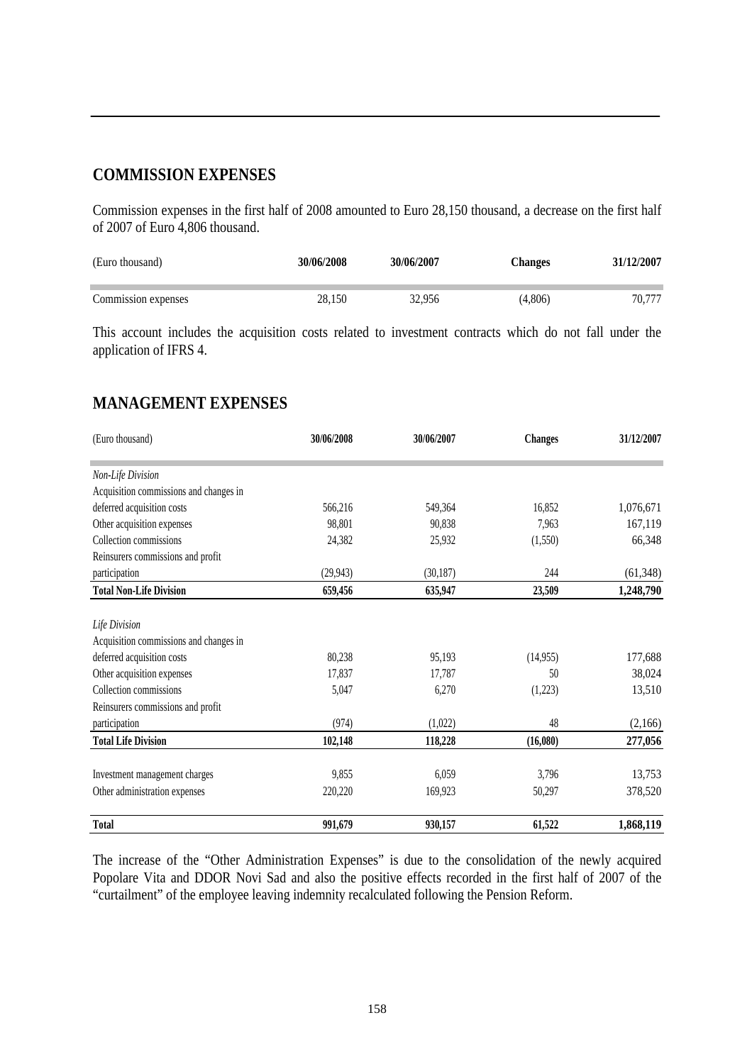## COMMISSION EXPENSES

Commission expenses in the first half of 2008 amounted to Euro 28,150 thousand, a decrease on the first half of 2007 of Euro 4,806 thousand.

| (Euro thousand) | 30/06/2008 | 30/06/2007 | Changes | 31/12/2007 |
|---|---|---|---|---|
| Commission expenses | 28,150 | 32,956 | (4,806) | 70,777 |

This account includes the acquisition costs related to investment contracts which do not fall under the application of IFRS 4.

## MANAGEMENT EXPENSES

| (Euro thousand) | 30/06/2008 | 30/06/2007 | Changes | 31/12/2007 |
|---|---|---|---|---|
| *Non-Life Division* | | | | |
| Acquisition commissions and changes in deferred acquisition costs | 566,216 | 549,364 | 16,852 | 1,076,671 |
| Other acquisition expenses | 98,801 | 90,838 | 7,963 | 167,119 |
| Collection commissions | 24,382 | 25,932 | (1,550) | 66,348 |
| Reinsurers commissions and profit participation | (29,943) | (30,187) | 244 | (61,348) |
| **Total Non-Life Division** | **659,456** | **635,947** | **23,509** | **1,248,790** |
| *Life Division* | | | | |
| Acquisition commissions and changes in deferred acquisition costs | 80,238 | 95,193 | (14,955) | 177,688 |
| Other acquisition expenses | 17,837 | 17,787 | 50 | 38,024 |
| Collection commissions | 5,047 | 6,270 | (1,223) | 13,510 |
| Reinsurers commissions and profit participation | (974) | (1,022) | 48 | (2,166) |
| **Total Life Division** | **102,148** | **118,228** | **(16,080)** | **277,056** |
| Investment management charges | 9,855 | 6,059 | 3,796 | 13,753 |
| Other administration expenses | 220,220 | 169,923 | 50,297 | 378,520 |
| **Total** | **991,679** | **930,157** | **61,522** | **1,868,119** |

The increase of the "Other Administration Expenses" is due to the consolidation of the newly acquired Popolare Vita and DDOR Novi Sad and also the positive effects recorded in the first half of 2007 of the "curtailment" of the employee leaving indemnity recalculated following the Pension Reform.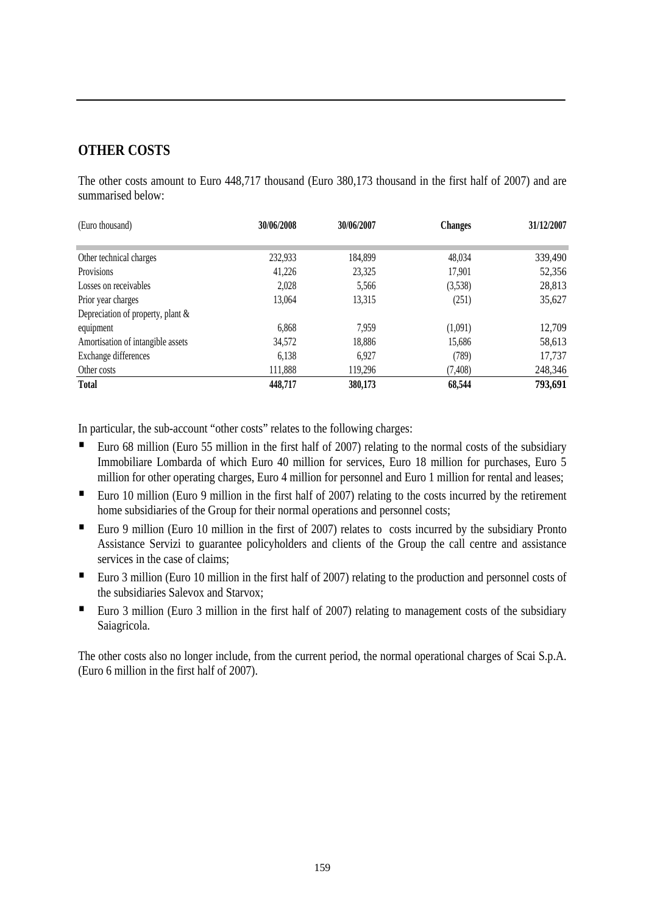## OTHER COSTS

The other costs amount to Euro 448,717 thousand (Euro 380,173 thousand in the first half of 2007) and are summarised below:

| (Euro thousand) | 30/06/2008 | 30/06/2007 | Changes | 31/12/2007 |
|---|---|---|---|---|
| Other technical charges | 232,933 | 184,899 | 48,034 | 339,490 |
| Provisions | 41,226 | 23,325 | 17,901 | 52,356 |
| Losses on receivables | 2,028 | 5,566 | (3,538) | 28,813 |
| Prior year charges | 13,064 | 13,315 | (251) | 35,627 |
| Depreciation of property, plant & equipment | 6,868 | 7,959 | (1,091) | 12,709 |
| Amortisation of intangible assets | 34,572 | 18,886 | 15,686 | 58,613 |
| Exchange differences | 6,138 | 6,927 | (789) | 17,737 |
| Other costs | 111,888 | 119,296 | (7,408) | 248,346 |
| **Total** | **448,717** | **380,173** | **68,544** | **793,691** |

In particular, the sub-account "other costs" relates to the following charges:

- Euro 68 million (Euro 55 million in the first half of 2007) relating to the normal costs of the subsidiary Immobiliare Lombarda of which Euro 40 million for services, Euro 18 million for purchases, Euro 5 million for other operating charges, Euro 4 million for personnel and Euro 1 million for rental and leases;
- Euro 10 million (Euro 9 million in the first half of 2007) relating to the costs incurred by the retirement home subsidiaries of the Group for their normal operations and personnel costs;
- Euro 9 million (Euro 10 million in the first of 2007) relates to costs incurred by the subsidiary Pronto Assistance Servizi to guarantee policyholders and clients of the Group the call centre and assistance services in the case of claims;
- Euro 3 million (Euro 10 million in the first half of 2007) relating to the production and personnel costs of the subsidiaries Salevox and Starvox;
- Euro 3 million (Euro 3 million in the first half of 2007) relating to management costs of the subsidiary Saiagricola.

The other costs also no longer include, from the current period, the normal operational charges of Scai S.p.A. (Euro 6 million in the first half of 2007).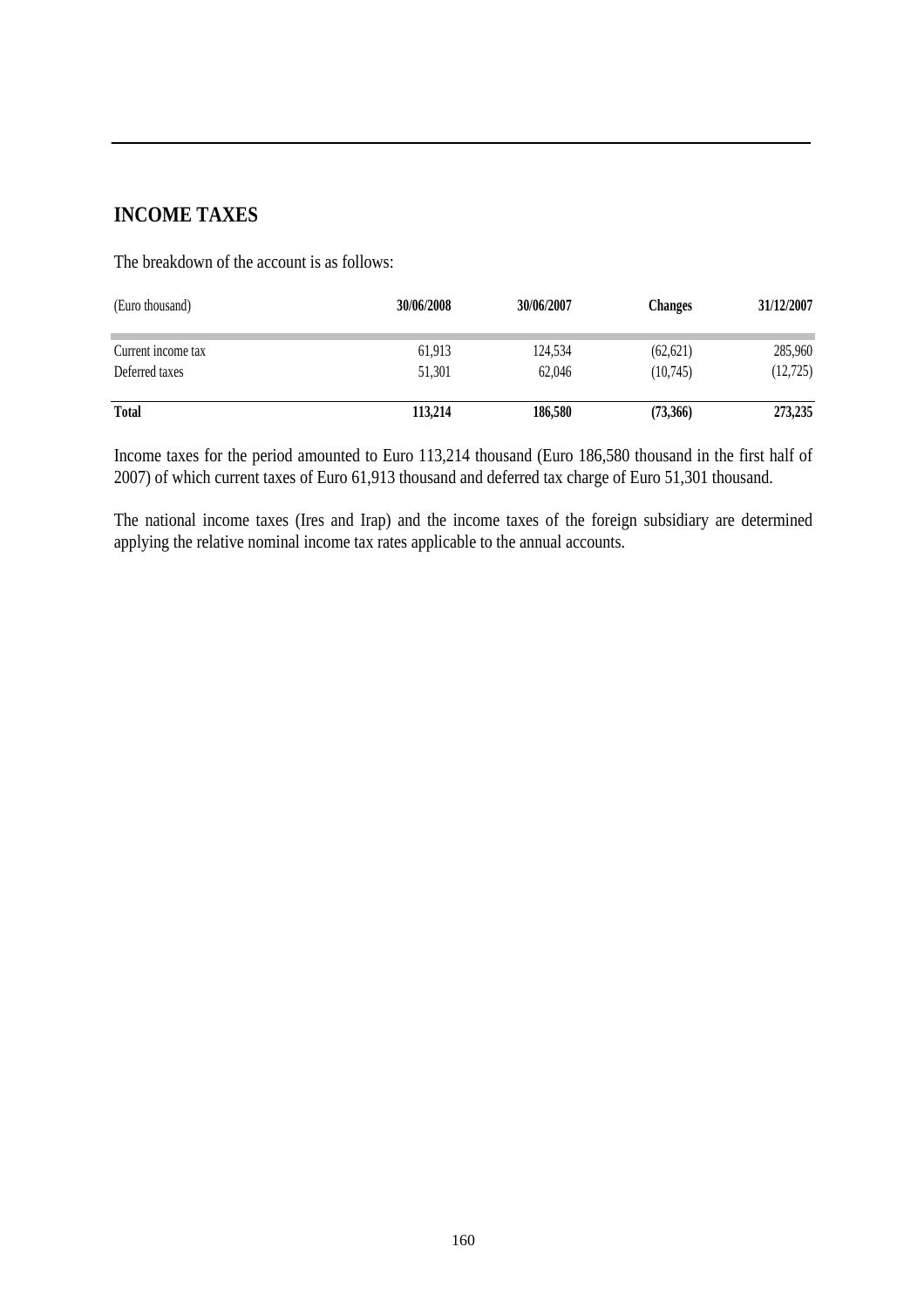## INCOME TAXES

The breakdown of the account is as follows:

| (Euro thousand) | 30/06/2008 | 30/06/2007 | Changes | 31/12/2007 |
|---|---|---|---|---|
| Current income tax | 61,913 | 124,534 | (62,621) | 285,960 |
| Deferred taxes | 51,301 | 62,046 | (10,745) | (12,725) |
| **Total** | **113,214** | **186,580** | **(73,366)** | **273,235** |

Income taxes for the period amounted to Euro 113,214 thousand (Euro 186,580 thousand in the first half of 2007) of which current taxes of Euro 61,913 thousand and deferred tax charge of Euro 51,301 thousand.

The national income taxes (Ires and Irap) and the income taxes of the foreign subsidiary are determined applying the relative nominal income tax rates applicable to the annual accounts.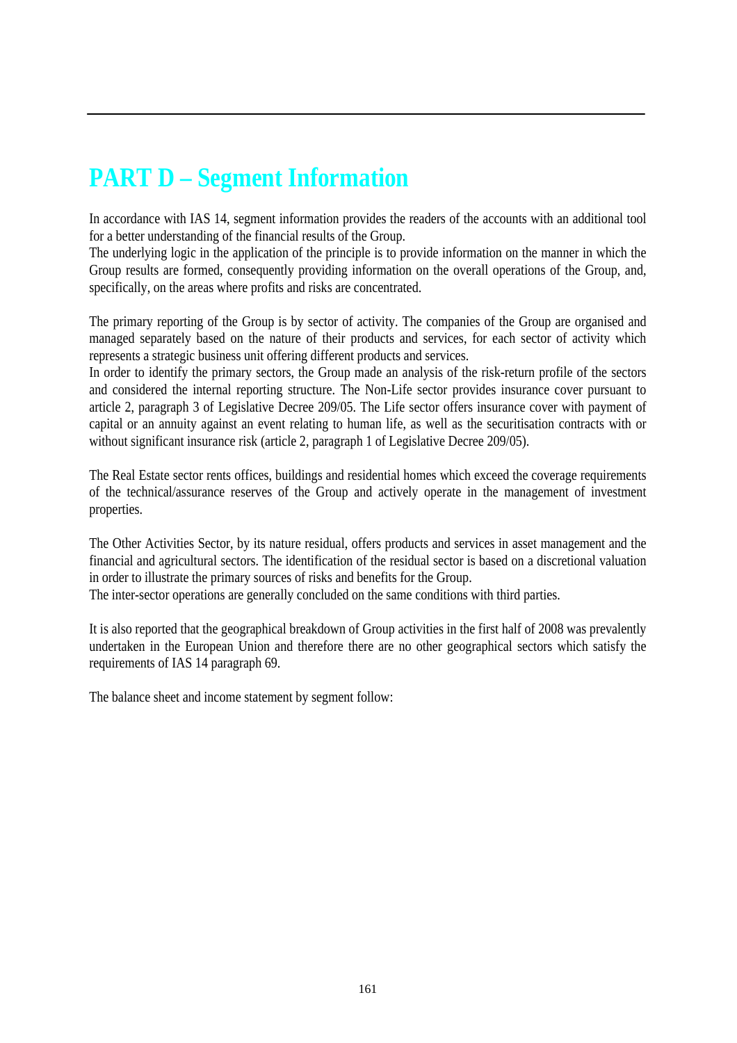# PART D – Segment Information

In accordance with IAS 14, segment information provides the readers of the accounts with an additional tool for a better understanding of the financial results of the Group.
The underlying logic in the application of the principle is to provide information on the manner in which the Group results are formed, consequently providing information on the overall operations of the Group, and, specifically, on the areas where profits and risks are concentrated.

The primary reporting of the Group is by sector of activity. The companies of the Group are organised and managed separately based on the nature of their products and services, for each sector of activity which represents a strategic business unit offering different products and services.
In order to identify the primary sectors, the Group made an analysis of the risk-return profile of the sectors and considered the internal reporting structure. The Non-Life sector provides insurance cover pursuant to article 2, paragraph 3 of Legislative Decree 209/05. The Life sector offers insurance cover with payment of capital or an annuity against an event relating to human life, as well as the securitisation contracts with or without significant insurance risk (article 2, paragraph 1 of Legislative Decree 209/05).

The Real Estate sector rents offices, buildings and residential homes which exceed the coverage requirements of the technical/assurance reserves of the Group and actively operate in the management of investment properties.

The Other Activities Sector, by its nature residual, offers products and services in asset management and the financial and agricultural sectors. The identification of the residual sector is based on a discretional valuation in order to illustrate the primary sources of risks and benefits for the Group.
The inter-sector operations are generally concluded on the same conditions with third parties.

It is also reported that the geographical breakdown of Group activities in the first half of 2008 was prevalently undertaken in the European Union and therefore there are no other geographical sectors which satisfy the requirements of IAS 14 paragraph 69.

The balance sheet and income statement by segment follow: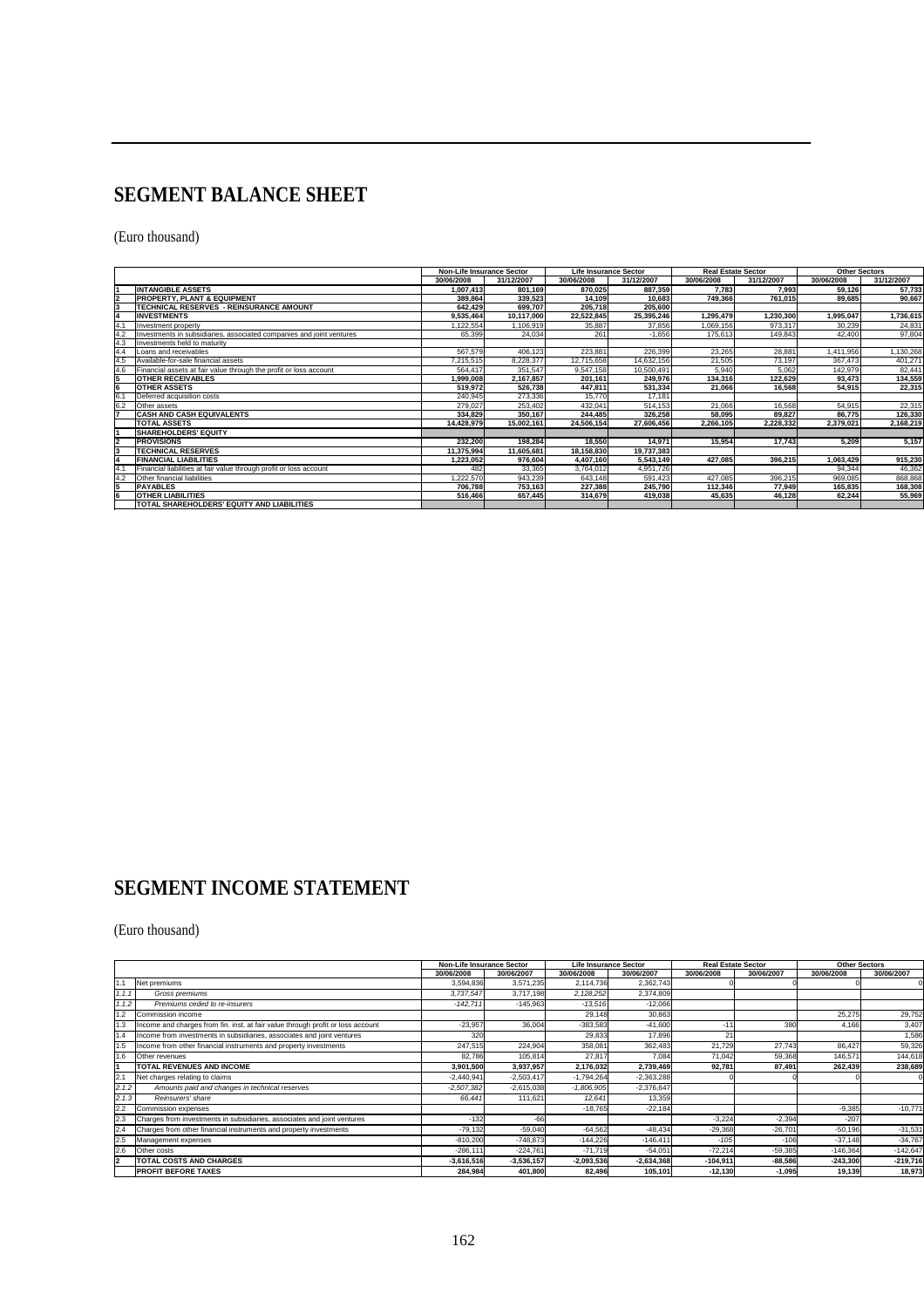# SEGMENT BALANCE SHEET

(Euro thousand)

| | | Non-Life Insurance Sector | | Life Insurance Sector | | Real Estate Sector | | Other Sectors | |
|---|---|---|---|---|---|---|---|---|---|
| | | 30/06/2008 | 31/12/2007 | 30/06/2008 | 31/12/2007 | 30/06/2008 | 31/12/2007 | 30/06/2008 | 31/12/2007 |
| 1 | **INTANGIBLE ASSETS** | **1,007,413** | **801,169** | **870,025** | **887,359** | **7,783** | **7,993** | **59,126** | **57,733** |
| 2 | **PROPERTY, PLANT & EQUIPMENT** | **389,864** | **339,523** | **14,109** | **10,683** | **749,366** | **761,015** | **89,685** | **90,667** |
| 3 | **TECHNICAL RESERVES - REINSURANCE AMOUNT** | **642,429** | **699,707** | **205,718** | **205,600** | | | | |
| 4 | **INVESTMENTS** | **9,535,464** | **10,117,000** | **22,522,845** | **25,395,246** | **1,295,479** | **1,230,300** | **1,995,047** | **1,736,615** |
| 4.1 | Investment property | 1,122,554 | 1,106,919 | 35,887 | 37,856 | 1,069,156 | 973,317 | 30,239 | 24,831 |
| 4.2 | Investments in subsidiaries, associated companies and joint ventures | 65,399 | 24,034 | 261 | -1,656 | 175,613 | 149,843 | 42,400 | 97,804 |
| 4.3 | Investments held to maturity | | | | | | | | |
| 4.4 | Loans and receivables | 567,579 | 406,123 | 223,881 | 226,399 | 23,265 | 28,881 | 1,411,956 | 1,130,268 |
| 4.5 | Available-for-sale financial assets | 7,215,515 | 8,228,377 | 12,715,658 | 14,632,156 | 21,505 | 73,197 | 367,473 | 401,271 |
| 4.6 | Financial assets at fair value through the profit or loss account | 564,417 | 351,547 | 9,547,158 | 10,500,491 | 5,940 | 5,062 | 142,979 | 82,441 |
| 5 | **OTHER RECEIVABLES** | **1,999,008** | **2,167,857** | **201,161** | **249,976** | **134,316** | **122,629** | **93,473** | **134,559** |
| 6 | **OTHER ASSETS** | **519,972** | **526,738** | **447,811** | **531,334** | **21,066** | **16,568** | **54,915** | **22,315** |
| 6.1 | Deferred acquisition costs | 240,945 | 273,336 | 15,770 | 17,181 | | | | |
| 6.2 | Other assets | 279,027 | 253,402 | 432,041 | 514,153 | 21,066 | 16,568 | 54,915 | 22,315 |
| 7 | **CASH AND CASH EQUIVALENTS** | **334,829** | **350,167** | **244,485** | **326,258** | **58,095** | **89,827** | **86,775** | **126,330** |
| | **TOTAL ASSETS** | **14,428,979** | **15,002,161** | **24,506,154** | **27,606,456** | **2,266,105** | **2,228,332** | **2,379,021** | **2,168,219** |
| 1 | **SHAREHOLDERS' EQUITY** | | | | | | | | |
| 2 | **PROVISIONS** | **232,200** | **198,284** | **18,550** | **14,971** | **15,954** | **17,743** | **5,209** | **5,157** |
| 3 | **TECHNICAL RESERVES** | **11,375,994** | **11,605,681** | **18,158,830** | **19,737,383** | | | | |
| 4 | **FINANCIAL LIABILITIES** | **1,223,052** | **976,604** | **4,407,160** | **5,543,149** | **427,085** | **396,215** | **1,063,429** | **915,230** |
| 4.1 | Financial liabilities at fair value through profit or loss account | 482 | 33,365 | 3,764,012 | 4,951,726 | | | 94,344 | 46,362 |
| 4.2 | Other financial liabilities | 1,222,570 | 943,239 | 643,148 | 591,423 | 427,085 | 396,215 | 969,085 | 868,868 |
| 5 | **PAYABLES** | **706,788** | **753,163** | **227,388** | **245,790** | **112,346** | **77,949** | **165,835** | **168,308** |
| 6 | **OTHER LIABILITIES** | **516,466** | **657,445** | **314,679** | **419,038** | **45,635** | **46,128** | **62,244** | **55,969** |
| | **TOTAL SHAREHOLDERS' EQUITY AND LIABILITIES** | | | | | | | | |

# SEGMENT INCOME STATEMENT

(Euro thousand)

| | | Non-Life Insurance Sector | | Life Insurance Sector | | Real Estate Sector | | Other Sectors | |
|---|---|---|---|---|---|---|---|---|---|
| | | 30/06/2008 | 30/06/2007 | 30/06/2008 | 30/06/2007 | 30/06/2008 | 30/06/2007 | 30/06/2008 | 30/06/2007 |
| 1.1 | Net premiums | 3,594,836 | 3,571,235 | 2,114,736 | 2,362,743 | 0 | 0 | 0 | 0 |
| *1.1.1* | *Gross premiums* | *3,737,547* | *3,717,198* | *2,128,252* | *2,374,809* | | | | |
| *1.1.2* | *Premiums ceded to re-insurers* | *-142,711* | *-145,963* | *-13,516* | *-12,066* | | | | |
| 1.2 | Commission income | | | 29,148 | 30,863 | | | 25,275 | 29,752 |
| 1.3 | Income and charges from fin. inst. at fair value through profit or loss account | -23,957 | 36,004 | -383,583 | -41,600 | -11 | 380 | 4,166 | 3,407 |
| 1.4 | Income from investments in subsidiaries, associates and joint ventures | 320 | | 29,833 | 17,896 | 21 | | | 1,586 |
| 1.5 | Income from other financial instruments and property investments | 247,515 | 224,904 | 358,081 | 362,483 | 21,729 | 27,743 | 86,427 | 59,326 |
| 1.6 | Other revenues | 82,786 | 105,814 | 27,817 | 7,084 | 71,042 | 59,368 | 146,571 | 144,618 |
| 1 | **TOTAL REVENUES AND INCOME** | **3,901,500** | **3,937,957** | **2,176,032** | **2,739,469** | **92,781** | **87,491** | **262,439** | **238,689** |
| 2.1 | Net charges relating to claims | -2,440,941 | -2,503,417 | -1,794,264 | -2,363,288 | 0 | 0 | 0 | 0 |
| *2.1.2* | *Amounts paid and changes in technical reserves* | *-2,507,382* | *-2,615,038* | *-1,806,905* | *-2,376,647* | | | | |
| *2.1.3* | *Reinsurers' share* | *66,441* | *111,621* | *12,641* | *13,359* | | | | |
| 2.2 | Commission expenses | | | -18,765 | -22,184 | | | -9,385 | -10,771 |
| 2.3 | Charges from investments in subsidiaries, associates and joint ventures | -132 | -66 | | | -3,224 | -2,394 | -207 | |
| 2.4 | Charges from other financial instruments and property investments | -79,132 | -59,040 | -64,562 | -48,434 | -29,368 | -26,701 | -50,196 | -31,531 |
| 2.5 | Management expenses | -810,200 | -748,873 | -144,226 | -146,411 | -105 | -106 | -37,148 | -34,767 |
| 2.6 | Other costs | -286,111 | -224,761 | -71,719 | -54,051 | -72,214 | -59,385 | -146,364 | -142,647 |
| 2 | **TOTAL COSTS AND CHARGES** | **-3,616,516** | **-3,536,157** | **-2,093,536** | **-2,634,368** | **-104,911** | **-88,586** | **-243,300** | **-219,716** |
| | **PROFIT BEFORE TAXES** | **284,984** | **401,800** | **82,496** | **105,101** | **-12,130** | **-1,095** | **19,139** | **18,973** |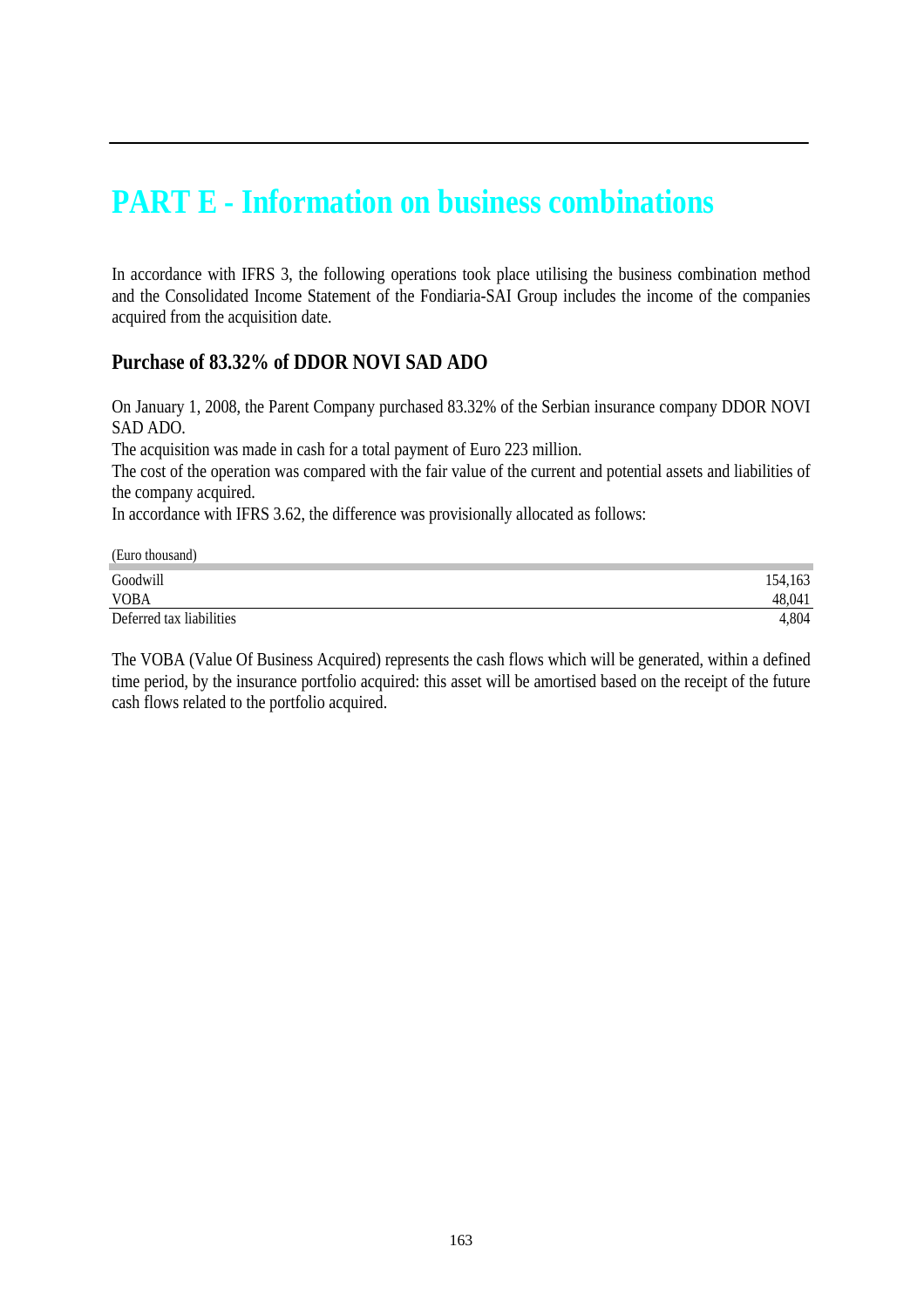# PART E - Information on business combinations

In accordance with IFRS 3, the following operations took place utilising the business combination method and the Consolidated Income Statement of the Fondiaria-SAI Group includes the income of the companies acquired from the acquisition date.

## Purchase of 83.32% of DDOR NOVI SAD ADO

On January 1, 2008, the Parent Company purchased 83.32% of the Serbian insurance company DDOR NOVI SAD ADO.

The acquisition was made in cash for a total payment of Euro 223 million.

The cost of the operation was compared with the fair value of the current and potential assets and liabilities of the company acquired.

In accordance with IFRS 3.62, the difference was provisionally allocated as follows:

| (Euro thousand) | |
|---|---|
| Goodwill | 154,163 |
| VOBA | 48,041 |
| Deferred tax liabilities | 4,804 |

The VOBA (Value Of Business Acquired) represents the cash flows which will be generated, within a defined time period, by the insurance portfolio acquired: this asset will be amortised based on the receipt of the future cash flows related to the portfolio acquired.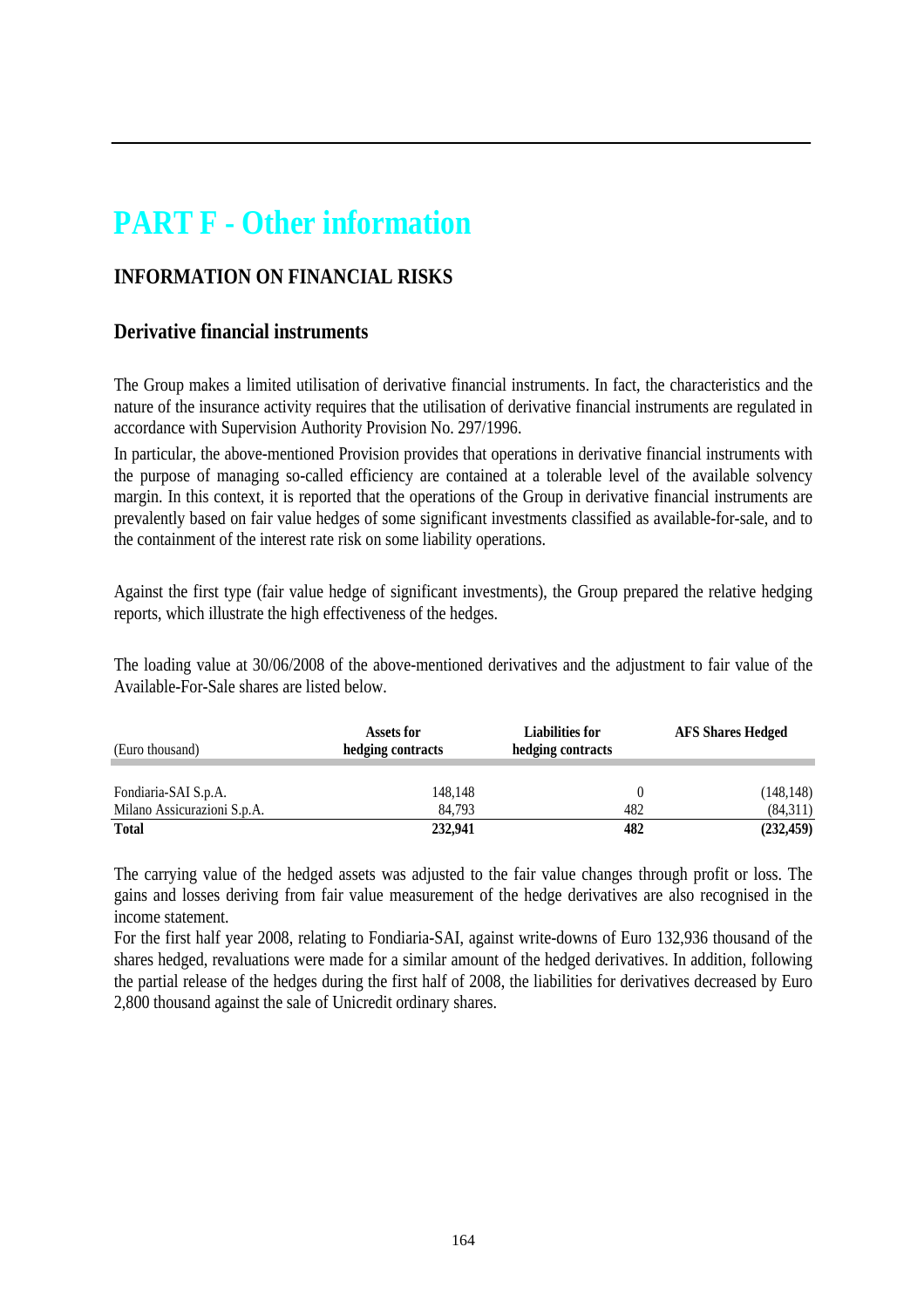# PART F - Other information

## INFORMATION ON FINANCIAL RISKS

### Derivative financial instruments

The Group makes a limited utilisation of derivative financial instruments. In fact, the characteristics and the nature of the insurance activity requires that the utilisation of derivative financial instruments are regulated in accordance with Supervision Authority Provision No. 297/1996.

In particular, the above-mentioned Provision provides that operations in derivative financial instruments with the purpose of managing so-called efficiency are contained at a tolerable level of the available solvency margin. In this context, it is reported that the operations of the Group in derivative financial instruments are prevalently based on fair value hedges of some significant investments classified as available-for-sale, and to the containment of the interest rate risk on some liability operations.

Against the first type (fair value hedge of significant investments), the Group prepared the relative hedging reports, which illustrate the high effectiveness of the hedges.

The loading value at 30/06/2008 of the above-mentioned derivatives and the adjustment to fair value of the Available-For-Sale shares are listed below.

| (Euro thousand) | Assets for hedging contracts | Liabilities for hedging contracts | AFS Shares Hedged |
|---|---|---|---|
| Fondiaria-SAI S.p.A. | 148,148 | 0 | (148,148) |
| Milano Assicurazioni S.p.A. | 84,793 | 482 | (84,311) |
| **Total** | **232,941** | **482** | **(232,459)** |

The carrying value of the hedged assets was adjusted to the fair value changes through profit or loss. The gains and losses deriving from fair value measurement of the hedge derivatives are also recognised in the income statement.

For the first half year 2008, relating to Fondiaria-SAI, against write-downs of Euro 132,936 thousand of the shares hedged, revaluations were made for a similar amount of the hedged derivatives. In addition, following the partial release of the hedges during the first half of 2008, the liabilities for derivatives decreased by Euro 2,800 thousand against the sale of Unicredit ordinary shares.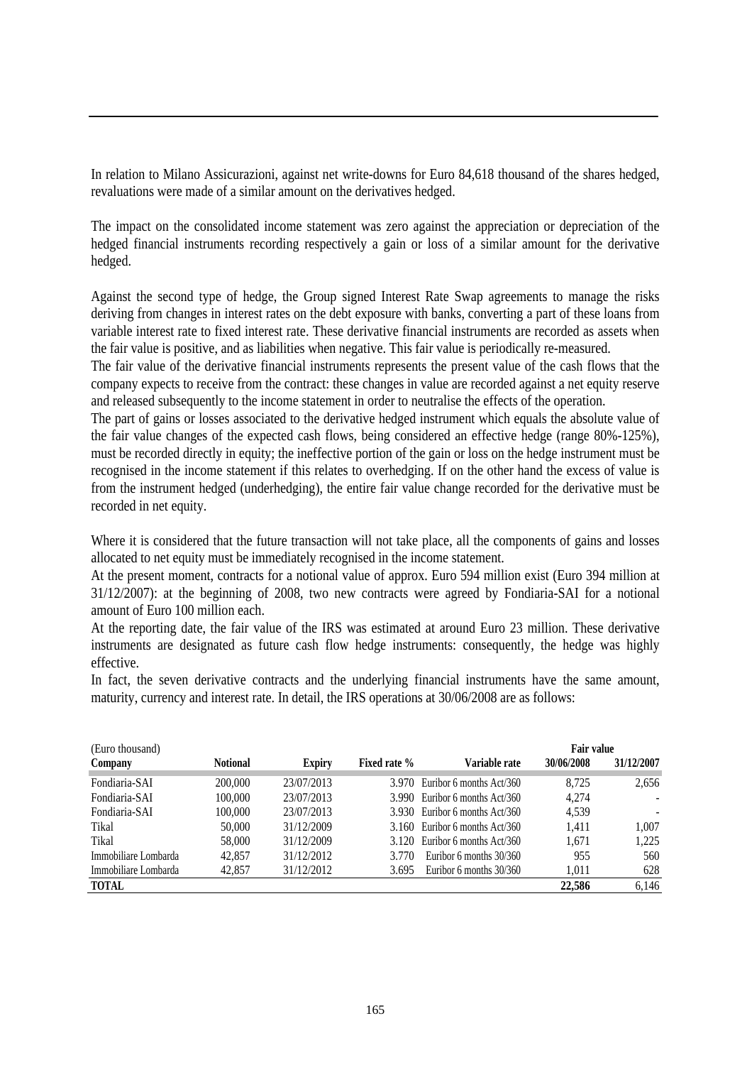In relation to Milano Assicurazioni, against net write-downs for Euro 84,618 thousand of the shares hedged, revaluations were made of a similar amount on the derivatives hedged.

The impact on the consolidated income statement was zero against the appreciation or depreciation of the hedged financial instruments recording respectively a gain or loss of a similar amount for the derivative hedged.

Against the second type of hedge, the Group signed Interest Rate Swap agreements to manage the risks deriving from changes in interest rates on the debt exposure with banks, converting a part of these loans from variable interest rate to fixed interest rate. These derivative financial instruments are recorded as assets when the fair value is positive, and as liabilities when negative. This fair value is periodically re-measured.

The fair value of the derivative financial instruments represents the present value of the cash flows that the company expects to receive from the contract: these changes in value are recorded against a net equity reserve and released subsequently to the income statement in order to neutralise the effects of the operation.

The part of gains or losses associated to the derivative hedged instrument which equals the absolute value of the fair value changes of the expected cash flows, being considered an effective hedge (range 80%-125%), must be recorded directly in equity; the ineffective portion of the gain or loss on the hedge instrument must be recognised in the income statement if this relates to overhedging. If on the other hand the excess of value is from the instrument hedged (underhedging), the entire fair value change recorded for the derivative must be recorded in net equity.

Where it is considered that the future transaction will not take place, all the components of gains and losses allocated to net equity must be immediately recognised in the income statement.

At the present moment, contracts for a notional value of approx. Euro 594 million exist (Euro 394 million at 31/12/2007): at the beginning of 2008, two new contracts were agreed by Fondiaria-SAI for a notional amount of Euro 100 million each.

At the reporting date, the fair value of the IRS was estimated at around Euro 23 million. These derivative instruments are designated as future cash flow hedge instruments: consequently, the hedge was highly effective.

In fact, the seven derivative contracts and the underlying financial instruments have the same amount, maturity, currency and interest rate. In detail, the IRS operations at 30/06/2008 are as follows:

| (Euro thousand) | | | | | Fair value | |
|---|---|---|---|---|---|---|
| **Company** | **Notional** | **Expiry** | **Fixed rate %** | **Variable rate** | **30/06/2008** | **31/12/2007** |
| Fondiaria-SAI | 200,000 | 23/07/2013 | 3.970 | Euribor 6 months Act/360 | 8,725 | 2,656 |
| Fondiaria-SAI | 100,000 | 23/07/2013 | 3.990 | Euribor 6 months Act/360 | 4,274 | - |
| Fondiaria-SAI | 100,000 | 23/07/2013 | 3.930 | Euribor 6 months Act/360 | 4,539 | - |
| Tikal | 50,000 | 31/12/2009 | 3.160 | Euribor 6 months Act/360 | 1,411 | 1,007 |
| Tikal | 58,000 | 31/12/2009 | 3.120 | Euribor 6 months Act/360 | 1,671 | 1,225 |
| Immobiliare Lombarda | 42,857 | 31/12/2012 | 3.770 | Euribor 6 months 30/360 | 955 | 560 |
| Immobiliare Lombarda | 42,857 | 31/12/2012 | 3.695 | Euribor 6 months 30/360 | 1,011 | 628 |
| **TOTAL** | | | | | **22,586** | 6,146 |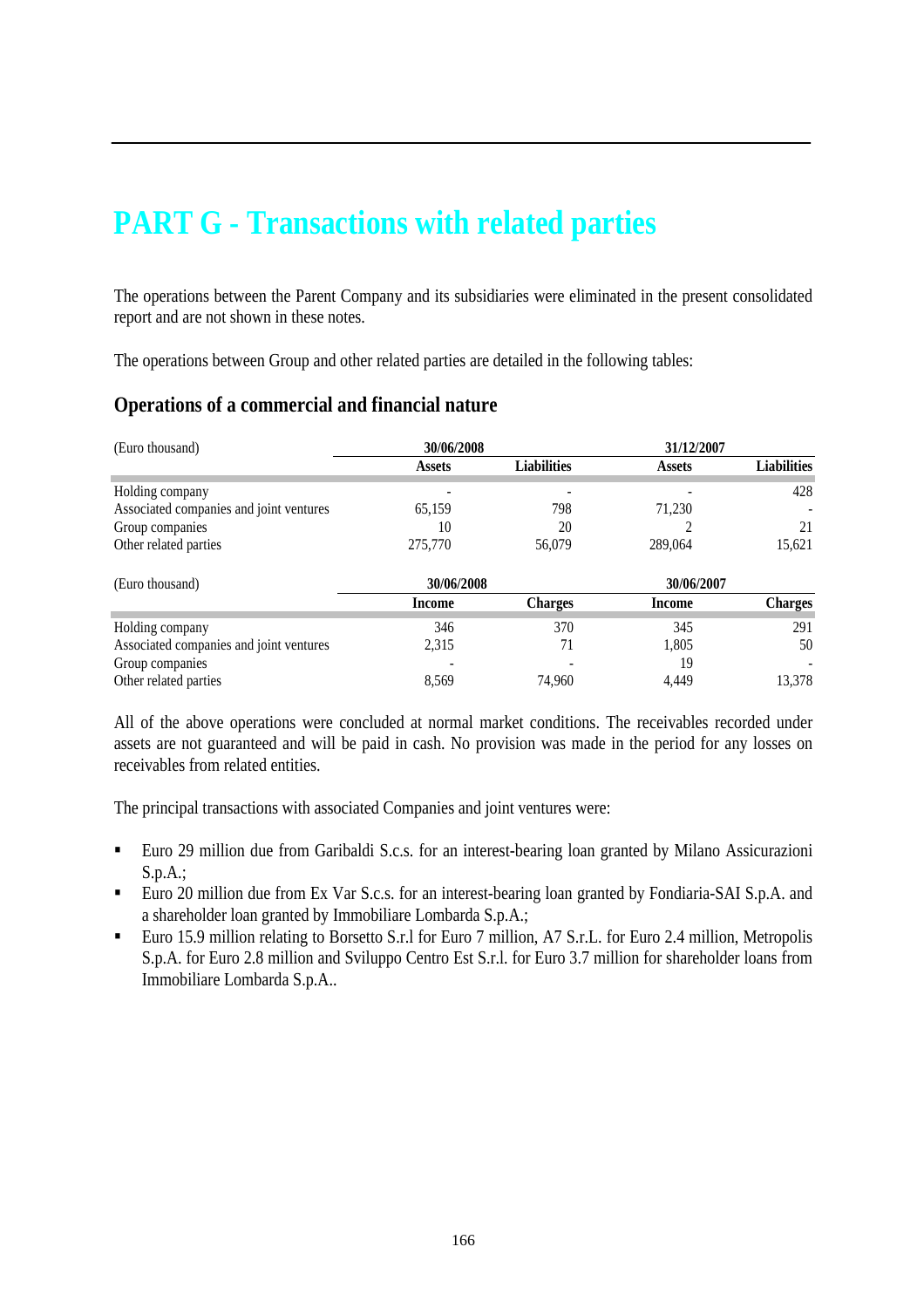# PART G - Transactions with related parties

The operations between the Parent Company and its subsidiaries were eliminated in the present consolidated report and are not shown in these notes.

The operations between Group and other related parties are detailed in the following tables:

## Operations of a commercial and financial nature

| (Euro thousand) | 30/06/2008 | | 31/12/2007 | |
|---|---|---|---|---|
| | Assets | Liabilities | Assets | Liabilities |
| Holding company | - | - | - | 428 |
| Associated companies and joint ventures | 65,159 | 798 | 71,230 | - |
| Group companies | 10 | 20 | 2 | 21 |
| Other related parties | 275,770 | 56,079 | 289,064 | 15,621 |

| (Euro thousand) | 30/06/2008 | | 30/06/2007 | |
|---|---|---|---|---|
| | Income | Charges | Income | Charges |
| Holding company | 346 | 370 | 345 | 291 |
| Associated companies and joint ventures | 2,315 | 71 | 1,805 | 50 |
| Group companies | - | - | 19 | - |
| Other related parties | 8,569 | 74,960 | 4,449 | 13,378 |

All of the above operations were concluded at normal market conditions. The receivables recorded under assets are not guaranteed and will be paid in cash. No provision was made in the period for any losses on receivables from related entities.

The principal transactions with associated Companies and joint ventures were:

- Euro 29 million due from Garibaldi S.c.s. for an interest-bearing loan granted by Milano Assicurazioni S.p.A.;
- Euro 20 million due from Ex Var S.c.s. for an interest-bearing loan granted by Fondiaria-SAI S.p.A. and a shareholder loan granted by Immobiliare Lombarda S.p.A.;
- Euro 15.9 million relating to Borsetto S.r.l for Euro 7 million, A7 S.r.L. for Euro 2.4 million, Metropolis S.p.A. for Euro 2.8 million and Sviluppo Centro Est S.r.l. for Euro 3.7 million for shareholder loans from Immobiliare Lombarda S.p.A..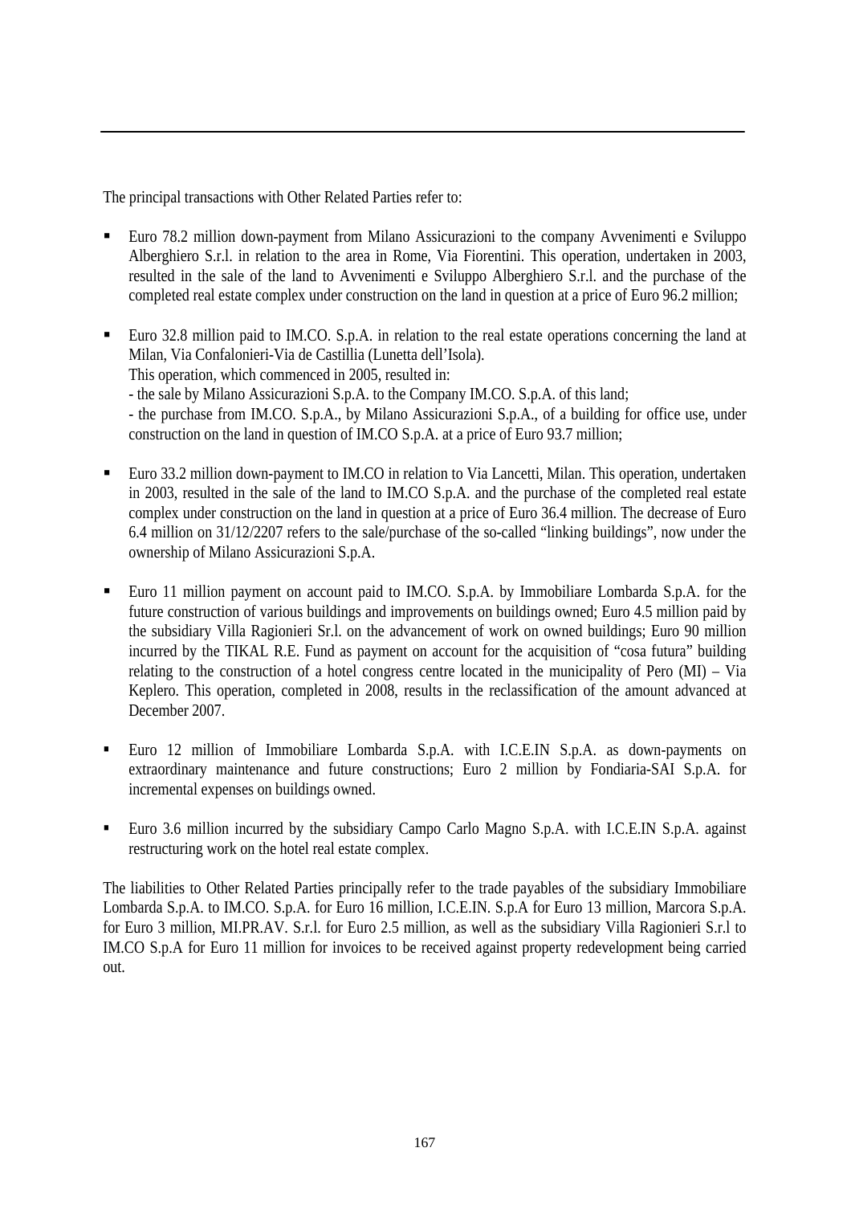The principal transactions with Other Related Parties refer to:

- Euro 78.2 million down-payment from Milano Assicurazioni to the company Avvenimenti e Sviluppo Alberghiero S.r.l. in relation to the area in Rome, Via Fiorentini. This operation, undertaken in 2003, resulted in the sale of the land to Avvenimenti e Sviluppo Alberghiero S.r.l. and the purchase of the completed real estate complex under construction on the land in question at a price of Euro 96.2 million;

- Euro 32.8 million paid to IM.CO. S.p.A. in relation to the real estate operations concerning the land at Milan, Via Confalonieri-Via de Castillia (Lunetta dell'Isola).
  This operation, which commenced in 2005, resulted in:
  - the sale by Milano Assicurazioni S.p.A. to the Company IM.CO. S.p.A. of this land;
  - the purchase from IM.CO. S.p.A., by Milano Assicurazioni S.p.A., of a building for office use, under construction on the land in question of IM.CO S.p.A. at a price of Euro 93.7 million;

- Euro 33.2 million down-payment to IM.CO in relation to Via Lancetti, Milan. This operation, undertaken in 2003, resulted in the sale of the land to IM.CO S.p.A. and the purchase of the completed real estate complex under construction on the land in question at a price of Euro 36.4 million. The decrease of Euro 6.4 million on 31/12/2207 refers to the sale/purchase of the so-called "linking buildings", now under the ownership of Milano Assicurazioni S.p.A.

- Euro 11 million payment on account paid to IM.CO. S.p.A. by Immobiliare Lombarda S.p.A. for the future construction of various buildings and improvements on buildings owned; Euro 4.5 million paid by the subsidiary Villa Ragionieri Sr.l. on the advancement of work on owned buildings; Euro 90 million incurred by the TIKAL R.E. Fund as payment on account for the acquisition of "cosa futura" building relating to the construction of a hotel congress centre located in the municipality of Pero (MI) – Via Keplero. This operation, completed in 2008, results in the reclassification of the amount advanced at December 2007.

- Euro 12 million of Immobiliare Lombarda S.p.A. with I.C.E.IN S.p.A. as down-payments on extraordinary maintenance and future constructions; Euro 2 million by Fondiaria-SAI S.p.A. for incremental expenses on buildings owned.

- Euro 3.6 million incurred by the subsidiary Campo Carlo Magno S.p.A. with I.C.E.IN S.p.A. against restructuring work on the hotel real estate complex.

The liabilities to Other Related Parties principally refer to the trade payables of the subsidiary Immobiliare Lombarda S.p.A. to IM.CO. S.p.A. for Euro 16 million, I.C.E.IN. S.p.A for Euro 13 million, Marcora S.p.A. for Euro 3 million, MI.PR.AV. S.r.l. for Euro 2.5 million, as well as the subsidiary Villa Ragionieri S.r.l to IM.CO S.p.A for Euro 11 million for invoices to be received against property redevelopment being carried out.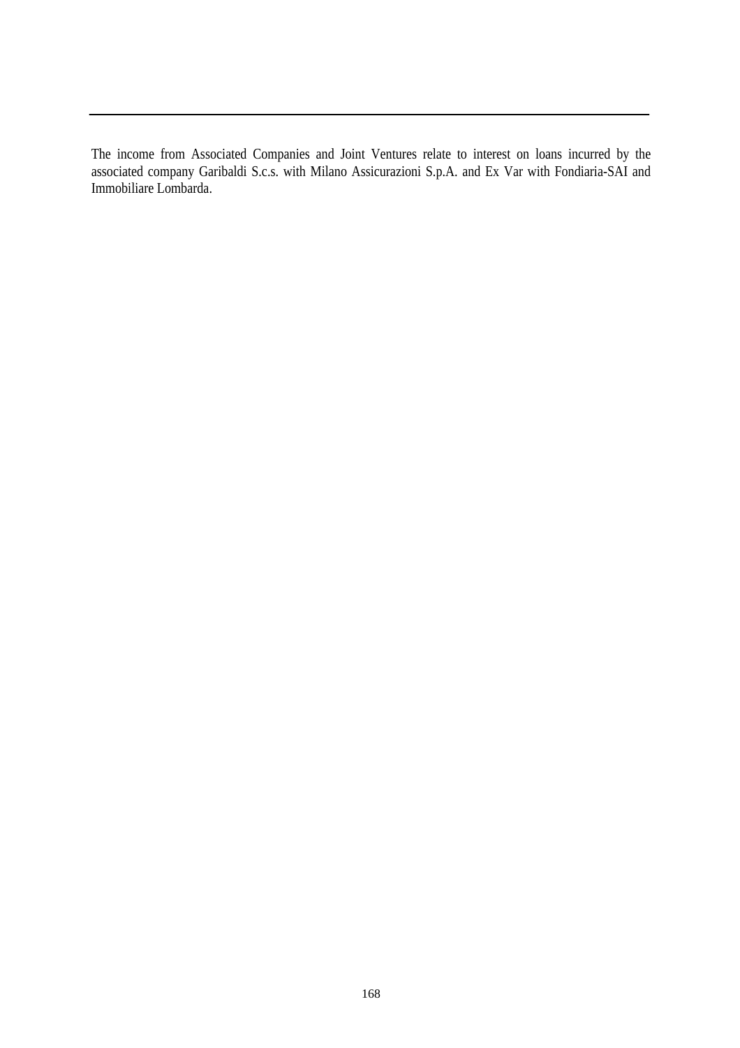The income from Associated Companies and Joint Ventures relate to interest on loans incurred by the associated company Garibaldi S.c.s. with Milano Assicurazioni S.p.A. and Ex Var with Fondiaria-SAI and Immobiliare Lombarda.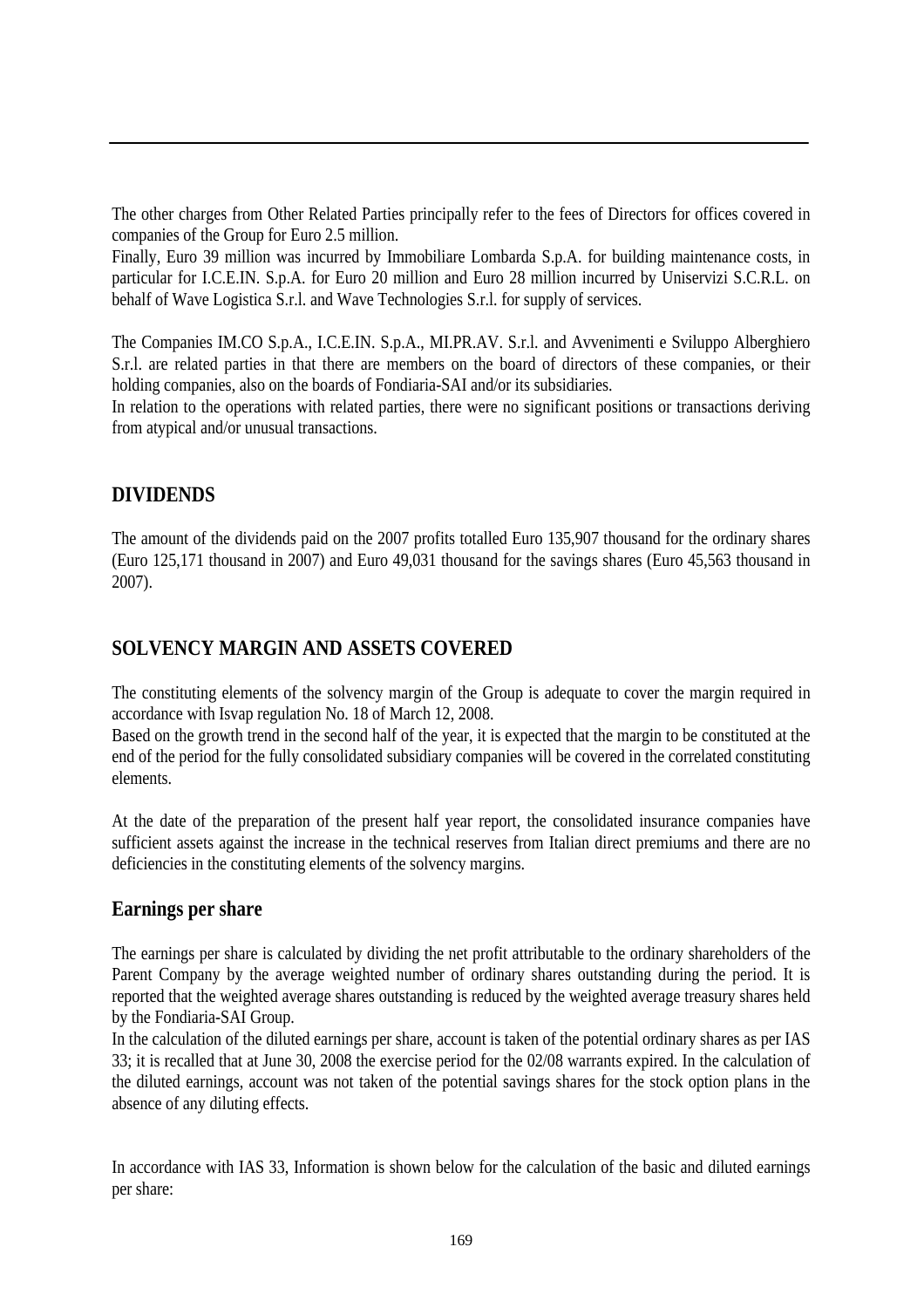The other charges from Other Related Parties principally refer to the fees of Directors for offices covered in companies of the Group for Euro 2.5 million.

Finally, Euro 39 million was incurred by Immobiliare Lombarda S.p.A. for building maintenance costs, in particular for I.C.E.IN. S.p.A. for Euro 20 million and Euro 28 million incurred by Uniservizi S.C.R.L. on behalf of Wave Logistica S.r.l. and Wave Technologies S.r.l. for supply of services.

The Companies IM.CO S.p.A., I.C.E.IN. S.p.A., MI.PR.AV. S.r.l. and Avvenimenti e Sviluppo Alberghiero S.r.l. are related parties in that there are members on the board of directors of these companies, or their holding companies, also on the boards of Fondiaria-SAI and/or its subsidiaries.

In relation to the operations with related parties, there were no significant positions or transactions deriving from atypical and/or unusual transactions.

## DIVIDENDS

The amount of the dividends paid on the 2007 profits totalled Euro 135,907 thousand for the ordinary shares (Euro 125,171 thousand in 2007) and Euro 49,031 thousand for the savings shares (Euro 45,563 thousand in 2007).

## SOLVENCY MARGIN AND ASSETS COVERED

The constituting elements of the solvency margin of the Group is adequate to cover the margin required in accordance with Isvap regulation No. 18 of March 12, 2008.

Based on the growth trend in the second half of the year, it is expected that the margin to be constituted at the end of the period for the fully consolidated subsidiary companies will be covered in the correlated constituting elements.

At the date of the preparation of the present half year report, the consolidated insurance companies have sufficient assets against the increase in the technical reserves from Italian direct premiums and there are no deficiencies in the constituting elements of the solvency margins.

### Earnings per share

The earnings per share is calculated by dividing the net profit attributable to the ordinary shareholders of the Parent Company by the average weighted number of ordinary shares outstanding during the period. It is reported that the weighted average shares outstanding is reduced by the weighted average treasury shares held by the Fondiaria-SAI Group.

In the calculation of the diluted earnings per share, account is taken of the potential ordinary shares as per IAS 33; it is recalled that at June 30, 2008 the exercise period for the 02/08 warrants expired. In the calculation of the diluted earnings, account was not taken of the potential savings shares for the stock option plans in the absence of any diluting effects.

In accordance with IAS 33, Information is shown below for the calculation of the basic and diluted earnings per share: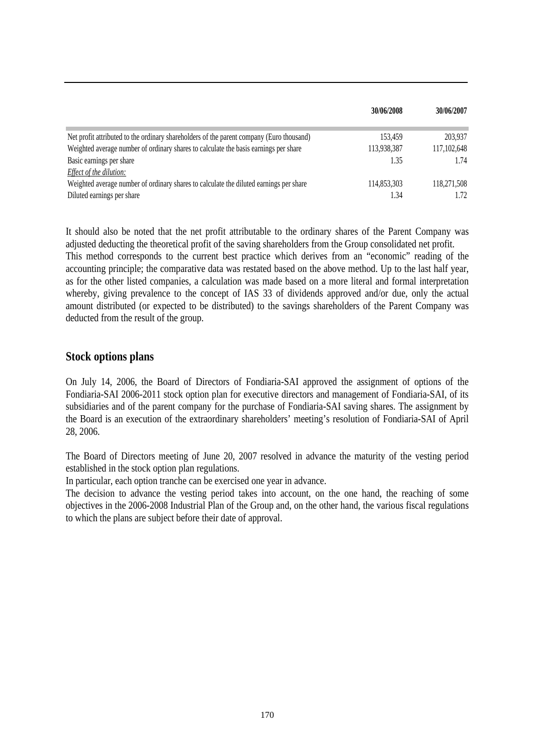| | 30/06/2008 | 30/06/2007 |
|---|---|---|
| Net profit attributed to the ordinary shareholders of the parent company (Euro thousand) | 153,459 | 203,937 |
| Weighted average number of ordinary shares to calculate the basis earnings per share | 113,938,387 | 117,102,648 |
| Basic earnings per share | 1.35 | 1.74 |
| *Effect of the dilution:* | | |
| Weighted average number of ordinary shares to calculate the diluted earnings per share | 114,853,303 | 118,271,508 |
| Diluted earnings per share | 1.34 | 1.72 |

It should also be noted that the net profit attributable to the ordinary shares of the Parent Company was adjusted deducting the theoretical profit of the saving shareholders from the Group consolidated net profit.
This method corresponds to the current best practice which derives from an "economic" reading of the accounting principle; the comparative data was restated based on the above method. Up to the last half year, as for the other listed companies, a calculation was made based on a more literal and formal interpretation whereby, giving prevalence to the concept of IAS 33 of dividends approved and/or due, only the actual amount distributed (or expected to be distributed) to the savings shareholders of the Parent Company was deducted from the result of the group.

## Stock options plans

On July 14, 2006, the Board of Directors of Fondiaria-SAI approved the assignment of options of the Fondiaria-SAI 2006-2011 stock option plan for executive directors and management of Fondiaria-SAI, of its subsidiaries and of the parent company for the purchase of Fondiaria-SAI saving shares. The assignment by the Board is an execution of the extraordinary shareholders' meeting's resolution of Fondiaria-SAI of April 28, 2006.

The Board of Directors meeting of June 20, 2007 resolved in advance the maturity of the vesting period established in the stock option plan regulations.
In particular, each option tranche can be exercised one year in advance.
The decision to advance the vesting period takes into account, on the one hand, the reaching of some objectives in the 2006-2008 Industrial Plan of the Group and, on the other hand, the various fiscal regulations to which the plans are subject before their date of approval.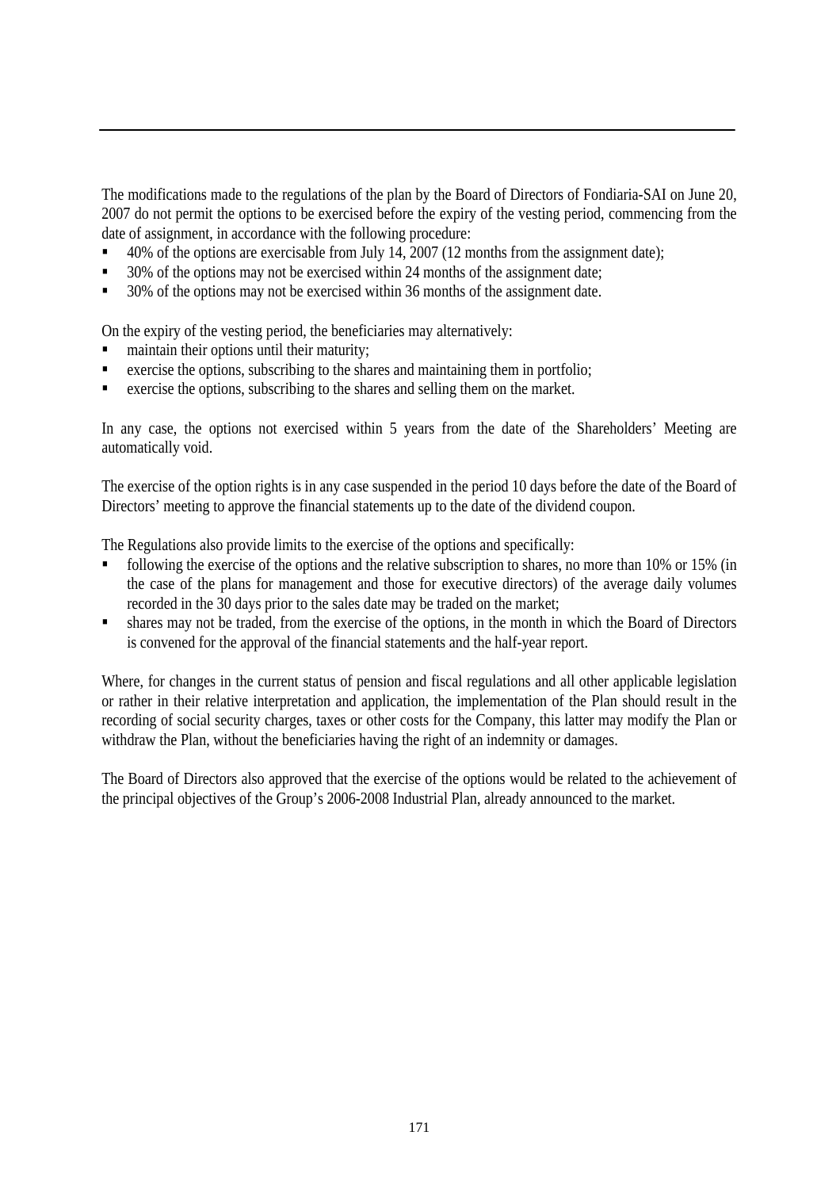The modifications made to the regulations of the plan by the Board of Directors of Fondiaria-SAI on June 20, 2007 do not permit the options to be exercised before the expiry of the vesting period, commencing from the date of assignment, in accordance with the following procedure:

- 40% of the options are exercisable from July 14, 2007 (12 months from the assignment date);
- 30% of the options may not be exercised within 24 months of the assignment date;
- 30% of the options may not be exercised within 36 months of the assignment date.

On the expiry of the vesting period, the beneficiaries may alternatively:

- maintain their options until their maturity;
- exercise the options, subscribing to the shares and maintaining them in portfolio;
- exercise the options, subscribing to the shares and selling them on the market.

In any case, the options not exercised within 5 years from the date of the Shareholders' Meeting are automatically void.

The exercise of the option rights is in any case suspended in the period 10 days before the date of the Board of Directors' meeting to approve the financial statements up to the date of the dividend coupon.

The Regulations also provide limits to the exercise of the options and specifically:

- following the exercise of the options and the relative subscription to shares, no more than 10% or 15% (in the case of the plans for management and those for executive directors) of the average daily volumes recorded in the 30 days prior to the sales date may be traded on the market;
- shares may not be traded, from the exercise of the options, in the month in which the Board of Directors is convened for the approval of the financial statements and the half-year report.

Where, for changes in the current status of pension and fiscal regulations and all other applicable legislation or rather in their relative interpretation and application, the implementation of the Plan should result in the recording of social security charges, taxes or other costs for the Company, this latter may modify the Plan or withdraw the Plan, without the beneficiaries having the right of an indemnity or damages.

The Board of Directors also approved that the exercise of the options would be related to the achievement of the principal objectives of the Group's 2006-2008 Industrial Plan, already announced to the market.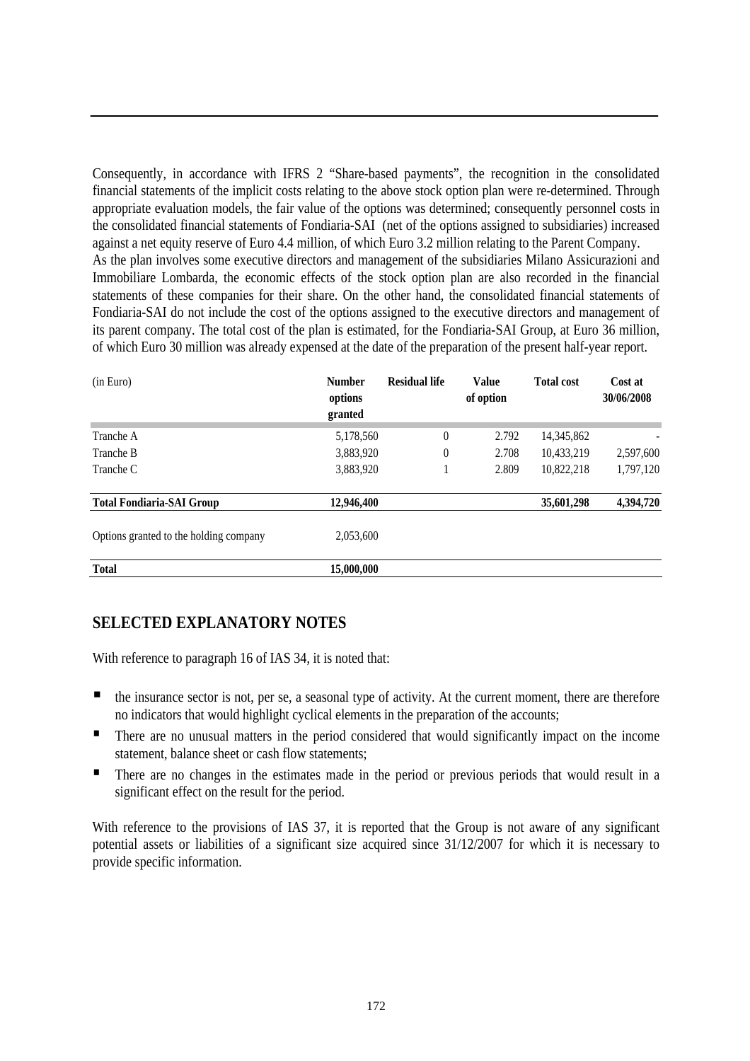Consequently, in accordance with IFRS 2 "Share-based payments", the recognition in the consolidated financial statements of the implicit costs relating to the above stock option plan were re-determined. Through appropriate evaluation models, the fair value of the options was determined; consequently personnel costs in the consolidated financial statements of Fondiaria-SAI (net of the options assigned to subsidiaries) increased against a net equity reserve of Euro 4.4 million, of which Euro 3.2 million relating to the Parent Company.
As the plan involves some executive directors and management of the subsidiaries Milano Assicurazioni and Immobiliare Lombarda, the economic effects of the stock option plan are also recorded in the financial statements of these companies for their share. On the other hand, the consolidated financial statements of Fondiaria-SAI do not include the cost of the options assigned to the executive directors and management of its parent company. The total cost of the plan is estimated, for the Fondiaria-SAI Group, at Euro 36 million, of which Euro 30 million was already expensed at the date of the preparation of the present half-year report.

| (in Euro) | Number options granted | Residual life | Value of option | Total cost | Cost at 30/06/2008 |
|---|---|---|---|---|---|
| Tranche A | 5,178,560 | 0 | 2.792 | 14,345,862 | - |
| Tranche B | 3,883,920 | 0 | 2.708 | 10,433,219 | 2,597,600 |
| Tranche C | 3,883,920 | 1 | 2.809 | 10,822,218 | 1,797,120 |
| **Total Fondiaria-SAI Group** | **12,946,400** | | | **35,601,298** | **4,394,720** |
| Options granted to the holding company | 2,053,600 | | | | |
| **Total** | **15,000,000** | | | | |

## SELECTED EXPLANATORY NOTES

With reference to paragraph 16 of IAS 34, it is noted that:

- the insurance sector is not, per se, a seasonal type of activity. At the current moment, there are therefore no indicators that would highlight cyclical elements in the preparation of the accounts;
- There are no unusual matters in the period considered that would significantly impact on the income statement, balance sheet or cash flow statements;
- There are no changes in the estimates made in the period or previous periods that would result in a significant effect on the result for the period.

With reference to the provisions of IAS 37, it is reported that the Group is not aware of any significant potential assets or liabilities of a significant size acquired since 31/12/2007 for which it is necessary to provide specific information.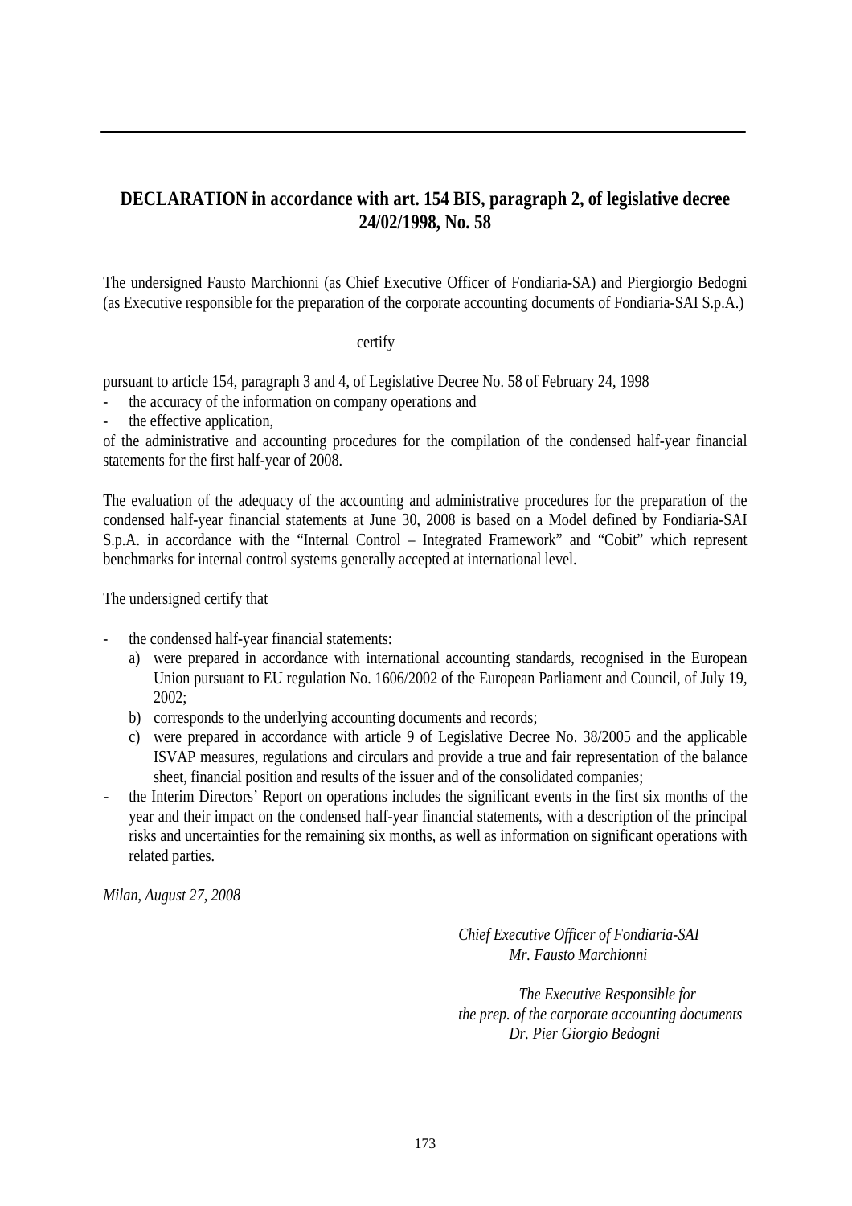## DECLARATION in accordance with art. 154 BIS, paragraph 2, of legislative decree 24/02/1998, No. 58

The undersigned Fausto Marchionni (as Chief Executive Officer of Fondiaria-SA) and Piergiorgio Bedogni (as Executive responsible for the preparation of the corporate accounting documents of Fondiaria-SAI S.p.A.)

certify

pursuant to article 154, paragraph 3 and 4, of Legislative Decree No. 58 of February 24, 1998

- the accuracy of the information on company operations and
- the effective application,

of the administrative and accounting procedures for the compilation of the condensed half-year financial statements for the first half-year of 2008.

The evaluation of the adequacy of the accounting and administrative procedures for the preparation of the condensed half-year financial statements at June 30, 2008 is based on a Model defined by Fondiaria-SAI S.p.A. in accordance with the "Internal Control – Integrated Framework" and "Cobit" which represent benchmarks for internal control systems generally accepted at international level.

The undersigned certify that

- the condensed half-year financial statements:
  a) were prepared in accordance with international accounting standards, recognised in the European Union pursuant to EU regulation No. 1606/2002 of the European Parliament and Council, of July 19, 2002;
  b) corresponds to the underlying accounting documents and records;
  c) were prepared in accordance with article 9 of Legislative Decree No. 38/2005 and the applicable ISVAP measures, regulations and circulars and provide a true and fair representation of the balance sheet, financial position and results of the issuer and of the consolidated companies;
- the Interim Directors' Report on operations includes the significant events in the first six months of the year and their impact on the condensed half-year financial statements, with a description of the principal risks and uncertainties for the remaining six months, as well as information on significant operations with related parties.

*Milan, August 27, 2008*

*Chief Executive Officer of Fondiaria-SAI*
*Mr. Fausto Marchionni*

*The Executive Responsible for*
*the prep. of the corporate accounting documents*
*Dr. Pier Giorgio Bedogni*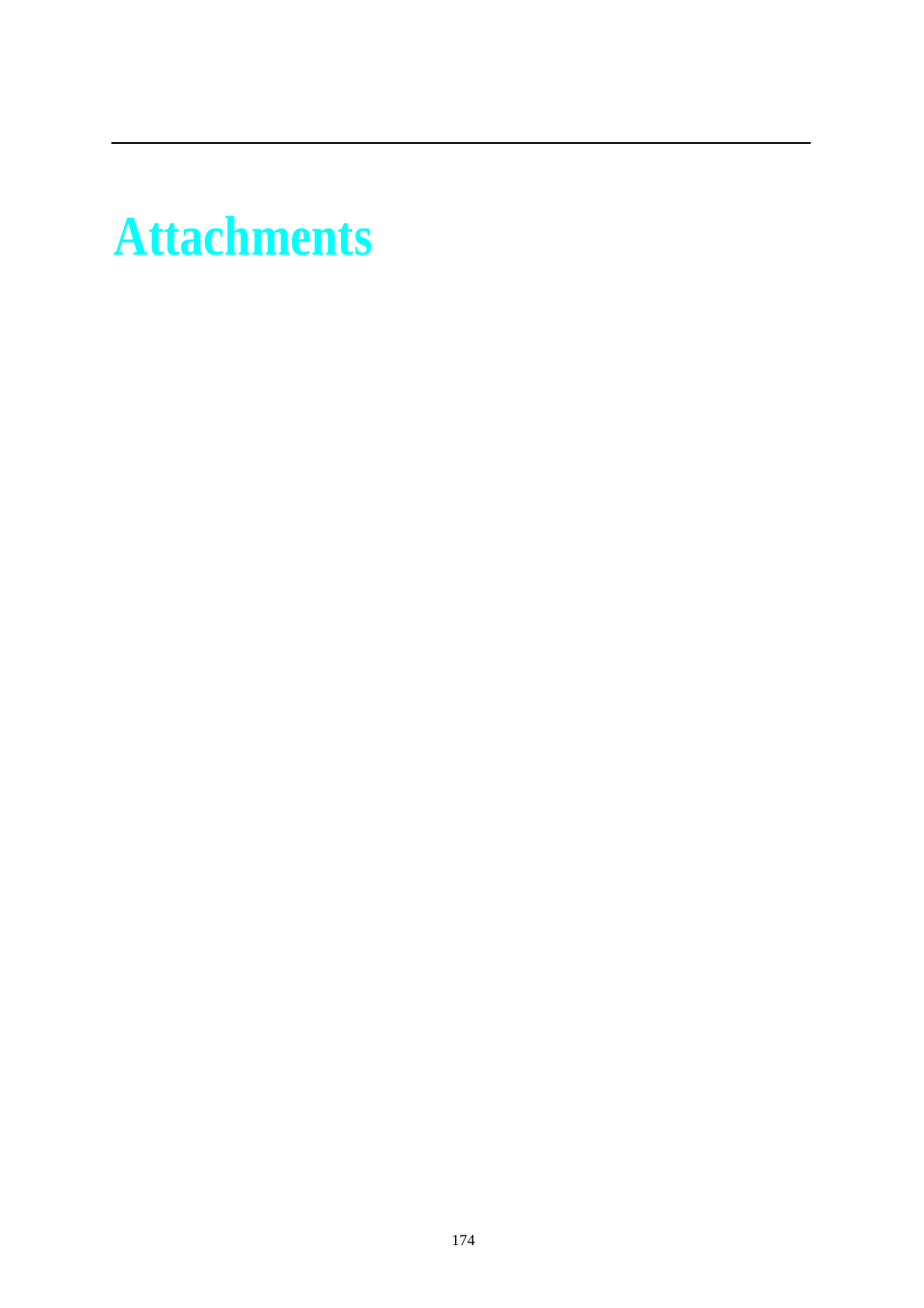# Attachments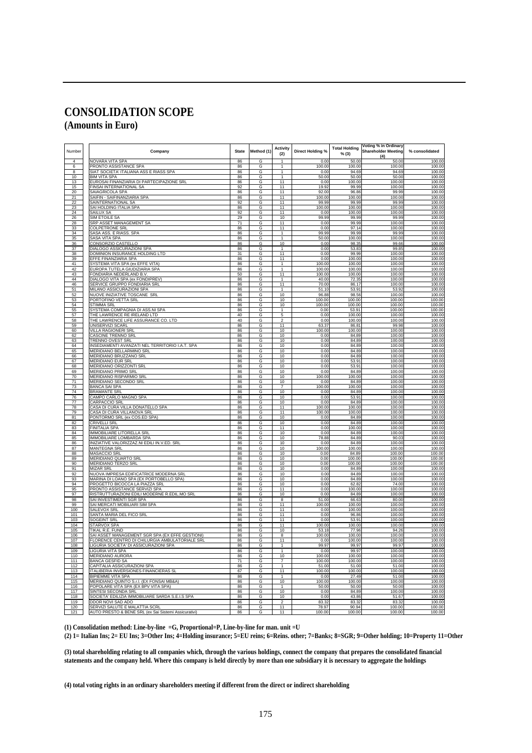# CONSOLIDATION SCOPE

## (Amounts in Euro)

| Number | Company | State | Method (1) | Activity (2) | Direct Holding % | Total Holding % (3) | Voting % in Ordinary Shareholder Meeting (4) | % consolidated |
|---|---|---|---|---|---|---|---|---|
| 4 | NOVARA VITA SPA | 86 | G | 1 | 0.00 | 50.00 | 50.00 | 100.00 |
| 6 | PRONTO ASSISTANCE SPA | 86 | G | 1 | 100.00 | 100.00 | 100.00 | 100.00 |
| 8 | SIAT SOCIETA' ITALIANA ASS E RIASS SPA | 86 | G | 1 | 0.00 | 94.69 | 94.69 | 100.00 |
| 10 | BIM VITA SPA | 86 | G | 1 | 50.00 | 50.00 | 50.00 | 100.00 |
| 13 | EUROSAI FINANZIARIA DI PARTECIPAZIONE SRL | 86 | G | 11 | 0.00 | 100.00 | 100.00 | 100.00 |
| 15 | FINSAI INTERNATIONAL SA | 92 | G | 11 | 19.92 | 99.99 | 100.00 | 100.00 |
| 20 | SAIAGRICOLA SPA | 86 | G | 11 | 92.00 | 96.86 | 99.99 | 100.00 |
| 21 | SAIFIN - SAIFINANZIARIA SPA | 86 | G | 11 | 100.00 | 100.00 | 100.00 | 100.00 |
| 22 | SAINTERNATIONAL SA | 92 | G | 11 | 99.99 | 99.99 | 99.99 | 100.00 |
| 23 | SAI HOLDING ITALIA SPA | 86 | G | 11 | 100.00 | 100.00 | 100.00 | 100.00 |
| 24 | SAILUX SA | 92 | G | 11 | 0.00 | 100.00 | 100.00 | 100.00 |
| 26 | SIM ETOILE SA | 29 | G | 10 | 99.99 | 99.99 | 99.99 | 100.00 |
| 28 | SRP ASSET MANAGEMENT SA | 71 | G | 11 | 0.00 | 99.99 | 100.00 | 100.00 |
| 33 | COLPETRONE SRL | 86 | G | 11 | 0.00 | 97.14 | 100.00 | 100.00 |
| 34 | SASA ASS. E RIASS. SPA | 86 | G | 1 | 99.99 | 99.99 | 99.99 | 100.00 |
| 35 | SASA VITA SPA | 86 | G | 1 | 50.00 | 100.00 | 100.00 | 100.00 |
| 36 | CONSORZIO CASTELLO | 86 | G | 10 | 0.00 | 98.35 | 99.66 | 100.00 |
| 37 | DIALOGO ASSICURAZIONI SPA | 86 | G | 1 | 0.00 | 53.83 | 99.85 | 100.00 |
| 38 | DOMINION INSURANCE HOLDING LTD | 31 | G | 11 | 0.00 | 99.99 | 100.00 | 100.00 |
| 39 | EFFE FINANZIARIA SPA | 86 | G | 11 | 0.00 | 100.00 | 100.00 | 100.00 |
| 41 | SYSTEMA VITA SPA (ex EFFE VITA) | 86 | G | 1 | 100.00 | 100.00 | 100.00 | 100.00 |
| 42 | EUROPA TUTELA GIUDIZIARIA SPA | 86 | G | 1 | 100.00 | 100.00 | 100.00 | 100.00 |
| 43 | FONDIARIA NEDERLAND B.V. | 50 | G | 11 | 100.00 | 100.00 | 100.00 | 100.00 |
| 44 | DIALOGO VITA SPA (ex FONDIPREV) | 86 | G | 1 | 40.00 | 72.35 | 100.00 | 100.00 |
| 46 | SERVICE GRUPPO FONDIARIA SRL | 86 | G | 11 | 70.00 | 86.17 | 100.00 | 100.00 |
| 51 | MILANO ASSICURAZIONI SPA | 86 | G | 1 | 51.10 | 53.91 | 53.92 | 100.00 |
| 52 | NUOVE INIZIATIVE TOSCANE SRL | 86 | G | 10 | 96.88 | 98.56 | 100.00 | 100.00 |
| 53 | PORTOFINO VETTA SRL | 86 | G | 10 | 100.00 | 100.00 | 100.00 | 100.00 |
| 54 | STIMMA SRL | 86 | G | 10 | 100.00 | 100.00 | 100.00 | 100.00 |
| 55 | SYSTEMA COMPAGNIA DI ASS.NI SPA | 86 | G | 1 | 0.00 | 53.91 | 100.00 | 100.00 |
| 57 | THE LAWRENCE RE IRELAND LTD | 40 | G | 5 | 0.00 | 100.00 | 100.00 | 100.00 |
| 58 | THE LAWRENCE LIFE ASSURANCE CO. LTD | 40 | G | 2 | 0.00 | 100.00 | 100.00 | 100.00 |
| 59 | UNISERVIZI SCARL | 86 | G | 11 | 63.37 | 86.81 | 99.98 | 100.00 |
| 60 | VILLA RAGIONIERI SRL | 86 | G | 10 | 100.00 | 100.00 | 100.00 | 100.00 |
| 62 | CASCINE TRENNO SRL | 86 | G | 10 | 0.00 | 84.89 | 100.00 | 100.00 |
| 63 | TRENNO OVEST SRL | 86 | G | 10 | 0.00 | 84.89 | 100.00 | 100.00 |
| 64 | INSEDIAMENTI AVANZATI NEL TERRITORIO I.A.T. SPA | 86 | G | 10 | 0.00 | 84.89 | 100.00 | 100.00 |
| 65 | MERIDIANO BELLARMINO SRL | 86 | G | 10 | 0.00 | 84.89 | 100.00 | 100.00 |
| 66 | MERIDIANO BRUZZANO SRL | 86 | G | 10 | 0.00 | 84.89 | 100.00 | 100.00 |
| 67 | MERIDIANO EUR SRL | 86 | G | 10 | 0.00 | 53.91 | 100.00 | 100.00 |
| 68 | MERIDIANO ORIZZONTI SRL | 86 | G | 10 | 0.00 | 53.91 | 100.00 | 100.00 |
| 69 | MERIDIANO PRIMO SRL | 86 | G | 10 | 0.00 | 84.89 | 100.00 | 100.00 |
| 70 | MERIDIANO RISPARMIO SRL | 86 | G | 10 | 100.00 | 100.00 | 100.00 | 100.00 |
| 71 | MERIDIANO SECONDO SRL | 86 | G | 10 | 0.00 | 84.89 | 100.00 | 100.00 |
| 73 | BANCA SAI SPA | 86 | G | 7 | 100.00 | 100.00 | 100.00 | 100.00 |
| 74 | BRAMANTE SRL | 86 | G | 10 | 0.00 | 84.89 | 100.00 | 100.00 |
| 76 | CAMPO CARLO MAGNO SPA | 86 | G | 10 | 0.00 | 53.91 | 100.00 | 100.00 |
| 77 | CARPACCIO SRL | 86 | G | 10 | 0.00 | 84.89 | 100.00 | 100.00 |
| 78 | CASA DI CURA VILLA DONATELLO SPA | 86 | G | 11 | 100.00 | 100.00 | 100.00 | 100.00 |
| 79 | CASA DI CURA VILLANOVA SRL | 86 | G | 11 | 100.00 | 100.00 | 100.00 | 100.00 |
| 81 | PONTORMO SRL (ex COS.ED SPA) | 86 | G | 10 | 0.00 | 84.89 | 100.00 | 100.00 |
| 82 | CRIVELLI SRL | 86 | G | 10 | 0.00 | 84.89 | 100.00 | 100.00 |
| 83 | FINITALIA SPA | 86 | G | 11 | 0.00 | 100.00 | 100.00 | 100.00 |
| 84 | IMMOBILIARE LITORELLA SRL | 86 | G | 10 | 0.00 | 84.89 | 100.00 | 100.00 |
| 85 | IMMOBILIARE LOMBARDA SPA | 86 | G | 10 | 78.88 | 84.89 | 90.03 | 100.00 |
| 86 | INIZIATIVE VALORIZZAZ.NI EDILI IN.V.ED. SRL | 86 | G | 10 | 0.00 | 84.89 | 100.00 | 100.00 |
| 87 | MANTEGNA SRL | 86 | G | 10 | 100.00 | 100.00 | 100.00 | 100.00 |
| 88 | MASACCIO SRL | 86 | G | 10 | 0.00 | 84.89 | 100.00 | 100.00 |
| 89 | MERIDIANO QUARTO SRL | 86 | G | 10 | 0.00 | 100.00 | 100.00 | 100.00 |
| 90 | MERIDIANO TERZO SRL | 86 | G | 10 | 0.00 | 100.00 | 100.00 | 100.00 |
| 91 | MIZAR SRL | 86 | G | 10 | 0.00 | 84.89 | 100.00 | 100.00 |
| 92 | NUOVA IMPRESA EDIFICATRICE MODERNA SRL | 86 | G | 10 | 0.00 | 84.89 | 100.00 | 100.00 |
| 93 | MARINA DI LOANO SPA (EX PORTOBELLO SPA) | 86 | G | 10 | 0.00 | 84.89 | 100.00 | 100.00 |
| 94 | PROGETTO BICOCCA LA PIAZZA SRL | 86 | G | 10 | 0.00 | 62.82 | 74.00 | 100.00 |
| 95 | PRONTO ASSISTANCE SERVIZI SPA | 86 | G | 11 | 0.00 | 100.00 | 100.00 | 100.00 |
| 97 | RISTRUTTURAZIONI EDILI MODERNE R.EDIL.MO SRL | 86 | G | 10 | 0.00 | 84.89 | 100.00 | 100.00 |
| 98 | SAI INVESTIMENTI SGR SPA | 86 | G | 8 | 51.00 | 66.63 | 80.00 | 100.00 |
| 99 | SAI MERCATI MOBILIARI SIM SPA | 86 | G | 11 | 100.00 | 100.00 | 100.00 | 100.00 |
| 100 | SALEVOX SRL | 86 | G | 11 | 0.00 | 100.00 | 100.00 | 100.00 |
| 101 | SANTA MARIA DEL FICO SRL | 86 | G | 11 | 0.00 | 96.86 | 100.00 | 100.00 |
| 103 | SOGEINT SRL | 86 | G | 11 | 0.00 | 53.91 | 100.00 | 100.00 |
| 104 | STARVOX SPA | 86 | G | 11 | 100.00 | 100.00 | 100.00 | 100.00 |
| 105 | TIKAL R.E. FUND | 86 | G | 10 | 53.18 | 77.96 | 94.26 | 100.00 |
| 106 | SAI ASSET MANAGEMENT SGR SPA (EX EFFE GESTIONI) | 86 | G | 8 | 100.00 | 100.00 | 100.00 | 100.00 |
| 107 | FLORENCE CENTRO DI CHILURGIA AMBULATORIALE SRL | 86 | G | 11 | 0.00 | 100.00 | 100.00 | 100.00 |
| 108 | LIGURIA SOCIETA' DI ASSICURAZIONI SPA | 86 | G | 1 | 99.97 | 99.97 | 99.97 | 100.00 |
| 109 | LIGURIA VITA SPA | 86 | G | 1 | 0.00 | 99.97 | 100.00 | 100.00 |
| 110 | MERIDIANO AURORA | 86 | G | 10 | 100.00 | 100.00 | 100.00 | 100.00 |
| 111 | BANCA GESFID SA | 71 | G | 7 | 100.00 | 100.00 | 100.00 | 100.00 |
| 112 | CAPITALIA ASSICURAZIONI SPA | 86 | G | 1 | 51.00 | 51.00 | 51.00 | 100.00 |
| 113 | ITALIBERIA INVERSIONES FINANCIERAS SL | 67 | G | 11 | 100.00 | 100.00 | 100.00 | 100.00 |
| 114 | BIPIEMME VITA SPA | 86 | G | 1 | 0.00 | 27.49 | 51.00 | 100.00 |
| 115 | MERIDIANO QUINTO S.r.l. (EX FONSAI MB&A) | 86 | G | 10 | 100.00 | 100.00 | 100.00 | 100.00 |
| 116 | POPOLARE VITA SPA (EX BPV VITA SPA) | 86 | G | 1 | 50.00 | 50.00 | 50.00 | 100.00 |
| 117 | SINTESI SECONDA SRL | 86 | G | 10 | 0.00 | 84.89 | 100.00 | 100.00 |
| 118 | SOCIETA' EDILIZIA IMMOBILIARE SARDA S.E.I.S SPA | 86 | G | 10 | 0.00 | 43.86 | 51.67 | 100.00 |
| 119 | DDOR NOVI SAD ADO | 86 | G | 2 | 83.32 | 83.32 | 83.32 | 100.00 |
| 120 | SERVIZI SALUTE E MALATTIA SCRL | 86 | G | 11 | 78.97 | 90.94 | 100.00 | 100.00 |
| 121 | AUTO PRESTO & BENE SRL (ex Sai Sistemi Assicurativi) | 86 | G | 11 | 100.00 | 100.00 | 100.00 | 100.00 |

**(1) Consolidation method: Line-by-line =G, Proportional=P, Line-by-line for man. unit =U**

**(2) 1= Italian Ins; 2= EU Ins; 3=Other Ins; 4=Holding insurance; 5=EU reins; 6=Reins. other; 7=Banks; 8=SGR; 9=Other holding; 10=Property 11=Other**

**(3) total shareholding relating to all companies which, through the various holdings, connect the company that prepares the consolidated financial statements and the company held. Where this company is held directly by more than one subsidiary it is necessary to aggregate the holdings**

**(4) total voting rights in an ordinary shareholders meeting if different from the direct or indirect shareholding**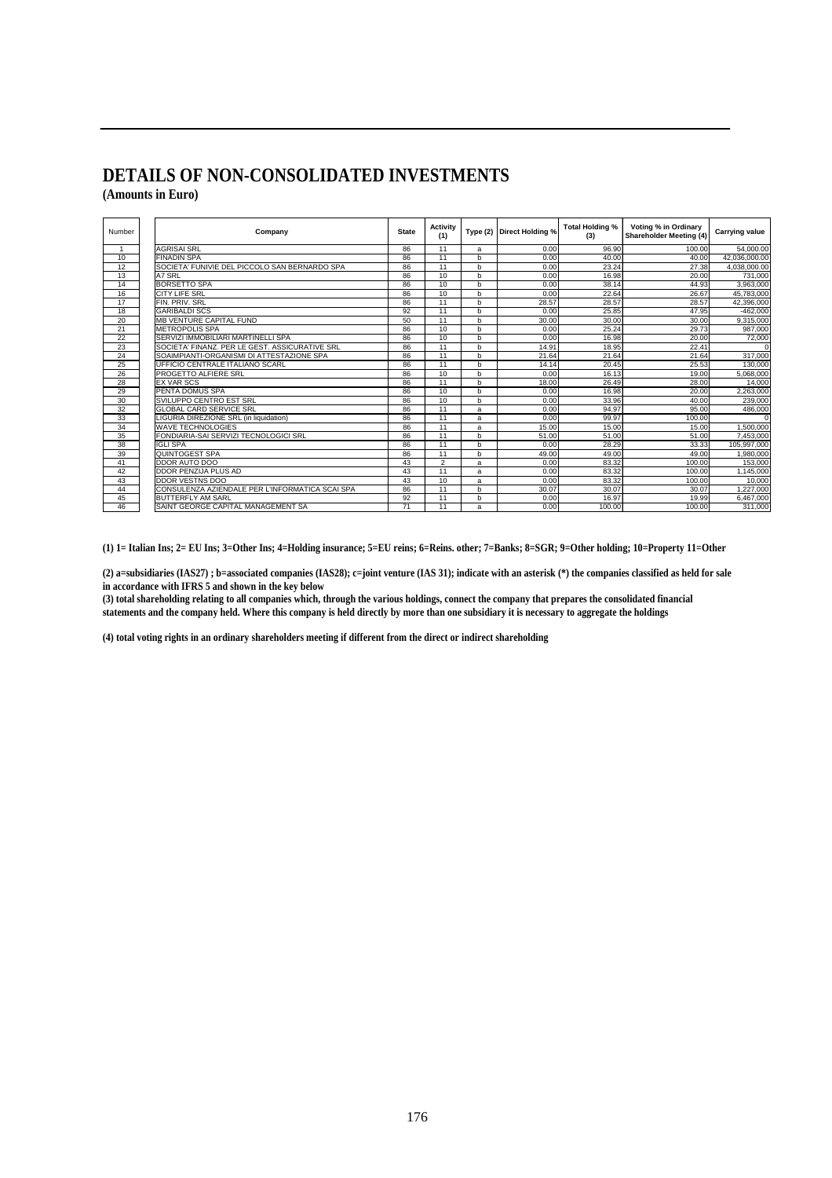# DETAILS OF NON-CONSOLIDATED INVESTMENTS

**(Amounts in Euro)**

| Number | Company | State | Activity (1) | Type (2) | Direct Holding % | Total Holding % (3) | Voting % in Ordinary Shareholder Meeting (4) | Carrying value |
|---|---|---|---|---|---|---|---|---|
| 1 | AGRISAI SRL | 86 | 11 | a | 0.00 | 96.90 | 100.00 | 54,000.00 |
| 10 | FINADIN SPA | 86 | 11 | b | 0.00 | 40.00 | 40.00 | 42,036,000.00 |
| 12 | SOCIETA' FUNIVIE DEL PICCOLO SAN BERNARDO SPA | 86 | 11 | b | 0.00 | 23.24 | 27.38 | 4,038,000.00 |
| 13 | A7 SRL | 86 | 10 | b | 0.00 | 16.98 | 20.00 | 731,000 |
| 14 | BORSETTO SPA | 86 | 10 | b | 0.00 | 38.14 | 44.93 | 3,963,000 |
| 16 | CITY LIFE SRL | 86 | 10 | b | 0.00 | 22.64 | 26.67 | 45,783,000 |
| 17 | FIN. PRIV. SRL | 86 | 11 | b | 28.57 | 28.57 | 28.57 | 42,396,000 |
| 18 | GARIBALDI SCS | 92 | 11 | b | 0.00 | 25.85 | 47.95 | -462,000 |
| 20 | MB VENTURE CAPITAL FUND | 50 | 11 | b | 30.00 | 30.00 | 30.00 | 9,315,000 |
| 21 | METROPOLIS SPA | 86 | 10 | b | 0.00 | 25.24 | 29.73 | 987,000 |
| 22 | SERVIZI IMMOBILIARI MARTINELLI SPA | 86 | 10 | b | 0.00 | 16.98 | 20.00 | 72,000 |
| 23 | SOCIETA' FINANZ. PER LE GEST. ASSICURATIVE SRL | 86 | 11 | b | 14.91 | 18.95 | 22.41 | 0 |
| 24 | SOAIMPIANTI-ORGANISMI DI ATTESTAZIONE SPA | 86 | 11 | b | 21.64 | 21.64 | 21.64 | 317,000 |
| 25 | UFFICIO CENTRALE ITALIANO SCARL | 86 | 11 | b | 14.14 | 20.45 | 25.53 | 130,000 |
| 26 | PROGETTO ALFIERE SRL | 86 | 10 | b | 0.00 | 16.13 | 19.00 | 5,068,000 |
| 28 | EX VAR SCS | 86 | 11 | b | 18.00 | 26.49 | 28.00 | 14,000 |
| 29 | PENTA DOMUS SPA | 86 | 10 | b | 0.00 | 16.98 | 20.00 | 2,263,000 |
| 30 | SVILUPPO CENTRO EST SRL | 86 | 10 | b | 0.00 | 33.96 | 40.00 | 239,000 |
| 32 | GLOBAL CARD SERVICE SRL | 86 | 11 | a | 0.00 | 94.97 | 95.00 | 486,000 |
| 33 | LIGURIA DIREZIONE SRL (in liquidation) | 86 | 11 | a | 0.00 | 99.97 | 100.00 | 0 |
| 34 | WAVE TECHNOLOGIES | 86 | 11 | a | 15.00 | 15.00 | 15.00 | 1,500,000 |
| 35 | FONDIARIA-SAI SERVIZI TECNOLOGICI SRL | 86 | 11 | b | 51.00 | 51.00 | 51.00 | 7,453,000 |
| 38 | IGLI SPA | 86 | 11 | b | 0.00 | 28.29 | 33.33 | 105,997,000 |
| 39 | QUINTOGEST SPA | 86 | 11 | b | 49.00 | 49.00 | 49.00 | 1,980,000 |
| 41 | DDOR AUTO DOO | 43 | 2 | a | 0.00 | 83.32 | 100.00 | 153,000 |
| 42 | DDOR PENZIJA PLUS AD | 43 | 11 | a | 0.00 | 83.32 | 100.00 | 1,145,000 |
| 43 | DDOR VESTNS DOO | 43 | 10 | a | 0.00 | 83.32 | 100.00 | 10,000 |
| 44 | CONSULENZA AZIENDALE PER L'INFORMATICA SCAI SPA | 86 | 11 | b | 30.07 | 30.07 | 30.07 | 1,227,000 |
| 45 | BUTTERFLY AM SARL | 92 | 11 | b | 0.00 | 16.97 | 19.99 | 6,467,000 |
| 46 | SAINT GEORGE CAPITAL MANAGEMENT SA | 71 | 11 | a | 0.00 | 100.00 | 100.00 | 311,000 |

**(1) 1= Italian Ins; 2= EU Ins; 3=Other Ins; 4=Holding insurance; 5=EU reins; 6=Reins. other; 7=Banks; 8=SGR; 9=Other holding; 10=Property 11=Other**

**(2) a=subsidiaries (IAS27) ; b=associated companies (IAS28); c=joint venture (IAS 31); indicate with an asterisk (*) the companies classified as held for sale in accordance with IFRS 5 and shown in the key below**

**(3) total shareholding relating to all companies which, through the various holdings, connect the company that prepares the consolidated financial statements and the company held. Where this company is held directly by more than one subsidiary it is necessary to aggregate the holdings**

**(4) total voting rights in an ordinary shareholders meeting if different from the direct or indirect shareholding**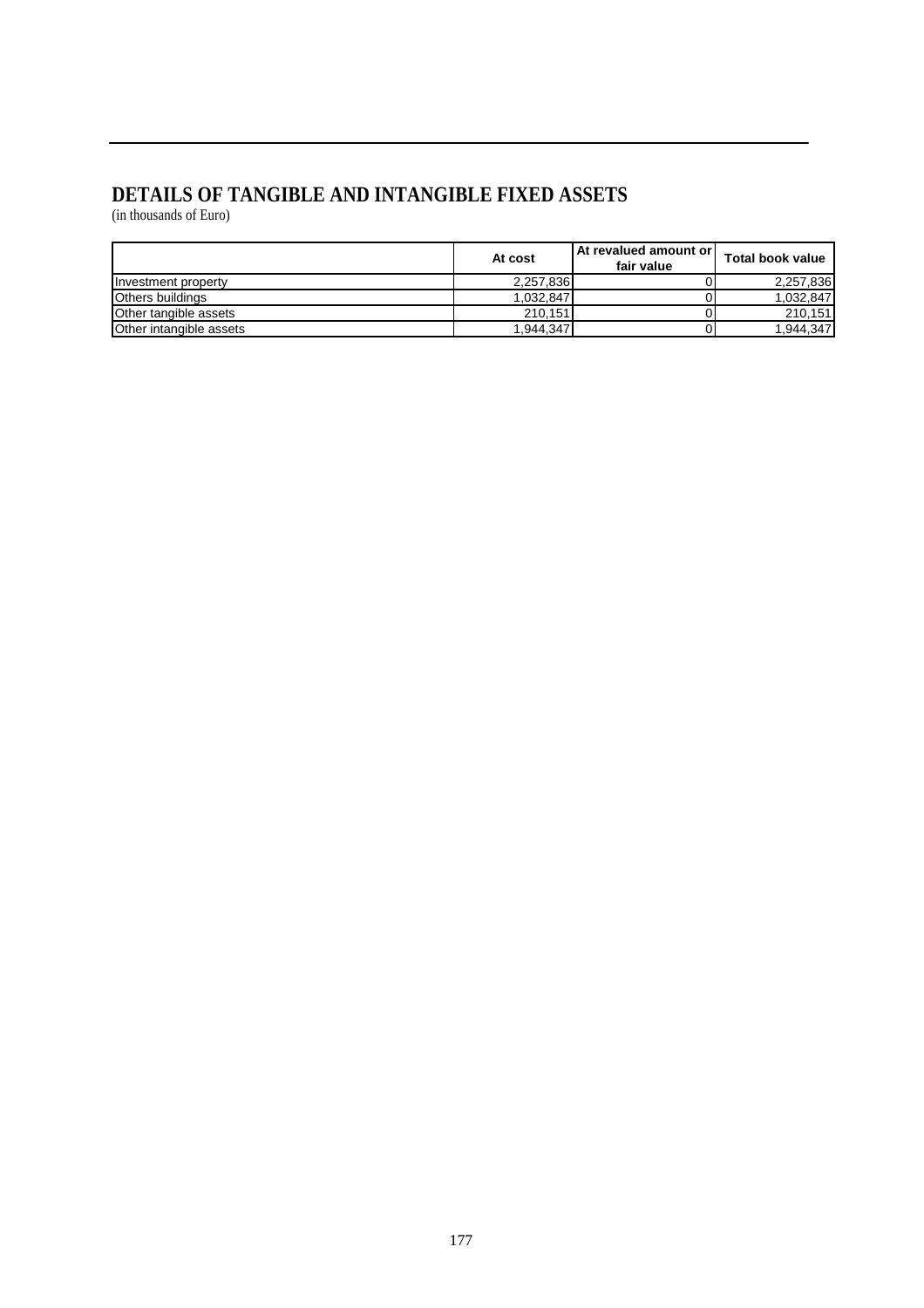# DETAILS OF TANGIBLE AND INTANGIBLE FIXED ASSETS

(in thousands of Euro)

| | At cost | At revalued amount or fair value | Total book value |
|---|---|---|---|
| Investment property | 2,257,836 | 0 | 2,257,836 |
| Others buildings | 1,032,847 | 0 | 1,032,847 |
| Other tangible assets | 210,151 | 0 | 210,151 |
| Other intangible assets | 1,944,347 | 0 | 1,944,347 |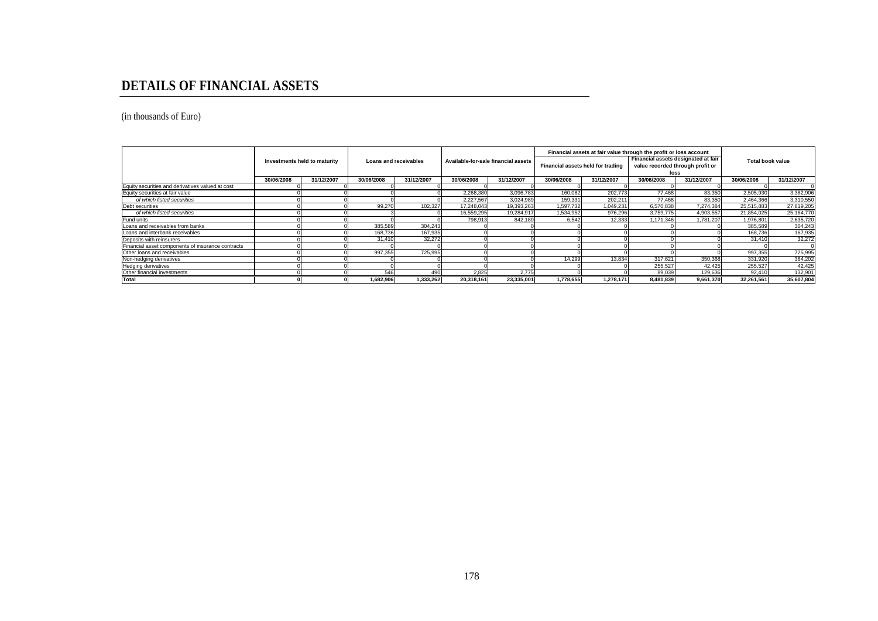# DETAILS OF FINANCIAL ASSETS

(in thousands of Euro)

| | Investments held to maturity | | Loans and receivables | | Available-for-sale financial assets | | Financial assets at fair value through the profit or loss account | | | | Total book value | |
|---|---|---|---|---|---|---|---|---|---|---|---|---|
| | | | | | | | Financial assets held for trading | | Financial assets designated at fair value recorded through profit or loss | | | |
| | 30/06/2008 | 31/12/2007 | 30/06/2008 | 31/12/2007 | 30/06/2008 | 31/12/2007 | 30/06/2008 | 31/12/2007 | 30/06/2008 | 31/12/2007 | 30/06/2008 | 31/12/2007 |
| Equity securities and derivatives valued at cost | 0 | 0 | 0 | 0 | 0 | 0 | 0 | 0 | 0 | 0 | 0 | 0 |
| Equity securities at fair value | 0 | 0 | 0 | 0 | 2,268,380 | 3,096,783 | 160,082 | 202,773 | 77,468 | 83,350 | 2,505,930 | 3,382,906 |
| *of which listed securities* | 0 | 0 | 0 | 0 | 2,227,567 | 3,024,989 | 159,331 | 202,211 | 77,468 | 83,350 | 2,464,366 | 3,310,550 |
| Debt securities | 0 | 0 | 99,270 | 102,327 | 17,248,043 | 19,393,263 | 1,597,732 | 1,049,231 | 6,570,838 | 7,274,384 | 25,515,883 | 27,819,205 |
| *of which listed securities* | 0 | 0 | 3 | 0 | 16,559,295 | 19,284,917 | 1,534,952 | 976,296 | 3,759,775 | 4,903,557 | 21,854,025 | 25,164,770 |
| Fund units | 0 | 0 | 0 | 0 | 798,913 | 842,180 | 6,542 | 12,333 | 1,171,346 | 1,781,207 | 1,976,801 | 2,635,720 |
| Loans and receivables from banks | 0 | 0 | 385,589 | 304,243 | 0 | 0 | 0 | 0 | 0 | 0 | 385,589 | 304,243 |
| Loans and interbank receivables | 0 | 0 | 168,736 | 167,935 | 0 | 0 | 0 | 0 | 0 | 0 | 168,736 | 167,935 |
| Deposits with reinsurers | 0 | 0 | 31,410 | 32,272 | 0 | 0 | 0 | 0 | 0 | 0 | 31,410 | 32,272 |
| Financial asset components of insurance contracts | 0 | 0 | 0 | 0 | 0 | 0 | 0 | 0 | 0 | 0 | 0 | 0 |
| Other loans and receivables | 0 | 0 | 997,355 | 725,995 | 0 | 0 | 0 | 0 | 0 | 0 | 997,355 | 725,995 |
| Non-hedging derivatives | 0 | 0 | 0 | 0 | 0 | 0 | 14,299 | 13,834 | 317,621 | 350,368 | 331,920 | 364,202 |
| Hedging derivatives | 0 | 0 | 0 | 0 | 0 | 0 | 0 | 0 | 255,527 | 42,425 | 255,527 | 42,425 |
| Other financial investments | 0 | 0 | 546 | 490 | 2,825 | 2,775 | 0 | 0 | 89,039 | 129,636 | 92,410 | 132,901 |
| **Total** | **0** | **0** | **1,682,906** | **1,333,262** | **20,318,161** | **23,335,001** | **1,778,655** | **1,278,171** | **8,481,839** | **9,661,370** | **32,261,561** | **35,607,804** |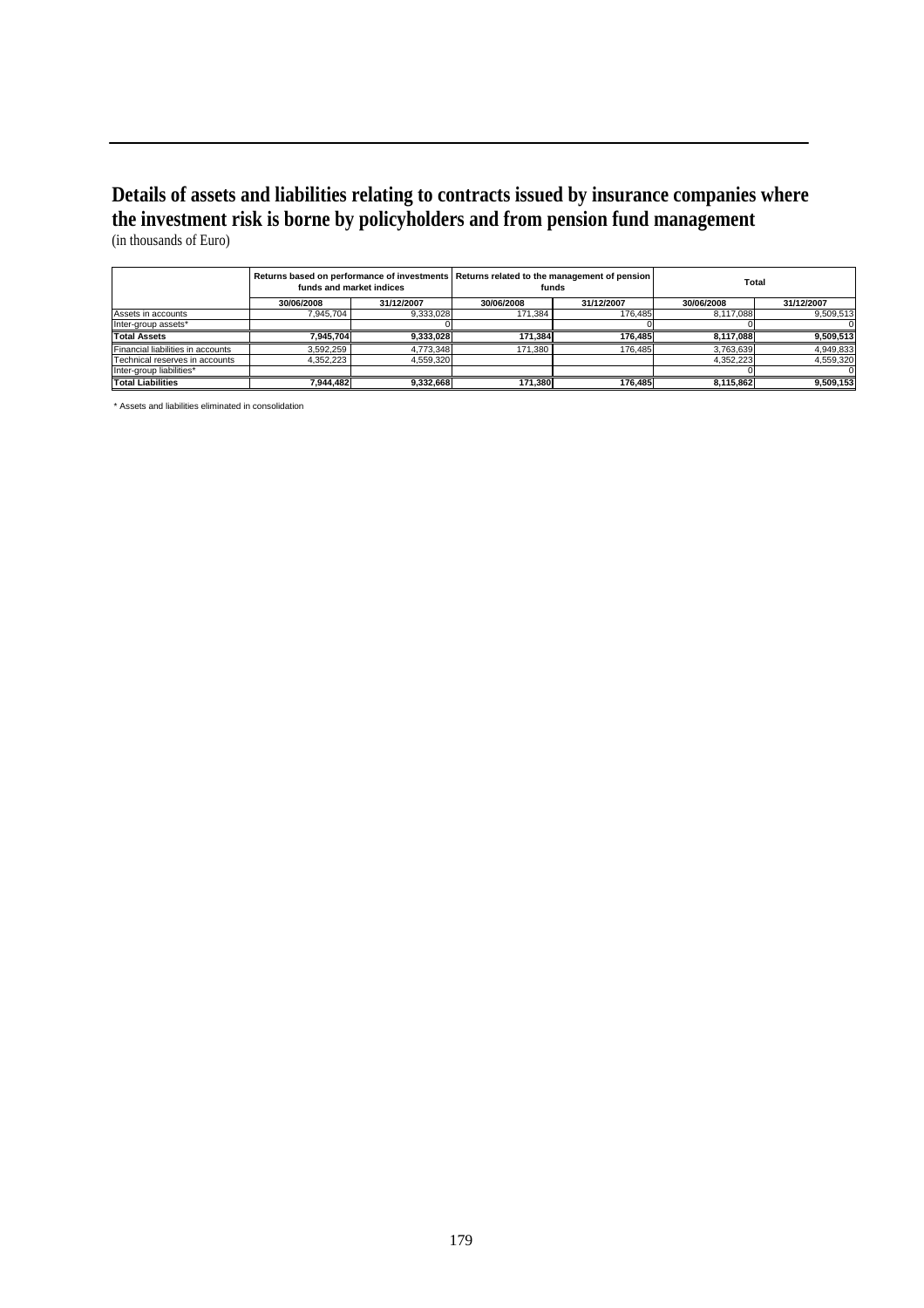## Details of assets and liabilities relating to contracts issued by insurance companies where the investment risk is borne by policyholders and from pension fund management

(in thousands of Euro)

| | Returns based on performance of investments funds and market indices | | Returns related to the management of pension funds | | Total | |
|---|---|---|---|---|---|---|
| | 30/06/2008 | 31/12/2007 | 30/06/2008 | 31/12/2007 | 30/06/2008 | 31/12/2007 |
| Assets in accounts | 7,945,704 | 9,333,028 | 171,384 | 176,485 | 8,117,088 | 9,509,513 |
| Inter-group assets* | | 0 | | 0 | 0 | 0 |
| **Total Assets** | **7,945,704** | **9,333,028** | **171,384** | **176,485** | **8,117,088** | **9,509,513** |
| Financial liabilities in accounts | 3,592,259 | 4,773,348 | 171,380 | 176,485 | 3,763,639 | 4,949,833 |
| Technical reserves in accounts | 4,352,223 | 4,559,320 | | | 4,352,223 | 4,559,320 |
| Inter-group liabilities* | | | | | 0 | 0 |
| **Total Liabilities** | **7,944,482** | **9,332,668** | **171,380** | **176,485** | **8,115,862** | **9,509,153** |

\* Assets and liabilities eliminated in consolidation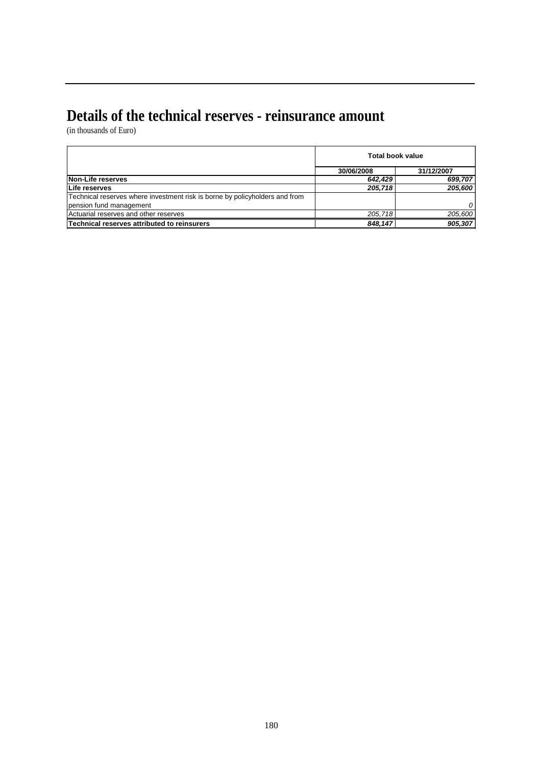# Details of the technical reserves - reinsurance amount

(in thousands of Euro)

| | Total book value | |
|---|---|---|
| | 30/06/2008 | 31/12/2007 |
| **Non-Life reserves** | ***642,429*** | ***699,707*** |
| **Life reserves** | ***205,718*** | ***205,600*** |
| Technical reserves where investment risk is borne by policyholders and from pension fund management | | *0* |
| Actuarial reserves and other reserves | *205,718* | *205,600* |
| **Technical reserves attributed to reinsurers** | ***848,147*** | ***905,307*** |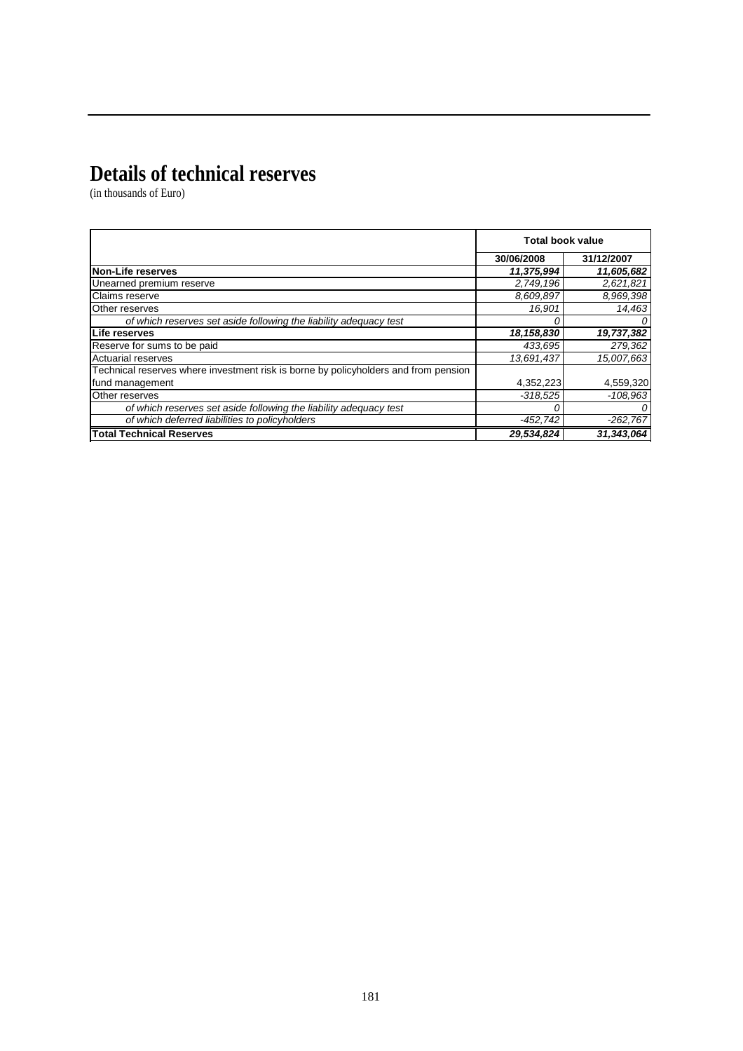# Details of technical reserves

(in thousands of Euro)

| | Total book value | |
|---|---|---|
| | 30/06/2008 | 31/12/2007 |
| **Non-Life reserves** | ***11,375,994*** | ***11,605,682*** |
| Unearned premium reserve | *2,749,196* | *2,621,821* |
| Claims reserve | *8,609,897* | *8,969,398* |
| Other reserves | *16,901* | *14,463* |
| *of which reserves set aside following the liability adequacy test* | *0* | *0* |
| **Life reserves** | ***18,158,830*** | ***19,737,382*** |
| Reserve for sums to be paid | *433,695* | *279,362* |
| Actuarial reserves | *13,691,437* | *15,007,663* |
| Technical reserves where investment risk is borne by policyholders and from pension fund management | 4,352,223 | 4,559,320 |
| Other reserves | *-318,525* | *-108,963* |
| *of which reserves set aside following the liability adequacy test* | *0* | *0* |
| *of which deferred liabilities to policyholders* | *-452,742* | *-262,767* |
| **Total Technical Reserves** | ***29,534,824*** | ***31,343,064*** |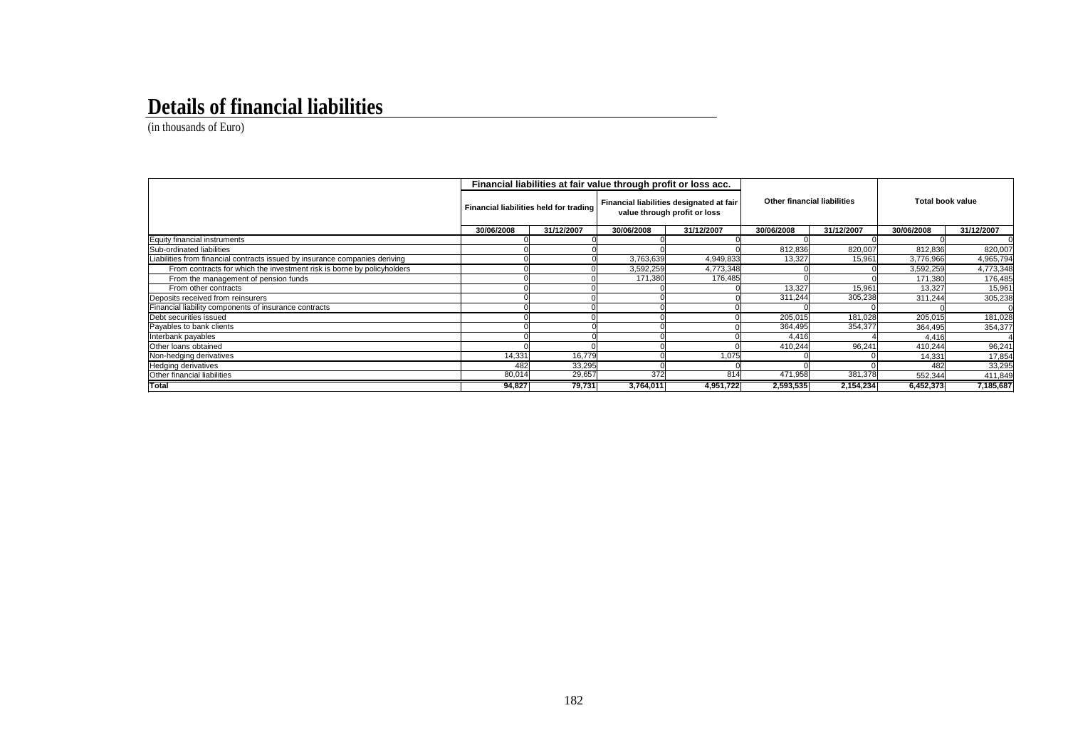# Details of financial liabilities

(in thousands of Euro)

| | Financial liabilities at fair value through profit or loss acc. | | | | Other financial liabilities | | Total book value | |
|---|---|---|---|---|---|---|---|---|
| | Financial liabilities held for trading | | Financial liabilities designated at fair value through profit or loss | | | | | |
| | 30/06/2008 | 31/12/2007 | 30/06/2008 | 31/12/2007 | 30/06/2008 | 31/12/2007 | 30/06/2008 | 31/12/2007 |
| Equity financial instruments | 0 | 0 | 0 | 0 | 0 | 0 | 0 | 0 |
| Sub-ordinated liabilities | 0 | 0 | 0 | 0 | 812,836 | 820,007 | 812,836 | 820,007 |
| Liabilities from financial contracts issued by insurance companies deriving | 0 | 0 | 3,763,639 | 4,949,833 | 13,327 | 15,961 | 3,776,966 | 4,965,794 |
| From contracts for which the investment risk is borne by policyholders | 0 | 0 | 3,592,259 | 4,773,348 | 0 | 0 | 3,592,259 | 4,773,348 |
| From the management of pension funds | 0 | 0 | 171,380 | 176,485 | 0 | 0 | 171,380 | 176,485 |
| From other contracts | 0 | 0 | 0 | 0 | 13,327 | 15,961 | 13,327 | 15,961 |
| Deposits received from reinsurers | 0 | 0 | 0 | 0 | 311,244 | 305,238 | 311,244 | 305,238 |
| Financial liability components of insurance contracts | 0 | 0 | 0 | 0 | 0 | 0 | 0 | 0 |
| Debt securities issued | 0 | 0 | 0 | 0 | 205,015 | 181,028 | 205,015 | 181,028 |
| Payables to bank clients | 0 | 0 | 0 | 0 | 364,495 | 354,377 | 364,495 | 354,377 |
| Interbank payables | 0 | 0 | 0 | 0 | 4,416 | 4 | 4,416 | 4 |
| Other loans obtained | 0 | 0 | 0 | 0 | 410,244 | 96,241 | 410,244 | 96,241 |
| Non-hedging derivatives | 14,331 | 16,779 | 0 | 1,075 | 0 | 0 | 14,331 | 17,854 |
| Hedging derivatives | 482 | 33,295 | 0 | 0 | 0 | 0 | 482 | 33,295 |
| Other financial liabilities | 80,014 | 29,657 | 372 | 814 | 471,958 | 381,378 | 552,344 | 411,849 |
| **Total** | **94,827** | **79,731** | **3,764,011** | **4,951,722** | **2,593,535** | **2,154,234** | **6,452,373** | **7,185,687** |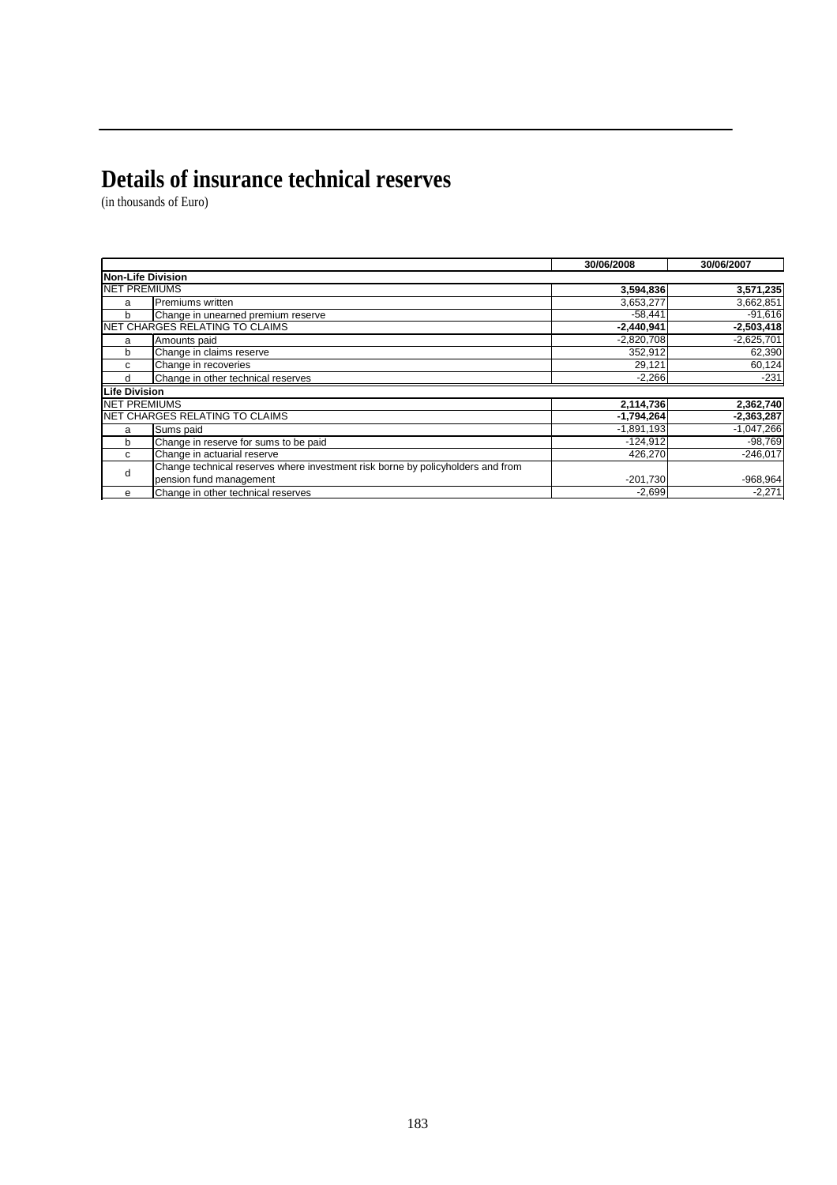# Details of insurance technical reserves

(in thousands of Euro)

| | | 30/06/2008 | 30/06/2007 |
|---|---|---|---|
| **Non-Life Division** | | | |
| NET PREMIUMS | | **3,594,836** | **3,571,235** |
| a | Premiums written | 3,653,277 | 3,662,851 |
| b | Change in unearned premium reserve | -58,441 | -91,616 |
| NET CHARGES RELATING TO CLAIMS | | **-2,440,941** | **-2,503,418** |
| a | Amounts paid | -2,820,708 | -2,625,701 |
| b | Change in claims reserve | 352,912 | 62,390 |
| c | Change in recoveries | 29,121 | 60,124 |
| d | Change in other technical reserves | -2,266 | -231 |
| **Life Division** | | | |
| NET PREMIUMS | | **2,114,736** | **2,362,740** |
| NET CHARGES RELATING TO CLAIMS | | **-1,794,264** | **-2,363,287** |
| a | Sums paid | -1,891,193 | -1,047,266 |
| b | Change in reserve for sums to be paid | -124,912 | -98,769 |
| c | Change in actuarial reserve | 426,270 | -246,017 |
| d | Change technical reserves where investment risk borne by policyholders and from pension fund management | -201,730 | -968,964 |
| e | Change in other technical reserves | -2,699 | -2,271 |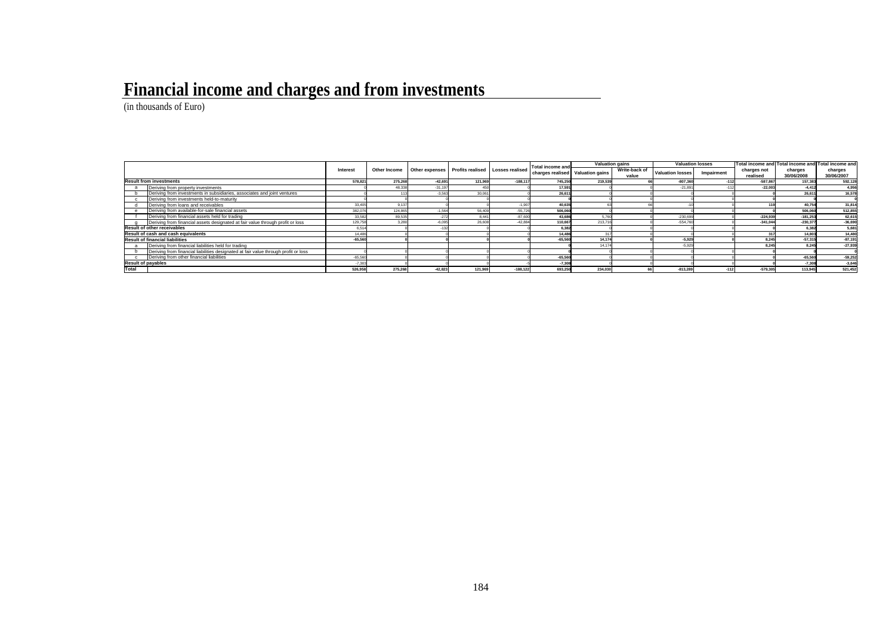# Financial income and charges and from investments

(in thousands of Euro)

| | | Interest | Other Income | Other expenses | Profits realised | Losses realised | Total income and charges realised | Valuation gains | | Valuation losses | | Total income and charges not realised | Total income and charges 30/06/2008 | Total income and charges 30/06/2007 |
|---|---|---|---|---|---|---|---|---|---|---|---|---|---|---|
| | | | | | | | | Valuation gains | Write-back of value | Valuation losses | Impairment | | | |
| **Result from investments** | | 578,821 | 275,268 | -42,691 | 121,969 | -188,117 | 745,250 | 219,539 | 66 | -807,360 | -112 | -587,867 | 157,383 | 592,128 |
| a | Deriving from property investments | 0 | 48,338 | -31,197 | 450 | 0 | 17,591 | 0 | 0 | -21,891 | -112 | -22,003 | -4,412 | 4,956 |
| b | Deriving from investments in subsidiaries, associates and joint ventures | 0 | 113 | -3,563 | 30,061 | 0 | 26,611 | 0 | 0 | 0 | 0 | 0 | 26,611 | 16,578 |
| c | Deriving from investments held-to-maturity | 0 | 0 | 0 | 0 | 0 | 0 | 0 | 0 | 0 | 0 | 0 | 0 | 0 |
| d | Deriving from loans and receivables | 33,405 | 9,137 | 0 | 0 | -1,907 | 40,635 | 63 | 66 | -10 | 0 | 119 | 40,754 | 31,814 |
| e | Deriving from available-for-sale financial assets | 382,076 | 124,865 | -1,564 | 56,409 | -55,726 | 506,060 | 0 | 0 | 0 | 0 | 0 | 506,060 | 512,855 |
| f | Deriving from financial assets held for trading | 33,582 | 89,535 | -272 | 8,441 | -87,600 | 43,686 | 5,760 | 0 | -230,699 | 0 | -224,939 | -181,253 | 62,615 |
| g | Deriving from financial assets designated at fair value through profit or loss | 129,758 | 3,280 | -6,095 | 26,608 | -42,884 | 110,667 | 213,716 | 0 | -554,760 | 0 | -341,044 | -230,377 | -36,690 |
| **Result of other receivables** | | 6,514 | 0 | -132 | 0 | 0 | 6,382 | 0 | 0 | 0 | 0 | 0 | 6,382 | 5,681 |
| **Result of cash and cash equivalents** | | 14,486 | 0 | 0 | 0 | 0 | 14,486 | 317 | 0 | 0 | 0 | 317 | 14,803 | 14,480 |
| **Result of financial liabilities** | | -65,560 | 0 | 0 | 0 | 0 | -65,560 | 14,174 | 0 | -5,929 | 0 | 8,245 | -57,315 | -87,191 |
| a | Deriving from financial liabilities held for trading | | | | | | 0 | 14,174 | | -5,929 | | 8,245 | 8,245 | -27,939 |
| b | Deriving from financial liabilities designated at fair value through profit or loss | 0 | 0 | 0 | 0 | 0 | 0 | 0 | 0 | 0 | 0 | 0 | 0 | 0 |
| c | Deriving from other financial liabilities | -65,560 | 0 | 0 | 0 | 0 | -65,560 | 0 | 0 | 0 | 0 | 0 | -65,560 | -59,252 |
| **Result of payables** | | -7,303 | 0 | 0 | 0 | -5 | -7,308 | 0 | 0 | 0 | 0 | 0 | -7,308 | -3,646 |
| **Total** | | 526,958 | 275,268 | -42,823 | 121,969 | -188,122 | 693,250 | 234,030 | 66 | -813,289 | -112 | -579,305 | 113,945 | 521,452 |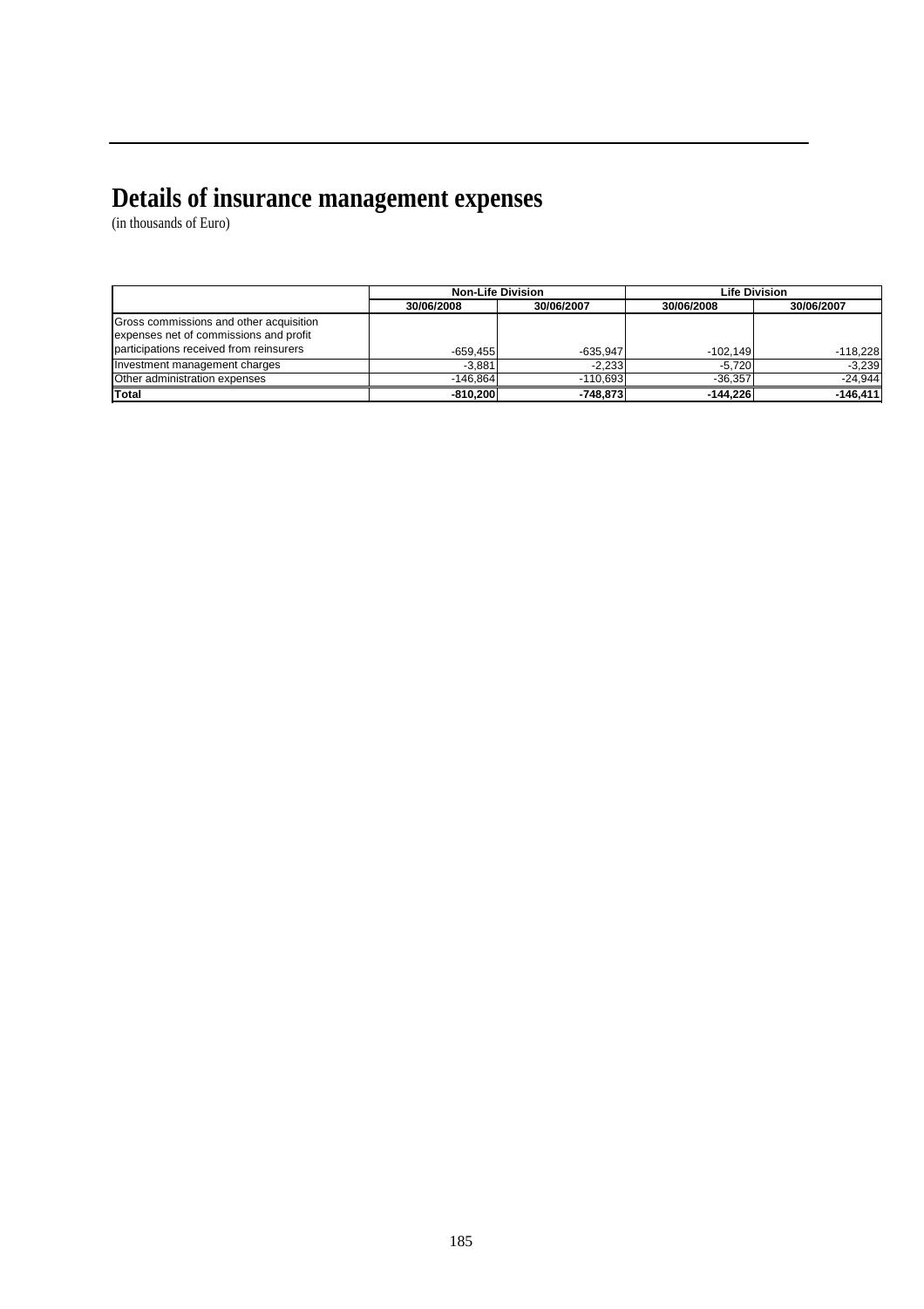# Details of insurance management expenses

(in thousands of Euro)

| | Non-Life Division | | Life Division | |
|---|---|---|---|---|
| | 30/06/2008 | 30/06/2007 | 30/06/2008 | 30/06/2007 |
| Gross commissions and other acquisition expenses net of commissions and profit participations received from reinsurers | -659,455 | -635,947 | -102,149 | -118,228 |
| Investment management charges | -3,881 | -2,233 | -5,720 | -3,239 |
| Other administration expenses | -146,864 | -110,693 | -36,357 | -24,944 |
| **Total** | **-810,200** | **-748,873** | **-144,226** | **-146,411** |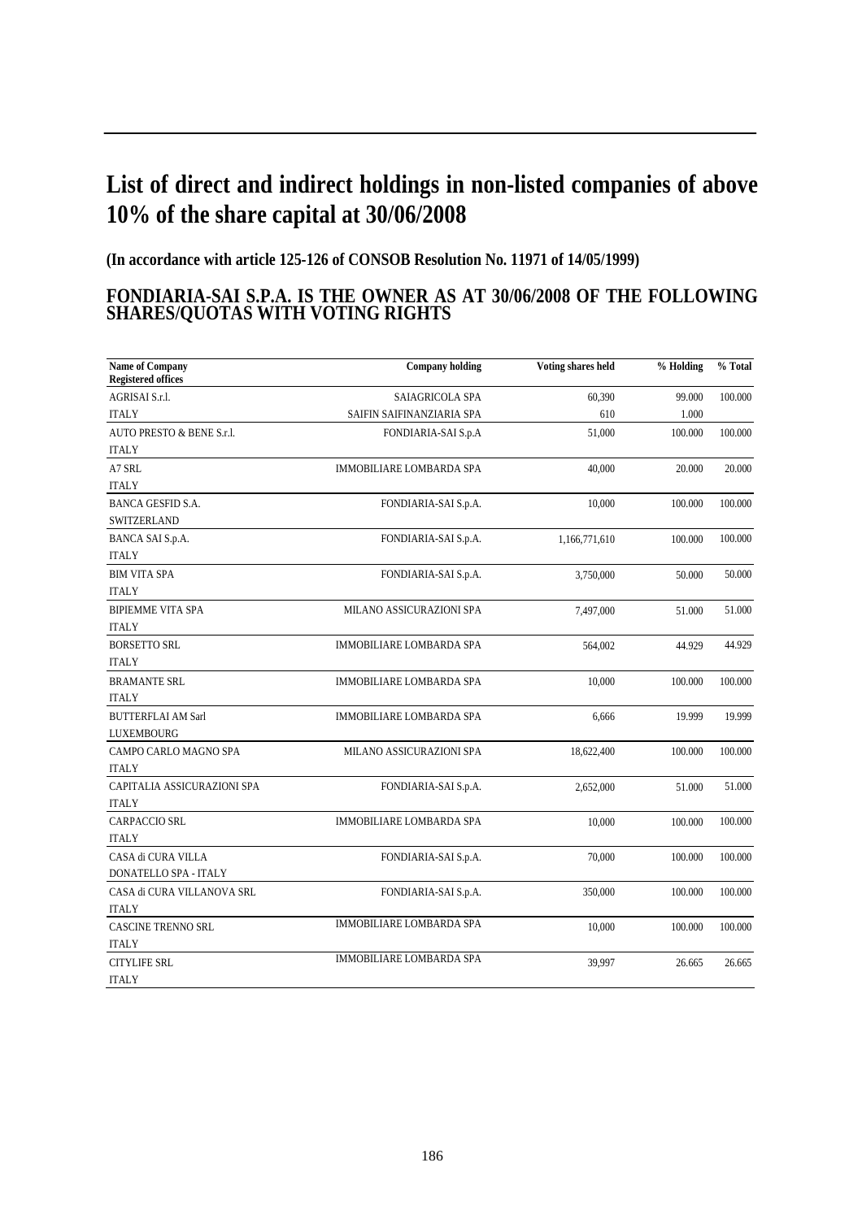# List of direct and indirect holdings in non-listed companies of above 10% of the share capital at 30/06/2008

**(In accordance with article 125-126 of CONSOB Resolution No. 11971 of 14/05/1999)**

## FONDIARIA-SAI S.P.A. IS THE OWNER AS AT 30/06/2008 OF THE FOLLOWING SHARES/QUOTAS WITH VOTING RIGHTS

| Name of Company<br>Registered offices | Company holding | Voting shares held | % Holding | % Total |
|---|---|---|---|---|
| AGRISAI S.r.l.<br>ITALY | SAIAGRICOLA SPA<br>SAIFIN SAIFINANZIARIA SPA | 60,390<br>610 | 99.000<br>1.000 | 100.000 |
| AUTO PRESTO & BENE S.r.l.<br>ITALY | FONDIARIA-SAI S.p.A | 51,000 | 100.000 | 100.000 |
| A7 SRL<br>ITALY | IMMOBILIARE LOMBARDA SPA | 40,000 | 20.000 | 20.000 |
| BANCA GESFID S.A.<br>SWITZERLAND | FONDIARIA-SAI S.p.A. | 10,000 | 100.000 | 100.000 |
| BANCA SAI S.p.A.<br>ITALY | FONDIARIA-SAI S.p.A. | 1,166,771,610 | 100.000 | 100.000 |
| BIM VITA SPA<br>ITALY | FONDIARIA-SAI S.p.A. | 3,750,000 | 50.000 | 50.000 |
| BIPIEMME VITA SPA<br>ITALY | MILANO ASSICURAZIONI SPA | 7,497,000 | 51.000 | 51.000 |
| BORSETTO SRL<br>ITALY | IMMOBILIARE LOMBARDA SPA | 564,002 | 44.929 | 44.929 |
| BRAMANTE SRL<br>ITALY | IMMOBILIARE LOMBARDA SPA | 10,000 | 100.000 | 100.000 |
| BUTTERFLAI AM Sarl<br>LUXEMBOURG | IMMOBILIARE LOMBARDA SPA | 6,666 | 19.999 | 19.999 |
| CAMPO CARLO MAGNO SPA<br>ITALY | MILANO ASSICURAZIONI SPA | 18,622,400 | 100.000 | 100.000 |
| CAPITALIA ASSICURAZIONI SPA<br>ITALY | FONDIARIA-SAI S.p.A. | 2,652,000 | 51.000 | 51.000 |
| CARPACCIO SRL<br>ITALY | IMMOBILIARE LOMBARDA SPA | 10,000 | 100.000 | 100.000 |
| CASA di CURA VILLA<br>DONATELLO SPA - ITALY | FONDIARIA-SAI S.p.A. | 70,000 | 100.000 | 100.000 |
| CASA di CURA VILLANOVA SRL<br>ITALY | FONDIARIA-SAI S.p.A. | 350,000 | 100.000 | 100.000 |
| CASCINE TRENNO SRL<br>ITALY | IMMOBILIARE LOMBARDA SPA | 10,000 | 100.000 | 100.000 |
| CITYLIFE SRL<br>ITALY | IMMOBILIARE LOMBARDA SPA | 39,997 | 26.665 | 26.665 |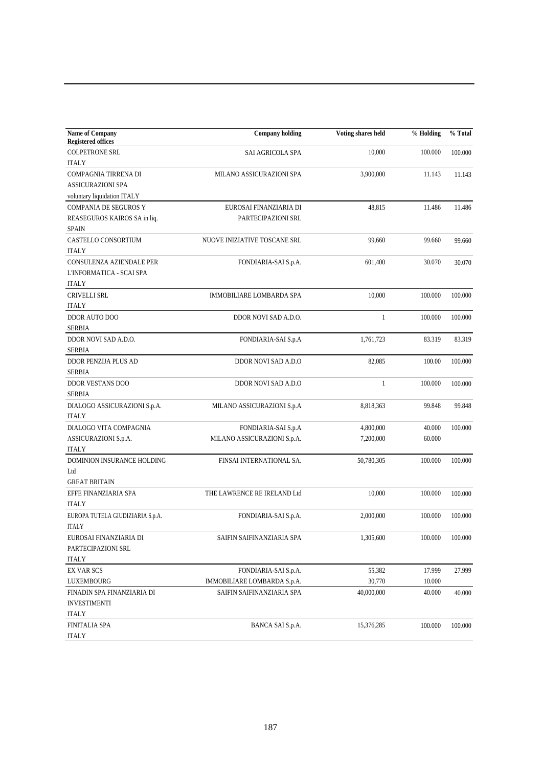| Name of Company<br>Registered offices | Company holding | Voting shares held | % Holding | % Total |
|---|---|---|---|---|
| COLPETRONE SRL<br>ITALY | SAI AGRICOLA SPA | 10,000 | 100.000 | 100.000 |
| COMPAGNIA TIRRENA DI ASSICURAZIONI SPA<br>voluntary liquidation ITALY | MILANO ASSICURAZIONI SPA | 3,900,000 | 11.143 | 11.143 |
| COMPANIA DE SEGUROS Y REASEGUROS KAIROS SA in liq.<br>SPAIN | EUROSAI FINANZIARIA DI PARTECIPAZIONI SRL | 48,815 | 11.486 | 11.486 |
| CASTELLO CONSORTIUM<br>ITALY | NUOVE INIZIATIVE TOSCANE SRL | 99,660 | 99.660 | 99.660 |
| CONSULENZA AZIENDALE PER L'INFORMATICA - SCAI SPA<br>ITALY | FONDIARIA-SAI S.p.A. | 601,400 | 30.070 | 30.070 |
| CRIVELLI SRL<br>ITALY | IMMOBILIARE LOMBARDA SPA | 10,000 | 100.000 | 100.000 |
| DDOR AUTO DOO<br>SERBIA | DDOR NOVI SAD A.D.O. | 1 | 100.000 | 100.000 |
| DDOR NOVI SAD A.D.O.<br>SERBIA | FONDIARIA-SAI S.p.A | 1,761,723 | 83.319 | 83.319 |
| DDOR PENZIJA PLUS AD<br>SERBIA | DDOR NOVI SAD A.D.O | 82,085 | 100.00 | 100.000 |
| DDOR VESTANS DOO<br>SERBIA | DDOR NOVI SAD A.D.O | 1 | 100.000 | 100.000 |
| DIALOGO ASSICURAZIONI S.p.A.<br>ITALY | MILANO ASSICURAZIONI S.p.A | 8,818,363 | 99.848 | 99.848 |
| DIALOGO VITA COMPAGNIA ASSICURAZIONI S.p.A.<br>ITALY | FONDIARIA-SAI S.p.A<br>MILANO ASSICURAZIONI S.p.A. | 4,800,000<br>7,200,000 | 40.000<br>60.000 | 100.000 |
| DOMINION INSURANCE HOLDING Ltd<br>GREAT BRITAIN | FINSAI INTERNATIONAL SA. | 50,780,305 | 100.000 | 100.000 |
| EFFE FINANZIARIA SPA<br>ITALY | THE LAWRENCE RE IRELAND Ltd | 10,000 | 100.000 | 100.000 |
| EUROPA TUTELA GIUDIZIARIA S.p.A.<br>ITALY | FONDIARIA-SAI S.p.A. | 2,000,000 | 100.000 | 100.000 |
| EUROSAI FINANZIARIA DI PARTECIPAZIONI SRL<br>ITALY | SAIFIN SAIFINANZIARIA SPA | 1,305,600 | 100.000 | 100.000 |
| EX VAR SCS<br>LUXEMBOURG | FONDIARIA-SAI S.p.A.<br>IMMOBILIARE LOMBARDA S.p.A. | 55,382<br>30,770 | 17.999<br>10.000 | 27.999 |
| FINADIN SPA FINANZIARIA DI INVESTIMENTI<br>ITALY | SAIFIN SAIFINANZIARIA SPA | 40,000,000 | 40.000 | 40.000 |
| FINITALIA SPA<br>ITALY | BANCA SAI S.p.A. | 15,376,285 | 100.000 | 100.000 |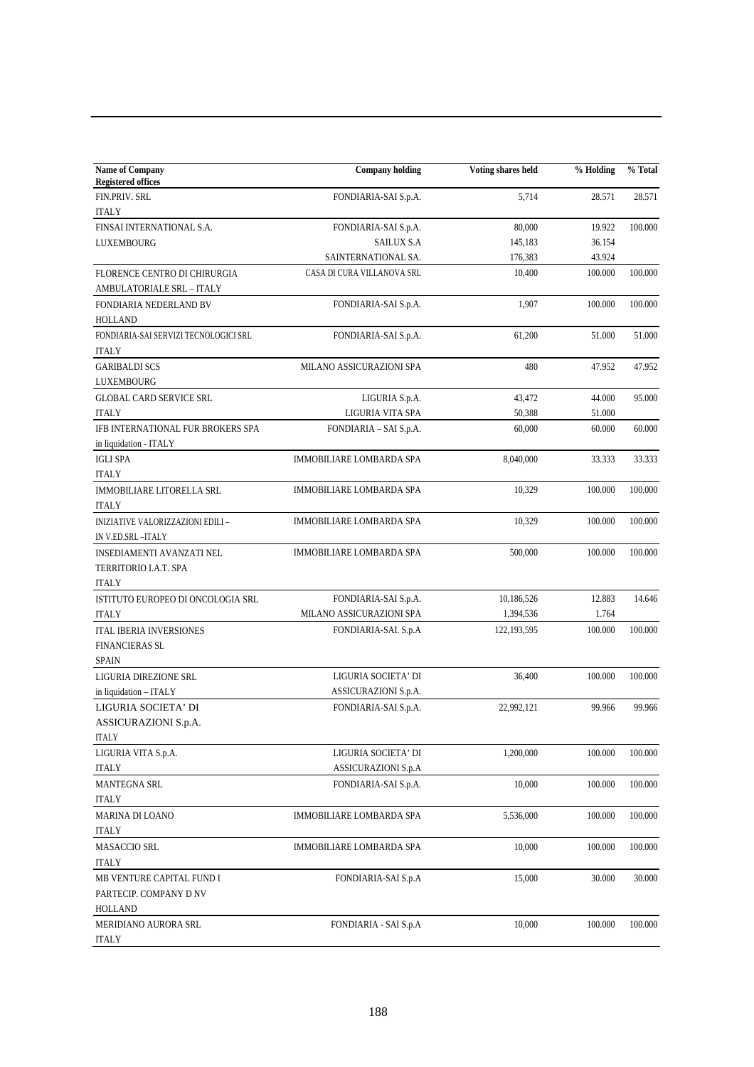| Name of Company<br>Registered offices | Company holding | Voting shares held | % Holding | % Total |
|---|---|---|---|---|
| FIN.PRIV. SRL<br>ITALY | FONDIARIA-SAI S.p.A. | 5,714 | 28.571 | 28.571 |
| FINSAI INTERNATIONAL S.A.<br>LUXEMBOURG | FONDIARIA-SAI S.p.A.<br>SAILUX S.A<br>SAINTERNATIONAL SA. | 80,000<br>145,183<br>176,383 | 19.922<br>36.154<br>43.924 | 100.000 |
| FLORENCE CENTRO DI CHIRURGIA AMBULATORIALE SRL – ITALY | CASA DI CURA VILLANOVA SRL | 10,400 | 100.000 | 100.000 |
| FONDIARIA NEDERLAND BV<br>HOLLAND | FONDIARIA-SAI S.p.A. | 1,907 | 100.000 | 100.000 |
| FONDIARIA-SAI SERVIZI TECNOLOGICI SRL<br>ITALY | FONDIARIA-SAI S.p.A. | 61,200 | 51.000 | 51.000 |
| GARIBALDI SCS<br>LUXEMBOURG | MILANO ASSICURAZIONI SPA | 480 | 47.952 | 47.952 |
| GLOBAL CARD SERVICE SRL<br>ITALY | LIGURIA S.p.A.<br>LIGURIA VITA SPA | 43,472<br>50,388 | 44.000<br>51.000 | 95.000 |
| IFB INTERNATIONAL FUR BROKERS SPA<br>in liquidation - ITALY | FONDIARIA – SAI S.p.A. | 60,000 | 60.000 | 60.000 |
| IGLI SPA<br>ITALY | IMMOBILIARE LOMBARDA SPA | 8,040,000 | 33.333 | 33.333 |
| IMMOBILIARE LITORELLA SRL<br>ITALY | IMMOBILIARE LOMBARDA SPA | 10,329 | 100.000 | 100.000 |
| INIZIATIVE VALORIZZAZIONI EDILI – IN V.ED.SRL –ITALY | IMMOBILIARE LOMBARDA SPA | 10,329 | 100.000 | 100.000 |
| INSEDIAMENTI AVANZATI NEL TERRITORIO I.A.T. SPA<br>ITALY | IMMOBILIARE LOMBARDA SPA | 500,000 | 100.000 | 100.000 |
| ISTITUTO EUROPEO DI ONCOLOGIA SRL<br>ITALY | FONDIARIA-SAI S.p.A.<br>MILANO ASSICURAZIONI SPA | 10,186,526<br>1,394,536 | 12.883<br>1.764 | 14.646 |
| ITAL IBERIA INVERSIONES FINANCIERAS SL<br>SPAIN | FONDIARIA-SAI. S.p.A | 122,193,595 | 100.000 | 100.000 |
| LIGURIA DIREZIONE SRL<br>in liquidation – ITALY | LIGURIA SOCIETA' DI ASSICURAZIONI S.p.A. | 36,400 | 100.000 | 100.000 |
| LIGURIA SOCIETA' DI ASSICURAZIONI S.p.A.<br>ITALY | FONDIARIA-SAI S.p.A. | 22,992,121 | 99.966 | 99.966 |
| LIGURIA VITA S.p.A.<br>ITALY | LIGURIA SOCIETA' DI ASSICURAZIONI S.p.A | 1,200,000 | 100.000 | 100.000 |
| MANTEGNA SRL<br>ITALY | FONDIARIA-SAI S.p.A. | 10,000 | 100.000 | 100.000 |
| MARINA DI LOANO<br>ITALY | IMMOBILIARE LOMBARDA SPA | 5,536,000 | 100.000 | 100.000 |
| MASACCIO SRL<br>ITALY | IMMOBILIARE LOMBARDA SPA | 10,000 | 100.000 | 100.000 |
| MB VENTURE CAPITAL FUND I PARTECIP. COMPANY D NV<br>HOLLAND | FONDIARIA-SAI S.p.A | 15,000 | 30.000 | 30.000 |
| MERIDIANO AURORA SRL<br>ITALY | FONDIARIA - SAI S.p.A | 10,000 | 100.000 | 100.000 |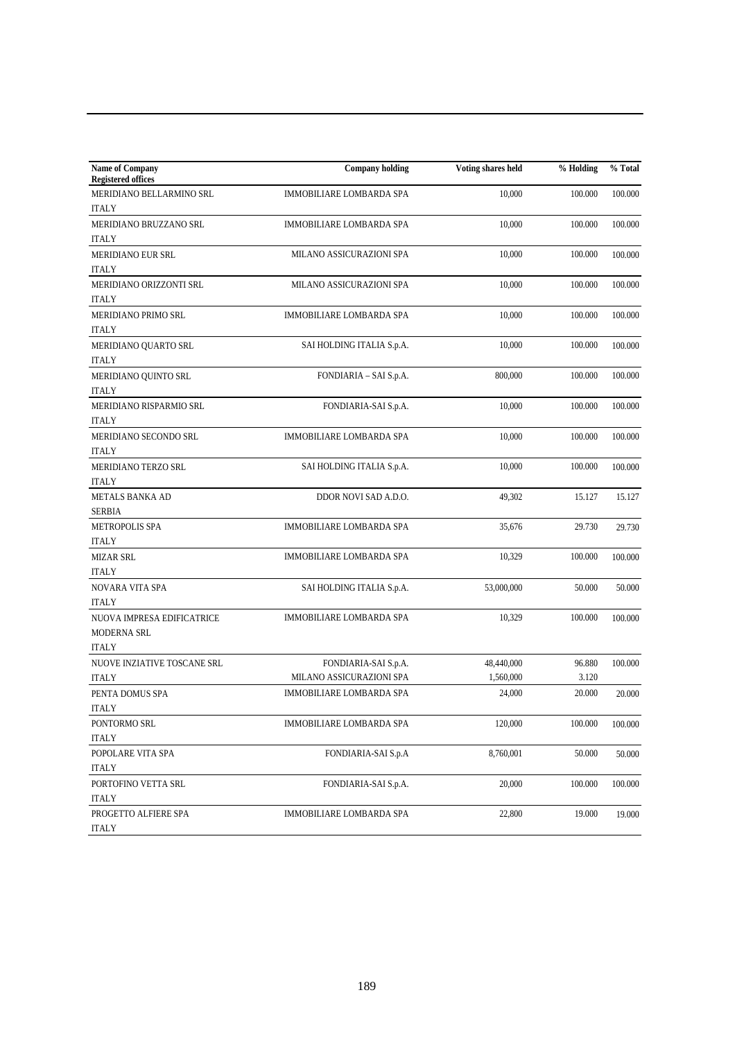| Name of Company<br>Registered offices | Company holding | Voting shares held | % Holding | % Total |
|---|---|---|---|---|
| MERIDIANO BELLARMINO SRL<br>ITALY | IMMOBILIARE LOMBARDA SPA | 10,000 | 100.000 | 100.000 |
| MERIDIANO BRUZZANO SRL<br>ITALY | IMMOBILIARE LOMBARDA SPA | 10,000 | 100.000 | 100.000 |
| MERIDIANO EUR SRL<br>ITALY | MILANO ASSICURAZIONI SPA | 10,000 | 100.000 | 100.000 |
| MERIDIANO ORIZZONTI SRL<br>ITALY | MILANO ASSICURAZIONI SPA | 10,000 | 100.000 | 100.000 |
| MERIDIANO PRIMO SRL<br>ITALY | IMMOBILIARE LOMBARDA SPA | 10,000 | 100.000 | 100.000 |
| MERIDIANO QUARTO SRL<br>ITALY | SAI HOLDING ITALIA S.p.A. | 10,000 | 100.000 | 100.000 |
| MERIDIANO QUINTO SRL<br>ITALY | FONDIARIA – SAI S.p.A. | 800,000 | 100.000 | 100.000 |
| MERIDIANO RISPARMIO SRL<br>ITALY | FONDIARIA-SAI S.p.A. | 10,000 | 100.000 | 100.000 |
| MERIDIANO SECONDO SRL<br>ITALY | IMMOBILIARE LOMBARDA SPA | 10,000 | 100.000 | 100.000 |
| MERIDIANO TERZO SRL<br>ITALY | SAI HOLDING ITALIA S.p.A. | 10,000 | 100.000 | 100.000 |
| METALS BANKA AD<br>SERBIA | DDOR NOVI SAD A.D.O. | 49,302 | 15.127 | 15.127 |
| METROPOLIS SPA<br>ITALY | IMMOBILIARE LOMBARDA SPA | 35,676 | 29.730 | 29.730 |
| MIZAR SRL<br>ITALY | IMMOBILIARE LOMBARDA SPA | 10,329 | 100.000 | 100.000 |
| NOVARA VITA SPA<br>ITALY | SAI HOLDING ITALIA S.p.A. | 53,000,000 | 50.000 | 50.000 |
| NUOVA IMPRESA EDIFICATRICE MODERNA SRL<br>ITALY | IMMOBILIARE LOMBARDA SPA | 10,329 | 100.000 | 100.000 |
| NUOVE INZIATIVE TOSCANE SRL<br>ITALY | FONDIARIA-SAI S.p.A.<br>MILANO ASSICURAZIONI SPA | 48,440,000<br>1,560,000 | 96.880<br>3.120 | 100.000 |
| PENTA DOMUS SPA<br>ITALY | IMMOBILIARE LOMBARDA SPA | 24,000 | 20.000 | 20.000 |
| PONTORMO SRL<br>ITALY | IMMOBILIARE LOMBARDA SPA | 120,000 | 100.000 | 100.000 |
| POPOLARE VITA SPA<br>ITALY | FONDIARIA-SAI S.p.A | 8,760,001 | 50.000 | 50.000 |
| PORTOFINO VETTA SRL<br>ITALY | FONDIARIA-SAI S.p.A. | 20,000 | 100.000 | 100.000 |
| PROGETTO ALFIERE SPA<br>ITALY | IMMOBILIARE LOMBARDA SPA | 22,800 | 19.000 | 19.000 |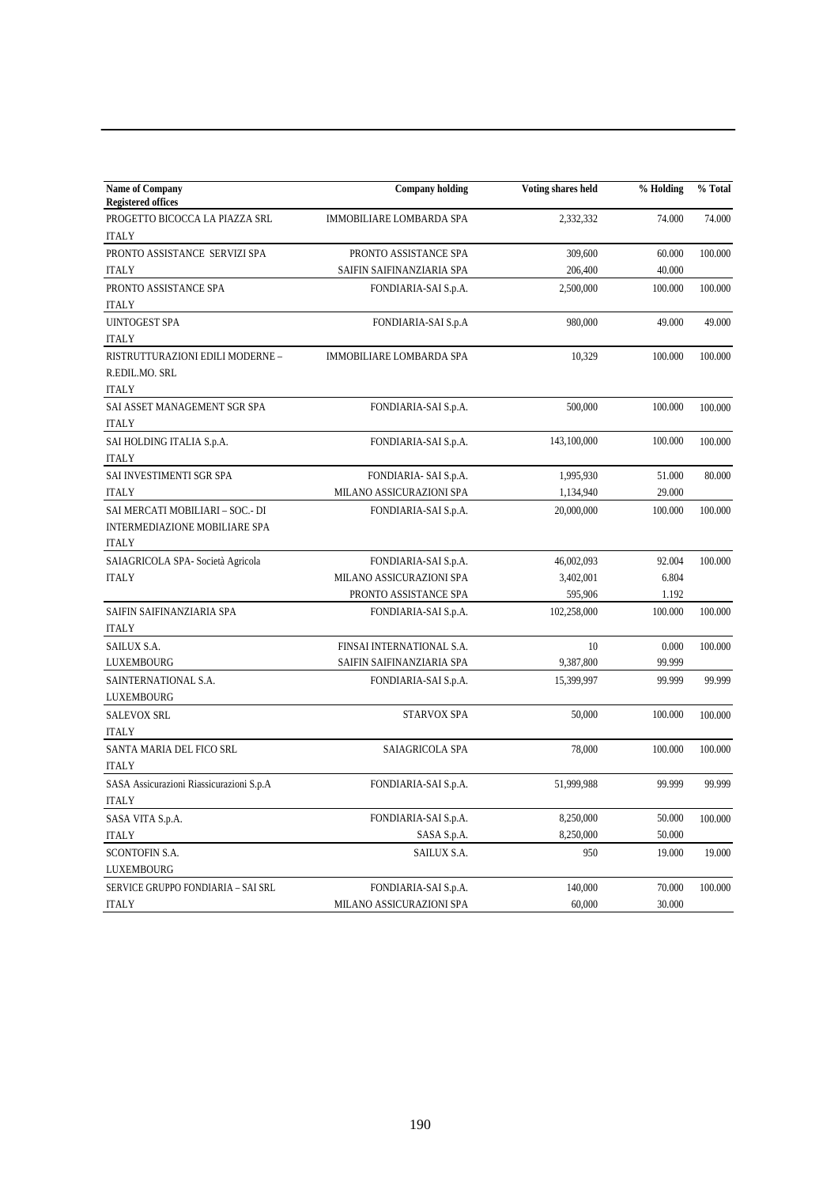| Name of Company<br>Registered offices | Company holding | Voting shares held | % Holding | % Total |
|---|---|---|---|---|
| PROGETTO BICOCCA LA PIAZZA SRL | IMMOBILIARE LOMBARDA SPA | 2,332,332 | 74.000 | 74.000 |
| ITALY | | | | |
| PRONTO ASSISTANCE SERVIZI SPA | PRONTO ASSISTANCE SPA | 309,600 | 60.000 | 100.000 |
| ITALY | SAIFIN SAIFINANZIARIA SPA | 206,400 | 40.000 | |
| PRONTO ASSISTANCE SPA | FONDIARIA-SAI S.p.A. | 2,500,000 | 100.000 | 100.000 |
| ITALY | | | | |
| UINTOGEST SPA | FONDIARIA-SAI S.p.A | 980,000 | 49.000 | 49.000 |
| ITALY | | | | |
| RISTRUTTURAZIONI EDILI MODERNE – R.EDIL.MO. SRL | IMMOBILIARE LOMBARDA SPA | 10,329 | 100.000 | 100.000 |
| ITALY | | | | |
| SAI ASSET MANAGEMENT SGR SPA | FONDIARIA-SAI S.p.A. | 500,000 | 100.000 | 100.000 |
| ITALY | | | | |
| SAI HOLDING ITALIA S.p.A. | FONDIARIA-SAI S.p.A. | 143,100,000 | 100.000 | 100.000 |
| ITALY | | | | |
| SAI INVESTIMENTI SGR SPA | FONDIARIA- SAI S.p.A. | 1,995,930 | 51.000 | 80.000 |
| ITALY | MILANO ASSICURAZIONI SPA | 1,134,940 | 29.000 | |
| SAI MERCATI MOBILIARI – SOC.- DI INTERMEDIAZIONE MOBILIARE SPA | FONDIARIA-SAI S.p.A. | 20,000,000 | 100.000 | 100.000 |
| ITALY | | | | |
| SAIAGRICOLA SPA- Società Agricola | FONDIARIA-SAI S.p.A. | 46,002,093 | 92.004 | 100.000 |
| ITALY | MILANO ASSICURAZIONI SPA | 3,402,001 | 6.804 | |
| | PRONTO ASSISTANCE SPA | 595,906 | 1.192 | |
| SAIFIN SAIFINANZIARIA SPA | FONDIARIA-SAI S.p.A. | 102,258,000 | 100.000 | 100.000 |
| ITALY | | | | |
| SAILUX S.A. | FINSAI INTERNATIONAL S.A. | 10 | 0.000 | 100.000 |
| LUXEMBOURG | SAIFIN SAIFINANZIARIA SPA | 9,387,800 | 99.999 | |
| SAINTERNATIONAL S.A. | FONDIARIA-SAI S.p.A. | 15,399,997 | 99.999 | 99.999 |
| LUXEMBOURG | | | | |
| SALEVOX SRL | STARVOX SPA | 50,000 | 100.000 | 100.000 |
| ITALY | | | | |
| SANTA MARIA DEL FICO SRL | SAIAGRICOLA SPA | 78,000 | 100.000 | 100.000 |
| ITALY | | | | |
| SASA Assicurazioni Riassicurazioni S.p.A | FONDIARIA-SAI S.p.A. | 51,999,988 | 99.999 | 99.999 |
| ITALY | | | | |
| SASA VITA S.p.A. | FONDIARIA-SAI S.p.A. | 8,250,000 | 50.000 | 100.000 |
| ITALY | SASA S.p.A. | 8,250,000 | 50.000 | |
| SCONTOFIN S.A. | SAILUX S.A. | 950 | 19.000 | 19.000 |
| LUXEMBOURG | | | | |
| SERVICE GRUPPO FONDIARIA – SAI SRL | FONDIARIA-SAI S.p.A. | 140,000 | 70.000 | 100.000 |
| ITALY | MILANO ASSICURAZIONI SPA | 60,000 | 30.000 | |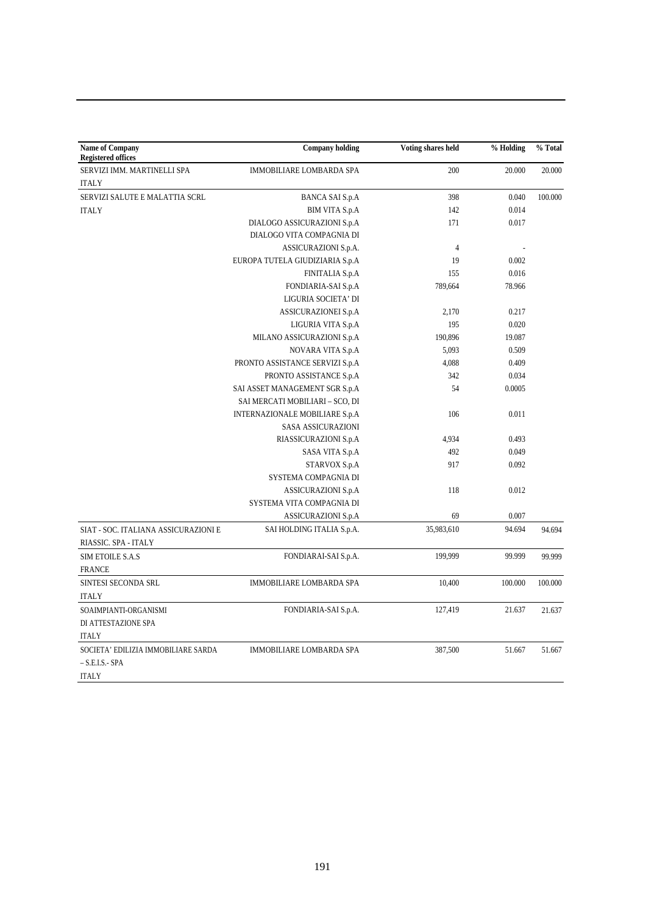| Name of Company Registered offices | Company holding | Voting shares held | % Holding | % Total |
|---|---|---|---|---|
| SERVIZI IMM. MARTINELLI SPA ITALY | IMMOBILIARE LOMBARDA SPA | 200 | 20.000 | 20.000 |
| SERVIZI SALUTE E MALATTIA SCRL | BANCA SAI S.p.A | 398 | 0.040 | 100.000 |
| ITALY | BIM VITA S.p.A | 142 | 0.014 | |
| | DIALOGO ASSICURAZIONI S.p.A | 171 | 0.017 | |
| | DIALOGO VITA COMPAGNIA DI ASSICURAZIONI S.p.A. | 4 | - | |
| | EUROPA TUTELA GIUDIZIARIA S.p.A | 19 | 0.002 | |
| | FINITALIA S.p.A | 155 | 0.016 | |
| | FONDIARIA-SAI S.p.A | 789,664 | 78.966 | |
| | LIGURIA SOCIETA' DI ASSICURAZIONEI S.p.A | 2,170 | 0.217 | |
| | LIGURIA VITA S.p.A | 195 | 0.020 | |
| | MILANO ASSICURAZIONI S.p.A | 190,896 | 19.087 | |
| | NOVARA VITA S.p.A | 5,093 | 0.509 | |
| | PRONTO ASSISTANCE SERVIZI S.p.A | 4,088 | 0.409 | |
| | PRONTO ASSISTANCE S.p.A | 342 | 0.034 | |
| | SAI ASSET MANAGEMENT SGR S.p.A | 54 | 0.0005 | |
| | SAI MERCATI MOBILIARI – SCO, DI INTERNAZIONALE MOBILIARE S.p.A | 106 | 0.011 | |
| | SASA ASSICURAZIONI RIASSICURAZIONI S.p.A | 4,934 | 0.493 | |
| | SASA VITA S.p.A | 492 | 0.049 | |
| | STARVOX S.p.A | 917 | 0.092 | |
| | SYSTEMA COMPAGNIA DI ASSICURAZIONI S.p.A | 118 | 0.012 | |
| | SYSTEMA VITA COMPAGNIA DI ASSICURAZIONI S.p.A | 69 | 0.007 | |
| SIAT - SOC. ITALIANA ASSICURAZIONI E RIASSIC. SPA - ITALY | SAI HOLDING ITALIA S.p.A. | 35,983,610 | 94.694 | 94.694 |
| SIM ETOILE S.A.S FRANCE | FONDIARAI-SAI S.p.A. | 199,999 | 99.999 | 99.999 |
| SINTESI SECONDA SRL ITALY | IMMOBILIARE LOMBARDA SPA | 10,400 | 100.000 | 100.000 |
| SOAIMPIANTI-ORGANISMI DI ATTESTAZIONE SPA ITALY | FONDIARIA-SAI S.p.A. | 127,419 | 21.637 | 21.637 |
| SOCIETA' EDILIZIA IMMOBILIARE SARDA – S.E.I.S.- SPA ITALY | IMMOBILIARE LOMBARDA SPA | 387,500 | 51.667 | 51.667 |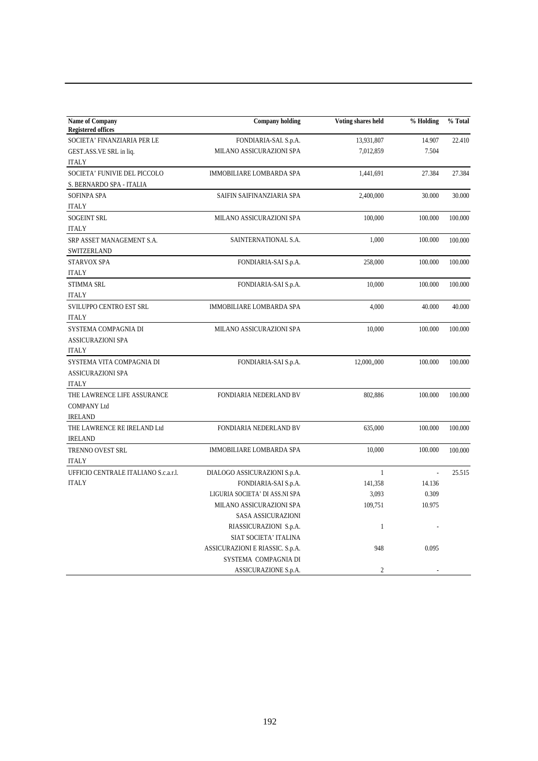| Name of Company<br>Registered offices | Company holding | Voting shares held | % Holding | % Total |
|---|---|---|---|---|
| SOCIETA' FINANZIARIA PER LE GEST.ASS.VE SRL in liq. ITALY | FONDIARIA-SAI. S.p.A. | 13,931,807 | 14.907 | 22.410 |
| | MILANO ASSICURAZIONI SPA | 7,012,859 | 7.504 | |
| SOCIETA' FUNIVIE DEL PICCOLO S. BERNARDO SPA - ITALIA | IMMOBILIARE LOMBARDA SPA | 1,441,691 | 27.384 | 27.384 |
| SOFINPA SPA ITALY | SAIFIN SAIFINANZIARIA SPA | 2,400,000 | 30.000 | 30.000 |
| SOGEINT SRL ITALY | MILANO ASSICURAZIONI SPA | 100,000 | 100.000 | 100.000 |
| SRP ASSET MANAGEMENT S.A. SWITZERLAND | SAINTERNATIONAL S.A. | 1,000 | 100.000 | 100.000 |
| STARVOX SPA ITALY | FONDIARIA-SAI S.p.A. | 258,000 | 100.000 | 100.000 |
| STIMMA SRL ITALY | FONDIARIA-SAI S.p.A. | 10,000 | 100.000 | 100.000 |
| SVILUPPO CENTRO EST SRL ITALY | IMMOBILIARE LOMBARDA SPA | 4,000 | 40.000 | 40.000 |
| SYSTEMA COMPAGNIA DI ASSICURAZIONI SPA ITALY | MILANO ASSICURAZIONI SPA | 10,000 | 100.000 | 100.000 |
| SYSTEMA VITA COMPAGNIA DI ASSICURAZIONI SPA ITALY | FONDIARIA-SAI S.p.A. | 12,000,,000 | 100.000 | 100.000 |
| THE LAWRENCE LIFE ASSURANCE COMPANY Ltd IRELAND | FONDIARIA NEDERLAND BV | 802,886 | 100.000 | 100.000 |
| THE LAWRENCE RE IRELAND Ltd IRELAND | FONDIARIA NEDERLAND BV | 635,000 | 100.000 | 100.000 |
| TRENNO OVEST SRL ITALY | IMMOBILIARE LOMBARDA SPA | 10,000 | 100.000 | 100.000 |
| UFFICIO CENTRALE ITALIANO S.c.a.r.l. ITALY | DIALOGO ASSICURAZIONI S.p.A. | 1 | - | 25.515 |
| | FONDIARIA-SAI S.p.A. | 141,358 | 14.136 | |
| | LIGURIA SOCIETA' DI ASS.NI SPA | 3,093 | 0.309 | |
| | MILANO ASSICURAZIONI SPA | 109,751 | 10.975 | |
| | SASA ASSICURAZIONI RIASSICURAZIONI S.p.A. | 1 | - | |
| | SIAT SOCIETA' ITALINA ASSICURAZIONI E RIASSIC. S.p.A. | 948 | 0.095 | |
| | SYSTEMA COMPAGNIA DI ASSICURAZIONE S.p.A. | 2 | - | |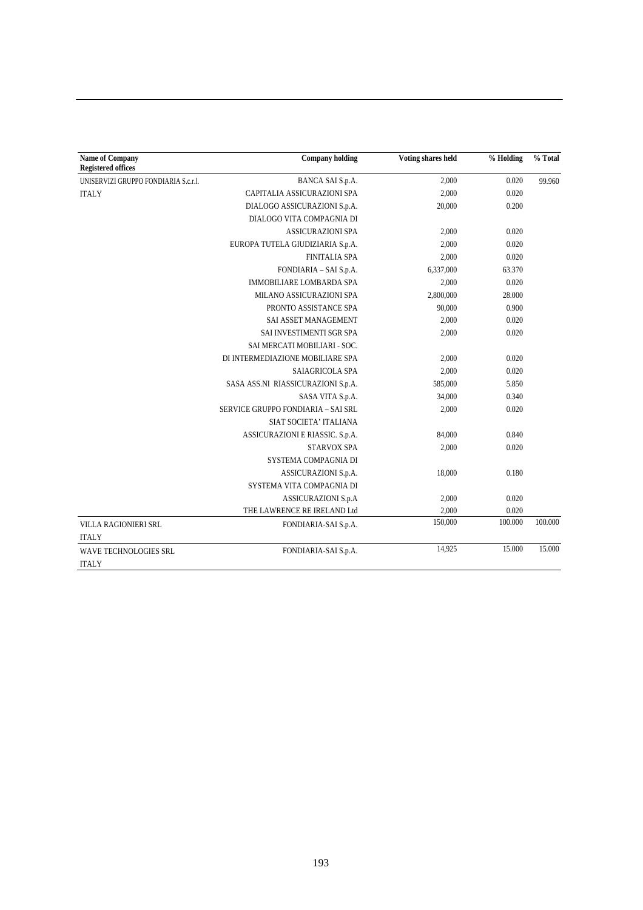| Name of Company<br>Registered offices | Company holding | Voting shares held | % Holding | % Total |
|---|---|---|---|---|
| UNISERVIZI GRUPPO FONDIARIA S.c.r.l. | BANCA SAI S.p.A. | 2,000 | 0.020 | 99.960 |
| ITALY | CAPITALIA ASSICURAZIONI SPA | 2,000 | 0.020 | |
| | DIALOGO ASSICURAZIONI S.p.A. | 20,000 | 0.200 | |
| | DIALOGO VITA COMPAGNIA DI ASSICURAZIONI SPA | 2,000 | 0.020 | |
| | EUROPA TUTELA GIUDIZIARIA S.p.A. | 2,000 | 0.020 | |
| | FINITALIA SPA | 2,000 | 0.020 | |
| | FONDIARIA – SAI S.p.A. | 6,337,000 | 63.370 | |
| | IMMOBILIARE LOMBARDA SPA | 2,000 | 0.020 | |
| | MILANO ASSICURAZIONI SPA | 2,800,000 | 28.000 | |
| | PRONTO ASSISTANCE SPA | 90,000 | 0.900 | |
| | SAI ASSET MANAGEMENT | 2,000 | 0.020 | |
| | SAI INVESTIMENTI SGR SPA | 2,000 | 0.020 | |
| | SAI MERCATI MOBILIARI - SOC. DI INTERMEDIAZIONE MOBILIARE SPA | 2,000 | 0.020 | |
| | SAIAGRICOLA SPA | 2,000 | 0.020 | |
| | SASA ASS.NI RIASSICURAZIONI S.p.A. | 585,000 | 5.850 | |
| | SASA VITA S.p.A. | 34,000 | 0.340 | |
| | SERVICE GRUPPO FONDIARIA – SAI SRL | 2,000 | 0.020 | |
| | SIAT SOCIETA' ITALIANA ASSICURAZIONI E RIASSIC. S.p.A. | 84,000 | 0.840 | |
| | STARVOX SPA | 2,000 | 0.020 | |
| | SYSTEMA COMPAGNIA DI ASSICURAZIONI S.p.A. | 18,000 | 0.180 | |
| | SYSTEMA VITA COMPAGNIA DI ASSICURAZIONI S.p.A | 2,000 | 0.020 | |
| | THE LAWRENCE RE IRELAND Ltd | 2,000 | 0.020 | |
| VILLA RAGIONIERI SRL<br>ITALY | FONDIARIA-SAI S.p.A. | 150,000 | 100.000 | 100.000 |
| WAVE TECHNOLOGIES SRL<br>ITALY | FONDIARIA-SAI S.p.A. | 14,925 | 15.000 | 15.000 |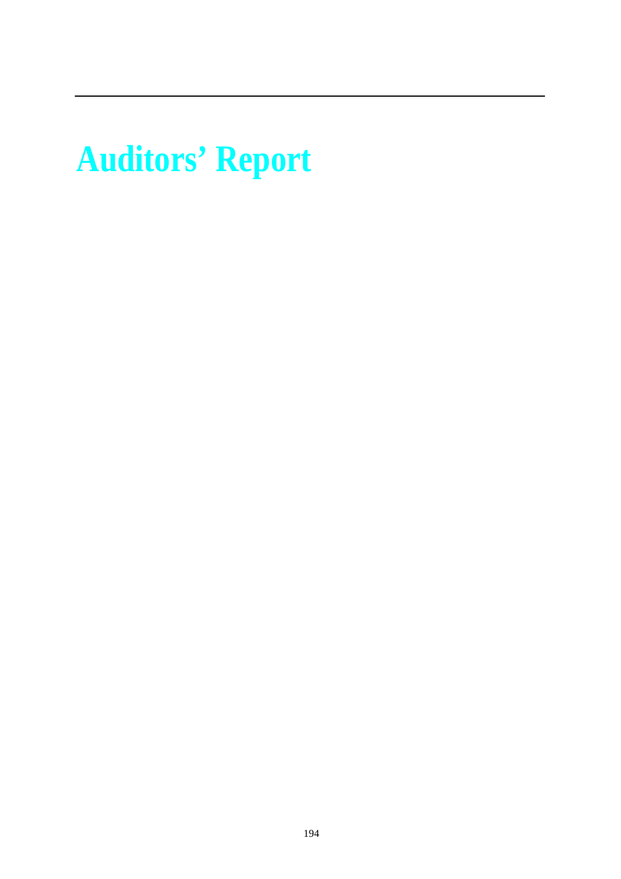# Auditors' Report